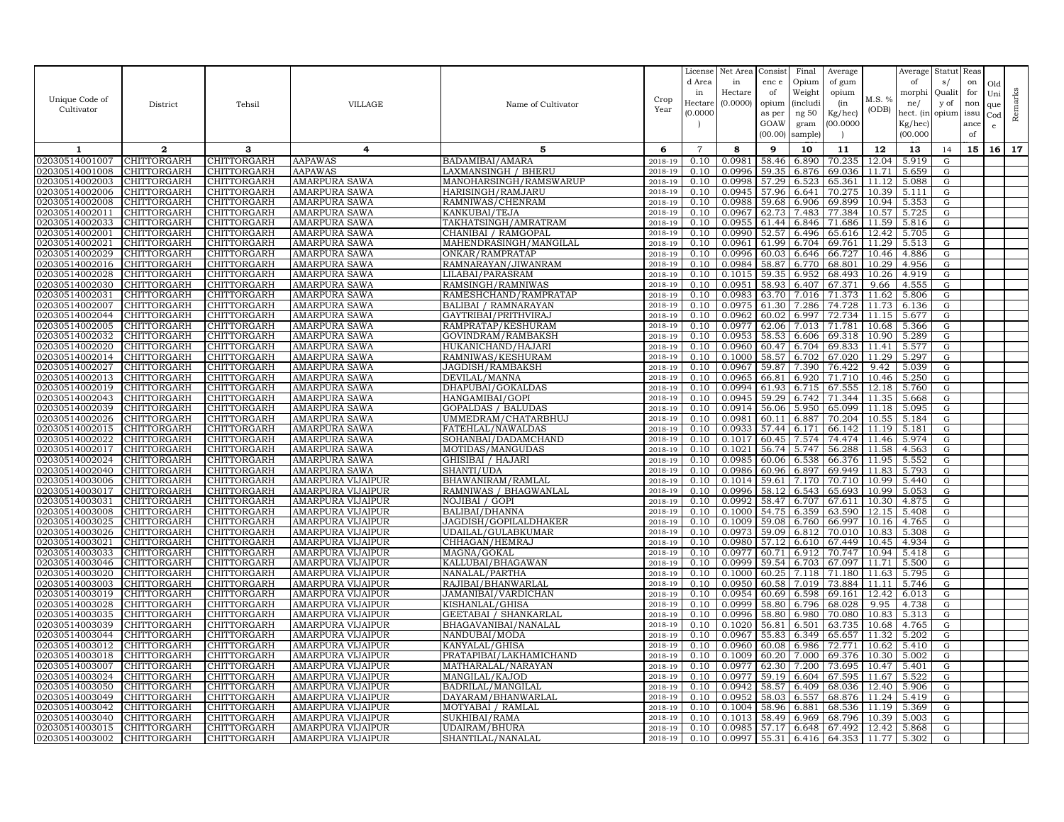| Unique Code of Cultivator | District | Tehsil | VILLAGE | Name of Cultivator | Crop Year | License d Area in Hectare (0.0000 ) | Net Area in Hectare (0.0000) | Consist enc e of opium as per GOAW (00.00) | Final Opium Weight (includi ng 50 gram sample) | Average of gum opium (in Kg/hec) (00.0000 ) | M.S. % (ODB) | Average of morphi ne/ hect. (in Kg/hec) (00.000 | Statut s/ Qualit y of opium | Reas on for non issu ance of | Old Uni que Cod e | Remarks |
|---|---|---|---|---|---|---|---|---|---|---|---|---|---|---|---|---|
| 1 | 2 | 3 | 4 | 5 | 6 | 7 | 8 | 9 | 10 | 11 | 12 | 13 | 14 | 15 | 16 | 17 |
| 02030514001007 | CHITTORGARH | CHITTORGARH | AAPAWAS | BADAMIBAI/AMARA | 2018-19 | 0.10 | 0.0981 | 58.46 | 6.890 | 70.235 | 12.04 | 5.919 | G | | | |
| 02030514001008 | CHITTORGARH | CHITTORGARH | AAPAWAS | LAXMANSINGH / BHERU | 2018-19 | 0.10 | 0.0996 | 59.35 | 6.876 | 69.036 | 11.71 | 5.659 | G | | | |
| 02030514002003 | CHITTORGARH | CHITTORGARH | AMARPURA SAWA | MANOHARSINGH/RAMSWARUP | 2018-19 | 0.10 | 0.0998 | 57.29 | 6.523 | 65.361 | 11.12 | 5.088 | G | | | |
| 02030514002006 | CHITTORGARH | CHITTORGARH | AMARPURA SAWA | HARISINGH/RAMJARU | 2018-19 | 0.10 | 0.0945 | 57.96 | 6.641 | 70.275 | 10.39 | 5.111 | G | | | |
| 02030514002008 | CHITTORGARH | CHITTORGARH | AMARPURA SAWA | RAMNIWAS/CHENRAM | 2018-19 | 0.10 | 0.0988 | 59.68 | 6.906 | 69.899 | 10.94 | 5.353 | G | | | |
| 02030514002011 | CHITTORGARH | CHITTORGARH | AMARPURA SAWA | KANKUBAI/TEJA | 2018-19 | 0.10 | 0.0967 | 62.73 | 7.483 | 77.384 | 10.57 | 5.725 | G | | | |
| 02030514002033 | CHITTORGARH | CHITTORGARH | AMARPURA SAWA | TAKHATSINGH/AMRATRAM | 2018-19 | 0.10 | 0.0955 | 61.44 | 6.846 | 71.686 | 11.59 | 5.816 | G | | | |
| 02030514002001 | CHITTORGARH | CHITTORGARH | AMARPURA SAWA | CHANIBAI / RAMGOPAL | 2018-19 | 0.10 | 0.0990 | 52.57 | 6.496 | 65.616 | 12.42 | 5.705 | G | | | |
| 02030514002021 | CHITTORGARH | CHITTORGARH | AMARPURA SAWA | MAHENDRASINGH/MANGILAL | 2018-19 | 0.10 | 0.0961 | 61.99 | 6.704 | 69.761 | 11.29 | 5.513 | G | | | |
| 02030514002029 | CHITTORGARH | CHITTORGARH | AMARPURA SAWA | ONKAR/RAMPRATAP | 2018-19 | 0.10 | 0.0996 | 60.03 | 6.646 | 66.727 | 10.46 | 4.886 | G | | | |
| 02030514002016 | CHITTORGARH | CHITTORGARH | AMARPURA SAWA | RAMNARAYAN/JIWANRAM | 2018-19 | 0.10 | 0.0984 | 58.87 | 6.770 | 68.801 | 10.29 | 4.956 | G | | | |
| 02030514002028 | CHITTORGARH | CHITTORGARH | AMARPURA SAWA | LILABAI/PARASRAM | 2018-19 | 0.10 | 0.1015 | 59.35 | 6.952 | 68.493 | 10.26 | 4.919 | G | | | |
| 02030514002030 | CHITTORGARH | CHITTORGARH | AMARPURA SAWA | RAMSINGH/RAMNIWAS | 2018-19 | 0.10 | 0.0951 | 58.93 | 6.407 | 67.371 | 9.66 | 4.555 | G | | | |
| 02030514002031 | CHITTORGARH | CHITTORGARH | AMARPURA SAWA | RAMESHCHAND/RAMPRATAP | 2018-19 | 0.10 | 0.0983 | 63.70 | 7.016 | 71.373 | 11.62 | 5.806 | G | | | |
| 02030514002007 | CHITTORGARH | CHITTORGARH | AMARPURA SAWA | BALIBAI / RAMNARAYAN | 2018-19 | 0.10 | 0.0975 | 61.30 | 7.286 | 74.728 | 11.73 | 6.136 | G | | | |
| 02030514002044 | CHITTORGARH | CHITTORGARH | AMARPURA SAWA | GAYTRIBAI/PRITHVIRAJ | 2018-19 | 0.10 | 0.0962 | 60.02 | 6.997 | 72.734 | 11.15 | 5.677 | G | | | |
| 02030514002005 | CHITTORGARH | CHITTORGARH | AMARPURA SAWA | RAMPRATAP/KESHURAM | 2018-19 | 0.10 | 0.0977 | 62.06 | 7.013 | 71.781 | 10.68 | 5.366 | G | | | |
| 02030514002032 | CHITTORGARH | CHITTORGARH | AMARPURA SAWA | GOVINDRAM/RAMBAKSH | 2018-19 | 0.10 | 0.0953 | 58.53 | 6.606 | 69.318 | 10.90 | 5.289 | G | | | |
| 02030514002020 | CHITTORGARH | CHITTORGARH | AMARPURA SAWA | HUKANICHAND/HAJARI | 2018-19 | 0.10 | 0.0960 | 60.47 | 6.704 | 69.833 | 11.41 | 5.577 | G | | | |
| 02030514002014 | CHITTORGARH | CHITTORGARH | AMARPURA SAWA | RAMNIWAS/KESHURAM | 2018-19 | 0.10 | 0.1000 | 58.57 | 6.702 | 67.020 | 11.29 | 5.297 | G | | | |
| 02030514002027 | CHITTORGARH | CHITTORGARH | AMARPURA SAWA | JAGDISH/RAMBAKSH | 2018-19 | 0.10 | 0.0967 | 59.87 | 7.390 | 76.422 | 9.42 | 5.039 | G | | | |
| 02030514002013 | CHITTORGARH | CHITTORGARH | AMARPURA SAWA | DEVILAL/MANNA | 2018-19 | 0.10 | 0.0965 | 66.81 | 6.920 | 71.710 | 10.46 | 5.250 | G | | | |
| 02030514002019 | CHITTORGARH | CHITTORGARH | AMARPURA SAWA | DHAPUBAI/GOKALDAS | 2018-19 | 0.10 | 0.0994 | 61.93 | 6.715 | 67.555 | 12.18 | 5.760 | G | | | |
| 02030514002043 | CHITTORGARH | CHITTORGARH | AMARPURA SAWA | HANGAMIBAI/GOPI | 2018-19 | 0.10 | 0.0945 | 59.29 | 6.742 | 71.344 | 11.35 | 5.668 | G | | | |
| 02030514002039 | CHITTORGARH | CHITTORGARH | AMARPURA SAWA | GOPALDAS / BALUDAS | 2018-19 | 0.10 | 0.0914 | 56.06 | 5.950 | 65.099 | 11.18 | 5.095 | G | | | |
| 02030514002026 | CHITTORGARH | CHITTORGARH | AMARPURA SAWA | UMMEDRAM/CHATARBHUJ | 2018-19 | 0.10 | 0.0981 | 60.11 | 6.887 | 70.204 | 10.55 | 5.184 | G | | | |
| 02030514002015 | CHITTORGARH | CHITTORGARH | AMARPURA SAWA | FATEHLAL/NAWALDAS | 2018-19 | 0.10 | 0.0933 | 57.44 | 6.171 | 66.142 | 11.19 | 5.181 | G | | | |
| 02030514002022 | CHITTORGARH | CHITTORGARH | AMARPURA SAWA | SOHANBAI/DADAMCHAND | 2018-19 | 0.10 | 0.1017 | 60.45 | 7.574 | 74.474 | 11.46 | 5.974 | G | | | |
| 02030514002017 | CHITTORGARH | CHITTORGARH | AMARPURA SAWA | MOTIDAS/MANGUDAS | 2018-19 | 0.10 | 0.1021 | 56.74 | 5.747 | 56.288 | 11.58 | 4.563 | G | | | |
| 02030514002024 | CHITTORGARH | CHITTORGARH | AMARPURA SAWA | GHISIBAI / HAJARI | 2018-19 | 0.10 | 0.0985 | 60.06 | 6.538 | 66.376 | 11.95 | 5.552 | G | | | |
| 02030514002040 | CHITTORGARH | CHITTORGARH | AMARPURA SAWA | SHANTI/UDA | 2018-19 | 0.10 | 0.0986 | 60.96 | 6.897 | 69.949 | 11.83 | 5.793 | G | | | |
| 02030514003006 | CHITTORGARH | CHITTORGARH | AMARPURA VIJAIPUR | BHAWANIRAM/RAMLAL | 2018-19 | 0.10 | 0.1014 | 59.61 | 7.170 | 70.710 | 10.99 | 5.440 | G | | | |
| 02030514003017 | CHITTORGARH | CHITTORGARH | AMARPURA VIJAIPUR | RAMNIWAS / BHAGWANLAL | 2018-19 | 0.10 | 0.0996 | 58.12 | 6.543 | 65.693 | 10.99 | 5.053 | G | | | |
| 02030514003031 | CHITTORGARH | CHITTORGARH | AMARPURA VIJAIPUR | NOJIBAI / GOPI | 2018-19 | 0.10 | 0.0992 | 58.47 | 6.707 | 67.611 | 10.30 | 4.875 | G | | | |
| 02030514003008 | CHITTORGARH | CHITTORGARH | AMARPURA VIJAIPUR | BALIBAI/DHANNA | 2018-19 | 0.10 | 0.1000 | 54.75 | 6.359 | 63.590 | 12.15 | 5.408 | G | | | |
| 02030514003025 | CHITTORGARH | CHITTORGARH | AMARPURA VIJAIPUR | JAGDISH/GOPILALDHAKER | 2018-19 | 0.10 | 0.1009 | 59.08 | 6.760 | 66.997 | 10.16 | 4.765 | G | | | |
| 02030514003026 | CHITTORGARH | CHITTORGARH | AMARPURA VIJAIPUR | UDAILAL/GULABKUMAR | 2018-19 | 0.10 | 0.0973 | 59.09 | 6.812 | 70.010 | 10.83 | 5.308 | G | | | |
| 02030514003021 | CHITTORGARH | CHITTORGARH | AMARPURA VIJAIPUR | CHHAGAN/HEMRAJ | 2018-19 | 0.10 | 0.0980 | 57.12 | 6.610 | 67.449 | 10.45 | 4.934 | G | | | |
| 02030514003033 | CHITTORGARH | CHITTORGARH | AMARPURA VIJAIPUR | MAGNA/GOKAL | 2018-19 | 0.10 | 0.0977 | 60.71 | 6.912 | 70.747 | 10.94 | 5.418 | G | | | |
| 02030514003046 | CHITTORGARH | CHITTORGARH | AMARPURA VIJAIPUR | KALLUBAI/BHAGAWAN | 2018-19 | 0.10 | 0.0999 | 59.54 | 6.703 | 67.097 | 11.71 | 5.500 | G | | | |
| 02030514003020 | CHITTORGARH | CHITTORGARH | AMARPURA VIJAIPUR | NANALAL/PARTHA | 2018-19 | 0.10 | 0.1000 | 60.25 | 7.118 | 71.180 | 11.63 | 5.795 | G | | | |
| 02030514003003 | CHITTORGARH | CHITTORGARH | AMARPURA VIJAIPUR | RAJIBAI/BHANWARLAL | 2018-19 | 0.10 | 0.0950 | 60.58 | 7.019 | 73.884 | 11.11 | 5.746 | G | | | |
| 02030514003019 | CHITTORGARH | CHITTORGARH | AMARPURA VIJAIPUR | JAMANIBAI/VARDICHAN | 2018-19 | 0.10 | 0.0954 | 60.69 | 6.598 | 69.161 | 12.42 | 6.013 | G | | | |
| 02030514003028 | CHITTORGARH | CHITTORGARH | AMARPURA VIJAIPUR | KISHANLAL/GHISA | 2018-19 | 0.10 | 0.0999 | 58.80 | 6.796 | 68.028 | 9.95 | 4.738 | G | | | |
| 02030514003035 | CHITTORGARH | CHITTORGARH | AMARPURA VIJAIPUR | GEETABAI / SHANKARLAL | 2018-19 | 0.10 | 0.0996 | 58.80 | 6.980 | 70.080 | 10.83 | 5.313 | G | | | |
| 02030514003039 | CHITTORGARH | CHITTORGARH | AMARPURA VIJAIPUR | BHAGAVANIBAI/NANALAL | 2018-19 | 0.10 | 0.1020 | 56.81 | 6.501 | 63.735 | 10.68 | 4.765 | G | | | |
| 02030514003044 | CHITTORGARH | CHITTORGARH | AMARPURA VIJAIPUR | NANDUBAI/MODA | 2018-19 | 0.10 | 0.0967 | 55.83 | 6.349 | 65.657 | 11.32 | 5.202 | G | | | |
| 02030514003012 | CHITTORGARH | CHITTORGARH | AMARPURA VIJAIPUR | KANYALAL/GHISA | 2018-19 | 0.10 | 0.0960 | 60.08 | 6.986 | 72.771 | 10.62 | 5.410 | G | | | |
| 02030514003018 | CHITTORGARH | CHITTORGARH | AMARPURA VIJAIPUR | PRATAPIBAI/LAKHAMICHAND | 2018-19 | 0.10 | 0.1009 | 60.20 | 7.000 | 69.376 | 10.30 | 5.002 | G | | | |
| 02030514003007 | CHITTORGARH | CHITTORGARH | AMARPURA VIJAIPUR | MATHARALAL/NARAYAN | 2018-19 | 0.10 | 0.0977 | 62.30 | 7.200 | 73.695 | 10.47 | 5.401 | G | | | |
| 02030514003024 | CHITTORGARH | CHITTORGARH | AMARPURA VIJAIPUR | MANGILAL/KAJOD | 2018-19 | 0.10 | 0.0977 | 59.19 | 6.604 | 67.595 | 11.67 | 5.522 | G | | | |
| 02030514003050 | CHITTORGARH | CHITTORGARH | AMARPURA VIJAIPUR | BADRILAL/MANGILAL | 2018-19 | 0.10 | 0.0942 | 58.57 | 6.409 | 68.036 | 12.40 | 5.906 | G | | | |
| 02030514003049 | CHITTORGARH | CHITTORGARH | AMARPURA VIJAIPUR | DAYARAM/BHANWARLAL | 2018-19 | 0.10 | 0.0952 | 58.03 | 6.557 | 68.876 | 11.24 | 5.419 | G | | | |
| 02030514003042 | CHITTORGARH | CHITTORGARH | AMARPURA VIJAIPUR | MOTYABAI / RAMLAL | 2018-19 | 0.10 | 0.1004 | 58.96 | 6.881 | 68.536 | 11.19 | 5.369 | G | | | |
| 02030514003040 | CHITTORGARH | CHITTORGARH | AMARPURA VIJAIPUR | SUKHIBAI/RAMA | 2018-19 | 0.10 | 0.1013 | 58.49 | 6.969 | 68.796 | 10.39 | 5.003 | G | | | |
| 02030514003015 | CHITTORGARH | CHITTORGARH | AMARPURA VIJAIPUR | UDAIRAM/BHURA | 2018-19 | 0.10 | 0.0985 | 57.17 | 6.648 | 67.492 | 12.42 | 5.868 | G | | | |
| 02030514003002 | CHITTORGARH | CHITTORGARH | AMARPURA VIJAIPUR | SHANTILAL/NANALAL | 2018-19 | 0.10 | 0.0997 | 55.31 | 6.416 | 64.353 | 11.77 | 5.302 | G | | | |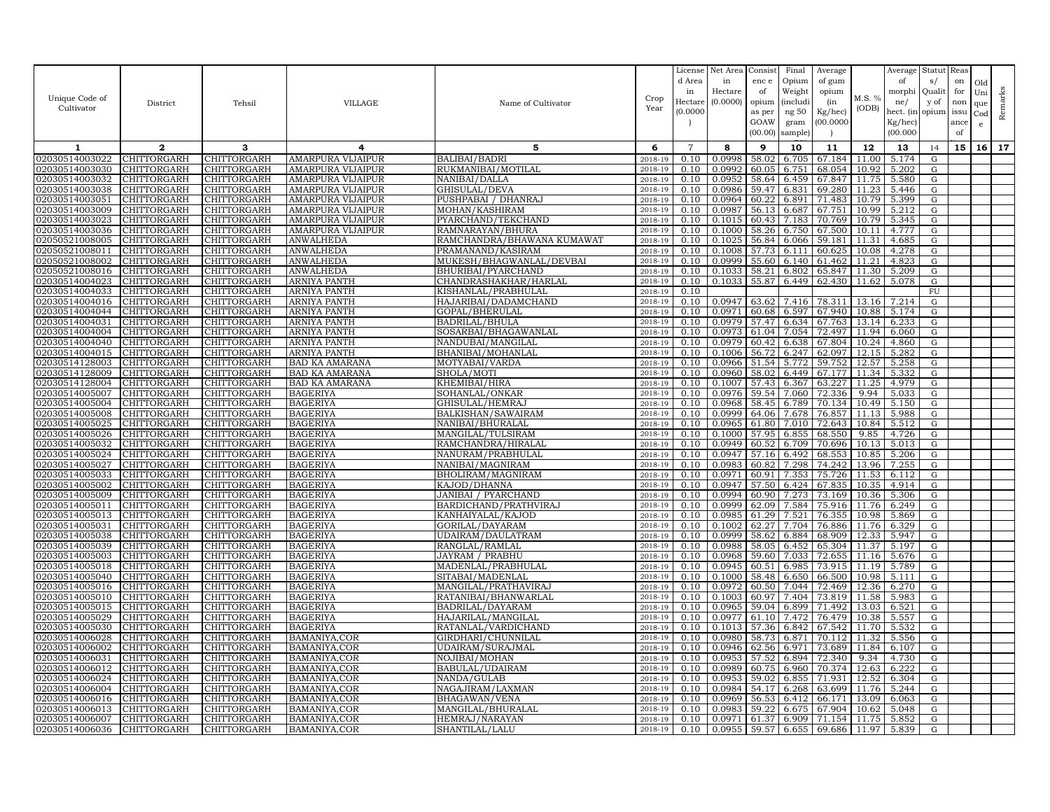| Unique Code of Cultivator | District | Tehsil | VILLAGE | Name of Cultivator | Crop Year | License d Area in Hectare (0.0000) | Net Area in Hectare (0.0000) | Consist enc e of opium as per GOAW (00.00) | Final Opium Weight (including 50 gram sample) | Average of gum opium (in Kg/hec) (00.0000) | M.S. % (ODB) | Average of morphine/ hect. (in Kg/hec) (00.000) | Statut s/ Quality of opium | Reason for non issuance of | Old Unique Code | Remarks |
|---|---|---|---|---|---|---|---|---|---|---|---|---|---|---|---|---|
| 1 | 2 | 3 | 4 | 5 | 6 | 7 | 8 | 9 | 10 | 11 | 12 | 13 | 14 | 15 | 16 | 17 |
| 02030514003022 | CHITTORGARH | CHITTORGARH | AMARPURA VIJAIPUR | BALIBAI/BADRI | 2018-19 | 0.10 | 0.0998 | 58.02 | 6.705 | 67.184 | 11.00 | 5.174 | G | | | |
| 02030514003030 | CHITTORGARH | CHITTORGARH | AMARPURA VIJAIPUR | RUKMANIBAI/MOTILAL | 2018-19 | 0.10 | 0.0992 | 60.05 | 6.751 | 68.054 | 10.92 | 5.202 | G | | | |
| 02030514003032 | CHITTORGARH | CHITTORGARH | AMARPURA VIJAIPUR | NANIBAI/DALLA | 2018-19 | 0.10 | 0.0952 | 58.64 | 6.459 | 67.847 | 11.75 | 5.580 | G | | | |
| 02030514003038 | CHITTORGARH | CHITTORGARH | AMARPURA VIJAIPUR | GHISULAL/DEVA | 2018-19 | 0.10 | 0.0986 | 59.47 | 6.831 | 69.280 | 11.23 | 5.446 | G | | | |
| 02030514003051 | CHITTORGARH | CHITTORGARH | AMARPURA VIJAIPUR | PUSHPABAI / DHANRAJ | 2018-19 | 0.10 | 0.0964 | 60.22 | 6.891 | 71.483 | 10.79 | 5.399 | G | | | |
| 02030514003009 | CHITTORGARH | CHITTORGARH | AMARPURA VIJAIPUR | MOHAN/KASHIRAM | 2018-19 | 0.10 | 0.0987 | 56.13 | 6.687 | 67.751 | 10.99 | 5.212 | G | | | |
| 02030514003023 | CHITTORGARH | CHITTORGARH | AMARPURA VIJAIPUR | PYARCHAND/TEKCHAND | 2018-19 | 0.10 | 0.1015 | 60.43 | 7.183 | 70.769 | 10.79 | 5.345 | G | | | |
| 02030514003036 | CHITTORGARH | CHITTORGARH | AMARPURA VIJAIPUR | RAMNARAYAN/BHURA | 2018-19 | 0.10 | 0.1000 | 58.26 | 6.750 | 67.500 | 10.11 | 4.777 | G | | | |
| 02050521008005 | CHITTORGARH | CHITTORGARH | ANWALHEDA | RAMCHANDRA/BHAWANA KUMAWAT | 2018-19 | 0.10 | 0.1025 | 56.84 | 6.066 | 59.181 | 11.31 | 4.685 | G | | | |
| 02050521008011 | CHITTORGARH | CHITTORGARH | ANWALHEDA | PRAMANAND/KASIRAM | 2018-19 | 0.10 | 0.1008 | 57.73 | 6.111 | 60.625 | 10.08 | 4.278 | G | | | |
| 02050521008002 | CHITTORGARH | CHITTORGARH | ANWALHEDA | MUKESH/BHAGWANLAL/DEVBAI | 2018-19 | 0.10 | 0.0999 | 55.60 | 6.140 | 61.462 | 11.21 | 4.823 | G | | | |
| 02050521008016 | CHITTORGARH | CHITTORGARH | ANWALHEDA | BHURIBAI/PYARCHAND | 2018-19 | 0.10 | 0.1033 | 58.21 | 6.802 | 65.847 | 11.30 | 5.209 | G | | | |
| 02030514004023 | CHITTORGARH | CHITTORGARH | ARNIYA PANTH | CHANDRASHAKHAR/HARLAL | 2018-19 | 0.10 | 0.1033 | 55.87 | 6.449 | 62.430 | 11.62 | 5.078 | G | | | |
| 02030514004033 | CHITTORGARH | CHITTORGARH | ARNIYA PANTH | KISHANLAL/PRABHULAL | 2018-19 | 0.10 | | | | | | | FU | | | |
| 02030514004016 | CHITTORGARH | CHITTORGARH | ARNIYA PANTH | HAJARIBAI/DADAMCHAND | 2018-19 | 0.10 | 0.0947 | 63.62 | 7.416 | 78.311 | 13.16 | 7.214 | G | | | |
| 02030514004044 | CHITTORGARH | CHITTORGARH | ARNIYA PANTH | GOPAL/BHERULAL | 2018-19 | 0.10 | 0.0971 | 60.68 | 6.597 | 67.940 | 10.88 | 5.174 | G | | | |
| 02030514004031 | CHITTORGARH | CHITTORGARH | ARNIYA PANTH | BADRILAL/BHULA | 2018-19 | 0.10 | 0.0979 | 57.47 | 6.634 | 67.763 | 13.14 | 6.233 | G | | | |
| 02030514004004 | CHITTORGARH | CHITTORGARH | ARNIYA PANTH | SOSARBAI/BHAGAWANLAL | 2018-19 | 0.10 | 0.0973 | 61.04 | 7.054 | 72.497 | 11.94 | 6.060 | G | | | |
| 02030514004040 | CHITTORGARH | CHITTORGARH | ARNIYA PANTH | NANDUBAI/MANGILAL | 2018-19 | 0.10 | 0.0979 | 60.42 | 6.638 | 67.804 | 10.24 | 4.860 | G | | | |
| 02030514004015 | CHITTORGARH | CHITTORGARH | ARNIYA PANTH | BHANIBAI/MOHANLAL | 2018-19 | 0.10 | 0.1006 | 56.72 | 6.247 | 62.097 | 12.15 | 5.282 | G | | | |
| 02030514128003 | CHITTORGARH | CHITTORGARH | BAD KA AMARANA | MOTYABAI/VARDA | 2018-19 | 0.10 | 0.0966 | 51.54 | 5.772 | 59.752 | 12.57 | 5.258 | G | | | |
| 02030514128009 | CHITTORGARH | CHITTORGARH | BAD KA AMARANA | SHOLA/MOTI | 2018-19 | 0.10 | 0.0960 | 58.02 | 6.449 | 67.177 | 11.34 | 5.332 | G | | | |
| 02030514128004 | CHITTORGARH | CHITTORGARH | BAD KA AMARANA | KHEMIBAI/HIRA | 2018-19 | 0.10 | 0.1007 | 57.43 | 6.367 | 63.227 | 11.25 | 4.979 | G | | | |
| 02030514005007 | CHITTORGARH | CHITTORGARH | BAGERIYA | SOHANLAL/ONKAR | 2018-19 | 0.10 | 0.0976 | 59.54 | 7.060 | 72.336 | 9.94 | 5.033 | G | | | |
| 02030514005004 | CHITTORGARH | CHITTORGARH | BAGERIYA | GHISULAL/HEMRAJ | 2018-19 | 0.10 | 0.0968 | 58.45 | 6.789 | 70.134 | 10.49 | 5.150 | G | | | |
| 02030514005008 | CHITTORGARH | CHITTORGARH | BAGERIYA | BALKISHAN/SAWAIRAM | 2018-19 | 0.10 | 0.0999 | 64.06 | 7.678 | 76.857 | 11.13 | 5.988 | G | | | |
| 02030514005025 | CHITTORGARH | CHITTORGARH | BAGERIYA | NANIBAI/BHURALAL | 2018-19 | 0.10 | 0.0965 | 61.80 | 7.010 | 72.643 | 10.84 | 5.512 | G | | | |
| 02030514005026 | CHITTORGARH | CHITTORGARH | BAGERIYA | MANGILAL/TULSIRAM | 2018-19 | 0.10 | 0.1000 | 57.95 | 6.855 | 68.550 | 9.85 | 4.726 | G | | | |
| 02030514005032 | CHITTORGARH | CHITTORGARH | BAGERIYA | RAMCHANDRA/HIRALAL | 2018-19 | 0.10 | 0.0949 | 60.52 | 6.709 | 70.696 | 10.13 | 5.013 | G | | | |
| 02030514005024 | CHITTORGARH | CHITTORGARH | BAGERIYA | NANURAM/PRABHULAL | 2018-19 | 0.10 | 0.0947 | 57.16 | 6.492 | 68.553 | 10.85 | 5.206 | G | | | |
| 02030514005027 | CHITTORGARH | CHITTORGARH | BAGERIYA | NANIBAI/MAGNIRAM | 2018-19 | 0.10 | 0.0983 | 60.82 | 7.298 | 74.242 | 13.96 | 7.255 | G | | | |
| 02030514005033 | CHITTORGARH | CHITTORGARH | BAGERIYA | BHOLIRAM/MAGNIRAM | 2018-19 | 0.10 | 0.0971 | 60.91 | 7.353 | 75.726 | 11.53 | 6.112 | G | | | |
| 02030514005002 | CHITTORGARH | CHITTORGARH | BAGERIYA | KAJOD/DHANNA | 2018-19 | 0.10 | 0.0947 | 57.50 | 6.424 | 67.835 | 10.35 | 4.914 | G | | | |
| 02030514005009 | CHITTORGARH | CHITTORGARH | BAGERIYA | JANIBAI / PYARCHAND | 2018-19 | 0.10 | 0.0994 | 60.90 | 7.273 | 73.169 | 10.36 | 5.306 | G | | | |
| 02030514005011 | CHITTORGARH | CHITTORGARH | BAGERIYA | BARDICHAND/PRATHVIRAJ | 2018-19 | 0.10 | 0.0999 | 62.09 | 7.584 | 75.916 | 11.76 | 6.249 | G | | | |
| 02030514005013 | CHITTORGARH | CHITTORGARH | BAGERIYA | KANHAIYALAL/KAJOD | 2018-19 | 0.10 | 0.0985 | 61.29 | 7.521 | 76.355 | 10.98 | 5.869 | G | | | |
| 02030514005031 | CHITTORGARH | CHITTORGARH | BAGERIYA | GORILAL/DAYARAM | 2018-19 | 0.10 | 0.1002 | 62.27 | 7.704 | 76.886 | 11.76 | 6.329 | G | | | |
| 02030514005038 | CHITTORGARH | CHITTORGARH | BAGERIYA | UDAIRAM/DAULATRAM | 2018-19 | 0.10 | 0.0999 | 58.62 | 6.884 | 68.909 | 12.33 | 5.947 | G | | | |
| 02030514005039 | CHITTORGARH | CHITTORGARH | BAGERIYA | RANGLAL/RAMLAL | 2018-19 | 0.10 | 0.0988 | 58.05 | 6.452 | 65.304 | 11.37 | 5.197 | G | | | |
| 02030514005003 | CHITTORGARH | CHITTORGARH | BAGERIYA | JAYRAM / PRABHU | 2018-19 | 0.10 | 0.0968 | 59.60 | 7.033 | 72.655 | 11.16 | 5.676 | G | | | |
| 02030514005018 | CHITTORGARH | CHITTORGARH | BAGERIYA | MADENLAL/PRABHULAL | 2018-19 | 0.10 | 0.0945 | 60.51 | 6.985 | 73.915 | 11.19 | 5.789 | G | | | |
| 02030514005040 | CHITTORGARH | CHITTORGARH | BAGERIYA | SITABAI/MADENLAL | 2018-19 | 0.10 | 0.1000 | 58.48 | 6.650 | 66.500 | 10.98 | 5.111 | G | | | |
| 02030514005016 | CHITTORGARH | CHITTORGARH | BAGERIYA | MANGILAL/PRATHAVIRAJ | 2018-19 | 0.10 | 0.0972 | 60.50 | 7.044 | 72.469 | 12.36 | 6.270 | G | | | |
| 02030514005010 | CHITTORGARH | CHITTORGARH | BAGERIYA | RATANIBAI/BHANWARLAL | 2018-19 | 0.10 | 0.1003 | 60.97 | 7.404 | 73.819 | 11.58 | 5.983 | G | | | |
| 02030514005015 | CHITTORGARH | CHITTORGARH | BAGERIYA | BADRILAL/DAYARAM | 2018-19 | 0.10 | 0.0965 | 59.04 | 6.899 | 71.492 | 13.03 | 6.521 | G | | | |
| 02030514005029 | CHITTORGARH | CHITTORGARH | BAGERIYA | HAJARILAL/MANGILAL | 2018-19 | 0.10 | 0.0977 | 61.10 | 7.472 | 76.479 | 10.38 | 5.557 | G | | | |
| 02030514005030 | CHITTORGARH | CHITTORGARH | BAGERIYA | RATANLAL/VARDICHAND | 2018-19 | 0.10 | 0.1013 | 57.36 | 6.842 | 67.542 | 11.70 | 5.532 | G | | | |
| 02030514006028 | CHITTORGARH | CHITTORGARH | BAMANIYA,COR | GIRDHARI/CHUNNILAL | 2018-19 | 0.10 | 0.0980 | 58.73 | 6.871 | 70.112 | 11.32 | 5.556 | G | | | |
| 02030514006002 | CHITTORGARH | CHITTORGARH | BAMANIYA,COR | UDAIRAM/SURAJMAL | 2018-19 | 0.10 | 0.0946 | 62.56 | 6.971 | 73.689 | 11.84 | 6.107 | G | | | |
| 02030514006031 | CHITTORGARH | CHITTORGARH | BAMANIYA,COR | NOJIBAI/MOHAN | 2018-19 | 0.10 | 0.0953 | 57.52 | 6.894 | 72.340 | 9.34 | 4.730 | G | | | |
| 02030514006012 | CHITTORGARH | CHITTORGARH | BAMANIYA,COR | BABULAL/UDAIRAM | 2018-19 | 0.10 | 0.0989 | 60.75 | 6.960 | 70.374 | 12.63 | 6.222 | G | | | |
| 02030514006024 | CHITTORGARH | CHITTORGARH | BAMANIYA,COR | NANDA/GULAB | 2018-19 | 0.10 | 0.0953 | 59.02 | 6.855 | 71.931 | 12.52 | 6.304 | G | | | |
| 02030514006004 | CHITTORGARH | CHITTORGARH | BAMANIYA,COR | NAGAJIRAM/LAXMAN | 2018-19 | 0.10 | 0.0984 | 54.17 | 6.268 | 63.699 | 11.76 | 5.244 | G | | | |
| 02030514006016 | CHITTORGARH | CHITTORGARH | BAMANIYA,COR | BHAGAWAN/VENA | 2018-19 | 0.10 | 0.0969 | 56.53 | 6.412 | 66.171 | 13.09 | 6.063 | G | | | |
| 02030514006013 | CHITTORGARH | CHITTORGARH | BAMANIYA,COR | MANGILAL/BHURALAL | 2018-19 | 0.10 | 0.0983 | 59.22 | 6.675 | 67.904 | 10.62 | 5.048 | G | | | |
| 02030514006007 | CHITTORGARH | CHITTORGARH | BAMANIYA,COR | HEMRAJ/NARAYAN | 2018-19 | 0.10 | 0.0971 | 61.37 | 6.909 | 71.154 | 11.75 | 5.852 | G | | | |
| 02030514006036 | CHITTORGARH | CHITTORGARH | BAMANIYA,COR | SHANTILAL/LALU | 2018-19 | 0.10 | 0.0955 | 59.57 | 6.655 | 69.686 | 11.97 | 5.839 | G | | | |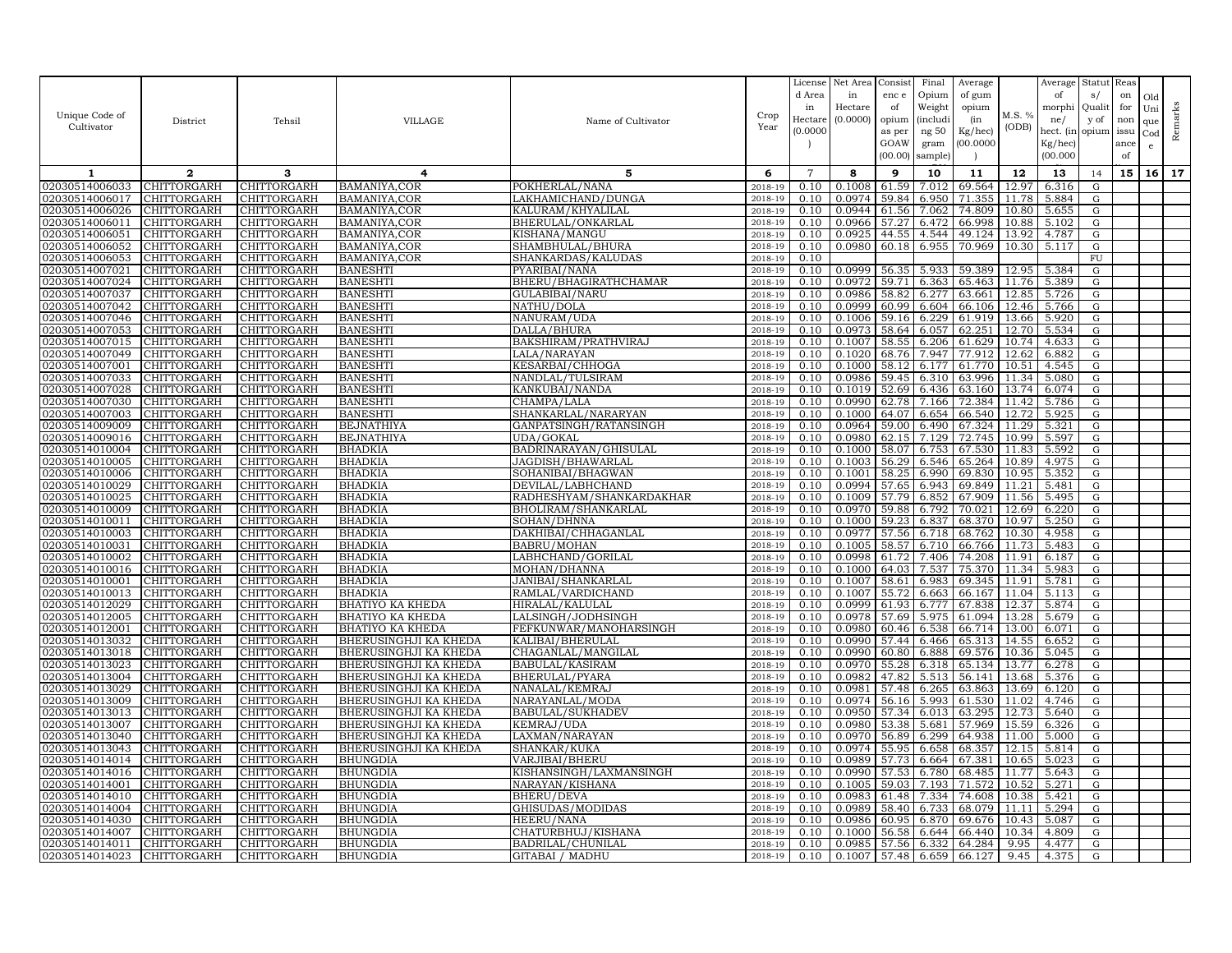| Unique Code of Cultivator | District | Tehsil | VILLAGE | Name of Cultivator | Crop Year | License d Area in Hectare (0.0000) | Net Area in Hectare (0.0000) | Consist enc e of opium as per GOAW (00.00) | Final Opium Weight (including 50 gram sample) | Average of gum opium (in Kg/hec) (00.0000) | M.S. % (ODB) | Average of morphine/ hect. (in Kg/hec) (00.000) | Status/ Quality of opium | Reason for non issuance of | Old Unique Code | Remarks |
|---|---|---|---|---|---|---|---|---|---|---|---|---|---|---|---|---|
| 1 | 2 | 3 | 4 | 5 | 6 | 7 | 8 | 9 | 10 | 11 | 12 | 13 | 14 | 15 | 16 | 17 |
| 02030514006033 | CHITTORGARH | CHITTORGARH | BAMANIYA,COR | POKHERLAL/NANA | 2018-19 | 0.10 | 0.1008 | 61.59 | 7.012 | 69.564 | 12.97 | 6.316 | G | | | |
| 02030514006017 | CHITTORGARH | CHITTORGARH | BAMANIYA,COR | LAKHAMICHAND/DUNGA | 2018-19 | 0.10 | 0.0974 | 59.84 | 6.950 | 71.355 | 11.78 | 5.884 | G | | | |
| 02030514006026 | CHITTORGARH | CHITTORGARH | BAMANIYA,COR | KALURAM/KHYALILAL | 2018-19 | 0.10 | 0.0944 | 61.56 | 7.062 | 74.809 | 10.80 | 5.655 | G | | | |
| 02030514006011 | CHITTORGARH | CHITTORGARH | BAMANIYA,COR | BHERULAL/ONKARLAL | 2018-19 | 0.10 | 0.0966 | 57.27 | 6.472 | 66.998 | 10.88 | 5.102 | G | | | |
| 02030514006051 | CHITTORGARH | CHITTORGARH | BAMANIYA,COR | KISHANA/MANGU | 2018-19 | 0.10 | 0.0925 | 44.55 | 4.544 | 49.124 | 13.92 | 4.787 | G | | | |
| 02030514006052 | CHITTORGARH | CHITTORGARH | BAMANIYA,COR | SHAMBHULAL/BHURA | 2018-19 | 0.10 | 0.0980 | 60.18 | 6.955 | 70.969 | 10.30 | 5.117 | G | | | |
| 02030514006053 | CHITTORGARH | CHITTORGARH | BAMANIYA,COR | SHANKARDAS/KALUDAS | 2018-19 | 0.10 | | | | | | | FU | | | |
| 02030514007021 | CHITTORGARH | CHITTORGARH | BANESHTI | PYARIBAI/NANA | 2018-19 | 0.10 | 0.0999 | 56.35 | 5.933 | 59.389 | 12.95 | 5.384 | G | | | |
| 02030514007024 | CHITTORGARH | CHITTORGARH | BANESHTI | BHERU/BHAGIRATHCHAMAR | 2018-19 | 0.10 | 0.0972 | 59.71 | 6.363 | 65.463 | 11.76 | 5.389 | G | | | |
| 02030514007037 | CHITTORGARH | CHITTORGARH | BANESHTI | GULABIBAI/NARU | 2018-19 | 0.10 | 0.0986 | 58.82 | 6.277 | 63.661 | 12.85 | 5.726 | G | | | |
| 02030514007042 | CHITTORGARH | CHITTORGARH | BANESHTI | NATHU/DOLA | 2018-19 | 0.10 | 0.0999 | 60.99 | 6.604 | 66.106 | 12.46 | 5.766 | G | | | |
| 02030514007046 | CHITTORGARH | CHITTORGARH | BANESHTI | NANURAM/UDA | 2018-19 | 0.10 | 0.1006 | 59.16 | 6.229 | 61.919 | 13.66 | 5.920 | G | | | |
| 02030514007053 | CHITTORGARH | CHITTORGARH | BANESHTI | DALLA/BHURA | 2018-19 | 0.10 | 0.0973 | 58.64 | 6.057 | 62.251 | 12.70 | 5.534 | G | | | |
| 02030514007015 | CHITTORGARH | CHITTORGARH | BANESHTI | BAKSHIRAM/PRATHVIRAJ | 2018-19 | 0.10 | 0.1007 | 58.55 | 6.206 | 61.629 | 10.74 | 4.633 | G | | | |
| 02030514007049 | CHITTORGARH | CHITTORGARH | BANESHTI | LALA/NARAYAN | 2018-19 | 0.10 | 0.1020 | 68.76 | 7.947 | 77.912 | 12.62 | 6.882 | G | | | |
| 02030514007001 | CHITTORGARH | CHITTORGARH | BANESHTI | KESARBAI/CHHOGA | 2018-19 | 0.10 | 0.1000 | 58.12 | 6.177 | 61.770 | 10.51 | 4.545 | G | | | |
| 02030514007033 | CHITTORGARH | CHITTORGARH | BANESHTI | NANDLAL/TULSIRAM | 2018-19 | 0.10 | 0.0986 | 59.45 | 6.310 | 63.996 | 11.34 | 5.080 | G | | | |
| 02030514007028 | CHITTORGARH | CHITTORGARH | BANESHTI | KANKUBAI/NANDA | 2018-19 | 0.10 | 0.1019 | 52.69 | 6.436 | 63.160 | 13.74 | 6.074 | G | | | |
| 02030514007030 | CHITTORGARH | CHITTORGARH | BANESHTI | CHAMPA/LALA | 2018-19 | 0.10 | 0.0990 | 62.78 | 7.166 | 72.384 | 11.42 | 5.786 | G | | | |
| 02030514007003 | CHITTORGARH | CHITTORGARH | BANESHTI | SHANKARLAL/NARARYAN | 2018-19 | 0.10 | 0.1000 | 64.07 | 6.654 | 66.540 | 12.72 | 5.925 | G | | | |
| 02030514009009 | CHITTORGARH | CHITTORGARH | BEJNATHIYA | GANPATSINGH/RATANSINGH | 2018-19 | 0.10 | 0.0964 | 59.00 | 6.490 | 67.324 | 11.29 | 5.321 | G | | | |
| 02030514009016 | CHITTORGARH | CHITTORGARH | BEJNATHIYA | UDA/GOKAL | 2018-19 | 0.10 | 0.0980 | 62.15 | 7.129 | 72.745 | 10.99 | 5.597 | G | | | |
| 02030514010004 | CHITTORGARH | CHITTORGARH | BHADKIA | BADRINARAYAN/GHISULAL | 2018-19 | 0.10 | 0.1000 | 58.07 | 6.753 | 67.530 | 11.83 | 5.592 | G | | | |
| 02030514010005 | CHITTORGARH | CHITTORGARH | BHADKIA | JAGDISH/BHAWARLAL | 2018-19 | 0.10 | 0.1003 | 56.29 | 6.546 | 65.264 | 10.89 | 4.975 | G | | | |
| 02030514010006 | CHITTORGARH | CHITTORGARH | BHADKIA | SOHANIBAI/BHAGWAN | 2018-19 | 0.10 | 0.1001 | 58.25 | 6.990 | 69.830 | 10.95 | 5.352 | G | | | |
| 02030514010029 | CHITTORGARH | CHITTORGARH | BHADKIA | DEVILAL/LABHCHAND | 2018-19 | 0.10 | 0.0994 | 57.65 | 6.943 | 69.849 | 11.21 | 5.481 | G | | | |
| 02030514010025 | CHITTORGARH | CHITTORGARH | BHADKIA | RADHESHYAM/SHANKARDAKHAR | 2018-19 | 0.10 | 0.1009 | 57.79 | 6.852 | 67.909 | 11.56 | 5.495 | G | | | |
| 02030514010009 | CHITTORGARH | CHITTORGARH | BHADKIA | BHOLIRAM/SHANKARLAL | 2018-19 | 0.10 | 0.0970 | 59.88 | 6.792 | 70.021 | 12.69 | 6.220 | G | | | |
| 02030514010011 | CHITTORGARH | CHITTORGARH | BHADKIA | SOHAN/DHNNA | 2018-19 | 0.10 | 0.1000 | 59.23 | 6.837 | 68.370 | 10.97 | 5.250 | G | | | |
| 02030514010003 | CHITTORGARH | CHITTORGARH | BHADKIA | DAKHIBAI/CHHAGANLAL | 2018-19 | 0.10 | 0.0977 | 57.56 | 6.718 | 68.762 | 10.30 | 4.958 | G | | | |
| 02030514010031 | CHITTORGARH | CHITTORGARH | BHADKIA | BABRU/MOHAN | 2018-19 | 0.10 | 0.1005 | 58.57 | 6.710 | 66.766 | 11.73 | 5.483 | G | | | |
| 02030514010002 | CHITTORGARH | CHITTORGARH | BHADKIA | LABHCHAND/GORILAL | 2018-19 | 0.10 | 0.0998 | 61.72 | 7.406 | 74.208 | 11.91 | 6.187 | G | | | |
| 02030514010016 | CHITTORGARH | CHITTORGARH | BHADKIA | MOHAN/DHANNA | 2018-19 | 0.10 | 0.1000 | 64.03 | 7.537 | 75.370 | 11.34 | 5.983 | G | | | |
| 02030514010001 | CHITTORGARH | CHITTORGARH | BHADKIA | JANIBAI/SHANKARLAL | 2018-19 | 0.10 | 0.1007 | 58.61 | 6.983 | 69.345 | 11.91 | 5.781 | G | | | |
| 02030514010013 | CHITTORGARH | CHITTORGARH | BHADKIA | RAMLAL/VARDICHAND | 2018-19 | 0.10 | 0.1007 | 55.72 | 6.663 | 66.167 | 11.04 | 5.113 | G | | | |
| 02030514012029 | CHITTORGARH | CHITTORGARH | BHATIYO KA KHEDA | HIRALAL/KALULAL | 2018-19 | 0.10 | 0.0999 | 61.93 | 6.777 | 67.838 | 12.37 | 5.874 | G | | | |
| 02030514012005 | CHITTORGARH | CHITTORGARH | BHATIYO KA KHEDA | LALSINGH/JODHSINGH | 2018-19 | 0.10 | 0.0978 | 57.69 | 5.975 | 61.094 | 13.28 | 5.679 | G | | | |
| 02030514012001 | CHITTORGARH | CHITTORGARH | BHATIYO KA KHEDA | FEFKUNWAR/MANOHARSINGH | 2018-19 | 0.10 | 0.0980 | 60.46 | 6.538 | 66.714 | 13.00 | 6.071 | G | | | |
| 02030514013032 | CHITTORGARH | CHITTORGARH | BHERUSINGHJI KA KHEDA | KALIBAI/BHERULAL | 2018-19 | 0.10 | 0.0990 | 57.44 | 6.466 | 65.313 | 14.55 | 6.652 | G | | | |
| 02030514013018 | CHITTORGARH | CHITTORGARH | BHERUSINGHJI KA KHEDA | CHAGANLAL/MANGILAL | 2018-19 | 0.10 | 0.0990 | 60.80 | 6.888 | 69.576 | 10.36 | 5.045 | G | | | |
| 02030514013023 | CHITTORGARH | CHITTORGARH | BHERUSINGHJI KA KHEDA | BABULAL/KASIRAM | 2018-19 | 0.10 | 0.0970 | 55.28 | 6.318 | 65.134 | 13.77 | 6.278 | G | | | |
| 02030514013004 | CHITTORGARH | CHITTORGARH | BHERUSINGHJI KA KHEDA | BHERULAL/PYARA | 2018-19 | 0.10 | 0.0982 | 47.82 | 5.513 | 56.141 | 13.68 | 5.376 | G | | | |
| 02030514013029 | CHITTORGARH | CHITTORGARH | BHERUSINGHJI KA KHEDA | NANALAL/KEMRAJ | 2018-19 | 0.10 | 0.0981 | 57.48 | 6.265 | 63.863 | 13.69 | 6.120 | G | | | |
| 02030514013009 | CHITTORGARH | CHITTORGARH | BHERUSINGHJI KA KHEDA | NARAYANLAL/MODA | 2018-19 | 0.10 | 0.0974 | 56.16 | 5.993 | 61.530 | 11.02 | 4.746 | G | | | |
| 02030514013013 | CHITTORGARH | CHITTORGARH | BHERUSINGHJI KA KHEDA | BABULAL/SUKHADEV | 2018-19 | 0.10 | 0.0950 | 57.34 | 6.013 | 63.295 | 12.73 | 5.640 | G | | | |
| 02030514013007 | CHITTORGARH | CHITTORGARH | BHERUSINGHJI KA KHEDA | KEMRAJ/UDA | 2018-19 | 0.10 | 0.0980 | 53.38 | 5.681 | 57.969 | 15.59 | 6.326 | G | | | |
| 02030514013040 | CHITTORGARH | CHITTORGARH | BHERUSINGHJI KA KHEDA | LAXMAN/NARAYAN | 2018-19 | 0.10 | 0.0970 | 56.89 | 6.299 | 64.938 | 11.00 | 5.000 | G | | | |
| 02030514013043 | CHITTORGARH | CHITTORGARH | BHERUSINGHJI KA KHEDA | SHANKAR/KUKA | 2018-19 | 0.10 | 0.0974 | 55.95 | 6.658 | 68.357 | 12.15 | 5.814 | G | | | |
| 02030514014014 | CHITTORGARH | CHITTORGARH | BHUNGDIA | VARJIBAI/BHERU | 2018-19 | 0.10 | 0.0989 | 57.73 | 6.664 | 67.381 | 10.65 | 5.023 | G | | | |
| 02030514014016 | CHITTORGARH | CHITTORGARH | BHUNGDIA | KISHANSINGH/LAXMANSINGH | 2018-19 | 0.10 | 0.0990 | 57.53 | 6.780 | 68.485 | 11.77 | 5.643 | G | | | |
| 02030514014001 | CHITTORGARH | CHITTORGARH | BHUNGDIA | NARAYAN/KISHANA | 2018-19 | 0.10 | 0.1005 | 59.03 | 7.193 | 71.572 | 10.52 | 5.271 | G | | | |
| 02030514014010 | CHITTORGARH | CHITTORGARH | BHUNGDIA | BHERU/DEVA | 2018-19 | 0.10 | 0.0983 | 61.48 | 7.334 | 74.608 | 10.38 | 5.421 | G | | | |
| 02030514014004 | CHITTORGARH | CHITTORGARH | BHUNGDIA | GHISUDAS/MODIDAS | 2018-19 | 0.10 | 0.0989 | 58.40 | 6.733 | 68.079 | 11.11 | 5.294 | G | | | |
| 02030514014030 | CHITTORGARH | CHITTORGARH | BHUNGDIA | HEERU/NANA | 2018-19 | 0.10 | 0.0986 | 60.95 | 6.870 | 69.676 | 10.43 | 5.087 | G | | | |
| 02030514014007 | CHITTORGARH | CHITTORGARH | BHUNGDIA | CHATURBHUJ/KISHANA | 2018-19 | 0.10 | 0.1000 | 56.58 | 6.644 | 66.440 | 10.34 | 4.809 | G | | | |
| 02030514014011 | CHITTORGARH | CHITTORGARH | BHUNGDIA | BADRILAL/CHUNILAL | 2018-19 | 0.10 | 0.0985 | 57.56 | 6.332 | 64.284 | 9.95 | 4.477 | G | | | |
| 02030514014023 | CHITTORGARH | CHITTORGARH | BHUNGDIA | GITABAI / MADHU | 2018-19 | 0.10 | 0.1007 | 57.48 | 6.659 | 66.127 | 9.45 | 4.375 | G | | | |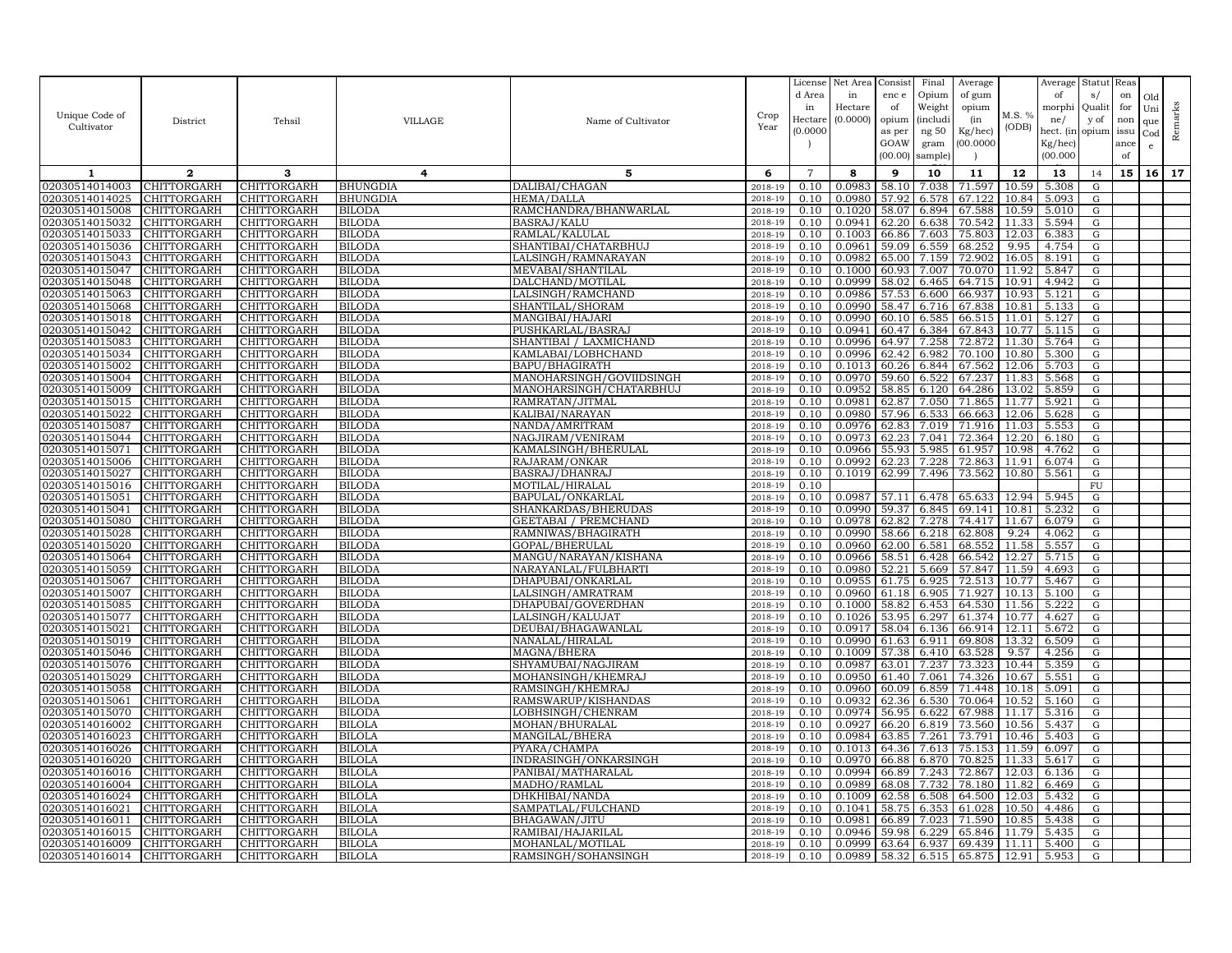| Unique Code of Cultivator | District | Tehsil | VILLAGE | Name of Cultivator | Crop Year | License d Area in Hectare (0.0000) | Net Area in Hectare (0.0000) | Consist enc e of opium as per GOAW (00.00) | Final Opium Weight (includi ng 50 gram sample) | Average of gum opium (in Kg/hec) (00.0000) | M.S. % (ODB) | Average of morphi ne/ hect. (in Kg/hec) (00.000 | Statut s/ Qualit y of opium | Reas on for non issu ance of | Old Uni que Cod e | Remarks |
|---|---|---|---|---|---|---|---|---|---|---|---|---|---|---|---|---|
| 1 | 2 | 3 | 4 | 5 | 6 | 7 | 8 | 9 | 10 | 11 | 12 | 13 | 14 | 15 | 16 | 17 |
| 02030514014003 | CHITTORGARH | CHITTORGARH | BHUNGDIA | DALIBAI/CHAGAN | 2018-19 | 0.10 | 0.0983 | 58.10 | 7.038 | 71.597 | 10.59 | 5.308 | G | | | |
| 02030514014025 | CHITTORGARH | CHITTORGARH | BHUNGDIA | HEMA/DALLA | 2018-19 | 0.10 | 0.0980 | 57.92 | 6.578 | 67.122 | 10.84 | 5.093 | G | | | |
| 02030514015008 | CHITTORGARH | CHITTORGARH | BILODA | RAMCHANDRA/BHANWARLAL | 2018-19 | 0.10 | 0.1020 | 58.07 | 6.894 | 67.588 | 10.59 | 5.010 | G | | | |
| 02030514015032 | CHITTORGARH | CHITTORGARH | BILODA | BASRAJ/KALU | 2018-19 | 0.10 | 0.0941 | 62.20 | 6.638 | 70.542 | 11.33 | 5.594 | G | | | |
| 02030514015033 | CHITTORGARH | CHITTORGARH | BILODA | RAMLAL/KALULAL | 2018-19 | 0.10 | 0.1003 | 66.86 | 7.603 | 75.803 | 12.03 | 6.383 | G | | | |
| 02030514015036 | CHITTORGARH | CHITTORGARH | BILODA | SHANTIBAI/CHATARBHUJ | 2018-19 | 0.10 | 0.0961 | 59.09 | 6.559 | 68.252 | 9.95 | 4.754 | G | | | |
| 02030514015043 | CHITTORGARH | CHITTORGARH | BILODA | LALSINGH/RAMNARAYAN | 2018-19 | 0.10 | 0.0982 | 65.00 | 7.159 | 72.902 | 16.05 | 8.191 | G | | | |
| 02030514015047 | CHITTORGARH | CHITTORGARH | BILODA | MEVABAI/SHANTILAL | 2018-19 | 0.10 | 0.1000 | 60.93 | 7.007 | 70.070 | 11.92 | 5.847 | G | | | |
| 02030514015048 | CHITTORGARH | CHITTORGARH | BILODA | DALCHAND/MOTILAL | 2018-19 | 0.10 | 0.0999 | 58.02 | 6.465 | 64.715 | 10.91 | 4.942 | G | | | |
| 02030514015063 | CHITTORGARH | CHITTORGARH | BILODA | LALSINGH/RAMCHAND | 2018-19 | 0.10 | 0.0986 | 57.53 | 6.600 | 66.937 | 10.93 | 5.121 | G | | | |
| 02030514015068 | CHITTORGARH | CHITTORGARH | BILODA | SHANTILAL/SHORAM | 2018-19 | 0.10 | 0.0990 | 58.47 | 6.716 | 67.838 | 10.81 | 5.133 | G | | | |
| 02030514015018 | CHITTORGARH | CHITTORGARH | BILODA | MANGIBAI/HAJARI | 2018-19 | 0.10 | 0.0990 | 60.10 | 6.585 | 66.515 | 11.01 | 5.127 | G | | | |
| 02030514015042 | CHITTORGARH | CHITTORGARH | BILODA | PUSHKARLAL/BASRAJ | 2018-19 | 0.10 | 0.0941 | 60.47 | 6.384 | 67.843 | 10.77 | 5.115 | G | | | |
| 02030514015083 | CHITTORGARH | CHITTORGARH | BILODA | SHANTIBAI / LAXMICHAND | 2018-19 | 0.10 | 0.0996 | 64.97 | 7.258 | 72.872 | 11.30 | 5.764 | G | | | |
| 02030514015034 | CHITTORGARH | CHITTORGARH | BILODA | KAMLABAI/LOBHCHAND | 2018-19 | 0.10 | 0.0996 | 62.42 | 6.982 | 70.100 | 10.80 | 5.300 | G | | | |
| 02030514015002 | CHITTORGARH | CHITTORGARH | BILODA | BAPU/BHAGIRATH | 2018-19 | 0.10 | 0.1013 | 60.26 | 6.844 | 67.562 | 12.06 | 5.703 | G | | | |
| 02030514015004 | CHITTORGARH | CHITTORGARH | BILODA | MANOHARSINGH/GOVIIDSINGH | 2018-19 | 0.10 | 0.0970 | 59.60 | 6.522 | 67.237 | 11.83 | 5.568 | G | | | |
| 02030514015009 | CHITTORGARH | CHITTORGARH | BILODA | MANOHARSINGH/CHATARBHUJ | 2018-19 | 0.10 | 0.0952 | 58.85 | 6.120 | 64.286 | 13.02 | 5.859 | G | | | |
| 02030514015015 | CHITTORGARH | CHITTORGARH | BILODA | RAMRATAN/JITMAL | 2018-19 | 0.10 | 0.0981 | 62.87 | 7.050 | 71.865 | 11.77 | 5.921 | G | | | |
| 02030514015022 | CHITTORGARH | CHITTORGARH | BILODA | KALIBAI/NARAYAN | 2018-19 | 0.10 | 0.0980 | 57.96 | 6.533 | 66.663 | 12.06 | 5.628 | G | | | |
| 02030514015087 | CHITTORGARH | CHITTORGARH | BILODA | NANDA/AMRITRAM | 2018-19 | 0.10 | 0.0976 | 62.83 | 7.019 | 71.916 | 11.03 | 5.553 | G | | | |
| 02030514015044 | CHITTORGARH | CHITTORGARH | BILODA | NAGJIRAM/VENIRAM | 2018-19 | 0.10 | 0.0973 | 62.23 | 7.041 | 72.364 | 12.20 | 6.180 | G | | | |
| 02030514015071 | CHITTORGARH | CHITTORGARH | BILODA | KAMALSINGH/BHERULAL | 2018-19 | 0.10 | 0.0966 | 55.93 | 5.985 | 61.957 | 10.98 | 4.762 | G | | | |
| 02030514015006 | CHITTORGARH | CHITTORGARH | BILODA | RAJARAM/ONKAR | 2018-19 | 0.10 | 0.0992 | 62.23 | 7.228 | 72.863 | 11.91 | 6.074 | G | | | |
| 02030514015027 | CHITTORGARH | CHITTORGARH | BILODA | BASRAJ/DHANRAJ | 2018-19 | 0.10 | 0.1019 | 62.99 | 7.496 | 73.562 | 10.80 | 5.561 | G | | | |
| 02030514015016 | CHITTORGARH | CHITTORGARH | BILODA | MOTILAL/HIRALAL | 2018-19 | 0.10 | | | | | | | FU | | | |
| 02030514015051 | CHITTORGARH | CHITTORGARH | BILODA | BAPULAL/ONKARLAL | 2018-19 | 0.10 | 0.0987 | 57.11 | 6.478 | 65.633 | 12.94 | 5.945 | G | | | |
| 02030514015041 | CHITTORGARH | CHITTORGARH | BILODA | SHANKARDAS/BHERUDAS | 2018-19 | 0.10 | 0.0990 | 59.37 | 6.845 | 69.141 | 10.81 | 5.232 | G | | | |
| 02030514015080 | CHITTORGARH | CHITTORGARH | BILODA | GEETABAI / PREMCHAND | 2018-19 | 0.10 | 0.0978 | 62.82 | 7.278 | 74.417 | 11.67 | 6.079 | G | | | |
| 02030514015028 | CHITTORGARH | CHITTORGARH | BILODA | RAMNIWAS/BHAGIRATH | 2018-19 | 0.10 | 0.0990 | 58.66 | 6.218 | 62.808 | 9.24 | 4.062 | G | | | |
| 02030514015020 | CHITTORGARH | CHITTORGARH | BILODA | GOPAL/BHERULAL | 2018-19 | 0.10 | 0.0960 | 62.00 | 6.581 | 68.552 | 11.58 | 5.557 | G | | | |
| 02030514015064 | CHITTORGARH | CHITTORGARH | BILODA | MANGU/NARAYAN/KISHANA | 2018-19 | 0.10 | 0.0966 | 58.51 | 6.428 | 66.542 | 12.27 | 5.715 | G | | | |
| 02030514015059 | CHITTORGARH | CHITTORGARH | BILODA | NARAYANLAL/FULBHARTI | 2018-19 | 0.10 | 0.0980 | 52.21 | 5.669 | 57.847 | 11.59 | 4.693 | G | | | |
| 02030514015067 | CHITTORGARH | CHITTORGARH | BILODA | DHAPUBAI/ONKARLAL | 2018-19 | 0.10 | 0.0955 | 61.75 | 6.925 | 72.513 | 10.77 | 5.467 | G | | | |
| 02030514015007 | CHITTORGARH | CHITTORGARH | BILODA | LALSINGH/AMRATRAM | 2018-19 | 0.10 | 0.0960 | 61.18 | 6.905 | 71.927 | 10.13 | 5.100 | G | | | |
| 02030514015085 | CHITTORGARH | CHITTORGARH | BILODA | DHAPUBAI/GOVERDHAN | 2018-19 | 0.10 | 0.1000 | 58.82 | 6.453 | 64.530 | 11.56 | 5.222 | G | | | |
| 02030514015077 | CHITTORGARH | CHITTORGARH | BILODA | LALSINGH/KALUJAT | 2018-19 | 0.10 | 0.1026 | 53.95 | 6.297 | 61.374 | 10.77 | 4.627 | G | | | |
| 02030514015021 | CHITTORGARH | CHITTORGARH | BILODA | DEUBAI/BHAGAWANLAL | 2018-19 | 0.10 | 0.0917 | 58.04 | 6.136 | 66.914 | 12.11 | 5.672 | G | | | |
| 02030514015019 | CHITTORGARH | CHITTORGARH | BILODA | NANALAL/HIRALAL | 2018-19 | 0.10 | 0.0990 | 61.63 | 6.911 | 69.808 | 13.32 | 6.509 | G | | | |
| 02030514015046 | CHITTORGARH | CHITTORGARH | BILODA | MAGNA/BHERA | 2018-19 | 0.10 | 0.1009 | 57.38 | 6.410 | 63.528 | 9.57 | 4.256 | G | | | |
| 02030514015076 | CHITTORGARH | CHITTORGARH | BILODA | SHYAMUBAI/NAGJIRAM | 2018-19 | 0.10 | 0.0987 | 63.01 | 7.237 | 73.323 | 10.44 | 5.359 | G | | | |
| 02030514015029 | CHITTORGARH | CHITTORGARH | BILODA | MOHANSINGH/KHEMRAJ | 2018-19 | 0.10 | 0.0950 | 61.40 | 7.061 | 74.326 | 10.67 | 5.551 | G | | | |
| 02030514015058 | CHITTORGARH | CHITTORGARH | BILODA | RAMSINGH/KHEMRAJ | 2018-19 | 0.10 | 0.0960 | 60.09 | 6.859 | 71.448 | 10.18 | 5.091 | G | | | |
| 02030514015061 | CHITTORGARH | CHITTORGARH | BILODA | RAMSWARUP/KISHANDAS | 2018-19 | 0.10 | 0.0932 | 62.36 | 6.530 | 70.064 | 10.52 | 5.160 | G | | | |
| 02030514015070 | CHITTORGARH | CHITTORGARH | BILODA | LOBHSINGH/CHENRAM | 2018-19 | 0.10 | 0.0974 | 56.95 | 6.622 | 67.988 | 11.17 | 5.316 | G | | | |
| 02030514016002 | CHITTORGARH | CHITTORGARH | BILOLA | MOHAN/BHURALAL | 2018-19 | 0.10 | 0.0927 | 66.20 | 6.819 | 73.560 | 10.56 | 5.437 | G | | | |
| 02030514016023 | CHITTORGARH | CHITTORGARH | BILOLA | MANGILAL/BHERA | 2018-19 | 0.10 | 0.0984 | 63.85 | 7.261 | 73.791 | 10.46 | 5.403 | G | | | |
| 02030514016026 | CHITTORGARH | CHITTORGARH | BILOLA | PYARA/CHAMPA | 2018-19 | 0.10 | 0.1013 | 64.36 | 7.613 | 75.153 | 11.59 | 6.097 | G | | | |
| 02030514016020 | CHITTORGARH | CHITTORGARH | BILOLA | INDRASINGH/ONKARSINGH | 2018-19 | 0.10 | 0.0970 | 66.88 | 6.870 | 70.825 | 11.33 | 5.617 | G | | | |
| 02030514016016 | CHITTORGARH | CHITTORGARH | BILOLA | PANIBAI/MATHARALAL | 2018-19 | 0.10 | 0.0994 | 66.89 | 7.243 | 72.867 | 12.03 | 6.136 | G | | | |
| 02030514016004 | CHITTORGARH | CHITTORGARH | BILOLA | MADHO/RAMLAL | 2018-19 | 0.10 | 0.0989 | 68.08 | 7.732 | 78.180 | 11.82 | 6.469 | G | | | |
| 02030514016024 | CHITTORGARH | CHITTORGARH | BILOLA | DHKHIBAI/NANDA | 2018-19 | 0.10 | 0.1009 | 62.58 | 6.508 | 64.500 | 12.03 | 5.432 | G | | | |
| 02030514016021 | CHITTORGARH | CHITTORGARH | BILOLA | SAMPATLAL/FULCHAND | 2018-19 | 0.10 | 0.1041 | 58.75 | 6.353 | 61.028 | 10.50 | 4.486 | G | | | |
| 02030514016011 | CHITTORGARH | CHITTORGARH | BILOLA | BHAGAWAN/JITU | 2018-19 | 0.10 | 0.0981 | 66.89 | 7.023 | 71.590 | 10.85 | 5.438 | G | | | |
| 02030514016015 | CHITTORGARH | CHITTORGARH | BILOLA | RAMIBAI/HAJARILAL | 2018-19 | 0.10 | 0.0946 | 59.98 | 6.229 | 65.846 | 11.79 | 5.435 | G | | | |
| 02030514016009 | CHITTORGARH | CHITTORGARH | BILOLA | MOHANLAL/MOTILAL | 2018-19 | 0.10 | 0.0999 | 63.64 | 6.937 | 69.439 | 11.11 | 5.400 | G | | | |
| 02030514016014 | CHITTORGARH | CHITTORGARH | BILOLA | RAMSINGH/SOHANSINGH | 2018-19 | 0.10 | 0.0989 | 58.32 | 6.515 | 65.875 | 12.91 | 5.953 | G | | | |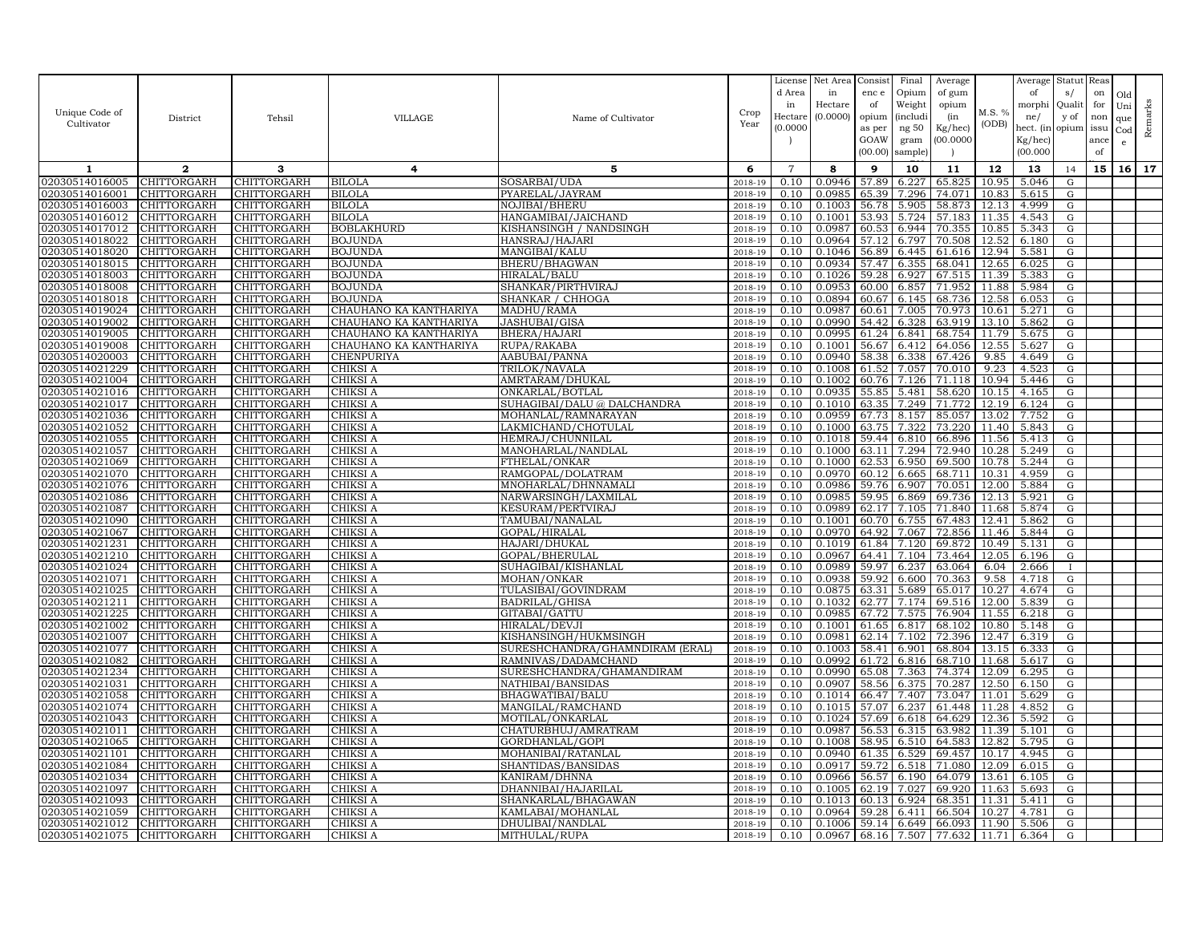| Unique Code of Cultivator | District | Tehsil | VILLAGE | Name of Cultivator | Crop Year | License d Area in Hectare (0.0000 ) | Net Area in Hectare (0.0000) | Consist enc e of opium as per GOAW (00.00) | Final Opium Weight (includi ng 50 gram sample) | Average of gum opium (in Kg/hec) (00.0000 ) | M.S. % (ODB) | Average of morphi ne/ hect. (in Kg/hec) (00.000 | Statut s/ Qualit y of opium | Reas on for non issu ance of | Old Uni que Cod e | Remarks |
|---|---|---|---|---|---|---|---|---|---|---|---|---|---|---|---|---|
| 1 | 2 | 3 | 4 | 5 | 6 | 7 | 8 | 9 | 10 | 11 | 12 | 13 | 14 | 15 | 16 | 17 |
| 02030514016005 | CHITTORGARH | CHITTORGARH | BILOLA | SOSARBAI/UDA | 2018-19 | 0.10 | 0.0946 | 57.89 | 6.227 | 65.825 | 10.95 | 5.046 | G | | | |
| 02030514016001 | CHITTORGARH | CHITTORGARH | BILOLA | PYARELAL/JAYRAM | 2018-19 | 0.10 | 0.0985 | 65.39 | 7.296 | 74.071 | 10.83 | 5.615 | G | | | |
| 02030514016003 | CHITTORGARH | CHITTORGARH | BILOLA | NOJIBAI/BHERU | 2018-19 | 0.10 | 0.1003 | 56.78 | 5.905 | 58.873 | 12.13 | 4.999 | G | | | |
| 02030514016012 | CHITTORGARH | CHITTORGARH | BILOLA | HANGAMIBAI/JAICHAND | 2018-19 | 0.10 | 0.1001 | 53.93 | 5.724 | 57.183 | 11.35 | 4.543 | G | | | |
| 02030514017012 | CHITTORGARH | CHITTORGARH | BOBLAKHURD | KISHANSINGH / NANDSINGH | 2018-19 | 0.10 | 0.0987 | 60.53 | 6.944 | 70.355 | 10.85 | 5.343 | G | | | |
| 02030514018022 | CHITTORGARH | CHITTORGARH | BOJUNDA | HANSRAJ/HAJARI | 2018-19 | 0.10 | 0.0964 | 57.12 | 6.797 | 70.508 | 12.52 | 6.180 | G | | | |
| 02030514018020 | CHITTORGARH | CHITTORGARH | BOJUNDA | MANGIBAI/KALU | 2018-19 | 0.10 | 0.1046 | 56.89 | 6.445 | 61.616 | 12.94 | 5.581 | G | | | |
| 02030514018015 | CHITTORGARH | CHITTORGARH | BOJUNDA | BHERU/BHAGWAN | 2018-19 | 0.10 | 0.0934 | 57.47 | 6.355 | 68.041 | 12.65 | 6.025 | G | | | |
| 02030514018003 | CHITTORGARH | CHITTORGARH | BOJUNDA | HIRALAL/BALU | 2018-19 | 0.10 | 0.1026 | 59.28 | 6.927 | 67.515 | 11.39 | 5.383 | G | | | |
| 02030514018008 | CHITTORGARH | CHITTORGARH | BOJUNDA | SHANKAR/PIRTHVIRAJ | 2018-19 | 0.10 | 0.0953 | 60.00 | 6.857 | 71.952 | 11.88 | 5.984 | G | | | |
| 02030514018018 | CHITTORGARH | CHITTORGARH | BOJUNDA | SHANKAR / CHHOGA | 2018-19 | 0.10 | 0.0894 | 60.67 | 6.145 | 68.736 | 12.58 | 6.053 | G | | | |
| 02030514019024 | CHITTORGARH | CHITTORGARH | CHAUHANO KA KANTHARIYA | MADHU/RAMA | 2018-19 | 0.10 | 0.0987 | 60.61 | 7.005 | 70.973 | 10.61 | 5.271 | G | | | |
| 02030514019002 | CHITTORGARH | CHITTORGARH | CHAUHANO KA KANTHARIYA | JASHUBAI/GISA | 2018-19 | 0.10 | 0.0990 | 54.42 | 6.328 | 63.919 | 13.10 | 5.862 | G | | | |
| 02030514019005 | CHITTORGARH | CHITTORGARH | CHAUHANO KA KANTHARIYA | BHERA/HAJARI | 2018-19 | 0.10 | 0.0995 | 61.24 | 6.841 | 68.754 | 11.79 | 5.675 | G | | | |
| 02030514019008 | CHITTORGARH | CHITTORGARH | CHAUHANO KA KANTHARIYA | RUPA/RAKABA | 2018-19 | 0.10 | 0.1001 | 56.67 | 6.412 | 64.056 | 12.55 | 5.627 | G | | | |
| 02030514020003 | CHITTORGARH | CHITTORGARH | CHENPURIYA | AABUBAI/PANNA | 2018-19 | 0.10 | 0.0940 | 58.38 | 6.338 | 67.426 | 9.85 | 4.649 | G | | | |
| 02030514021229 | CHITTORGARH | CHITTORGARH | CHIKSI A | TRILOK/NAVALA | 2018-19 | 0.10 | 0.1008 | 61.52 | 7.057 | 70.010 | 9.23 | 4.523 | G | | | |
| 02030514021004 | CHITTORGARH | CHITTORGARH | CHIKSI A | AMRTARAM/DHUKAL | 2018-19 | 0.10 | 0.1002 | 60.76 | 7.126 | 71.118 | 10.94 | 5.446 | G | | | |
| 02030514021016 | CHITTORGARH | CHITTORGARH | CHIKSI A | ONKARLAL/BOTLAL | 2018-19 | 0.10 | 0.0935 | 55.85 | 5.481 | 58.620 | 10.15 | 4.165 | G | | | |
| 02030514021017 | CHITTORGARH | CHITTORGARH | CHIKSI A | SUHAGIBAI/DALU @ DALCHANDRA | 2018-19 | 0.10 | 0.1010 | 63.35 | 7.249 | 71.772 | 12.19 | 6.124 | G | | | |
| 02030514021036 | CHITTORGARH | CHITTORGARH | CHIKSI A | MOHANLAL/RAMNARAYAN | 2018-19 | 0.10 | 0.0959 | 67.73 | 8.157 | 85.057 | 13.02 | 7.752 | G | | | |
| 02030514021052 | CHITTORGARH | CHITTORGARH | CHIKSI A | LAKMICHAND/CHOTULAL | 2018-19 | 0.10 | 0.1000 | 63.75 | 7.322 | 73.220 | 11.40 | 5.843 | G | | | |
| 02030514021055 | CHITTORGARH | CHITTORGARH | CHIKSI A | HEMRAJ/CHUNNILAL | 2018-19 | 0.10 | 0.1018 | 59.44 | 6.810 | 66.896 | 11.56 | 5.413 | G | | | |
| 02030514021057 | CHITTORGARH | CHITTORGARH | CHIKSI A | MANOHARLAL/NANDLAL | 2018-19 | 0.10 | 0.1000 | 63.11 | 7.294 | 72.940 | 10.28 | 5.249 | G | | | |
| 02030514021069 | CHITTORGARH | CHITTORGARH | CHIKSI A | FTHELAL/ONKAR | 2018-19 | 0.10 | 0.1000 | 62.53 | 6.950 | 69.500 | 10.78 | 5.244 | G | | | |
| 02030514021070 | CHITTORGARH | CHITTORGARH | CHIKSI A | RAMGOPAL/DOLATRAM | 2018-19 | 0.10 | 0.0970 | 60.12 | 6.665 | 68.711 | 10.31 | 4.959 | G | | | |
| 02030514021076 | CHITTORGARH | CHITTORGARH | CHIKSI A | MNOHARLAL/DHNNAMALI | 2018-19 | 0.10 | 0.0986 | 59.76 | 6.907 | 70.051 | 12.00 | 5.884 | G | | | |
| 02030514021086 | CHITTORGARH | CHITTORGARH | CHIKSI A | NARWARSINGH/LAXMILAL | 2018-19 | 0.10 | 0.0985 | 59.95 | 6.869 | 69.736 | 12.13 | 5.921 | G | | | |
| 02030514021087 | CHITTORGARH | CHITTORGARH | CHIKSI A | KESURAM/PERTVIRAJ | 2018-19 | 0.10 | 0.0989 | 62.17 | 7.105 | 71.840 | 11.68 | 5.874 | G | | | |
| 02030514021090 | CHITTORGARH | CHITTORGARH | CHIKSI A | TAMUBAI/NANALAL | 2018-19 | 0.10 | 0.1001 | 60.70 | 6.755 | 67.483 | 12.41 | 5.862 | G | | | |
| 02030514021067 | CHITTORGARH | CHITTORGARH | CHIKSI A | GOPAL/HIRALAL | 2018-19 | 0.10 | 0.0970 | 64.92 | 7.067 | 72.856 | 11.46 | 5.844 | G | | | |
| 02030514021231 | CHITTORGARH | CHITTORGARH | CHIKSI A | HAJARI/DHUKAL | 2018-19 | 0.10 | 0.1019 | 61.84 | 7.120 | 69.872 | 10.49 | 5.131 | G | | | |
| 02030514021210 | CHITTORGARH | CHITTORGARH | CHIKSI A | GOPAL/BHERULAL | 2018-19 | 0.10 | 0.0967 | 64.41 | 7.104 | 73.464 | 12.05 | 6.196 | G | | | |
| 02030514021024 | CHITTORGARH | CHITTORGARH | CHIKSI A | SUHAGIBAI/KISHANLAL | 2018-19 | 0.10 | 0.0989 | 59.97 | 6.237 | 63.064 | 6.04 | 2.666 | I | | | |
| 02030514021071 | CHITTORGARH | CHITTORGARH | CHIKSI A | MOHAN/ONKAR | 2018-19 | 0.10 | 0.0938 | 59.92 | 6.600 | 70.363 | 9.58 | 4.718 | G | | | |
| 02030514021025 | CHITTORGARH | CHITTORGARH | CHIKSI A | TULASIBAI/GOVINDRAM | 2018-19 | 0.10 | 0.0875 | 63.31 | 5.689 | 65.017 | 10.27 | 4.674 | G | | | |
| 02030514021211 | CHITTORGARH | CHITTORGARH | CHIKSI A | BADRILAL/GHISA | 2018-19 | 0.10 | 0.1032 | 62.77 | 7.174 | 69.516 | 12.00 | 5.839 | G | | | |
| 02030514021225 | CHITTORGARH | CHITTORGARH | CHIKSI A | GITABAI/GATTU | 2018-19 | 0.10 | 0.0985 | 67.72 | 7.575 | 76.904 | 11.55 | 6.218 | G | | | |
| 02030514021002 | CHITTORGARH | CHITTORGARH | CHIKSI A | HIRALAL/DEVJI | 2018-19 | 0.10 | 0.1001 | 61.65 | 6.817 | 68.102 | 10.80 | 5.148 | G | | | |
| 02030514021007 | CHITTORGARH | CHITTORGARH | CHIKSI A | KISHANSINGH/HUKMSINGH | 2018-19 | 0.10 | 0.0981 | 62.14 | 7.102 | 72.396 | 12.47 | 6.319 | G | | | |
| 02030514021077 | CHITTORGARH | CHITTORGARH | CHIKSI A | SURESHCHANDRA/GHAMNDIRAM (ERAL) | 2018-19 | 0.10 | 0.1003 | 58.41 | 6.901 | 68.804 | 13.15 | 6.333 | G | | | |
| 02030514021082 | CHITTORGARH | CHITTORGARH | CHIKSI A | RAMNIVAS/DADAMCHAND | 2018-19 | 0.10 | 0.0992 | 61.72 | 6.816 | 68.710 | 11.68 | 5.617 | G | | | |
| 02030514021234 | CHITTORGARH | CHITTORGARH | CHIKSI A | SURESHCHANDRA/GHAMANDIRAM | 2018-19 | 0.10 | 0.0990 | 65.08 | 7.363 | 74.374 | 12.09 | 6.295 | G | | | |
| 02030514021031 | CHITTORGARH | CHITTORGARH | CHIKSI A | NATHIBAI/BANSIDAS | 2018-19 | 0.10 | 0.0907 | 58.56 | 6.375 | 70.287 | 12.50 | 6.150 | G | | | |
| 02030514021058 | CHITTORGARH | CHITTORGARH | CHIKSI A | BHAGWATIBAI/BALU | 2018-19 | 0.10 | 0.1014 | 66.47 | 7.407 | 73.047 | 11.01 | 5.629 | G | | | |
| 02030514021074 | CHITTORGARH | CHITTORGARH | CHIKSI A | MANGILAL/RAMCHAND | 2018-19 | 0.10 | 0.1015 | 57.07 | 6.237 | 61.448 | 11.28 | 4.852 | G | | | |
| 02030514021043 | CHITTORGARH | CHITTORGARH | CHIKSI A | MOTILAL/ONKARLAL | 2018-19 | 0.10 | 0.1024 | 57.69 | 6.618 | 64.629 | 12.36 | 5.592 | G | | | |
| 02030514021011 | CHITTORGARH | CHITTORGARH | CHIKSI A | CHATURBHUJ/AMRATRAM | 2018-19 | 0.10 | 0.0987 | 56.53 | 6.315 | 63.982 | 11.39 | 5.101 | G | | | |
| 02030514021065 | CHITTORGARH | CHITTORGARH | CHIKSI A | GORDHANLAL/GOPI | 2018-19 | 0.10 | 0.1008 | 58.95 | 6.510 | 64.583 | 12.82 | 5.795 | G | | | |
| 02030514021101 | CHITTORGARH | CHITTORGARH | CHIKSI A | MOHANIBAI/RATANLAL | 2018-19 | 0.10 | 0.0940 | 61.35 | 6.529 | 69.457 | 10.17 | 4.945 | G | | | |
| 02030514021084 | CHITTORGARH | CHITTORGARH | CHIKSI A | SHANTIDAS/BANSIDAS | 2018-19 | 0.10 | 0.0917 | 59.72 | 6.518 | 71.080 | 12.09 | 6.015 | G | | | |
| 02030514021034 | CHITTORGARH | CHITTORGARH | CHIKSI A | KANIRAM/DHNNA | 2018-19 | 0.10 | 0.0966 | 56.57 | 6.190 | 64.079 | 13.61 | 6.105 | G | | | |
| 02030514021097 | CHITTORGARH | CHITTORGARH | CHIKSI A | DHANNIBAI/HAJARILAL | 2018-19 | 0.10 | 0.1005 | 62.19 | 7.027 | 69.920 | 11.63 | 5.693 | G | | | |
| 02030514021093 | CHITTORGARH | CHITTORGARH | CHIKSI A | SHANKARLAL/BHAGAWAN | 2018-19 | 0.10 | 0.1013 | 60.13 | 6.924 | 68.351 | 11.31 | 5.411 | G | | | |
| 02030514021059 | CHITTORGARH | CHITTORGARH | CHIKSI A | KAMLABAI/MOHANLAL | 2018-19 | 0.10 | 0.0964 | 59.28 | 6.411 | 66.504 | 10.27 | 4.781 | G | | | |
| 02030514021012 | CHITTORGARH | CHITTORGARH | CHIKSI A | DHULIBAI/NANDLAL | 2018-19 | 0.10 | 0.1006 | 59.14 | 6.649 | 66.093 | 11.90 | 5.506 | G | | | |
| 02030514021075 | CHITTORGARH | CHITTORGARH | CHIKSI A | MITHULAL/RUPA | 2018-19 | 0.10 | 0.0967 | 68.16 | 7.507 | 77.632 | 11.71 | 6.364 | G | | | |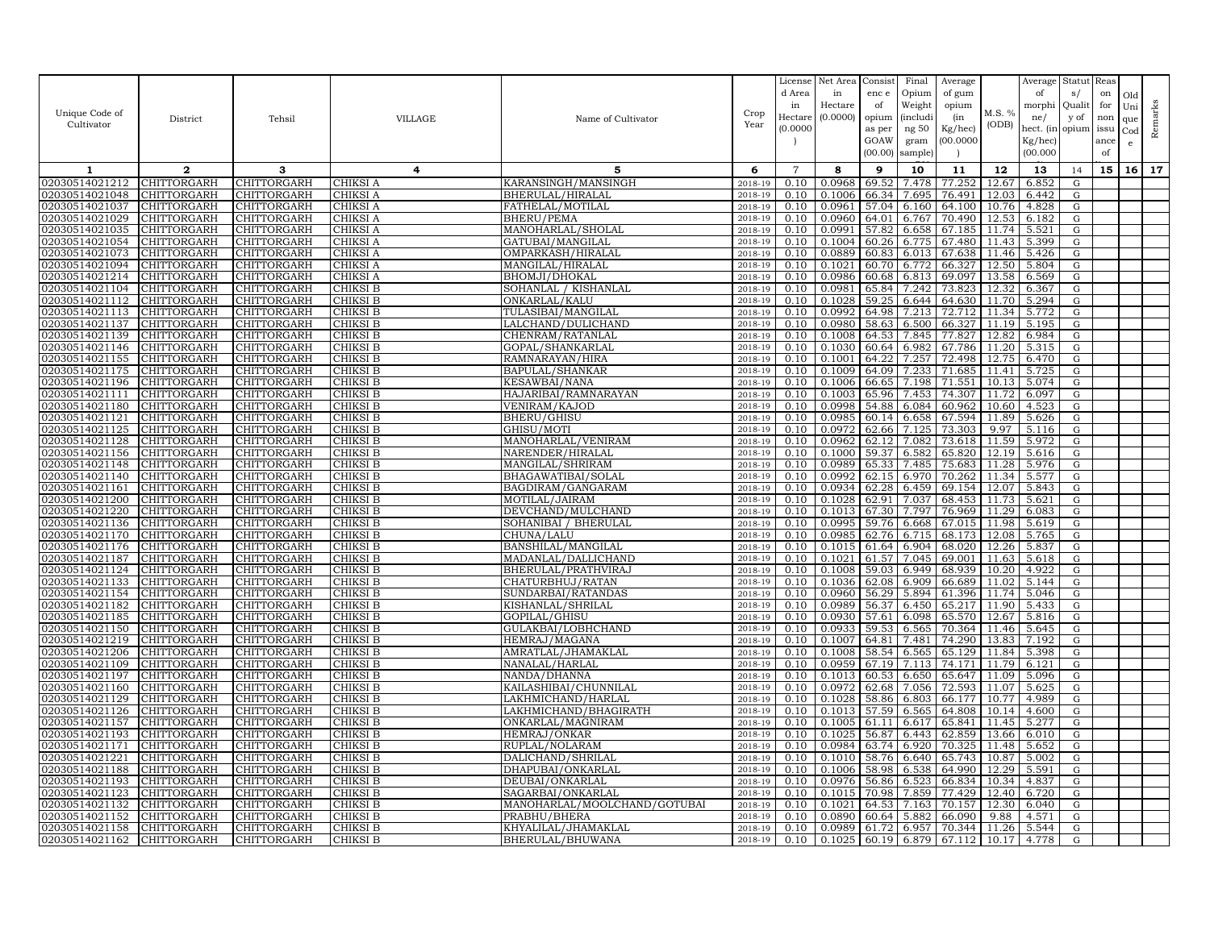| Unique Code of Cultivator | District | Tehsil | VILLAGE | Name of Cultivator | Crop Year | License d Area in Hectare (0.0000) | Net Area in Hectare (0.0000) | Consist enc e of opium as per GOAW (00.00) | Final Opium Weight (includi ng 50 gram sample) | Average of gum opium (in Kg/hec) (00.0000) | M.S. % (ODB) | Average of morphi ne/ hect. (in Kg/hec) (00.000 | Statut s/ Qualit y of opium | Reas on for non issu ance of | Old Uni que Cod e | Remarks |
|---|---|---|---|---|---|---|---|---|---|---|---|---|---|---|---|---|
| 1 | 2 | 3 | 4 | 5 | 6 | 7 | 8 | 9 | 10 | 11 | 12 | 13 | 14 | 15 | 16 | 17 |
| 02030514021212 | CHITTORGARH | CHITTORGARH | CHIKSI A | KARANSINGH/MANSINGH | 2018-19 | 0.10 | 0.0968 | 69.52 | 7.478 | 77.252 | 12.67 | 6.852 | G | | | |
| 02030514021048 | CHITTORGARH | CHITTORGARH | CHIKSI A | BHERULAL/HIRALAL | 2018-19 | 0.10 | 0.1006 | 66.34 | 7.695 | 76.491 | 12.03 | 6.442 | G | | | |
| 02030514021037 | CHITTORGARH | CHITTORGARH | CHIKSI A | FATHELAL/MOTILAL | 2018-19 | 0.10 | 0.0961 | 57.04 | 6.160 | 64.100 | 10.76 | 4.828 | G | | | |
| 02030514021029 | CHITTORGARH | CHITTORGARH | CHIKSI A | BHERU/PEMA | 2018-19 | 0.10 | 0.0960 | 64.01 | 6.767 | 70.490 | 12.53 | 6.182 | G | | | |
| 02030514021035 | CHITTORGARH | CHITTORGARH | CHIKSI A | MANOHARLAL/SHOLAL | 2018-19 | 0.10 | 0.0991 | 57.82 | 6.658 | 67.185 | 11.74 | 5.521 | G | | | |
| 02030514021054 | CHITTORGARH | CHITTORGARH | CHIKSI A | GATUBAI/MANGILAL | 2018-19 | 0.10 | 0.1004 | 60.26 | 6.775 | 67.480 | 11.43 | 5.399 | G | | | |
| 02030514021073 | CHITTORGARH | CHITTORGARH | CHIKSI A | OMPARKASH/HIRALAL | 2018-19 | 0.10 | 0.0889 | 60.83 | 6.013 | 67.638 | 11.46 | 5.426 | G | | | |
| 02030514021094 | CHITTORGARH | CHITTORGARH | CHIKSI A | MANGILAL/HIRALAL | 2018-19 | 0.10 | 0.1021 | 60.70 | 6.772 | 66.327 | 12.50 | 5.804 | G | | | |
| 02030514021214 | CHITTORGARH | CHITTORGARH | CHIKSI A | BHOMJI/DHOKAL | 2018-19 | 0.10 | 0.0986 | 60.68 | 6.813 | 69.097 | 13.58 | 6.569 | G | | | |
| 02030514021104 | CHITTORGARH | CHITTORGARH | CHIKSI B | SOHANLAL / KISHANLAL | 2018-19 | 0.10 | 0.0981 | 65.84 | 7.242 | 73.823 | 12.32 | 6.367 | G | | | |
| 02030514021112 | CHITTORGARH | CHITTORGARH | CHIKSI B | ONKARLAL/KALU | 2018-19 | 0.10 | 0.1028 | 59.25 | 6.644 | 64.630 | 11.70 | 5.294 | G | | | |
| 02030514021113 | CHITTORGARH | CHITTORGARH | CHIKSI B | TULASIBAI/MANGILAL | 2018-19 | 0.10 | 0.0992 | 64.98 | 7.213 | 72.712 | 11.34 | 5.772 | G | | | |
| 02030514021137 | CHITTORGARH | CHITTORGARH | CHIKSI B | LALCHAND/DULICHAND | 2018-19 | 0.10 | 0.0980 | 58.63 | 6.500 | 66.327 | 11.19 | 5.195 | G | | | |
| 02030514021139 | CHITTORGARH | CHITTORGARH | CHIKSI B | CHENRAM/RATANLAL | 2018-19 | 0.10 | 0.1008 | 64.53 | 7.845 | 77.827 | 12.82 | 6.984 | G | | | |
| 02030514021146 | CHITTORGARH | CHITTORGARH | CHIKSI B | GOPAL/SHANKARLAL | 2018-19 | 0.10 | 0.1030 | 60.64 | 6.982 | 67.786 | 11.20 | 5.315 | G | | | |
| 02030514021155 | CHITTORGARH | CHITTORGARH | CHIKSI B | RAMNARAYAN/HIRA | 2018-19 | 0.10 | 0.1001 | 64.22 | 7.257 | 72.498 | 12.75 | 6.470 | G | | | |
| 02030514021175 | CHITTORGARH | CHITTORGARH | CHIKSI B | BAPULAL/SHANKAR | 2018-19 | 0.10 | 0.1009 | 64.09 | 7.233 | 71.685 | 11.41 | 5.725 | G | | | |
| 02030514021196 | CHITTORGARH | CHITTORGARH | CHIKSI B | KESAWBAI/NANA | 2018-19 | 0.10 | 0.1006 | 66.65 | 7.198 | 71.551 | 10.13 | 5.074 | G | | | |
| 02030514021111 | CHITTORGARH | CHITTORGARH | CHIKSI B | HAJARIBAI/RAMNARAYAN | 2018-19 | 0.10 | 0.1003 | 65.96 | 7.453 | 74.307 | 11.72 | 6.097 | G | | | |
| 02030514021180 | CHITTORGARH | CHITTORGARH | CHIKSI B | VENIRAM/KAJOD | 2018-19 | 0.10 | 0.0998 | 54.88 | 6.084 | 60.962 | 10.60 | 4.523 | G | | | |
| 02030514021121 | CHITTORGARH | CHITTORGARH | CHIKSI B | BHERU/GHISU | 2018-19 | 0.10 | 0.0985 | 60.14 | 6.658 | 67.594 | 11.89 | 5.626 | G | | | |
| 02030514021125 | CHITTORGARH | CHITTORGARH | CHIKSI B | GHISU/MOTI | 2018-19 | 0.10 | 0.0972 | 62.66 | 7.125 | 73.303 | 9.97 | 5.116 | G | | | |
| 02030514021128 | CHITTORGARH | CHITTORGARH | CHIKSI B | MANOHARLAL/VENIRAM | 2018-19 | 0.10 | 0.0962 | 62.12 | 7.082 | 73.618 | 11.59 | 5.972 | G | | | |
| 02030514021156 | CHITTORGARH | CHITTORGARH | CHIKSI B | NARENDER/HIRALAL | 2018-19 | 0.10 | 0.1000 | 59.37 | 6.582 | 65.820 | 12.19 | 5.616 | G | | | |
| 02030514021148 | CHITTORGARH | CHITTORGARH | CHIKSI B | MANGILAL/SHRIRAM | 2018-19 | 0.10 | 0.0989 | 65.33 | 7.485 | 75.683 | 11.28 | 5.976 | G | | | |
| 02030514021140 | CHITTORGARH | CHITTORGARH | CHIKSI B | BHAGAWATIBAI/SOLAL | 2018-19 | 0.10 | 0.0992 | 62.15 | 6.970 | 70.262 | 11.34 | 5.577 | G | | | |
| 02030514021161 | CHITTORGARH | CHITTORGARH | CHIKSI B | BAGDIRAM/GANGARAM | 2018-19 | 0.10 | 0.0934 | 62.28 | 6.459 | 69.154 | 12.07 | 5.843 | G | | | |
| 02030514021200 | CHITTORGARH | CHITTORGARH | CHIKSI B | MOTILAL/JAIRAM | 2018-19 | 0.10 | 0.1028 | 62.91 | 7.037 | 68.453 | 11.73 | 5.621 | G | | | |
| 02030514021220 | CHITTORGARH | CHITTORGARH | CHIKSI B | DEVCHAND/MULCHAND | 2018-19 | 0.10 | 0.1013 | 67.30 | 7.797 | 76.969 | 11.29 | 6.083 | G | | | |
| 02030514021136 | CHITTORGARH | CHITTORGARH | CHIKSI B | SOHANIBAI / BHERULAL | 2018-19 | 0.10 | 0.0995 | 59.76 | 6.668 | 67.015 | 11.98 | 5.619 | G | | | |
| 02030514021170 | CHITTORGARH | CHITTORGARH | CHIKSI B | CHUNA/LALU | 2018-19 | 0.10 | 0.0985 | 62.76 | 6.715 | 68.173 | 12.08 | 5.765 | G | | | |
| 02030514021176 | CHITTORGARH | CHITTORGARH | CHIKSI B | BANSHILAL/MANGILAL | 2018-19 | 0.10 | 0.1015 | 61.64 | 6.904 | 68.020 | 12.26 | 5.837 | G | | | |
| 02030514021187 | CHITTORGARH | CHITTORGARH | CHIKSI B | MADANLAL/DALLICHAND | 2018-19 | 0.10 | 0.1021 | 61.57 | 7.045 | 69.001 | 11.63 | 5.618 | G | | | |
| 02030514021124 | CHITTORGARH | CHITTORGARH | CHIKSI B | BHERULAL/PRATHVIRAJ | 2018-19 | 0.10 | 0.1008 | 59.03 | 6.949 | 68.939 | 10.20 | 4.922 | G | | | |
| 02030514021133 | CHITTORGARH | CHITTORGARH | CHIKSI B | CHATURBHUJ/RATAN | 2018-19 | 0.10 | 0.1036 | 62.08 | 6.909 | 66.689 | 11.02 | 5.144 | G | | | |
| 02030514021154 | CHITTORGARH | CHITTORGARH | CHIKSI B | SUNDARBAI/RATANDAS | 2018-19 | 0.10 | 0.0960 | 56.29 | 5.894 | 61.396 | 11.74 | 5.046 | G | | | |
| 02030514021182 | CHITTORGARH | CHITTORGARH | CHIKSI B | KISHANLAL/SHRILAL | 2018-19 | 0.10 | 0.0989 | 56.37 | 6.450 | 65.217 | 11.90 | 5.433 | G | | | |
| 02030514021185 | CHITTORGARH | CHITTORGARH | CHIKSI B | GOPILAL/GHISU | 2018-19 | 0.10 | 0.0930 | 57.61 | 6.098 | 65.570 | 12.67 | 5.816 | G | | | |
| 02030514021150 | CHITTORGARH | CHITTORGARH | CHIKSI B | GULAKBAI/LOBHCHAND | 2018-19 | 0.10 | 0.0933 | 59.53 | 6.565 | 70.364 | 11.46 | 5.645 | G | | | |
| 02030514021219 | CHITTORGARH | CHITTORGARH | CHIKSI B | HEMRAJ/MAGANA | 2018-19 | 0.10 | 0.1007 | 64.81 | 7.481 | 74.290 | 13.83 | 7.192 | G | | | |
| 02030514021206 | CHITTORGARH | CHITTORGARH | CHIKSI B | AMRATLAL/JHAMAKLAL | 2018-19 | 0.10 | 0.1008 | 58.54 | 6.565 | 65.129 | 11.84 | 5.398 | G | | | |
| 02030514021109 | CHITTORGARH | CHITTORGARH | CHIKSI B | NANALAL/HARLAL | 2018-19 | 0.10 | 0.0959 | 67.19 | 7.113 | 74.171 | 11.79 | 6.121 | G | | | |
| 02030514021197 | CHITTORGARH | CHITTORGARH | CHIKSI B | NANDA/DHANNA | 2018-19 | 0.10 | 0.1013 | 60.53 | 6.650 | 65.647 | 11.09 | 5.096 | G | | | |
| 02030514021160 | CHITTORGARH | CHITTORGARH | CHIKSI B | KAILASHIBAI/CHUNNILAL | 2018-19 | 0.10 | 0.0972 | 62.68 | 7.056 | 72.593 | 11.07 | 5.625 | G | | | |
| 02030514021129 | CHITTORGARH | CHITTORGARH | CHIKSI B | LAKHMICHAND/HARLAL | 2018-19 | 0.10 | 0.1028 | 58.86 | 6.803 | 66.177 | 10.77 | 4.989 | G | | | |
| 02030514021126 | CHITTORGARH | CHITTORGARH | CHIKSI B | LAKHMICHAND/BHAGIRATH | 2018-19 | 0.10 | 0.1013 | 57.59 | 6.565 | 64.808 | 10.14 | 4.600 | G | | | |
| 02030514021157 | CHITTORGARH | CHITTORGARH | CHIKSI B | ONKARLAL/MAGNIRAM | 2018-19 | 0.10 | 0.1005 | 61.11 | 6.617 | 65.841 | 11.45 | 5.277 | G | | | |
| 02030514021193 | CHITTORGARH | CHITTORGARH | CHIKSI B | HEMRAJ/ONKAR | 2018-19 | 0.10 | 0.1025 | 56.87 | 6.443 | 62.859 | 13.66 | 6.010 | G | | | |
| 02030514021171 | CHITTORGARH | CHITTORGARH | CHIKSI B | RUPLAL/NOLARAM | 2018-19 | 0.10 | 0.0984 | 63.74 | 6.920 | 70.325 | 11.48 | 5.652 | G | | | |
| 02030514021221 | CHITTORGARH | CHITTORGARH | CHIKSI B | DALICHAND/SHRILAL | 2018-19 | 0.10 | 0.1010 | 58.76 | 6.640 | 65.743 | 10.87 | 5.002 | G | | | |
| 02030514021188 | CHITTORGARH | CHITTORGARH | CHIKSI B | DHAPUBAI/ONKARLAL | 2018-19 | 0.10 | 0.1006 | 58.98 | 6.538 | 64.990 | 12.29 | 5.591 | G | | | |
| 02030514021193 | CHITTORGARH | CHITTORGARH | CHIKSI B | DEUBAI/ONKARLAL | 2018-19 | 0.10 | 0.0976 | 56.86 | 6.523 | 66.834 | 10.34 | 4.837 | G | | | |
| 02030514021123 | CHITTORGARH | CHITTORGARH | CHIKSI B | SAGARBAI/ONKARLAL | 2018-19 | 0.10 | 0.1015 | 70.98 | 7.859 | 77.429 | 12.40 | 6.720 | G | | | |
| 02030514021132 | CHITTORGARH | CHITTORGARH | CHIKSI B | MANOHARLAL/MOOLCHAND/GOTUBAI | 2018-19 | 0.10 | 0.1021 | 64.53 | 7.163 | 70.157 | 12.30 | 6.040 | G | | | |
| 02030514021152 | CHITTORGARH | CHITTORGARH | CHIKSI B | PRABHU/BHERA | 2018-19 | 0.10 | 0.0890 | 60.64 | 5.882 | 66.090 | 9.88 | 4.571 | G | | | |
| 02030514021158 | CHITTORGARH | CHITTORGARH | CHIKSI B | KHYALILAL/JHAMAKLAL | 2018-19 | 0.10 | 0.0989 | 61.72 | 6.957 | 70.344 | 11.26 | 5.544 | G | | | |
| 02030514021162 | CHITTORGARH | CHITTORGARH | CHIKSI B | BHERULAL/BHUWANA | 2018-19 | 0.10 | 0.1025 | 60.19 | 6.879 | 67.112 | 10.17 | 4.778 | G | | | |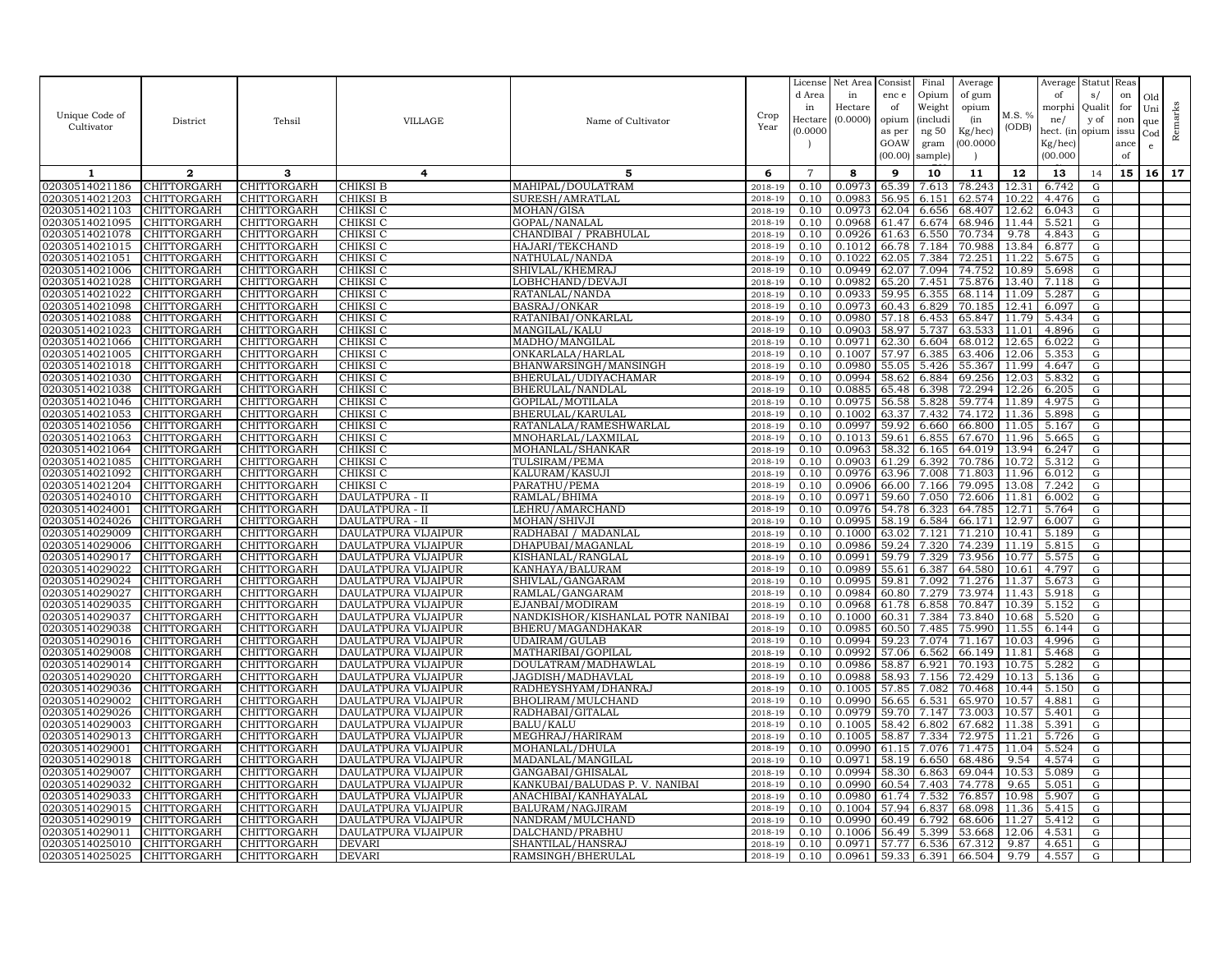| Unique Code of Cultivator | District | Tehsil | VILLAGE | Name of Cultivator | Crop Year | License d Area in Hectare (0.0000 ) | Net Area in Hectare (0.0000) | Consist enc e of opium as per GOAW (00.00) | Final Opium Weight (includi ng 50 gram sample) | Average of gum opium (in Kg/hec) (00.0000 ) | M.S. % (ODB) | Average of morphi ne/ hect. (in Kg/hec) (00.000 | Statut s/ Qualit y of opium | Reas on for non issu ance of | Old Uni que Cod e | Remarks |
|---|---|---|---|---|---|---|---|---|---|---|---|---|---|---|---|---|
| 1 | 2 | 3 | 4 | 5 | 6 | 7 | 8 | 9 | 10 | 11 | 12 | 13 | 14 | 15 | 16 | 17 |
| 02030514021186 | CHITTORGARH | CHITTORGARH | CHIKSI B | MAHIPAL/DOULATRAM | 2018-19 | 0.10 | 0.0973 | 65.39 | 7.613 | 78.243 | 12.31 | 6.742 | G | | | |
| 02030514021203 | CHITTORGARH | CHITTORGARH | CHIKSI B | SURESH/AMRATLAL | 2018-19 | 0.10 | 0.0983 | 56.95 | 6.151 | 62.574 | 10.22 | 4.476 | G | | | |
| 02030514021103 | CHITTORGARH | CHITTORGARH | CHIKSI C | MOHAN/GISA | 2018-19 | 0.10 | 0.0973 | 62.04 | 6.656 | 68.407 | 12.62 | 6.043 | G | | | |
| 02030514021095 | CHITTORGARH | CHITTORGARH | CHIKSI C | GOPAL/NANALAL | 2018-19 | 0.10 | 0.0968 | 61.47 | 6.674 | 68.946 | 11.44 | 5.521 | G | | | |
| 02030514021078 | CHITTORGARH | CHITTORGARH | CHIKSI C | CHANDIBAI / PRABHULAL | 2018-19 | 0.10 | 0.0926 | 61.63 | 6.550 | 70.734 | 9.78 | 4.843 | G | | | |
| 02030514021015 | CHITTORGARH | CHITTORGARH | CHIKSI C | HAJARI/TEKCHAND | 2018-19 | 0.10 | 0.1012 | 66.78 | 7.184 | 70.988 | 13.84 | 6.877 | G | | | |
| 02030514021051 | CHITTORGARH | CHITTORGARH | CHIKSI C | NATHULAL/NANDA | 2018-19 | 0.10 | 0.1022 | 62.05 | 7.384 | 72.251 | 11.22 | 5.675 | G | | | |
| 02030514021006 | CHITTORGARH | CHITTORGARH | CHIKSI C | SHIVLAL/KHEMRAJ | 2018-19 | 0.10 | 0.0949 | 62.07 | 7.094 | 74.752 | 10.89 | 5.698 | G | | | |
| 02030514021028 | CHITTORGARH | CHITTORGARH | CHIKSI C | LOBHCHAND/DEVAJI | 2018-19 | 0.10 | 0.0982 | 65.20 | 7.451 | 75.876 | 13.40 | 7.118 | G | | | |
| 02030514021022 | CHITTORGARH | CHITTORGARH | CHIKSI C | RATANLAL/NANDA | 2018-19 | 0.10 | 0.0933 | 59.95 | 6.355 | 68.114 | 11.09 | 5.287 | G | | | |
| 02030514021098 | CHITTORGARH | CHITTORGARH | CHIKSI C | BASRAJ/ONKAR | 2018-19 | 0.10 | 0.0973 | 60.43 | 6.829 | 70.185 | 12.41 | 6.097 | G | | | |
| 02030514021088 | CHITTORGARH | CHITTORGARH | CHIKSI C | RATANIBAI/ONKARLAL | 2018-19 | 0.10 | 0.0980 | 57.18 | 6.453 | 65.847 | 11.79 | 5.434 | G | | | |
| 02030514021023 | CHITTORGARH | CHITTORGARH | CHIKSI C | MANGILAL/KALU | 2018-19 | 0.10 | 0.0903 | 58.97 | 5.737 | 63.533 | 11.01 | 4.896 | G | | | |
| 02030514021066 | CHITTORGARH | CHITTORGARH | CHIKSI C | MADHO/MANGILAL | 2018-19 | 0.10 | 0.0971 | 62.30 | 6.604 | 68.012 | 12.65 | 6.022 | G | | | |
| 02030514021005 | CHITTORGARH | CHITTORGARH | CHIKSI C | ONKARLALA/HARLAL | 2018-19 | 0.10 | 0.1007 | 57.97 | 6.385 | 63.406 | 12.06 | 5.353 | G | | | |
| 02030514021018 | CHITTORGARH | CHITTORGARH | CHIKSI C | BHANWARSINGH/MANSINGH | 2018-19 | 0.10 | 0.0980 | 55.05 | 5.426 | 55.367 | 11.99 | 4.647 | G | | | |
| 02030514021030 | CHITTORGARH | CHITTORGARH | CHIKSI C | BHERULAL/UDIYACHAMAR | 2018-19 | 0.10 | 0.0994 | 58.62 | 6.884 | 69.256 | 12.03 | 5.832 | G | | | |
| 02030514021038 | CHITTORGARH | CHITTORGARH | CHIKSI C | BHERULAL/NANDLAL | 2018-19 | 0.10 | 0.0885 | 65.48 | 6.398 | 72.294 | 12.26 | 6.205 | G | | | |
| 02030514021046 | CHITTORGARH | CHITTORGARH | CHIKSI C | GOPILAL/MOTILALA | 2018-19 | 0.10 | 0.0975 | 56.58 | 5.828 | 59.774 | 11.89 | 4.975 | G | | | |
| 02030514021053 | CHITTORGARH | CHITTORGARH | CHIKSI C | BHERULAL/KARULAL | 2018-19 | 0.10 | 0.1002 | 63.37 | 7.432 | 74.172 | 11.36 | 5.898 | G | | | |
| 02030514021056 | CHITTORGARH | CHITTORGARH | CHIKSI C | RATANLALA/RAMESHWARLAL | 2018-19 | 0.10 | 0.0997 | 59.92 | 6.660 | 66.800 | 11.05 | 5.167 | G | | | |
| 02030514021063 | CHITTORGARH | CHITTORGARH | CHIKSI C | MNOHARLAL/LAXMILAL | 2018-19 | 0.10 | 0.1013 | 59.61 | 6.855 | 67.670 | 11.96 | 5.665 | G | | | |
| 02030514021064 | CHITTORGARH | CHITTORGARH | CHIKSI C | MOHANLAL/SHANKAR | 2018-19 | 0.10 | 0.0963 | 58.32 | 6.165 | 64.019 | 13.94 | 6.247 | G | | | |
| 02030514021085 | CHITTORGARH | CHITTORGARH | CHIKSI C | TULSIRAM/PEMA | 2018-19 | 0.10 | 0.0903 | 61.29 | 6.392 | 70.786 | 10.72 | 5.312 | G | | | |
| 02030514021092 | CHITTORGARH | CHITTORGARH | CHIKSI C | KALURAM/KASUJI | 2018-19 | 0.10 | 0.0976 | 63.96 | 7.008 | 71.803 | 11.96 | 6.012 | G | | | |
| 02030514021204 | CHITTORGARH | CHITTORGARH | CHIKSI C | PARATHU/PEMA | 2018-19 | 0.10 | 0.0906 | 66.00 | 7.166 | 79.095 | 13.08 | 7.242 | G | | | |
| 02030514024010 | CHITTORGARH | CHITTORGARH | DAULATPURA - II | RAMLAL/BHIMA | 2018-19 | 0.10 | 0.0971 | 59.60 | 7.050 | 72.606 | 11.81 | 6.002 | G | | | |
| 02030514024001 | CHITTORGARH | CHITTORGARH | DAULATPURA - II | LEHRU/AMARCHAND | 2018-19 | 0.10 | 0.0976 | 54.78 | 6.323 | 64.785 | 12.71 | 5.764 | G | | | |
| 02030514024026 | CHITTORGARH | CHITTORGARH | DAULATPURA - II | MOHAN/SHIVJI | 2018-19 | 0.10 | 0.0995 | 58.19 | 6.584 | 66.171 | 12.97 | 6.007 | G | | | |
| 02030514029009 | CHITTORGARH | CHITTORGARH | DAULATPURA VIJAIPUR | RADHABAI / MADANLAL | 2018-19 | 0.10 | 0.1000 | 63.02 | 7.121 | 71.210 | 10.41 | 5.189 | G | | | |
| 02030514029006 | CHITTORGARH | CHITTORGARH | DAULATPURA VIJAIPUR | DHAPUBAI/MAGANLAL | 2018-19 | 0.10 | 0.0986 | 59.24 | 7.320 | 74.239 | 11.19 | 5.815 | G | | | |
| 02030514029017 | CHITTORGARH | CHITTORGARH | DAULATPURA VIJAIPUR | KISHANLAL/RANGLAL | 2018-19 | 0.10 | 0.0991 | 59.79 | 7.329 | 73.956 | 10.77 | 5.575 | G | | | |
| 02030514029022 | CHITTORGARH | CHITTORGARH | DAULATPURA VIJAIPUR | KANHAYA/BALURAM | 2018-19 | 0.10 | 0.0989 | 55.61 | 6.387 | 64.580 | 10.61 | 4.797 | G | | | |
| 02030514029024 | CHITTORGARH | CHITTORGARH | DAULATPURA VIJAIPUR | SHIVLAL/GANGARAM | 2018-19 | 0.10 | 0.0995 | 59.81 | 7.092 | 71.276 | 11.37 | 5.673 | G | | | |
| 02030514029027 | CHITTORGARH | CHITTORGARH | DAULATPURA VIJAIPUR | RAMLAL/GANGARAM | 2018-19 | 0.10 | 0.0984 | 60.80 | 7.279 | 73.974 | 11.43 | 5.918 | G | | | |
| 02030514029035 | CHITTORGARH | CHITTORGARH | DAULATPURA VIJAIPUR | EJANBAI/MODIRAM | 2018-19 | 0.10 | 0.0968 | 61.78 | 6.858 | 70.847 | 10.39 | 5.152 | G | | | |
| 02030514029037 | CHITTORGARH | CHITTORGARH | DAULATPURA VIJAIPUR | NANDKISHOR/KISHANLAL POTR NANIBAI | 2018-19 | 0.10 | 0.1000 | 60.31 | 7.384 | 73.840 | 10.68 | 5.520 | G | | | |
| 02030514029038 | CHITTORGARH | CHITTORGARH | DAULATPURA VIJAIPUR | BHERU/MAGANDHAKAR | 2018-19 | 0.10 | 0.0985 | 60.50 | 7.485 | 75.990 | 11.55 | 6.144 | G | | | |
| 02030514029016 | CHITTORGARH | CHITTORGARH | DAULATPURA VIJAIPUR | UDAIRAM/GULAB | 2018-19 | 0.10 | 0.0994 | 59.23 | 7.074 | 71.167 | 10.03 | 4.996 | G | | | |
| 02030514029008 | CHITTORGARH | CHITTORGARH | DAULATPURA VIJAIPUR | MATHARIBAI/GOPILAL | 2018-19 | 0.10 | 0.0992 | 57.06 | 6.562 | 66.149 | 11.81 | 5.468 | G | | | |
| 02030514029014 | CHITTORGARH | CHITTORGARH | DAULATPURA VIJAIPUR | DOULATRAM/MADHAWLAL | 2018-19 | 0.10 | 0.0986 | 58.87 | 6.921 | 70.193 | 10.75 | 5.282 | G | | | |
| 02030514029020 | CHITTORGARH | CHITTORGARH | DAULATPURA VIJAIPUR | JAGDISH/MADHAVLAL | 2018-19 | 0.10 | 0.0988 | 58.93 | 7.156 | 72.429 | 10.13 | 5.136 | G | | | |
| 02030514029036 | CHITTORGARH | CHITTORGARH | DAULATPURA VIJAIPUR | RADHEYSHYAM/DHANRAJ | 2018-19 | 0.10 | 0.1005 | 57.85 | 7.082 | 70.468 | 10.44 | 5.150 | G | | | |
| 02030514029002 | CHITTORGARH | CHITTORGARH | DAULATPURA VIJAIPUR | BHOLIRAM/MULCHAND | 2018-19 | 0.10 | 0.0990 | 56.65 | 6.531 | 65.970 | 10.57 | 4.881 | G | | | |
| 02030514029026 | CHITTORGARH | CHITTORGARH | DAULATPURA VIJAIPUR | RADHABAI/GITALAL | 2018-19 | 0.10 | 0.0979 | 59.70 | 7.147 | 73.003 | 10.57 | 5.401 | G | | | |
| 02030514029003 | CHITTORGARH | CHITTORGARH | DAULATPURA VIJAIPUR | BALU/KALU | 2018-19 | 0.10 | 0.1005 | 58.42 | 6.802 | 67.682 | 11.38 | 5.391 | G | | | |
| 02030514029013 | CHITTORGARH | CHITTORGARH | DAULATPURA VIJAIPUR | MEGHRAJ/HARIRAM | 2018-19 | 0.10 | 0.1005 | 58.87 | 7.334 | 72.975 | 11.21 | 5.726 | G | | | |
| 02030514029001 | CHITTORGARH | CHITTORGARH | DAULATPURA VIJAIPUR | MOHANLAL/DHULA | 2018-19 | 0.10 | 0.0990 | 61.15 | 7.076 | 71.475 | 11.04 | 5.524 | G | | | |
| 02030514029018 | CHITTORGARH | CHITTORGARH | DAULATPURA VIJAIPUR | MADANLAL/MANGILAL | 2018-19 | 0.10 | 0.0971 | 58.19 | 6.650 | 68.486 | 9.54 | 4.574 | G | | | |
| 02030514029007 | CHITTORGARH | CHITTORGARH | DAULATPURA VIJAIPUR | GANGABAI/GHISALAL | 2018-19 | 0.10 | 0.0994 | 58.30 | 6.863 | 69.044 | 10.53 | 5.089 | G | | | |
| 02030514029032 | CHITTORGARH | CHITTORGARH | DAULATPURA VIJAIPUR | KANKUBAI/BALUDAS P. V. NANIBAI | 2018-19 | 0.10 | 0.0990 | 60.54 | 7.403 | 74.778 | 9.65 | 5.051 | G | | | |
| 02030514029033 | CHITTORGARH | CHITTORGARH | DAULATPURA VIJAIPUR | ANACHIBAI/KANHAYALAL | 2018-19 | 0.10 | 0.0980 | 61.74 | 7.532 | 76.857 | 10.98 | 5.907 | G | | | |
| 02030514029015 | CHITTORGARH | CHITTORGARH | DAULATPURA VIJAIPUR | BALURAM/NAGJIRAM | 2018-19 | 0.10 | 0.1004 | 57.94 | 6.837 | 68.098 | 11.36 | 5.415 | G | | | |
| 02030514029019 | CHITTORGARH | CHITTORGARH | DAULATPURA VIJAIPUR | NANDRAM/MULCHAND | 2018-19 | 0.10 | 0.0990 | 60.49 | 6.792 | 68.606 | 11.27 | 5.412 | G | | | |
| 02030514029011 | CHITTORGARH | CHITTORGARH | DAULATPURA VIJAIPUR | DALCHAND/PRABHU | 2018-19 | 0.10 | 0.1006 | 56.49 | 5.399 | 53.668 | 12.06 | 4.531 | G | | | |
| 02030514025010 | CHITTORGARH | CHITTORGARH | DEVARI | SHANTILAL/HANSRAJ | 2018-19 | 0.10 | 0.0971 | 57.77 | 6.536 | 67.312 | 9.87 | 4.651 | G | | | |
| 02030514025025 | CHITTORGARH | CHITTORGARH | DEVARI | RAMSINGH/BHERULAL | 2018-19 | 0.10 | 0.0961 | 59.33 | 6.391 | 66.504 | 9.79 | 4.557 | G | | | |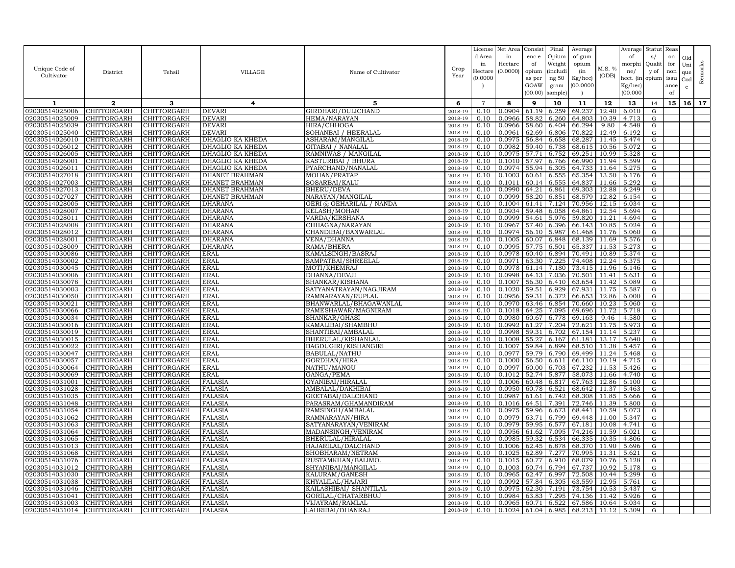| Unique Code of Cultivator | District | Tehsil | VILLAGE | Name of Cultivator | Crop Year | License d Area in Hectare (0.0000) | Net Area in Hectare (0.0000) | Consist enc e of opium as per GOAW (00.00) | Final Opium Weight (includi ng 50 gram sample) | Average of gum opium (in Kg/hec) (00.0000) | M.S. % (ODB) | Average of morphi ne/ hect. (in Kg/hec) (00.000 | Statut s/ Qualit y of opium | Reas on for non issu ance of | Old Uni que Cod e | Remarks |
|---|---|---|---|---|---|---|---|---|---|---|---|---|---|---|---|---|
| 1 | 2 | 3 | 4 | 5 | 6 | 7 | 8 | 9 | 10 | 11 | 12 | 13 | 14 | 15 | 16 | 17 |
| 02030514025006 | CHITTORGARH | CHITTORGARH | DEVARI | GIRDHARI/DULICHAND | 2018-19 | 0.10 | 0.0904 | 61.19 | 6.259 | 69.237 | 12.40 | 6.010 | G | | | |
| 02030514025009 | CHITTORGARH | CHITTORGARH | DEVARI | HEMA/NARAYAN | 2018-19 | 0.10 | 0.0966 | 58.82 | 6.260 | 64.803 | 10.39 | 4.713 | G | | | |
| 02030514025039 | CHITTORGARH | CHITTORGARH | DEVARI | HIRA/CHHOGA | 2018-19 | 0.10 | 0.0966 | 58.60 | 6.404 | 66.294 | 9.80 | 4.548 | G | | | |
| 02030514025040 | CHITTORGARH | CHITTORGARH | DEVARI | SOHANBAI / HEERALAL | 2018-19 | 0.10 | 0.0961 | 62.69 | 6.806 | 70.822 | 12.49 | 6.192 | G | | | |
| 02030514026010 | CHITTORGARH | CHITTORGARH | DHAGLIO KA KHEDA | ASHARAM/MANGILAL | 2018-19 | 0.10 | 0.0975 | 56.84 | 6.658 | 68.287 | 11.45 | 5.474 | G | | | |
| 02030514026012 | CHITTORGARH | CHITTORGARH | DHAGLIO KA KHEDA | GITABAI / NANALAL | 2018-19 | 0.10 | 0.0982 | 59.40 | 6.738 | 68.615 | 10.56 | 5.072 | G | | | |
| 02030514026005 | CHITTORGARH | CHITTORGARH | DHAGLIO KA KHEDA | RAMNIWAS / MANGILAL | 2018-19 | 0.10 | 0.0975 | 57.71 | 6.752 | 69.251 | 10.99 | 5.328 | G | | | |
| 02030514026001 | CHITTORGARH | CHITTORGARH | DHAGLIO KA KHEDA | KASTURIBAI / BHURA | 2018-19 | 0.10 | 0.1010 | 57.97 | 6.766 | 66.990 | 11.94 | 5.599 | G | | | |
| 02030514026011 | CHITTORGARH | CHITTORGARH | DHAGLIO KA KHEDA | PYARCHAND/NANALAL | 2018-19 | 0.10 | 0.0974 | 55.94 | 6.305 | 64.733 | 11.64 | 5.275 | G | | | |
| 02030514027018 | CHITTORGARH | CHITTORGARH | DHANET BRAHMAN | MOHAN/PRATAP | 2018-19 | 0.10 | 0.1003 | 60.61 | 6.555 | 65.354 | 13.50 | 6.176 | G | | | |
| 02030514027003 | CHITTORGARH | CHITTORGARH | DHANET BRAHMAN | SOSARBAI/KALU | 2018-19 | 0.10 | 0.1011 | 60.14 | 6.555 | 64.837 | 11.66 | 5.292 | G | | | |
| 02030514027013 | CHITTORGARH | CHITTORGARH | DHANET BRAHMAN | BHERU/DEVA | 2018-19 | 0.10 | 0.0990 | 64.21 | 6.861 | 69.303 | 12.88 | 6.249 | G | | | |
| 02030514027027 | CHITTORGARH | CHITTORGARH | DHANET BRAHMAN | NARAYAN/MANGILAL | 2018-19 | 0.10 | 0.0999 | 58.20 | 6.851 | 68.579 | 12.82 | 6.154 | G | | | |
| 02030514028005 | CHITTORGARH | CHITTORGARH | DHARANA | GERI @ GEHARILAL / NANDA | 2018-19 | 0.10 | 0.1004 | 61.41 | 7.124 | 70.956 | 12.15 | 6.034 | G | | | |
| 02030514028007 | CHITTORGARH | CHITTORGARH | DHARANA | KELASH/MOHAN | 2018-19 | 0.10 | 0.0934 | 59.48 | 6.058 | 64.861 | 12.54 | 5.694 | G | | | |
| 02030514028011 | CHITTORGARH | CHITTORGARH | DHARANA | VARDA/KIRSHANA | 2018-19 | 0.10 | 0.0999 | 54.61 | 5.976 | 59.820 | 11.21 | 4.694 | G | | | |
| 02030514028008 | CHITTORGARH | CHITTORGARH | DHARANA | CHHAGNA/NARAYAN | 2018-19 | 0.10 | 0.0967 | 57.40 | 6.396 | 66.143 | 10.85 | 5.024 | G | | | |
| 02030514028012 | CHITTORGARH | CHITTORGARH | DHARANA | CHANDIBAI/BANWARLAL | 2018-19 | 0.10 | 0.0974 | 56.10 | 5.987 | 61.468 | 11.76 | 5.060 | G | | | |
| 02030514028001 | CHITTORGARH | CHITTORGARH | DHARANA | VENA/DHANNA | 2018-19 | 0.10 | 0.1005 | 60.07 | 6.848 | 68.139 | 11.69 | 5.576 | G | | | |
| 02030514028009 | CHITTORGARH | CHITTORGARH | DHARANA | RAMA/BHERA | 2018-19 | 0.10 | 0.0995 | 57.75 | 6.501 | 65.337 | 11.53 | 5.273 | G | | | |
| 02030514030086 | CHITTORGARH | CHITTORGARH | ERAL | KAMALSINGH/BASRAJ | 2018-19 | 0.10 | 0.0978 | 60.40 | 6.894 | 70.491 | 10.89 | 5.374 | G | | | |
| 02030514030002 | CHITTORGARH | CHITTORGARH | ERAL | SAMPATBAI/SHREELAL | 2018-19 | 0.10 | 0.0971 | 63.30 | 7.225 | 74.408 | 12.24 | 6.375 | G | | | |
| 02030514030045 | CHITTORGARH | CHITTORGARH | ERAL | MOTI/KHEMRAJ | 2018-19 | 0.10 | 0.0978 | 61.14 | 7.180 | 73.415 | 11.96 | 6.146 | G | | | |
| 02030514030006 | CHITTORGARH | CHITTORGARH | ERAL | DHANNA/DEVJI | 2018-19 | 0.10 | 0.0998 | 64.13 | 7.036 | 70.501 | 11.41 | 5.631 | G | | | |
| 02030514030078 | CHITTORGARH | CHITTORGARH | ERAL | SHANKAR/KISHANA | 2018-19 | 0.10 | 0.1007 | 56.30 | 6.410 | 63.654 | 11.42 | 5.089 | G | | | |
| 02030514030003 | CHITTORGARH | CHITTORGARH | ERAL | SATYANATRAYAN/NAGJIRAM | 2018-19 | 0.10 | 0.1020 | 59.51 | 6.929 | 67.931 | 11.75 | 5.587 | G | | | |
| 02030514030050 | CHITTORGARH | CHITTORGARH | ERAL | RAMNARAYAN/RUPLAL | 2018-19 | 0.10 | 0.0956 | 59.31 | 6.372 | 66.653 | 12.86 | 6.000 | G | | | |
| 02030514030021 | CHITTORGARH | CHITTORGARH | ERAL | BHANWARLAL/BHAGAWANLAL | 2018-19 | 0.10 | 0.0970 | 63.46 | 6.854 | 70.660 | 10.23 | 5.060 | G | | | |
| 02030514030066 | CHITTORGARH | CHITTORGARH | ERAL | RAMESHAWAR/MAGNIRAM | 2018-19 | 0.10 | 0.1018 | 64.25 | 7.095 | 69.696 | 11.72 | 5.718 | G | | | |
| 02030514030034 | CHITTORGARH | CHITTORGARH | ERAL | SHANKAR/GHASI | 2018-19 | 0.10 | 0.0980 | 60.67 | 6.778 | 69.163 | 9.46 | 4.580 | G | | | |
| 02030514030016 | CHITTORGARH | CHITTORGARH | ERAL | KAMALIBAI/SHAMBHU | 2018-19 | 0.10 | 0.0992 | 61.27 | 7.204 | 72.621 | 11.75 | 5.973 | G | | | |
| 02030514030019 | CHITTORGARH | CHITTORGARH | ERAL | SHANTIBAI/AMBALAL | 2018-19 | 0.10 | 0.0998 | 59.31 | 6.702 | 67.154 | 11.14 | 5.237 | G | | | |
| 02030514030015 | CHITTORGARH | CHITTORGARH | ERAL | BHERULAL/KISHANLAL | 2018-19 | 0.10 | 0.1008 | 55.27 | 6.167 | 61.181 | 13.17 | 5.640 | G | | | |
| 02030514030022 | CHITTORGARH | CHITTORGARH | ERAL | BAGDUGIRI/KISHANGIRI | 2018-19 | 0.10 | 0.1007 | 59.84 | 6.899 | 68.510 | 11.38 | 5.457 | G | | | |
| 02030514030047 | CHITTORGARH | CHITTORGARH | ERAL | BABULAL/NATHU | 2018-19 | 0.10 | 0.0977 | 59.79 | 6.790 | 69.499 | 11.24 | 5.468 | G | | | |
| 02030514030057 | CHITTORGARH | CHITTORGARH | ERAL | GORDHAN/HIRA | 2018-19 | 0.10 | 0.1000 | 56.50 | 6.611 | 66.110 | 10.19 | 4.715 | G | | | |
| 02030514030064 | CHITTORGARH | CHITTORGARH | ERAL | NATHU/MANGU | 2018-19 | 0.10 | 0.0997 | 60.00 | 6.703 | 67.232 | 11.53 | 5.426 | G | | | |
| 02030514030069 | CHITTORGARH | CHITTORGARH | ERAL | GANGA/PEMA | 2018-19 | 0.10 | 0.1012 | 52.74 | 5.877 | 58.073 | 11.66 | 4.740 | G | | | |
| 02030514031001 | CHITTORGARH | CHITTORGARH | FALASIA | GYANIBAI/HIRALAL | 2018-19 | 0.10 | 0.1006 | 60.48 | 6.817 | 67.763 | 12.86 | 6.100 | G | | | |
| 02030514031028 | CHITTORGARH | CHITTORGARH | FALASIA | AMBALAL/DAKHIBAI | 2018-19 | 0.10 | 0.0950 | 60.78 | 6.521 | 68.642 | 11.37 | 5.463 | G | | | |
| 02030514031035 | CHITTORGARH | CHITTORGARH | FALASIA | GEETABAI/DALCHAND | 2018-19 | 0.10 | 0.0987 | 61.61 | 6.742 | 68.308 | 11.85 | 5.666 | G | | | |
| 02030514031048 | CHITTORGARH | CHITTORGARH | FALASIA | PARASRAM/GHAMANDIRAM | 2018-19 | 0.10 | 0.1016 | 64.51 | 7.391 | 72.746 | 11.39 | 5.800 | G | | | |
| 02030514031054 | CHITTORGARH | CHITTORGARH | FALASIA | RAMSINGH/AMBALAL | 2018-19 | 0.10 | 0.0975 | 59.96 | 6.673 | 68.441 | 10.59 | 5.073 | G | | | |
| 02030514031062 | CHITTORGARH | CHITTORGARH | FALASIA | RAMNARAYAN/HIRA | 2018-19 | 0.10 | 0.0979 | 63.71 | 6.799 | 69.448 | 11.00 | 5.347 | G | | | |
| 02030514031063 | CHITTORGARH | CHITTORGARH | FALASIA | SATYANARAYAN/VENIRAM | 2018-19 | 0.10 | 0.0979 | 59.95 | 6.577 | 67.181 | 10.08 | 4.741 | G | | | |
| 02030514031064 | CHITTORGARH | CHITTORGARH | FALASIA | MADANSINGH/VENIRAM | 2018-19 | 0.10 | 0.0956 | 61.62 | 7.095 | 74.216 | 11.59 | 6.021 | G | | | |
| 02030514031065 | CHITTORGARH | CHITTORGARH | FALASIA | BHERULAL/HIRALAL | 2018-19 | 0.10 | 0.0985 | 59.32 | 6.534 | 66.335 | 10.35 | 4.806 | G | | | |
| 02030514031013 | CHITTORGARH | CHITTORGARH | FALASIA | HAJARILAL/DALCHAND | 2018-19 | 0.10 | 0.1006 | 62.45 | 6.878 | 68.370 | 11.90 | 5.696 | G | | | |
| 02030514031068 | CHITTORGARH | CHITTORGARH | FALASIA | SHOBHARAM/NETRAM | 2018-19 | 0.10 | 0.1025 | 62.89 | 7.277 | 70.995 | 11.31 | 5.621 | G | | | |
| 02030514031076 | CHITTORGARH | CHITTORGARH | FALASIA | RUSTAMKHAN/BALIMO. | 2018-19 | 0.10 | 0.1015 | 60.77 | 6.910 | 68.079 | 10.76 | 5.128 | G | | | |
| 02030514031012 | CHITTORGARH | CHITTORGARH | FALASIA | SHYANIBAI/MANGILAL | 2018-19 | 0.10 | 0.1003 | 60.74 | 6.794 | 67.737 | 10.92 | 5.178 | G | | | |
| 02030514031030 | CHITTORGARH | CHITTORGARH | FALASIA | KALURAM/GANESH | 2018-19 | 0.10 | 0.0965 | 62.47 | 6.997 | 72.508 | 10.44 | 5.299 | G | | | |
| 02030514031038 | CHITTORGARH | CHITTORGARH | FALASIA | KHYALILAL/HAJARI | 2018-19 | 0.10 | 0.0992 | 57.84 | 6.305 | 63.559 | 12.95 | 5.761 | G | | | |
| 02030514031046 | CHITTORGARH | CHITTORGARH | FALASIA | KAILASHIBAI/ SHANTILAL | 2018-19 | 0.10 | 0.0975 | 62.30 | 7.191 | 73.754 | 10.53 | 5.437 | G | | | |
| 02030514031041 | CHITTORGARH | CHITTORGARH | FALASIA | GORILAL/CHATARBHUJ | 2018-19 | 0.10 | 0.0984 | 63.83 | 7.295 | 74.136 | 11.42 | 5.926 | G | | | |
| 02030514031003 | CHITTORGARH | CHITTORGARH | FALASIA | VIJAYRAM/RAMLAL | 2018-19 | 0.10 | 0.0965 | 60.71 | 6.522 | 67.586 | 10.64 | 5.034 | G | | | |
| 02030514031014 | CHITTORGARH | CHITTORGARH | FALASIA | LAHRIBAI/DHANRAJ | 2018-19 | 0.10 | 0.1024 | 61.04 | 6.985 | 68.213 | 11.12 | 5.309 | G | | | |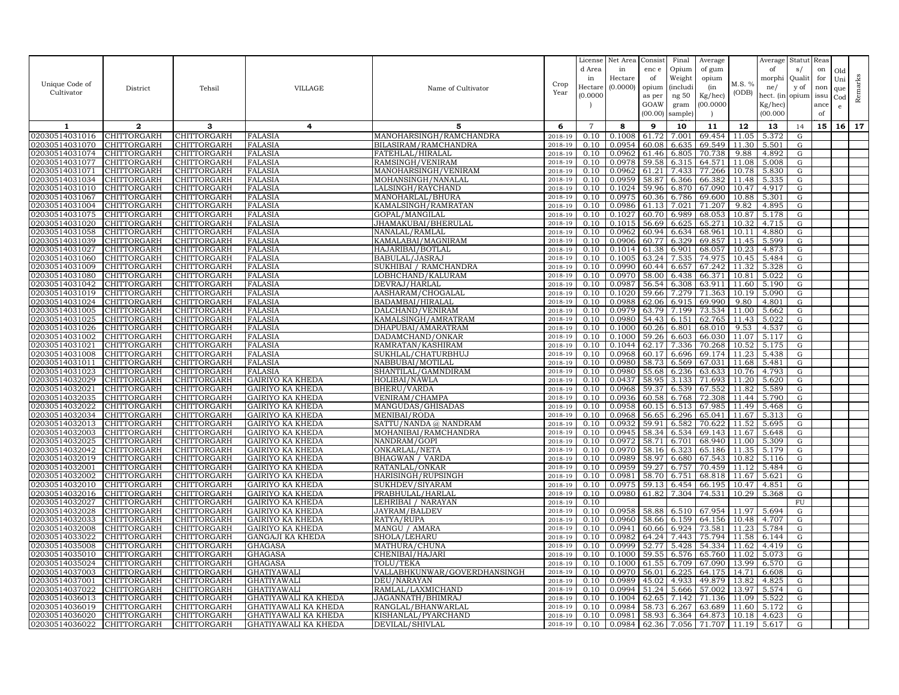| Unique Code of Cultivator | District | Tehsil | VILLAGE | Name of Cultivator | Crop Year | License d Area in Hectare (0.0000) | Net Area in Hectare (0.0000) | Consist enc e of opium as per GOAW (00.00) | Final Opium Weight (includi ng 50 gram sample) | Average of gum opium (in Kg/hec) (00.0000) | M.S. % (ODB) | Average of morphi ne/ hect. (in Kg/hec) (00.000) | Statut s/ Qualit y of opium | Reas on for non issu ance of | Old Uni que Cod e | Remarks |
|---|---|---|---|---|---|---|---|---|---|---|---|---|---|---|---|---|
| 1 | 2 | 3 | 4 | 5 | 6 | 7 | 8 | 9 | 10 | 11 | 12 | 13 | 14 | 15 | 16 | 17 |
| 02030514031016 | CHITTORGARH | CHITTORGARH | FALASIA | MANOHARSINGH/RAMCHANDRA | 2018-19 | 0.10 | 0.1008 | 61.72 | 7.001 | 69.454 | 11.05 | 5.372 | G | | | |
| 02030514031070 | CHITTORGARH | CHITTORGARH | FALASIA | BILASIRAM/RAMCHANDRA | 2018-19 | 0.10 | 0.0954 | 60.08 | 6.635 | 69.549 | 11.30 | 5.501 | G | | | |
| 02030514031074 | CHITTORGARH | CHITTORGARH | FALASIA | FATEHLAL/HIRALAL | 2018-19 | 0.10 | 0.0962 | 61.46 | 6.805 | 70.738 | 9.88 | 4.892 | G | | | |
| 02030514031077 | CHITTORGARH | CHITTORGARH | FALASIA | RAMSINGH/VENIRAM | 2018-19 | 0.10 | 0.0978 | 59.58 | 6.315 | 64.571 | 11.08 | 5.008 | G | | | |
| 02030514031071 | CHITTORGARH | CHITTORGARH | FALASIA | MANOHARSINGH/VENIRAM | 2018-19 | 0.10 | 0.0962 | 61.21 | 7.433 | 77.266 | 10.78 | 5.830 | G | | | |
| 02030514031034 | CHITTORGARH | CHITTORGARH | FALASIA | MOHANSINGH/NANALAL | 2018-19 | 0.10 | 0.0959 | 58.87 | 6.366 | 66.382 | 11.48 | 5.335 | G | | | |
| 02030514031010 | CHITTORGARH | CHITTORGARH | FALASIA | LALSINGH/RAYCHAND | 2018-19 | 0.10 | 0.1024 | 59.96 | 6.870 | 67.090 | 10.47 | 4.917 | G | | | |
| 02030514031067 | CHITTORGARH | CHITTORGARH | FALASIA | MANOHARLAL/BHURA | 2018-19 | 0.10 | 0.0975 | 60.36 | 6.786 | 69.600 | 10.88 | 5.301 | G | | | |
| 02030514031004 | CHITTORGARH | CHITTORGARH | FALASIA | KAMALSINGH/RAMRATAN | 2018-19 | 0.10 | 0.0986 | 61.13 | 7.021 | 71.207 | 9.82 | 4.895 | G | | | |
| 02030514031075 | CHITTORGARH | CHITTORGARH | FALASIA | GOPAL/MANGILAL | 2018-19 | 0.10 | 0.1027 | 60.70 | 6.989 | 68.053 | 10.87 | 5.178 | G | | | |
| 02030514031020 | CHITTORGARH | CHITTORGARH | FALASIA | JHAMAKUBAI/BHERULAL | 2018-19 | 0.10 | 0.1015 | 56.69 | 6.625 | 65.271 | 10.32 | 4.715 | G | | | |
| 02030514031058 | CHITTORGARH | CHITTORGARH | FALASIA | NANALAL/RAMLAL | 2018-19 | 0.10 | 0.0962 | 60.94 | 6.634 | 68.961 | 10.11 | 4.880 | G | | | |
| 02030514031039 | CHITTORGARH | CHITTORGARH | FALASIA | KAMALABAI/MAGNIRAM | 2018-19 | 0.10 | 0.0906 | 60.77 | 6.329 | 69.857 | 11.45 | 5.599 | G | | | |
| 02030514031027 | CHITTORGARH | CHITTORGARH | FALASIA | HAJARIBAI/BOTLAL | 2018-19 | 0.10 | 0.1014 | 61.38 | 6.901 | 68.057 | 10.23 | 4.873 | G | | | |
| 02030514031060 | CHITTORGARH | CHITTORGARH | FALASIA | BABULAL/JASRAJ | 2018-19 | 0.10 | 0.1005 | 63.24 | 7.535 | 74.975 | 10.45 | 5.484 | G | | | |
| 02030514031009 | CHITTORGARH | CHITTORGARH | FALASIA | SUKHIBAI / RAMCHANDRA | 2018-19 | 0.10 | 0.0990 | 60.44 | 6.657 | 67.242 | 11.32 | 5.328 | G | | | |
| 02030514031080 | CHITTORGARH | CHITTORGARH | FALASIA | LOBHCHAND/KALURAM | 2018-19 | 0.10 | 0.0970 | 58.00 | 6.438 | 66.371 | 10.81 | 5.022 | G | | | |
| 02030514031042 | CHITTORGARH | CHITTORGARH | FALASIA | DEVRAJ/HARLAL | 2018-19 | 0.10 | 0.0987 | 56.54 | 6.308 | 63.911 | 11.60 | 5.190 | G | | | |
| 02030514031019 | CHITTORGARH | CHITTORGARH | FALASIA | AASHARAM/CHOGALAL | 2018-19 | 0.10 | 0.1020 | 59.66 | 7.279 | 71.363 | 10.19 | 5.090 | G | | | |
| 02030514031024 | CHITTORGARH | CHITTORGARH | FALASIA | BADAMBAI/HIRALAL | 2018-19 | 0.10 | 0.0988 | 62.06 | 6.915 | 69.990 | 9.80 | 4.801 | G | | | |
| 02030514031005 | CHITTORGARH | CHITTORGARH | FALASIA | DALCHAND/VENIRAM | 2018-19 | 0.10 | 0.0979 | 63.79 | 7.199 | 73.534 | 11.00 | 5.662 | G | | | |
| 02030514031025 | CHITTORGARH | CHITTORGARH | FALASIA | KAMALSINGH/AMRATRAM | 2018-19 | 0.10 | 0.0980 | 54.43 | 6.151 | 62.765 | 11.43 | 5.022 | G | | | |
| 02030514031026 | CHITTORGARH | CHITTORGARH | FALASIA | DHAPUBAI/AMARATRAM | 2018-19 | 0.10 | 0.1000 | 60.26 | 6.801 | 68.010 | 9.53 | 4.537 | G | | | |
| 02030514031002 | CHITTORGARH | CHITTORGARH | FALASIA | DADAMCHAND/ONKAR | 2018-19 | 0.10 | 0.1000 | 59.26 | 6.603 | 66.030 | 11.07 | 5.117 | G | | | |
| 02030514031021 | CHITTORGARH | CHITTORGARH | FALASIA | RAMRATAN/KASHIRAM | 2018-19 | 0.10 | 0.1044 | 62.17 | 7.336 | 70.268 | 10.52 | 5.175 | G | | | |
| 02030514031008 | CHITTORGARH | CHITTORGARH | FALASIA | SUKHLAL/CHATURBHUJ | 2018-19 | 0.10 | 0.0968 | 60.17 | 6.696 | 69.174 | 11.23 | 5.438 | G | | | |
| 02030514031011 | CHITTORGARH | CHITTORGARH | FALASIA | NABBUBAI/MOTILAL | 2018-19 | 0.10 | 0.0980 | 58.73 | 6.569 | 67.031 | 11.68 | 5.481 | G | | | |
| 02030514031023 | CHITTORGARH | CHITTORGARH | FALASIA | SHANTILAL/GAMNDIRAM | 2018-19 | 0.10 | 0.0980 | 55.68 | 6.236 | 63.633 | 10.76 | 4.793 | G | | | |
| 02030514032029 | CHITTORGARH | CHITTORGARH | GAIRIYO KA KHEDA | HOLIBAI/NAWLA | 2018-19 | 0.10 | 0.0437 | 58.95 | 3.133 | 71.693 | 11.20 | 5.620 | G | | | |
| 02030514032021 | CHITTORGARH | CHITTORGARH | GAIRIYO KA KHEDA | BHERU/VARDA | 2018-19 | 0.10 | 0.0968 | 59.37 | 6.539 | 67.552 | 11.82 | 5.589 | G | | | |
| 02030514032035 | CHITTORGARH | CHITTORGARH | GAIRIYO KA KHEDA | VENIRAM/CHAMPA | 2018-19 | 0.10 | 0.0936 | 60.58 | 6.768 | 72.308 | 11.44 | 5.790 | G | | | |
| 02030514032022 | CHITTORGARH | CHITTORGARH | GAIRIYO KA KHEDA | MANGUDAS/GHISADAS | 2018-19 | 0.10 | 0.0958 | 60.15 | 6.513 | 67.985 | 11.49 | 5.468 | G | | | |
| 02030514032034 | CHITTORGARH | CHITTORGARH | GAIRIYO KA KHEDA | MENIBAI/RODA | 2018-19 | 0.10 | 0.0968 | 56.65 | 6.296 | 65.041 | 11.67 | 5.313 | G | | | |
| 02030514032013 | CHITTORGARH | CHITTORGARH | GAIRIYO KA KHEDA | SATTU/NANDA @ NANDRAM | 2018-19 | 0.10 | 0.0932 | 59.91 | 6.582 | 70.622 | 11.52 | 5.695 | G | | | |
| 02030514032003 | CHITTORGARH | CHITTORGARH | GAIRIYO KA KHEDA | MOHANIBAI/RAMCHANDRA | 2018-19 | 0.10 | 0.0945 | 58.34 | 6.534 | 69.143 | 11.67 | 5.648 | G | | | |
| 02030514032025 | CHITTORGARH | CHITTORGARH | GAIRIYO KA KHEDA | NANDRAM/GOPI | 2018-19 | 0.10 | 0.0972 | 58.71 | 6.701 | 68.940 | 11.00 | 5.309 | G | | | |
| 02030514032042 | CHITTORGARH | CHITTORGARH | GAIRIYO KA KHEDA | ONKARLAL/NETA | 2018-19 | 0.10 | 0.0970 | 58.16 | 6.323 | 65.186 | 11.35 | 5.179 | G | | | |
| 02030514032019 | CHITTORGARH | CHITTORGARH | GAIRIYO KA KHEDA | BHAGWAN / VARDA | 2018-19 | 0.10 | 0.0989 | 58.97 | 6.680 | 67.543 | 10.82 | 5.116 | G | | | |
| 02030514032001 | CHITTORGARH | CHITTORGARH | GAIRIYO KA KHEDA | RATANLAL/ONKAR | 2018-19 | 0.10 | 0.0959 | 59.27 | 6.757 | 70.459 | 11.12 | 5.484 | G | | | |
| 02030514032002 | CHITTORGARH | CHITTORGARH | GAIRIYO KA KHEDA | HARISINGH/RUPSINGH | 2018-19 | 0.10 | 0.0981 | 58.70 | 6.751 | 68.818 | 11.67 | 5.621 | G | | | |
| 02030514032010 | CHITTORGARH | CHITTORGARH | GAIRIYO KA KHEDA | SUKHDEV/SIYARAM | 2018-19 | 0.10 | 0.0975 | 59.13 | 6.454 | 66.195 | 10.47 | 4.851 | G | | | |
| 02030514032016 | CHITTORGARH | CHITTORGARH | GAIRIYO KA KHEDA | PRABHULAL/HARLAL | 2018-19 | 0.10 | 0.0980 | 61.82 | 7.304 | 74.531 | 10.29 | 5.368 | G | | | |
| 02030514032027 | CHITTORGARH | CHITTORGARH | GAIRIYO KA KHEDA | LEHRIBAI / NARAYAN | 2018-19 | 0.10 | | | | | | | FU | | | |
| 02030514032028 | CHITTORGARH | CHITTORGARH | GAIRIYO KA KHEDA | JAYRAM/BALDEV | 2018-19 | 0.10 | 0.0958 | 58.88 | 6.510 | 67.954 | 11.97 | 5.694 | G | | | |
| 02030514032033 | CHITTORGARH | CHITTORGARH | GAIRIYO KA KHEDA | RATYA/RUPA | 2018-19 | 0.10 | 0.0960 | 58.66 | 6.159 | 64.156 | 10.48 | 4.707 | G | | | |
| 02030514032008 | CHITTORGARH | CHITTORGARH | GAIRIYO KA KHEDA | MANGU / AMARA | 2018-19 | 0.10 | 0.0941 | 60.66 | 6.924 | 73.581 | 11.23 | 5.784 | G | | | |
| 02030514033022 | CHITTORGARH | CHITTORGARH | GANGAJI KA KHEDA | SHOLA/LEHARU | 2018-19 | 0.10 | 0.0982 | 64.24 | 7.443 | 75.794 | 11.58 | 6.144 | G | | | |
| 02030514035008 | CHITTORGARH | CHITTORGARH | GHAGASA | MATHURA/CHUNA | 2018-19 | 0.10 | 0.0999 | 52.77 | 5.428 | 54.334 | 11.62 | 4.419 | G | | | |
| 02030514035010 | CHITTORGARH | CHITTORGARH | GHAGASA | CHENIBAI/HAJARI | 2018-19 | 0.10 | 0.1000 | 59.55 | 6.576 | 65.760 | 11.02 | 5.073 | G | | | |
| 02030514035024 | CHITTORGARH | CHITTORGARH | GHAGASA | TOLU/TEKA | 2018-19 | 0.10 | 0.1000 | 61.55 | 6.709 | 67.090 | 13.99 | 6.570 | G | | | |
| 02030514037003 | CHITTORGARH | CHITTORGARH | GHATIYAWALI | VALLABHKUNWAR/GOVERDHANSINGH | 2018-19 | 0.10 | 0.0970 | 56.01 | 6.225 | 64.175 | 14.71 | 6.608 | G | | | |
| 02030514037001 | CHITTORGARH | CHITTORGARH | GHATIYAWALI | DEU/NARAYAN | 2018-19 | 0.10 | 0.0989 | 45.02 | 4.933 | 49.879 | 13.82 | 4.825 | G | | | |
| 02030514037022 | CHITTORGARH | CHITTORGARH | GHATIYAWALI | RAMLAL/LAXMICHAND | 2018-19 | 0.10 | 0.0994 | 51.24 | 5.666 | 57.002 | 13.97 | 5.574 | G | | | |
| 02030514036013 | CHITTORGARH | CHITTORGARH | GHATIYAWALI KA KHEDA | JAGANNATH/BHIMRAJ | 2018-19 | 0.10 | 0.1004 | 62.65 | 7.142 | 71.136 | 11.09 | 5.522 | G | | | |
| 02030514036019 | CHITTORGARH | CHITTORGARH | GHATIYAWALI KA KHEDA | RANGLAL/BHANWARLAL | 2018-19 | 0.10 | 0.0984 | 58.73 | 6.267 | 63.689 | 11.60 | 5.172 | G | | | |
| 02030514036020 | CHITTORGARH | CHITTORGARH | GHATIYAWALI KA KHEDA | KISHANLAL/PYARCHAND | 2018-19 | 0.10 | 0.0981 | 58.93 | 6.364 | 64.873 | 10.18 | 4.623 | G | | | |
| 02030514036022 | CHITTORGARH | CHITTORGARH | GHATIYAWALI KA KHEDA | DEVILAL/SHIVLAL | 2018-19 | 0.10 | 0.0984 | 62.36 | 7.056 | 71.707 | 11.19 | 5.617 | G | | | |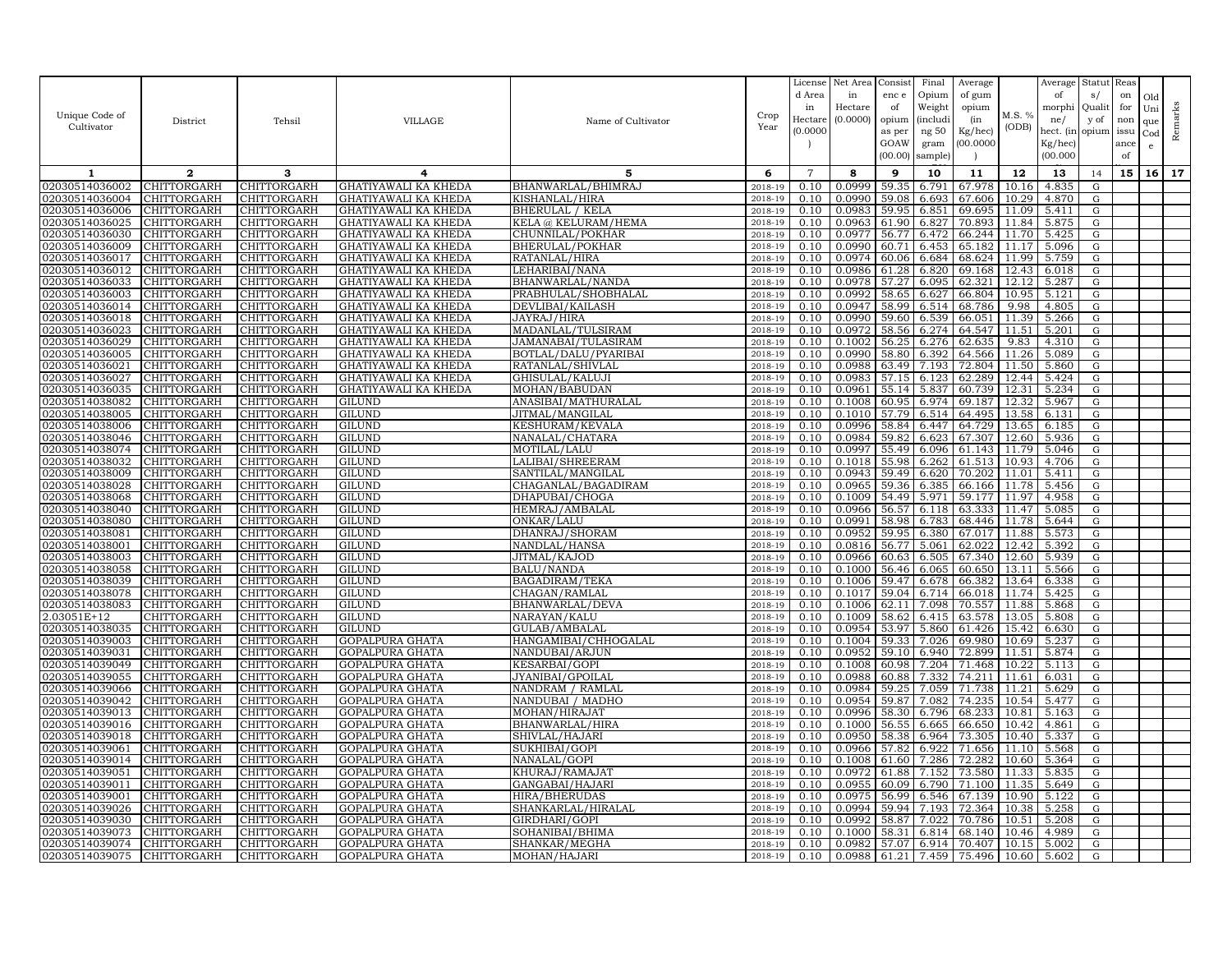| Unique Code of Cultivator | District | Tehsil | VILLAGE | Name of Cultivator | Crop Year | License d Area in Hectare (0.0000) | Net Area in Hectare (0.0000) | Consist enc e of opium as per GOAW (00.00) | Final Opium Weight (including 50 gram sample) | Average of gum opium (in Kg/hec) (00.0000) | M.S. % (ODB) | Average of morphine/ hect. (in Kg/hec) (00.000 | Status/ Quality of opium | Reason for non issuance of | Old Unique Code | Remarks |
|---|---|---|---|---|---|---|---|---|---|---|---|---|---|---|---|---|
| 1 | 2 | 3 | 4 | 5 | 6 | 7 | 8 | 9 | 10 | 11 | 12 | 13 | 14 | 15 | 16 | 17 |
| 02030514036002 | CHITTORGARH | CHITTORGARH | GHATIYAWALI KA KHEDA | BHANWARLAL/BHIMRAJ | 2018-19 | 0.10 | 0.0999 | 59.35 | 6.791 | 67.978 | 10.16 | 4.835 | G | | | |
| 02030514036004 | CHITTORGARH | CHITTORGARH | GHATIYAWALI KA KHEDA | KISHANLAL/HIRA | 2018-19 | 0.10 | 0.0990 | 59.08 | 6.693 | 67.606 | 10.29 | 4.870 | G | | | |
| 02030514036006 | CHITTORGARH | CHITTORGARH | GHATIYAWALI KA KHEDA | BHERULAL / KELA | 2018-19 | 0.10 | 0.0983 | 59.95 | 6.851 | 69.695 | 11.09 | 5.411 | G | | | |
| 02030514036025 | CHITTORGARH | CHITTORGARH | GHATIYAWALI KA KHEDA | KELA @ KELURAM/HEMA | 2018-19 | 0.10 | 0.0963 | 61.90 | 6.827 | 70.893 | 11.84 | 5.875 | G | | | |
| 02030514036030 | CHITTORGARH | CHITTORGARH | GHATIYAWALI KA KHEDA | CHUNNILAL/POKHAR | 2018-19 | 0.10 | 0.0977 | 56.77 | 6.472 | 66.244 | 11.70 | 5.425 | G | | | |
| 02030514036009 | CHITTORGARH | CHITTORGARH | GHATIYAWALI KA KHEDA | BHERULAL/POKHAR | 2018-19 | 0.10 | 0.0990 | 60.71 | 6.453 | 65.182 | 11.17 | 5.096 | G | | | |
| 02030514036017 | CHITTORGARH | CHITTORGARH | GHATIYAWALI KA KHEDA | RATANLAL/HIRA | 2018-19 | 0.10 | 0.0974 | 60.06 | 6.684 | 68.624 | 11.99 | 5.759 | G | | | |
| 02030514036012 | CHITTORGARH | CHITTORGARH | GHATIYAWALI KA KHEDA | LEHARIBAI/NANA | 2018-19 | 0.10 | 0.0986 | 61.28 | 6.820 | 69.168 | 12.43 | 6.018 | G | | | |
| 02030514036033 | CHITTORGARH | CHITTORGARH | GHATIYAWALI KA KHEDA | BHANWARLAL/NANDA | 2018-19 | 0.10 | 0.0978 | 57.27 | 6.095 | 62.321 | 12.12 | 5.287 | G | | | |
| 02030514036003 | CHITTORGARH | CHITTORGARH | GHATIYAWALI KA KHEDA | PRABHULAL/SHOBHALAL | 2018-19 | 0.10 | 0.0992 | 58.65 | 6.627 | 66.804 | 10.95 | 5.121 | G | | | |
| 02030514036014 | CHITTORGARH | CHITTORGARH | GHATIYAWALI KA KHEDA | DEVLIBAI/KAILASH | 2018-19 | 0.10 | 0.0947 | 58.99 | 6.514 | 68.786 | 9.98 | 4.805 | G | | | |
| 02030514036018 | CHITTORGARH | CHITTORGARH | GHATIYAWALI KA KHEDA | JAYRAJ/HIRA | 2018-19 | 0.10 | 0.0990 | 59.60 | 6.539 | 66.051 | 11.39 | 5.266 | G | | | |
| 02030514036023 | CHITTORGARH | CHITTORGARH | GHATIYAWALI KA KHEDA | MADANLAL/TULSIRAM | 2018-19 | 0.10 | 0.0972 | 58.56 | 6.274 | 64.547 | 11.51 | 5.201 | G | | | |
| 02030514036029 | CHITTORGARH | CHITTORGARH | GHATIYAWALI KA KHEDA | JAMANABAI/TULASIRAM | 2018-19 | 0.10 | 0.1002 | 56.25 | 6.276 | 62.635 | 9.83 | 4.310 | G | | | |
| 02030514036005 | CHITTORGARH | CHITTORGARH | GHATIYAWALI KA KHEDA | BOTLAL/DALU/PYARIBAI | 2018-19 | 0.10 | 0.0990 | 58.80 | 6.392 | 64.566 | 11.26 | 5.089 | G | | | |
| 02030514036021 | CHITTORGARH | CHITTORGARH | GHATIYAWALI KA KHEDA | RATANLAL/SHIVLAL | 2018-19 | 0.10 | 0.0988 | 63.49 | 7.193 | 72.804 | 11.50 | 5.860 | G | | | |
| 02030514036027 | CHITTORGARH | CHITTORGARH | GHATIYAWALI KA KHEDA | GHISULAL/KALUJI | 2018-19 | 0.10 | 0.0983 | 57.15 | 6.123 | 62.289 | 12.44 | 5.424 | G | | | |
| 02030514036035 | CHITTORGARH | CHITTORGARH | GHATIYAWALI KA KHEDA | MOHAN/BABUDAN | 2018-19 | 0.10 | 0.0961 | 55.14 | 5.837 | 60.739 | 12.31 | 5.234 | G | | | |
| 02030514038082 | CHITTORGARH | CHITTORGARH | GILUND | ANASIBAI/MATHURALAL | 2018-19 | 0.10 | 0.1008 | 60.95 | 6.974 | 69.187 | 12.32 | 5.967 | G | | | |
| 02030514038005 | CHITTORGARH | CHITTORGARH | GILUND | JITMAL/MANGILAL | 2018-19 | 0.10 | 0.1010 | 57.79 | 6.514 | 64.495 | 13.58 | 6.131 | G | | | |
| 02030514038006 | CHITTORGARH | CHITTORGARH | GILUND | KESHURAM/KEVALA | 2018-19 | 0.10 | 0.0996 | 58.84 | 6.447 | 64.729 | 13.65 | 6.185 | G | | | |
| 02030514038046 | CHITTORGARH | CHITTORGARH | GILUND | NANALAL/CHATARA | 2018-19 | 0.10 | 0.0984 | 59.82 | 6.623 | 67.307 | 12.60 | 5.936 | G | | | |
| 02030514038074 | CHITTORGARH | CHITTORGARH | GILUND | MOTILAL/LALU | 2018-19 | 0.10 | 0.0997 | 55.49 | 6.096 | 61.143 | 11.79 | 5.046 | G | | | |
| 02030514038032 | CHITTORGARH | CHITTORGARH | GILUND | LALIBAI/SHREERAM | 2018-19 | 0.10 | 0.1018 | 55.98 | 6.262 | 61.513 | 10.93 | 4.706 | G | | | |
| 02030514038009 | CHITTORGARH | CHITTORGARH | GILUND | SANTILAL/MANGILAL | 2018-19 | 0.10 | 0.0943 | 59.49 | 6.620 | 70.202 | 11.01 | 5.411 | G | | | |
| 02030514038028 | CHITTORGARH | CHITTORGARH | GILUND | CHAGANLAL/BAGADIRAM | 2018-19 | 0.10 | 0.0965 | 59.36 | 6.385 | 66.166 | 11.78 | 5.456 | G | | | |
| 02030514038068 | CHITTORGARH | CHITTORGARH | GILUND | DHAPUBAI/CHOGA | 2018-19 | 0.10 | 0.1009 | 54.49 | 5.971 | 59.177 | 11.97 | 4.958 | G | | | |
| 02030514038040 | CHITTORGARH | CHITTORGARH | GILUND | HEMRAJ/AMBALAL | 2018-19 | 0.10 | 0.0966 | 56.57 | 6.118 | 63.333 | 11.47 | 5.085 | G | | | |
| 02030514038080 | CHITTORGARH | CHITTORGARH | GILUND | ONKAR/LALU | 2018-19 | 0.10 | 0.0991 | 58.98 | 6.783 | 68.446 | 11.78 | 5.644 | G | | | |
| 02030514038081 | CHITTORGARH | CHITTORGARH | GILUND | DHANRAJ/SHORAM | 2018-19 | 0.10 | 0.0952 | 59.95 | 6.380 | 67.017 | 11.88 | 5.573 | G | | | |
| 02030514038001 | CHITTORGARH | CHITTORGARH | GILUND | NANDLAL/HANSA | 2018-19 | 0.10 | 0.0816 | 56.77 | 5.061 | 62.022 | 12.42 | 5.392 | G | | | |
| 02030514038003 | CHITTORGARH | CHITTORGARH | GILUND | JITMAL/KAJOD | 2018-19 | 0.10 | 0.0966 | 60.63 | 6.505 | 67.340 | 12.60 | 5.939 | G | | | |
| 02030514038058 | CHITTORGARH | CHITTORGARH | GILUND | BALU/NANDA | 2018-19 | 0.10 | 0.1000 | 56.46 | 6.065 | 60.650 | 13.11 | 5.566 | G | | | |
| 02030514038039 | CHITTORGARH | CHITTORGARH | GILUND | BAGADIRAM/TEKA | 2018-19 | 0.10 | 0.1006 | 59.47 | 6.678 | 66.382 | 13.64 | 6.338 | G | | | |
| 02030514038078 | CHITTORGARH | CHITTORGARH | GILUND | CHAGAN/RAMLAL | 2018-19 | 0.10 | 0.1017 | 59.04 | 6.714 | 66.018 | 11.74 | 5.425 | G | | | |
| 02030514038083 | CHITTORGARH | CHITTORGARH | GILUND | BHANWARLAL/DEVA | 2018-19 | 0.10 | 0.1006 | 62.11 | 7.098 | 70.557 | 11.88 | 5.868 | G | | | |
| 2.03051E+12 | CHITTORGARH | CHITTORGARH | GILUND | NARAYAN/KALU | 2018-19 | 0.10 | 0.1009 | 58.62 | 6.415 | 63.578 | 13.05 | 5.808 | G | | | |
| 02030514038035 | CHITTORGARH | CHITTORGARH | GILUND | GULAB/AMBALAL | 2018-19 | 0.10 | 0.0954 | 53.97 | 5.860 | 61.426 | 15.42 | 6.630 | G | | | |
| 02030514039003 | CHITTORGARH | CHITTORGARH | GOPALPURA GHATA | HANGAMIBAI/CHHOGALAL | 2018-19 | 0.10 | 0.1004 | 59.33 | 7.026 | 69.980 | 10.69 | 5.237 | G | | | |
| 02030514039031 | CHITTORGARH | CHITTORGARH | GOPALPURA GHATA | NANDUBAI/ARJUN | 2018-19 | 0.10 | 0.0952 | 59.10 | 6.940 | 72.899 | 11.51 | 5.874 | G | | | |
| 02030514039049 | CHITTORGARH | CHITTORGARH | GOPALPURA GHATA | KESARBAI/GOPI | 2018-19 | 0.10 | 0.1008 | 60.98 | 7.204 | 71.468 | 10.22 | 5.113 | G | | | |
| 02030514039055 | CHITTORGARH | CHITTORGARH | GOPALPURA GHATA | JYANIBAI/GPOILAL | 2018-19 | 0.10 | 0.0988 | 60.88 | 7.332 | 74.211 | 11.61 | 6.031 | G | | | |
| 02030514039066 | CHITTORGARH | CHITTORGARH | GOPALPURA GHATA | NANDRAM / RAMLAL | 2018-19 | 0.10 | 0.0984 | 59.25 | 7.059 | 71.738 | 11.21 | 5.629 | G | | | |
| 02030514039042 | CHITTORGARH | CHITTORGARH | GOPALPURA GHATA | NANDUBAI / MADHO | 2018-19 | 0.10 | 0.0954 | 59.87 | 7.082 | 74.235 | 10.54 | 5.477 | G | | | |
| 02030514039013 | CHITTORGARH | CHITTORGARH | GOPALPURA GHATA | MOHAN/HIRAJAT | 2018-19 | 0.10 | 0.0996 | 58.30 | 6.796 | 68.233 | 10.81 | 5.163 | G | | | |
| 02030514039016 | CHITTORGARH | CHITTORGARH | GOPALPURA GHATA | BHANWARLAL/HIRA | 2018-19 | 0.10 | 0.1000 | 56.55 | 6.665 | 66.650 | 10.42 | 4.861 | G | | | |
| 02030514039018 | CHITTORGARH | CHITTORGARH | GOPALPURA GHATA | SHIVLAL/HAJARI | 2018-19 | 0.10 | 0.0950 | 58.38 | 6.964 | 73.305 | 10.40 | 5.337 | G | | | |
| 02030514039061 | CHITTORGARH | CHITTORGARH | GOPALPURA GHATA | SUKHIBAI/GOPI | 2018-19 | 0.10 | 0.0966 | 57.82 | 6.922 | 71.656 | 11.10 | 5.568 | G | | | |
| 02030514039014 | CHITTORGARH | CHITTORGARH | GOPALPURA GHATA | NANALAL/GOPI | 2018-19 | 0.10 | 0.1008 | 61.60 | 7.286 | 72.282 | 10.60 | 5.364 | G | | | |
| 02030514039051 | CHITTORGARH | CHITTORGARH | GOPALPURA GHATA | KHURAJ/RAMAJAT | 2018-19 | 0.10 | 0.0972 | 61.88 | 7.152 | 73.580 | 11.33 | 5.835 | G | | | |
| 02030514039011 | CHITTORGARH | CHITTORGARH | GOPALPURA GHATA | GANGABAI/HAJARI | 2018-19 | 0.10 | 0.0955 | 60.09 | 6.790 | 71.100 | 11.35 | 5.649 | G | | | |
| 02030514039001 | CHITTORGARH | CHITTORGARH | GOPALPURA GHATA | HIRA/BHERUDAS | 2018-19 | 0.10 | 0.0975 | 56.99 | 6.546 | 67.139 | 10.90 | 5.122 | G | | | |
| 02030514039026 | CHITTORGARH | CHITTORGARH | GOPALPURA GHATA | SHANKARLAL/HIRALAL | 2018-19 | 0.10 | 0.0994 | 59.94 | 7.193 | 72.364 | 10.38 | 5.258 | G | | | |
| 02030514039030 | CHITTORGARH | CHITTORGARH | GOPALPURA GHATA | GIRDHARI/GOPI | 2018-19 | 0.10 | 0.0992 | 58.87 | 7.022 | 70.786 | 10.51 | 5.208 | G | | | |
| 02030514039073 | CHITTORGARH | CHITTORGARH | GOPALPURA GHATA | SOHANIBAI/BHIMA | 2018-19 | 0.10 | 0.1000 | 58.31 | 6.814 | 68.140 | 10.46 | 4.989 | G | | | |
| 02030514039074 | CHITTORGARH | CHITTORGARH | GOPALPURA GHATA | SHANKAR/MEGHA | 2018-19 | 0.10 | 0.0982 | 57.07 | 6.914 | 70.407 | 10.15 | 5.002 | G | | | |
| 02030514039075 | CHITTORGARH | CHITTORGARH | GOPALPURA GHATA | MOHAN/HAJARI | 2018-19 | 0.10 | 0.0988 | 61.21 | 7.459 | 75.496 | 10.60 | 5.602 | G | | | |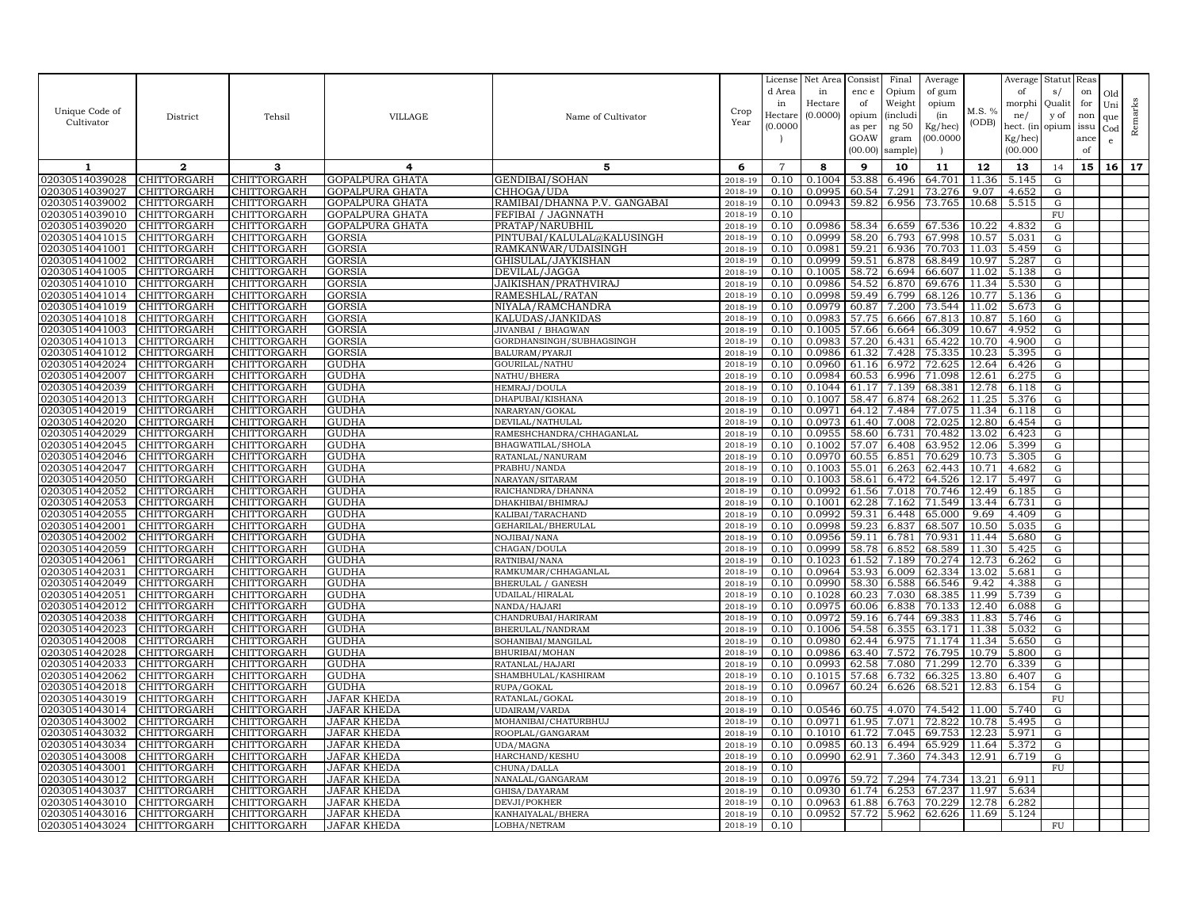| Unique Code of Cultivator | District | Tehsil | VILLAGE | Name of Cultivator | Crop Year | License d Area in Hectare (0.0000) | Net Area in Hectare (0.0000) | Consist enc e of opium as per GOAW (00.00) | Final Opium Weight (includi ng 50 gram sample) | Average of gum opium (in Kg/hec) (00.0000) | M.S. % (ODB) | Average of morphi ne/ hect. (in Kg/hec) (00.000 | Statut s/ Qualit y of opium | Reas on for non issu ance of | Old Uni que Cod e | Remarks |
|---|---|---|---|---|---|---|---|---|---|---|---|---|---|---|---|---|
| 1 | 2 | 3 | 4 | 5 | 6 | 7 | 8 | 9 | 10 | 11 | 12 | 13 | 14 | 15 | 16 | 17 |
| 02030514039028 | CHITTORGARH | CHITTORGARH | GOPALPURA GHATA | GENDIBAI/SOHAN | 2018-19 | 0.10 | 0.1004 | 53.88 | 6.496 | 64.701 | 11.36 | 5.145 | G | | | |
| 02030514039027 | CHITTORGARH | CHITTORGARH | GOPALPURA GHATA | CHHOGA/UDA | 2018-19 | 0.10 | 0.0995 | 60.54 | 7.291 | 73.276 | 9.07 | 4.652 | G | | | |
| 02030514039002 | CHITTORGARH | CHITTORGARH | GOPALPURA GHATA | RAMIBAI/DHANNA P.V. GANGABAI | 2018-19 | 0.10 | 0.0943 | 59.82 | 6.956 | 73.765 | 10.68 | 5.515 | G | | | |
| 02030514039010 | CHITTORGARH | CHITTORGARH | GOPALPURA GHATA | FEFIBAI / JAGNNATH | 2018-19 | 0.10 | | | | | | | FU | | | |
| 02030514039020 | CHITTORGARH | CHITTORGARH | GOPALPURA GHATA | PRATAP/NARUBHIL | 2018-19 | 0.10 | 0.0986 | 58.34 | 6.659 | 67.536 | 10.22 | 4.832 | G | | | |
| 02030514041015 | CHITTORGARH | CHITTORGARH | GORSIA | PINTUBAI/KALULAL@KALUSINGH | 2018-19 | 0.10 | 0.0999 | 58.20 | 6.793 | 67.998 | 10.57 | 5.031 | G | | | |
| 02030514041001 | CHITTORGARH | CHITTORGARH | GORSIA | RAMKANWAR/UDAISINGH | 2018-19 | 0.10 | 0.0981 | 59.21 | 6.936 | 70.703 | 11.03 | 5.459 | G | | | |
| 02030514041002 | CHITTORGARH | CHITTORGARH | GORSIA | GHISULAL/JAYKISHAN | 2018-19 | 0.10 | 0.0999 | 59.51 | 6.878 | 68.849 | 10.97 | 5.287 | G | | | |
| 02030514041005 | CHITTORGARH | CHITTORGARH | GORSIA | DEVILAL/JAGGA | 2018-19 | 0.10 | 0.1005 | 58.72 | 6.694 | 66.607 | 11.02 | 5.138 | G | | | |
| 02030514041010 | CHITTORGARH | CHITTORGARH | GORSIA | JAIKISHAN/PRATHVIRAJ | 2018-19 | 0.10 | 0.0986 | 54.52 | 6.870 | 69.676 | 11.34 | 5.530 | G | | | |
| 02030514041014 | CHITTORGARH | CHITTORGARH | GORSIA | RAMESHLAL/RATAN | 2018-19 | 0.10 | 0.0998 | 59.49 | 6.799 | 68.126 | 10.77 | 5.136 | G | | | |
| 02030514041019 | CHITTORGARH | CHITTORGARH | GORSIA | NIYALA/RAMCHANDRA | 2018-19 | 0.10 | 0.0979 | 60.87 | 7.200 | 73.544 | 11.02 | 5.673 | G | | | |
| 02030514041018 | CHITTORGARH | CHITTORGARH | GORSIA | KALUDAS/JANKIDAS | 2018-19 | 0.10 | 0.0983 | 57.75 | 6.666 | 67.813 | 10.87 | 5.160 | G | | | |
| 02030514041003 | CHITTORGARH | CHITTORGARH | GORSIA | JIVANBAI / BHAGWAN | 2018-19 | 0.10 | 0.1005 | 57.66 | 6.664 | 66.309 | 10.67 | 4.952 | G | | | |
| 02030514041013 | CHITTORGARH | CHITTORGARH | GORSIA | GORDHANSINGH/SUBHAGSINGH | 2018-19 | 0.10 | 0.0983 | 57.20 | 6.431 | 65.422 | 10.70 | 4.900 | G | | | |
| 02030514041012 | CHITTORGARH | CHITTORGARH | GORSIA | BALURAM/PYARJI | 2018-19 | 0.10 | 0.0986 | 61.32 | 7.428 | 75.335 | 10.23 | 5.395 | G | | | |
| 02030514042024 | CHITTORGARH | CHITTORGARH | GUDHA | GOURILAL/NATHU | 2018-19 | 0.10 | 0.0960 | 61.16 | 6.972 | 72.625 | 12.64 | 6.426 | G | | | |
| 02030514042007 | CHITTORGARH | CHITTORGARH | GUDHA | NATHU/BHERA | 2018-19 | 0.10 | 0.0984 | 60.53 | 6.996 | 71.098 | 12.61 | 6.275 | G | | | |
| 02030514042039 | CHITTORGARH | CHITTORGARH | GUDHA | HEMRAJ/DOULA | 2018-19 | 0.10 | 0.1044 | 61.17 | 7.139 | 68.381 | 12.78 | 6.118 | G | | | |
| 02030514042013 | CHITTORGARH | CHITTORGARH | GUDHA | DHAPUBAI/KISHANA | 2018-19 | 0.10 | 0.1007 | 58.47 | 6.874 | 68.262 | 11.25 | 5.376 | G | | | |
| 02030514042019 | CHITTORGARH | CHITTORGARH | GUDHA | NARARYAN/GOKAL | 2018-19 | 0.10 | 0.0971 | 64.12 | 7.484 | 77.075 | 11.34 | 6.118 | G | | | |
| 02030514042020 | CHITTORGARH | CHITTORGARH | GUDHA | DEVILAL/NATHULAL | 2018-19 | 0.10 | 0.0973 | 61.40 | 7.008 | 72.025 | 12.80 | 6.454 | G | | | |
| 02030514042029 | CHITTORGARH | CHITTORGARH | GUDHA | RAMESHCHANDRA/CHHAGANLAL | 2018-19 | 0.10 | 0.0955 | 58.60 | 6.731 | 70.482 | 13.02 | 6.423 | G | | | |
| 02030514042045 | CHITTORGARH | CHITTORGARH | GUDHA | BHAGWATILAL/SHOLA | 2018-19 | 0.10 | 0.1002 | 57.07 | 6.408 | 63.952 | 12.06 | 5.399 | G | | | |
| 02030514042046 | CHITTORGARH | CHITTORGARH | GUDHA | RATANLAL/NANURAM | 2018-19 | 0.10 | 0.0970 | 60.55 | 6.851 | 70.629 | 10.73 | 5.305 | G | | | |
| 02030514042047 | CHITTORGARH | CHITTORGARH | GUDHA | PRABHU/NANDA | 2018-19 | 0.10 | 0.1003 | 55.01 | 6.263 | 62.443 | 10.71 | 4.682 | G | | | |
| 02030514042050 | CHITTORGARH | CHITTORGARH | GUDHA | NARAYAN/SITARAM | 2018-19 | 0.10 | 0.1003 | 58.61 | 6.472 | 64.526 | 12.17 | 5.497 | G | | | |
| 02030514042052 | CHITTORGARH | CHITTORGARH | GUDHA | RAICHANDRA/DHANNA | 2018-19 | 0.10 | 0.0992 | 61.56 | 7.018 | 70.746 | 12.49 | 6.185 | G | | | |
| 02030514042053 | CHITTORGARH | CHITTORGARH | GUDHA | DHAKHIBAI/BHIMRAJ | 2018-19 | 0.10 | 0.1001 | 62.28 | 7.162 | 71.549 | 13.44 | 6.731 | G | | | |
| 02030514042055 | CHITTORGARH | CHITTORGARH | GUDHA | KALIBAI/TARACHAND | 2018-19 | 0.10 | 0.0992 | 59.31 | 6.448 | 65.000 | 9.69 | 4.409 | G | | | |
| 02030514042001 | CHITTORGARH | CHITTORGARH | GUDHA | GEHARILAL/BHERULAL | 2018-19 | 0.10 | 0.0998 | 59.23 | 6.837 | 68.507 | 10.50 | 5.035 | G | | | |
| 02030514042002 | CHITTORGARH | CHITTORGARH | GUDHA | NOJIBAI/NANA | 2018-19 | 0.10 | 0.0956 | 59.11 | 6.781 | 70.931 | 11.44 | 5.680 | G | | | |
| 02030514042059 | CHITTORGARH | CHITTORGARH | GUDHA | CHAGAN/DOULA | 2018-19 | 0.10 | 0.0999 | 58.78 | 6.852 | 68.589 | 11.30 | 5.425 | G | | | |
| 02030514042061 | CHITTORGARH | CHITTORGARH | GUDHA | RATNIBAI/NANA | 2018-19 | 0.10 | 0.1023 | 61.52 | 7.189 | 70.274 | 12.73 | 6.262 | G | | | |
| 02030514042031 | CHITTORGARH | CHITTORGARH | GUDHA | RAMKUMAR/CHHAGANLAL | 2018-19 | 0.10 | 0.0964 | 53.93 | 6.009 | 62.334 | 13.02 | 5.681 | G | | | |
| 02030514042049 | CHITTORGARH | CHITTORGARH | GUDHA | BHERULAL / GANESH | 2018-19 | 0.10 | 0.0990 | 58.30 | 6.588 | 66.546 | 9.42 | 4.388 | G | | | |
| 02030514042051 | CHITTORGARH | CHITTORGARH | GUDHA | UDAILAL/HIRALAL | 2018-19 | 0.10 | 0.1028 | 60.23 | 7.030 | 68.385 | 11.99 | 5.739 | G | | | |
| 02030514042012 | CHITTORGARH | CHITTORGARH | GUDHA | NANDA/HAJARI | 2018-19 | 0.10 | 0.0975 | 60.06 | 6.838 | 70.133 | 12.40 | 6.088 | G | | | |
| 02030514042038 | CHITTORGARH | CHITTORGARH | GUDHA | CHANDRUBAI/HARIRAM | 2018-19 | 0.10 | 0.0972 | 59.16 | 6.744 | 69.383 | 11.83 | 5.746 | G | | | |
| 02030514042023 | CHITTORGARH | CHITTORGARH | GUDHA | BHERULAL/NANDRAM | 2018-19 | 0.10 | 0.1006 | 54.58 | 6.355 | 63.171 | 11.38 | 5.032 | G | | | |
| 02030514042008 | CHITTORGARH | CHITTORGARH | GUDHA | SOHANIBAI/MANGILAL | 2018-19 | 0.10 | 0.0980 | 62.44 | 6.975 | 71.174 | 11.34 | 5.650 | G | | | |
| 02030514042028 | CHITTORGARH | CHITTORGARH | GUDHA | BHURIBAI/MOHAN | 2018-19 | 0.10 | 0.0986 | 63.40 | 7.572 | 76.795 | 10.79 | 5.800 | G | | | |
| 02030514042033 | CHITTORGARH | CHITTORGARH | GUDHA | RATANLAL/HAJARI | 2018-19 | 0.10 | 0.0993 | 62.58 | 7.080 | 71.299 | 12.70 | 6.339 | G | | | |
| 02030514042062 | CHITTORGARH | CHITTORGARH | GUDHA | SHAMBHULAL/KASHIRAM | 2018-19 | 0.10 | 0.1015 | 57.68 | 6.732 | 66.325 | 13.80 | 6.407 | G | | | |
| 02030514042018 | CHITTORGARH | CHITTORGARH | GUDHA | RUPA/GOKAL | 2018-19 | 0.10 | 0.0967 | 60.24 | 6.626 | 68.521 | 12.83 | 6.154 | G | | | |
| 02030514043019 | CHITTORGARH | CHITTORGARH | JAFAR KHEDA | RATANLAL/GOKAL | 2018-19 | 0.10 | | | | | | | FU | | | |
| 02030514043014 | CHITTORGARH | CHITTORGARH | JAFAR KHEDA | UDAIRAM/VARDA | 2018-19 | 0.10 | 0.0546 | 60.75 | 4.070 | 74.542 | 11.00 | 5.740 | G | | | |
| 02030514043002 | CHITTORGARH | CHITTORGARH | JAFAR KHEDA | MOHANIBAI/CHATURBHUJ | 2018-19 | 0.10 | 0.0971 | 61.95 | 7.071 | 72.822 | 10.78 | 5.495 | G | | | |
| 02030514043032 | CHITTORGARH | CHITTORGARH | JAFAR KHEDA | ROOPLAL/GANGARAM | 2018-19 | 0.10 | 0.1010 | 61.72 | 7.045 | 69.753 | 12.23 | 5.971 | G | | | |
| 02030514043034 | CHITTORGARH | CHITTORGARH | JAFAR KHEDA | UDA/MAGNA | 2018-19 | 0.10 | 0.0985 | 60.13 | 6.494 | 65.929 | 11.64 | 5.372 | G | | | |
| 02030514043008 | CHITTORGARH | CHITTORGARH | JAFAR KHEDA | HARCHAND/KESHU | 2018-19 | 0.10 | 0.0990 | 62.91 | 7.360 | 74.343 | 12.91 | 6.719 | G | | | |
| 02030514043001 | CHITTORGARH | CHITTORGARH | JAFAR KHEDA | CHUNA/DALLA | 2018-19 | 0.10 | | | | | | | FU | | | |
| 02030514043012 | CHITTORGARH | CHITTORGARH | JAFAR KHEDA | NANALAL/GANGARAM | 2018-19 | 0.10 | 0.0976 | 59.72 | 7.294 | 74.734 | 13.21 | 6.911 | | | | |
| 02030514043037 | CHITTORGARH | CHITTORGARH | JAFAR KHEDA | GHISA/DAYARAM | 2018-19 | 0.10 | 0.0930 | 61.74 | 6.253 | 67.237 | 11.97 | 5.634 | | | | |
| 02030514043010 | CHITTORGARH | CHITTORGARH | JAFAR KHEDA | DEVJI/POKHER | 2018-19 | 0.10 | 0.0963 | 61.88 | 6.763 | 70.229 | 12.78 | 6.282 | | | | |
| 02030514043016 | CHITTORGARH | CHITTORGARH | JAFAR KHEDA | KANHAIYALAL/BHERA | 2018-19 | 0.10 | 0.0952 | 57.72 | 5.962 | 62.626 | 11.69 | 5.124 | | | | |
| 02030514043024 | CHITTORGARH | CHITTORGARH | JAFAR KHEDA | LOBHA/NETRAM | 2018-19 | 0.10 | | | | | | | FU | | | |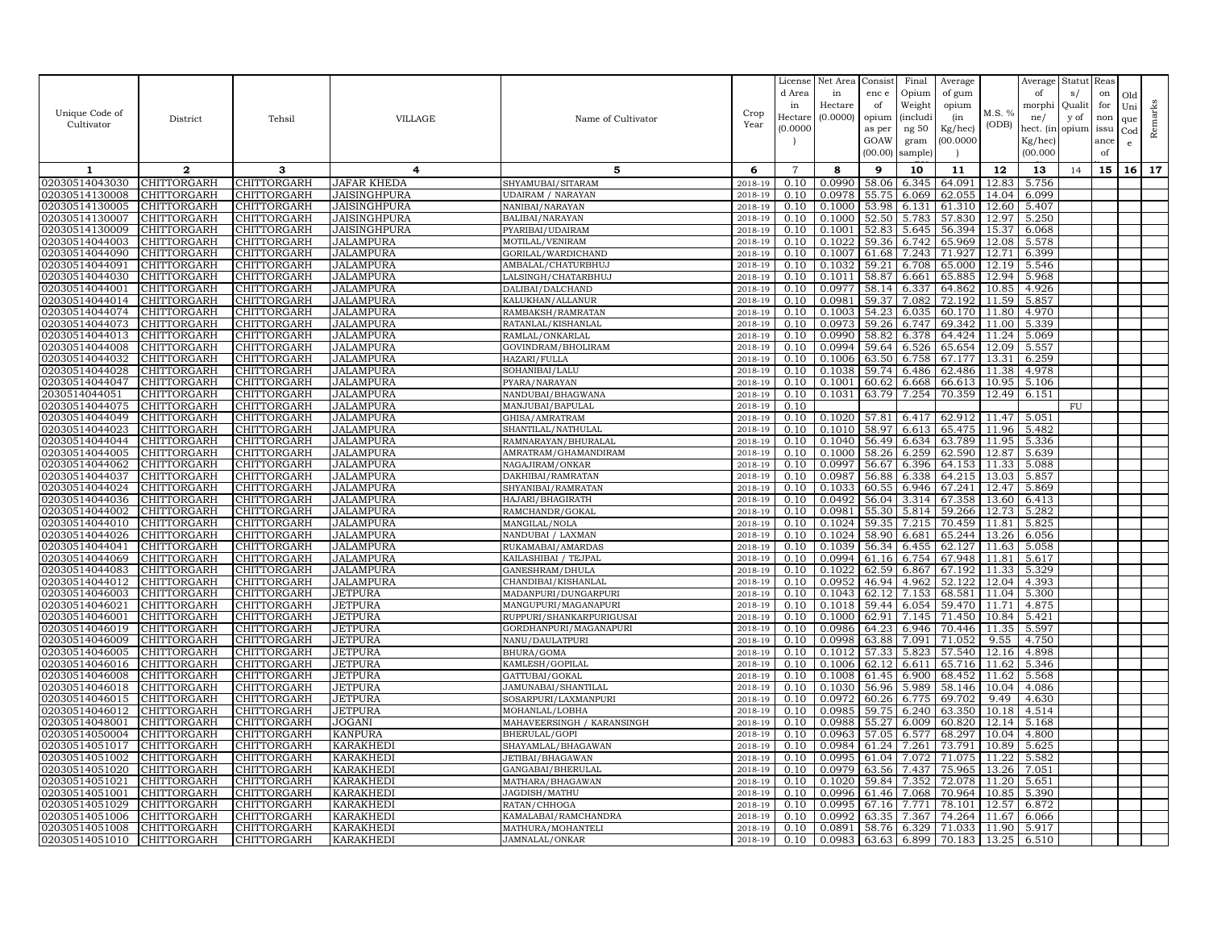| Unique Code of Cultivator | District | Tehsil | VILLAGE | Name of Cultivator | Crop Year | License d Area in Hectare (0.0000 ) | Net Area in Hectare (0.0000) | Consist enc e of opium as per GOAW (00.00) | Final Opium Weight (includi ng 50 gram sample) | Average of gum opium (in Kg/hec) (00.0000 ) | M.S. % (ODB) | Average of morphi ne/ hect. (in Kg/hec) (00.000 | Statut s/ Qualit y of opium | Reas on for non issu ance of | Old Uni que Cod e | Remarks |
|---|---|---|---|---|---|---|---|---|---|---|---|---|---|---|---|---|
| 1 | 2 | 3 | 4 | 5 | 6 | 7 | 8 | 9 | 10 | 11 | 12 | 13 | 14 | 15 | 16 | 17 |
| 02030514043030 | CHITTORGARH | CHITTORGARH | JAFAR KHEDA | SHYAMUBAI/SITARAM | 2018-19 | 0.10 | 0.0990 | 58.06 | 6.345 | 64.091 | 12.83 | 5.756 | | | | |
| 02030514130008 | CHITTORGARH | CHITTORGARH | JAISINGHPURA | UDAIRAM / NARAYAN | 2018-19 | 0.10 | 0.0978 | 55.75 | 6.069 | 62.055 | 14.04 | 6.099 | | | | |
| 02030514130005 | CHITTORGARH | CHITTORGARH | JAISINGHPURA | NANIBAI/NARAYAN | 2018-19 | 0.10 | 0.1000 | 53.98 | 6.131 | 61.310 | 12.60 | 5.407 | | | | |
| 02030514130007 | CHITTORGARH | CHITTORGARH | JAISINGHPURA | BALIBAI/NARAYAN | 2018-19 | 0.10 | 0.1000 | 52.50 | 5.783 | 57.830 | 12.97 | 5.250 | | | | |
| 02030514130009 | CHITTORGARH | CHITTORGARH | JAISINGHPURA | PYARIBAI/UDAIRAM | 2018-19 | 0.10 | 0.1001 | 52.83 | 5.645 | 56.394 | 15.37 | 6.068 | | | | |
| 02030514044003 | CHITTORGARH | CHITTORGARH | JALAMPURA | MOTILAL/VENIRAM | 2018-19 | 0.10 | 0.1022 | 59.36 | 6.742 | 65.969 | 12.08 | 5.578 | | | | |
| 02030514044090 | CHITTORGARH | CHITTORGARH | JALAMPURA | GORILAL/WARDICHAND | 2018-19 | 0.10 | 0.1007 | 61.68 | 7.243 | 71.927 | 12.71 | 6.399 | | | | |
| 02030514044091 | CHITTORGARH | CHITTORGARH | JALAMPURA | AMBALAL/CHATURBHUJ | 2018-19 | 0.10 | 0.1032 | 59.21 | 6.708 | 65.000 | 12.19 | 5.546 | | | | |
| 02030514044030 | CHITTORGARH | CHITTORGARH | JALAMPURA | LALSINGH/CHATARBHUJ | 2018-19 | 0.10 | 0.1011 | 58.87 | 6.661 | 65.885 | 12.94 | 5.968 | | | | |
| 02030514044001 | CHITTORGARH | CHITTORGARH | JALAMPURA | DALIBAI/DALCHAND | 2018-19 | 0.10 | 0.0977 | 58.14 | 6.337 | 64.862 | 10.85 | 4.926 | | | | |
| 02030514044014 | CHITTORGARH | CHITTORGARH | JALAMPURA | KALUKHAN/ALLANUR | 2018-19 | 0.10 | 0.0981 | 59.37 | 7.082 | 72.192 | 11.59 | 5.857 | | | | |
| 02030514044074 | CHITTORGARH | CHITTORGARH | JALAMPURA | RAMBAKSH/RAMRATAN | 2018-19 | 0.10 | 0.1003 | 54.23 | 6.035 | 60.170 | 11.80 | 4.970 | | | | |
| 02030514044073 | CHITTORGARH | CHITTORGARH | JALAMPURA | RATANLAL/KISHANLAL | 2018-19 | 0.10 | 0.0973 | 59.26 | 6.747 | 69.342 | 11.00 | 5.339 | | | | |
| 02030514044013 | CHITTORGARH | CHITTORGARH | JALAMPURA | RAMLAL/ONKARLAL | 2018-19 | 0.10 | 0.0990 | 58.82 | 6.378 | 64.424 | 11.24 | 5.069 | | | | |
| 02030514044008 | CHITTORGARH | CHITTORGARH | JALAMPURA | GOVINDRAM/BHOLIRAM | 2018-19 | 0.10 | 0.0994 | 59.64 | 6.526 | 65.654 | 12.09 | 5.557 | | | | |
| 02030514044032 | CHITTORGARH | CHITTORGARH | JALAMPURA | HAZARI/FULLA | 2018-19 | 0.10 | 0.1006 | 63.50 | 6.758 | 67.177 | 13.31 | 6.259 | | | | |
| 02030514044028 | CHITTORGARH | CHITTORGARH | JALAMPURA | SOHANIBAI/LALU | 2018-19 | 0.10 | 0.1038 | 59.74 | 6.486 | 62.486 | 11.38 | 4.978 | | | | |
| 02030514044047 | CHITTORGARH | CHITTORGARH | JALAMPURA | PYARA/NARAYAN | 2018-19 | 0.10 | 0.1001 | 60.62 | 6.668 | 66.613 | 10.95 | 5.106 | | | | |
| 2030514044051 | CHITTORGARH | CHITTORGARH | JALAMPURA | NANDUBAI/BHAGWANA | 2018-19 | 0.10 | 0.1031 | 63.79 | 7.254 | 70.359 | 12.49 | 6.151 | | | | |
| 02030514044075 | CHITTORGARH | CHITTORGARH | JALAMPURA | MANJUBAI/BAPULAL | 2018-19 | 0.10 | | | | | | | FU | | | |
| 02030514044049 | CHITTORGARH | CHITTORGARH | JALAMPURA | GHISA/AMRATRAM | 2018-19 | 0.10 | 0.1020 | 57.81 | 6.417 | 62.912 | 11.47 | 5.051 | | | | |
| 02030514044023 | CHITTORGARH | CHITTORGARH | JALAMPURA | SHANTILAL/NATHULAL | 2018-19 | 0.10 | 0.1010 | 58.97 | 6.613 | 65.475 | 11.96 | 5.482 | | | | |
| 02030514044044 | CHITTORGARH | CHITTORGARH | JALAMPURA | RAMNARAYAN/BHURALAL | 2018-19 | 0.10 | 0.1040 | 56.49 | 6.634 | 63.789 | 11.95 | 5.336 | | | | |
| 02030514044005 | CHITTORGARH | CHITTORGARH | JALAMPURA | AMRATRAM/GHAMANDIRAM | 2018-19 | 0.10 | 0.1000 | 58.26 | 6.259 | 62.590 | 12.87 | 5.639 | | | | |
| 02030514044062 | CHITTORGARH | CHITTORGARH | JALAMPURA | NAGAJIRAM/ONKAR | 2018-19 | 0.10 | 0.0997 | 56.67 | 6.396 | 64.153 | 11.33 | 5.088 | | | | |
| 02030514044037 | CHITTORGARH | CHITTORGARH | JALAMPURA | DAKHIBAI/RAMRATAN | 2018-19 | 0.10 | 0.0987 | 56.88 | 6.338 | 64.215 | 13.03 | 5.857 | | | | |
| 02030514044024 | CHITTORGARH | CHITTORGARH | JALAMPURA | SHYANIBAI/RAMRATAN | 2018-19 | 0.10 | 0.1033 | 60.55 | 6.946 | 67.241 | 12.47 | 5.869 | | | | |
| 02030514044036 | CHITTORGARH | CHITTORGARH | JALAMPURA | HAJARI/BHAGIRATH | 2018-19 | 0.10 | 0.0492 | 56.04 | 3.314 | 67.358 | 13.60 | 6.413 | | | | |
| 02030514044002 | CHITTORGARH | CHITTORGARH | JALAMPURA | RAMCHANDR/GOKAL | 2018-19 | 0.10 | 0.0981 | 55.30 | 5.814 | 59.266 | 12.73 | 5.282 | | | | |
| 02030514044010 | CHITTORGARH | CHITTORGARH | JALAMPURA | MANGILAL/NOLA | 2018-19 | 0.10 | 0.1024 | 59.35 | 7.215 | 70.459 | 11.81 | 5.825 | | | | |
| 02030514044026 | CHITTORGARH | CHITTORGARH | JALAMPURA | NANDUBAI / LAXMAN | 2018-19 | 0.10 | 0.1024 | 58.90 | 6.681 | 65.244 | 13.26 | 6.056 | | | | |
| 02030514044041 | CHITTORGARH | CHITTORGARH | JALAMPURA | RUKAMABAI/AMARDAS | 2018-19 | 0.10 | 0.1039 | 56.34 | 6.455 | 62.127 | 11.63 | 5.058 | | | | |
| 02030514044069 | CHITTORGARH | CHITTORGARH | JALAMPURA | KAILASHIBAI / TEJPAL | 2018-19 | 0.10 | 0.0994 | 61.16 | 6.754 | 67.948 | 11.81 | 5.617 | | | | |
| 02030514044083 | CHITTORGARH | CHITTORGARH | JALAMPURA | GANESHRAM/DHULA | 2018-19 | 0.10 | 0.1022 | 62.59 | 6.867 | 67.192 | 11.33 | 5.329 | | | | |
| 02030514044012 | CHITTORGARH | CHITTORGARH | JALAMPURA | CHANDIBAI/KISHANLAL | 2018-19 | 0.10 | 0.0952 | 46.94 | 4.962 | 52.122 | 12.04 | 4.393 | | | | |
| 02030514046003 | CHITTORGARH | CHITTORGARH | JETPURA | MADANPURI/DUNGARPURI | 2018-19 | 0.10 | 0.1043 | 62.12 | 7.153 | 68.581 | 11.04 | 5.300 | | | | |
| 02030514046021 | CHITTORGARH | CHITTORGARH | JETPURA | MANGUPURI/MAGANAPURI | 2018-19 | 0.10 | 0.1018 | 59.44 | 6.054 | 59.470 | 11.71 | 4.875 | | | | |
| 02030514046001 | CHITTORGARH | CHITTORGARH | JETPURA | RUPPURI/SHANKARPURIGUSAI | 2018-19 | 0.10 | 0.1000 | 62.91 | 7.145 | 71.450 | 10.84 | 5.421 | | | | |
| 02030514046019 | CHITTORGARH | CHITTORGARH | JETPURA | GORDHANPURI/MAGANAPURI | 2018-19 | 0.10 | 0.0986 | 64.23 | 6.946 | 70.446 | 11.35 | 5.597 | | | | |
| 02030514046009 | CHITTORGARH | CHITTORGARH | JETPURA | NANU/DAULATPURI | 2018-19 | 0.10 | 0.0998 | 63.88 | 7.091 | 71.052 | 9.55 | 4.750 | | | | |
| 02030514046005 | CHITTORGARH | CHITTORGARH | JETPURA | BHURA/GOMA | 2018-19 | 0.10 | 0.1012 | 57.33 | 5.823 | 57.540 | 12.16 | 4.898 | | | | |
| 02030514046016 | CHITTORGARH | CHITTORGARH | JETPURA | KAMLESH/GOPILAL | 2018-19 | 0.10 | 0.1006 | 62.12 | 6.611 | 65.716 | 11.62 | 5.346 | | | | |
| 02030514046008 | CHITTORGARH | CHITTORGARH | JETPURA | GATTUBAI/GOKAL | 2018-19 | 0.10 | 0.1008 | 61.45 | 6.900 | 68.452 | 11.62 | 5.568 | | | | |
| 02030514046018 | CHITTORGARH | CHITTORGARH | JETPURA | JAMUNABAI/SHANTILAL | 2018-19 | 0.10 | 0.1030 | 56.96 | 5.989 | 58.146 | 10.04 | 4.086 | | | | |
| 02030514046015 | CHITTORGARH | CHITTORGARH | JETPURA | SOSARPURI/LAXMANPURI | 2018-19 | 0.10 | 0.0972 | 60.26 | 6.775 | 69.702 | 9.49 | 4.630 | | | | |
| 02030514046012 | CHITTORGARH | CHITTORGARH | JETPURA | MOHANLAL/LOBHA | 2018-19 | 0.10 | 0.0985 | 59.75 | 6.240 | 63.350 | 10.18 | 4.514 | | | | |
| 02030514048001 | CHITTORGARH | CHITTORGARH | JOGANI | MAHAVEERSINGH / KARANSINGH | 2018-19 | 0.10 | 0.0988 | 55.27 | 6.009 | 60.820 | 12.14 | 5.168 | | | | |
| 02030514050004 | CHITTORGARH | CHITTORGARH | KANPURA | BHERULAL/GOPI | 2018-19 | 0.10 | 0.0963 | 57.05 | 6.577 | 68.297 | 10.04 | 4.800 | | | | |
| 02030514051017 | CHITTORGARH | CHITTORGARH | KARAKHEDI | SHAYAMLAL/BHAGAWAN | 2018-19 | 0.10 | 0.0984 | 61.24 | 7.261 | 73.791 | 10.89 | 5.625 | | | | |
| 02030514051002 | CHITTORGARH | CHITTORGARH | KARAKHEDI | JETIBAI/BHAGAWAN | 2018-19 | 0.10 | 0.0995 | 61.04 | 7.072 | 71.075 | 11.22 | 5.582 | | | | |
| 02030514051020 | CHITTORGARH | CHITTORGARH | KARAKHEDI | GANGABAI/BHERULAL | 2018-19 | 0.10 | 0.0979 | 63.56 | 7.437 | 75.965 | 13.26 | 7.051 | | | | |
| 02030514051021 | CHITTORGARH | CHITTORGARH | KARAKHEDI | MATHARA/BHAGAWAN | 2018-19 | 0.10 | 0.1020 | 59.84 | 7.352 | 72.078 | 11.20 | 5.651 | | | | |
| 02030514051001 | CHITTORGARH | CHITTORGARH | KARAKHEDI | JAGDISH/MATHU | 2018-19 | 0.10 | 0.0996 | 61.46 | 7.068 | 70.964 | 10.85 | 5.390 | | | | |
| 02030514051029 | CHITTORGARH | CHITTORGARH | KARAKHEDI | RATAN/CHHOGA | 2018-19 | 0.10 | 0.0995 | 67.16 | 7.771 | 78.101 | 12.57 | 6.872 | | | | |
| 02030514051006 | CHITTORGARH | CHITTORGARH | KARAKHEDI | KAMALABAI/RAMCHANDRA | 2018-19 | 0.10 | 0.0992 | 63.35 | 7.367 | 74.264 | 11.67 | 6.066 | | | | |
| 02030514051008 | CHITTORGARH | CHITTORGARH | KARAKHEDI | MATHURA/MOHANTELI | 2018-19 | 0.10 | 0.0891 | 58.76 | 6.329 | 71.033 | 11.90 | 5.917 | | | | |
| 02030514051010 | CHITTORGARH | CHITTORGARH | KARAKHEDI | JAMNALAL/ONKAR | 2018-19 | 0.10 | 0.0983 | 63.63 | 6.899 | 70.183 | 13.25 | 6.510 | | | | |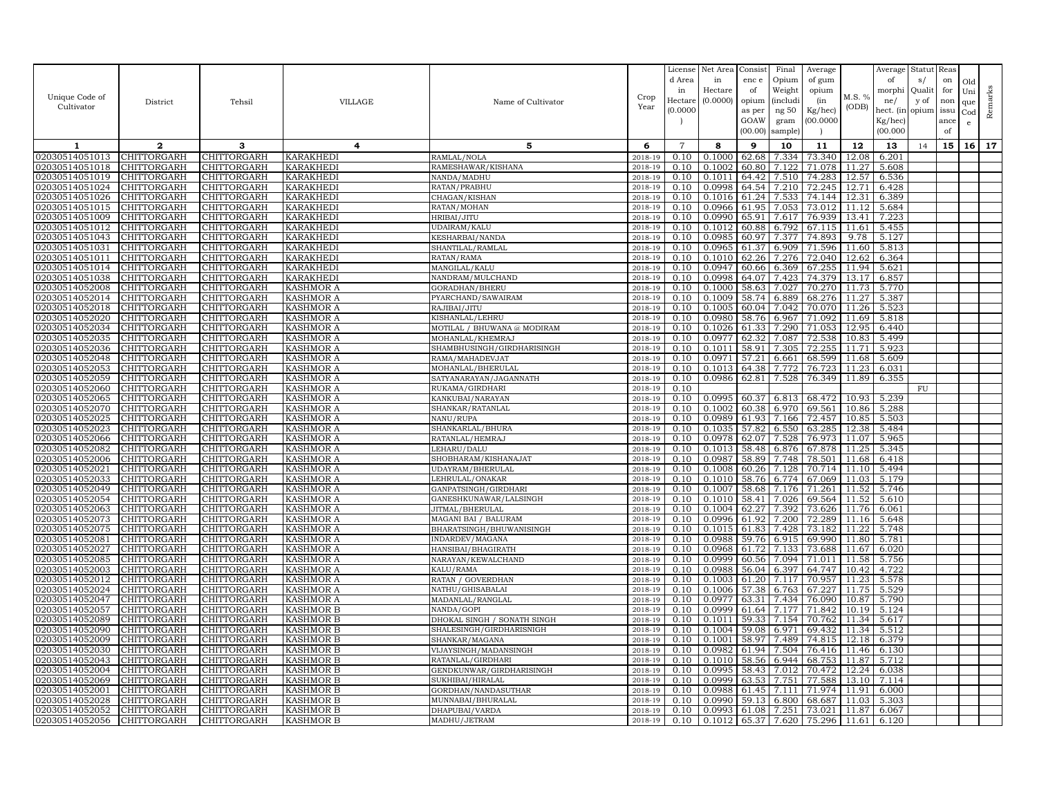| Unique Code of Cultivator | District | Tehsil | VILLAGE | Name of Cultivator | Crop Year | License d Area in Hectare (0.0000) | Net Area in Hectare (0.0000) | Consist enc e of opium as per GOAW (00.00) | Final Opium Weight (includi ng 50 gram sample) | Average of gum opium (in Kg/hec) (00.0000) | M.S. % (ODB) | Average of morphi ne/ hect. (in Kg/hec) (00.000 | Statut s/ Qualit y of opium | Reas on for non issu ance of | Old Uni que Cod e | Remarks |
|---|---|---|---|---|---|---|---|---|---|---|---|---|---|---|---|---|
| 1 | 2 | 3 | 4 | 5 | 6 | 7 | 8 | 9 | 10 | 11 | 12 | 13 | 14 | 15 | 16 | 17 |
| 02030514051013 | CHITTORGARH | CHITTORGARH | KARAKHEDI | RAMLAL/NOLA | 2018-19 | 0.10 | 0.1000 | 62.68 | 7.334 | 73.340 | 12.08 | 6.201 | | | | |
| 02030514051018 | CHITTORGARH | CHITTORGARH | KARAKHEDI | RAMESHAWAR/KISHANA | 2018-19 | 0.10 | 0.1002 | 60.80 | 7.122 | 71.078 | 11.27 | 5.608 | | | | |
| 02030514051019 | CHITTORGARH | CHITTORGARH | KARAKHEDI | NANDA/MADHU | 2018-19 | 0.10 | 0.1011 | 64.42 | 7.510 | 74.283 | 12.57 | 6.536 | | | | |
| 02030514051024 | CHITTORGARH | CHITTORGARH | KARAKHEDI | RATAN/PRABHU | 2018-19 | 0.10 | 0.0998 | 64.54 | 7.210 | 72.245 | 12.71 | 6.428 | | | | |
| 02030514051026 | CHITTORGARH | CHITTORGARH | KARAKHEDI | CHAGAN/KISHAN | 2018-19 | 0.10 | 0.1016 | 61.24 | 7.533 | 74.144 | 12.31 | 6.389 | | | | |
| 02030514051015 | CHITTORGARH | CHITTORGARH | KARAKHEDI | RATAN/MOHAN | 2018-19 | 0.10 | 0.0966 | 61.95 | 7.053 | 73.012 | 11.12 | 5.684 | | | | |
| 02030514051009 | CHITTORGARH | CHITTORGARH | KARAKHEDI | HRIBAI/JITU | 2018-19 | 0.10 | 0.0990 | 65.91 | 7.617 | 76.939 | 13.41 | 7.223 | | | | |
| 02030514051012 | CHITTORGARH | CHITTORGARH | KARAKHEDI | UDAIRAM/KALU | 2018-19 | 0.10 | 0.1012 | 60.88 | 6.792 | 67.115 | 11.61 | 5.455 | | | | |
| 02030514051043 | CHITTORGARH | CHITTORGARH | KARAKHEDI | KESHARBAI/NANDA | 2018-19 | 0.10 | 0.0985 | 60.97 | 7.377 | 74.893 | 9.78 | 5.127 | | | | |
| 02030514051031 | CHITTORGARH | CHITTORGARH | KARAKHEDI | SHANTILAL/RAMLAL | 2018-19 | 0.10 | 0.0965 | 61.37 | 6.909 | 71.596 | 11.60 | 5.813 | | | | |
| 02030514051011 | CHITTORGARH | CHITTORGARH | KARAKHEDI | RATAN/RAMA | 2018-19 | 0.10 | 0.1010 | 62.26 | 7.276 | 72.040 | 12.62 | 6.364 | | | | |
| 02030514051014 | CHITTORGARH | CHITTORGARH | KARAKHEDI | MANGILAL/KALU | 2018-19 | 0.10 | 0.0947 | 60.66 | 6.369 | 67.255 | 11.94 | 5.621 | | | | |
| 02030514051038 | CHITTORGARH | CHITTORGARH | KARAKHEDI | NANDRAM/MULCHAND | 2018-19 | 0.10 | 0.0998 | 64.07 | 7.423 | 74.379 | 13.17 | 6.857 | | | | |
| 02030514052008 | CHITTORGARH | CHITTORGARH | KASHMOR A | GORADHAN/BHERU | 2018-19 | 0.10 | 0.1000 | 58.63 | 7.027 | 70.270 | 11.73 | 5.770 | | | | |
| 02030514052014 | CHITTORGARH | CHITTORGARH | KASHMOR A | PYARCHAND/SAWAIRAM | 2018-19 | 0.10 | 0.1009 | 58.74 | 6.889 | 68.276 | 11.27 | 5.387 | | | | |
| 02030514052018 | CHITTORGARH | CHITTORGARH | KASHMOR A | RAJIBAI/JITU | 2018-19 | 0.10 | 0.1005 | 60.04 | 7.042 | 70.070 | 11.26 | 5.523 | | | | |
| 02030514052020 | CHITTORGARH | CHITTORGARH | KASHMOR A | KISHANLAL/LEHRU | 2018-19 | 0.10 | 0.0980 | 58.76 | 6.967 | 71.092 | 11.69 | 5.818 | | | | |
| 02030514052034 | CHITTORGARH | CHITTORGARH | KASHMOR A | MOTILAL / BHUWANA @ MODIRAM | 2018-19 | 0.10 | 0.1026 | 61.33 | 7.290 | 71.053 | 12.95 | 6.440 | | | | |
| 02030514052035 | CHITTORGARH | CHITTORGARH | KASHMOR A | MOHANLAL/KHEMRAJ | 2018-19 | 0.10 | 0.0977 | 62.32 | 7.087 | 72.538 | 10.83 | 5.499 | | | | |
| 02030514052036 | CHITTORGARH | CHITTORGARH | KASHMOR A | SHAMBHUSINGH/GIRDHARISINGH | 2018-19 | 0.10 | 0.1011 | 58.91 | 7.305 | 72.255 | 11.71 | 5.923 | | | | |
| 02030514052048 | CHITTORGARH | CHITTORGARH | KASHMOR A | RAMA/MAHADEVJAT | 2018-19 | 0.10 | 0.0971 | 57.21 | 6.661 | 68.599 | 11.68 | 5.609 | | | | |
| 02030514052053 | CHITTORGARH | CHITTORGARH | KASHMOR A | MOHANLAL/BHERULAL | 2018-19 | 0.10 | 0.1013 | 64.38 | 7.772 | 76.723 | 11.23 | 6.031 | | | | |
| 02030514052059 | CHITTORGARH | CHITTORGARH | KASHMOR A | SATYANARAYAN/JAGANNATH | 2018-19 | 0.10 | 0.0986 | 62.81 | 7.528 | 76.349 | 11.89 | 6.355 | | | | |
| 02030514052060 | CHITTORGARH | CHITTORGARH | KASHMOR A | RUKAMA/GIRDHARI | 2018-19 | 0.10 | | | | | | | FU | | | |
| 02030514052065 | CHITTORGARH | CHITTORGARH | KASHMOR A | KANKUBAI/NARAYAN | 2018-19 | 0.10 | 0.0995 | 60.37 | 6.813 | 68.472 | 10.93 | 5.239 | | | | |
| 02030514052070 | CHITTORGARH | CHITTORGARH | KASHMOR A | SHANKAR/RATANLAL | 2018-19 | 0.10 | 0.1002 | 60.38 | 6.970 | 69.561 | 10.86 | 5.288 | | | | |
| 02030514052025 | CHITTORGARH | CHITTORGARH | KASHMOR A | NANU/RUPA | 2018-19 | 0.10 | 0.0989 | 61.93 | 7.166 | 72.457 | 10.85 | 5.503 | | | | |
| 02030514052023 | CHITTORGARH | CHITTORGARH | KASHMOR A | SHANKARLAL/BHURA | 2018-19 | 0.10 | 0.1035 | 57.82 | 6.550 | 63.285 | 12.38 | 5.484 | | | | |
| 02030514052066 | CHITTORGARH | CHITTORGARH | KASHMOR A | RATANLAL/HEMRAJ | 2018-19 | 0.10 | 0.0978 | 62.07 | 7.528 | 76.973 | 11.07 | 5.965 | | | | |
| 02030514052082 | CHITTORGARH | CHITTORGARH | KASHMOR A | LEHARU/DALU | 2018-19 | 0.10 | 0.1013 | 58.48 | 6.876 | 67.878 | 11.25 | 5.345 | | | | |
| 02030514052006 | CHITTORGARH | CHITTORGARH | KASHMOR A | SHOBHARAM/KISHANAJAT | 2018-19 | 0.10 | 0.0987 | 58.89 | 7.748 | 78.501 | 11.68 | 6.418 | | | | |
| 02030514052021 | CHITTORGARH | CHITTORGARH | KASHMOR A | UDAYRAM/BHERULAL | 2018-19 | 0.10 | 0.1008 | 60.26 | 7.128 | 70.714 | 11.10 | 5.494 | | | | |
| 02030514052033 | CHITTORGARH | CHITTORGARH | KASHMOR A | LEHRULAL/ONAKAR | 2018-19 | 0.10 | 0.1010 | 58.76 | 6.774 | 67.069 | 11.03 | 5.179 | | | | |
| 02030514052049 | CHITTORGARH | CHITTORGARH | KASHMOR A | GANPATSINGH/GIRDHARI | 2018-19 | 0.10 | 0.1007 | 58.68 | 7.176 | 71.261 | 11.52 | 5.746 | | | | |
| 02030514052054 | CHITTORGARH | CHITTORGARH | KASHMOR A | GANESHKUNAWAR/LALSINGH | 2018-19 | 0.10 | 0.1010 | 58.41 | 7.026 | 69.564 | 11.52 | 5.610 | | | | |
| 02030514052063 | CHITTORGARH | CHITTORGARH | KASHMOR A | JITMAL/BHERULAL | 2018-19 | 0.10 | 0.1004 | 62.27 | 7.392 | 73.626 | 11.76 | 6.061 | | | | |
| 02030514052073 | CHITTORGARH | CHITTORGARH | KASHMOR A | MAGANI BAI / BALURAM | 2018-19 | 0.10 | 0.0996 | 61.92 | 7.200 | 72.289 | 11.16 | 5.648 | | | | |
| 02030514052075 | CHITTORGARH | CHITTORGARH | KASHMOR A | BHARATSINGH/BHUWANISINGH | 2018-19 | 0.10 | 0.1015 | 61.83 | 7.428 | 73.182 | 11.22 | 5.748 | | | | |
| 02030514052081 | CHITTORGARH | CHITTORGARH | KASHMOR A | INDARDEV/MAGANA | 2018-19 | 0.10 | 0.0988 | 59.76 | 6.915 | 69.990 | 11.80 | 5.781 | | | | |
| 02030514052027 | CHITTORGARH | CHITTORGARH | KASHMOR A | HANSIBAI/BHAGIRATH | 2018-19 | 0.10 | 0.0968 | 61.72 | 7.133 | 73.688 | 11.67 | 6.020 | | | | |
| 02030514052085 | CHITTORGARH | CHITTORGARH | KASHMOR A | NARAYAN/KEWALCHAND | 2018-19 | 0.10 | 0.0999 | 60.56 | 7.094 | 71.011 | 11.58 | 5.756 | | | | |
| 02030514052003 | CHITTORGARH | CHITTORGARH | KASHMOR A | KALU/RAMA | 2018-19 | 0.10 | 0.0988 | 56.04 | 6.397 | 64.747 | 10.42 | 4.722 | | | | |
| 02030514052012 | CHITTORGARH | CHITTORGARH | KASHMOR A | RATAN / GOVERDHAN | 2018-19 | 0.10 | 0.1003 | 61.20 | 7.117 | 70.957 | 11.23 | 5.578 | | | | |
| 02030514052024 | CHITTORGARH | CHITTORGARH | KASHMOR A | NATHU/GHISABALAI | 2018-19 | 0.10 | 0.1006 | 57.38 | 6.763 | 67.227 | 11.75 | 5.529 | | | | |
| 02030514052047 | CHITTORGARH | CHITTORGARH | KASHMOR A | MADANLAL/RANGLAL | 2018-19 | 0.10 | 0.0977 | 63.31 | 7.434 | 76.090 | 10.87 | 5.790 | | | | |
| 02030514052057 | CHITTORGARH | CHITTORGARH | KASHMOR B | NANDA/GOPI | 2018-19 | 0.10 | 0.0999 | 61.64 | 7.177 | 71.842 | 10.19 | 5.124 | | | | |
| 02030514052089 | CHITTORGARH | CHITTORGARH | KASHMOR B | DHOKAL SINGH / SONATH SINGH | 2018-19 | 0.10 | 0.1011 | 59.33 | 7.154 | 70.762 | 11.34 | 5.617 | | | | |
| 02030514052090 | CHITTORGARH | CHITTORGARH | KASHMOR B | SHALESINGH/GIRDHARISNIGH | 2018-19 | 0.10 | 0.1004 | 59.08 | 6.971 | 69.432 | 11.34 | 5.512 | | | | |
| 02030514052009 | CHITTORGARH | CHITTORGARH | KASHMOR B | SHANKAR/MAGANA | 2018-19 | 0.10 | 0.1001 | 58.97 | 7.489 | 74.815 | 12.18 | 6.379 | | | | |
| 02030514052030 | CHITTORGARH | CHITTORGARH | KASHMOR B | VIJAYSINGH/MADANSINGH | 2018-19 | 0.10 | 0.0982 | 61.94 | 7.504 | 76.416 | 11.46 | 6.130 | | | | |
| 02030514052043 | CHITTORGARH | CHITTORGARH | KASHMOR B | RATANLAL/GIRDHARI | 2018-19 | 0.10 | 0.1010 | 58.56 | 6.944 | 68.753 | 11.87 | 5.712 | | | | |
| 02030514052004 | CHITTORGARH | CHITTORGARH | KASHMOR B | GENDKUNWAR/GIRDHARISINGH | 2018-19 | 0.10 | 0.0995 | 58.43 | 7.012 | 70.472 | 12.24 | 6.038 | | | | |
| 02030514052069 | CHITTORGARH | CHITTORGARH | KASHMOR B | SUKHIBAI/HIRALAL | 2018-19 | 0.10 | 0.0999 | 63.53 | 7.751 | 77.588 | 13.10 | 7.114 | | | | |
| 02030514052001 | CHITTORGARH | CHITTORGARH | KASHMOR B | GORDHAN/NANDASUTHAR | 2018-19 | 0.10 | 0.0988 | 61.45 | 7.111 | 71.974 | 11.91 | 6.000 | | | | |
| 02030514052028 | CHITTORGARH | CHITTORGARH | KASHMOR B | MUNNABAI/BHURALAL | 2018-19 | 0.10 | 0.0990 | 59.13 | 6.800 | 68.687 | 11.03 | 5.303 | | | | |
| 02030514052052 | CHITTORGARH | CHITTORGARH | KASHMOR B | DHAPUBAI/VARDA | 2018-19 | 0.10 | 0.0993 | 61.08 | 7.251 | 73.021 | 11.87 | 6.067 | | | | |
| 02030514052056 | CHITTORGARH | CHITTORGARH | KASHMOR B | MADHU/JETRAM | 2018-19 | 0.10 | 0.1012 | 65.37 | 7.620 | 75.296 | 11.61 | 6.120 | | | | |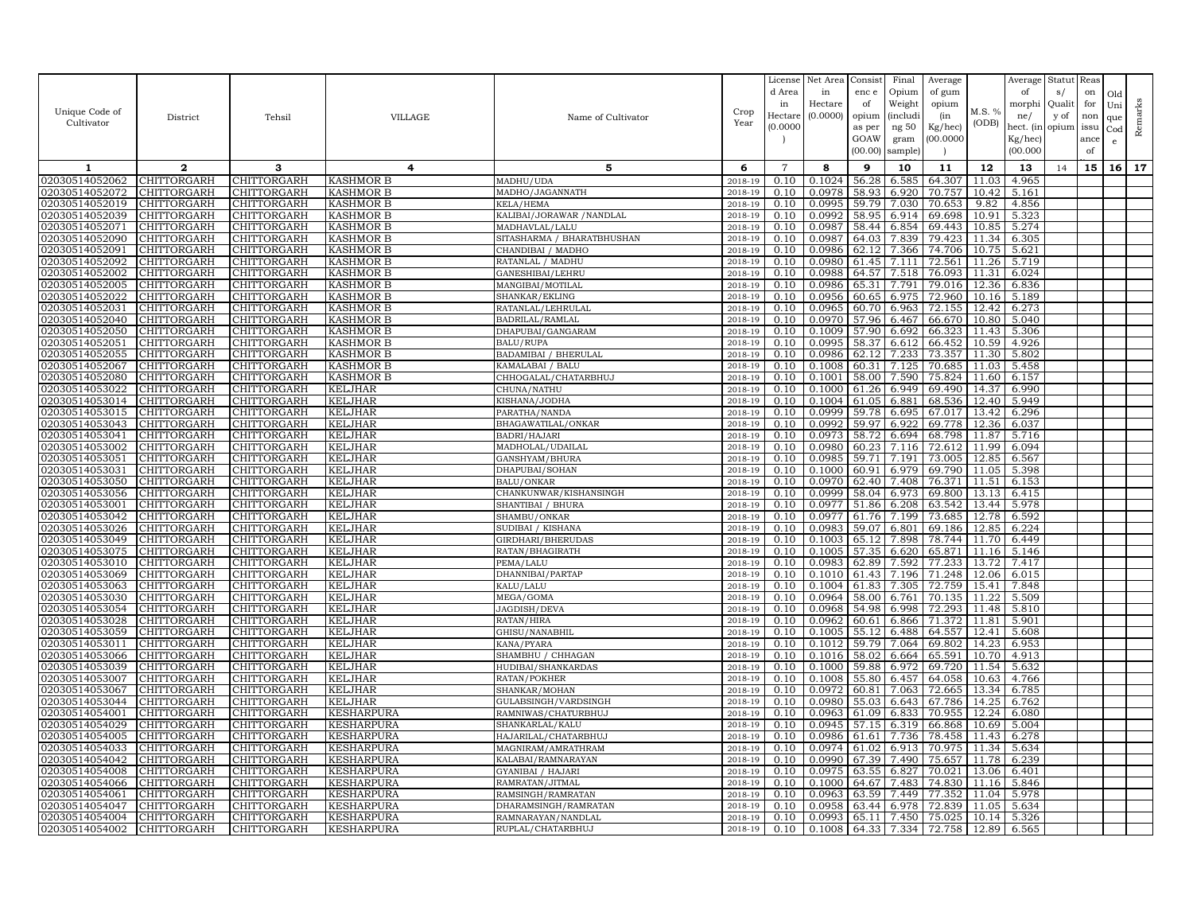| Unique Code of Cultivator | District | Tehsil | VILLAGE | Name of Cultivator | Crop Year | License d Area in Hectare (0.0000) | Net Area in Hectare (0.0000) | Consist enc e of opium as per GOAW (00.00) | Final Opium Weight (including 50 gram sample) | Average of gum opium (in Kg/hec) (00.0000) | M.S. % (ODB) | Average of morphi ne/ hect. (in Kg/hec) (00.000 | Statut s/ Qualit y of opium | Reas on for non issu ance of | Old Uni que Cod e | Remarks |
|---|---|---|---|---|---|---|---|---|---|---|---|---|---|---|---|---|
| 1 | 2 | 3 | 4 | 5 | 6 | 7 | 8 | 9 | 10 | 11 | 12 | 13 | 14 | 15 | 16 | 17 |
| 02030514052062 | CHITTORGARH | CHITTORGARH | KASHMOR B | MADHU/UDA | 2018-19 | 0.10 | 0.1024 | 56.28 | 6.585 | 64.307 | 11.03 | 4.965 | | | | |
| 02030514052072 | CHITTORGARH | CHITTORGARH | KASHMOR B | MADHO/JAGANNATH | 2018-19 | 0.10 | 0.0978 | 58.93 | 6.920 | 70.757 | 10.42 | 5.161 | | | | |
| 02030514052019 | CHITTORGARH | CHITTORGARH | KASHMOR B | KELA/HEMA | 2018-19 | 0.10 | 0.0995 | 59.79 | 7.030 | 70.653 | 9.82 | 4.856 | | | | |
| 02030514052039 | CHITTORGARH | CHITTORGARH | KASHMOR B | KALIBAI/JORAWAR /NANDLAL | 2018-19 | 0.10 | 0.0992 | 58.95 | 6.914 | 69.698 | 10.91 | 5.323 | | | | |
| 02030514052071 | CHITTORGARH | CHITTORGARH | KASHMOR B | MADHAVLAL/LALU | 2018-19 | 0.10 | 0.0987 | 58.44 | 6.854 | 69.443 | 10.85 | 5.274 | | | | |
| 02030514052090 | CHITTORGARH | CHITTORGARH | KASHMOR B | SITASHARMA / BHARATBHUSHAN | 2018-19 | 0.10 | 0.0987 | 64.03 | 7.839 | 79.423 | 11.34 | 6.305 | | | | |
| 02030514052091 | CHITTORGARH | CHITTORGARH | KASHMOR B | CHANDIBAI / MADHO | 2018-19 | 0.10 | 0.0986 | 62.12 | 7.366 | 74.706 | 10.75 | 5.621 | | | | |
| 02030514052092 | CHITTORGARH | CHITTORGARH | KASHMOR B | RATANLAL / MADHU | 2018-19 | 0.10 | 0.0980 | 61.45 | 7.111 | 72.561 | 11.26 | 5.719 | | | | |
| 02030514052002 | CHITTORGARH | CHITTORGARH | KASHMOR B | GANESHIBAI/LEHRU | 2018-19 | 0.10 | 0.0988 | 64.57 | 7.518 | 76.093 | 11.31 | 6.024 | | | | |
| 02030514052005 | CHITTORGARH | CHITTORGARH | KASHMOR B | MANGIBAI/MOTILAL | 2018-19 | 0.10 | 0.0986 | 65.31 | 7.791 | 79.016 | 12.36 | 6.836 | | | | |
| 02030514052022 | CHITTORGARH | CHITTORGARH | KASHMOR B | SHANKAR/EKLING | 2018-19 | 0.10 | 0.0956 | 60.65 | 6.975 | 72.960 | 10.16 | 5.189 | | | | |
| 02030514052031 | CHITTORGARH | CHITTORGARH | KASHMOR B | RATANLAL/LEHRULAL | 2018-19 | 0.10 | 0.0965 | 60.70 | 6.963 | 72.155 | 12.42 | 6.273 | | | | |
| 02030514052040 | CHITTORGARH | CHITTORGARH | KASHMOR B | BADRILAL/RAMLAL | 2018-19 | 0.10 | 0.0970 | 57.96 | 6.467 | 66.670 | 10.80 | 5.040 | | | | |
| 02030514052050 | CHITTORGARH | CHITTORGARH | KASHMOR B | DHAPUBAI/GANGARAM | 2018-19 | 0.10 | 0.1009 | 57.90 | 6.692 | 66.323 | 11.43 | 5.306 | | | | |
| 02030514052051 | CHITTORGARH | CHITTORGARH | KASHMOR B | BALU/RUPA | 2018-19 | 0.10 | 0.0995 | 58.37 | 6.612 | 66.452 | 10.59 | 4.926 | | | | |
| 02030514052055 | CHITTORGARH | CHITTORGARH | KASHMOR B | BADAMIBAI / BHERULAL | 2018-19 | 0.10 | 0.0986 | 62.12 | 7.233 | 73.357 | 11.30 | 5.802 | | | | |
| 02030514052067 | CHITTORGARH | CHITTORGARH | KASHMOR B | KAMALABAI / BALU | 2018-19 | 0.10 | 0.1008 | 60.31 | 7.125 | 70.685 | 11.03 | 5.458 | | | | |
| 02030514052080 | CHITTORGARH | CHITTORGARH | KASHMOR B | CHHOGALAL/CHATARBHUJ | 2018-19 | 0.10 | 0.1001 | 58.00 | 7.590 | 75.824 | 11.60 | 6.157 | | | | |
| 02030514053022 | CHITTORGARH | CHITTORGARH | KELJHAR | CHUNA/NATHU | 2018-19 | 0.10 | 0.1000 | 61.26 | 6.949 | 69.490 | 14.37 | 6.990 | | | | |
| 02030514053014 | CHITTORGARH | CHITTORGARH | KELJHAR | KISHANA/JODHA | 2018-19 | 0.10 | 0.1004 | 61.05 | 6.881 | 68.536 | 12.40 | 5.949 | | | | |
| 02030514053015 | CHITTORGARH | CHITTORGARH | KELJHAR | PARATHA/NANDA | 2018-19 | 0.10 | 0.0999 | 59.78 | 6.695 | 67.017 | 13.42 | 6.296 | | | | |
| 02030514053043 | CHITTORGARH | CHITTORGARH | KELJHAR | BHAGAWATILAL/ONKAR | 2018-19 | 0.10 | 0.0992 | 59.97 | 6.922 | 69.778 | 12.36 | 6.037 | | | | |
| 02030514053041 | CHITTORGARH | CHITTORGARH | KELJHAR | BADRI/HAJARI | 2018-19 | 0.10 | 0.0973 | 58.72 | 6.694 | 68.798 | 11.87 | 5.716 | | | | |
| 02030514053002 | CHITTORGARH | CHITTORGARH | KELJHAR | MADHOLAL/UDAILAL | 2018-19 | 0.10 | 0.0980 | 60.23 | 7.116 | 72.612 | 11.99 | 6.094 | | | | |
| 02030514053051 | CHITTORGARH | CHITTORGARH | KELJHAR | GANSHYAM/BHURA | 2018-19 | 0.10 | 0.0985 | 59.71 | 7.191 | 73.005 | 12.85 | 6.567 | | | | |
| 02030514053031 | CHITTORGARH | CHITTORGARH | KELJHAR | DHAPUBAI/SOHAN | 2018-19 | 0.10 | 0.1000 | 60.91 | 6.979 | 69.790 | 11.05 | 5.398 | | | | |
| 02030514053050 | CHITTORGARH | CHITTORGARH | KELJHAR | BALU/ONKAR | 2018-19 | 0.10 | 0.0970 | 62.40 | 7.408 | 76.371 | 11.51 | 6.153 | | | | |
| 02030514053056 | CHITTORGARH | CHITTORGARH | KELJHAR | CHANKUNWAR/KISHANSINGH | 2018-19 | 0.10 | 0.0999 | 58.04 | 6.973 | 69.800 | 13.13 | 6.415 | | | | |
| 02030514053001 | CHITTORGARH | CHITTORGARH | KELJHAR | SHANTIBAI / BHURA | 2018-19 | 0.10 | 0.0977 | 51.86 | 6.208 | 63.542 | 13.44 | 5.978 | | | | |
| 02030514053042 | CHITTORGARH | CHITTORGARH | KELJHAR | SHAMBU/ONKAR | 2018-19 | 0.10 | 0.0977 | 61.76 | 7.199 | 73.685 | 12.78 | 6.592 | | | | |
| 02030514053026 | CHITTORGARH | CHITTORGARH | KELJHAR | SUDIBAI / KISHANA | 2018-19 | 0.10 | 0.0983 | 59.07 | 6.801 | 69.186 | 12.85 | 6.224 | | | | |
| 02030514053049 | CHITTORGARH | CHITTORGARH | KELJHAR | GIRDHARI/BHERUDAS | 2018-19 | 0.10 | 0.1003 | 65.12 | 7.898 | 78.744 | 11.70 | 6.449 | | | | |
| 02030514053075 | CHITTORGARH | CHITTORGARH | KELJHAR | RATAN/BHAGIRATH | 2018-19 | 0.10 | 0.1005 | 57.35 | 6.620 | 65.871 | 11.16 | 5.146 | | | | |
| 02030514053010 | CHITTORGARH | CHITTORGARH | KELJHAR | PEMA/LALU | 2018-19 | 0.10 | 0.0983 | 62.89 | 7.592 | 77.233 | 13.72 | 7.417 | | | | |
| 02030514053069 | CHITTORGARH | CHITTORGARH | KELJHAR | DHANNIBAI/PARTAP | 2018-19 | 0.10 | 0.1010 | 61.43 | 7.196 | 71.248 | 12.06 | 6.015 | | | | |
| 02030514053063 | CHITTORGARH | CHITTORGARH | KELJHAR | KALU/LALU | 2018-19 | 0.10 | 0.1004 | 61.83 | 7.305 | 72.759 | 15.41 | 7.848 | | | | |
| 02030514053030 | CHITTORGARH | CHITTORGARH | KELJHAR | MEGA/GOMA | 2018-19 | 0.10 | 0.0964 | 58.00 | 6.761 | 70.135 | 11.22 | 5.509 | | | | |
| 02030514053054 | CHITTORGARH | CHITTORGARH | KELJHAR | JAGDISH/DEVA | 2018-19 | 0.10 | 0.0968 | 54.98 | 6.998 | 72.293 | 11.48 | 5.810 | | | | |
| 02030514053028 | CHITTORGARH | CHITTORGARH | KELJHAR | RATAN/HIRA | 2018-19 | 0.10 | 0.0962 | 60.61 | 6.866 | 71.372 | 11.81 | 5.901 | | | | |
| 02030514053059 | CHITTORGARH | CHITTORGARH | KELJHAR | GHISU/NANABHIL | 2018-19 | 0.10 | 0.1005 | 55.12 | 6.488 | 64.557 | 12.41 | 5.608 | | | | |
| 02030514053011 | CHITTORGARH | CHITTORGARH | KELJHAR | KANA/PYARA | 2018-19 | 0.10 | 0.1012 | 59.79 | 7.064 | 69.802 | 14.23 | 6.953 | | | | |
| 02030514053066 | CHITTORGARH | CHITTORGARH | KELJHAR | SHAMBHU / CHHAGAN | 2018-19 | 0.10 | 0.1016 | 58.02 | 6.664 | 65.591 | 10.70 | 4.913 | | | | |
| 02030514053039 | CHITTORGARH | CHITTORGARH | KELJHAR | HUDIBAI/SHANKARDAS | 2018-19 | 0.10 | 0.1000 | 59.88 | 6.972 | 69.720 | 11.54 | 5.632 | | | | |
| 02030514053007 | CHITTORGARH | CHITTORGARH | KELJHAR | RATAN/POKHER | 2018-19 | 0.10 | 0.1008 | 55.80 | 6.457 | 64.058 | 10.63 | 4.766 | | | | |
| 02030514053067 | CHITTORGARH | CHITTORGARH | KELJHAR | SHANKAR/MOHAN | 2018-19 | 0.10 | 0.0972 | 60.81 | 7.063 | 72.665 | 13.34 | 6.785 | | | | |
| 02030514053044 | CHITTORGARH | CHITTORGARH | KELJHAR | GULABSINGH/VARDSINGH | 2018-19 | 0.10 | 0.0980 | 55.03 | 6.643 | 67.786 | 14.25 | 6.762 | | | | |
| 02030514054001 | CHITTORGARH | CHITTORGARH | KESHARPURA | RAMNIWAS/CHATURBHUJ | 2018-19 | 0.10 | 0.0963 | 61.09 | 6.833 | 70.955 | 12.24 | 6.080 | | | | |
| 02030514054029 | CHITTORGARH | CHITTORGARH | KESHARPURA | SHANKARLAL/KALU | 2018-19 | 0.10 | 0.0945 | 57.15 | 6.319 | 66.868 | 10.69 | 5.004 | | | | |
| 02030514054005 | CHITTORGARH | CHITTORGARH | KESHARPURA | HAJARILAL/CHATARBHUJ | 2018-19 | 0.10 | 0.0986 | 61.61 | 7.736 | 78.458 | 11.43 | 6.278 | | | | |
| 02030514054033 | CHITTORGARH | CHITTORGARH | KESHARPURA | MAGNIRAM/AMRATHRAM | 2018-19 | 0.10 | 0.0974 | 61.02 | 6.913 | 70.975 | 11.34 | 5.634 | | | | |
| 02030514054042 | CHITTORGARH | CHITTORGARH | KESHARPURA | KALABAI/RAMNARAYAN | 2018-19 | 0.10 | 0.0990 | 67.39 | 7.490 | 75.657 | 11.78 | 6.239 | | | | |
| 02030514054008 | CHITTORGARH | CHITTORGARH | KESHARPURA | GYANIBAI / HAJARI | 2018-19 | 0.10 | 0.0975 | 63.55 | 6.827 | 70.021 | 13.06 | 6.401 | | | | |
| 02030514054066 | CHITTORGARH | CHITTORGARH | KESHARPURA | RAMRATAN/JITMAL | 2018-19 | 0.10 | 0.1000 | 64.67 | 7.483 | 74.830 | 11.16 | 5.846 | | | | |
| 02030514054061 | CHITTORGARH | CHITTORGARH | KESHARPURA | RAMSINGH/RAMRATAN | 2018-19 | 0.10 | 0.0963 | 63.59 | 7.449 | 77.352 | 11.04 | 5.978 | | | | |
| 02030514054047 | CHITTORGARH | CHITTORGARH | KESHARPURA | DHARAMSINGH/RAMRATAN | 2018-19 | 0.10 | 0.0958 | 63.44 | 6.978 | 72.839 | 11.05 | 5.634 | | | | |
| 02030514054004 | CHITTORGARH | CHITTORGARH | KESHARPURA | RAMNARAYAN/NANDLAL | 2018-19 | 0.10 | 0.0993 | 65.11 | 7.450 | 75.025 | 10.14 | 5.326 | | | | |
| 02030514054002 | CHITTORGARH | CHITTORGARH | KESHARPURA | RUPLAL/CHATARBHUJ | 2018-19 | 0.10 | 0.1008 | 64.33 | 7.334 | 72.758 | 12.89 | 6.565 | | | | |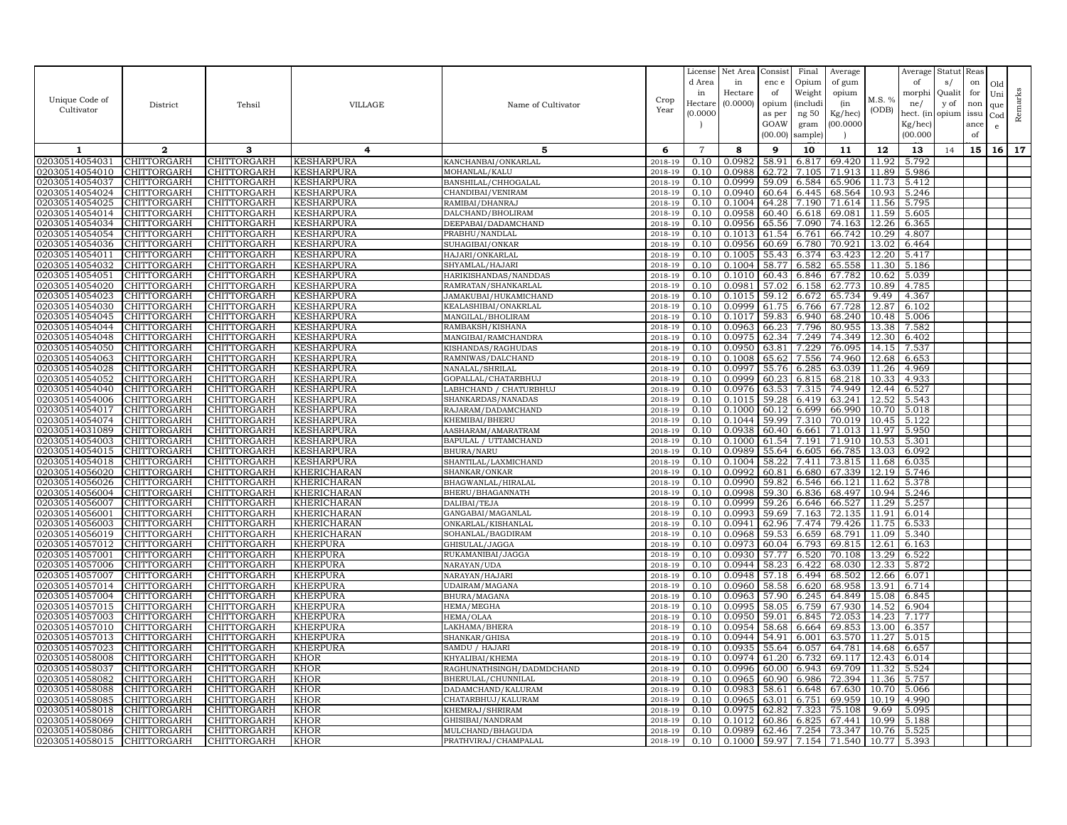| Unique Code of Cultivator | District | Tehsil | VILLAGE | Name of Cultivator | Crop Year | License d Area in Hectare (0.0000) | Net Area in Hectare (0.0000) | Consist enc e of opium as per GOAW (00.00) | Final Opium Weight (includi ng 50 gram sample) | Average of gum opium (in Kg/hec) (00.0000) | M.S. % (ODB) | Average of morphi ne/ hect. (in Kg/hec) (00.000) | Statut s/ Qualit y of opium | Reas on for non issu ance of | Old Uni que Cod e | Remarks |
|---|---|---|---|---|---|---|---|---|---|---|---|---|---|---|---|---|
| 1 | 2 | 3 | 4 | 5 | 6 | 7 | 8 | 9 | 10 | 11 | 12 | 13 | 14 | 15 | 16 | 17 |
| 02030514054031 | CHITTORGARH | CHITTORGARH | KESHARPURA | KANCHANBAI/ONKARLAL | 2018-19 | 0.10 | 0.0982 | 58.91 | 6.817 | 69.420 | 11.92 | 5.792 | | | | |
| 02030514054010 | CHITTORGARH | CHITTORGARH | KESHARPURA | MOHANLAL/KALU | 2018-19 | 0.10 | 0.0988 | 62.72 | 7.105 | 71.913 | 11.89 | 5.986 | | | | |
| 02030514054037 | CHITTORGARH | CHITTORGARH | KESHARPURA | BANSHILAL/CHHOGALAL | 2018-19 | 0.10 | 0.0999 | 59.09 | 6.584 | 65.906 | 11.73 | 5.412 | | | | |
| 02030514054024 | CHITTORGARH | CHITTORGARH | KESHARPURA | CHANDIBAI/VENIRAM | 2018-19 | 0.10 | 0.0940 | 60.64 | 6.445 | 68.564 | 10.93 | 5.246 | | | | |
| 02030514054025 | CHITTORGARH | CHITTORGARH | KESHARPURA | RAMIBAI/DHANRAJ | 2018-19 | 0.10 | 0.1004 | 64.28 | 7.190 | 71.614 | 11.56 | 5.795 | | | | |
| 02030514054014 | CHITTORGARH | CHITTORGARH | KESHARPURA | DALCHAND/BHOLIRAM | 2018-19 | 0.10 | 0.0958 | 60.40 | 6.618 | 69.081 | 11.59 | 5.605 | | | | |
| 02030514054034 | CHITTORGARH | CHITTORGARH | KESHARPURA | DEEPABAI/DADAMCHAND | 2018-19 | 0.10 | 0.0956 | 65.56 | 7.090 | 74.163 | 12.26 | 6.365 | | | | |
| 02030514054054 | CHITTORGARH | CHITTORGARH | KESHARPURA | PRABHU/NANDLAL | 2018-19 | 0.10 | 0.1013 | 61.54 | 6.761 | 66.742 | 10.29 | 4.807 | | | | |
| 02030514054036 | CHITTORGARH | CHITTORGARH | KESHARPURA | SUHAGIBAI/ONKAR | 2018-19 | 0.10 | 0.0956 | 60.69 | 6.780 | 70.921 | 13.02 | 6.464 | | | | |
| 02030514054011 | CHITTORGARH | CHITTORGARH | KESHARPURA | HAJARI/ONKARLAL | 2018-19 | 0.10 | 0.1005 | 55.43 | 6.374 | 63.423 | 12.20 | 5.417 | | | | |
| 02030514054032 | CHITTORGARH | CHITTORGARH | KESHARPURA | SHYAMLAL/HAJARI | 2018-19 | 0.10 | 0.1004 | 58.77 | 6.582 | 65.558 | 11.30 | 5.186 | | | | |
| 02030514054051 | CHITTORGARH | CHITTORGARH | KESHARPURA | HARIKISHANDAS/NANDDAS | 2018-19 | 0.10 | 0.1010 | 60.43 | 6.846 | 67.782 | 10.62 | 5.039 | | | | |
| 02030514054020 | CHITTORGARH | CHITTORGARH | KESHARPURA | RAMRATAN/SHANKARLAL | 2018-19 | 0.10 | 0.0981 | 57.02 | 6.158 | 62.773 | 10.89 | 4.785 | | | | |
| 02030514054023 | CHITTORGARH | CHITTORGARH | KESHARPURA | JAMAKUBAI/HUKAMICHAND | 2018-19 | 0.10 | 0.1015 | 59.12 | 6.672 | 65.734 | 9.49 | 4.367 | | | | |
| 02030514054030 | CHITTORGARH | CHITTORGARH | KESHARPURA | KEALASHIBAI/ONAKRLAL | 2018-19 | 0.10 | 0.0999 | 61.75 | 6.766 | 67.728 | 12.87 | 6.102 | | | | |
| 02030514054045 | CHITTORGARH | CHITTORGARH | KESHARPURA | MANGILAL/BHOLIRAM | 2018-19 | 0.10 | 0.1017 | 59.83 | 6.940 | 68.240 | 10.48 | 5.006 | | | | |
| 02030514054044 | CHITTORGARH | CHITTORGARH | KESHARPURA | RAMBAKSH/KISHANA | 2018-19 | 0.10 | 0.0963 | 66.23 | 7.796 | 80.955 | 13.38 | 7.582 | | | | |
| 02030514054048 | CHITTORGARH | CHITTORGARH | KESHARPURA | MANGIBAI/RAMCHANDRA | 2018-19 | 0.10 | 0.0975 | 62.34 | 7.249 | 74.349 | 12.30 | 6.402 | | | | |
| 02030514054050 | CHITTORGARH | CHITTORGARH | KESHARPURA | KISHANDAS/RAGHUDAS | 2018-19 | 0.10 | 0.0950 | 63.81 | 7.229 | 76.095 | 14.15 | 7.537 | | | | |
| 02030514054063 | CHITTORGARH | CHITTORGARH | KESHARPURA | RAMNIWAS/DALCHAND | 2018-19 | 0.10 | 0.1008 | 65.62 | 7.556 | 74.960 | 12.68 | 6.653 | | | | |
| 02030514054028 | CHITTORGARH | CHITTORGARH | KESHARPURA | NANALAL/SHRILAL | 2018-19 | 0.10 | 0.0997 | 55.76 | 6.285 | 63.039 | 11.26 | 4.969 | | | | |
| 02030514054052 | CHITTORGARH | CHITTORGARH | KESHARPURA | GOPALLAL/CHATARBHUJ | 2018-19 | 0.10 | 0.0999 | 60.23 | 6.815 | 68.218 | 10.33 | 4.933 | | | | |
| 02030514054040 | CHITTORGARH | CHITTORGARH | KESHARPURA | LABHCHAND / CHATURBHUJ | 2018-19 | 0.10 | 0.0976 | 63.53 | 7.315 | 74.949 | 12.44 | 6.527 | | | | |
| 02030514054006 | CHITTORGARH | CHITTORGARH | KESHARPURA | SHANKARDAS/NANADAS | 2018-19 | 0.10 | 0.1015 | 59.28 | 6.419 | 63.241 | 12.52 | 5.543 | | | | |
| 02030514054017 | CHITTORGARH | CHITTORGARH | KESHARPURA | RAJARAM/DADAMCHAND | 2018-19 | 0.10 | 0.1000 | 60.12 | 6.699 | 66.990 | 10.70 | 5.018 | | | | |
| 02030514054074 | CHITTORGARH | CHITTORGARH | KESHARPURA | KHEMIBAI/BHERU | 2018-19 | 0.10 | 0.1044 | 59.99 | 7.310 | 70.019 | 10.45 | 5.122 | | | | |
| 02030514031089 | CHITTORGARH | CHITTORGARH | KESHARPURA | AASHARAM/AMARATRAM | 2018-19 | 0.10 | 0.0938 | 60.40 | 6.661 | 71.013 | 11.97 | 5.950 | | | | |
| 02030514054003 | CHITTORGARH | CHITTORGARH | KESHARPURA | BAPULAL / UTTAMCHAND | 2018-19 | 0.10 | 0.1000 | 61.54 | 7.191 | 71.910 | 10.53 | 5.301 | | | | |
| 02030514054015 | CHITTORGARH | CHITTORGARH | KESHARPURA | BHURA/NARU | 2018-19 | 0.10 | 0.0989 | 55.64 | 6.605 | 66.785 | 13.03 | 6.092 | | | | |
| 02030514054018 | CHITTORGARH | CHITTORGARH | KESHARPURA | SHANTILAL/LAXMICHAND | 2018-19 | 0.10 | 0.1004 | 58.22 | 7.411 | 73.815 | 11.68 | 6.035 | | | | |
| 02030514056020 | CHITTORGARH | CHITTORGARH | KHERICHARAN | SHANKAR/ONKAR | 2018-19 | 0.10 | 0.0992 | 60.81 | 6.680 | 67.339 | 12.19 | 5.746 | | | | |
| 02030514056026 | CHITTORGARH | CHITTORGARH | KHERICHARAN | BHAGWANLAL/HIRALAL | 2018-19 | 0.10 | 0.0990 | 59.82 | 6.546 | 66.121 | 11.62 | 5.378 | | | | |
| 02030514056004 | CHITTORGARH | CHITTORGARH | KHERICHARAN | BHERU/BHAGANNATH | 2018-19 | 0.10 | 0.0998 | 59.30 | 6.836 | 68.497 | 10.94 | 5.246 | | | | |
| 02030514056007 | CHITTORGARH | CHITTORGARH | KHERICHARAN | DALIBAI/TEJA | 2018-19 | 0.10 | 0.0999 | 59.26 | 6.646 | 66.527 | 11.29 | 5.257 | | | | |
| 02030514056001 | CHITTORGARH | CHITTORGARH | KHERICHARAN | GANGABAI/MAGANLAL | 2018-19 | 0.10 | 0.0993 | 59.69 | 7.163 | 72.135 | 11.91 | 6.014 | | | | |
| 02030514056003 | CHITTORGARH | CHITTORGARH | KHERICHARAN | ONKARLAL/KISHANLAL | 2018-19 | 0.10 | 0.0941 | 62.96 | 7.474 | 79.426 | 11.75 | 6.533 | | | | |
| 02030514056019 | CHITTORGARH | CHITTORGARH | KHERICHARAN | SOHANLAL/BAGDIRAM | 2018-19 | 0.10 | 0.0968 | 59.53 | 6.659 | 68.791 | 11.09 | 5.340 | | | | |
| 02030514057012 | CHITTORGARH | CHITTORGARH | KHERPURA | GHISULAL/JAGGA | 2018-19 | 0.10 | 0.0973 | 60.04 | 6.793 | 69.815 | 12.61 | 6.163 | | | | |
| 02030514057001 | CHITTORGARH | CHITTORGARH | KHERPURA | RUKAMANIBAI/JAGGA | 2018-19 | 0.10 | 0.0930 | 57.77 | 6.520 | 70.108 | 13.29 | 6.522 | | | | |
| 02030514057006 | CHITTORGARH | CHITTORGARH | KHERPURA | NARAYAN/UDA | 2018-19 | 0.10 | 0.0944 | 58.23 | 6.422 | 68.030 | 12.33 | 5.872 | | | | |
| 02030514057007 | CHITTORGARH | CHITTORGARH | KHERPURA | NARAYAN/HAJARI | 2018-19 | 0.10 | 0.0948 | 57.18 | 6.494 | 68.502 | 12.66 | 6.071 | | | | |
| 02030514057014 | CHITTORGARH | CHITTORGARH | KHERPURA | UDAIRAM/MAGANA | 2018-19 | 0.10 | 0.0960 | 58.58 | 6.620 | 68.958 | 13.91 | 6.714 | | | | |
| 02030514057004 | CHITTORGARH | CHITTORGARH | KHERPURA | BHURA/MAGANA | 2018-19 | 0.10 | 0.0963 | 57.90 | 6.245 | 64.849 | 15.08 | 6.845 | | | | |
| 02030514057015 | CHITTORGARH | CHITTORGARH | KHERPURA | HEMA/MEGHA | 2018-19 | 0.10 | 0.0995 | 58.05 | 6.759 | 67.930 | 14.52 | 6.904 | | | | |
| 02030514057003 | CHITTORGARH | CHITTORGARH | KHERPURA | HEMA/OLAA | 2018-19 | 0.10 | 0.0950 | 59.01 | 6.845 | 72.053 | 14.23 | 7.177 | | | | |
| 02030514057010 | CHITTORGARH | CHITTORGARH | KHERPURA | LAKHAMA/BHERA | 2018-19 | 0.10 | 0.0954 | 58.68 | 6.664 | 69.853 | 13.00 | 6.357 | | | | |
| 02030514057013 | CHITTORGARH | CHITTORGARH | KHERPURA | SHANKAR/GHISA | 2018-19 | 0.10 | 0.0944 | 54.91 | 6.001 | 63.570 | 11.27 | 5.015 | | | | |
| 02030514057023 | CHITTORGARH | CHITTORGARH | KHERPURA | SAMDU / HAJARI | 2018-19 | 0.10 | 0.0935 | 55.64 | 6.057 | 64.781 | 14.68 | 6.657 | | | | |
| 02030514058008 | CHITTORGARH | CHITTORGARH | KHOR | KHYALIBAI/KHEMA | 2018-19 | 0.10 | 0.0974 | 61.20 | 6.732 | 69.117 | 12.43 | 6.014 | | | | |
| 02030514058037 | CHITTORGARH | CHITTORGARH | KHOR | RAGHUNATHSINGH/DADMDCHAND | 2018-19 | 0.10 | 0.0996 | 60.00 | 6.943 | 69.709 | 11.32 | 5.524 | | | | |
| 02030514058082 | CHITTORGARH | CHITTORGARH | KHOR | BHERULAL/CHUNNILAL | 2018-19 | 0.10 | 0.0965 | 60.90 | 6.986 | 72.394 | 11.36 | 5.757 | | | | |
| 02030514058088 | CHITTORGARH | CHITTORGARH | KHOR | DADAMCHAND/KALURAM | 2018-19 | 0.10 | 0.0983 | 58.61 | 6.648 | 67.630 | 10.70 | 5.066 | | | | |
| 02030514058085 | CHITTORGARH | CHITTORGARH | KHOR | CHATARBHUJ/KALURAM | 2018-19 | 0.10 | 0.0965 | 63.01 | 6.751 | 69.959 | 10.19 | 4.990 | | | | |
| 02030514058018 | CHITTORGARH | CHITTORGARH | KHOR | KHEMRAJ/SHRIRAM | 2018-19 | 0.10 | 0.0975 | 62.82 | 7.323 | 75.108 | 9.69 | 5.095 | | | | |
| 02030514058069 | CHITTORGARH | CHITTORGARH | KHOR | GHISIBAI/NANDRAM | 2018-19 | 0.10 | 0.1012 | 60.86 | 6.825 | 67.441 | 10.99 | 5.188 | | | | |
| 02030514058086 | CHITTORGARH | CHITTORGARH | KHOR | MULCHAND/BHAGUDA | 2018-19 | 0.10 | 0.0989 | 62.46 | 7.254 | 73.347 | 10.76 | 5.525 | | | | |
| 02030514058015 | CHITTORGARH | CHITTORGARH | KHOR | PRATHVIRAJ/CHAMPALAL | 2018-19 | 0.10 | 0.1000 | 59.97 | 7.154 | 71.540 | 10.77 | 5.393 | | | | |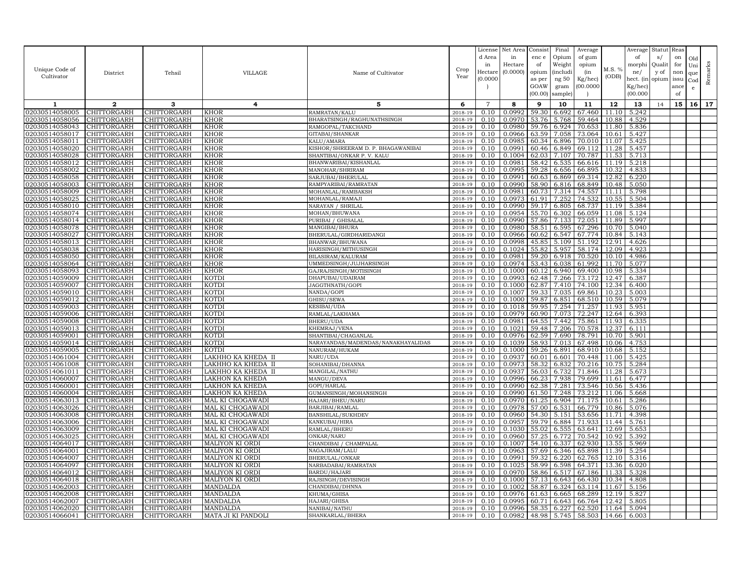| Unique Code of Cultivator | District | Tehsil | VILLAGE | Name of Cultivator | Crop Year | License d Area in Hectare (0.0000) | Net Area in Hectare (0.0000) | Consist enc e of opium as per GOAW (00.00) | Final Opium Weight (includi ng 50 gram sample) | Average of gum opium (in Kg/hec) (00.0000) | M.S. % (ODB) | Average of morphi ne/ hect. (in Kg/hec) (00.000 | Statut s/ Qualit y of opium | Reas on for non issu ance of | Old Uni que Cod e | Remarks |
|---|---|---|---|---|---|---|---|---|---|---|---|---|---|---|---|---|
| 1 | 2 | 3 | 4 | 5 | 6 | 7 | 8 | 9 | 10 | 11 | 12 | 13 | 14 | 15 | 16 | 17 |
| 02030514058005 | CHITTORGARH | CHITTORGARH | KHOR | RAMRATAN/KALU | 2018-19 | 0.10 | 0.0992 | 59.30 | 6.692 | 67.460 | 11.10 | 5.242 | | | | |
| 02030514058056 | CHITTORGARH | CHITTORGARH | KHOR | BHARATSINGH/RAGHUNATHSINGH | 2018-19 | 0.10 | 0.0970 | 53.76 | 5.768 | 59.464 | 10.88 | 4.529 | | | | |
| 02030514058043 | CHITTORGARH | CHITTORGARH | KHOR | RAMGOPAL/TAKCHAND | 2018-19 | 0.10 | 0.0980 | 59.76 | 6.924 | 70.653 | 11.80 | 5.836 | | | | |
| 02030514058017 | CHITTORGARH | CHITTORGARH | KHOR | GITABAI/SHANKAR | 2018-19 | 0.10 | 0.0966 | 63.59 | 7.058 | 73.064 | 10.61 | 5.427 | | | | |
| 02030514058011 | CHITTORGARH | CHITTORGARH | KHOR | KALU/AMARA | 2018-19 | 0.10 | 0.0985 | 60.34 | 6.896 | 70.010 | 11.07 | 5.425 | | | | |
| 02030514058020 | CHITTORGARH | CHITTORGARH | KHOR | KISHOR/SHREERAM D. P. BHAGAWANIBAI | 2018-19 | 0.10 | 0.0991 | 60.46 | 6.849 | 69.112 | 11.28 | 5.457 | | | | |
| 02030514058028 | CHITTORGARH | CHITTORGARH | KHOR | SHANTIBAI/ONKAR P. V. KALU | 2018-19 | 0.10 | 0.1004 | 62.03 | 7.107 | 70.787 | 11.53 | 5.713 | | | | |
| 02030514058012 | CHITTORGARH | CHITTORGARH | KHOR | BHANWARIBAI/KISHANLAL | 2018-19 | 0.10 | 0.0981 | 58.42 | 6.535 | 66.616 | 11.19 | 5.218 | | | | |
| 02030514058002 | CHITTORGARH | CHITTORGARH | KHOR | MANOHAR/SHRIRAM | 2018-19 | 0.10 | 0.0995 | 59.28 | 6.656 | 66.895 | 10.32 | 4.833 | | | | |
| 02030514058058 | CHITTORGARH | CHITTORGARH | KHOR | SARJUBAI/BHERULAL | 2018-19 | 0.10 | 0.0991 | 60.63 | 6.869 | 69.314 | 12.82 | 6.220 | | | | |
| 02030514058003 | CHITTORGARH | CHITTORGARH | KHOR | RAMPYARIBAI/RAMRATAN | 2018-19 | 0.10 | 0.0990 | 58.90 | 6.816 | 68.849 | 10.48 | 5.050 | | | | |
| 02030514058009 | CHITTORGARH | CHITTORGARH | KHOR | MOHANLAL/RAMBAKSH | 2018-19 | 0.10 | 0.0981 | 60.73 | 7.314 | 74.557 | 11.11 | 5.798 | | | | |
| 02030514058025 | CHITTORGARH | CHITTORGARH | KHOR | MOHANLAL/RAMAJI | 2018-19 | 0.10 | 0.0973 | 61.91 | 7.252 | 74.532 | 10.55 | 5.504 | | | | |
| 02030514058010 | CHITTORGARH | CHITTORGARH | KHOR | NARAYAN / SHRILAL | 2018-19 | 0.10 | 0.0990 | 59.17 | 6.805 | 68.737 | 11.19 | 5.384 | | | | |
| 02030514058074 | CHITTORGARH | CHITTORGARH | KHOR | MOHAN/BHUWANA | 2018-19 | 0.10 | 0.0954 | 55.70 | 6.302 | 66.059 | 11.08 | 5.124 | | | | |
| 02030514058014 | CHITTORGARH | CHITTORGARH | KHOR | PURIBAI / GHISALAL | 2018-19 | 0.10 | 0.0990 | 57.86 | 7.133 | 72.051 | 11.89 | 5.997 | | | | |
| 02030514058078 | CHITTORGARH | CHITTORGARH | KHOR | MANGIBAI/BHURA | 2018-19 | 0.10 | 0.0980 | 58.51 | 6.595 | 67.296 | 10.70 | 5.040 | | | | |
| 02030514058027 | CHITTORGARH | CHITTORGARH | KHOR | BHERULAL/GIRDHARIDANGI | 2018-19 | 0.10 | 0.0966 | 60.62 | 6.547 | 67.774 | 10.84 | 5.143 | | | | |
| 02030514058013 | CHITTORGARH | CHITTORGARH | KHOR | BHANWAR/BHUWANA | 2018-19 | 0.10 | 0.0998 | 45.85 | 5.109 | 51.192 | 12.91 | 4.626 | | | | |
| 02030514058038 | CHITTORGARH | CHITTORGARH | KHOR | HARISINGH/MITHUSINGH | 2018-19 | 0.10 | 0.1024 | 55.82 | 5.957 | 58.174 | 12.09 | 4.923 | | | | |
| 02030514058050 | CHITTORGARH | CHITTORGARH | KHOR | BILASIRAM/KALURAM | 2018-19 | 0.10 | 0.0981 | 59.20 | 6.918 | 70.520 | 10.10 | 4.986 | | | | |
| 02030514058064 | CHITTORGARH | CHITTORGARH | KHOR | UMMEDSINGH/JUJHARSINGH | 2018-19 | 0.10 | 0.0974 | 53.43 | 6.038 | 61.992 | 11.70 | 5.077 | | | | |
| 02030514058093 | CHITTORGARH | CHITTORGARH | KHOR | GAJRAJSINGH/MOTISINGH | 2018-19 | 0.10 | 0.1000 | 60.12 | 6.940 | 69.400 | 10.98 | 5.334 | | | | |
| 02030514059009 | CHITTORGARH | CHITTORGARH | KOTDI | DHAPUBAI/UDAIRAM | 2018-19 | 0.10 | 0.0993 | 62.48 | 7.266 | 73.172 | 12.47 | 6.387 | | | | |
| 02030514059007 | CHITTORGARH | CHITTORGARH | KOTDI | JAGGTHNATH/GOPI | 2018-19 | 0.10 | 0.1000 | 62.87 | 7.410 | 74.100 | 12.34 | 6.400 | | | | |
| 02030514059010 | CHITTORGARH | CHITTORGARH | KOTDI | NANDA/GOPI | 2018-19 | 0.10 | 0.1007 | 59.33 | 7.035 | 69.861 | 10.23 | 5.003 | | | | |
| 02030514059012 | CHITTORGARH | CHITTORGARH | KOTDI | GHISU/SEWA | 2018-19 | 0.10 | 0.1000 | 59.87 | 6.851 | 68.510 | 10.59 | 5.079 | | | | |
| 02030514059003 | CHITTORGARH | CHITTORGARH | KOTDI | KESIBAI/UDA | 2018-19 | 0.10 | 0.1018 | 59.95 | 7.254 | 71.257 | 11.93 | 5.951 | | | | |
| 02030514059006 | CHITTORGARH | CHITTORGARH | KOTDI | RAMLAL/LAKHAMA | 2018-19 | 0.10 | 0.0979 | 60.90 | 7.073 | 72.247 | 12.64 | 6.393 | | | | |
| 02030514059008 | CHITTORGARH | CHITTORGARH | KOTDI | BHERU/UDA | 2018-19 | 0.10 | 0.0981 | 64.55 | 7.442 | 75.861 | 11.93 | 6.335 | | | | |
| 02030514059013 | CHITTORGARH | CHITTORGARH | KOTDI | KHEMRAJ/VENA | 2018-19 | 0.10 | 0.1021 | 59.48 | 7.206 | 70.578 | 12.37 | 6.111 | | | | |
| 02030514059001 | CHITTORGARH | CHITTORGARH | KOTDI | SHANTIBAI/CHAGANLAL | 2018-19 | 0.10 | 0.0976 | 62.59 | 7.690 | 78.791 | 10.70 | 5.901 | | | | |
| 02030514059014 | CHITTORGARH | CHITTORGARH | KOTDI | NARAYANDAS/MADENDAS/NANAKHAYALIDAS | 2018-19 | 0.10 | 0.1039 | 58.93 | 7.013 | 67.498 | 10.06 | 4.753 | | | | |
| 02030514059005 | CHITTORGARH | CHITTORGARH | KOTDI | NANURAM/HUKAM | 2018-19 | 0.10 | 0.1000 | 59.26 | 6.891 | 68.910 | 10.68 | 5.152 | | | | |
| 02030514061004 | CHITTORGARH | CHITTORGARH | LAKHHO KA KHEDA II | NARU/UDA | 2018-19 | 0.10 | 0.0937 | 60.01 | 6.601 | 70.448 | 11.00 | 5.425 | | | | |
| 02030514061008 | CHITTORGARH | CHITTORGARH | LAKHHO KA KHEDA II | SOHANIBAI/DHANNA | 2018-19 | 0.10 | 0.0973 | 58.32 | 6.832 | 70.216 | 10.75 | 5.284 | | | | |
| 02030514061011 | CHITTORGARH | CHITTORGARH | LAKHHO KA KHEDA II | MANGILAL/NATHU | 2018-19 | 0.10 | 0.0937 | 56.03 | 6.732 | 71.846 | 11.28 | 5.673 | | | | |
| 02030514060007 | CHITTORGARH | CHITTORGARH | LAKHON KA KHEDA | MANGU/DEVA | 2018-19 | 0.10 | 0.0996 | 66.23 | 7.938 | 79.699 | 11.61 | 6.477 | | | | |
| 02030514060001 | CHITTORGARH | CHITTORGARH | LAKHON KA KHEDA | GOPI/HARLAL | 2018-19 | 0.10 | 0.0990 | 62.38 | 7.281 | 73.546 | 10.56 | 5.436 | | | | |
| 02030514060004 | CHITTORGARH | CHITTORGARH | LAKHON KA KHEDA | GUMANSINGH/MOHANSINGH | 2018-19 | 0.10 | 0.0990 | 61.50 | 7.248 | 73.212 | 11.06 | 5.668 | | | | |
| 02030514063013 | CHITTORGARH | CHITTORGARH | MAL KI CHOGAWADI | HAJARI/BHEU/NARU | 2018-19 | 0.10 | 0.0970 | 61.25 | 6.904 | 71.175 | 10.61 | 5.286 | | | | |
| 02030514063026 | CHITTORGARH | CHITTORGARH | MAL KI CHOGAWADI | BARJIBAI/RAMLAL | 2018-19 | 0.10 | 0.0978 | 57.00 | 6.531 | 66.779 | 10.86 | 5.076 | | | | |
| 02030514063008 | CHITTORGARH | CHITTORGARH | MAL KI CHOGAWADI | BANSHILAL/SUKHDEV | 2018-19 | 0.10 | 0.0960 | 54.30 | 5.151 | 53.656 | 11.71 | 4.398 | | | | |
| 02030514063006 | CHITTORGARH | CHITTORGARH | MAL KI CHOGAWADI | KANKUBAI/HIRA | 2018-19 | 0.10 | 0.0957 | 59.79 | 6.884 | 71.933 | 11.44 | 5.761 | | | | |
| 02030514063009 | CHITTORGARH | CHITTORGARH | MAL KI CHOGAWADI | RAMLAL/BHERU | 2018-19 | 0.10 | 0.1030 | 55.02 | 6.555 | 63.641 | 12.69 | 5.653 | | | | |
| 02030514063025 | CHITTORGARH | CHITTORGARH | MAL KI CHOGAWADI | ONKAR/NARU | 2018-19 | 0.10 | 0.0960 | 57.25 | 6.772 | 70.542 | 10.92 | 5.392 | | | | |
| 02030514064017 | CHITTORGARH | CHITTORGARH | MALIYON KI ORDI | CHANDIBAI / CHAMPALAL | 2018-19 | 0.10 | 0.1007 | 54.10 | 6.337 | 62.930 | 13.55 | 5.969 | | | | |
| 02030514064001 | CHITTORGARH | CHITTORGARH | MALIYON KI ORDI | NAGAJIRAM/LALU | 2018-19 | 0.10 | 0.0963 | 57.69 | 6.346 | 65.898 | 11.39 | 5.254 | | | | |
| 02030514064007 | CHITTORGARH | CHITTORGARH | MALIYON KI ORDI | BHERULAL/ONKAR | 2018-19 | 0.10 | 0.0991 | 59.32 | 6.220 | 62.765 | 12.10 | 5.316 | | | | |
| 02030514064097 | CHITTORGARH | CHITTORGARH | MALIYON KI ORDI | NARBADABAI/RAMRATAN | 2018-19 | 0.10 | 0.1025 | 58.99 | 6.598 | 64.371 | 13.36 | 6.020 | | | | |
| 02030514064012 | CHITTORGARH | CHITTORGARH | MALIYON KI ORDI | BARDU/HAJARI | 2018-19 | 0.10 | 0.0970 | 58.86 | 6.517 | 67.186 | 11.33 | 5.328 | | | | |
| 02030514064018 | CHITTORGARH | CHITTORGARH | MALIYON KI ORDI | RAJSINGH/DEVISINGH | 2018-19 | 0.10 | 0.1000 | 57.13 | 6.643 | 66.430 | 10.34 | 4.808 | | | | |
| 02030514062003 | CHITTORGARH | CHITTORGARH | MANDALDA | CHANDIBAI/DHNNA | 2018-19 | 0.10 | 0.1002 | 58.87 | 6.324 | 63.114 | 11.67 | 5.156 | | | | |
| 02030514062008 | CHITTORGARH | CHITTORGARH | MANDALDA | KHUMA/GHISA | 2018-19 | 0.10 | 0.0976 | 61.63 | 6.665 | 68.289 | 12.19 | 5.827 | | | | |
| 02030514062007 | CHITTORGARH | CHITTORGARH | MANDALDA | HAJARI/GHISA | 2018-19 | 0.10 | 0.0995 | 60.71 | 6.643 | 66.764 | 12.42 | 5.805 | | | | |
| 02030514062020 | CHITTORGARH | CHITTORGARH | MANDALDA | NANIBAI/NATHU | 2018-19 | 0.10 | 0.0996 | 58.35 | 6.227 | 62.520 | 11.64 | 5.094 | | | | |
| 02030514066041 | CHITTORGARH | CHITTORGARH | MATA JI KI PANDOLI | SHANKARLAL/BHERA | 2018-19 | 0.10 | 0.0982 | 48.98 | 5.745 | 58.503 | 14.66 | 6.003 | | | | |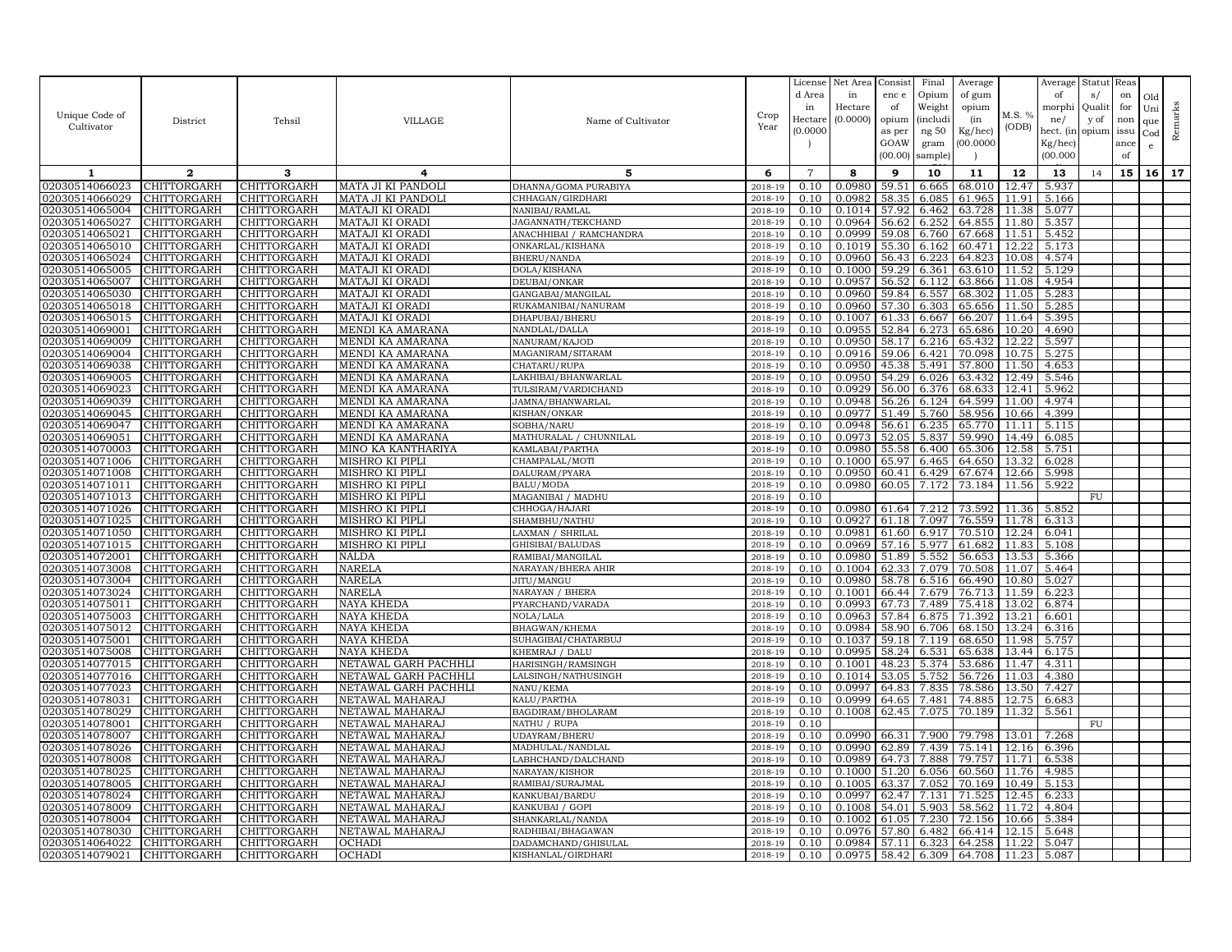| Unique Code of Cultivator | District | Tehsil | VILLAGE | Name of Cultivator | Crop Year | License d Area in Hectare (0.0000) | Net Area in Hectare (0.0000) | Consist enc e of opium as per GOAW (00.00) | Final Opium Weight (includi ng 50 gram sample) | Average of gum opium (in Kg/hec) (00.0000) | M.S. % (ODB) | Average of morphi ne/ hect. (in Kg/hec) (00.000 | Statut s/ Qualit y of opium | Reas on for non issu ance of | Old Uni que Cod e | Remarks |
|---|---|---|---|---|---|---|---|---|---|---|---|---|---|---|---|---|
| 1 | 2 | 3 | 4 | 5 | 6 | 7 | 8 | 9 | 10 | 11 | 12 | 13 | 14 | 15 | 16 | 17 |
| 02030514066023 | CHITTORGARH | CHITTORGARH | MATA JI KI PANDOLI | DHANNA/GOMA PURABIYA | 2018-19 | 0.10 | 0.0980 | 59.51 | 6.665 | 68.010 | 12.47 | 5.937 | | | | |
| 02030514066029 | CHITTORGARH | CHITTORGARH | MATA JI KI PANDOLI | CHHAGAN/GIRDHARI | 2018-19 | 0.10 | 0.0982 | 58.35 | 6.085 | 61.965 | 11.91 | 5.166 | | | | |
| 02030514065004 | CHITTORGARH | CHITTORGARH | MATAJI KI ORADI | NANIBAI/RAMLAL | 2018-19 | 0.10 | 0.1014 | 57.92 | 6.462 | 63.728 | 11.38 | 5.077 | | | | |
| 02030514065027 | CHITTORGARH | CHITTORGARH | MATAJI KI ORADI | JAGANNATH/TEKCHAND | 2018-19 | 0.10 | 0.0964 | 56.62 | 6.252 | 64.855 | 11.80 | 5.357 | | | | |
| 02030514065021 | CHITTORGARH | CHITTORGARH | MATAJI KI ORADI | ANACHHIBAI / RAMCHANDRA | 2018-19 | 0.10 | 0.0999 | 59.08 | 6.760 | 67.668 | 11.51 | 5.452 | | | | |
| 02030514065010 | CHITTORGARH | CHITTORGARH | MATAJI KI ORADI | ONKARLAL/KISHANA | 2018-19 | 0.10 | 0.1019 | 55.30 | 6.162 | 60.471 | 12.22 | 5.173 | | | | |
| 02030514065024 | CHITTORGARH | CHITTORGARH | MATAJI KI ORADI | BHERU/NANDA | 2018-19 | 0.10 | 0.0960 | 56.43 | 6.223 | 64.823 | 10.08 | 4.574 | | | | |
| 02030514065005 | CHITTORGARH | CHITTORGARH | MATAJI KI ORADI | DOLA/KISHANA | 2018-19 | 0.10 | 0.1000 | 59.29 | 6.361 | 63.610 | 11.52 | 5.129 | | | | |
| 02030514065007 | CHITTORGARH | CHITTORGARH | MATAJI KI ORADI | DEUBAI/ONKAR | 2018-19 | 0.10 | 0.0957 | 56.52 | 6.112 | 63.866 | 11.08 | 4.954 | | | | |
| 02030514065030 | CHITTORGARH | CHITTORGARH | MATAJI KI ORADI | GANGABAI/MANGILAL | 2018-19 | 0.10 | 0.0960 | 59.84 | 6.557 | 68.302 | 11.05 | 5.283 | | | | |
| 02030514065018 | CHITTORGARH | CHITTORGARH | MATAJI KI ORADI | RUKAMANIBAI/NANURAM | 2018-19 | 0.10 | 0.0960 | 57.30 | 6.303 | 65.656 | 11.50 | 5.285 | | | | |
| 02030514065015 | CHITTORGARH | CHITTORGARH | MATAJI KI ORADI | DHAPUBAI/BHERU | 2018-19 | 0.10 | 0.1007 | 61.33 | 6.667 | 66.207 | 11.64 | 5.395 | | | | |
| 02030514069001 | CHITTORGARH | CHITTORGARH | MENDI KA AMARANA | NANDLAL/DALLA | 2018-19 | 0.10 | 0.0955 | 52.84 | 6.273 | 65.686 | 10.20 | 4.690 | | | | |
| 02030514069009 | CHITTORGARH | CHITTORGARH | MENDI KA AMARANA | NANURAM/KAJOD | 2018-19 | 0.10 | 0.0950 | 58.17 | 6.216 | 65.432 | 12.22 | 5.597 | | | | |
| 02030514069004 | CHITTORGARH | CHITTORGARH | MENDI KA AMARANA | MAGANIRAM/SITARAM | 2018-19 | 0.10 | 0.0916 | 59.06 | 6.421 | 70.098 | 10.75 | 5.275 | | | | |
| 02030514069038 | CHITTORGARH | CHITTORGARH | MENDI KA AMARANA | CHATARU/RUPA | 2018-19 | 0.10 | 0.0950 | 45.38 | 5.491 | 57.800 | 11.50 | 4.653 | | | | |
| 02030514069005 | CHITTORGARH | CHITTORGARH | MENDI KA AMARANA | LAKHIBAI/BHANWARLAL | 2018-19 | 0.10 | 0.0950 | 54.29 | 6.026 | 63.432 | 12.49 | 5.546 | | | | |
| 02030514069023 | CHITTORGARH | CHITTORGARH | MENDI KA AMARANA | TULSIRAM/VARDICHAND | 2018-19 | 0.10 | 0.0929 | 56.00 | 6.376 | 68.633 | 12.41 | 5.962 | | | | |
| 02030514069039 | CHITTORGARH | CHITTORGARH | MENDI KA AMARANA | JAMNA/BHANWARLAL | 2018-19 | 0.10 | 0.0948 | 56.26 | 6.124 | 64.599 | 11.00 | 4.974 | | | | |
| 02030514069045 | CHITTORGARH | CHITTORGARH | MENDI KA AMARANA | KISHAN/ONKAR | 2018-19 | 0.10 | 0.0977 | 51.49 | 5.760 | 58.956 | 10.66 | 4.399 | | | | |
| 02030514069047 | CHITTORGARH | CHITTORGARH | MENDI KA AMARANA | SOBHA/NARU | 2018-19 | 0.10 | 0.0948 | 56.61 | 6.235 | 65.770 | 11.11 | 5.115 | | | | |
| 02030514069051 | CHITTORGARH | CHITTORGARH | MENDI KA AMARANA | MATHURALAL / CHUNNILAL | 2018-19 | 0.10 | 0.0973 | 52.05 | 5.837 | 59.990 | 14.49 | 6.085 | | | | |
| 02030514070003 | CHITTORGARH | CHITTORGARH | MINO KA KANTHARIYA | KAMLABAI/PARTHA | 2018-19 | 0.10 | 0.0980 | 55.58 | 6.400 | 65.306 | 12.58 | 5.751 | | | | |
| 02030514071006 | CHITTORGARH | CHITTORGARH | MISHRO KI PIPLI | CHAMPALAL/MOTI | 2018-19 | 0.10 | 0.1000 | 65.97 | 6.465 | 64.650 | 13.32 | 6.028 | | | | |
| 02030514071008 | CHITTORGARH | CHITTORGARH | MISHRO KI PIPLI | DALURAM/PYARA | 2018-19 | 0.10 | 0.0950 | 60.41 | 6.429 | 67.674 | 12.66 | 5.998 | | | | |
| 02030514071011 | CHITTORGARH | CHITTORGARH | MISHRO KI PIPLI | BALU/MODA | 2018-19 | 0.10 | 0.0980 | 60.05 | 7.172 | 73.184 | 11.56 | 5.922 | | | | |
| 02030514071013 | CHITTORGARH | CHITTORGARH | MISHRO KI PIPLI | MAGANIBAI / MADHU | 2018-19 | 0.10 | | | | | | | FU | | | |
| 02030514071026 | CHITTORGARH | CHITTORGARH | MISHRO KI PIPLI | CHHOGA/HAJARI | 2018-19 | 0.10 | 0.0980 | 61.64 | 7.212 | 73.592 | 11.36 | 5.852 | | | | |
| 02030514071025 | CHITTORGARH | CHITTORGARH | MISHRO KI PIPLI | SHAMBHU/NATHU | 2018-19 | 0.10 | 0.0927 | 61.18 | 7.097 | 76.559 | 11.78 | 6.313 | | | | |
| 02030514071050 | CHITTORGARH | CHITTORGARH | MISHRO KI PIPLI | LAXMAN / SHRILAL | 2018-19 | 0.10 | 0.0981 | 61.60 | 6.917 | 70.510 | 12.24 | 6.041 | | | | |
| 02030514071015 | CHITTORGARH | CHITTORGARH | MISHRO KI PIPLI | GHISIBAI/BALUDAS | 2018-19 | 0.10 | 0.0969 | 57.16 | 5.977 | 61.682 | 11.83 | 5.108 | | | | |
| 02030514072001 | CHITTORGARH | CHITTORGARH | NALDA | RAMIBAI/MANGILAL | 2018-19 | 0.10 | 0.0980 | 51.89 | 5.552 | 56.653 | 13.53 | 5.366 | | | | |
| 02030514073008 | CHITTORGARH | CHITTORGARH | NARELA | NARAYAN/BHERA AHIR | 2018-19 | 0.10 | 0.1004 | 62.33 | 7.079 | 70.508 | 11.07 | 5.464 | | | | |
| 02030514073004 | CHITTORGARH | CHITTORGARH | NARELA | JITU/MANGU | 2018-19 | 0.10 | 0.0980 | 58.78 | 6.516 | 66.490 | 10.80 | 5.027 | | | | |
| 02030514073024 | CHITTORGARH | CHITTORGARH | NARELA | NARAYAN / BHERA | 2018-19 | 0.10 | 0.1001 | 66.44 | 7.679 | 76.713 | 11.59 | 6.223 | | | | |
| 02030514075011 | CHITTORGARH | CHITTORGARH | NAYA KHEDA | PYARCHAND/VARADA | 2018-19 | 0.10 | 0.0993 | 67.73 | 7.489 | 75.418 | 13.02 | 6.874 | | | | |
| 02030514075003 | CHITTORGARH | CHITTORGARH | NAYA KHEDA | NOLA/LALA | 2018-19 | 0.10 | 0.0963 | 57.84 | 6.875 | 71.392 | 13.21 | 6.601 | | | | |
| 02030514075012 | CHITTORGARH | CHITTORGARH | NAYA KHEDA | BHAGWAN/KHEMA | 2018-19 | 0.10 | 0.0984 | 58.90 | 6.706 | 68.150 | 13.24 | 6.316 | | | | |
| 02030514075001 | CHITTORGARH | CHITTORGARH | NAYA KHEDA | SUHAGIBAI/CHATARBUJ | 2018-19 | 0.10 | 0.1037 | 59.18 | 7.119 | 68.650 | 11.98 | 5.757 | | | | |
| 02030514075008 | CHITTORGARH | CHITTORGARH | NAYA KHEDA | KHEMRAJ / DALU | 2018-19 | 0.10 | 0.0995 | 58.24 | 6.531 | 65.638 | 13.44 | 6.175 | | | | |
| 02030514077015 | CHITTORGARH | CHITTORGARH | NETAWAL GARH PACHHLI | HARISINGH/RAMSINGH | 2018-19 | 0.10 | 0.1001 | 48.23 | 5.374 | 53.686 | 11.47 | 4.311 | | | | |
| 02030514077016 | CHITTORGARH | CHITTORGARH | NETAWAL GARH PACHHLI | LALSINGH/NATHUSINGH | 2018-19 | 0.10 | 0.1014 | 53.05 | 5.752 | 56.726 | 11.03 | 4.380 | | | | |
| 02030514077023 | CHITTORGARH | CHITTORGARH | NETAWAL GARH PACHHLI | NANU/KEMA | 2018-19 | 0.10 | 0.0997 | 64.83 | 7.835 | 78.586 | 13.50 | 7.427 | | | | |
| 02030514078031 | CHITTORGARH | CHITTORGARH | NETAWAL MAHARAJ | KALU/PARTHA | 2018-19 | 0.10 | 0.0999 | 64.65 | 7.481 | 74.885 | 12.75 | 6.683 | | | | |
| 02030514078029 | CHITTORGARH | CHITTORGARH | NETAWAL MAHARAJ | BAGDIRAM/BHOLARAM | 2018-19 | 0.10 | 0.1008 | 62.45 | 7.075 | 70.189 | 11.32 | 5.561 | | | | |
| 02030514078001 | CHITTORGARH | CHITTORGARH | NETAWAL MAHARAJ | NATHU / RUPA | 2018-19 | 0.10 | | | | | | | FU | | | |
| 02030514078007 | CHITTORGARH | CHITTORGARH | NETAWAL MAHARAJ | UDAYRAM/BHERU | 2018-19 | 0.10 | 0.0990 | 66.31 | 7.900 | 79.798 | 13.01 | 7.268 | | | | |
| 02030514078026 | CHITTORGARH | CHITTORGARH | NETAWAL MAHARAJ | MADHULAL/NANDLAL | 2018-19 | 0.10 | 0.0990 | 62.89 | 7.439 | 75.141 | 12.16 | 6.396 | | | | |
| 02030514078008 | CHITTORGARH | CHITTORGARH | NETAWAL MAHARAJ | LABHCHAND/DALCHAND | 2018-19 | 0.10 | 0.0989 | 64.73 | 7.888 | 79.757 | 11.71 | 6.538 | | | | |
| 02030514078025 | CHITTORGARH | CHITTORGARH | NETAWAL MAHARAJ | NARAYAN/KISHOR | 2018-19 | 0.10 | 0.1000 | 51.20 | 6.056 | 60.560 | 11.76 | 4.985 | | | | |
| 02030514078005 | CHITTORGARH | CHITTORGARH | NETAWAL MAHARAJ | RAMIBAI/SURAJMAL | 2018-19 | 0.10 | 0.1005 | 63.37 | 7.052 | 70.169 | 10.49 | 5.153 | | | | |
| 02030514078024 | CHITTORGARH | CHITTORGARH | NETAWAL MAHARAJ | KANKUBAI/BARDU | 2018-19 | 0.10 | 0.0997 | 62.47 | 7.131 | 71.525 | 12.45 | 6.233 | | | | |
| 02030514078009 | CHITTORGARH | CHITTORGARH | NETAWAL MAHARAJ | KANKUBAI / GOPI | 2018-19 | 0.10 | 0.1008 | 54.01 | 5.903 | 58.562 | 11.72 | 4.804 | | | | |
| 02030514078004 | CHITTORGARH | CHITTORGARH | NETAWAL MAHARAJ | SHANKARLAL/NANDA | 2018-19 | 0.10 | 0.1002 | 61.05 | 7.230 | 72.156 | 10.66 | 5.384 | | | | |
| 02030514078030 | CHITTORGARH | CHITTORGARH | NETAWAL MAHARAJ | RADHIBAI/BHAGAWAN | 2018-19 | 0.10 | 0.0976 | 57.80 | 6.482 | 66.414 | 12.15 | 5.648 | | | | |
| 02030514064022 | CHITTORGARH | CHITTORGARH | OCHADI | DADAMCHAND/GHISULAL | 2018-19 | 0.10 | 0.0984 | 57.11 | 6.323 | 64.258 | 11.22 | 5.047 | | | | |
| 02030514079021 | CHITTORGARH | CHITTORGARH | OCHADI | KISHANLAL/GIRDHARI | 2018-19 | 0.10 | 0.0975 | 58.42 | 6.309 | 64.708 | 11.23 | 5.087 | | | | |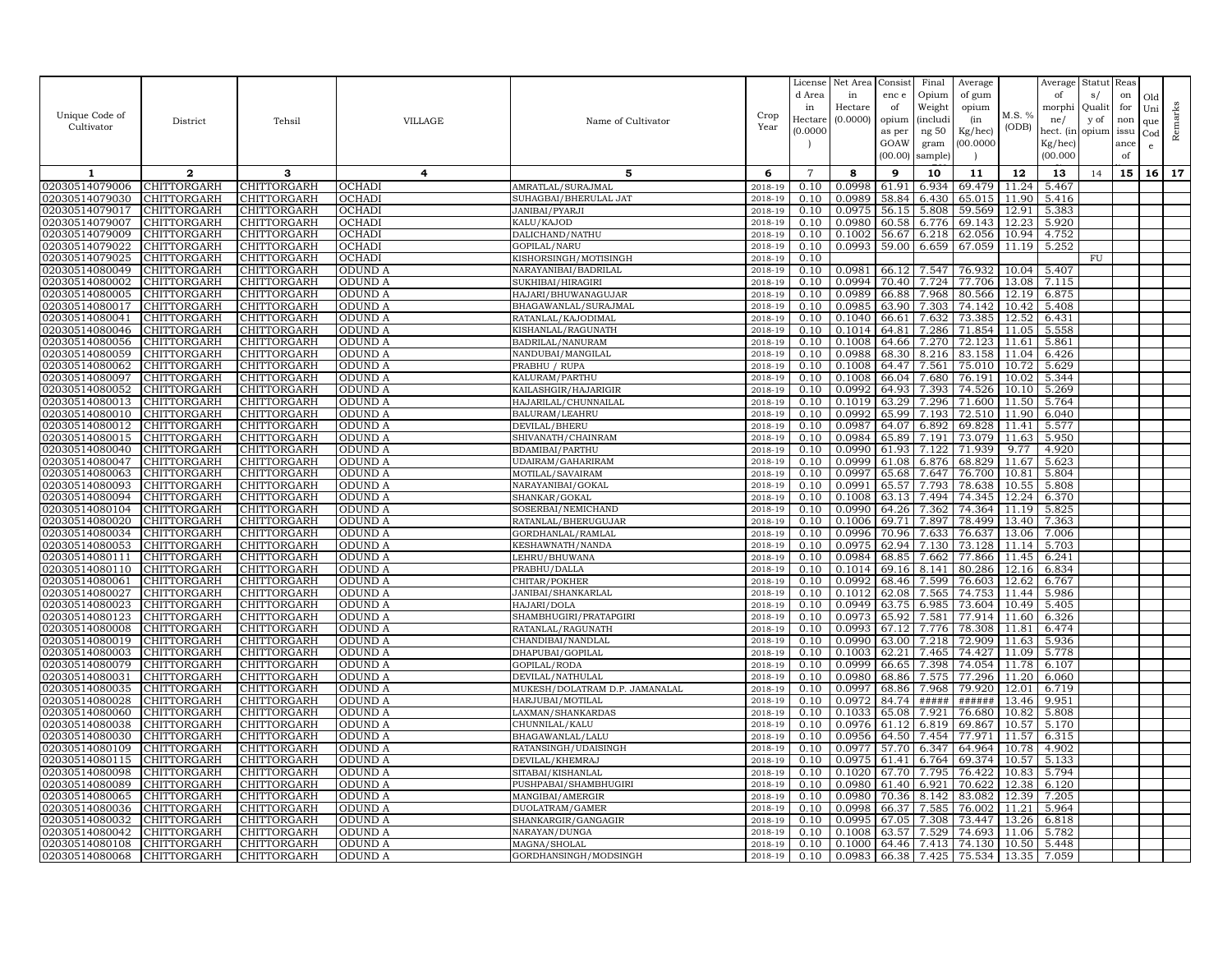| Unique Code of Cultivator | District | Tehsil | VILLAGE | Name of Cultivator | Crop Year | License d Area in Hectare (0.0000) | Net Area in Hectare (0.0000) | Consist enc e of opium as per GOAW (00.00) | Final Opium Weight (includi ng 50 gram sample) | Average of gum opium (in Kg/hec) (00.0000) | M.S. % (ODB) | Average of morphi ne/ hect. (in Kg/hec) (00.000 | Statut s/ Qualit y of opium | Reas on for non issu ance of | Old Uni que Cod e | Remarks |
|---|---|---|---|---|---|---|---|---|---|---|---|---|---|---|---|---|
| 1 | 2 | 3 | 4 | 5 | 6 | 7 | 8 | 9 | 10 | 11 | 12 | 13 | 14 | 15 | 16 | 17 |
| 02030514079006 | CHITTORGARH | CHITTORGARH | OCHADI | AMRATLAL/SURAJMAL | 2018-19 | 0.10 | 0.0998 | 61.91 | 6.934 | 69.479 | 11.24 | 5.467 | | | | |
| 02030514079030 | CHITTORGARH | CHITTORGARH | OCHADI | SUHAGBAI/BHERULAL JAT | 2018-19 | 0.10 | 0.0989 | 58.84 | 6.430 | 65.015 | 11.90 | 5.416 | | | | |
| 02030514079017 | CHITTORGARH | CHITTORGARH | OCHADI | JANIBAI/PYARJI | 2018-19 | 0.10 | 0.0975 | 56.15 | 5.808 | 59.569 | 12.91 | 5.383 | | | | |
| 02030514079007 | CHITTORGARH | CHITTORGARH | OCHADI | KALU/KAJOD | 2018-19 | 0.10 | 0.0980 | 60.58 | 6.776 | 69.143 | 12.23 | 5.920 | | | | |
| 02030514079009 | CHITTORGARH | CHITTORGARH | OCHADI | DALICHAND/NATHU | 2018-19 | 0.10 | 0.1002 | 56.67 | 6.218 | 62.056 | 10.94 | 4.752 | | | | |
| 02030514079022 | CHITTORGARH | CHITTORGARH | OCHADI | GOPILAL/NARU | 2018-19 | 0.10 | 0.0993 | 59.00 | 6.659 | 67.059 | 11.19 | 5.252 | | | | |
| 02030514079025 | CHITTORGARH | CHITTORGARH | OCHADI | KISHORSINGH/MOTISINGH | 2018-19 | 0.10 | | | | | | | FU | | | |
| 02030514080049 | CHITTORGARH | CHITTORGARH | ODUND A | NARAYANIBAI/BADRILAL | 2018-19 | 0.10 | 0.0981 | 66.12 | 7.547 | 76.932 | 10.04 | 5.407 | | | | |
| 02030514080002 | CHITTORGARH | CHITTORGARH | ODUND A | SUKHIBAI/HIRAGIRI | 2018-19 | 0.10 | 0.0994 | 70.40 | 7.724 | 77.706 | 13.08 | 7.115 | | | | |
| 02030514080005 | CHITTORGARH | CHITTORGARH | ODUND A | HAJARI/BHUWANAGUJAR | 2018-19 | 0.10 | 0.0989 | 66.88 | 7.968 | 80.566 | 12.19 | 6.875 | | | | |
| 02030514080017 | CHITTORGARH | CHITTORGARH | ODUND A | BHAGAWANLAL/SURAJMAL | 2018-19 | 0.10 | 0.0985 | 63.90 | 7.303 | 74.142 | 10.42 | 5.408 | | | | |
| 02030514080041 | CHITTORGARH | CHITTORGARH | ODUND A | RATANLAL/KAJODIMAL | 2018-19 | 0.10 | 0.1040 | 66.61 | 7.632 | 73.385 | 12.52 | 6.431 | | | | |
| 02030514080046 | CHITTORGARH | CHITTORGARH | ODUND A | KISHANLAL/RAGUNATH | 2018-19 | 0.10 | 0.1014 | 64.81 | 7.286 | 71.854 | 11.05 | 5.558 | | | | |
| 02030514080056 | CHITTORGARH | CHITTORGARH | ODUND A | BADRILAL/NANURAM | 2018-19 | 0.10 | 0.1008 | 64.66 | 7.270 | 72.123 | 11.61 | 5.861 | | | | |
| 02030514080059 | CHITTORGARH | CHITTORGARH | ODUND A | NANDUBAI/MANGILAL | 2018-19 | 0.10 | 0.0988 | 68.30 | 8.216 | 83.158 | 11.04 | 6.426 | | | | |
| 02030514080062 | CHITTORGARH | CHITTORGARH | ODUND A | PRABHU / RUPA | 2018-19 | 0.10 | 0.1008 | 64.47 | 7.561 | 75.010 | 10.72 | 5.629 | | | | |
| 02030514080097 | CHITTORGARH | CHITTORGARH | ODUND A | KALURAM/PARTHU | 2018-19 | 0.10 | 0.1008 | 66.04 | 7.680 | 76.191 | 10.02 | 5.344 | | | | |
| 02030514080052 | CHITTORGARH | CHITTORGARH | ODUND A | KAILASHGIR/HAJARIGIR | 2018-19 | 0.10 | 0.0992 | 64.93 | 7.393 | 74.526 | 10.10 | 5.269 | | | | |
| 02030514080013 | CHITTORGARH | CHITTORGARH | ODUND A | HAJARILAL/CHUNNAILAL | 2018-19 | 0.10 | 0.1019 | 63.29 | 7.296 | 71.600 | 11.50 | 5.764 | | | | |
| 02030514080010 | CHITTORGARH | CHITTORGARH | ODUND A | BALURAM/LEAHRU | 2018-19 | 0.10 | 0.0992 | 65.99 | 7.193 | 72.510 | 11.90 | 6.040 | | | | |
| 02030514080012 | CHITTORGARH | CHITTORGARH | ODUND A | DEVILAL/BHERU | 2018-19 | 0.10 | 0.0987 | 64.07 | 6.892 | 69.828 | 11.41 | 5.577 | | | | |
| 02030514080015 | CHITTORGARH | CHITTORGARH | ODUND A | SHIVANATH/CHAINRAM | 2018-19 | 0.10 | 0.0984 | 65.89 | 7.191 | 73.079 | 11.63 | 5.950 | | | | |
| 02030514080040 | CHITTORGARH | CHITTORGARH | ODUND A | BDAMIBAI/PARTHU | 2018-19 | 0.10 | 0.0990 | 61.93 | 7.122 | 71.939 | 9.77 | 4.920 | | | | |
| 02030514080047 | CHITTORGARH | CHITTORGARH | ODUND A | UDAIRAM/GAHARIRAM | 2018-19 | 0.10 | 0.0999 | 61.08 | 6.876 | 68.829 | 11.67 | 5.623 | | | | |
| 02030514080063 | CHITTORGARH | CHITTORGARH | ODUND A | MOTILAL/SAVAIRAM | 2018-19 | 0.10 | 0.0997 | 65.68 | 7.647 | 76.700 | 10.81 | 5.804 | | | | |
| 02030514080093 | CHITTORGARH | CHITTORGARH | ODUND A | NARAYANIBAI/GOKAL | 2018-19 | 0.10 | 0.0991 | 65.57 | 7.793 | 78.638 | 10.55 | 5.808 | | | | |
| 02030514080094 | CHITTORGARH | CHITTORGARH | ODUND A | SHANKAR/GOKAL | 2018-19 | 0.10 | 0.1008 | 63.13 | 7.494 | 74.345 | 12.24 | 6.370 | | | | |
| 02030514080104 | CHITTORGARH | CHITTORGARH | ODUND A | SOSERBAI/NEMICHAND | 2018-19 | 0.10 | 0.0990 | 64.26 | 7.362 | 74.364 | 11.19 | 5.825 | | | | |
| 02030514080020 | CHITTORGARH | CHITTORGARH | ODUND A | RATANLAL/BHERUGUJAR | 2018-19 | 0.10 | 0.1006 | 69.71 | 7.897 | 78.499 | 13.40 | 7.363 | | | | |
| 02030514080034 | CHITTORGARH | CHITTORGARH | ODUND A | GORDHANLAL/RAMLAL | 2018-19 | 0.10 | 0.0996 | 70.96 | 7.633 | 76.637 | 13.06 | 7.006 | | | | |
| 02030514080053 | CHITTORGARH | CHITTORGARH | ODUND A | KESHAWNATH/NANDA | 2018-19 | 0.10 | 0.0975 | 62.94 | 7.130 | 73.128 | 11.14 | 5.703 | | | | |
| 02030514080111 | CHITTORGARH | CHITTORGARH | ODUND A | LEHRU/BHUWANA | 2018-19 | 0.10 | 0.0984 | 68.85 | 7.662 | 77.866 | 11.45 | 6.241 | | | | |
| 02030514080110 | CHITTORGARH | CHITTORGARH | ODUND A | PRABHU/DALLA | 2018-19 | 0.10 | 0.1014 | 69.16 | 8.141 | 80.286 | 12.16 | 6.834 | | | | |
| 02030514080061 | CHITTORGARH | CHITTORGARH | ODUND A | CHITAR/POKHER | 2018-19 | 0.10 | 0.0992 | 68.46 | 7.599 | 76.603 | 12.62 | 6.767 | | | | |
| 02030514080027 | CHITTORGARH | CHITTORGARH | ODUND A | JANIBAI/SHANKARLAL | 2018-19 | 0.10 | 0.1012 | 62.08 | 7.565 | 74.753 | 11.44 | 5.986 | | | | |
| 02030514080023 | CHITTORGARH | CHITTORGARH | ODUND A | HAJARI/DOLA | 2018-19 | 0.10 | 0.0949 | 63.75 | 6.985 | 73.604 | 10.49 | 5.405 | | | | |
| 02030514080123 | CHITTORGARH | CHITTORGARH | ODUND A | SHAMBHUGIRI/PRATAPGIRI | 2018-19 | 0.10 | 0.0973 | 65.92 | 7.581 | 77.914 | 11.60 | 6.326 | | | | |
| 02030514080008 | CHITTORGARH | CHITTORGARH | ODUND A | RATANLAL/RAGUNATH | 2018-19 | 0.10 | 0.0993 | 67.12 | 7.776 | 78.308 | 11.81 | 6.474 | | | | |
| 02030514080019 | CHITTORGARH | CHITTORGARH | ODUND A | CHANDIBAI/NANDLAL | 2018-19 | 0.10 | 0.0990 | 63.00 | 7.218 | 72.909 | 11.63 | 5.936 | | | | |
| 02030514080003 | CHITTORGARH | CHITTORGARH | ODUND A | DHAPUBAI/GOPILAL | 2018-19 | 0.10 | 0.1003 | 62.21 | 7.465 | 74.427 | 11.09 | 5.778 | | | | |
| 02030514080079 | CHITTORGARH | CHITTORGARH | ODUND A | GOPILAL/RODA | 2018-19 | 0.10 | 0.0999 | 66.65 | 7.398 | 74.054 | 11.78 | 6.107 | | | | |
| 02030514080031 | CHITTORGARH | CHITTORGARH | ODUND A | DEVILAL/NATHULAL | 2018-19 | 0.10 | 0.0980 | 68.86 | 7.575 | 77.296 | 11.20 | 6.060 | | | | |
| 02030514080035 | CHITTORGARH | CHITTORGARH | ODUND A | MUKESH/DOLATRAM D.P. JAMANALAL | 2018-19 | 0.10 | 0.0997 | 68.86 | 7.968 | 79.920 | 12.01 | 6.719 | | | | |
| 02030514080028 | CHITTORGARH | CHITTORGARH | ODUND A | HARJUBAI/MOTILAL | 2018-19 | 0.10 | 0.0972 | 84.74 | ##### | ###### | 13.46 | 9.951 | | | | |
| 02030514080060 | CHITTORGARH | CHITTORGARH | ODUND A | LAXMAN/SHANKARDAS | 2018-19 | 0.10 | 0.1033 | 65.08 | 7.921 | 76.680 | 10.82 | 5.808 | | | | |
| 02030514080038 | CHITTORGARH | CHITTORGARH | ODUND A | CHUNNILAL/KALU | 2018-19 | 0.10 | 0.0976 | 61.12 | 6.819 | 69.867 | 10.57 | 5.170 | | | | |
| 02030514080030 | CHITTORGARH | CHITTORGARH | ODUND A | BHAGAWANLAL/LALU | 2018-19 | 0.10 | 0.0956 | 64.50 | 7.454 | 77.971 | 11.57 | 6.315 | | | | |
| 02030514080109 | CHITTORGARH | CHITTORGARH | ODUND A | RATANSINGH/UDAISINGH | 2018-19 | 0.10 | 0.0977 | 57.70 | 6.347 | 64.964 | 10.78 | 4.902 | | | | |
| 02030514080115 | CHITTORGARH | CHITTORGARH | ODUND A | DEVILAL/KHEMRAJ | 2018-19 | 0.10 | 0.0975 | 61.41 | 6.764 | 69.374 | 10.57 | 5.133 | | | | |
| 02030514080098 | CHITTORGARH | CHITTORGARH | ODUND A | SITABAI/KISHANLAL | 2018-19 | 0.10 | 0.1020 | 67.70 | 7.795 | 76.422 | 10.83 | 5.794 | | | | |
| 02030514080089 | CHITTORGARH | CHITTORGARH | ODUND A | PUSHPABAI/SHAMBHUGIRI | 2018-19 | 0.10 | 0.0980 | 61.40 | 6.921 | 70.622 | 12.38 | 6.120 | | | | |
| 02030514080065 | CHITTORGARH | CHITTORGARH | ODUND A | MANGIBAI/AMERGIR | 2018-19 | 0.10 | 0.0980 | 70.36 | 8.142 | 83.082 | 12.39 | 7.205 | | | | |
| 02030514080036 | CHITTORGARH | CHITTORGARH | ODUND A | DUOLATRAM/GAMER | 2018-19 | 0.10 | 0.0998 | 66.37 | 7.585 | 76.002 | 11.21 | 5.964 | | | | |
| 02030514080032 | CHITTORGARH | CHITTORGARH | ODUND A | SHANKARGIR/GANGAGIR | 2018-19 | 0.10 | 0.0995 | 67.05 | 7.308 | 73.447 | 13.26 | 6.818 | | | | |
| 02030514080042 | CHITTORGARH | CHITTORGARH | ODUND A | NARAYAN/DUNGA | 2018-19 | 0.10 | 0.1008 | 63.57 | 7.529 | 74.693 | 11.06 | 5.782 | | | | |
| 02030514080108 | CHITTORGARH | CHITTORGARH | ODUND A | MAGNA/SHOLAL | 2018-19 | 0.10 | 0.1000 | 64.46 | 7.413 | 74.130 | 10.50 | 5.448 | | | | |
| 02030514080068 | CHITTORGARH | CHITTORGARH | ODUND A | GORDHANSINGH/MODSINGH | 2018-19 | 0.10 | 0.0983 | 66.38 | 7.425 | 75.534 | 13.35 | 7.059 | | | | |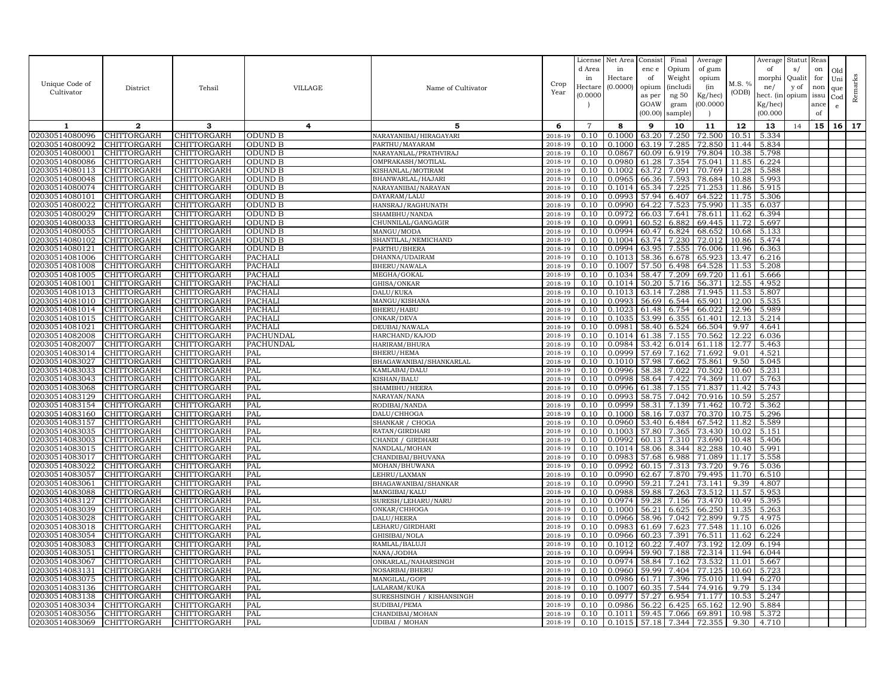| Unique Code of Cultivator | District | Tehsil | VILLAGE | Name of Cultivator | Crop Year | License d Area in Hectare (0.0000) | Net Area in Hectare (0.0000) | Consist enc e of opium as per GOAW (00.00) | Final Opium Weight (includi ng 50 gram sample) | Average of gum opium (in Kg/hec) (00.0000) | M.S. % (ODB) | Average of morphi ne/ hect. (in Kg/hec) (00.000) | Statut s/ Qualit y of opium | Reas on for non issu ance of | Old Uni que Cod e | Remarks |
|---|---|---|---|---|---|---|---|---|---|---|---|---|---|---|---|---|
| 1 | 2 | 3 | 4 | 5 | 6 | 7 | 8 | 9 | 10 | 11 | 12 | 13 | 14 | 15 | 16 | 17 |
| 02030514080096 | CHITTORGARH | CHITTORGARH | ODUND B | NARAYANIBAI/HIRAGAYARI | 2018-19 | 0.10 | 0.1000 | 63.20 | 7.250 | 72.500 | 10.51 | 5.334 | | | | |
| 02030514080092 | CHITTORGARH | CHITTORGARH | ODUND B | PARTHU/MAYARAM | 2018-19 | 0.10 | 0.1000 | 63.19 | 7.285 | 72.850 | 11.44 | 5.834 | | | | |
| 02030514080001 | CHITTORGARH | CHITTORGARH | ODUND B | NARAYANLAL/PRATHVIRAJ | 2018-19 | 0.10 | 0.0867 | 60.09 | 6.919 | 79.804 | 10.38 | 5.798 | | | | |
| 02030514080086 | CHITTORGARH | CHITTORGARH | ODUND B | OMPRAKASH/MOTILAL | 2018-19 | 0.10 | 0.0980 | 61.28 | 7.354 | 75.041 | 11.85 | 6.224 | | | | |
| 02030514080113 | CHITTORGARH | CHITTORGARH | ODUND B | KISHANLAL/MOTIRAM | 2018-19 | 0.10 | 0.1002 | 63.72 | 7.091 | 70.769 | 11.28 | 5.588 | | | | |
| 02030514080048 | CHITTORGARH | CHITTORGARH | ODUND B | BHANWARLAL/HAJARI | 2018-19 | 0.10 | 0.0965 | 66.36 | 7.593 | 78.684 | 10.88 | 5.993 | | | | |
| 02030514080074 | CHITTORGARH | CHITTORGARH | ODUND B | NARAYANIBAI/NARAYAN | 2018-19 | 0.10 | 0.1014 | 65.34 | 7.225 | 71.253 | 11.86 | 5.915 | | | | |
| 02030514080101 | CHITTORGARH | CHITTORGARH | ODUND B | DAYARAM/LALU | 2018-19 | 0.10 | 0.0993 | 57.94 | 6.407 | 64.522 | 11.75 | 5.306 | | | | |
| 02030514080022 | CHITTORGARH | CHITTORGARH | ODUND B | HANSRAJ/RAGHUNATH | 2018-19 | 0.10 | 0.0990 | 64.22 | 7.523 | 75.990 | 11.35 | 6.037 | | | | |
| 02030514080029 | CHITTORGARH | CHITTORGARH | ODUND B | SHAMBHU/NANDA | 2018-19 | 0.10 | 0.0972 | 66.03 | 7.641 | 78.611 | 11.62 | 6.394 | | | | |
| 02030514080033 | CHITTORGARH | CHITTORGARH | ODUND B | CHUNNILAL/GANGAGIR | 2018-19 | 0.10 | 0.0991 | 60.52 | 6.882 | 69.445 | 11.72 | 5.697 | | | | |
| 02030514080055 | CHITTORGARH | CHITTORGARH | ODUND B | MANGU/MODA | 2018-19 | 0.10 | 0.0994 | 60.47 | 6.824 | 68.652 | 10.68 | 5.133 | | | | |
| 02030514080102 | CHITTORGARH | CHITTORGARH | ODUND B | SHANTILAL/NEMICHAND | 2018-19 | 0.10 | 0.1004 | 63.74 | 7.230 | 72.012 | 10.86 | 5.474 | | | | |
| 02030514080121 | CHITTORGARH | CHITTORGARH | ODUND B | PARTHU/BHERA | 2018-19 | 0.10 | 0.0994 | 63.95 | 7.555 | 76.006 | 11.96 | 6.363 | | | | |
| 02030514081006 | CHITTORGARH | CHITTORGARH | PACHALI | DHANNA/UDAIRAM | 2018-19 | 0.10 | 0.1013 | 58.36 | 6.678 | 65.923 | 13.47 | 6.216 | | | | |
| 02030514081008 | CHITTORGARH | CHITTORGARH | PACHALI | BHERU/NAWALA | 2018-19 | 0.10 | 0.1007 | 57.50 | 6.498 | 64.528 | 11.53 | 5.208 | | | | |
| 02030514081005 | CHITTORGARH | CHITTORGARH | PACHALI | MEGHA/GOKAL | 2018-19 | 0.10 | 0.1034 | 58.47 | 7.209 | 69.720 | 11.61 | 5.666 | | | | |
| 02030514081001 | CHITTORGARH | CHITTORGARH | PACHALI | GHISA/ONKAR | 2018-19 | 0.10 | 0.1014 | 50.20 | 5.716 | 56.371 | 12.55 | 4.952 | | | | |
| 02030514081013 | CHITTORGARH | CHITTORGARH | PACHALI | DALU/KUKA | 2018-19 | 0.10 | 0.1013 | 63.14 | 7.288 | 71.945 | 11.53 | 5.807 | | | | |
| 02030514081010 | CHITTORGARH | CHITTORGARH | PACHALI | MANGU/KISHANA | 2018-19 | 0.10 | 0.0993 | 56.69 | 6.544 | 65.901 | 12.00 | 5.535 | | | | |
| 02030514081014 | CHITTORGARH | CHITTORGARH | PACHALI | BHERU/HABU | 2018-19 | 0.10 | 0.1023 | 61.48 | 6.754 | 66.022 | 12.96 | 5.989 | | | | |
| 02030514081015 | CHITTORGARH | CHITTORGARH | PACHALI | ONKAR/DEVA | 2018-19 | 0.10 | 0.1035 | 53.99 | 6.355 | 61.401 | 12.13 | 5.214 | | | | |
| 02030514081021 | CHITTORGARH | CHITTORGARH | PACHALI | DEUBAI/NAWALA | 2018-19 | 0.10 | 0.0981 | 58.40 | 6.524 | 66.504 | 9.97 | 4.641 | | | | |
| 02030514082008 | CHITTORGARH | CHITTORGARH | PACHUNDAL | HARCHAND/KAJOD | 2018-19 | 0.10 | 0.1014 | 61.38 | 7.155 | 70.562 | 12.22 | 6.036 | | | | |
| 02030514082007 | CHITTORGARH | CHITTORGARH | PACHUNDAL | HARIRAM/BHURA | 2018-19 | 0.10 | 0.0984 | 53.42 | 6.014 | 61.118 | 12.77 | 5.463 | | | | |
| 02030514083014 | CHITTORGARH | CHITTORGARH | PAL | BHERU/HEMA | 2018-19 | 0.10 | 0.0999 | 57.69 | 7.162 | 71.692 | 9.01 | 4.521 | | | | |
| 02030514083027 | CHITTORGARH | CHITTORGARH | PAL | BHAGAWANIBAI/SHANKARLAL | 2018-19 | 0.10 | 0.1010 | 57.98 | 7.662 | 75.861 | 9.50 | 5.045 | | | | |
| 02030514083033 | CHITTORGARH | CHITTORGARH | PAL | KAMLABAI/DALU | 2018-19 | 0.10 | 0.0996 | 58.38 | 7.022 | 70.502 | 10.60 | 5.231 | | | | |
| 02030514083043 | CHITTORGARH | CHITTORGARH | PAL | KISHAN/BALU | 2018-19 | 0.10 | 0.0998 | 58.64 | 7.422 | 74.369 | 11.07 | 5.763 | | | | |
| 02030514083068 | CHITTORGARH | CHITTORGARH | PAL | SHAMBHU/HEERA | 2018-19 | 0.10 | 0.0996 | 61.38 | 7.155 | 71.837 | 11.42 | 5.743 | | | | |
| 02030514083129 | CHITTORGARH | CHITTORGARH | PAL | NARAYAN/NANA | 2018-19 | 0.10 | 0.0993 | 58.75 | 7.042 | 70.916 | 10.59 | 5.257 | | | | |
| 02030514083154 | CHITTORGARH | CHITTORGARH | PAL | RODIBAI/NANDA | 2018-19 | 0.10 | 0.0999 | 58.31 | 7.139 | 71.462 | 10.72 | 5.362 | | | | |
| 02030514083160 | CHITTORGARH | CHITTORGARH | PAL | DALU/CHHOGA | 2018-19 | 0.10 | 0.1000 | 58.16 | 7.037 | 70.370 | 10.75 | 5.296 | | | | |
| 02030514083157 | CHITTORGARH | CHITTORGARH | PAL | SHANKAR / CHOGA | 2018-19 | 0.10 | 0.0960 | 53.40 | 6.484 | 67.542 | 11.82 | 5.589 | | | | |
| 02030514083035 | CHITTORGARH | CHITTORGARH | PAL | RATAN/GIRDHARI | 2018-19 | 0.10 | 0.1003 | 57.80 | 7.365 | 73.430 | 10.02 | 5.151 | | | | |
| 02030514083003 | CHITTORGARH | CHITTORGARH | PAL | CHANDI / GIRDHARI | 2018-19 | 0.10 | 0.0992 | 60.13 | 7.310 | 73.690 | 10.48 | 5.406 | | | | |
| 02030514083015 | CHITTORGARH | CHITTORGARH | PAL | NANDLAL/MOHAN | 2018-19 | 0.10 | 0.1014 | 58.06 | 8.344 | 82.288 | 10.40 | 5.991 | | | | |
| 02030514083017 | CHITTORGARH | CHITTORGARH | PAL | CHANDIBAI/BHUVANA | 2018-19 | 0.10 | 0.0983 | 57.68 | 6.988 | 71.089 | 11.17 | 5.558 | | | | |
| 02030514083022 | CHITTORGARH | CHITTORGARH | PAL | MOHAN/BHUWANA | 2018-19 | 0.10 | 0.0992 | 60.15 | 7.313 | 73.720 | 9.76 | 5.036 | | | | |
| 02030514083057 | CHITTORGARH | CHITTORGARH | PAL | LEHRU/LAXMAN | 2018-19 | 0.10 | 0.0990 | 62.67 | 7.870 | 79.495 | 11.70 | 6.510 | | | | |
| 02030514083061 | CHITTORGARH | CHITTORGARH | PAL | BHAGAWANIBAI/SHANKAR | 2018-19 | 0.10 | 0.0990 | 59.21 | 7.241 | 73.141 | 9.39 | 4.807 | | | | |
| 02030514083088 | CHITTORGARH | CHITTORGARH | PAL | MANGIBAI/KALU | 2018-19 | 0.10 | 0.0988 | 59.88 | 7.263 | 73.512 | 11.57 | 5.953 | | | | |
| 02030514083127 | CHITTORGARH | CHITTORGARH | PAL | SURESH/LEHARU/NARU | 2018-19 | 0.10 | 0.0974 | 59.28 | 7.156 | 73.470 | 10.49 | 5.395 | | | | |
| 02030514083039 | CHITTORGARH | CHITTORGARH | PAL | ONKAR/CHHOGA | 2018-19 | 0.10 | 0.1000 | 56.21 | 6.625 | 66.250 | 11.35 | 5.263 | | | | |
| 02030514083028 | CHITTORGARH | CHITTORGARH | PAL | DALU/HEERA | 2018-19 | 0.10 | 0.0966 | 58.96 | 7.042 | 72.899 | 9.75 | 4.975 | | | | |
| 02030514083018 | CHITTORGARH | CHITTORGARH | PAL | LEHARU/GIRDHARI | 2018-19 | 0.10 | 0.0983 | 61.69 | 7.623 | 77.548 | 11.10 | 6.026 | | | | |
| 02030514083054 | CHITTORGARH | CHITTORGARH | PAL | GHISIBAI/NOLA | 2018-19 | 0.10 | 0.0966 | 60.23 | 7.391 | 76.511 | 11.62 | 6.224 | | | | |
| 02030514083083 | CHITTORGARH | CHITTORGARH | PAL | RAMLAL/BALUJI | 2018-19 | 0.10 | 0.1012 | 60.22 | 7.407 | 73.192 | 12.09 | 6.194 | | | | |
| 02030514083051 | CHITTORGARH | CHITTORGARH | PAL | NANA/JODHA | 2018-19 | 0.10 | 0.0994 | 59.90 | 7.188 | 72.314 | 11.94 | 6.044 | | | | |
| 02030514083067 | CHITTORGARH | CHITTORGARH | PAL | ONKARLAL/NAHARSINGH | 2018-19 | 0.10 | 0.0974 | 58.84 | 7.162 | 73.532 | 11.01 | 5.667 | | | | |
| 02030514083131 | CHITTORGARH | CHITTORGARH | PAL | NOSARBAI/BHERU | 2018-19 | 0.10 | 0.0960 | 59.99 | 7.404 | 77.125 | 10.60 | 5.723 | | | | |
| 02030514083075 | CHITTORGARH | CHITTORGARH | PAL | MANGILAL/GOPI | 2018-19 | 0.10 | 0.0986 | 61.71 | 7.396 | 75.010 | 11.94 | 6.270 | | | | |
| 02030514083136 | CHITTORGARH | CHITTORGARH | PAL | LALARAM/KUKA | 2018-19 | 0.10 | 0.1007 | 60.35 | 7.544 | 74.916 | 9.79 | 5.134 | | | | |
| 02030514083138 | CHITTORGARH | CHITTORGARH | PAL | SURESHSINGH / KISHANSINGH | 2018-19 | 0.10 | 0.0977 | 57.27 | 6.954 | 71.177 | 10.53 | 5.247 | | | | |
| 02030514083034 | CHITTORGARH | CHITTORGARH | PAL | SUDIBAI/PEMA | 2018-19 | 0.10 | 0.0986 | 56.22 | 6.425 | 65.162 | 12.90 | 5.884 | | | | |
| 02030514083056 | CHITTORGARH | CHITTORGARH | PAL | CHANDIBAI/MOHAN | 2018-19 | 0.10 | 0.1011 | 59.45 | 7.066 | 69.891 | 10.98 | 5.372 | | | | |
| 02030514083069 | CHITTORGARH | CHITTORGARH | PAL | UDIBAI / MOHAN | 2018-19 | 0.10 | 0.1015 | 57.18 | 7.344 | 72.355 | 9.30 | 4.710 | | | | |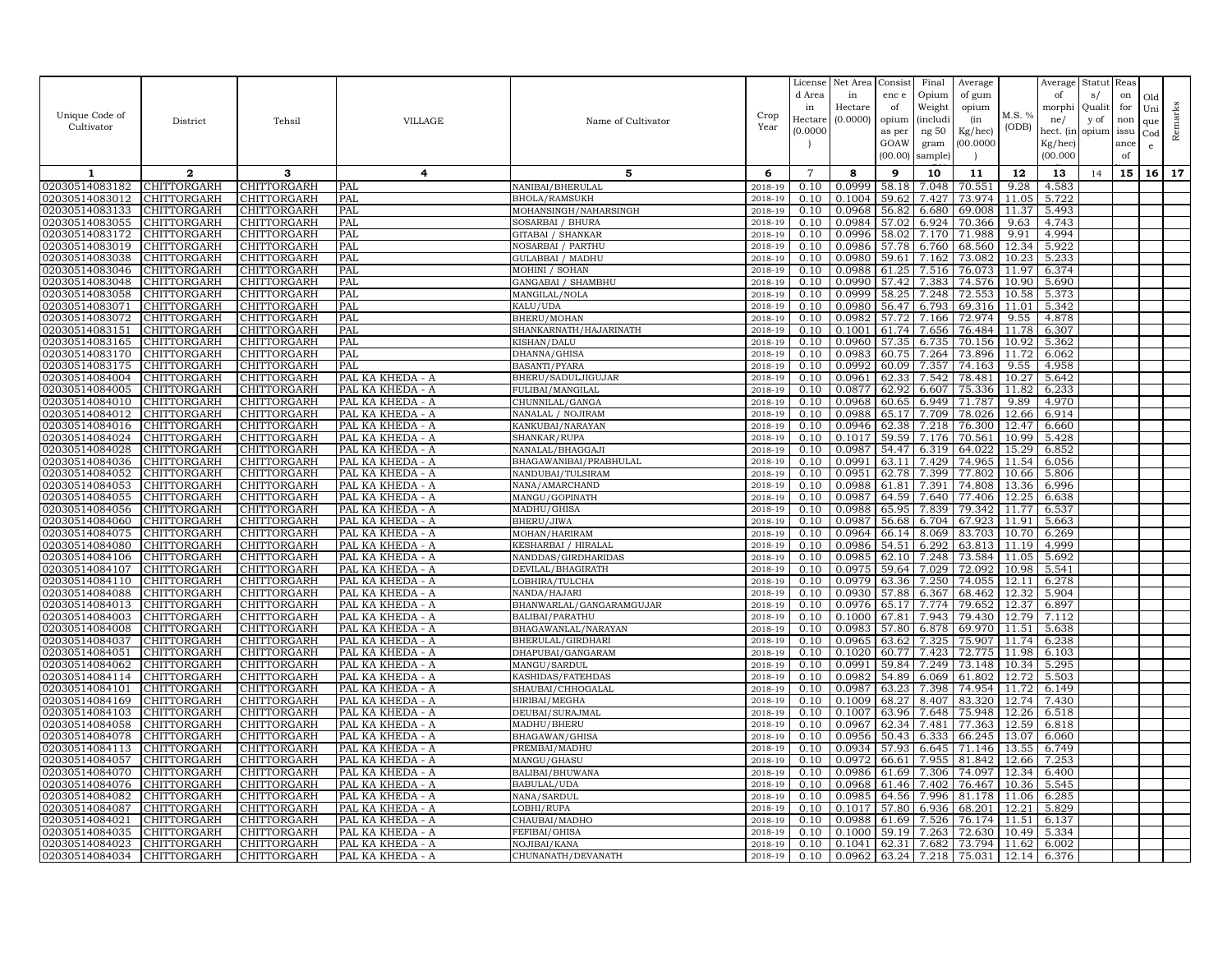| Unique Code of Cultivator | District | Tehsil | VILLAGE | Name of Cultivator | Crop Year | License d Area in Hectare (0.0000 ) | Net Area in Hectare (0.0000) | Consist enc e of opium as per GOAW (00.00) | Final Opium Weight (includi ng 50 gram sample) | Average of gum opium (in Kg/hec) (00.0000 ) | M.S. % (ODB) | Average of morphi ne/ hect. (in Kg/hec) (00.000 | Statut s/ Qualit y of opium | Reas on for non issu ance of | Old Uni que Cod e | Remarks |
|---|---|---|---|---|---|---|---|---|---|---|---|---|---|---|---|---|
| 1 | 2 | 3 | 4 | 5 | 6 | 7 | 8 | 9 | 10 | 11 | 12 | 13 | 14 | 15 | 16 | 17 |
| 02030514083182 | CHITTORGARH | CHITTORGARH | PAL | NANIBAI/BHERULAL | 2018-19 | 0.10 | 0.0999 | 58.18 | 7.048 | 70.551 | 9.28 | 4.583 | | | | |
| 02030514083012 | CHITTORGARH | CHITTORGARH | PAL | BHOLA/RAMSUKH | 2018-19 | 0.10 | 0.1004 | 59.62 | 7.427 | 73.974 | 11.05 | 5.722 | | | | |
| 02030514083133 | CHITTORGARH | CHITTORGARH | PAL | MOHANSINGH/NAHARSINGH | 2018-19 | 0.10 | 0.0968 | 56.82 | 6.680 | 69.008 | 11.37 | 5.493 | | | | |
| 02030514083055 | CHITTORGARH | CHITTORGARH | PAL | SOSARBAI / BHURA | 2018-19 | 0.10 | 0.0984 | 57.02 | 6.924 | 70.366 | 9.63 | 4.743 | | | | |
| 02030514083172 | CHITTORGARH | CHITTORGARH | PAL | GITABAI / SHANKAR | 2018-19 | 0.10 | 0.0996 | 58.02 | 7.170 | 71.988 | 9.91 | 4.994 | | | | |
| 02030514083019 | CHITTORGARH | CHITTORGARH | PAL | NOSARBAI / PARTHU | 2018-19 | 0.10 | 0.0986 | 57.78 | 6.760 | 68.560 | 12.34 | 5.922 | | | | |
| 02030514083038 | CHITTORGARH | CHITTORGARH | PAL | GULABBAI / MADHU | 2018-19 | 0.10 | 0.0980 | 59.61 | 7.162 | 73.082 | 10.23 | 5.233 | | | | |
| 02030514083046 | CHITTORGARH | CHITTORGARH | PAL | MOHINI / SOHAN | 2018-19 | 0.10 | 0.0988 | 61.25 | 7.516 | 76.073 | 11.97 | 6.374 | | | | |
| 02030514083048 | CHITTORGARH | CHITTORGARH | PAL | GANGABAI / SHAMBHU | 2018-19 | 0.10 | 0.0990 | 57.42 | 7.383 | 74.576 | 10.90 | 5.690 | | | | |
| 02030514083058 | CHITTORGARH | CHITTORGARH | PAL | MANGILAL/NOLA | 2018-19 | 0.10 | 0.0999 | 58.25 | 7.248 | 72.553 | 10.58 | 5.373 | | | | |
| 02030514083071 | CHITTORGARH | CHITTORGARH | PAL | KALU/UDA | 2018-19 | 0.10 | 0.0980 | 56.47 | 6.793 | 69.316 | 11.01 | 5.342 | | | | |
| 02030514083072 | CHITTORGARH | CHITTORGARH | PAL | BHERU/MOHAN | 2018-19 | 0.10 | 0.0982 | 57.72 | 7.166 | 72.974 | 9.55 | 4.878 | | | | |
| 02030514083151 | CHITTORGARH | CHITTORGARH | PAL | SHANKARNATH/HAJARINATH | 2018-19 | 0.10 | 0.1001 | 61.74 | 7.656 | 76.484 | 11.78 | 6.307 | | | | |
| 02030514083165 | CHITTORGARH | CHITTORGARH | PAL | KISHAN/DALU | 2018-19 | 0.10 | 0.0960 | 57.35 | 6.735 | 70.156 | 10.92 | 5.362 | | | | |
| 02030514083170 | CHITTORGARH | CHITTORGARH | PAL | DHANNA/GHISA | 2018-19 | 0.10 | 0.0983 | 60.75 | 7.264 | 73.896 | 11.72 | 6.062 | | | | |
| 02030514083175 | CHITTORGARH | CHITTORGARH | PAL | BASANTI/PYARA | 2018-19 | 0.10 | 0.0992 | 60.09 | 7.357 | 74.163 | 9.55 | 4.958 | | | | |
| 02030514084004 | CHITTORGARH | CHITTORGARH | PAL KA KHEDA - A | BHERU/SADULJIGUJAR | 2018-19 | 0.10 | 0.0961 | 62.33 | 7.542 | 78.481 | 10.27 | 5.642 | | | | |
| 02030514084005 | CHITTORGARH | CHITTORGARH | PAL KA KHEDA - A | FULIBAI/MANGILAL | 2018-19 | 0.10 | 0.0877 | 62.92 | 6.607 | 75.336 | 11.82 | 6.233 | | | | |
| 02030514084010 | CHITTORGARH | CHITTORGARH | PAL KA KHEDA - A | CHUNNILAL/GANGA | 2018-19 | 0.10 | 0.0968 | 60.65 | 6.949 | 71.787 | 9.89 | 4.970 | | | | |
| 02030514084012 | CHITTORGARH | CHITTORGARH | PAL KA KHEDA - A | NANALAL / NOJIRAM | 2018-19 | 0.10 | 0.0988 | 65.17 | 7.709 | 78.026 | 12.66 | 6.914 | | | | |
| 02030514084016 | CHITTORGARH | CHITTORGARH | PAL KA KHEDA - A | KANKUBAI/NARAYAN | 2018-19 | 0.10 | 0.0946 | 62.38 | 7.218 | 76.300 | 12.47 | 6.660 | | | | |
| 02030514084024 | CHITTORGARH | CHITTORGARH | PAL KA KHEDA - A | SHANKAR/RUPA | 2018-19 | 0.10 | 0.1017 | 59.59 | 7.176 | 70.561 | 10.99 | 5.428 | | | | |
| 02030514084028 | CHITTORGARH | CHITTORGARH | PAL KA KHEDA - A | NANALAL/BHAGGAJI | 2018-19 | 0.10 | 0.0987 | 54.47 | 6.319 | 64.022 | 15.29 | 6.852 | | | | |
| 02030514084036 | CHITTORGARH | CHITTORGARH | PAL KA KHEDA - A | BHAGAWANIBAI/PRABHULAL | 2018-19 | 0.10 | 0.0991 | 63.11 | 7.429 | 74.965 | 11.54 | 6.056 | | | | |
| 02030514084052 | CHITTORGARH | CHITTORGARH | PAL KA KHEDA - A | NANDUBAI/TULSIRAM | 2018-19 | 0.10 | 0.0951 | 62.78 | 7.399 | 77.802 | 10.66 | 5.806 | | | | |
| 02030514084053 | CHITTORGARH | CHITTORGARH | PAL KA KHEDA - A | NANA/AMARCHAND | 2018-19 | 0.10 | 0.0988 | 61.81 | 7.391 | 74.808 | 13.36 | 6.996 | | | | |
| 02030514084055 | CHITTORGARH | CHITTORGARH | PAL KA KHEDA - A | MANGU/GOPINATH | 2018-19 | 0.10 | 0.0987 | 64.59 | 7.640 | 77.406 | 12.25 | 6.638 | | | | |
| 02030514084056 | CHITTORGARH | CHITTORGARH | PAL KA KHEDA - A | MADHU/GHISA | 2018-19 | 0.10 | 0.0988 | 65.95 | 7.839 | 79.342 | 11.77 | 6.537 | | | | |
| 02030514084060 | CHITTORGARH | CHITTORGARH | PAL KA KHEDA - A | BHERU/JIWA | 2018-19 | 0.10 | 0.0987 | 56.68 | 6.704 | 67.923 | 11.91 | 5.663 | | | | |
| 02030514084075 | CHITTORGARH | CHITTORGARH | PAL KA KHEDA - A | MOHAN/HARIRAM | 2018-19 | 0.10 | 0.0964 | 66.14 | 8.069 | 83.703 | 10.70 | 6.269 | | | | |
| 02030514084080 | CHITTORGARH | CHITTORGARH | PAL KA KHEDA - A | KESHARBAI / HIRALAL | 2018-19 | 0.10 | 0.0986 | 54.51 | 6.292 | 63.813 | 11.19 | 4.999 | | | | |
| 02030514084106 | CHITTORGARH | CHITTORGARH | PAL KA KHEDA - A | NANDDAS/GIRDHARIDAS | 2018-19 | 0.10 | 0.0985 | 62.10 | 7.248 | 73.584 | 11.05 | 5.692 | | | | |
| 02030514084107 | CHITTORGARH | CHITTORGARH | PAL KA KHEDA - A | DEVILAL/BHAGIRATH | 2018-19 | 0.10 | 0.0975 | 59.64 | 7.029 | 72.092 | 10.98 | 5.541 | | | | |
| 02030514084110 | CHITTORGARH | CHITTORGARH | PAL KA KHEDA - A | LOBHIRA/TULCHA | 2018-19 | 0.10 | 0.0979 | 63.36 | 7.250 | 74.055 | 12.11 | 6.278 | | | | |
| 02030514084088 | CHITTORGARH | CHITTORGARH | PAL KA KHEDA - A | NANDA/HAJARI | 2018-19 | 0.10 | 0.0930 | 57.88 | 6.367 | 68.462 | 12.32 | 5.904 | | | | |
| 02030514084013 | CHITTORGARH | CHITTORGARH | PAL KA KHEDA - A | BHANWARLAL/GANGARAMGUJAR | 2018-19 | 0.10 | 0.0976 | 65.17 | 7.774 | 79.652 | 12.37 | 6.897 | | | | |
| 02030514084003 | CHITTORGARH | CHITTORGARH | PAL KA KHEDA - A | BALIBAI/PARATHU | 2018-19 | 0.10 | 0.1000 | 67.81 | 7.943 | 79.430 | 12.79 | 7.112 | | | | |
| 02030514084008 | CHITTORGARH | CHITTORGARH | PAL KA KHEDA - A | BHAGAWANLAL/NARAYAN | 2018-19 | 0.10 | 0.0983 | 57.80 | 6.878 | 69.970 | 11.51 | 5.638 | | | | |
| 02030514084037 | CHITTORGARH | CHITTORGARH | PAL KA KHEDA - A | BHERULAL/GIRDHARI | 2018-19 | 0.10 | 0.0965 | 63.62 | 7.325 | 75.907 | 11.74 | 6.238 | | | | |
| 02030514084051 | CHITTORGARH | CHITTORGARH | PAL KA KHEDA - A | DHAPUBAI/GANGARAM | 2018-19 | 0.10 | 0.1020 | 60.77 | 7.423 | 72.775 | 11.98 | 6.103 | | | | |
| 02030514084062 | CHITTORGARH | CHITTORGARH | PAL KA KHEDA - A | MANGU/SARDUL | 2018-19 | 0.10 | 0.0991 | 59.84 | 7.249 | 73.148 | 10.34 | 5.295 | | | | |
| 02030514084114 | CHITTORGARH | CHITTORGARH | PAL KA KHEDA - A | KASHIDAS/FATEHDAS | 2018-19 | 0.10 | 0.0982 | 54.89 | 6.069 | 61.802 | 12.72 | 5.503 | | | | |
| 02030514084101 | CHITTORGARH | CHITTORGARH | PAL KA KHEDA - A | SHAUBAI/CHHOGALAL | 2018-19 | 0.10 | 0.0987 | 63.23 | 7.398 | 74.954 | 11.72 | 6.149 | | | | |
| 02030514084169 | CHITTORGARH | CHITTORGARH | PAL KA KHEDA - A | HIRIBAI/MEGHA | 2018-19 | 0.10 | 0.1009 | 68.27 | 8.407 | 83.320 | 12.74 | 7.430 | | | | |
| 02030514084103 | CHITTORGARH | CHITTORGARH | PAL KA KHEDA - A | DEUBAI/SURAJMAL | 2018-19 | 0.10 | 0.1007 | 63.96 | 7.648 | 75.948 | 12.26 | 6.518 | | | | |
| 02030514084058 | CHITTORGARH | CHITTORGARH | PAL KA KHEDA - A | MADHU/BHERU | 2018-19 | 0.10 | 0.0967 | 62.34 | 7.481 | 77.363 | 12.59 | 6.818 | | | | |
| 02030514084078 | CHITTORGARH | CHITTORGARH | PAL KA KHEDA - A | BHAGAWAN/GHISA | 2018-19 | 0.10 | 0.0956 | 50.43 | 6.333 | 66.245 | 13.07 | 6.060 | | | | |
| 02030514084113 | CHITTORGARH | CHITTORGARH | PAL KA KHEDA - A | PREMBAI/MADHU | 2018-19 | 0.10 | 0.0934 | 57.93 | 6.645 | 71.146 | 13.55 | 6.749 | | | | |
| 02030514084057 | CHITTORGARH | CHITTORGARH | PAL KA KHEDA - A | MANGU/GHASU | 2018-19 | 0.10 | 0.0972 | 66.61 | 7.955 | 81.842 | 12.66 | 7.253 | | | | |
| 02030514084070 | CHITTORGARH | CHITTORGARH | PAL KA KHEDA - A | BALIBAI/BHUWANA | 2018-19 | 0.10 | 0.0986 | 61.69 | 7.306 | 74.097 | 12.34 | 6.400 | | | | |
| 02030514084076 | CHITTORGARH | CHITTORGARH | PAL KA KHEDA - A | BABULAL/UDA | 2018-19 | 0.10 | 0.0968 | 61.46 | 7.402 | 76.467 | 10.36 | 5.545 | | | | |
| 02030514084082 | CHITTORGARH | CHITTORGARH | PAL KA KHEDA - A | NANA/SARDUL | 2018-19 | 0.10 | 0.0985 | 64.56 | 7.996 | 81.178 | 11.06 | 6.285 | | | | |
| 02030514084087 | CHITTORGARH | CHITTORGARH | PAL KA KHEDA - A | LOBHI/RUPA | 2018-19 | 0.10 | 0.1017 | 57.80 | 6.936 | 68.201 | 12.21 | 5.829 | | | | |
| 02030514084021 | CHITTORGARH | CHITTORGARH | PAL KA KHEDA - A | CHAUBAI/MADHO | 2018-19 | 0.10 | 0.0988 | 61.69 | 7.526 | 76.174 | 11.51 | 6.137 | | | | |
| 02030514084035 | CHITTORGARH | CHITTORGARH | PAL KA KHEDA - A | FEFIBAI/GHISA | 2018-19 | 0.10 | 0.1000 | 59.19 | 7.263 | 72.630 | 10.49 | 5.334 | | | | |
| 02030514084023 | CHITTORGARH | CHITTORGARH | PAL KA KHEDA - A | NOJIBAI/KANA | 2018-19 | 0.10 | 0.1041 | 62.31 | 7.682 | 73.794 | 11.62 | 6.002 | | | | |
| 02030514084034 | CHITTORGARH | CHITTORGARH | PAL KA KHEDA - A | CHUNANATH/DEVANATH | 2018-19 | 0.10 | 0.0962 | 63.24 | 7.218 | 75.031 | 12.14 | 6.376 | | | | |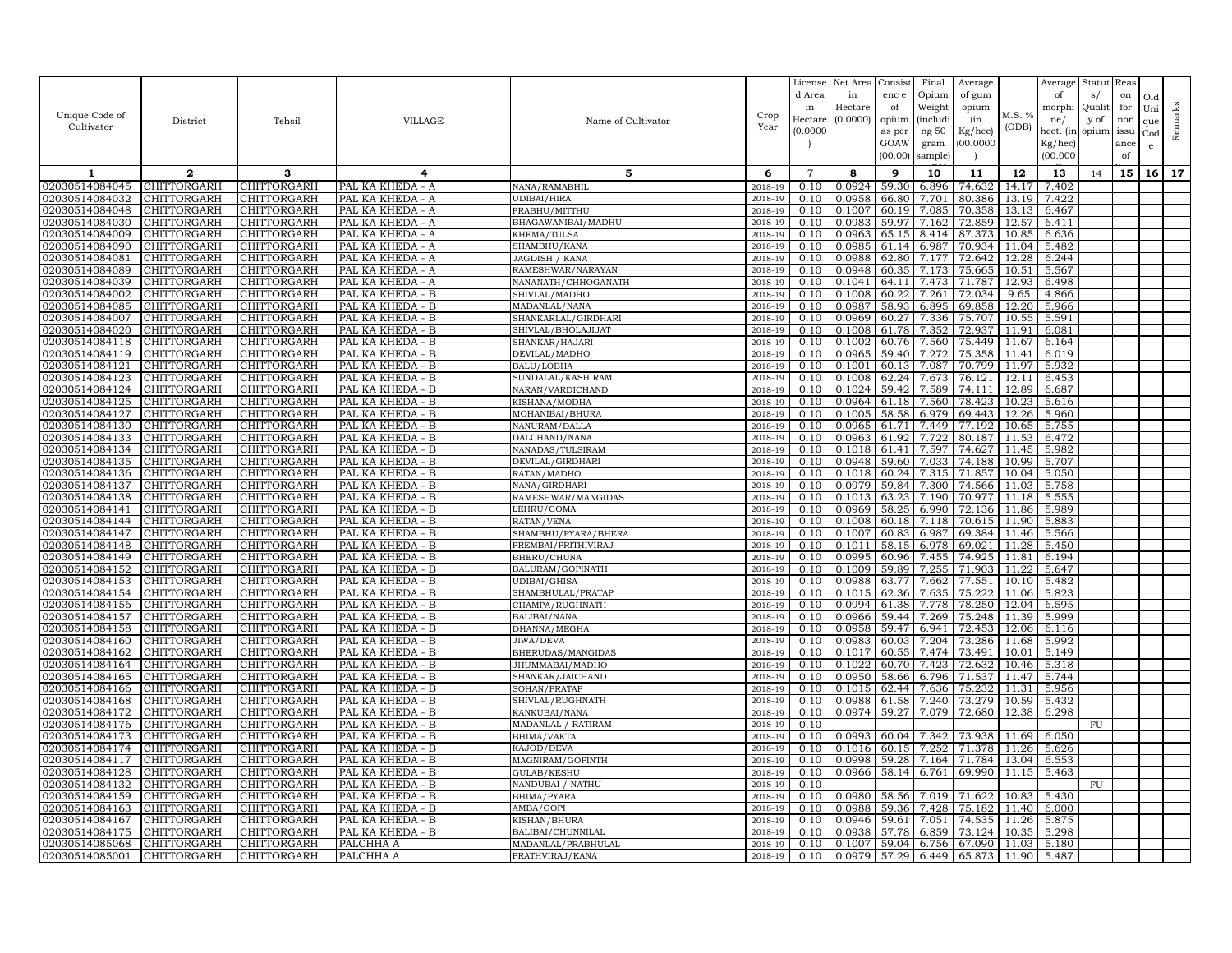| Unique Code of Cultivator | District | Tehsil | VILLAGE | Name of Cultivator | Crop Year | License d Area in Hectare (0.0000 ) | Net Area in Hectare (0.0000) | Consist enc e of opium as per GOAW (00.00) | Final Opium Weight (includi ng 50 gram sample) | Average of gum opium (in Kg/hec) (00.0000 ) | M.S. % (ODB) | Average of morphi ne/ hect. (in Kg/hec) (00.000 | Statut s/ Qualit y of opium | Reas on for non issu ance of | Old Uni que Cod e | Remarks |
|---|---|---|---|---|---|---|---|---|---|---|---|---|---|---|---|---|
| 1 | 2 | 3 | 4 | 5 | 6 | 7 | 8 | 9 | 10 | 11 | 12 | 13 | 14 | 15 | 16 | 17 |
| 02030514084045 | CHITTORGARH | CHITTORGARH | PAL KA KHEDA - A | NANA/RAMABHIL | 2018-19 | 0.10 | 0.0924 | 59.30 | 6.896 | 74.632 | 14.17 | 7.402 | | | | |
| 02030514084032 | CHITTORGARH | CHITTORGARH | PAL KA KHEDA - A | UDIBAI/HIRA | 2018-19 | 0.10 | 0.0958 | 66.80 | 7.701 | 80.386 | 13.19 | 7.422 | | | | |
| 02030514084048 | CHITTORGARH | CHITTORGARH | PAL KA KHEDA - A | PRABHU/MITTHU | 2018-19 | 0.10 | 0.1007 | 60.19 | 7.085 | 70.358 | 13.13 | 6.467 | | | | |
| 02030514084030 | CHITTORGARH | CHITTORGARH | PAL KA KHEDA - A | BHAGAWANIBAI/MADHU | 2018-19 | 0.10 | 0.0983 | 59.97 | 7.162 | 72.859 | 12.57 | 6.411 | | | | |
| 02030514084009 | CHITTORGARH | CHITTORGARH | PAL KA KHEDA - A | KHEMA/TULSA | 2018-19 | 0.10 | 0.0963 | 65.15 | 8.414 | 87.373 | 10.85 | 6.636 | | | | |
| 02030514084090 | CHITTORGARH | CHITTORGARH | PAL KA KHEDA - A | SHAMBHU/KANA | 2018-19 | 0.10 | 0.0985 | 61.14 | 6.987 | 70.934 | 11.04 | 5.482 | | | | |
| 02030514084081 | CHITTORGARH | CHITTORGARH | PAL KA KHEDA - A | JAGDISH / KANA | 2018-19 | 0.10 | 0.0988 | 62.80 | 7.177 | 72.642 | 12.28 | 6.244 | | | | |
| 02030514084089 | CHITTORGARH | CHITTORGARH | PAL KA KHEDA - A | RAMESHWAR/NARAYAN | 2018-19 | 0.10 | 0.0948 | 60.35 | 7.173 | 75.665 | 10.51 | 5.567 | | | | |
| 02030514084039 | CHITTORGARH | CHITTORGARH | PAL KA KHEDA - A | NANANATH/CHHOGANATH | 2018-19 | 0.10 | 0.1041 | 64.11 | 7.473 | 71.787 | 12.93 | 6.498 | | | | |
| 02030514084002 | CHITTORGARH | CHITTORGARH | PAL KA KHEDA - B | SHIVLAL/MADHO | 2018-19 | 0.10 | 0.1008 | 60.22 | 7.261 | 72.034 | 9.65 | 4.866 | | | | |
| 02030514084085 | CHITTORGARH | CHITTORGARH | PAL KA KHEDA - B | MADANLAL/NANA | 2018-19 | 0.10 | 0.0987 | 58.93 | 6.895 | 69.858 | 12.20 | 5.966 | | | | |
| 02030514084007 | CHITTORGARH | CHITTORGARH | PAL KA KHEDA - B | SHANKARLAL/GIRDHARI | 2018-19 | 0.10 | 0.0969 | 60.27 | 7.336 | 75.707 | 10.55 | 5.591 | | | | |
| 02030514084020 | CHITTORGARH | CHITTORGARH | PAL KA KHEDA - B | SHIVLAL/BHOLAJIJAT | 2018-19 | 0.10 | 0.1008 | 61.78 | 7.352 | 72.937 | 11.91 | 6.081 | | | | |
| 02030514084118 | CHITTORGARH | CHITTORGARH | PAL KA KHEDA - B | SHANKAR/HAJARI | 2018-19 | 0.10 | 0.1002 | 60.76 | 7.560 | 75.449 | 11.67 | 6.164 | | | | |
| 02030514084119 | CHITTORGARH | CHITTORGARH | PAL KA KHEDA - B | DEVILAL/MADHO | 2018-19 | 0.10 | 0.0965 | 59.40 | 7.272 | 75.358 | 11.41 | 6.019 | | | | |
| 02030514084121 | CHITTORGARH | CHITTORGARH | PAL KA KHEDA - B | BALU/LOBHA | 2018-19 | 0.10 | 0.1001 | 60.13 | 7.087 | 70.799 | 11.97 | 5.932 | | | | |
| 02030514084123 | CHITTORGARH | CHITTORGARH | PAL KA KHEDA - B | SUNDALAL/KASHIRAM | 2018-19 | 0.10 | 0.1008 | 62.24 | 7.673 | 76.121 | 12.11 | 6.453 | | | | |
| 02030514084124 | CHITTORGARH | CHITTORGARH | PAL KA KHEDA - B | NARAN/VARDICHAND | 2018-19 | 0.10 | 0.1024 | 59.42 | 7.589 | 74.111 | 12.89 | 6.687 | | | | |
| 02030514084125 | CHITTORGARH | CHITTORGARH | PAL KA KHEDA - B | KISHANA/MODHA | 2018-19 | 0.10 | 0.0964 | 61.18 | 7.560 | 78.423 | 10.23 | 5.616 | | | | |
| 02030514084127 | CHITTORGARH | CHITTORGARH | PAL KA KHEDA - B | MOHANIBAI/BHURA | 2018-19 | 0.10 | 0.1005 | 58.58 | 6.979 | 69.443 | 12.26 | 5.960 | | | | |
| 02030514084130 | CHITTORGARH | CHITTORGARH | PAL KA KHEDA - B | NANURAM/DALLA | 2018-19 | 0.10 | 0.0965 | 61.71 | 7.449 | 77.192 | 10.65 | 5.755 | | | | |
| 02030514084133 | CHITTORGARH | CHITTORGARH | PAL KA KHEDA - B | DALCHAND/NANA | 2018-19 | 0.10 | 0.0963 | 61.92 | 7.722 | 80.187 | 11.53 | 6.472 | | | | |
| 02030514084134 | CHITTORGARH | CHITTORGARH | PAL KA KHEDA - B | NANADAS/TULSIRAM | 2018-19 | 0.10 | 0.1018 | 61.41 | 7.597 | 74.627 | 11.45 | 5.982 | | | | |
| 02030514084135 | CHITTORGARH | CHITTORGARH | PAL KA KHEDA - B | DEVILAL/GIRDHARI | 2018-19 | 0.10 | 0.0948 | 59.60 | 7.033 | 74.188 | 10.99 | 5.707 | | | | |
| 02030514084136 | CHITTORGARH | CHITTORGARH | PAL KA KHEDA - B | RATAN/MADHO | 2018-19 | 0.10 | 0.1018 | 60.24 | 7.315 | 71.857 | 10.04 | 5.050 | | | | |
| 02030514084137 | CHITTORGARH | CHITTORGARH | PAL KA KHEDA - B | NANA/GIRDHARI | 2018-19 | 0.10 | 0.0979 | 59.84 | 7.300 | 74.566 | 11.03 | 5.758 | | | | |
| 02030514084138 | CHITTORGARH | CHITTORGARH | PAL KA KHEDA - B | RAMESHWAR/MANGIDAS | 2018-19 | 0.10 | 0.1013 | 63.23 | 7.190 | 70.977 | 11.18 | 5.555 | | | | |
| 02030514084141 | CHITTORGARH | CHITTORGARH | PAL KA KHEDA - B | LEHRU/GOMA | 2018-19 | 0.10 | 0.0969 | 58.25 | 6.990 | 72.136 | 11.86 | 5.989 | | | | |
| 02030514084144 | CHITTORGARH | CHITTORGARH | PAL KA KHEDA - B | RATAN/VENA | 2018-19 | 0.10 | 0.1008 | 60.18 | 7.118 | 70.615 | 11.90 | 5.883 | | | | |
| 02030514084147 | CHITTORGARH | CHITTORGARH | PAL KA KHEDA - B | SHAMBHU/PYARA/BHERA | 2018-19 | 0.10 | 0.1007 | 60.83 | 6.987 | 69.384 | 11.46 | 5.566 | | | | |
| 02030514084148 | CHITTORGARH | CHITTORGARH | PAL KA KHEDA - B | PREMBAI/PRITHIVIRAJ | 2018-19 | 0.10 | 0.1011 | 58.15 | 6.978 | 69.021 | 11.28 | 5.450 | | | | |
| 02030514084149 | CHITTORGARH | CHITTORGARH | PAL KA KHEDA - B | BHERU/CHUNA | 2018-19 | 0.10 | 0.0995 | 60.96 | 7.455 | 74.925 | 11.81 | 6.194 | | | | |
| 02030514084152 | CHITTORGARH | CHITTORGARH | PAL KA KHEDA - B | BALURAM/GOPINATH | 2018-19 | 0.10 | 0.1009 | 59.89 | 7.255 | 71.903 | 11.22 | 5.647 | | | | |
| 02030514084153 | CHITTORGARH | CHITTORGARH | PAL KA KHEDA - B | UDIBAI/GHISA | 2018-19 | 0.10 | 0.0988 | 63.77 | 7.662 | 77.551 | 10.10 | 5.482 | | | | |
| 02030514084154 | CHITTORGARH | CHITTORGARH | PAL KA KHEDA - B | SHAMBHULAL/PRATAP | 2018-19 | 0.10 | 0.1015 | 62.36 | 7.635 | 75.222 | 11.06 | 5.823 | | | | |
| 02030514084156 | CHITTORGARH | CHITTORGARH | PAL KA KHEDA - B | CHAMPA/RUGHNATH | 2018-19 | 0.10 | 0.0994 | 61.38 | 7.778 | 78.250 | 12.04 | 6.595 | | | | |
| 02030514084157 | CHITTORGARH | CHITTORGARH | PAL KA KHEDA - B | BALIBAI/NANA | 2018-19 | 0.10 | 0.0966 | 59.44 | 7.269 | 75.248 | 11.39 | 5.999 | | | | |
| 02030514084158 | CHITTORGARH | CHITTORGARH | PAL KA KHEDA - B | DHANNA/MEGHA | 2018-19 | 0.10 | 0.0958 | 59.47 | 6.941 | 72.453 | 12.06 | 6.116 | | | | |
| 02030514084160 | CHITTORGARH | CHITTORGARH | PAL KA KHEDA - B | JIWA/DEVA | 2018-19 | 0.10 | 0.0983 | 60.03 | 7.204 | 73.286 | 11.68 | 5.992 | | | | |
| 02030514084162 | CHITTORGARH | CHITTORGARH | PAL KA KHEDA - B | BHERUDAS/MANGIDAS | 2018-19 | 0.10 | 0.1017 | 60.55 | 7.474 | 73.491 | 10.01 | 5.149 | | | | |
| 02030514084164 | CHITTORGARH | CHITTORGARH | PAL KA KHEDA - B | JHUMMABAI/MADHO | 2018-19 | 0.10 | 0.1022 | 60.70 | 7.423 | 72.632 | 10.46 | 5.318 | | | | |
| 02030514084165 | CHITTORGARH | CHITTORGARH | PAL KA KHEDA - B | SHANKAR/JAICHAND | 2018-19 | 0.10 | 0.0950 | 58.66 | 6.796 | 71.537 | 11.47 | 5.744 | | | | |
| 02030514084166 | CHITTORGARH | CHITTORGARH | PAL KA KHEDA - B | SOHAN/PRATAP | 2018-19 | 0.10 | 0.1015 | 62.44 | 7.636 | 75.232 | 11.31 | 5.956 | | | | |
| 02030514084168 | CHITTORGARH | CHITTORGARH | PAL KA KHEDA - B | SHIVLAL/RUGHNATH | 2018-19 | 0.10 | 0.0988 | 61.58 | 7.240 | 73.279 | 10.59 | 5.432 | | | | |
| 02030514084172 | CHITTORGARH | CHITTORGARH | PAL KA KHEDA - B | KANKUBAI/NANA | 2018-19 | 0.10 | 0.0974 | 59.27 | 7.079 | 72.680 | 12.38 | 6.298 | | | | |
| 02030514084176 | CHITTORGARH | CHITTORGARH | PAL KA KHEDA - B | MADANLAL / RATIRAM | 2018-19 | 0.10 | | | | | | | FU | | | |
| 02030514084173 | CHITTORGARH | CHITTORGARH | PAL KA KHEDA - B | BHIMA/VAKTA | 2018-19 | 0.10 | 0.0993 | 60.04 | 7.342 | 73.938 | 11.69 | 6.050 | | | | |
| 02030514084174 | CHITTORGARH | CHITTORGARH | PAL KA KHEDA - B | KAJOD/DEVA | 2018-19 | 0.10 | 0.1016 | 60.15 | 7.252 | 71.378 | 11.26 | 5.626 | | | | |
| 02030514084117 | CHITTORGARH | CHITTORGARH | PAL KA KHEDA - B | MAGNIRAM/GOPINTH | 2018-19 | 0.10 | 0.0998 | 59.28 | 7.164 | 71.784 | 13.04 | 6.553 | | | | |
| 02030514084128 | CHITTORGARH | CHITTORGARH | PAL KA KHEDA - B | GULAB/KESHU | 2018-19 | 0.10 | 0.0966 | 58.14 | 6.761 | 69.990 | 11.15 | 5.463 | | | | |
| 02030514084132 | CHITTORGARH | CHITTORGARH | PAL KA KHEDA - B | NANDUBAI / NATHU | 2018-19 | 0.10 | | | | | | | FU | | | |
| 02030514084159 | CHITTORGARH | CHITTORGARH | PAL KA KHEDA - B | BHIMA/PYARA | 2018-19 | 0.10 | 0.0980 | 58.56 | 7.019 | 71.622 | 10.83 | 5.430 | | | | |
| 02030514084163 | CHITTORGARH | CHITTORGARH | PAL KA KHEDA - B | AMBA/GOPI | 2018-19 | 0.10 | 0.0988 | 59.36 | 7.428 | 75.182 | 11.40 | 6.000 | | | | |
| 02030514084167 | CHITTORGARH | CHITTORGARH | PAL KA KHEDA - B | KISHAN/BHURA | 2018-19 | 0.10 | 0.0946 | 59.61 | 7.051 | 74.535 | 11.26 | 5.875 | | | | |
| 02030514084175 | CHITTORGARH | CHITTORGARH | PAL KA KHEDA - B | BALIBAI/CHUNNILAL | 2018-19 | 0.10 | 0.0938 | 57.78 | 6.859 | 73.124 | 10.35 | 5.298 | | | | |
| 02030514085068 | CHITTORGARH | CHITTORGARH | PALCHHA A | MADANLAL/PRABHULAL | 2018-19 | 0.10 | 0.1007 | 59.04 | 6.756 | 67.090 | 11.03 | 5.180 | | | | |
| 02030514085001 | CHITTORGARH | CHITTORGARH | PALCHHA A | PRATHVIRAJ/KANA | 2018-19 | 0.10 | 0.0979 | 57.29 | 6.449 | 65.873 | 11.90 | 5.487 | | | | |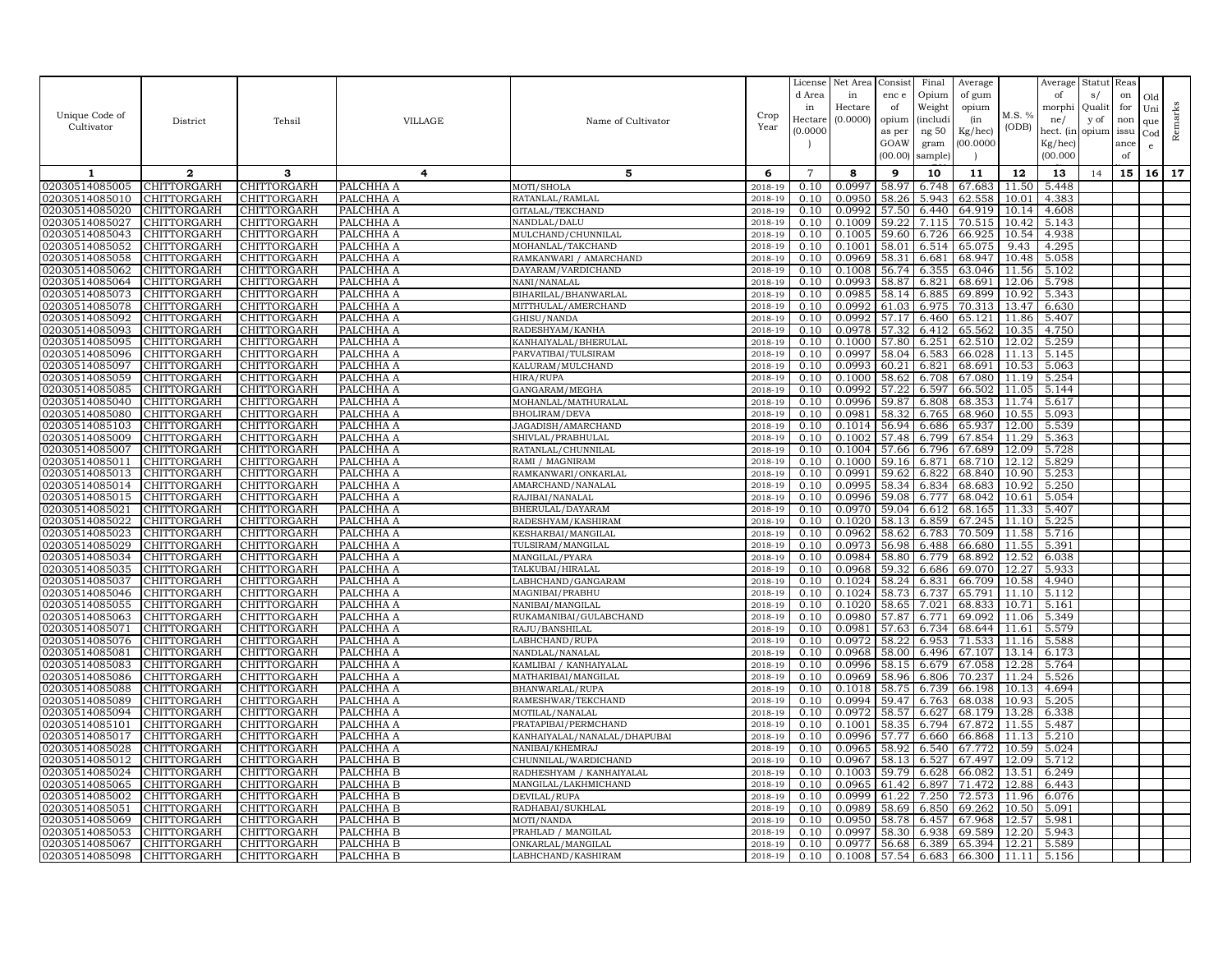| Unique Code of Cultivator | District | Tehsil | VILLAGE | Name of Cultivator | Crop Year | License d Area in Hectare (0.0000) | Net Area in Hectare (0.0000) | Consist enc e of opium as per GOAW (00.00) | Final Opium Weight (includi ng 50 gram sample) | Average of gum opium (in Kg/hec) (00.0000) | M.S. % (ODB) | Average of morphi ne/ hect. (in Kg/hec) (00.000 | Statut s/ Qualit y of opium | Reas on for non issu ance of | Old Uni que Cod e | Remarks |
|---|---|---|---|---|---|---|---|---|---|---|---|---|---|---|---|---|
| 1 | 2 | 3 | 4 | 5 | 6 | 7 | 8 | 9 | 10 | 11 | 12 | 13 | 14 | 15 | 16 | 17 |
| 02030514085005 | CHITTORGARH | CHITTORGARH | PALCHHA A | MOTI/SHOLA | 2018-19 | 0.10 | 0.0997 | 58.97 | 6.748 | 67.683 | 11.50 | 5.448 | | | | |
| 02030514085010 | CHITTORGARH | CHITTORGARH | PALCHHA A | RATANLAL/RAMLAL | 2018-19 | 0.10 | 0.0950 | 58.26 | 5.943 | 62.558 | 10.01 | 4.383 | | | | |
| 02030514085020 | CHITTORGARH | CHITTORGARH | PALCHHA A | GITALAL/TEKCHAND | 2018-19 | 0.10 | 0.0992 | 57.50 | 6.440 | 64.919 | 10.14 | 4.608 | | | | |
| 02030514085027 | CHITTORGARH | CHITTORGARH | PALCHHA A | NANDLAL/DALU | 2018-19 | 0.10 | 0.1009 | 59.22 | 7.115 | 70.515 | 10.42 | 5.143 | | | | |
| 02030514085043 | CHITTORGARH | CHITTORGARH | PALCHHA A | MULCHAND/CHUNNILAL | 2018-19 | 0.10 | 0.1005 | 59.60 | 6.726 | 66.925 | 10.54 | 4.938 | | | | |
| 02030514085052 | CHITTORGARH | CHITTORGARH | PALCHHA A | MOHANLAL/TAKCHAND | 2018-19 | 0.10 | 0.1001 | 58.01 | 6.514 | 65.075 | 9.43 | 4.295 | | | | |
| 02030514085058 | CHITTORGARH | CHITTORGARH | PALCHHA A | RAMKANWARI / AMARCHAND | 2018-19 | 0.10 | 0.0969 | 58.31 | 6.681 | 68.947 | 10.48 | 5.058 | | | | |
| 02030514085062 | CHITTORGARH | CHITTORGARH | PALCHHA A | DAYARAM/VARDICHAND | 2018-19 | 0.10 | 0.1008 | 56.74 | 6.355 | 63.046 | 11.56 | 5.102 | | | | |
| 02030514085064 | CHITTORGARH | CHITTORGARH | PALCHHA A | NANI/NANALAL | 2018-19 | 0.10 | 0.0993 | 58.87 | 6.821 | 68.691 | 12.06 | 5.798 | | | | |
| 02030514085073 | CHITTORGARH | CHITTORGARH | PALCHHA A | BIHARILAL/BHANWARLAL | 2018-19 | 0.10 | 0.0985 | 58.14 | 6.885 | 69.899 | 10.92 | 5.343 | | | | |
| 02030514085078 | CHITTORGARH | CHITTORGARH | PALCHHA A | MITTHULAL/AMERCHAND | 2018-19 | 0.10 | 0.0992 | 61.03 | 6.975 | 70.313 | 13.47 | 6.630 | | | | |
| 02030514085092 | CHITTORGARH | CHITTORGARH | PALCHHA A | GHISU/NANDA | 2018-19 | 0.10 | 0.0992 | 57.17 | 6.460 | 65.121 | 11.86 | 5.407 | | | | |
| 02030514085093 | CHITTORGARH | CHITTORGARH | PALCHHA A | RADESHYAM/KANHA | 2018-19 | 0.10 | 0.0978 | 57.32 | 6.412 | 65.562 | 10.35 | 4.750 | | | | |
| 02030514085095 | CHITTORGARH | CHITTORGARH | PALCHHA A | KANHAIYALAL/BHERULAL | 2018-19 | 0.10 | 0.1000 | 57.80 | 6.251 | 62.510 | 12.02 | 5.259 | | | | |
| 02030514085096 | CHITTORGARH | CHITTORGARH | PALCHHA A | PARVATIBAI/TULSIRAM | 2018-19 | 0.10 | 0.0997 | 58.04 | 6.583 | 66.028 | 11.13 | 5.145 | | | | |
| 02030514085097 | CHITTORGARH | CHITTORGARH | PALCHHA A | KALURAM/MULCHAND | 2018-19 | 0.10 | 0.0993 | 60.21 | 6.821 | 68.691 | 10.53 | 5.063 | | | | |
| 02030514085059 | CHITTORGARH | CHITTORGARH | PALCHHA A | HIRA/RUPA | 2018-19 | 0.10 | 0.1000 | 58.62 | 6.708 | 67.080 | 11.19 | 5.254 | | | | |
| 02030514085085 | CHITTORGARH | CHITTORGARH | PALCHHA A | GANGARAM/MEGHA | 2018-19 | 0.10 | 0.0992 | 57.22 | 6.597 | 66.502 | 11.05 | 5.144 | | | | |
| 02030514085040 | CHITTORGARH | CHITTORGARH | PALCHHA A | MOHANLAL/MATHURALAL | 2018-19 | 0.10 | 0.0996 | 59.87 | 6.808 | 68.353 | 11.74 | 5.617 | | | | |
| 02030514085080 | CHITTORGARH | CHITTORGARH | PALCHHA A | BHOLIRAM/DEVA | 2018-19 | 0.10 | 0.0981 | 58.32 | 6.765 | 68.960 | 10.55 | 5.093 | | | | |
| 02030514085103 | CHITTORGARH | CHITTORGARH | PALCHHA A | JAGADISH/AMARCHAND | 2018-19 | 0.10 | 0.1014 | 56.94 | 6.686 | 65.937 | 12.00 | 5.539 | | | | |
| 02030514085009 | CHITTORGARH | CHITTORGARH | PALCHHA A | SHIVLAL/PRABHULAL | 2018-19 | 0.10 | 0.1002 | 57.48 | 6.799 | 67.854 | 11.29 | 5.363 | | | | |
| 02030514085007 | CHITTORGARH | CHITTORGARH | PALCHHA A | RATANLAL/CHUNNILAL | 2018-19 | 0.10 | 0.1004 | 57.66 | 6.796 | 67.689 | 12.09 | 5.728 | | | | |
| 02030514085011 | CHITTORGARH | CHITTORGARH | PALCHHA A | RAMI / MAGNIRAM | 2018-19 | 0.10 | 0.1000 | 59.16 | 6.871 | 68.710 | 12.12 | 5.829 | | | | |
| 02030514085013 | CHITTORGARH | CHITTORGARH | PALCHHA A | RAMKANWARI/ONKARLAL | 2018-19 | 0.10 | 0.0991 | 59.62 | 6.822 | 68.840 | 10.90 | 5.253 | | | | |
| 02030514085014 | CHITTORGARH | CHITTORGARH | PALCHHA A | AMARCHAND/NANALAL | 2018-19 | 0.10 | 0.0995 | 58.34 | 6.834 | 68.683 | 10.92 | 5.250 | | | | |
| 02030514085015 | CHITTORGARH | CHITTORGARH | PALCHHA A | RAJIBAI/NANALAL | 2018-19 | 0.10 | 0.0996 | 59.08 | 6.777 | 68.042 | 10.61 | 5.054 | | | | |
| 02030514085021 | CHITTORGARH | CHITTORGARH | PALCHHA A | BHERULAL/DAYARAM | 2018-19 | 0.10 | 0.0970 | 59.04 | 6.612 | 68.165 | 11.33 | 5.407 | | | | |
| 02030514085022 | CHITTORGARH | CHITTORGARH | PALCHHA A | RADESHYAM/KASHIRAM | 2018-19 | 0.10 | 0.1020 | 58.13 | 6.859 | 67.245 | 11.10 | 5.225 | | | | |
| 02030514085023 | CHITTORGARH | CHITTORGARH | PALCHHA A | KESHARBAI/MANGILAL | 2018-19 | 0.10 | 0.0962 | 58.62 | 6.783 | 70.509 | 11.58 | 5.716 | | | | |
| 02030514085029 | CHITTORGARH | CHITTORGARH | PALCHHA A | TULSIRAM/MANGILAL | 2018-19 | 0.10 | 0.0973 | 56.98 | 6.488 | 66.680 | 11.55 | 5.391 | | | | |
| 02030514085034 | CHITTORGARH | CHITTORGARH | PALCHHA A | MANGILAL/PYARA | 2018-19 | 0.10 | 0.0984 | 58.80 | 6.779 | 68.892 | 12.52 | 6.038 | | | | |
| 02030514085035 | CHITTORGARH | CHITTORGARH | PALCHHA A | TALKUBAI/HIRALAL | 2018-19 | 0.10 | 0.0968 | 59.32 | 6.686 | 69.070 | 12.27 | 5.933 | | | | |
| 02030514085037 | CHITTORGARH | CHITTORGARH | PALCHHA A | LABHCHAND/GANGARAM | 2018-19 | 0.10 | 0.1024 | 58.24 | 6.831 | 66.709 | 10.58 | 4.940 | | | | |
| 02030514085046 | CHITTORGARH | CHITTORGARH | PALCHHA A | MAGNIBAI/PRABHU | 2018-19 | 0.10 | 0.1024 | 58.73 | 6.737 | 65.791 | 11.10 | 5.112 | | | | |
| 02030514085055 | CHITTORGARH | CHITTORGARH | PALCHHA A | NANIBAI/MANGILAL | 2018-19 | 0.10 | 0.1020 | 58.65 | 7.021 | 68.833 | 10.71 | 5.161 | | | | |
| 02030514085063 | CHITTORGARH | CHITTORGARH | PALCHHA A | RUKAMANIBAI/GULABCHAND | 2018-19 | 0.10 | 0.0980 | 57.87 | 6.771 | 69.092 | 11.06 | 5.349 | | | | |
| 02030514085071 | CHITTORGARH | CHITTORGARH | PALCHHA A | RAJU/BANSHILAL | 2018-19 | 0.10 | 0.0981 | 57.63 | 6.734 | 68.644 | 11.61 | 5.579 | | | | |
| 02030514085076 | CHITTORGARH | CHITTORGARH | PALCHHA A | LABHCHAND/RUPA | 2018-19 | 0.10 | 0.0972 | 58.22 | 6.953 | 71.533 | 11.16 | 5.588 | | | | |
| 02030514085081 | CHITTORGARH | CHITTORGARH | PALCHHA A | NANDLAL/NANALAL | 2018-19 | 0.10 | 0.0968 | 58.00 | 6.496 | 67.107 | 13.14 | 6.173 | | | | |
| 02030514085083 | CHITTORGARH | CHITTORGARH | PALCHHA A | KAMLIBAI / KANHAIYALAL | 2018-19 | 0.10 | 0.0996 | 58.15 | 6.679 | 67.058 | 12.28 | 5.764 | | | | |
| 02030514085086 | CHITTORGARH | CHITTORGARH | PALCHHA A | MATHARIBAI/MANGILAL | 2018-19 | 0.10 | 0.0969 | 58.96 | 6.806 | 70.237 | 11.24 | 5.526 | | | | |
| 02030514085088 | CHITTORGARH | CHITTORGARH | PALCHHA A | BHANWARLAL/RUPA | 2018-19 | 0.10 | 0.1018 | 58.75 | 6.739 | 66.198 | 10.13 | 4.694 | | | | |
| 02030514085089 | CHITTORGARH | CHITTORGARH | PALCHHA A | RAMESHWAR/TEKCHAND | 2018-19 | 0.10 | 0.0994 | 59.47 | 6.763 | 68.038 | 10.93 | 5.205 | | | | |
| 02030514085094 | CHITTORGARH | CHITTORGARH | PALCHHA A | MOTILAL/NANALAL | 2018-19 | 0.10 | 0.0972 | 58.57 | 6.627 | 68.179 | 13.28 | 6.338 | | | | |
| 02030514085101 | CHITTORGARH | CHITTORGARH | PALCHHA A | PRATAPIBAI/PERMCHAND | 2018-19 | 0.10 | 0.1001 | 58.35 | 6.794 | 67.872 | 11.55 | 5.487 | | | | |
| 02030514085017 | CHITTORGARH | CHITTORGARH | PALCHHA A | KANHAIYALAL/NANALAL/DHAPUBAI | 2018-19 | 0.10 | 0.0996 | 57.77 | 6.660 | 66.868 | 11.13 | 5.210 | | | | |
| 02030514085028 | CHITTORGARH | CHITTORGARH | PALCHHA A | NANIBAI/KHEMRAJ | 2018-19 | 0.10 | 0.0965 | 58.92 | 6.540 | 67.772 | 10.59 | 5.024 | | | | |
| 02030514085012 | CHITTORGARH | CHITTORGARH | PALCHHA B | CHUNNILAL/WARDICHAND | 2018-19 | 0.10 | 0.0967 | 58.13 | 6.527 | 67.497 | 12.09 | 5.712 | | | | |
| 02030514085024 | CHITTORGARH | CHITTORGARH | PALCHHA B | RADHESHYAM / KANHAIYALAL | 2018-19 | 0.10 | 0.1003 | 59.79 | 6.628 | 66.082 | 13.51 | 6.249 | | | | |
| 02030514085065 | CHITTORGARH | CHITTORGARH | PALCHHA B | MANGILAL/LAKHMICHAND | 2018-19 | 0.10 | 0.0965 | 61.42 | 6.897 | 71.472 | 12.88 | 6.443 | | | | |
| 02030514085002 | CHITTORGARH | CHITTORGARH | PALCHHA B | DEVILAL/RUPA | 2018-19 | 0.10 | 0.0999 | 61.22 | 7.250 | 72.573 | 11.96 | 6.076 | | | | |
| 02030514085051 | CHITTORGARH | CHITTORGARH | PALCHHA B | RADHABAI/SUKHLAL | 2018-19 | 0.10 | 0.0989 | 58.69 | 6.850 | 69.262 | 10.50 | 5.091 | | | | |
| 02030514085069 | CHITTORGARH | CHITTORGARH | PALCHHA B | MOTI/NANDA | 2018-19 | 0.10 | 0.0950 | 58.78 | 6.457 | 67.968 | 12.57 | 5.981 | | | | |
| 02030514085053 | CHITTORGARH | CHITTORGARH | PALCHHA B | PRAHLAD / MANGILAL | 2018-19 | 0.10 | 0.0997 | 58.30 | 6.938 | 69.589 | 12.20 | 5.943 | | | | |
| 02030514085067 | CHITTORGARH | CHITTORGARH | PALCHHA B | ONKARLAL/MANGILAL | 2018-19 | 0.10 | 0.0977 | 56.68 | 6.389 | 65.394 | 12.21 | 5.589 | | | | |
| 02030514085098 | CHITTORGARH | CHITTORGARH | PALCHHA B | LABHCHAND/KASHIRAM | 2018-19 | 0.10 | 0.1008 | 57.54 | 6.683 | 66.300 | 11.11 | 5.156 | | | | |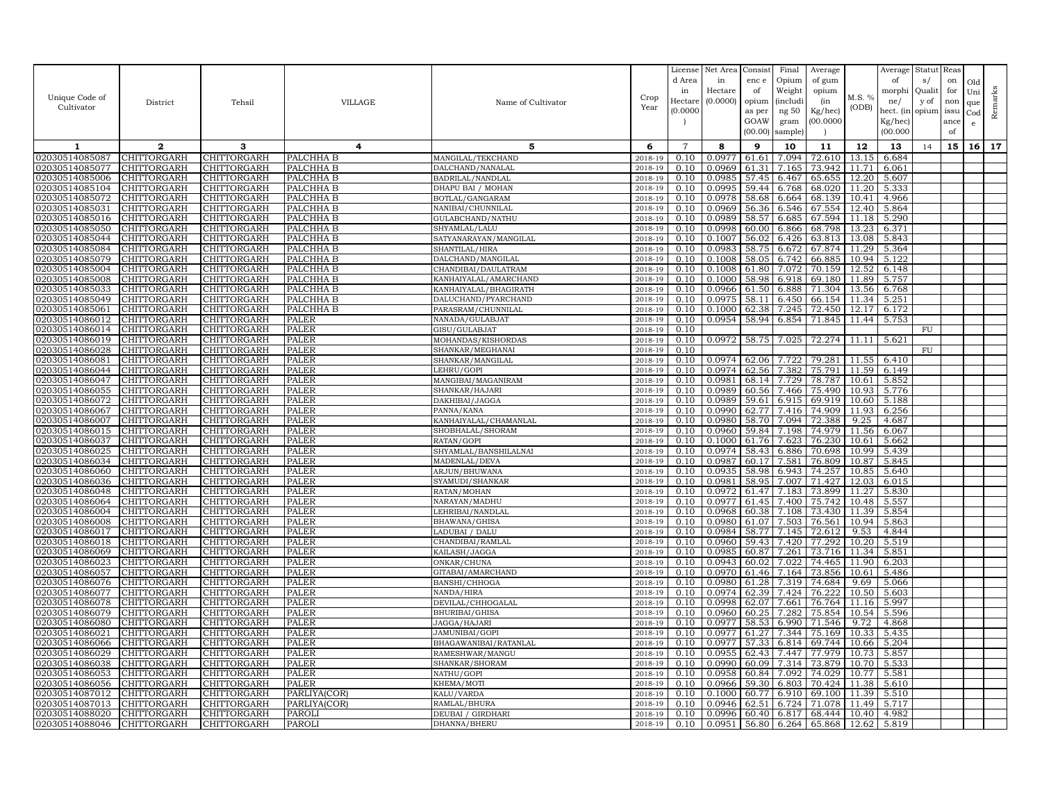| Unique Code of Cultivator | District | Tehsil | VILLAGE | Name of Cultivator | Crop Year | License d Area in Hectare (0.0000 ) | Net Area in Hectare (0.0000) | Consist enc e of opium as per GOAW (00.00) | Final Opium Weight (includi ng 50 gram sample) | Average of gum opium (in Kg/hec) (00.0000 ) | M.S. % (ODB) | Average of morphi ne/ hect. (in Kg/hec) (00.000 | Statut s/ Qualit y of opium | Reas on for non issu ance of | Old Uni que Cod e | Remarks |
|---|---|---|---|---|---|---|---|---|---|---|---|---|---|---|---|---|
| 1 | 2 | 3 | 4 | 5 | 6 | 7 | 8 | 9 | 10 | 11 | 12 | 13 | 14 | 15 | 16 | 17 |
| 02030514085087 | CHITTORGARH | CHITTORGARH | PALCHHA B | MANGILAL/TEKCHAND | 2018-19 | 0.10 | 0.0977 | 61.61 | 7.094 | 72.610 | 13.15 | 6.684 | | | | |
| 02030514085077 | CHITTORGARH | CHITTORGARH | PALCHHA B | DALCHAND/NANALAL | 2018-19 | 0.10 | 0.0969 | 61.31 | 7.165 | 73.942 | 11.71 | 6.061 | | | | |
| 02030514085006 | CHITTORGARH | CHITTORGARH | PALCHHA B | BADRILAL/NANDLAL | 2018-19 | 0.10 | 0.0985 | 57.45 | 6.467 | 65.655 | 12.20 | 5.607 | | | | |
| 02030514085104 | CHITTORGARH | CHITTORGARH | PALCHHA B | DHAPU BAI / MOHAN | 2018-19 | 0.10 | 0.0995 | 59.44 | 6.768 | 68.020 | 11.20 | 5.333 | | | | |
| 02030514085072 | CHITTORGARH | CHITTORGARH | PALCHHA B | BOTLAL/GANGARAM | 2018-19 | 0.10 | 0.0978 | 58.68 | 6.664 | 68.139 | 10.41 | 4.966 | | | | |
| 02030514085031 | CHITTORGARH | CHITTORGARH | PALCHHA B | NANIBAI/CHUNNILAL | 2018-19 | 0.10 | 0.0969 | 56.36 | 6.546 | 67.554 | 12.40 | 5.864 | | | | |
| 02030514085016 | CHITTORGARH | CHITTORGARH | PALCHHA B | GULABCHAND/NATHU | 2018-19 | 0.10 | 0.0989 | 58.57 | 6.685 | 67.594 | 11.18 | 5.290 | | | | |
| 02030514085050 | CHITTORGARH | CHITTORGARH | PALCHHA B | SHYAMLAL/LALU | 2018-19 | 0.10 | 0.0998 | 60.00 | 6.866 | 68.798 | 13.23 | 6.371 | | | | |
| 02030514085044 | CHITTORGARH | CHITTORGARH | PALCHHA B | SATYANARAYAN/MANGILAL | 2018-19 | 0.10 | 0.1007 | 56.02 | 6.426 | 63.813 | 13.08 | 5.843 | | | | |
| 02030514085084 | CHITTORGARH | CHITTORGARH | PALCHHA B | SHANTILAL/HIRA | 2018-19 | 0.10 | 0.0983 | 58.75 | 6.672 | 67.874 | 11.29 | 5.364 | | | | |
| 02030514085079 | CHITTORGARH | CHITTORGARH | PALCHHA B | DALCHAND/MANGILAL | 2018-19 | 0.10 | 0.1008 | 58.05 | 6.742 | 66.885 | 10.94 | 5.122 | | | | |
| 02030514085004 | CHITTORGARH | CHITTORGARH | PALCHHA B | CHANDIBAI/DAULATRAM | 2018-19 | 0.10 | 0.1008 | 61.80 | 7.072 | 70.159 | 12.52 | 6.148 | | | | |
| 02030514085008 | CHITTORGARH | CHITTORGARH | PALCHHA B | KANHAIYALAL/AMARCHAND | 2018-19 | 0.10 | 0.1000 | 58.98 | 6.918 | 69.180 | 11.89 | 5.757 | | | | |
| 02030514085033 | CHITTORGARH | CHITTORGARH | PALCHHA B | KANHAIYALAL/BHAGIRATH | 2018-19 | 0.10 | 0.0966 | 61.50 | 6.888 | 71.304 | 13.56 | 6.768 | | | | |
| 02030514085049 | CHITTORGARH | CHITTORGARH | PALCHHA B | DALUCHAND/PYARCHAND | 2018-19 | 0.10 | 0.0975 | 58.11 | 6.450 | 66.154 | 11.34 | 5.251 | | | | |
| 02030514085061 | CHITTORGARH | CHITTORGARH | PALCHHA B | PARASRAM/CHUNNILAL | 2018-19 | 0.10 | 0.1000 | 62.38 | 7.245 | 72.450 | 12.17 | 6.172 | | | | |
| 02030514086012 | CHITTORGARH | CHITTORGARH | PALER | NANADA/GULABJAT | 2018-19 | 0.10 | 0.0954 | 58.94 | 6.854 | 71.845 | 11.44 | 5.753 | | | | |
| 02030514086014 | CHITTORGARH | CHITTORGARH | PALER | GISU/GULABJAT | 2018-19 | 0.10 | | | | | | | FU | | | |
| 02030514086019 | CHITTORGARH | CHITTORGARH | PALER | MOHANDAS/KISHORDAS | 2018-19 | 0.10 | 0.0972 | 58.75 | 7.025 | 72.274 | 11.11 | 5.621 | | | | |
| 02030514086028 | CHITTORGARH | CHITTORGARH | PALER | SHANKAR/MEGHANAI | 2018-19 | 0.10 | | | | | | | FU | | | |
| 02030514086081 | CHITTORGARH | CHITTORGARH | PALER | SHANKAR/MANGILAL | 2018-19 | 0.10 | 0.0974 | 62.06 | 7.722 | 79.281 | 11.55 | 6.410 | | | | |
| 02030514086044 | CHITTORGARH | CHITTORGARH | PALER | LEHRU/GOPI | 2018-19 | 0.10 | 0.0974 | 62.56 | 7.382 | 75.791 | 11.59 | 6.149 | | | | |
| 02030514086047 | CHITTORGARH | CHITTORGARH | PALER | MANGIBAI/MAGANIRAM | 2018-19 | 0.10 | 0.0981 | 68.14 | 7.729 | 78.787 | 10.61 | 5.852 | | | | |
| 02030514086055 | CHITTORGARH | CHITTORGARH | PALER | SHANKAR/HAJARI | 2018-19 | 0.10 | 0.0989 | 60.56 | 7.466 | 75.490 | 10.93 | 5.776 | | | | |
| 02030514086072 | CHITTORGARH | CHITTORGARH | PALER | DAKHIBAI/JAGGA | 2018-19 | 0.10 | 0.0989 | 59.61 | 6.915 | 69.919 | 10.60 | 5.188 | | | | |
| 02030514086067 | CHITTORGARH | CHITTORGARH | PALER | PANNA/KANA | 2018-19 | 0.10 | 0.0990 | 62.77 | 7.416 | 74.909 | 11.93 | 6.256 | | | | |
| 02030514086007 | CHITTORGARH | CHITTORGARH | PALER | KANHAIYALAL/CHAMANLAL | 2018-19 | 0.10 | 0.0980 | 58.70 | 7.094 | 72.388 | 9.25 | 4.687 | | | | |
| 02030514086015 | CHITTORGARH | CHITTORGARH | PALER | SHOBHALAL/SHORAM | 2018-19 | 0.10 | 0.0960 | 59.84 | 7.198 | 74.979 | 11.56 | 6.067 | | | | |
| 02030514086037 | CHITTORGARH | CHITTORGARH | PALER | RATAN/GOPI | 2018-19 | 0.10 | 0.1000 | 61.76 | 7.623 | 76.230 | 10.61 | 5.662 | | | | |
| 02030514086025 | CHITTORGARH | CHITTORGARH | PALER | SHYAMLAL/BANSHILALNAI | 2018-19 | 0.10 | 0.0974 | 58.43 | 6.886 | 70.698 | 10.99 | 5.439 | | | | |
| 02030514086034 | CHITTORGARH | CHITTORGARH | PALER | MADENLAL/DEVA | 2018-19 | 0.10 | 0.0987 | 60.17 | 7.581 | 76.809 | 10.87 | 5.845 | | | | |
| 02030514086060 | CHITTORGARH | CHITTORGARH | PALER | ARJUN/BHUWANA | 2018-19 | 0.10 | 0.0935 | 58.98 | 6.943 | 74.257 | 10.85 | 5.640 | | | | |
| 02030514086036 | CHITTORGARH | CHITTORGARH | PALER | SYAMUDI/SHANKAR | 2018-19 | 0.10 | 0.0981 | 58.95 | 7.007 | 71.427 | 12.03 | 6.015 | | | | |
| 02030514086048 | CHITTORGARH | CHITTORGARH | PALER | RATAN/MOHAN | 2018-19 | 0.10 | 0.0972 | 61.47 | 7.183 | 73.899 | 11.27 | 5.830 | | | | |
| 02030514086064 | CHITTORGARH | CHITTORGARH | PALER | NARAYAN/MADHU | 2018-19 | 0.10 | 0.0977 | 61.45 | 7.400 | 75.742 | 10.48 | 5.557 | | | | |
| 02030514086004 | CHITTORGARH | CHITTORGARH | PALER | LEHRIBAI/NANDLAL | 2018-19 | 0.10 | 0.0968 | 60.38 | 7.108 | 73.430 | 11.39 | 5.854 | | | | |
| 02030514086008 | CHITTORGARH | CHITTORGARH | PALER | BHAWANA/GHISA | 2018-19 | 0.10 | 0.0980 | 61.07 | 7.503 | 76.561 | 10.94 | 5.863 | | | | |
| 02030514086017 | CHITTORGARH | CHITTORGARH | PALER | LADUBAI / DALU | 2018-19 | 0.10 | 0.0984 | 58.77 | 7.145 | 72.612 | 9.53 | 4.844 | | | | |
| 02030514086018 | CHITTORGARH | CHITTORGARH | PALER | CHANDIBAI/RAMLAL | 2018-19 | 0.10 | 0.0960 | 59.43 | 7.420 | 77.292 | 10.20 | 5.519 | | | | |
| 02030514086069 | CHITTORGARH | CHITTORGARH | PALER | KAILASH/JAGGA | 2018-19 | 0.10 | 0.0985 | 60.87 | 7.261 | 73.716 | 11.34 | 5.851 | | | | |
| 02030514086023 | CHITTORGARH | CHITTORGARH | PALER | ONKAR/CHUNA | 2018-19 | 0.10 | 0.0943 | 60.02 | 7.022 | 74.465 | 11.90 | 6.203 | | | | |
| 02030514086057 | CHITTORGARH | CHITTORGARH | PALER | GITABAI/AMARCHAND | 2018-19 | 0.10 | 0.0970 | 61.46 | 7.164 | 73.856 | 10.61 | 5.486 | | | | |
| 02030514086076 | CHITTORGARH | CHITTORGARH | PALER | BANSHI/CHHOGA | 2018-19 | 0.10 | 0.0980 | 61.28 | 7.319 | 74.684 | 9.69 | 5.066 | | | | |
| 02030514086077 | CHITTORGARH | CHITTORGARH | PALER | NANDA/HIRA | 2018-19 | 0.10 | 0.0974 | 62.39 | 7.424 | 76.222 | 10.50 | 5.603 | | | | |
| 02030514086078 | CHITTORGARH | CHITTORGARH | PALER | DEVILAL/CHHOGALAL | 2018-19 | 0.10 | 0.0998 | 62.07 | 7.661 | 76.764 | 11.16 | 5.997 | | | | |
| 02030514086079 | CHITTORGARH | CHITTORGARH | PALER | BHURIBAI/GHISA | 2018-19 | 0.10 | 0.0960 | 60.25 | 7.282 | 75.854 | 10.54 | 5.596 | | | | |
| 02030514086080 | CHITTORGARH | CHITTORGARH | PALER | JAGGA/HAJARI | 2018-19 | 0.10 | 0.0977 | 58.53 | 6.990 | 71.546 | 9.72 | 4.868 | | | | |
| 02030514086021 | CHITTORGARH | CHITTORGARH | PALER | JAMUNIBAI/GOPI | 2018-19 | 0.10 | 0.0977 | 61.27 | 7.344 | 75.169 | 10.33 | 5.435 | | | | |
| 02030514086066 | CHITTORGARH | CHITTORGARH | PALER | BHAGAWANIBAI/RATANLAL | 2018-19 | 0.10 | 0.0977 | 57.33 | 6.814 | 69.744 | 10.66 | 5.204 | | | | |
| 02030514086029 | CHITTORGARH | CHITTORGARH | PALER | RAMESHWAR/MANGU | 2018-19 | 0.10 | 0.0955 | 62.43 | 7.447 | 77.979 | 10.73 | 5.857 | | | | |
| 02030514086038 | CHITTORGARH | CHITTORGARH | PALER | SHANKAR/SHORAM | 2018-19 | 0.10 | 0.0990 | 60.09 | 7.314 | 73.879 | 10.70 | 5.533 | | | | |
| 02030514086053 | CHITTORGARH | CHITTORGARH | PALER | NATHU/GOPI | 2018-19 | 0.10 | 0.0958 | 60.84 | 7.092 | 74.029 | 10.77 | 5.581 | | | | |
| 02030514086056 | CHITTORGARH | CHITTORGARH | PALER | KHEMA/MOTI | 2018-19 | 0.10 | 0.0966 | 59.30 | 6.803 | 70.424 | 11.38 | 5.610 | | | | |
| 02030514087012 | CHITTORGARH | CHITTORGARH | PARLIYA(COR) | KALU/VARDA | 2018-19 | 0.10 | 0.1000 | 60.77 | 6.910 | 69.100 | 11.39 | 5.510 | | | | |
| 02030514087013 | CHITTORGARH | CHITTORGARH | PARLIYA(COR) | RAMLAL/BHURA | 2018-19 | 0.10 | 0.0946 | 62.51 | 6.724 | 71.078 | 11.49 | 5.717 | | | | |
| 02030514088020 | CHITTORGARH | CHITTORGARH | PAROLI | DEUBAI / GIRDHARI | 2018-19 | 0.10 | 0.0996 | 60.40 | 6.817 | 68.444 | 10.40 | 4.982 | | | | |
| 02030514088046 | CHITTORGARH | CHITTORGARH | PAROLI | DHANNA/BHERU | 2018-19 | 0.10 | 0.0951 | 56.80 | 6.264 | 65.868 | 12.62 | 5.819 | | | | |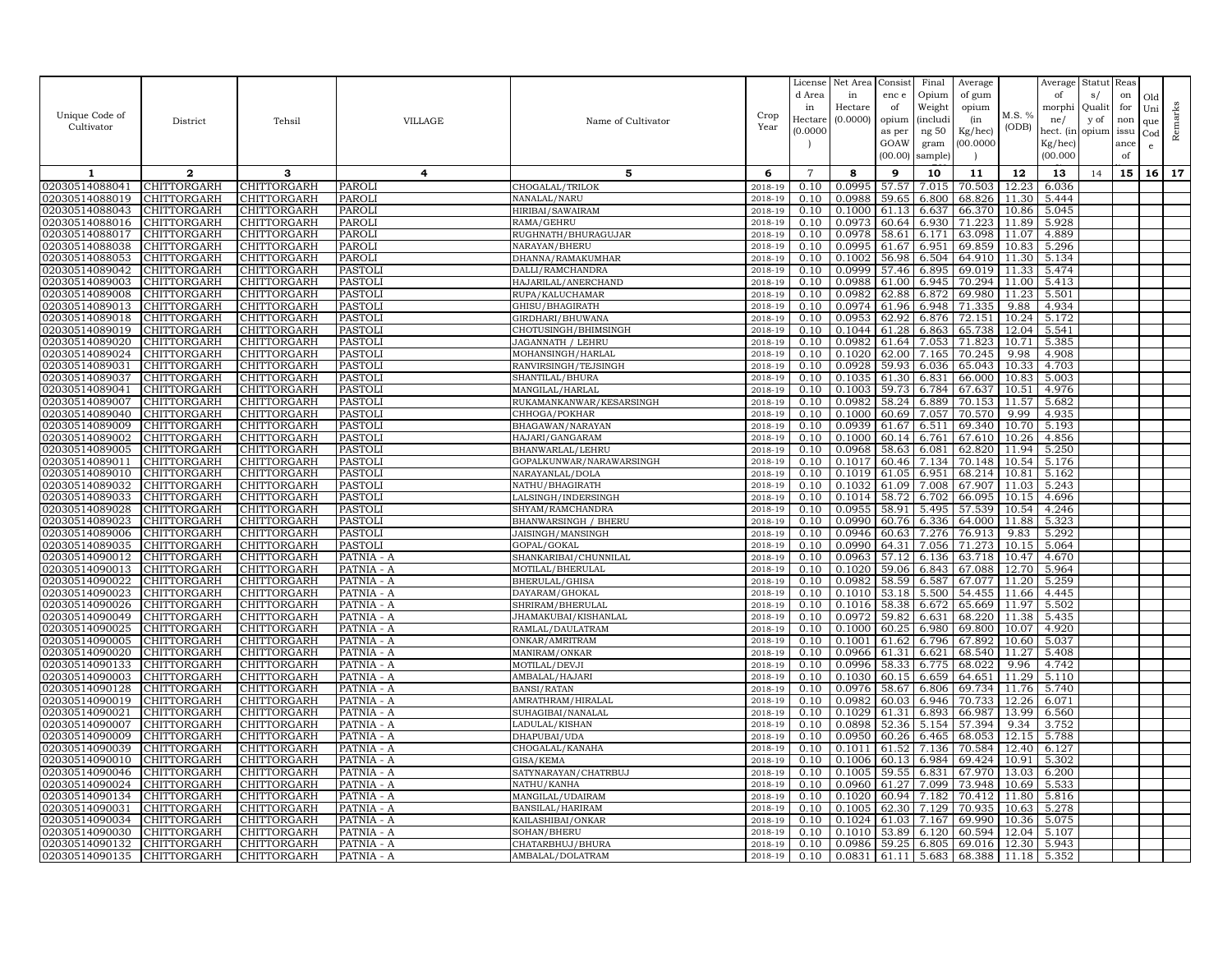| Unique Code of Cultivator | District | Tehsil | VILLAGE | Name of Cultivator | Crop Year | License d Area in Hectare (0.0000) | Net Area in Hectare (0.0000) | Consist enc e of opium as per GOAW (00.00) | Final Opium Weight (includi ng 50 gram sample) | Average of gum opium (in Kg/hec) (00.0000) | M.S. % (ODB) | Average of morphi ne/ hect. (in Kg/hec) (00.000 | Statut s/ Qualit y of opium | Reas on for non issu ance of | Old Uni que Cod e | Remarks |
|---|---|---|---|---|---|---|---|---|---|---|---|---|---|---|---|---|
| 1 | 2 | 3 | 4 | 5 | 6 | 7 | 8 | 9 | 10 | 11 | 12 | 13 | 14 | 15 | 16 | 17 |
| 02030514088041 | CHITTORGARH | CHITTORGARH | PAROLI | CHOGALAL/TRILOK | 2018-19 | 0.10 | 0.0995 | 57.57 | 7.015 | 70.503 | 12.23 | 6.036 | | | | |
| 02030514088019 | CHITTORGARH | CHITTORGARH | PAROLI | NANALAL/NARU | 2018-19 | 0.10 | 0.0988 | 59.65 | 6.800 | 68.826 | 11.30 | 5.444 | | | | |
| 02030514088043 | CHITTORGARH | CHITTORGARH | PAROLI | HIRIBAI/SAWAIRAM | 2018-19 | 0.10 | 0.1000 | 61.13 | 6.637 | 66.370 | 10.86 | 5.045 | | | | |
| 02030514088016 | CHITTORGARH | CHITTORGARH | PAROLI | RAMA/GEHRU | 2018-19 | 0.10 | 0.0973 | 60.64 | 6.930 | 71.223 | 11.89 | 5.928 | | | | |
| 02030514088017 | CHITTORGARH | CHITTORGARH | PAROLI | RUGHNATH/BHURAGUJAR | 2018-19 | 0.10 | 0.0978 | 58.61 | 6.171 | 63.098 | 11.07 | 4.889 | | | | |
| 02030514088038 | CHITTORGARH | CHITTORGARH | PAROLI | NARAYAN/BHERU | 2018-19 | 0.10 | 0.0995 | 61.67 | 6.951 | 69.859 | 10.83 | 5.296 | | | | |
| 02030514088053 | CHITTORGARH | CHITTORGARH | PAROLI | DHANNA/RAMAKUMHAR | 2018-19 | 0.10 | 0.1002 | 56.98 | 6.504 | 64.910 | 11.30 | 5.134 | | | | |
| 02030514089042 | CHITTORGARH | CHITTORGARH | PASTOLI | DALLI/RAMCHANDRA | 2018-19 | 0.10 | 0.0999 | 57.46 | 6.895 | 69.019 | 11.33 | 5.474 | | | | |
| 02030514089003 | CHITTORGARH | CHITTORGARH | PASTOLI | HAJARILAL/ANERCHAND | 2018-19 | 0.10 | 0.0988 | 61.00 | 6.945 | 70.294 | 11.00 | 5.413 | | | | |
| 02030514089008 | CHITTORGARH | CHITTORGARH | PASTOLI | RUPA/KALUCHAMAR | 2018-19 | 0.10 | 0.0982 | 62.88 | 6.872 | 69.980 | 11.23 | 5.501 | | | | |
| 02030514089013 | CHITTORGARH | CHITTORGARH | PASTOLI | GHISU/BHAGIRATH | 2018-19 | 0.10 | 0.0974 | 61.96 | 6.948 | 71.335 | 9.88 | 4.934 | | | | |
| 02030514089018 | CHITTORGARH | CHITTORGARH | PASTOLI | GIRDHARI/BHUWANA | 2018-19 | 0.10 | 0.0953 | 62.92 | 6.876 | 72.151 | 10.24 | 5.172 | | | | |
| 02030514089019 | CHITTORGARH | CHITTORGARH | PASTOLI | CHOTUSINGH/BHIMSINGH | 2018-19 | 0.10 | 0.1044 | 61.28 | 6.863 | 65.738 | 12.04 | 5.541 | | | | |
| 02030514089020 | CHITTORGARH | CHITTORGARH | PASTOLI | JAGANNATH / LEHRU | 2018-19 | 0.10 | 0.0982 | 61.64 | 7.053 | 71.823 | 10.71 | 5.385 | | | | |
| 02030514089024 | CHITTORGARH | CHITTORGARH | PASTOLI | MOHANSINGH/HARLAL | 2018-19 | 0.10 | 0.1020 | 62.00 | 7.165 | 70.245 | 9.98 | 4.908 | | | | |
| 02030514089031 | CHITTORGARH | CHITTORGARH | PASTOLI | RANVIRSINGH/TEJSINGH | 2018-19 | 0.10 | 0.0928 | 59.93 | 6.036 | 65.043 | 10.33 | 4.703 | | | | |
| 02030514089037 | CHITTORGARH | CHITTORGARH | PASTOLI | SHANTILAL/BHURA | 2018-19 | 0.10 | 0.1035 | 61.30 | 6.831 | 66.000 | 10.83 | 5.003 | | | | |
| 02030514089041 | CHITTORGARH | CHITTORGARH | PASTOLI | MANGILAL/HARLAL | 2018-19 | 0.10 | 0.1003 | 59.73 | 6.784 | 67.637 | 10.51 | 4.976 | | | | |
| 02030514089007 | CHITTORGARH | CHITTORGARH | PASTOLI | RUKAMANKANWAR/KESARSINGH | 2018-19 | 0.10 | 0.0982 | 58.24 | 6.889 | 70.153 | 11.57 | 5.682 | | | | |
| 02030514089040 | CHITTORGARH | CHITTORGARH | PASTOLI | CHHOGA/POKHAR | 2018-19 | 0.10 | 0.1000 | 60.69 | 7.057 | 70.570 | 9.99 | 4.935 | | | | |
| 02030514089009 | CHITTORGARH | CHITTORGARH | PASTOLI | BHAGAWAN/NARAYAN | 2018-19 | 0.10 | 0.0939 | 61.67 | 6.511 | 69.340 | 10.70 | 5.193 | | | | |
| 02030514089002 | CHITTORGARH | CHITTORGARH | PASTOLI | HAJARI/GANGARAM | 2018-19 | 0.10 | 0.1000 | 60.14 | 6.761 | 67.610 | 10.26 | 4.856 | | | | |
| 02030514089005 | CHITTORGARH | CHITTORGARH | PASTOLI | BHANWARLAL/LEHRU | 2018-19 | 0.10 | 0.0968 | 58.63 | 6.081 | 62.820 | 11.94 | 5.250 | | | | |
| 02030514089011 | CHITTORGARH | CHITTORGARH | PASTOLI | GOPALKUNWAR/NARAWARSINGH | 2018-19 | 0.10 | 0.1017 | 60.46 | 7.134 | 70.148 | 10.54 | 5.176 | | | | |
| 02030514089010 | CHITTORGARH | CHITTORGARH | PASTOLI | NARAYANLAL/DOLA | 2018-19 | 0.10 | 0.1019 | 61.05 | 6.951 | 68.214 | 10.81 | 5.162 | | | | |
| 02030514089032 | CHITTORGARH | CHITTORGARH | PASTOLI | NATHU/BHAGIRATH | 2018-19 | 0.10 | 0.1032 | 61.09 | 7.008 | 67.907 | 11.03 | 5.243 | | | | |
| 02030514089033 | CHITTORGARH | CHITTORGARH | PASTOLI | LALSINGH/INDERSINGH | 2018-19 | 0.10 | 0.1014 | 58.72 | 6.702 | 66.095 | 10.15 | 4.696 | | | | |
| 02030514089028 | CHITTORGARH | CHITTORGARH | PASTOLI | SHYAM/RAMCHANDRA | 2018-19 | 0.10 | 0.0955 | 58.91 | 5.495 | 57.539 | 10.54 | 4.246 | | | | |
| 02030514089023 | CHITTORGARH | CHITTORGARH | PASTOLI | BHANWARSINGH / BHERU | 2018-19 | 0.10 | 0.0990 | 60.76 | 6.336 | 64.000 | 11.88 | 5.323 | | | | |
| 02030514089006 | CHITTORGARH | CHITTORGARH | PASTOLI | JAISINGH/MANSINGH | 2018-19 | 0.10 | 0.0946 | 60.63 | 7.276 | 76.913 | 9.83 | 5.292 | | | | |
| 02030514089035 | CHITTORGARH | CHITTORGARH | PASTOLI | GOPAL/GOKAL | 2018-19 | 0.10 | 0.0990 | 64.31 | 7.056 | 71.273 | 10.15 | 5.064 | | | | |
| 02030514090012 | CHITTORGARH | CHITTORGARH | PATNIA - A | SHANKARIBAI/CHUNNILAL | 2018-19 | 0.10 | 0.0963 | 57.12 | 6.136 | 63.718 | 10.47 | 4.670 | | | | |
| 02030514090013 | CHITTORGARH | CHITTORGARH | PATNIA - A | MOTILAL/BHERULAL | 2018-19 | 0.10 | 0.1020 | 59.06 | 6.843 | 67.088 | 12.70 | 5.964 | | | | |
| 02030514090022 | CHITTORGARH | CHITTORGARH | PATNIA - A | BHERULAL/GHISA | 2018-19 | 0.10 | 0.0982 | 58.59 | 6.587 | 67.077 | 11.20 | 5.259 | | | | |
| 02030514090023 | CHITTORGARH | CHITTORGARH | PATNIA - A | DAYARAM/GHOKAL | 2018-19 | 0.10 | 0.1010 | 53.18 | 5.500 | 54.455 | 11.66 | 4.445 | | | | |
| 02030514090026 | CHITTORGARH | CHITTORGARH | PATNIA - A | SHRIRAM/BHERULAL | 2018-19 | 0.10 | 0.1016 | 58.38 | 6.672 | 65.669 | 11.97 | 5.502 | | | | |
| 02030514090049 | CHITTORGARH | CHITTORGARH | PATNIA - A | JHAMAKUBAI/KISHANLAL | 2018-19 | 0.10 | 0.0972 | 59.82 | 6.631 | 68.220 | 11.38 | 5.435 | | | | |
| 02030514090025 | CHITTORGARH | CHITTORGARH | PATNIA - A | RAMLAL/DAULATRAM | 2018-19 | 0.10 | 0.1000 | 60.25 | 6.980 | 69.800 | 10.07 | 4.920 | | | | |
| 02030514090005 | CHITTORGARH | CHITTORGARH | PATNIA - A | ONKAR/AMRITRAM | 2018-19 | 0.10 | 0.1001 | 61.62 | 6.796 | 67.892 | 10.60 | 5.037 | | | | |
| 02030514090020 | CHITTORGARH | CHITTORGARH | PATNIA - A | MANIRAM/ONKAR | 2018-19 | 0.10 | 0.0966 | 61.31 | 6.621 | 68.540 | 11.27 | 5.408 | | | | |
| 02030514090133 | CHITTORGARH | CHITTORGARH | PATNIA - A | MOTILAL/DEVJI | 2018-19 | 0.10 | 0.0996 | 58.33 | 6.775 | 68.022 | 9.96 | 4.742 | | | | |
| 02030514090003 | CHITTORGARH | CHITTORGARH | PATNIA - A | AMBALAL/HAJARI | 2018-19 | 0.10 | 0.1030 | 60.15 | 6.659 | 64.651 | 11.29 | 5.110 | | | | |
| 02030514090128 | CHITTORGARH | CHITTORGARH | PATNIA - A | BANSI/RATAN | 2018-19 | 0.10 | 0.0976 | 58.67 | 6.806 | 69.734 | 11.76 | 5.740 | | | | |
| 02030514090019 | CHITTORGARH | CHITTORGARH | PATNIA - A | AMRATHRAM/HIRALAL | 2018-19 | 0.10 | 0.0982 | 60.03 | 6.946 | 70.733 | 12.26 | 6.071 | | | | |
| 02030514090021 | CHITTORGARH | CHITTORGARH | PATNIA - A | SUHAGIBAI/NANALAL | 2018-19 | 0.10 | 0.1029 | 61.31 | 6.893 | 66.987 | 13.99 | 6.560 | | | | |
| 02030514090007 | CHITTORGARH | CHITTORGARH | PATNIA - A | LADULAL/KISHAN | 2018-19 | 0.10 | 0.0898 | 52.36 | 5.154 | 57.394 | 9.34 | 3.752 | | | | |
| 02030514090009 | CHITTORGARH | CHITTORGARH | PATNIA - A | DHAPUBAI/UDA | 2018-19 | 0.10 | 0.0950 | 60.26 | 6.465 | 68.053 | 12.15 | 5.788 | | | | |
| 02030514090039 | CHITTORGARH | CHITTORGARH | PATNIA - A | CHOGALAL/KANAHA | 2018-19 | 0.10 | 0.1011 | 61.52 | 7.136 | 70.584 | 12.40 | 6.127 | | | | |
| 02030514090010 | CHITTORGARH | CHITTORGARH | PATNIA - A | GISA/KEMA | 2018-19 | 0.10 | 0.1006 | 60.13 | 6.984 | 69.424 | 10.91 | 5.302 | | | | |
| 02030514090046 | CHITTORGARH | CHITTORGARH | PATNIA - A | SATYNARAYAN/CHATRBUJ | 2018-19 | 0.10 | 0.1005 | 59.55 | 6.831 | 67.970 | 13.03 | 6.200 | | | | |
| 02030514090024 | CHITTORGARH | CHITTORGARH | PATNIA - A | NATHU/KANHA | 2018-19 | 0.10 | 0.0960 | 61.27 | 7.099 | 73.948 | 10.69 | 5.533 | | | | |
| 02030514090134 | CHITTORGARH | CHITTORGARH | PATNIA - A | MANGILAL/UDAIRAM | 2018-19 | 0.10 | 0.1020 | 60.94 | 7.182 | 70.412 | 11.80 | 5.816 | | | | |
| 02030514090031 | CHITTORGARH | CHITTORGARH | PATNIA - A | BANSILAL/HARIRAM | 2018-19 | 0.10 | 0.1005 | 62.30 | 7.129 | 70.935 | 10.63 | 5.278 | | | | |
| 02030514090034 | CHITTORGARH | CHITTORGARH | PATNIA - A | KAILASHIBAI/ONKAR | 2018-19 | 0.10 | 0.1024 | 61.03 | 7.167 | 69.990 | 10.36 | 5.075 | | | | |
| 02030514090030 | CHITTORGARH | CHITTORGARH | PATNIA - A | SOHAN/BHERU | 2018-19 | 0.10 | 0.1010 | 53.89 | 6.120 | 60.594 | 12.04 | 5.107 | | | | |
| 02030514090132 | CHITTORGARH | CHITTORGARH | PATNIA - A | CHATARBHUJ/BHURA | 2018-19 | 0.10 | 0.0986 | 59.25 | 6.805 | 69.016 | 12.30 | 5.943 | | | | |
| 02030514090135 | CHITTORGARH | CHITTORGARH | PATNIA - A | AMBALAL/DOLATRAM | 2018-19 | 0.10 | 0.0831 | 61.11 | 5.683 | 68.388 | 11.18 | 5.352 | | | | |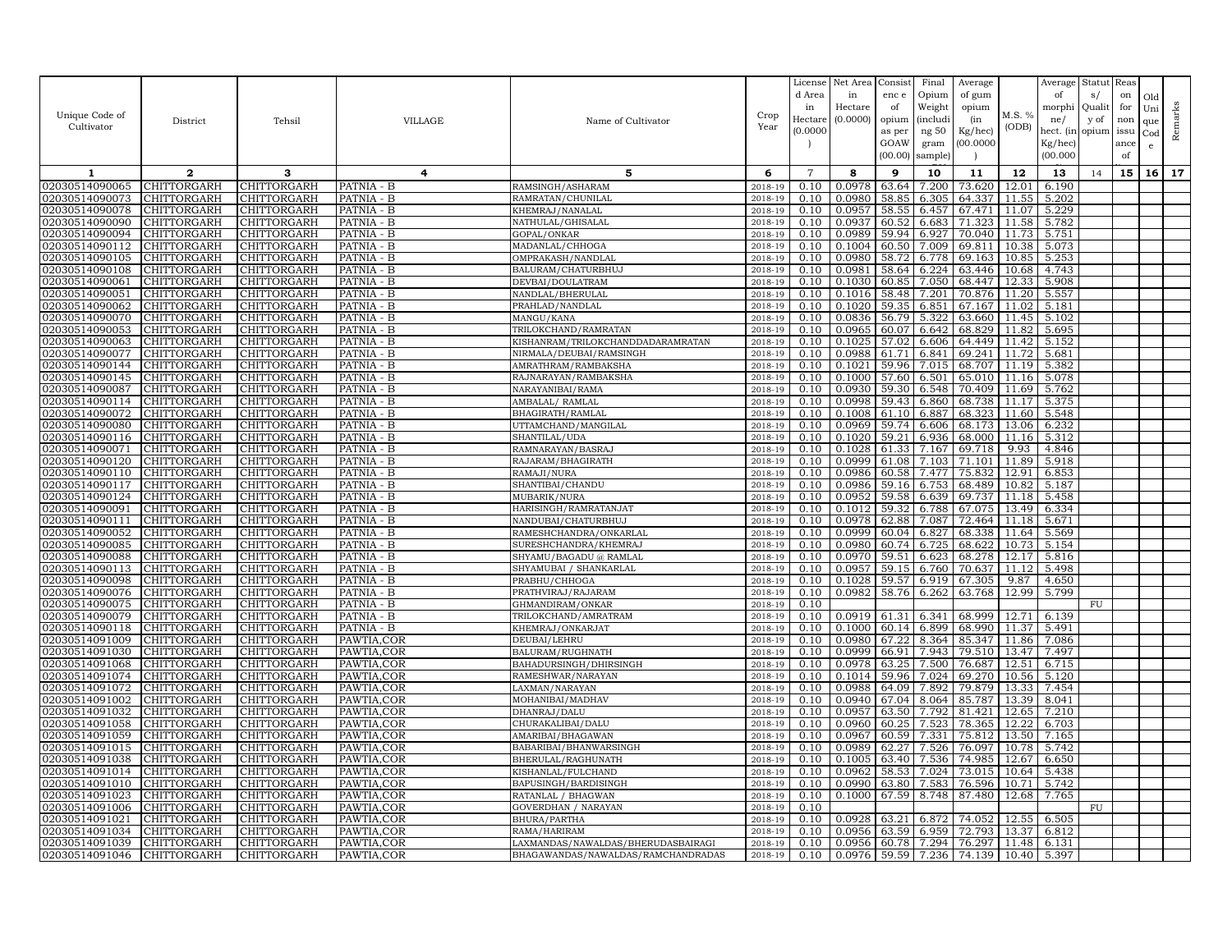| Unique Code of Cultivator | District | Tehsil | VILLAGE | Name of Cultivator | Crop Year | License d Area in Hectare (0.0000 ) | Net Area in Hectare (0.0000) | Consist enc e of opium as per GOAW (00.00) | Final Opium Weight (includi ng 50 gram sample) | Average of gum opium (in Kg/hec) (00.0000 ) | M.S. % (ODB) | Average of morphi ne/ hect. (in Kg/hec) (00.000 | Statut s/ Qualit y of opium | Reas on for non issu ance of | Old Uni que Cod e | Remarks |
|---|---|---|---|---|---|---|---|---|---|---|---|---|---|---|---|---|
| 1 | 2 | 3 | 4 | 5 | 6 | 7 | 8 | 9 | 10 | 11 | 12 | 13 | 14 | 15 | 16 | 17 |
| 02030514090065 | CHITTORGARH | CHITTORGARH | PATNIA - B | RAMSINGH/ASHARAM | 2018-19 | 0.10 | 0.0978 | 63.64 | 7.200 | 73.620 | 12.01 | 6.190 | | | | |
| 02030514090073 | CHITTORGARH | CHITTORGARH | PATNIA - B | RAMRATAN/CHUNILAL | 2018-19 | 0.10 | 0.0980 | 58.85 | 6.305 | 64.337 | 11.55 | 5.202 | | | | |
| 02030514090078 | CHITTORGARH | CHITTORGARH | PATNIA - B | KHEMRAJ/NANALAL | 2018-19 | 0.10 | 0.0957 | 58.55 | 6.457 | 67.471 | 11.07 | 5.229 | | | | |
| 02030514090090 | CHITTORGARH | CHITTORGARH | PATNIA - B | NATHULAL/GHISALAL | 2018-19 | 0.10 | 0.0937 | 60.52 | 6.683 | 71.323 | 11.58 | 5.782 | | | | |
| 02030514090094 | CHITTORGARH | CHITTORGARH | PATNIA - B | GOPAL/ONKAR | 2018-19 | 0.10 | 0.0989 | 59.94 | 6.927 | 70.040 | 11.73 | 5.751 | | | | |
| 02030514090112 | CHITTORGARH | CHITTORGARH | PATNIA - B | MADANLAL/CHHOGA | 2018-19 | 0.10 | 0.1004 | 60.50 | 7.009 | 69.811 | 10.38 | 5.073 | | | | |
| 02030514090105 | CHITTORGARH | CHITTORGARH | PATNIA - B | OMPRAKASH/NANDLAL | 2018-19 | 0.10 | 0.0980 | 58.72 | 6.778 | 69.163 | 10.85 | 5.253 | | | | |
| 02030514090108 | CHITTORGARH | CHITTORGARH | PATNIA - B | BALURAM/CHATURBHUJ | 2018-19 | 0.10 | 0.0981 | 58.64 | 6.224 | 63.446 | 10.68 | 4.743 | | | | |
| 02030514090061 | CHITTORGARH | CHITTORGARH | PATNIA - B | DEVBAI/DOULATRAM | 2018-19 | 0.10 | 0.1030 | 60.85 | 7.050 | 68.447 | 12.33 | 5.908 | | | | |
| 02030514090051 | CHITTORGARH | CHITTORGARH | PATNIA - B | NANDLAL/BHERULAL | 2018-19 | 0.10 | 0.1016 | 58.48 | 7.201 | 70.876 | 11.20 | 5.557 | | | | |
| 02030514090062 | CHITTORGARH | CHITTORGARH | PATNIA - B | PRAHLAD/NANDLAL | 2018-19 | 0.10 | 0.1020 | 59.35 | 6.851 | 67.167 | 11.02 | 5.181 | | | | |
| 02030514090070 | CHITTORGARH | CHITTORGARH | PATNIA - B | MANGU/KANA | 2018-19 | 0.10 | 0.0836 | 56.79 | 5.322 | 63.660 | 11.45 | 5.102 | | | | |
| 02030514090053 | CHITTORGARH | CHITTORGARH | PATNIA - B | TRILOKCHAND/RAMRATAN | 2018-19 | 0.10 | 0.0965 | 60.07 | 6.642 | 68.829 | 11.82 | 5.695 | | | | |
| 02030514090063 | CHITTORGARH | CHITTORGARH | PATNIA - B | KISHANRAM/TRILOKCHANDDADARAMRATAN | 2018-19 | 0.10 | 0.1025 | 57.02 | 6.606 | 64.449 | 11.42 | 5.152 | | | | |
| 02030514090077 | CHITTORGARH | CHITTORGARH | PATNIA - B | NIRMALA/DEUBAI/RAMSINGH | 2018-19 | 0.10 | 0.0988 | 61.71 | 6.841 | 69.241 | 11.72 | 5.681 | | | | |
| 02030514090144 | CHITTORGARH | CHITTORGARH | PATNIA - B | AMRATHRAM/RAMBAKSHA | 2018-19 | 0.10 | 0.1021 | 59.96 | 7.015 | 68.707 | 11.19 | 5.382 | | | | |
| 02030514090145 | CHITTORGARH | CHITTORGARH | PATNIA - B | RAJNARAYAN/RAMBAKSHA | 2018-19 | 0.10 | 0.1000 | 57.60 | 6.501 | 65.010 | 11.16 | 5.078 | | | | |
| 02030514090087 | CHITTORGARH | CHITTORGARH | PATNIA - B | NARAYANIBAI/RAMA | 2018-19 | 0.10 | 0.0930 | 59.30 | 6.548 | 70.409 | 11.69 | 5.762 | | | | |
| 02030514090114 | CHITTORGARH | CHITTORGARH | PATNIA - B | AMBALAL/ RAMLAL | 2018-19 | 0.10 | 0.0998 | 59.43 | 6.860 | 68.738 | 11.17 | 5.375 | | | | |
| 02030514090072 | CHITTORGARH | CHITTORGARH | PATNIA - B | BHAGIRATH/RAMLAL | 2018-19 | 0.10 | 0.1008 | 61.10 | 6.887 | 68.323 | 11.60 | 5.548 | | | | |
| 02030514090080 | CHITTORGARH | CHITTORGARH | PATNIA - B | UTTAMCHAND/MANGILAL | 2018-19 | 0.10 | 0.0969 | 59.74 | 6.606 | 68.173 | 13.06 | 6.232 | | | | |
| 02030514090116 | CHITTORGARH | CHITTORGARH | PATNIA - B | SHANTILAL/UDA | 2018-19 | 0.10 | 0.1020 | 59.21 | 6.936 | 68.000 | 11.16 | 5.312 | | | | |
| 02030514090071 | CHITTORGARH | CHITTORGARH | PATNIA - B | RAMNARAYAN/BASRAJ | 2018-19 | 0.10 | 0.1028 | 61.33 | 7.167 | 69.718 | 9.93 | 4.846 | | | | |
| 02030514090120 | CHITTORGARH | CHITTORGARH | PATNIA - B | RAJARAM/BHAGIRATH | 2018-19 | 0.10 | 0.0999 | 61.08 | 7.103 | 71.101 | 11.89 | 5.918 | | | | |
| 02030514090110 | CHITTORGARH | CHITTORGARH | PATNIA - B | RAMAJI/NURA | 2018-19 | 0.10 | 0.0986 | 60.58 | 7.477 | 75.832 | 12.91 | 6.853 | | | | |
| 02030514090117 | CHITTORGARH | CHITTORGARH | PATNIA - B | SHANTIBAI/CHANDU | 2018-19 | 0.10 | 0.0986 | 59.16 | 6.753 | 68.489 | 10.82 | 5.187 | | | | |
| 02030514090124 | CHITTORGARH | CHITTORGARH | PATNIA - B | MUBARIK/NURA | 2018-19 | 0.10 | 0.0952 | 59.58 | 6.639 | 69.737 | 11.18 | 5.458 | | | | |
| 02030514090091 | CHITTORGARH | CHITTORGARH | PATNIA - B | HARISINGH/RAMRATANJAT | 2018-19 | 0.10 | 0.1012 | 59.32 | 6.788 | 67.075 | 13.49 | 6.334 | | | | |
| 02030514090111 | CHITTORGARH | CHITTORGARH | PATNIA - B | NANDUBAI/CHATURBHUJ | 2018-19 | 0.10 | 0.0978 | 62.88 | 7.087 | 72.464 | 11.18 | 5.671 | | | | |
| 02030514090052 | CHITTORGARH | CHITTORGARH | PATNIA - B | RAMESHCHANDRA/ONKARLAL | 2018-19 | 0.10 | 0.0999 | 60.04 | 6.827 | 68.338 | 11.64 | 5.569 | | | | |
| 02030514090085 | CHITTORGARH | CHITTORGARH | PATNIA - B | SURESHCHANDRA/KHEMRAJ | 2018-19 | 0.10 | 0.0980 | 60.74 | 6.725 | 68.622 | 10.73 | 5.154 | | | | |
| 02030514090088 | CHITTORGARH | CHITTORGARH | PATNIA - B | SHYAMU/BAGADU @ RAMLAL | 2018-19 | 0.10 | 0.0970 | 59.51 | 6.623 | 68.278 | 12.17 | 5.816 | | | | |
| 02030514090113 | CHITTORGARH | CHITTORGARH | PATNIA - B | SHYAMUBAI / SHANKARLAL | 2018-19 | 0.10 | 0.0957 | 59.15 | 6.760 | 70.637 | 11.12 | 5.498 | | | | |
| 02030514090098 | CHITTORGARH | CHITTORGARH | PATNIA - B | PRABHU/CHHOGA | 2018-19 | 0.10 | 0.1028 | 59.57 | 6.919 | 67.305 | 9.87 | 4.650 | | | | |
| 02030514090076 | CHITTORGARH | CHITTORGARH | PATNIA - B | PRATHVIRAJ/RAJARAM | 2018-19 | 0.10 | 0.0982 | 58.76 | 6.262 | 63.768 | 12.99 | 5.799 | | | | |
| 02030514090075 | CHITTORGARH | CHITTORGARH | PATNIA - B | GHMANDIRAM/ONKAR | 2018-19 | 0.10 | | | | | | | FU | | | |
| 02030514090079 | CHITTORGARH | CHITTORGARH | PATNIA - B | TRILOKCHAND/AMRATRAM | 2018-19 | 0.10 | 0.0919 | 61.31 | 6.341 | 68.999 | 12.71 | 6.139 | | | | |
| 02030514090118 | CHITTORGARH | CHITTORGARH | PATNIA - B | KHEMRAJ/ONKARJAT | 2018-19 | 0.10 | 0.1000 | 60.14 | 6.899 | 68.990 | 11.37 | 5.491 | | | | |
| 02030514091009 | CHITTORGARH | CHITTORGARH | PAWTIA,COR | DEUBAI/LEHRU | 2018-19 | 0.10 | 0.0980 | 67.22 | 8.364 | 85.347 | 11.86 | 7.086 | | | | |
| 02030514091030 | CHITTORGARH | CHITTORGARH | PAWTIA,COR | BALURAM/RUGHNATH | 2018-19 | 0.10 | 0.0999 | 66.91 | 7.943 | 79.510 | 13.47 | 7.497 | | | | |
| 02030514091068 | CHITTORGARH | CHITTORGARH | PAWTIA,COR | BAHADURSINGH/DHIRSINGH | 2018-19 | 0.10 | 0.0978 | 63.25 | 7.500 | 76.687 | 12.51 | 6.715 | | | | |
| 02030514091074 | CHITTORGARH | CHITTORGARH | PAWTIA,COR | RAMESHWAR/NARAYAN | 2018-19 | 0.10 | 0.1014 | 59.96 | 7.024 | 69.270 | 10.56 | 5.120 | | | | |
| 02030514091072 | CHITTORGARH | CHITTORGARH | PAWTIA,COR | LAXMAN/NARAYAN | 2018-19 | 0.10 | 0.0988 | 64.09 | 7.892 | 79.879 | 13.33 | 7.454 | | | | |
| 02030514091002 | CHITTORGARH | CHITTORGARH | PAWTIA,COR | MOHANIBAI/MADHAV | 2018-19 | 0.10 | 0.0940 | 67.04 | 8.064 | 85.787 | 13.39 | 8.041 | | | | |
| 02030514091032 | CHITTORGARH | CHITTORGARH | PAWTIA,COR | DHANRAJ/DALU | 2018-19 | 0.10 | 0.0957 | 63.50 | 7.792 | 81.421 | 12.65 | 7.210 | | | | |
| 02030514091058 | CHITTORGARH | CHITTORGARH | PAWTIA,COR | CHURAKALIBAI/DALU | 2018-19 | 0.10 | 0.0960 | 60.25 | 7.523 | 78.365 | 12.22 | 6.703 | | | | |
| 02030514091059 | CHITTORGARH | CHITTORGARH | PAWTIA,COR | AMARIBAI/BHAGAWAN | 2018-19 | 0.10 | 0.0967 | 60.59 | 7.331 | 75.812 | 13.50 | 7.165 | | | | |
| 02030514091015 | CHITTORGARH | CHITTORGARH | PAWTIA,COR | BABARIBAI/BHANWARSINGH | 2018-19 | 0.10 | 0.0989 | 62.27 | 7.526 | 76.097 | 10.78 | 5.742 | | | | |
| 02030514091038 | CHITTORGARH | CHITTORGARH | PAWTIA,COR | BHERULAL/RAGHUNATH | 2018-19 | 0.10 | 0.1005 | 63.40 | 7.536 | 74.985 | 12.67 | 6.650 | | | | |
| 02030514091014 | CHITTORGARH | CHITTORGARH | PAWTIA,COR | KISHANLAL/FULCHAND | 2018-19 | 0.10 | 0.0962 | 58.53 | 7.024 | 73.015 | 10.64 | 5.438 | | | | |
| 02030514091010 | CHITTORGARH | CHITTORGARH | PAWTIA,COR | BAPUSINGH/BARDISINGH | 2018-19 | 0.10 | 0.0990 | 63.80 | 7.583 | 76.596 | 10.71 | 5.742 | | | | |
| 02030514091023 | CHITTORGARH | CHITTORGARH | PAWTIA,COR | RATANLAL / BHAGWAN | 2018-19 | 0.10 | 0.1000 | 67.59 | 8.748 | 87.480 | 12.68 | 7.765 | | | | |
| 02030514091006 | CHITTORGARH | CHITTORGARH | PAWTIA,COR | GOVERDHAN / NARAYAN | 2018-19 | 0.10 | | | | | | | FU | | | |
| 02030514091021 | CHITTORGARH | CHITTORGARH | PAWTIA,COR | BHURA/PARTHA | 2018-19 | 0.10 | 0.0928 | 63.21 | 6.872 | 74.052 | 12.55 | 6.505 | | | | |
| 02030514091034 | CHITTORGARH | CHITTORGARH | PAWTIA,COR | RAMA/HARIRAM | 2018-19 | 0.10 | 0.0956 | 63.59 | 6.959 | 72.793 | 13.37 | 6.812 | | | | |
| 02030514091039 | CHITTORGARH | CHITTORGARH | PAWTIA,COR | LAXMANDAS/NAWALDAS/BHERUDASBAIRAGI | 2018-19 | 0.10 | 0.0956 | 60.78 | 7.294 | 76.297 | 11.48 | 6.131 | | | | |
| 02030514091046 | CHITTORGARH | CHITTORGARH | PAWTIA,COR | BHAGAWANDAS/NAWALDAS/RAMCHANDRADAS | 2018-19 | 0.10 | 0.0976 | 59.59 | 7.236 | 74.139 | 10.40 | 5.397 | | | | |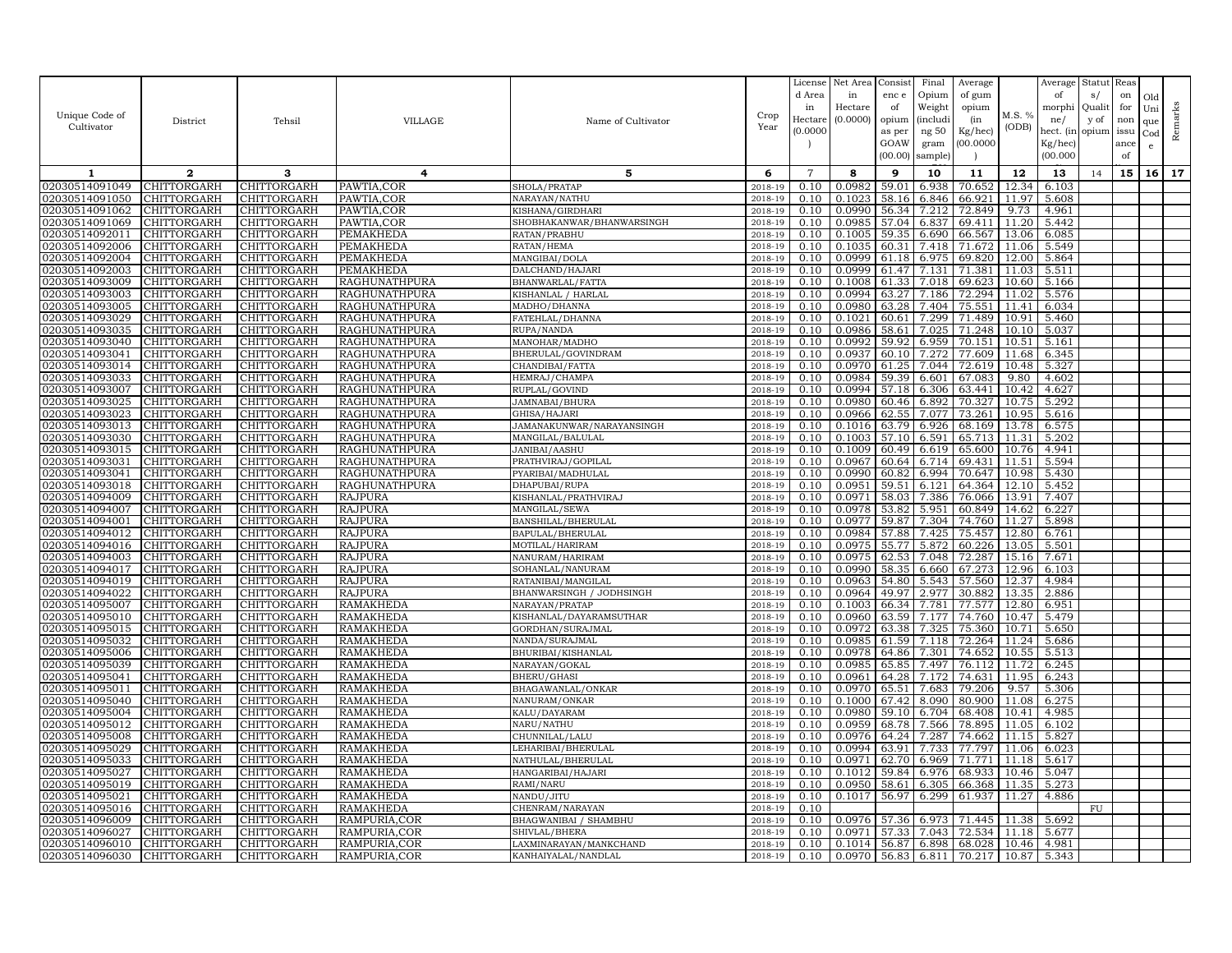| Unique Code of Cultivator | District | Tehsil | VILLAGE | Name of Cultivator | Crop Year | License d Area in Hectare (0.0000) | Net Area in Hectare (0.0000) | Consist ence of opium as per GOAW (00.00) | Final Opium Weight (including 50 gram sample) | Average of gum opium (in Kg/hec) (00.0000) | M.S. % (ODB) | Average of morphine/ hect. (in Kg/hec) (00.000) | Status/ Quality of opium | Reason for non issuance of | Old Unique Code | Remarks |
|---|---|---|---|---|---|---|---|---|---|---|---|---|---|---|---|---|
| 1 | 2 | 3 | 4 | 5 | 6 | 7 | 8 | 9 | 10 | 11 | 12 | 13 | 14 | 15 | 16 | 17 |
| 02030514091049 | CHITTORGARH | CHITTORGARH | PAWTIA,COR | SHOLA/PRATAP | 2018-19 | 0.10 | 0.0982 | 59.01 | 6.938 | 70.652 | 12.34 | 6.103 | | | | |
| 02030514091050 | CHITTORGARH | CHITTORGARH | PAWTIA,COR | NARAYAN/NATHU | 2018-19 | 0.10 | 0.1023 | 58.16 | 6.846 | 66.921 | 11.97 | 5.608 | | | | |
| 02030514091062 | CHITTORGARH | CHITTORGARH | PAWTIA,COR | KISHANA/GIRDHARI | 2018-19 | 0.10 | 0.0990 | 56.34 | 7.212 | 72.849 | 9.73 | 4.961 | | | | |
| 02030514091069 | CHITTORGARH | CHITTORGARH | PAWTIA,COR | SHOBHAKANWAR/BHANWARSINGH | 2018-19 | 0.10 | 0.0985 | 57.04 | 6.837 | 69.411 | 11.20 | 5.442 | | | | |
| 02030514092011 | CHITTORGARH | CHITTORGARH | PEMAKHEDA | RATAN/PRABHU | 2018-19 | 0.10 | 0.1005 | 59.35 | 6.690 | 66.567 | 13.06 | 6.085 | | | | |
| 02030514092006 | CHITTORGARH | CHITTORGARH | PEMAKHEDA | RATAN/HEMA | 2018-19 | 0.10 | 0.1035 | 60.31 | 7.418 | 71.672 | 11.06 | 5.549 | | | | |
| 02030514092004 | CHITTORGARH | CHITTORGARH | PEMAKHEDA | MANGIBAI/DOLA | 2018-19 | 0.10 | 0.0999 | 61.18 | 6.975 | 69.820 | 12.00 | 5.864 | | | | |
| 02030514092003 | CHITTORGARH | CHITTORGARH | PEMAKHEDA | DALCHAND/HAJARI | 2018-19 | 0.10 | 0.0999 | 61.47 | 7.131 | 71.381 | 11.03 | 5.511 | | | | |
| 02030514093009 | CHITTORGARH | CHITTORGARH | RAGHUNATHPURA | BHANWARLAL/FATTA | 2018-19 | 0.10 | 0.1008 | 61.33 | 7.018 | 69.623 | 10.60 | 5.166 | | | | |
| 02030514093003 | CHITTORGARH | CHITTORGARH | RAGHUNATHPURA | KISHANLAL / HARLAL | 2018-19 | 0.10 | 0.0994 | 63.27 | 7.186 | 72.294 | 11.02 | 5.576 | | | | |
| 02030514093005 | CHITTORGARH | CHITTORGARH | RAGHUNATHPURA | MADHO/DHANNA | 2018-19 | 0.10 | 0.0980 | 63.28 | 7.404 | 75.551 | 11.41 | 6.034 | | | | |
| 02030514093029 | CHITTORGARH | CHITTORGARH | RAGHUNATHPURA | FATEHLAL/DHANNA | 2018-19 | 0.10 | 0.1021 | 60.61 | 7.299 | 71.489 | 10.91 | 5.460 | | | | |
| 02030514093035 | CHITTORGARH | CHITTORGARH | RAGHUNATHPURA | RUPA/NANDA | 2018-19 | 0.10 | 0.0986 | 58.61 | 7.025 | 71.248 | 10.10 | 5.037 | | | | |
| 02030514093040 | CHITTORGARH | CHITTORGARH | RAGHUNATHPURA | MANOHAR/MADHO | 2018-19 | 0.10 | 0.0992 | 59.92 | 6.959 | 70.151 | 10.51 | 5.161 | | | | |
| 02030514093041 | CHITTORGARH | CHITTORGARH | RAGHUNATHPURA | BHERULAL/GOVINDRAM | 2018-19 | 0.10 | 0.0937 | 60.10 | 7.272 | 77.609 | 11.68 | 6.345 | | | | |
| 02030514093014 | CHITTORGARH | CHITTORGARH | RAGHUNATHPURA | CHANDIBAI/FATTA | 2018-19 | 0.10 | 0.0970 | 61.25 | 7.044 | 72.619 | 10.48 | 5.327 | | | | |
| 02030514093033 | CHITTORGARH | CHITTORGARH | RAGHUNATHPURA | HEMRAJ/CHAMPA | 2018-19 | 0.10 | 0.0984 | 59.39 | 6.601 | 67.083 | 9.80 | 4.602 | | | | |
| 02030514093007 | CHITTORGARH | CHITTORGARH | RAGHUNATHPURA | RUPLAL/GOVIND | 2018-19 | 0.10 | 0.0994 | 57.18 | 6.306 | 63.441 | 10.42 | 4.627 | | | | |
| 02030514093025 | CHITTORGARH | CHITTORGARH | RAGHUNATHPURA | JAMNABAI/BHURA | 2018-19 | 0.10 | 0.0980 | 60.46 | 6.892 | 70.327 | 10.75 | 5.292 | | | | |
| 02030514093023 | CHITTORGARH | CHITTORGARH | RAGHUNATHPURA | GHISA/HAJARI | 2018-19 | 0.10 | 0.0966 | 62.55 | 7.077 | 73.261 | 10.95 | 5.616 | | | | |
| 02030514093013 | CHITTORGARH | CHITTORGARH | RAGHUNATHPURA | JAMANAKUNWAR/NARAYANSINGH | 2018-19 | 0.10 | 0.1016 | 63.79 | 6.926 | 68.169 | 13.78 | 6.575 | | | | |
| 02030514093030 | CHITTORGARH | CHITTORGARH | RAGHUNATHPURA | MANGILAL/BALULAL | 2018-19 | 0.10 | 0.1003 | 57.10 | 6.591 | 65.713 | 11.31 | 5.202 | | | | |
| 02030514093015 | CHITTORGARH | CHITTORGARH | RAGHUNATHPURA | JANIBAI/AASHU | 2018-19 | 0.10 | 0.1009 | 60.49 | 6.619 | 65.600 | 10.76 | 4.941 | | | | |
| 02030514093031 | CHITTORGARH | CHITTORGARH | RAGHUNATHPURA | PRATHVIRAJ/GOPILAL | 2018-19 | 0.10 | 0.0967 | 60.64 | 6.714 | 69.431 | 11.51 | 5.594 | | | | |
| 02030514093041 | CHITTORGARH | CHITTORGARH | RAGHUNATHPURA | PYARIBAI/MADHULAL | 2018-19 | 0.10 | 0.0990 | 60.82 | 6.994 | 70.647 | 10.98 | 5.430 | | | | |
| 02030514093018 | CHITTORGARH | CHITTORGARH | RAGHUNATHPURA | DHAPUBAI/RUPA | 2018-19 | 0.10 | 0.0951 | 59.51 | 6.121 | 64.364 | 12.10 | 5.452 | | | | |
| 02030514094009 | CHITTORGARH | CHITTORGARH | RAJPURA | KISHANLAL/PRATHVIRAJ | 2018-19 | 0.10 | 0.0971 | 58.03 | 7.386 | 76.066 | 13.91 | 7.407 | | | | |
| 02030514094007 | CHITTORGARH | CHITTORGARH | RAJPURA | MANGILAL/SEWA | 2018-19 | 0.10 | 0.0978 | 53.82 | 5.951 | 60.849 | 14.62 | 6.227 | | | | |
| 02030514094001 | CHITTORGARH | CHITTORGARH | RAJPURA | BANSHILAL/BHERULAL | 2018-19 | 0.10 | 0.0977 | 59.87 | 7.304 | 74.760 | 11.27 | 5.898 | | | | |
| 02030514094012 | CHITTORGARH | CHITTORGARH | RAJPURA | BAPULAL/BHERULAL | 2018-19 | 0.10 | 0.0984 | 57.88 | 7.425 | 75.457 | 12.80 | 6.761 | | | | |
| 02030514094016 | CHITTORGARH | CHITTORGARH | RAJPURA | MOTILAL/HARIRAM | 2018-19 | 0.10 | 0.0975 | 55.77 | 5.872 | 60.226 | 13.05 | 5.501 | | | | |
| 02030514094003 | CHITTORGARH | CHITTORGARH | RAJPURA | NANURAM/HARIRAM | 2018-19 | 0.10 | 0.0975 | 62.53 | 7.048 | 72.287 | 15.16 | 7.671 | | | | |
| 02030514094017 | CHITTORGARH | CHITTORGARH | RAJPURA | SOHANLAL/NANURAM | 2018-19 | 0.10 | 0.0990 | 58.35 | 6.660 | 67.273 | 12.96 | 6.103 | | | | |
| 02030514094019 | CHITTORGARH | CHITTORGARH | RAJPURA | RATANIBAI/MANGILAL | 2018-19 | 0.10 | 0.0963 | 54.80 | 5.543 | 57.560 | 12.37 | 4.984 | | | | |
| 02030514094022 | CHITTORGARH | CHITTORGARH | RAJPURA | BHANWARSINGH / JODHSINGH | 2018-19 | 0.10 | 0.0964 | 49.97 | 2.977 | 30.882 | 13.35 | 2.886 | | | | |
| 02030514095007 | CHITTORGARH | CHITTORGARH | RAMAKHEDA | NARAYAN/PRATAP | 2018-19 | 0.10 | 0.1003 | 66.34 | 7.781 | 77.577 | 12.80 | 6.951 | | | | |
| 02030514095010 | CHITTORGARH | CHITTORGARH | RAMAKHEDA | KISHANLAL/DAYARAMSUTHAR | 2018-19 | 0.10 | 0.0960 | 63.59 | 7.177 | 74.760 | 10.47 | 5.479 | | | | |
| 02030514095015 | CHITTORGARH | CHITTORGARH | RAMAKHEDA | GORDHAN/SURAJMAL | 2018-19 | 0.10 | 0.0972 | 63.38 | 7.325 | 75.360 | 10.71 | 5.650 | | | | |
| 02030514095032 | CHITTORGARH | CHITTORGARH | RAMAKHEDA | NANDA/SURAJMAL | 2018-19 | 0.10 | 0.0985 | 61.59 | 7.118 | 72.264 | 11.24 | 5.686 | | | | |
| 02030514095006 | CHITTORGARH | CHITTORGARH | RAMAKHEDA | BHURIBAI/KISHANLAL | 2018-19 | 0.10 | 0.0978 | 64.86 | 7.301 | 74.652 | 10.55 | 5.513 | | | | |
| 02030514095039 | CHITTORGARH | CHITTORGARH | RAMAKHEDA | NARAYAN/GOKAL | 2018-19 | 0.10 | 0.0985 | 65.85 | 7.497 | 76.112 | 11.72 | 6.245 | | | | |
| 02030514095041 | CHITTORGARH | CHITTORGARH | RAMAKHEDA | BHERU/GHASI | 2018-19 | 0.10 | 0.0961 | 64.28 | 7.172 | 74.631 | 11.95 | 6.243 | | | | |
| 02030514095011 | CHITTORGARH | CHITTORGARH | RAMAKHEDA | BHAGAWANLAL/ONKAR | 2018-19 | 0.10 | 0.0970 | 65.51 | 7.683 | 79.206 | 9.57 | 5.306 | | | | |
| 02030514095040 | CHITTORGARH | CHITTORGARH | RAMAKHEDA | NANURAM/ONKAR | 2018-19 | 0.10 | 0.1000 | 67.42 | 8.090 | 80.900 | 11.08 | 6.275 | | | | |
| 02030514095004 | CHITTORGARH | CHITTORGARH | RAMAKHEDA | KALU/DAYARAM | 2018-19 | 0.10 | 0.0980 | 59.10 | 6.704 | 68.408 | 10.41 | 4.985 | | | | |
| 02030514095012 | CHITTORGARH | CHITTORGARH | RAMAKHEDA | NARU/NATHU | 2018-19 | 0.10 | 0.0959 | 68.78 | 7.566 | 78.895 | 11.05 | 6.102 | | | | |
| 02030514095008 | CHITTORGARH | CHITTORGARH | RAMAKHEDA | CHUNNILAL/LALU | 2018-19 | 0.10 | 0.0976 | 64.24 | 7.287 | 74.662 | 11.15 | 5.827 | | | | |
| 02030514095029 | CHITTORGARH | CHITTORGARH | RAMAKHEDA | LEHARIBAI/BHERULAL | 2018-19 | 0.10 | 0.0994 | 63.91 | 7.733 | 77.797 | 11.06 | 6.023 | | | | |
| 02030514095033 | CHITTORGARH | CHITTORGARH | RAMAKHEDA | NATHULAL/BHERULAL | 2018-19 | 0.10 | 0.0971 | 62.70 | 6.969 | 71.771 | 11.18 | 5.617 | | | | |
| 02030514095027 | CHITTORGARH | CHITTORGARH | RAMAKHEDA | HANGARIBAI/HAJARI | 2018-19 | 0.10 | 0.1012 | 59.84 | 6.976 | 68.933 | 10.46 | 5.047 | | | | |
| 02030514095019 | CHITTORGARH | CHITTORGARH | RAMAKHEDA | RAMI/NARU | 2018-19 | 0.10 | 0.0950 | 58.61 | 6.305 | 66.368 | 11.35 | 5.273 | | | | |
| 02030514095021 | CHITTORGARH | CHITTORGARH | RAMAKHEDA | NANDU/JITU | 2018-19 | 0.10 | 0.1017 | 56.97 | 6.299 | 61.937 | 11.27 | 4.886 | | | | |
| 02030514095016 | CHITTORGARH | CHITTORGARH | RAMAKHEDA | CHENRAM/NARAYAN | 2018-19 | 0.10 | | | | | | | FU | | | |
| 02030514096009 | CHITTORGARH | CHITTORGARH | RAMPURIA,COR | BHAGWANIBAI / SHAMBHU | 2018-19 | 0.10 | 0.0976 | 57.36 | 6.973 | 71.445 | 11.38 | 5.692 | | | | |
| 02030514096027 | CHITTORGARH | CHITTORGARH | RAMPURIA,COR | SHIVLAL/BHERA | 2018-19 | 0.10 | 0.0971 | 57.33 | 7.043 | 72.534 | 11.18 | 5.677 | | | | |
| 02030514096010 | CHITTORGARH | CHITTORGARH | RAMPURIA,COR | LAXMINARAYAN/MANKCHAND | 2018-19 | 0.10 | 0.1014 | 56.87 | 6.898 | 68.028 | 10.46 | 4.981 | | | | |
| 02030514096030 | CHITTORGARH | CHITTORGARH | RAMPURIA,COR | KANHAIYALAL/NANDLAL | 2018-19 | 0.10 | 0.0970 | 56.83 | 6.811 | 70.217 | 10.87 | 5.343 | | | | |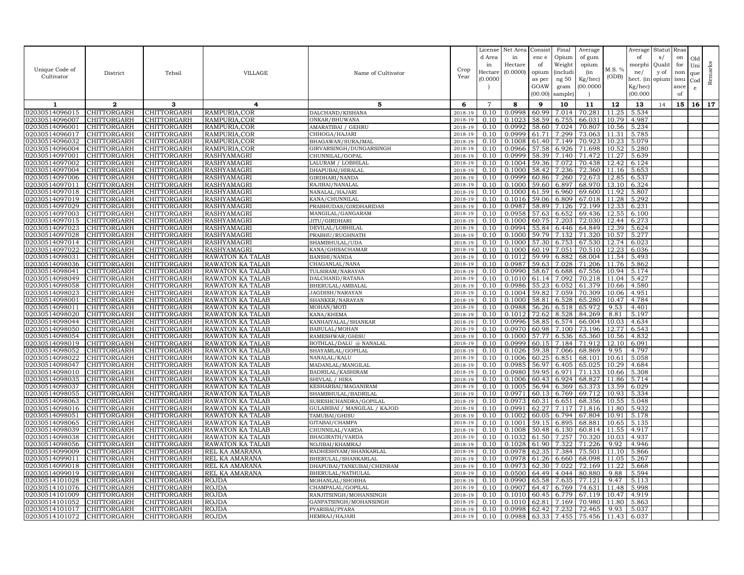| Unique Code of Cultivator | District | Tehsil | VILLAGE | Name of Cultivator | Crop Year | License d Area in Hectare (0.0000) | Net Area in Hectare (0.0000) | Consistence of opium as per GOAW (00.00) | Final Opium Weight (including 50 gram sample) | Average of gum opium (in Kg/hec) (00.0000) | M.S. % (ODB) | Average of morphine/ hect. (in Kg/hec) (00.000 | Status/ Quality of opium | Reason for non issuance of | Old Unique Code | Remarks |
|---|---|---|---|---|---|---|---|---|---|---|---|---|---|---|---|---|
| 1 | 2 | 3 | 4 | 5 | 6 | 7 | 8 | 9 | 10 | 11 | 12 | 13 | 14 | 15 | 16 | 17 |
| 02030514096015 | CHITTORGARH | CHITTORGARH | RAMPURIA,COR | DALCHAND/KISHANA | 2018-19 | 0.10 | 0.0998 | 60.99 | 7.014 | 70.281 | 11.25 | 5.534 | | | | |
| 02030514096007 | CHITTORGARH | CHITTORGARH | RAMPURIA,COR | ONKAR/BHUWANA | 2018-19 | 0.10 | 0.1023 | 58.59 | 6.755 | 66.031 | 10.79 | 4.987 | | | | |
| 02030514096001 | CHITTORGARH | CHITTORGARH | RAMPURIA,COR | AMARATIBAI / GEHRU | 2018-19 | 0.10 | 0.0992 | 58.60 | 7.024 | 70.807 | 10.56 | 5.234 | | | | |
| 02030514096017 | CHITTORGARH | CHITTORGARH | RAMPURIA,COR | CHHOGA/HAJARI | 2018-19 | 0.10 | 0.0999 | 61.71 | 7.299 | 73.063 | 11.31 | 5.785 | | | | |
| 02030514096032 | CHITTORGARH | CHITTORGARH | RAMPURIA,COR | BHAGAWAN/SURAJMAL | 2018-19 | 0.10 | 0.1008 | 61.40 | 7.149 | 70.923 | 10.23 | 5.079 | | | | |
| 02030514096004 | CHITTORGARH | CHITTORGARH | RAMPURIA,COR | GIRVARSINGH/DUNGARSINGH | 2018-19 | 0.10 | 0.0966 | 57.58 | 6.926 | 71.698 | 10.52 | 5.280 | | | | |
| 02030514097001 | CHITTORGARH | CHITTORGARH | RASHYAMAGRI | CHUNNILAL/GOPAL | 2018-19 | 0.10 | 0.0999 | 58.39 | 7.140 | 71.472 | 11.27 | 5.639 | | | | |
| 02030514097002 | CHITTORGARH | CHITTORGARH | RASHYAMAGRI | LALURAM / LOBHILAL | 2018-19 | 0.10 | 0.1004 | 59.36 | 7.072 | 70.438 | 12.42 | 6.124 | | | | |
| 02030514097004 | CHITTORGARH | CHITTORGARH | RASHYAMAGRI | DHAPUBAI/HIRALAL | 2018-19 | 0.10 | 0.1000 | 58.42 | 7.236 | 72.360 | 11.16 | 5.653 | | | | |
| 02030514097006 | CHITTORGARH | CHITTORGARH | RASHYAMAGRI | GIRDHARI/NANDA | 2018-19 | 0.10 | 0.0999 | 60.86 | 7.260 | 72.673 | 12.85 | 6.537 | | | | |
| 02030514097011 | CHITTORGARH | CHITTORGARH | RASHYAMAGRI | RAJIBAI/NANALAL | 2018-19 | 0.10 | 0.1000 | 59.60 | 6.897 | 68.970 | 13.10 | 6.324 | | | | |
| 02030514097018 | CHITTORGARH | CHITTORGARH | RASHYAMAGRI | NANALAL/HAJARI | 2018-19 | 0.10 | 0.1000 | 61.59 | 6.960 | 69.600 | 11.92 | 5.807 | | | | |
| 02030514097019 | CHITTORGARH | CHITTORGARH | RASHYAMAGRI | KANA/CHUNNILAL | 2018-19 | 0.10 | 0.1016 | 59.06 | 6.809 | 67.018 | 11.28 | 5.292 | | | | |
| 02030514097029 | CHITTORGARH | CHITTORGARH | RASHYAMAGRI | PRABHUDAS/GIRDHARIDAS | 2018-19 | 0.10 | 0.0987 | 58.89 | 7.126 | 72.199 | 12.33 | 6.231 | | | | |
| 02030514097003 | CHITTORGARH | CHITTORGARH | RASHYAMAGRI | MANGILAL/GANGARAM | 2018-19 | 0.10 | 0.0958 | 57.63 | 6.652 | 69.436 | 12.55 | 6.100 | | | | |
| 02030514097015 | CHITTORGARH | CHITTORGARH | RASHYAMAGRI | JITU/GIRDHARI | 2018-19 | 0.10 | 0.1000 | 60.75 | 7.203 | 72.030 | 12.44 | 6.273 | | | | |
| 02030514097023 | CHITTORGARH | CHITTORGARH | RASHYAMAGRI | DEVILAL/LOBHILAL | 2018-19 | 0.10 | 0.0994 | 55.84 | 6.446 | 64.849 | 12.39 | 5.624 | | | | |
| 02030514097028 | CHITTORGARH | CHITTORGARH | RASHYAMAGRI | PRABHU/RUGHNATH | 2018-19 | 0.10 | 0.1000 | 59.79 | 7.132 | 71.320 | 10.57 | 5.277 | | | | |
| 02030514097014 | CHITTORGARH | CHITTORGARH | RASHYAMAGRI | SHAMBHULAL/UDA | 2018-19 | 0.10 | 0.1000 | 57.30 | 6.753 | 67.530 | 12.74 | 6.023 | | | | |
| 02030514097022 | CHITTORGARH | CHITTORGARH | RASHYAMAGRI | KANA/GHISACHAMAR | 2018-19 | 0.10 | 0.1000 | 60.19 | 7.051 | 70.510 | 12.23 | 6.036 | | | | |
| 02030514098031 | CHITTORGARH | CHITTORGARH | RAWATON KA TALAB | BANSHI/NANDA | 2018-19 | 0.10 | 0.1012 | 59.99 | 6.882 | 68.004 | 11.54 | 5.493 | | | | |
| 02030514098036 | CHITTORGARH | CHITTORGARH | RAWATON KA TALAB | CHAGANLAL/NANA | 2018-19 | 0.10 | 0.0987 | 59.63 | 7.028 | 71.206 | 11.76 | 5.862 | | | | |
| 02030514098041 | CHITTORGARH | CHITTORGARH | RAWATON KA TALAB | TULSIRAM/NARAYAN | 2018-19 | 0.10 | 0.0990 | 58.67 | 6.688 | 67.556 | 10.94 | 5.174 | | | | |
| 02030514098049 | CHITTORGARH | CHITTORGARH | RAWATON KA TALAB | DALCHAND/RATANA | 2018-19 | 0.10 | 0.1010 | 61.14 | 7.092 | 70.218 | 11.04 | 5.427 | | | | |
| 02030514098058 | CHITTORGARH | CHITTORGARH | RAWATON KA TALAB | BHERULAL/AMBALAL | 2018-19 | 0.10 | 0.0986 | 55.23 | 6.052 | 61.379 | 10.66 | 4.580 | | | | |
| 02030514098023 | CHITTORGARH | CHITTORGARH | RAWATON KA TALAB | JAGDISH/NARAYAN | 2018-19 | 0.10 | 0.1004 | 59.82 | 7.059 | 70.309 | 10.06 | 4.951 | | | | |
| 02030514098001 | CHITTORGARH | CHITTORGARH | RAWATON KA TALAB | SHANKER/NARAYAN | 2018-19 | 0.10 | 0.1000 | 58.81 | 6.528 | 65.280 | 10.47 | 4.784 | | | | |
| 02030514098011 | CHITTORGARH | CHITTORGARH | RAWATON KA TALAB | MOHAN/MOTI | 2018-19 | 0.10 | 0.0988 | 56.26 | 6.518 | 65.972 | 9.53 | 4.401 | | | | |
| 02030514098020 | CHITTORGARH | CHITTORGARH | RAWATON KA TALAB | KANA/KHEMA | 2018-19 | 0.10 | 0.1012 | 72.62 | 8.528 | 84.269 | 8.81 | 5.197 | | | | |
| 02030514098044 | CHITTORGARH | CHITTORGARH | RAWATON KA TALAB | KANHAIYALAL/SHANKAR | 2018-19 | 0.10 | 0.0996 | 58.85 | 6.574 | 66.004 | 10.03 | 4.634 | | | | |
| 02030514098050 | CHITTORGARH | CHITTORGARH | RAWATON KA TALAB | BABULAL/MOHAN | 2018-19 | 0.10 | 0.0970 | 60.98 | 7.100 | 73.196 | 12.77 | 6.543 | | | | |
| 02030514098054 | CHITTORGARH | CHITTORGARH | RAWATON KA TALAB | RAMESHWAR/GHISU | 2018-19 | 0.10 | 0.1000 | 57.77 | 6.536 | 65.360 | 10.56 | 4.832 | | | | |
| 02030514098019 | CHITTORGARH | CHITTORGARH | RAWATON KA TALAB | BOTHLAL/DALU @ NANALAL | 2018-19 | 0.10 | 0.0999 | 60.15 | 7.184 | 71.912 | 12.10 | 6.091 | | | | |
| 02030514098052 | CHITTORGARH | CHITTORGARH | RAWATON KA TALAB | SHAYAMLAL/GOPILAL | 2018-19 | 0.10 | 0.1026 | 59.38 | 7.066 | 68.869 | 9.95 | 4.797 | | | | |
| 02030514098022 | CHITTORGARH | CHITTORGARH | RAWATON KA TALAB | NANALAL/KALU | 2018-19 | 0.10 | 0.1006 | 60.25 | 6.851 | 68.101 | 10.61 | 5.058 | | | | |
| 02030514098047 | CHITTORGARH | CHITTORGARH | RAWATON KA TALAB | MADANLAL/MANGILAL | 2018-19 | 0.10 | 0.0985 | 56.97 | 6.405 | 65.025 | 10.29 | 4.684 | | | | |
| 02030514098010 | CHITTORGARH | CHITTORGARH | RAWATON KA TALAB | BADRILAL/KASHIRAM | 2018-19 | 0.10 | 0.0980 | 59.95 | 6.971 | 71.133 | 10.66 | 5.308 | | | | |
| 02030514098035 | CHITTORGARH | CHITTORGARH | RAWATON KA TALAB | SHIVLAL / HIRA | 2018-19 | 0.10 | 0.1006 | 60.43 | 6.924 | 68.827 | 11.86 | 5.714 | | | | |
| 02030514098037 | CHITTORGARH | CHITTORGARH | RAWATON KA TALAB | KESHARBAI/MAGANIRAM | 2018-19 | 0.10 | 0.1005 | 56.94 | 6.369 | 63.373 | 13.59 | 6.029 | | | | |
| 02030514098055 | CHITTORGARH | CHITTORGARH | RAWATON KA TALAB | SHAMBHULAL/BADRILAL | 2018-19 | 0.10 | 0.0971 | 60.13 | 6.769 | 69.712 | 10.93 | 5.334 | | | | |
| 02030514098063 | CHITTORGARH | CHITTORGARH | RAWATON KA TALAB | SURESHCHANDRA/GOPILAL | 2018-19 | 0.10 | 0.0973 | 60.31 | 6.651 | 68.356 | 10.55 | 5.048 | | | | |
| 02030514098016 | CHITTORGARH | CHITTORGARH | RAWATON KA TALAB | GULABIBAI / MANGILAL / KAJOD | 2018-19 | 0.10 | 0.0991 | 62.27 | 7.117 | 71.816 | 11.80 | 5.932 | | | | |
| 02030514098051 | CHITTORGARH | CHITTORGARH | RAWATON KA TALAB | TAMUBAI/GHISU | 2018-19 | 0.10 | 0.1002 | 60.05 | 6.794 | 67.804 | 10.91 | 5.178 | | | | |
| 02030514098065 | CHITTORGARH | CHITTORGARH | RAWATON KA TALAB | GITABAI/CHAMPA | 2018-19 | 0.10 | 0.1001 | 59.15 | 6.895 | 68.881 | 10.65 | 5.135 | | | | |
| 02030514098039 | CHITTORGARH | CHITTORGARH | RAWATON KA TALAB | CHUNNILAL/VARDA | 2018-19 | 0.10 | 0.1008 | 50.48 | 6.130 | 60.814 | 11.55 | 4.917 | | | | |
| 02030514098038 | CHITTORGARH | CHITTORGARH | RAWATON KA TALAB | BHAGIRATH/VARDA | 2018-19 | 0.10 | 0.1032 | 61.50 | 7.257 | 70.320 | 10.03 | 4.937 | | | | |
| 02030514098056 | CHITTORGARH | CHITTORGARH | RAWATON KA TALAB | NOJIBAI/KHAMRAJ | 2018-19 | 0.10 | 0.1028 | 61.90 | 7.322 | 71.226 | 9.92 | 4.946 | | | | |
| 02030514099009 | CHITTORGARH | CHITTORGARH | REL KA AMARANA | RADHESHYAM/SHANKARLAL | 2018-19 | 0.10 | 0.0978 | 62.35 | 7.384 | 75.501 | 11.10 | 5.866 | | | | |
| 02030514099011 | CHITTORGARH | CHITTORGARH | REL KA AMARANA | BHERULAL/SHANKARLAL | 2018-19 | 0.10 | 0.0978 | 61.26 | 6.660 | 68.098 | 11.05 | 5.267 | | | | |
| 02030514099018 | CHITTORGARH | CHITTORGARH | REL KA AMARANA | DHAPUBAI/TANKUBAI/CHENRAM | 2018-19 | 0.10 | 0.0973 | 62.30 | 7.022 | 72.169 | 11.22 | 5.668 | | | | |
| 02030514099019 | CHITTORGARH | CHITTORGARH | REL KA AMARANA | BHERULAL/NATHULAL | 2018-19 | 0.10 | 0.0500 | 64.49 | 4.044 | 80.880 | 9.88 | 5.594 | | | | |
| 02030514101028 | CHITTORGARH | CHITTORGARH | ROJDA | MOHANLAL/SHOBHA | 2018-19 | 0.10 | 0.0990 | 65.58 | 7.635 | 77.121 | 9.47 | 5.113 | | | | |
| 02030514101076 | CHITTORGARH | CHITTORGARH | ROJDA | CHAMPALAL/GOPILAL | 2018-19 | 0.10 | 0.0907 | 64.47 | 6.769 | 74.631 | 11.48 | 5.998 | | | | |
| 02030514101009 | CHITTORGARH | CHITTORGARH | ROJDA | RANJITSINGH/MOHANSINGH | 2018-19 | 0.10 | 0.1010 | 60.45 | 6.779 | 67.119 | 10.47 | 4.919 | | | | |
| 02030514101052 | CHITTORGARH | CHITTORGARH | ROJDA | GANPATSINGH/MOHANSINGH | 2018-19 | 0.10 | 0.1010 | 62.81 | 7.169 | 70.980 | 11.80 | 5.863 | | | | |
| 02030514101017 | CHITTORGARH | CHITTORGARH | ROJDA | PYARIBAI/PYARA | 2018-19 | 0.10 | 0.0998 | 62.42 | 7.232 | 72.465 | 9.93 | 5.037 | | | | |
| 02030514101072 | CHITTORGARH | CHITTORGARH | ROJDA | HEMRAJ/HAJARI | 2018-19 | 0.10 | 0.0988 | 63.33 | 7.455 | 75.456 | 11.43 | 6.037 | | | | |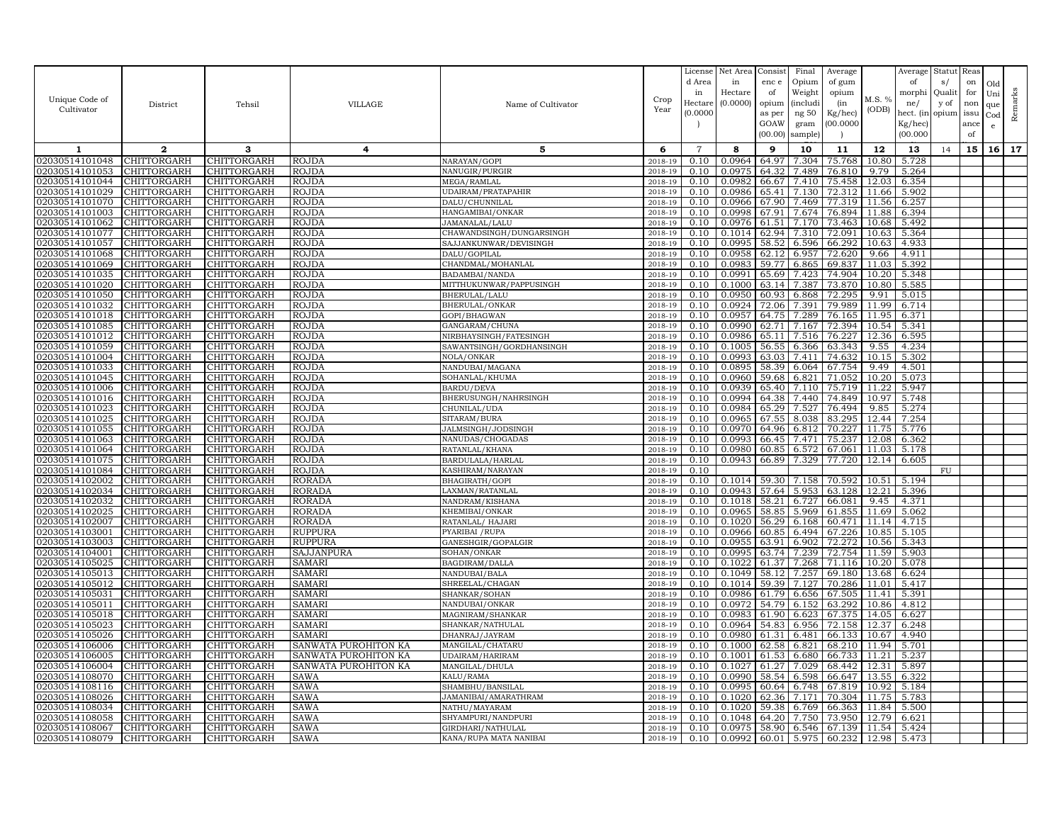| Unique Code of Cultivator | District | Tehsil | VILLAGE | Name of Cultivator | Crop Year | License d Area in Hectare (0.0000 ) | Net Area in Hectare (0.0000) | Consist enc e of opium as per GOAW (00.00) | Final Opium Weight (includi ng 50 gram sample) | Average of gum opium (in Kg/hec) (00.0000 ) | M.S. % (ODB) | Average of morphi ne/ hect. (in Kg/hec) (00.000 | Statut s/ Qualit y of opium | Reas on for non issu ance of | Old Uni que Cod e | Remarks |
|---|---|---|---|---|---|---|---|---|---|---|---|---|---|---|---|---|
| 1 | 2 | 3 | 4 | 5 | 6 | 7 | 8 | 9 | 10 | 11 | 12 | 13 | 14 | 15 | 16 | 17 |
| 02030514101048 | CHITTORGARH | CHITTORGARH | ROJDA | NARAYAN/GOPI | 2018-19 | 0.10 | 0.0964 | 64.97 | 7.304 | 75.768 | 10.80 | 5.728 | | | | |
| 02030514101053 | CHITTORGARH | CHITTORGARH | ROJDA | NANUGIR/PURGIR | 2018-19 | 0.10 | 0.0975 | 64.32 | 7.489 | 76.810 | 9.79 | 5.264 | | | | |
| 02030514101044 | CHITTORGARH | CHITTORGARH | ROJDA | MEGA/RAMLAL | 2018-19 | 0.10 | 0.0982 | 66.67 | 7.410 | 75.458 | 12.03 | 6.354 | | | | |
| 02030514101029 | CHITTORGARH | CHITTORGARH | ROJDA | UDAIRAM/PRATAPAHIR | 2018-19 | 0.10 | 0.0986 | 65.41 | 7.130 | 72.312 | 11.66 | 5.902 | | | | |
| 02030514101070 | CHITTORGARH | CHITTORGARH | ROJDA | DALU/CHUNNILAL | 2018-19 | 0.10 | 0.0966 | 67.90 | 7.469 | 77.319 | 11.56 | 6.257 | | | | |
| 02030514101003 | CHITTORGARH | CHITTORGARH | ROJDA | HANGAMIBAI/ONKAR | 2018-19 | 0.10 | 0.0998 | 67.91 | 7.674 | 76.894 | 11.88 | 6.394 | | | | |
| 02030514101062 | CHITTORGARH | CHITTORGARH | ROJDA | JAMANALAL/LALU | 2018-19 | 0.10 | 0.0976 | 61.51 | 7.170 | 73.463 | 10.68 | 5.492 | | | | |
| 02030514101077 | CHITTORGARH | CHITTORGARH | ROJDA | CHAWANDSINGH/DUNGARSINGH | 2018-19 | 0.10 | 0.1014 | 62.94 | 7.310 | 72.091 | 10.63 | 5.364 | | | | |
| 02030514101057 | CHITTORGARH | CHITTORGARH | ROJDA | SAJJANKUNWAR/DEVISINGH | 2018-19 | 0.10 | 0.0995 | 58.52 | 6.596 | 66.292 | 10.63 | 4.933 | | | | |
| 02030514101068 | CHITTORGARH | CHITTORGARH | ROJDA | DALU/GOPILAL | 2018-19 | 0.10 | 0.0958 | 62.12 | 6.957 | 72.620 | 9.66 | 4.911 | | | | |
| 02030514101069 | CHITTORGARH | CHITTORGARH | ROJDA | CHANDMAL/MOHANLAL | 2018-19 | 0.10 | 0.0983 | 59.77 | 6.865 | 69.837 | 11.03 | 5.392 | | | | |
| 02030514101035 | CHITTORGARH | CHITTORGARH | ROJDA | BADAMBAI/NANDA | 2018-19 | 0.10 | 0.0991 | 65.69 | 7.423 | 74.904 | 10.20 | 5.348 | | | | |
| 02030514101020 | CHITTORGARH | CHITTORGARH | ROJDA | MITTHUKUNWAR/PAPPUSINGH | 2018-19 | 0.10 | 0.1000 | 63.14 | 7.387 | 73.870 | 10.80 | 5.585 | | | | |
| 02030514101050 | CHITTORGARH | CHITTORGARH | ROJDA | BHERULAL/LALU | 2018-19 | 0.10 | 0.0950 | 60.93 | 6.868 | 72.295 | 9.91 | 5.015 | | | | |
| 02030514101032 | CHITTORGARH | CHITTORGARH | ROJDA | BHERULAL/ONKAR | 2018-19 | 0.10 | 0.0924 | 72.06 | 7.391 | 79.989 | 11.99 | 6.714 | | | | |
| 02030514101018 | CHITTORGARH | CHITTORGARH | ROJDA | GOPI/BHAGWAN | 2018-19 | 0.10 | 0.0957 | 64.75 | 7.289 | 76.165 | 11.95 | 6.371 | | | | |
| 02030514101085 | CHITTORGARH | CHITTORGARH | ROJDA | GANGARAM/CHUNA | 2018-19 | 0.10 | 0.0990 | 62.71 | 7.167 | 72.394 | 10.54 | 5.341 | | | | |
| 02030514101012 | CHITTORGARH | CHITTORGARH | ROJDA | NIRBHAYSINGH/FATESINGH | 2018-19 | 0.10 | 0.0986 | 65.11 | 7.516 | 76.227 | 12.36 | 6.595 | | | | |
| 02030514101059 | CHITTORGARH | CHITTORGARH | ROJDA | SAWANTSINGH/GORDHANSINGH | 2018-19 | 0.10 | 0.1005 | 56.55 | 6.366 | 63.343 | 9.55 | 4.234 | | | | |
| 02030514101004 | CHITTORGARH | CHITTORGARH | ROJDA | NOLA/ONKAR | 2018-19 | 0.10 | 0.0993 | 63.03 | 7.411 | 74.632 | 10.15 | 5.302 | | | | |
| 02030514101033 | CHITTORGARH | CHITTORGARH | ROJDA | NANDUBAI/MAGANA | 2018-19 | 0.10 | 0.0895 | 58.39 | 6.064 | 67.754 | 9.49 | 4.501 | | | | |
| 02030514101045 | CHITTORGARH | CHITTORGARH | ROJDA | SOHANLAL/KHUMA | 2018-19 | 0.10 | 0.0960 | 59.68 | 6.821 | 71.052 | 10.20 | 5.073 | | | | |
| 02030514101006 | CHITTORGARH | CHITTORGARH | ROJDA | BARDU/DEVA | 2018-19 | 0.10 | 0.0939 | 65.40 | 7.110 | 75.719 | 11.22 | 5.947 | | | | |
| 02030514101016 | CHITTORGARH | CHITTORGARH | ROJDA | BHERUSUNGH/NAHRSINGH | 2018-19 | 0.10 | 0.0994 | 64.38 | 7.440 | 74.849 | 10.97 | 5.748 | | | | |
| 02030514101023 | CHITTORGARH | CHITTORGARH | ROJDA | CHUNILAL/UDA | 2018-19 | 0.10 | 0.0984 | 65.29 | 7.527 | 76.494 | 9.85 | 5.274 | | | | |
| 02030514101025 | CHITTORGARH | CHITTORGARH | ROJDA | SITARAM/BURA | 2018-19 | 0.10 | 0.0965 | 67.55 | 8.038 | 83.295 | 12.44 | 7.254 | | | | |
| 02030514101055 | CHITTORGARH | CHITTORGARH | ROJDA | JALMSINGH/JODSINGH | 2018-19 | 0.10 | 0.0970 | 64.96 | 6.812 | 70.227 | 11.75 | 5.776 | | | | |
| 02030514101063 | CHITTORGARH | CHITTORGARH | ROJDA | NANUDAS/CHOGADAS | 2018-19 | 0.10 | 0.0993 | 66.45 | 7.471 | 75.237 | 12.08 | 6.362 | | | | |
| 02030514101064 | CHITTORGARH | CHITTORGARH | ROJDA | RATANLAL/KHANA | 2018-19 | 0.10 | 0.0980 | 60.85 | 6.572 | 67.061 | 11.03 | 5.178 | | | | |
| 02030514101075 | CHITTORGARH | CHITTORGARH | ROJDA | BARDULALA/HARLAL | 2018-19 | 0.10 | 0.0943 | 66.89 | 7.329 | 77.720 | 12.14 | 6.605 | | | | |
| 02030514101084 | CHITTORGARH | CHITTORGARH | ROJDA | KASHIRAM/NARAYAN | 2018-19 | 0.10 | | | | | | | FU | | | |
| 02030514102002 | CHITTORGARH | CHITTORGARH | RORADA | BHAGIRATH/GOPI | 2018-19 | 0.10 | 0.1014 | 59.30 | 7.158 | 70.592 | 10.51 | 5.194 | | | | |
| 02030514102034 | CHITTORGARH | CHITTORGARH | RORADA | LAXMAN/RATANLAL | 2018-19 | 0.10 | 0.0943 | 57.64 | 5.953 | 63.128 | 12.21 | 5.396 | | | | |
| 02030514102032 | CHITTORGARH | CHITTORGARH | RORADA | NANDRAM/KISHANA | 2018-19 | 0.10 | 0.1018 | 58.21 | 6.727 | 66.081 | 9.45 | 4.371 | | | | |
| 02030514102025 | CHITTORGARH | CHITTORGARH | RORADA | KHEMIBAI/ONKAR | 2018-19 | 0.10 | 0.0965 | 58.85 | 5.969 | 61.855 | 11.69 | 5.062 | | | | |
| 02030514102007 | CHITTORGARH | CHITTORGARH | RORADA | RATANLAL/ HAJARI | 2018-19 | 0.10 | 0.1020 | 56.29 | 6.168 | 60.471 | 11.14 | 4.715 | | | | |
| 02030514103001 | CHITTORGARH | CHITTORGARH | RUPPURA | PYARIBAI /RUPA | 2018-19 | 0.10 | 0.0966 | 60.85 | 6.494 | 67.226 | 10.85 | 5.105 | | | | |
| 02030514103003 | CHITTORGARH | CHITTORGARH | RUPPURA | GANESHGIR/GOPALGIR | 2018-19 | 0.10 | 0.0955 | 63.91 | 6.902 | 72.272 | 10.56 | 5.343 | | | | |
| 02030514104001 | CHITTORGARH | CHITTORGARH | SAJJANPURA | SOHAN/ONKAR | 2018-19 | 0.10 | 0.0995 | 63.74 | 7.239 | 72.754 | 11.59 | 5.903 | | | | |
| 02030514105025 | CHITTORGARH | CHITTORGARH | SAMARI | BAGDIRAM/DALLA | 2018-19 | 0.10 | 0.1022 | 61.37 | 7.268 | 71.116 | 10.20 | 5.078 | | | | |
| 02030514105013 | CHITTORGARH | CHITTORGARH | SAMARI | NANDUBAI/BALA | 2018-19 | 0.10 | 0.1049 | 58.12 | 7.257 | 69.180 | 13.68 | 6.624 | | | | |
| 02030514105012 | CHITTORGARH | CHITTORGARH | SAMARI | SHREELAL/CHAGAN | 2018-19 | 0.10 | 0.1014 | 59.39 | 7.127 | 70.286 | 11.01 | 5.417 | | | | |
| 02030514105031 | CHITTORGARH | CHITTORGARH | SAMARI | SHANKAR/SOHAN | 2018-19 | 0.10 | 0.0986 | 61.79 | 6.656 | 67.505 | 11.41 | 5.391 | | | | |
| 02030514105011 | CHITTORGARH | CHITTORGARH | SAMARI | NANDUBAI/ONKAR | 2018-19 | 0.10 | 0.0972 | 54.79 | 6.152 | 63.292 | 10.86 | 4.812 | | | | |
| 02030514105018 | CHITTORGARH | CHITTORGARH | SAMARI | MAGNIRAM/SHANKAR | 2018-19 | 0.10 | 0.0983 | 61.90 | 6.623 | 67.375 | 14.05 | 6.627 | | | | |
| 02030514105023 | CHITTORGARH | CHITTORGARH | SAMARI | SHANKAR/NATHULAL | 2018-19 | 0.10 | 0.0964 | 54.83 | 6.956 | 72.158 | 12.37 | 6.248 | | | | |
| 02030514105026 | CHITTORGARH | CHITTORGARH | SAMARI | DHANRAJ/JAYRAM | 2018-19 | 0.10 | 0.0980 | 61.31 | 6.481 | 66.133 | 10.67 | 4.940 | | | | |
| 02030514106006 | CHITTORGARH | CHITTORGARH | SANWATA PUROHITON KA | MANGILAL/CHATARU | 2018-19 | 0.10 | 0.1000 | 62.58 | 6.821 | 68.210 | 11.94 | 5.701 | | | | |
| 02030514106005 | CHITTORGARH | CHITTORGARH | SANWATA PUROHITON KA | UDAIRAM/HARIRAM | 2018-19 | 0.10 | 0.1001 | 61.53 | 6.680 | 66.733 | 11.21 | 5.237 | | | | |
| 02030514106004 | CHITTORGARH | CHITTORGARH | SANWATA PUROHITON KA | MANGILAL/DHULA | 2018-19 | 0.10 | 0.1027 | 61.27 | 7.029 | 68.442 | 12.31 | 5.897 | | | | |
| 02030514108070 | CHITTORGARH | CHITTORGARH | SAWA | KALU/RAMA | 2018-19 | 0.10 | 0.0990 | 58.54 | 6.598 | 66.647 | 13.55 | 6.322 | | | | |
| 02030514108116 | CHITTORGARH | CHITTORGARH | SAWA | SHAMBHU/BANSILAL | 2018-19 | 0.10 | 0.0995 | 60.64 | 6.748 | 67.819 | 10.92 | 5.184 | | | | |
| 02030514108026 | CHITTORGARH | CHITTORGARH | SAWA | JAMANIBAI/AMARATHRAM | 2018-19 | 0.10 | 0.1020 | 62.36 | 7.171 | 70.304 | 11.75 | 5.783 | | | | |
| 02030514108034 | CHITTORGARH | CHITTORGARH | SAWA | NATHU/MAYARAM | 2018-19 | 0.10 | 0.1020 | 59.38 | 6.769 | 66.363 | 11.84 | 5.500 | | | | |
| 02030514108058 | CHITTORGARH | CHITTORGARH | SAWA | SHYAMPURI/NANDPURI | 2018-19 | 0.10 | 0.1048 | 64.20 | 7.750 | 73.950 | 12.79 | 6.621 | | | | |
| 02030514108067 | CHITTORGARH | CHITTORGARH | SAWA | GIRDHARI/NATHULAL | 2018-19 | 0.10 | 0.0975 | 58.90 | 6.546 | 67.139 | 11.54 | 5.424 | | | | |
| 02030514108079 | CHITTORGARH | CHITTORGARH | SAWA | KANA/RUPA MATA NANIBAI | 2018-19 | 0.10 | 0.0992 | 60.01 | 5.975 | 60.232 | 12.98 | 5.473 | | | | |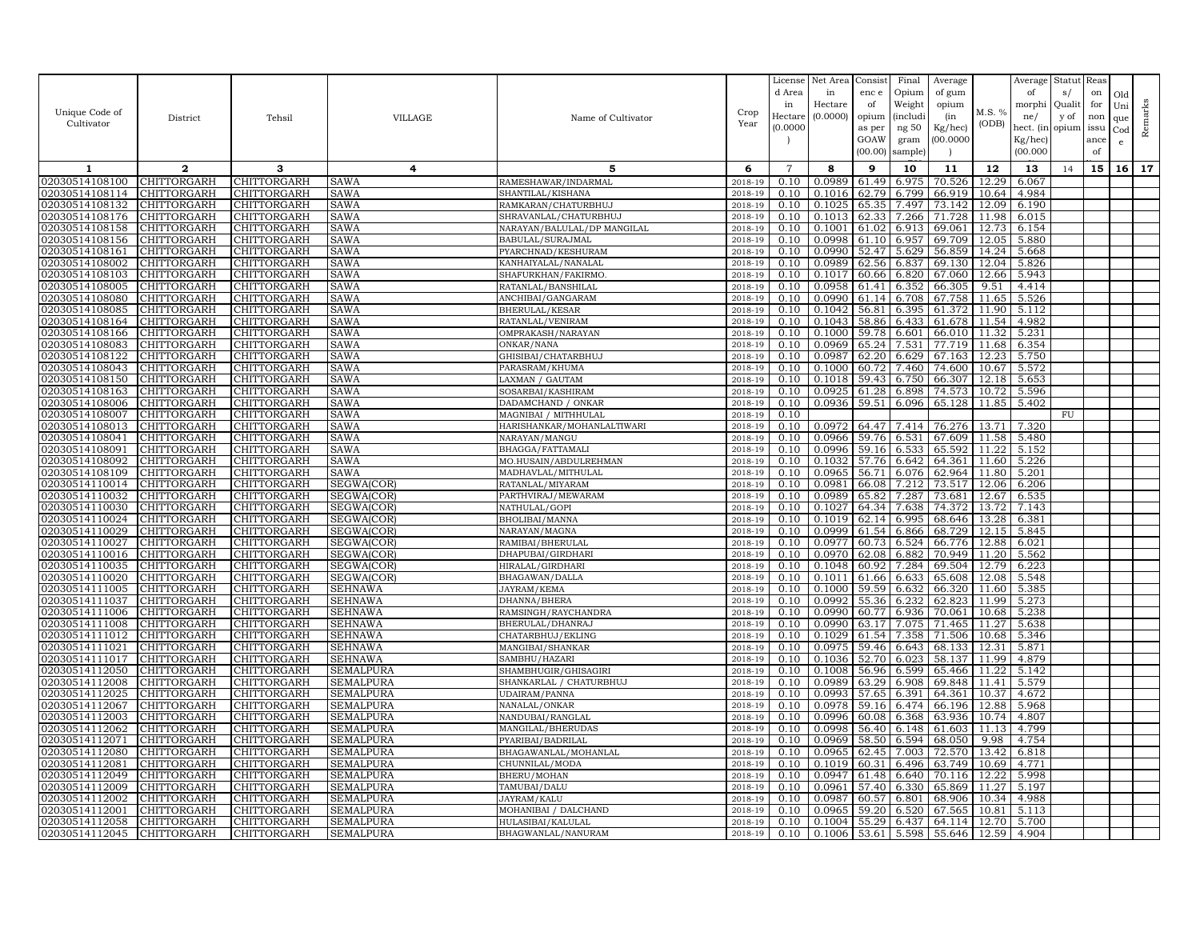| Unique Code of Cultivator | District | Tehsil | VILLAGE | Name of Cultivator | Crop Year | License d Area in Hectare (0.0000) | Net Area in Hectare (0.0000) | Consistence of opium as per GOAW (00.00) | Final Opium Weight (including 50 gram sample) | Average of gum opium (in Kg/hec) (00.0000) | M.S. % (ODB) | Average of morphine/hect. (in Kg/hec) (00.000) | Status/Quality of opium | Reason for non issuance of | Old Unique Code | Remarks |
|---|---|---|---|---|---|---|---|---|---|---|---|---|---|---|---|---|
| 1 | 2 | 3 | 4 | 5 | 6 | 7 | 8 | 9 | 10 | 11 | 12 | 13 | 14 | 15 | 16 | 17 |
| 02030514108100 | CHITTORGARH | CHITTORGARH | SAWA | RAMESHAWAR/INDARMAL | 2018-19 | 0.10 | 0.0989 | 61.49 | 6.975 | 70.526 | 12.29 | 6.067 | | | | |
| 02030514108114 | CHITTORGARH | CHITTORGARH | SAWA | SHANTILAL/KISHANA | 2018-19 | 0.10 | 0.1016 | 62.79 | 6.799 | 66.919 | 10.64 | 4.984 | | | | |
| 02030514108132 | CHITTORGARH | CHITTORGARH | SAWA | RAMKARAN/CHATURBHUJ | 2018-19 | 0.10 | 0.1025 | 65.35 | 7.497 | 73.142 | 12.09 | 6.190 | | | | |
| 02030514108176 | CHITTORGARH | CHITTORGARH | SAWA | SHRAVANLAL/CHATURBHUJ | 2018-19 | 0.10 | 0.1013 | 62.33 | 7.266 | 71.728 | 11.98 | 6.015 | | | | |
| 02030514108158 | CHITTORGARH | CHITTORGARH | SAWA | NARAYAN/BALULAL/DP MANGILAL | 2018-19 | 0.10 | 0.1001 | 61.02 | 6.913 | 69.061 | 12.73 | 6.154 | | | | |
| 02030514108156 | CHITTORGARH | CHITTORGARH | SAWA | BABULAL/SURAJMAL | 2018-19 | 0.10 | 0.0998 | 61.10 | 6.957 | 69.709 | 12.05 | 5.880 | | | | |
| 02030514108161 | CHITTORGARH | CHITTORGARH | SAWA | PYARCHNAD/KESHURAM | 2018-19 | 0.10 | 0.0990 | 52.47 | 5.629 | 56.859 | 14.24 | 5.668 | | | | |
| 02030514108002 | CHITTORGARH | CHITTORGARH | SAWA | KANHAIYALAL/NANALAL | 2018-19 | 0.10 | 0.0989 | 62.56 | 6.837 | 69.130 | 12.04 | 5.826 | | | | |
| 02030514108103 | CHITTORGARH | CHITTORGARH | SAWA | SHAFURKHAN/FAKIRMO. | 2018-19 | 0.10 | 0.1017 | 60.66 | 6.820 | 67.060 | 12.66 | 5.943 | | | | |
| 02030514108005 | CHITTORGARH | CHITTORGARH | SAWA | RATANLAL/BANSHILAL | 2018-19 | 0.10 | 0.0958 | 61.41 | 6.352 | 66.305 | 9.51 | 4.414 | | | | |
| 02030514108080 | CHITTORGARH | CHITTORGARH | SAWA | ANCHIBAI/GANGARAM | 2018-19 | 0.10 | 0.0990 | 61.14 | 6.708 | 67.758 | 11.65 | 5.526 | | | | |
| 02030514108085 | CHITTORGARH | CHITTORGARH | SAWA | BHERULAL/KESAR | 2018-19 | 0.10 | 0.1042 | 56.81 | 6.395 | 61.372 | 11.90 | 5.112 | | | | |
| 02030514108164 | CHITTORGARH | CHITTORGARH | SAWA | RATANLAL/VENIRAM | 2018-19 | 0.10 | 0.1043 | 58.86 | 6.433 | 61.678 | 11.54 | 4.982 | | | | |
| 02030514108166 | CHITTORGARH | CHITTORGARH | SAWA | OMPRAKASH/NARAYAN | 2018-19 | 0.10 | 0.1000 | 59.78 | 6.601 | 66.010 | 11.32 | 5.231 | | | | |
| 02030514108083 | CHITTORGARH | CHITTORGARH | SAWA | ONKAR/NANA | 2018-19 | 0.10 | 0.0969 | 65.24 | 7.531 | 77.719 | 11.68 | 6.354 | | | | |
| 02030514108122 | CHITTORGARH | CHITTORGARH | SAWA | GHISIBAI/CHATARBHUJ | 2018-19 | 0.10 | 0.0987 | 62.20 | 6.629 | 67.163 | 12.23 | 5.750 | | | | |
| 02030514108043 | CHITTORGARH | CHITTORGARH | SAWA | PARASRAM/KHUMA | 2018-19 | 0.10 | 0.1000 | 60.72 | 7.460 | 74.600 | 10.67 | 5.572 | | | | |
| 02030514108150 | CHITTORGARH | CHITTORGARH | SAWA | LAXMAN / GAUTAM | 2018-19 | 0.10 | 0.1018 | 59.43 | 6.750 | 66.307 | 12.18 | 5.653 | | | | |
| 02030514108163 | CHITTORGARH | CHITTORGARH | SAWA | SOSARBAI/KASHIRAM | 2018-19 | 0.10 | 0.0925 | 61.28 | 6.898 | 74.573 | 10.72 | 5.596 | | | | |
| 02030514108006 | CHITTORGARH | CHITTORGARH | SAWA | DADAMCHAND / ONKAR | 2018-19 | 0.10 | 0.0936 | 59.51 | 6.096 | 65.128 | 11.85 | 5.402 | | | | |
| 02030514108007 | CHITTORGARH | CHITTORGARH | SAWA | MAGNIBAI / MITHHULAL | 2018-19 | 0.10 | | | | | | | FU | | | |
| 02030514108013 | CHITTORGARH | CHITTORGARH | SAWA | HARISHANKAR/MOHANLALTIWARI | 2018-19 | 0.10 | 0.0972 | 64.47 | 7.414 | 76.276 | 13.71 | 7.320 | | | | |
| 02030514108041 | CHITTORGARH | CHITTORGARH | SAWA | NARAYAN/MANGU | 2018-19 | 0.10 | 0.0966 | 59.76 | 6.531 | 67.609 | 11.58 | 5.480 | | | | |
| 02030514108091 | CHITTORGARH | CHITTORGARH | SAWA | BHAGGA/FATTAMALI | 2018-19 | 0.10 | 0.0996 | 59.16 | 6.533 | 65.592 | 11.22 | 5.152 | | | | |
| 02030514108092 | CHITTORGARH | CHITTORGARH | SAWA | MO.HUSAIN/ABDULREHMAN | 2018-19 | 0.10 | 0.1032 | 57.76 | 6.642 | 64.361 | 11.60 | 5.226 | | | | |
| 02030514108109 | CHITTORGARH | CHITTORGARH | SAWA | MADHAVLAL/MITHULAL | 2018-19 | 0.10 | 0.0965 | 56.71 | 6.076 | 62.964 | 11.80 | 5.201 | | | | |
| 02030514110014 | CHITTORGARH | CHITTORGARH | SEGWA(COR) | RATANLAL/MIYARAM | 2018-19 | 0.10 | 0.0981 | 66.08 | 7.212 | 73.517 | 12.06 | 6.206 | | | | |
| 02030514110032 | CHITTORGARH | CHITTORGARH | SEGWA(COR) | PARTHVIRAJ/MEWARAM | 2018-19 | 0.10 | 0.0989 | 65.82 | 7.287 | 73.681 | 12.67 | 6.535 | | | | |
| 02030514110030 | CHITTORGARH | CHITTORGARH | SEGWA(COR) | NATHULAL/GOPI | 2018-19 | 0.10 | 0.1027 | 64.34 | 7.638 | 74.372 | 13.72 | 7.143 | | | | |
| 02030514110024 | CHITTORGARH | CHITTORGARH | SEGWA(COR) | BHOLIBAI/MANNA | 2018-19 | 0.10 | 0.1019 | 62.14 | 6.995 | 68.646 | 13.28 | 6.381 | | | | |
| 02030514110029 | CHITTORGARH | CHITTORGARH | SEGWA(COR) | NARAYAN/MAGNA | 2018-19 | 0.10 | 0.0999 | 61.54 | 6.866 | 68.729 | 12.15 | 5.845 | | | | |
| 02030514110027 | CHITTORGARH | CHITTORGARH | SEGWA(COR) | RAMIBAI/BHERULAL | 2018-19 | 0.10 | 0.0977 | 60.73 | 6.524 | 66.776 | 12.88 | 6.021 | | | | |
| 02030514110016 | CHITTORGARH | CHITTORGARH | SEGWA(COR) | DHAPUBAI/GIRDHARI | 2018-19 | 0.10 | 0.0970 | 62.08 | 6.882 | 70.949 | 11.20 | 5.562 | | | | |
| 02030514110035 | CHITTORGARH | CHITTORGARH | SEGWA(COR) | HIRALAL/GIRDHARI | 2018-19 | 0.10 | 0.1048 | 60.92 | 7.284 | 69.504 | 12.79 | 6.223 | | | | |
| 02030514110020 | CHITTORGARH | CHITTORGARH | SEGWA(COR) | BHAGAWAN/DALLA | 2018-19 | 0.10 | 0.1011 | 61.66 | 6.633 | 65.608 | 12.08 | 5.548 | | | | |
| 02030514111005 | CHITTORGARH | CHITTORGARH | SEHNAWA | JAYRAM/KEMA | 2018-19 | 0.10 | 0.1000 | 59.59 | 6.632 | 66.320 | 11.60 | 5.385 | | | | |
| 02030514111037 | CHITTORGARH | CHITTORGARH | SEHNAWA | DHANNA/BHERA | 2018-19 | 0.10 | 0.0992 | 55.36 | 6.232 | 62.823 | 11.99 | 5.273 | | | | |
| 02030514111006 | CHITTORGARH | CHITTORGARH | SEHNAWA | RAMSINGH/RAYCHANDRA | 2018-19 | 0.10 | 0.0990 | 60.77 | 6.936 | 70.061 | 10.68 | 5.238 | | | | |
| 02030514111008 | CHITTORGARH | CHITTORGARH | SEHNAWA | BHERULAL/DHANRAJ | 2018-19 | 0.10 | 0.0990 | 63.17 | 7.075 | 71.465 | 11.27 | 5.638 | | | | |
| 02030514111012 | CHITTORGARH | CHITTORGARH | SEHNAWA | CHATARBHUJ/EKLING | 2018-19 | 0.10 | 0.1029 | 61.54 | 7.358 | 71.506 | 10.68 | 5.346 | | | | |
| 02030514111021 | CHITTORGARH | CHITTORGARH | SEHNAWA | MANGIBAI/SHANKAR | 2018-19 | 0.10 | 0.0975 | 59.46 | 6.643 | 68.133 | 12.31 | 5.871 | | | | |
| 02030514111017 | CHITTORGARH | CHITTORGARH | SEHNAWA | SAMBHU/HAZARI | 2018-19 | 0.10 | 0.1036 | 52.70 | 6.023 | 58.137 | 11.99 | 4.879 | | | | |
| 02030514112050 | CHITTORGARH | CHITTORGARH | SEMALPURA | SHAMBHUGIR/GHISAGIRI | 2018-19 | 0.10 | 0.1008 | 56.96 | 6.599 | 65.466 | 11.22 | 5.142 | | | | |
| 02030514112008 | CHITTORGARH | CHITTORGARH | SEMALPURA | SHANKARLAL / CHATURBHUJ | 2018-19 | 0.10 | 0.0989 | 63.29 | 6.908 | 69.848 | 11.41 | 5.579 | | | | |
| 02030514112025 | CHITTORGARH | CHITTORGARH | SEMALPURA | UDAIRAM/PANNA | 2018-19 | 0.10 | 0.0993 | 57.65 | 6.391 | 64.361 | 10.37 | 4.672 | | | | |
| 02030514112067 | CHITTORGARH | CHITTORGARH | SEMALPURA | NANALAL/ONKAR | 2018-19 | 0.10 | 0.0978 | 59.16 | 6.474 | 66.196 | 12.88 | 5.968 | | | | |
| 02030514112003 | CHITTORGARH | CHITTORGARH | SEMALPURA | NANDUBAI/RANGLAL | 2018-19 | 0.10 | 0.0996 | 60.08 | 6.368 | 63.936 | 10.74 | 4.807 | | | | |
| 02030514112062 | CHITTORGARH | CHITTORGARH | SEMALPURA | MANGILAL/BHERUDAS | 2018-19 | 0.10 | 0.0998 | 56.40 | 6.148 | 61.603 | 11.13 | 4.799 | | | | |
| 02030514112071 | CHITTORGARH | CHITTORGARH | SEMALPURA | PYARIBAI/BADRILAL | 2018-19 | 0.10 | 0.0969 | 58.50 | 6.594 | 68.050 | 9.98 | 4.754 | | | | |
| 02030514112080 | CHITTORGARH | CHITTORGARH | SEMALPURA | BHAGAWANLAL/MOHANLAL | 2018-19 | 0.10 | 0.0965 | 62.45 | 7.003 | 72.570 | 13.42 | 6.818 | | | | |
| 02030514112081 | CHITTORGARH | CHITTORGARH | SEMALPURA | CHUNNILAL/MODA | 2018-19 | 0.10 | 0.1019 | 60.31 | 6.496 | 63.749 | 10.69 | 4.771 | | | | |
| 02030514112049 | CHITTORGARH | CHITTORGARH | SEMALPURA | BHERU/MOHAN | 2018-19 | 0.10 | 0.0947 | 61.48 | 6.640 | 70.116 | 12.22 | 5.998 | | | | |
| 02030514112009 | CHITTORGARH | CHITTORGARH | SEMALPURA | TAMUBAI/DALU | 2018-19 | 0.10 | 0.0961 | 57.40 | 6.330 | 65.869 | 11.27 | 5.197 | | | | |
| 02030514112002 | CHITTORGARH | CHITTORGARH | SEMALPURA | JAYRAM/KALU | 2018-19 | 0.10 | 0.0987 | 60.57 | 6.801 | 68.906 | 10.34 | 4.988 | | | | |
| 02030514112001 | CHITTORGARH | CHITTORGARH | SEMALPURA | MOHANIBAI / DALCHAND | 2018-19 | 0.10 | 0.0965 | 59.20 | 6.520 | 67.565 | 10.81 | 5.113 | | | | |
| 02030514112058 | CHITTORGARH | CHITTORGARH | SEMALPURA | HULASIBAI/KALULAL | 2018-19 | 0.10 | 0.1004 | 55.29 | 6.437 | 64.114 | 12.70 | 5.700 | | | | |
| 02030514112045 | CHITTORGARH | CHITTORGARH | SEMALPURA | BHAGWANLAL/NANURAM | 2018-19 | 0.10 | 0.1006 | 53.61 | 5.598 | 55.646 | 12.59 | 4.904 | | | | |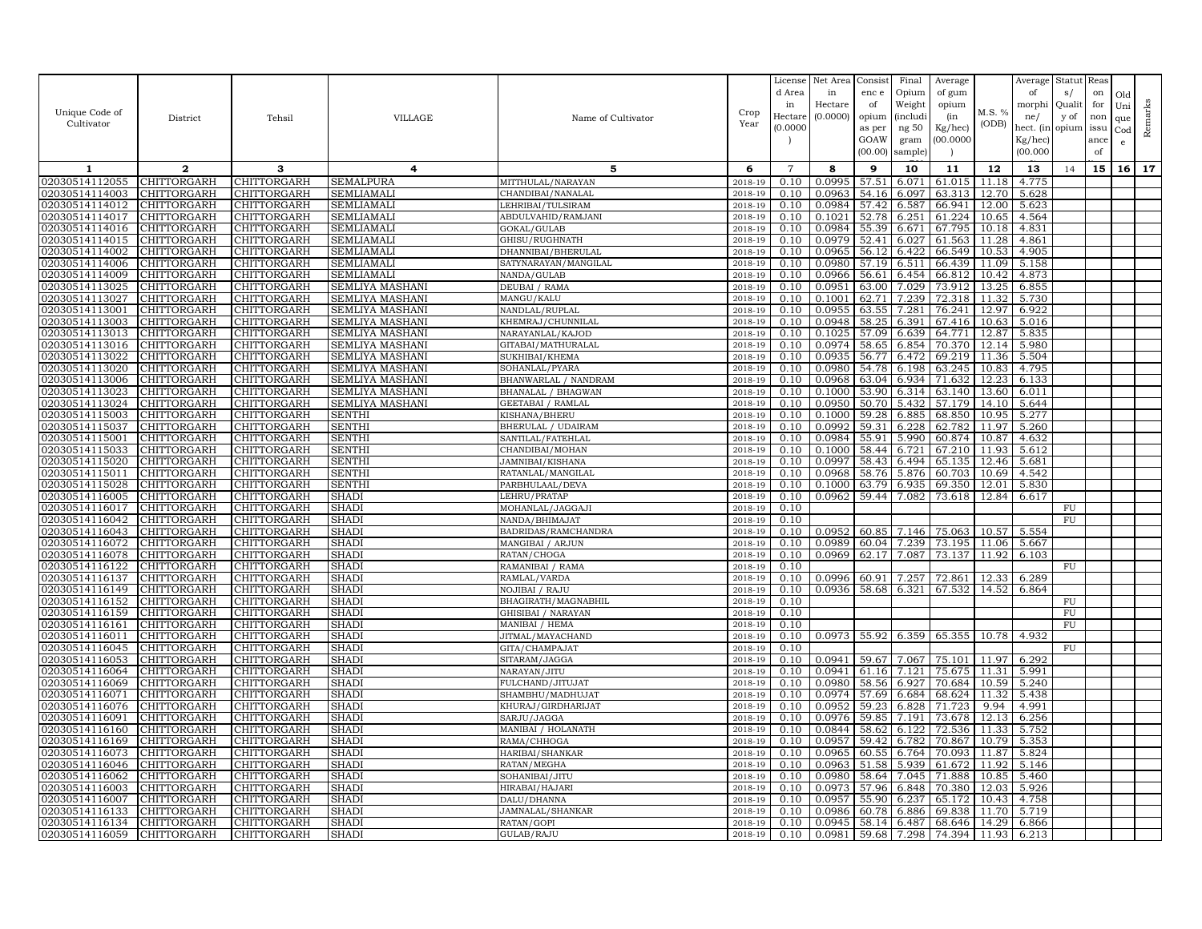| Unique Code of Cultivator | District | Tehsil | VILLAGE | Name of Cultivator | Crop Year | License d Area in Hectare (0.0000) | Net Area in Hectare (0.0000) | Consist enc e of opium as per GOAW (00.00) | Final Opium Weight (including 50 gram sample) | Average of gum opium (in Kg/hec) (00.0000) | M.S. % (ODB) | Average of morphine/ hect. (in Kg/hec) (00.000 | Statut s/ Quality of opium | Reas on for non issu ance of | Old Uni que Cod e | Remarks |
|---|---|---|---|---|---|---|---|---|---|---|---|---|---|---|---|---|
| 1 | 2 | 3 | 4 | 5 | 6 | 7 | 8 | 9 | 10 | 11 | 12 | 13 | 14 | 15 | 16 | 17 |
| 02030514112055 | CHITTORGARH | CHITTORGARH | SEMALPURA | MITTHULAL/NARAYAN | 2018-19 | 0.10 | 0.0995 | 57.51 | 6.071 | 61.015 | 11.18 | 4.775 | | | | |
| 02030514114003 | CHITTORGARH | CHITTORGARH | SEMLIAMALI | CHANDIBAI/NANALAL | 2018-19 | 0.10 | 0.0963 | 54.16 | 6.097 | 63.313 | 12.70 | 5.628 | | | | |
| 02030514114012 | CHITTORGARH | CHITTORGARH | SEMLIAMALI | LEHRIBAI/TULSIRAM | 2018-19 | 0.10 | 0.0984 | 57.42 | 6.587 | 66.941 | 12.00 | 5.623 | | | | |
| 02030514114017 | CHITTORGARH | CHITTORGARH | SEMLIAMALI | ABDULVAHID/RAMJANI | 2018-19 | 0.10 | 0.1021 | 52.78 | 6.251 | 61.224 | 10.65 | 4.564 | | | | |
| 02030514114016 | CHITTORGARH | CHITTORGARH | SEMLIAMALI | GOKAL/GULAB | 2018-19 | 0.10 | 0.0984 | 55.39 | 6.671 | 67.795 | 10.18 | 4.831 | | | | |
| 02030514114015 | CHITTORGARH | CHITTORGARH | SEMLIAMALI | GHISU/RUGHNATH | 2018-19 | 0.10 | 0.0979 | 52.41 | 6.027 | 61.563 | 11.28 | 4.861 | | | | |
| 02030514114002 | CHITTORGARH | CHITTORGARH | SEMLIAMALI | DHANNIBAI/BHERULAL | 2018-19 | 0.10 | 0.0965 | 56.12 | 6.422 | 66.549 | 10.53 | 4.905 | | | | |
| 02030514114006 | CHITTORGARH | CHITTORGARH | SEMLIAMALI | SATYNARAYAN/MANGILAL | 2018-19 | 0.10 | 0.0980 | 57.19 | 6.511 | 66.439 | 11.09 | 5.158 | | | | |
| 02030514114009 | CHITTORGARH | CHITTORGARH | SEMLIAMALI | NANDA/GULAB | 2018-19 | 0.10 | 0.0966 | 56.61 | 6.454 | 66.812 | 10.42 | 4.873 | | | | |
| 02030514113025 | CHITTORGARH | CHITTORGARH | SEMLIYA MASHANI | DEUBAI / RAMA | 2018-19 | 0.10 | 0.0951 | 63.00 | 7.029 | 73.912 | 13.25 | 6.855 | | | | |
| 02030514113027 | CHITTORGARH | CHITTORGARH | SEMLIYA MASHANI | MANGU/KALU | 2018-19 | 0.10 | 0.1001 | 62.71 | 7.239 | 72.318 | 11.32 | 5.730 | | | | |
| 02030514113001 | CHITTORGARH | CHITTORGARH | SEMLIYA MASHANI | NANDLAL/RUPLAL | 2018-19 | 0.10 | 0.0955 | 63.55 | 7.281 | 76.241 | 12.97 | 6.922 | | | | |
| 02030514113003 | CHITTORGARH | CHITTORGARH | SEMLIYA MASHANI | KHEMRAJ/CHUNNILAL | 2018-19 | 0.10 | 0.0948 | 58.25 | 6.391 | 67.416 | 10.63 | 5.016 | | | | |
| 02030514113013 | CHITTORGARH | CHITTORGARH | SEMLIYA MASHANI | NARAYANLAL/KAJOD | 2018-19 | 0.10 | 0.1025 | 57.09 | 6.639 | 64.771 | 12.87 | 5.835 | | | | |
| 02030514113016 | CHITTORGARH | CHITTORGARH | SEMLIYA MASHANI | GITABAI/MATHURALAL | 2018-19 | 0.10 | 0.0974 | 58.65 | 6.854 | 70.370 | 12.14 | 5.980 | | | | |
| 02030514113022 | CHITTORGARH | CHITTORGARH | SEMLIYA MASHANI | SUKHIBAI/KHEMA | 2018-19 | 0.10 | 0.0935 | 56.77 | 6.472 | 69.219 | 11.36 | 5.504 | | | | |
| 02030514113020 | CHITTORGARH | CHITTORGARH | SEMLIYA MASHANI | SOHANLAL/PYARA | 2018-19 | 0.10 | 0.0980 | 54.78 | 6.198 | 63.245 | 10.83 | 4.795 | | | | |
| 02030514113006 | CHITTORGARH | CHITTORGARH | SEMLIYA MASHANI | BHANWARLAL / NANDRAM | 2018-19 | 0.10 | 0.0968 | 63.04 | 6.934 | 71.632 | 12.23 | 6.133 | | | | |
| 02030514113023 | CHITTORGARH | CHITTORGARH | SEMLIYA MASHANI | BHANALAL / BHAGWAN | 2018-19 | 0.10 | 0.1000 | 53.90 | 6.314 | 63.140 | 13.60 | 6.011 | | | | |
| 02030514113024 | CHITTORGARH | CHITTORGARH | SEMLIYA MASHANI | GEETABAI / RAMLAL | 2018-19 | 0.10 | 0.0950 | 50.70 | 5.432 | 57.179 | 14.10 | 5.644 | | | | |
| 02030514115003 | CHITTORGARH | CHITTORGARH | SENTHI | KISHANA/BHERU | 2018-19 | 0.10 | 0.1000 | 59.28 | 6.885 | 68.850 | 10.95 | 5.277 | | | | |
| 02030514115037 | CHITTORGARH | CHITTORGARH | SENTHI | BHERULAL / UDAIRAM | 2018-19 | 0.10 | 0.0992 | 59.31 | 6.228 | 62.782 | 11.97 | 5.260 | | | | |
| 02030514115001 | CHITTORGARH | CHITTORGARH | SENTHI | SANTILAL/FATEHLAL | 2018-19 | 0.10 | 0.0984 | 55.91 | 5.990 | 60.874 | 10.87 | 4.632 | | | | |
| 02030514115033 | CHITTORGARH | CHITTORGARH | SENTHI | CHANDIBAI/MOHAN | 2018-19 | 0.10 | 0.1000 | 58.44 | 6.721 | 67.210 | 11.93 | 5.612 | | | | |
| 02030514115020 | CHITTORGARH | CHITTORGARH | SENTHI | JAMNIBAI/KISHANA | 2018-19 | 0.10 | 0.0997 | 58.43 | 6.494 | 65.135 | 12.46 | 5.681 | | | | |
| 02030514115011 | CHITTORGARH | CHITTORGARH | SENTHI | RATANLAL/MANGILAL | 2018-19 | 0.10 | 0.0968 | 58.76 | 5.876 | 60.703 | 10.69 | 4.542 | | | | |
| 02030514115028 | CHITTORGARH | CHITTORGARH | SENTHI | PARBHULAAL/DEVA | 2018-19 | 0.10 | 0.1000 | 63.79 | 6.935 | 69.350 | 12.01 | 5.830 | | | | |
| 02030514116005 | CHITTORGARH | CHITTORGARH | SHADI | LEHRU/PRATAP | 2018-19 | 0.10 | 0.0962 | 59.44 | 7.082 | 73.618 | 12.84 | 6.617 | | | | |
| 02030514116017 | CHITTORGARH | CHITTORGARH | SHADI | MOHANLAL/JAGGAJI | 2018-19 | 0.10 | | | | | | | FU | | | |
| 02030514116042 | CHITTORGARH | CHITTORGARH | SHADI | NANDA/BHIMAJAT | 2018-19 | 0.10 | | | | | | | FU | | | |
| 02030514116043 | CHITTORGARH | CHITTORGARH | SHADI | BADRIDAS/RAMCHANDRA | 2018-19 | 0.10 | 0.0952 | 60.85 | 7.146 | 75.063 | 10.57 | 5.554 | | | | |
| 02030514116072 | CHITTORGARH | CHITTORGARH | SHADI | MANGIBAI / ARJUN | 2018-19 | 0.10 | 0.0989 | 60.04 | 7.239 | 73.195 | 11.06 | 5.667 | | | | |
| 02030514116078 | CHITTORGARH | CHITTORGARH | SHADI | RATAN/CHOGA | 2018-19 | 0.10 | 0.0969 | 62.17 | 7.087 | 73.137 | 11.92 | 6.103 | | | | |
| 02030514116122 | CHITTORGARH | CHITTORGARH | SHADI | RAMANIBAI / RAMA | 2018-19 | 0.10 | | | | | | | FU | | | |
| 02030514116137 | CHITTORGARH | CHITTORGARH | SHADI | RAMLAL/VARDA | 2018-19 | 0.10 | 0.0996 | 60.91 | 7.257 | 72.861 | 12.33 | 6.289 | | | | |
| 02030514116149 | CHITTORGARH | CHITTORGARH | SHADI | NOJIBAI / RAJU | 2018-19 | 0.10 | 0.0936 | 58.68 | 6.321 | 67.532 | 14.52 | 6.864 | | | | |
| 02030514116152 | CHITTORGARH | CHITTORGARH | SHADI | BHAGIRATH/MAGNABHIL | 2018-19 | 0.10 | | | | | | | FU | | | |
| 02030514116159 | CHITTORGARH | CHITTORGARH | SHADI | GHISIBAI / NARAYAN | 2018-19 | 0.10 | | | | | | | FU | | | |
| 02030514116161 | CHITTORGARH | CHITTORGARH | SHADI | MANIBAI / HEMA | 2018-19 | 0.10 | | | | | | | FU | | | |
| 02030514116011 | CHITTORGARH | CHITTORGARH | SHADI | JITMAL/MAYACHAND | 2018-19 | 0.10 | 0.0973 | 55.92 | 6.359 | 65.355 | 10.78 | 4.932 | | | | |
| 02030514116045 | CHITTORGARH | CHITTORGARH | SHADI | GITA/CHAMPAJAT | 2018-19 | 0.10 | | | | | | | FU | | | |
| 02030514116053 | CHITTORGARH | CHITTORGARH | SHADI | SITARAM/JAGGA | 2018-19 | 0.10 | 0.0941 | 59.67 | 7.067 | 75.101 | 11.97 | 6.292 | | | | |
| 02030514116064 | CHITTORGARH | CHITTORGARH | SHADI | NARAYAN/JITU | 2018-19 | 0.10 | 0.0941 | 61.16 | 7.121 | 75.675 | 11.31 | 5.991 | | | | |
| 02030514116069 | CHITTORGARH | CHITTORGARH | SHADI | FULCHAND/JITUJAT | 2018-19 | 0.10 | 0.0980 | 58.56 | 6.927 | 70.684 | 10.59 | 5.240 | | | | |
| 02030514116071 | CHITTORGARH | CHITTORGARH | SHADI | SHAMBHU/MADHUJAT | 2018-19 | 0.10 | 0.0974 | 57.69 | 6.684 | 68.624 | 11.32 | 5.438 | | | | |
| 02030514116076 | CHITTORGARH | CHITTORGARH | SHADI | KHURAJ/GIRDHARIJAT | 2018-19 | 0.10 | 0.0952 | 59.23 | 6.828 | 71.723 | 9.94 | 4.991 | | | | |
| 02030514116091 | CHITTORGARH | CHITTORGARH | SHADI | SARJU/JAGGA | 2018-19 | 0.10 | 0.0976 | 59.85 | 7.191 | 73.678 | 12.13 | 6.256 | | | | |
| 02030514116160 | CHITTORGARH | CHITTORGARH | SHADI | MANIBAI / HOLANATH | 2018-19 | 0.10 | 0.0844 | 58.62 | 6.122 | 72.536 | 11.33 | 5.752 | | | | |
| 02030514116169 | CHITTORGARH | CHITTORGARH | SHADI | RAMA/CHHOGA | 2018-19 | 0.10 | 0.0957 | 59.42 | 6.782 | 70.867 | 10.79 | 5.353 | | | | |
| 02030514116073 | CHITTORGARH | CHITTORGARH | SHADI | HARIBAI/SHANKAR | 2018-19 | 0.10 | 0.0965 | 60.55 | 6.764 | 70.093 | 11.87 | 5.824 | | | | |
| 02030514116046 | CHITTORGARH | CHITTORGARH | SHADI | RATAN/MEGHA | 2018-19 | 0.10 | 0.0963 | 51.58 | 5.939 | 61.672 | 11.92 | 5.146 | | | | |
| 02030514116062 | CHITTORGARH | CHITTORGARH | SHADI | SOHANIBAI/JITU | 2018-19 | 0.10 | 0.0980 | 58.64 | 7.045 | 71.888 | 10.85 | 5.460 | | | | |
| 02030514116003 | CHITTORGARH | CHITTORGARH | SHADI | HIRABAI/HAJARI | 2018-19 | 0.10 | 0.0973 | 57.96 | 6.848 | 70.380 | 12.03 | 5.926 | | | | |
| 02030514116007 | CHITTORGARH | CHITTORGARH | SHADI | DALU/DHANNA | 2018-19 | 0.10 | 0.0957 | 55.90 | 6.237 | 65.172 | 10.43 | 4.758 | | | | |
| 02030514116133 | CHITTORGARH | CHITTORGARH | SHADI | JAMNALAL/SHANKAR | 2018-19 | 0.10 | 0.0986 | 60.78 | 6.886 | 69.838 | 11.70 | 5.719 | | | | |
| 02030514116134 | CHITTORGARH | CHITTORGARH | SHADI | RATAN/GOPI | 2018-19 | 0.10 | 0.0945 | 58.14 | 6.487 | 68.646 | 14.29 | 6.866 | | | | |
| 02030514116059 | CHITTORGARH | CHITTORGARH | SHADI | GULAB/RAJU | 2018-19 | 0.10 | 0.0981 | 59.68 | 7.298 | 74.394 | 11.93 | 6.213 | | | | |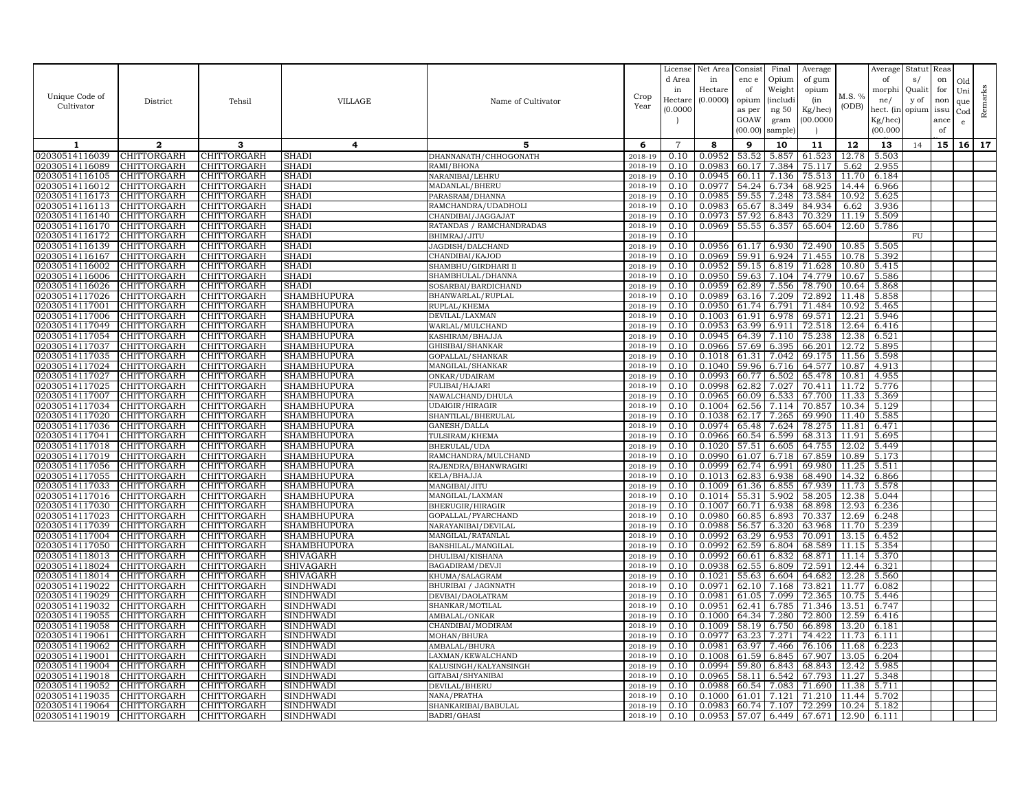| Unique Code of Cultivator | District | Tehsil | VILLAGE | Name of Cultivator | Crop Year | License d Area in Hectare (0.0000) | Net Area in Hectare (0.0000) | Consist enc e of opium as per GOAW (00.00) | Final Opium Weight (including 50 gram sample) | Average of gum opium (in Kg/hec) (00.0000) | M.S. % (ODB) | Average of morphine/ hect. (in Kg/hec) (00.000) | Status/ Quality of opium | Reason for non issuance of | Old Unique Code | Remarks |
|---|---|---|---|---|---|---|---|---|---|---|---|---|---|---|---|---|
| 1 | 2 | 3 | 4 | 5 | 6 | 7 | 8 | 9 | 10 | 11 | 12 | 13 | 14 | 15 | 16 | 17 |
| 02030514116039 | CHITTORGARH | CHITTORGARH | SHADI | DHANNANATH/CHHOGONATH | 2018-19 | 0.10 | 0.0952 | 53.52 | 5.857 | 61.523 | 12.78 | 5.503 | | | | |
| 02030514116089 | CHITTORGARH | CHITTORGARH | SHADI | RAMI/BHONA | 2018-19 | 0.10 | 0.0983 | 60.17 | 7.384 | 75.117 | 5.62 | 2.955 | | | | |
| 02030514116105 | CHITTORGARH | CHITTORGARH | SHADI | NARANIBAI/LEHRU | 2018-19 | 0.10 | 0.0945 | 60.11 | 7.136 | 75.513 | 11.70 | 6.184 | | | | |
| 02030514116012 | CHITTORGARH | CHITTORGARH | SHADI | MADANLAL/BHERU | 2018-19 | 0.10 | 0.0977 | 54.24 | 6.734 | 68.925 | 14.44 | 6.966 | | | | |
| 02030514116173 | CHITTORGARH | CHITTORGARH | SHADI | PARASRAM/DHANNA | 2018-19 | 0.10 | 0.0985 | 59.55 | 7.248 | 73.584 | 10.92 | 5.625 | | | | |
| 02030514116113 | CHITTORGARH | CHITTORGARH | SHADI | RAMCHANDRA/UDADHOLI | 2018-19 | 0.10 | 0.0983 | 65.67 | 8.349 | 84.934 | 6.62 | 3.936 | | | | |
| 02030514116140 | CHITTORGARH | CHITTORGARH | SHADI | CHANDIBAI/JAGGAJAT | 2018-19 | 0.10 | 0.0973 | 57.92 | 6.843 | 70.329 | 11.19 | 5.509 | | | | |
| 02030514116170 | CHITTORGARH | CHITTORGARH | SHADI | RATANDAS / RAMCHANDRADAS | 2018-19 | 0.10 | 0.0969 | 55.55 | 6.357 | 65.604 | 12.60 | 5.786 | | | | |
| 02030514116172 | CHITTORGARH | CHITTORGARH | SHADI | BHIMRAJ/JITU | 2018-19 | 0.10 | | | | | | | FU | | | |
| 02030514116139 | CHITTORGARH | CHITTORGARH | SHADI | JAGDISH/DALCHAND | 2018-19 | 0.10 | 0.0956 | 61.17 | 6.930 | 72.490 | 10.85 | 5.505 | | | | |
| 02030514116167 | CHITTORGARH | CHITTORGARH | SHADI | CHANDIBAI/KAJOD | 2018-19 | 0.10 | 0.0969 | 59.91 | 6.924 | 71.455 | 10.78 | 5.392 | | | | |
| 02030514116002 | CHITTORGARH | CHITTORGARH | SHADI | SHAMBHU/GIRDHARI II | 2018-19 | 0.10 | 0.0952 | 59.15 | 6.819 | 71.628 | 10.80 | 5.415 | | | | |
| 02030514116006 | CHITTORGARH | CHITTORGARH | SHADI | SHAMBHULAL/DHANNA | 2018-19 | 0.10 | 0.0950 | 59.63 | 7.104 | 74.779 | 10.67 | 5.586 | | | | |
| 02030514116026 | CHITTORGARH | CHITTORGARH | SHADI | SOSARBAI/BARDICHAND | 2018-19 | 0.10 | 0.0959 | 62.89 | 7.556 | 78.790 | 10.64 | 5.868 | | | | |
| 02030514117026 | CHITTORGARH | CHITTORGARH | SHAMBHUPURA | BHANWARLAL/RUPLAL | 2018-19 | 0.10 | 0.0989 | 63.16 | 7.209 | 72.892 | 11.48 | 5.858 | | | | |
| 02030514117001 | CHITTORGARH | CHITTORGARH | SHAMBHUPURA | RUPLAL/KHEMA | 2018-19 | 0.10 | 0.0950 | 61.74 | 6.791 | 71.484 | 10.92 | 5.465 | | | | |
| 02030514117006 | CHITTORGARH | CHITTORGARH | SHAMBHUPURA | DEVILAL/LAXMAN | 2018-19 | 0.10 | 0.1003 | 61.91 | 6.978 | 69.571 | 12.21 | 5.946 | | | | |
| 02030514117049 | CHITTORGARH | CHITTORGARH | SHAMBHUPURA | WARLAL/MULCHAND | 2018-19 | 0.10 | 0.0953 | 63.99 | 6.911 | 72.518 | 12.64 | 6.416 | | | | |
| 02030514117054 | CHITTORGARH | CHITTORGARH | SHAMBHUPURA | KASHIRAM/BHAJJA | 2018-19 | 0.10 | 0.0945 | 64.39 | 7.110 | 75.238 | 12.38 | 6.521 | | | | |
| 02030514117037 | CHITTORGARH | CHITTORGARH | SHAMBHUPURA | GHISIBAI/SHANKAR | 2018-19 | 0.10 | 0.0966 | 57.69 | 6.395 | 66.201 | 12.72 | 5.895 | | | | |
| 02030514117035 | CHITTORGARH | CHITTORGARH | SHAMBHUPURA | GOPALLAL/SHANKAR | 2018-19 | 0.10 | 0.1018 | 61.31 | 7.042 | 69.175 | 11.56 | 5.598 | | | | |
| 02030514117024 | CHITTORGARH | CHITTORGARH | SHAMBHUPURA | MANGILAL/SHANKAR | 2018-19 | 0.10 | 0.1040 | 59.96 | 6.716 | 64.577 | 10.87 | 4.913 | | | | |
| 02030514117027 | CHITTORGARH | CHITTORGARH | SHAMBHUPURA | ONKAR/UDAIRAM | 2018-19 | 0.10 | 0.0993 | 60.77 | 6.502 | 65.478 | 10.81 | 4.955 | | | | |
| 02030514117025 | CHITTORGARH | CHITTORGARH | SHAMBHUPURA | FULIBAI/HAJARI | 2018-19 | 0.10 | 0.0998 | 62.82 | 7.027 | 70.411 | 11.72 | 5.776 | | | | |
| 02030514117007 | CHITTORGARH | CHITTORGARH | SHAMBHUPURA | NAWALCHAND/DHULA | 2018-19 | 0.10 | 0.0965 | 60.09 | 6.533 | 67.700 | 11.33 | 5.369 | | | | |
| 02030514117034 | CHITTORGARH | CHITTORGARH | SHAMBHUPURA | UDAIGIR/HIRAGIR | 2018-19 | 0.10 | 0.1004 | 62.56 | 7.114 | 70.857 | 10.34 | 5.129 | | | | |
| 02030514117020 | CHITTORGARH | CHITTORGARH | SHAMBHUPURA | SHANTILAL/BHERULAL | 2018-19 | 0.10 | 0.1038 | 62.17 | 7.265 | 69.990 | 11.40 | 5.585 | | | | |
| 02030514117036 | CHITTORGARH | CHITTORGARH | SHAMBHUPURA | GANESH/DALLA | 2018-19 | 0.10 | 0.0974 | 65.48 | 7.624 | 78.275 | 11.81 | 6.471 | | | | |
| 02030514117041 | CHITTORGARH | CHITTORGARH | SHAMBHUPURA | TULSIRAM/KHEMA | 2018-19 | 0.10 | 0.0966 | 60.54 | 6.599 | 68.313 | 11.91 | 5.695 | | | | |
| 02030514117018 | CHITTORGARH | CHITTORGARH | SHAMBHUPURA | BHERULAL/UDA | 2018-19 | 0.10 | 0.1020 | 57.51 | 6.605 | 64.755 | 12.02 | 5.449 | | | | |
| 02030514117019 | CHITTORGARH | CHITTORGARH | SHAMBHUPURA | RAMCHANDRA/MULCHAND | 2018-19 | 0.10 | 0.0990 | 61.07 | 6.718 | 67.859 | 10.89 | 5.173 | | | | |
| 02030514117056 | CHITTORGARH | CHITTORGARH | SHAMBHUPURA | RAJENDRA/BHANWRAGIRI | 2018-19 | 0.10 | 0.0999 | 62.74 | 6.991 | 69.980 | 11.25 | 5.511 | | | | |
| 02030514117055 | CHITTORGARH | CHITTORGARH | SHAMBHUPURA | KELA/BHAJJA | 2018-19 | 0.10 | 0.1013 | 62.83 | 6.938 | 68.490 | 14.32 | 6.866 | | | | |
| 02030514117033 | CHITTORGARH | CHITTORGARH | SHAMBHUPURA | MANGIBAI/JITU | 2018-19 | 0.10 | 0.1009 | 61.36 | 6.855 | 67.939 | 11.73 | 5.578 | | | | |
| 02030514117016 | CHITTORGARH | CHITTORGARH | SHAMBHUPURA | MANGILAL/LAXMAN | 2018-19 | 0.10 | 0.1014 | 55.31 | 5.902 | 58.205 | 12.38 | 5.044 | | | | |
| 02030514117030 | CHITTORGARH | CHITTORGARH | SHAMBHUPURA | BHERUGIR/HIRAGIR | 2018-19 | 0.10 | 0.1007 | 60.71 | 6.938 | 68.898 | 12.93 | 6.236 | | | | |
| 02030514117023 | CHITTORGARH | CHITTORGARH | SHAMBHUPURA | GOPALLAL/PYARCHAND | 2018-19 | 0.10 | 0.0980 | 60.85 | 6.893 | 70.337 | 12.69 | 6.248 | | | | |
| 02030514117039 | CHITTORGARH | CHITTORGARH | SHAMBHUPURA | NARAYANIBAI/DEVILAL | 2018-19 | 0.10 | 0.0988 | 56.57 | 6.320 | 63.968 | 11.70 | 5.239 | | | | |
| 02030514117004 | CHITTORGARH | CHITTORGARH | SHAMBHUPURA | MANGILAL/RATANLAL | 2018-19 | 0.10 | 0.0992 | 63.29 | 6.953 | 70.091 | 13.15 | 6.452 | | | | |
| 02030514117050 | CHITTORGARH | CHITTORGARH | SHAMBHUPURA | BANSHILAL/MANGILAL | 2018-19 | 0.10 | 0.0992 | 62.59 | 6.804 | 68.589 | 11.15 | 5.354 | | | | |
| 02030514118013 | CHITTORGARH | CHITTORGARH | SHIVAGARH | DHULIBAI/KISHANA | 2018-19 | 0.10 | 0.0992 | 60.61 | 6.832 | 68.871 | 11.14 | 5.370 | | | | |
| 02030514118024 | CHITTORGARH | CHITTORGARH | SHIVAGARH | BAGADIRAM/DEVJI | 2018-19 | 0.10 | 0.0938 | 62.55 | 6.809 | 72.591 | 12.44 | 6.321 | | | | |
| 02030514118014 | CHITTORGARH | CHITTORGARH | SHIVAGARH | KHUMA/SALAGRAM | 2018-19 | 0.10 | 0.1021 | 55.63 | 6.604 | 64.682 | 12.28 | 5.560 | | | | |
| 02030514119022 | CHITTORGARH | CHITTORGARH | SINDHWADI | BHURIBAI / JAGNNATH | 2018-19 | 0.10 | 0.0971 | 62.10 | 7.168 | 73.821 | 11.77 | 6.082 | | | | |
| 02030514119029 | CHITTORGARH | CHITTORGARH | SINDHWADI | DEVBAI/DAOLATRAM | 2018-19 | 0.10 | 0.0981 | 61.05 | 7.099 | 72.365 | 10.75 | 5.446 | | | | |
| 02030514119032 | CHITTORGARH | CHITTORGARH | SINDHWADI | SHANKAR/MOTILAL | 2018-19 | 0.10 | 0.0951 | 62.41 | 6.785 | 71.346 | 13.51 | 6.747 | | | | |
| 02030514119055 | CHITTORGARH | CHITTORGARH | SINDHWADI | AMBALAL/ONKAR | 2018-19 | 0.10 | 0.1000 | 64.34 | 7.280 | 72.800 | 12.59 | 6.416 | | | | |
| 02030514119058 | CHITTORGARH | CHITTORGARH | SINDHWADI | CHANDIBAI/MODIRAM | 2018-19 | 0.10 | 0.1009 | 58.19 | 6.750 | 66.898 | 13.20 | 6.181 | | | | |
| 02030514119061 | CHITTORGARH | CHITTORGARH | SINDHWADI | MOHAN/BHURA | 2018-19 | 0.10 | 0.0977 | 63.23 | 7.271 | 74.422 | 11.73 | 6.111 | | | | |
| 02030514119062 | CHITTORGARH | CHITTORGARH | SINDHWADI | AMBALAL/BHURA | 2018-19 | 0.10 | 0.0981 | 63.97 | 7.466 | 76.106 | 11.68 | 6.223 | | | | |
| 02030514119001 | CHITTORGARH | CHITTORGARH | SINDHWADI | LAXMAN/KEWALCHAND | 2018-19 | 0.10 | 0.1008 | 61.59 | 6.845 | 67.907 | 13.05 | 6.204 | | | | |
| 02030514119004 | CHITTORGARH | CHITTORGARH | SINDHWADI | KALUSINGH/KALYANSINGH | 2018-19 | 0.10 | 0.0994 | 59.80 | 6.843 | 68.843 | 12.42 | 5.985 | | | | |
| 02030514119018 | CHITTORGARH | CHITTORGARH | SINDHWADI | GITABAI/SHYANIBAI | 2018-19 | 0.10 | 0.0965 | 58.11 | 6.542 | 67.793 | 11.27 | 5.348 | | | | |
| 02030514119052 | CHITTORGARH | CHITTORGARH | SINDHWADI | DEVILAL/BHERU | 2018-19 | 0.10 | 0.0988 | 60.54 | 7.083 | 71.690 | 11.38 | 5.711 | | | | |
| 02030514119035 | CHITTORGARH | CHITTORGARH | SINDHWADI | NANA/PRATHA | 2018-19 | 0.10 | 0.1000 | 61.01 | 7.121 | 71.210 | 11.44 | 5.702 | | | | |
| 02030514119064 | CHITTORGARH | CHITTORGARH | SINDHWADI | SHANKARIBAI/BABULAL | 2018-19 | 0.10 | 0.0983 | 60.74 | 7.107 | 72.299 | 10.24 | 5.182 | | | | |
| 02030514119019 | CHITTORGARH | CHITTORGARH | SINDHWADI | BADRI/GHASI | 2018-19 | 0.10 | 0.0953 | 57.07 | 6.449 | 67.671 | 12.90 | 6.111 | | | | |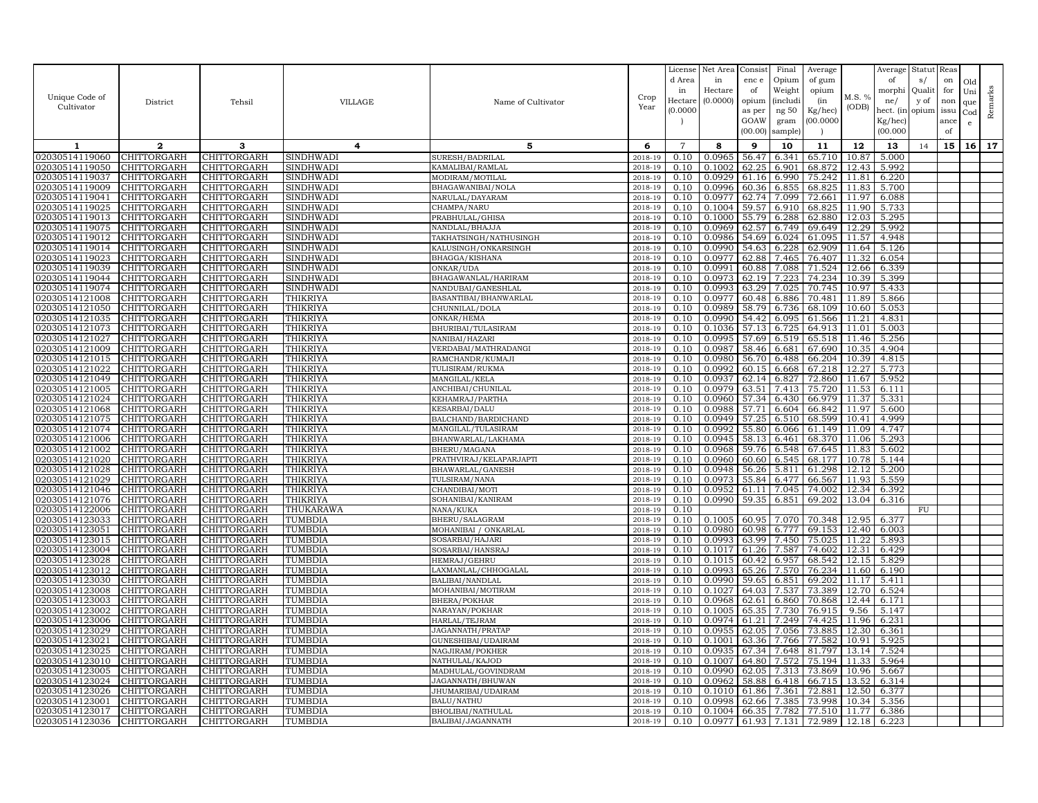| Unique Code of Cultivator | District | Tehsil | VILLAGE | Name of Cultivator | Crop Year | License d Area in Hectare (0.0000 ) | Net Area in Hectare (0.0000) | Consist enc e of opium as per GOAW (00.00) | Final Opium Weight (includi ng 50 gram sample) | Average of gum opium (in Kg/hec) (00.0000 ) | M.S. % (ODB) | Average of morphi ne/ hect. (in Kg/hec) (00.000 | Statut s/ Qualit y of opium | Reas on for non issu ance of | Old Uni que Cod e | Remarks |
|---|---|---|---|---|---|---|---|---|---|---|---|---|---|---|---|---|
| 1 | 2 | 3 | 4 | 5 | 6 | 7 | 8 | 9 | 10 | 11 | 12 | 13 | 14 | 15 | 16 | 17 |
| 02030514119060 | CHITTORGARH | CHITTORGARH | SINDHWADI | SURESH/BADRILAL | 2018-19 | 0.10 | 0.0965 | 56.47 | 6.341 | 65.710 | 10.87 | 5.000 | | | | |
| 02030514119050 | CHITTORGARH | CHITTORGARH | SINDHWADI | KAMALIBAI/RAMLAL | 2018-19 | 0.10 | 0.1002 | 62.25 | 6.901 | 68.872 | 12.43 | 5.992 | | | | |
| 02030514119037 | CHITTORGARH | CHITTORGARH | SINDHWADI | MODIRAM/MOTILAL | 2018-19 | 0.10 | 0.0929 | 61.16 | 6.990 | 75.242 | 11.81 | 6.220 | | | | |
| 02030514119009 | CHITTORGARH | CHITTORGARH | SINDHWADI | BHAGAWANIBAI/NOLA | 2018-19 | 0.10 | 0.0996 | 60.36 | 6.855 | 68.825 | 11.83 | 5.700 | | | | |
| 02030514119041 | CHITTORGARH | CHITTORGARH | SINDHWADI | NARULAL/DAYARAM | 2018-19 | 0.10 | 0.0977 | 62.74 | 7.099 | 72.661 | 11.97 | 6.088 | | | | |
| 02030514119025 | CHITTORGARH | CHITTORGARH | SINDHWADI | CHAMPA/NARU | 2018-19 | 0.10 | 0.1004 | 59.57 | 6.910 | 68.825 | 11.90 | 5.733 | | | | |
| 02030514119013 | CHITTORGARH | CHITTORGARH | SINDHWADI | PRABHULAL/GHISA | 2018-19 | 0.10 | 0.1000 | 55.79 | 6.288 | 62.880 | 12.03 | 5.295 | | | | |
| 02030514119075 | CHITTORGARH | CHITTORGARH | SINDHWADI | NANDLAL/BHAJJA | 2018-19 | 0.10 | 0.0969 | 62.57 | 6.749 | 69.649 | 12.29 | 5.992 | | | | |
| 02030514119012 | CHITTORGARH | CHITTORGARH | SINDHWADI | TAKHATSINGH/NATHUSINGH | 2018-19 | 0.10 | 0.0986 | 54.69 | 6.024 | 61.095 | 11.57 | 4.948 | | | | |
| 02030514119014 | CHITTORGARH | CHITTORGARH | SINDHWADI | KALUSINGH/ONKARSINGH | 2018-19 | 0.10 | 0.0990 | 54.63 | 6.228 | 62.909 | 11.64 | 5.126 | | | | |
| 02030514119023 | CHITTORGARH | CHITTORGARH | SINDHWADI | BHAGGA/KISHANA | 2018-19 | 0.10 | 0.0977 | 62.88 | 7.465 | 76.407 | 11.32 | 6.054 | | | | |
| 02030514119039 | CHITTORGARH | CHITTORGARH | SINDHWADI | ONKAR/UDA | 2018-19 | 0.10 | 0.0991 | 60.88 | 7.088 | 71.524 | 12.66 | 6.339 | | | | |
| 02030514119044 | CHITTORGARH | CHITTORGARH | SINDHWADI | BHAGAWANLAL/HARIRAM | 2018-19 | 0.10 | 0.0973 | 62.19 | 7.223 | 74.234 | 10.39 | 5.399 | | | | |
| 02030514119074 | CHITTORGARH | CHITTORGARH | SINDHWADI | NANDUBAI/GANESHLAL | 2018-19 | 0.10 | 0.0993 | 63.29 | 7.025 | 70.745 | 10.97 | 5.433 | | | | |
| 02030514121008 | CHITTORGARH | CHITTORGARH | THIKRIYA | BASANTIBAI/BHANWARLAL | 2018-19 | 0.10 | 0.0977 | 60.48 | 6.886 | 70.481 | 11.89 | 5.866 | | | | |
| 02030514121050 | CHITTORGARH | CHITTORGARH | THIKRIYA | CHUNNILAL/DOLA | 2018-19 | 0.10 | 0.0989 | 58.79 | 6.736 | 68.109 | 10.60 | 5.053 | | | | |
| 02030514121035 | CHITTORGARH | CHITTORGARH | THIKRIYA | ONKAR/HEMA | 2018-19 | 0.10 | 0.0990 | 54.42 | 6.095 | 61.566 | 11.21 | 4.831 | | | | |
| 02030514121073 | CHITTORGARH | CHITTORGARH | THIKRIYA | BHURIBAI/TULASIRAM | 2018-19 | 0.10 | 0.1036 | 57.13 | 6.725 | 64.913 | 11.01 | 5.003 | | | | |
| 02030514121027 | CHITTORGARH | CHITTORGARH | THIKRIYA | NANIBAI/HAZARI | 2018-19 | 0.10 | 0.0995 | 57.69 | 6.519 | 65.518 | 11.46 | 5.256 | | | | |
| 02030514121009 | CHITTORGARH | CHITTORGARH | THIKRIYA | VERDABAI/MATHRADANGI | 2018-19 | 0.10 | 0.0987 | 58.46 | 6.681 | 67.690 | 10.35 | 4.904 | | | | |
| 02030514121015 | CHITTORGARH | CHITTORGARH | THIKRIYA | RAMCHANDR/KUMAJI | 2018-19 | 0.10 | 0.0980 | 56.70 | 6.488 | 66.204 | 10.39 | 4.815 | | | | |
| 02030514121022 | CHITTORGARH | CHITTORGARH | THIKRIYA | TULISIRAM/RUKMA | 2018-19 | 0.10 | 0.0992 | 60.15 | 6.668 | 67.218 | 12.27 | 5.773 | | | | |
| 02030514121049 | CHITTORGARH | CHITTORGARH | THIKRIYA | MANGILAL/KELA | 2018-19 | 0.10 | 0.0937 | 62.14 | 6.827 | 72.860 | 11.67 | 5.952 | | | | |
| 02030514121005 | CHITTORGARH | CHITTORGARH | THIKRIYA | ANCHIBAI/CHUNILAL | 2018-19 | 0.10 | 0.0979 | 63.51 | 7.413 | 75.720 | 11.53 | 6.111 | | | | |
| 02030514121024 | CHITTORGARH | CHITTORGARH | THIKRIYA | KEHAMRAJ/PARTHA | 2018-19 | 0.10 | 0.0960 | 57.34 | 6.430 | 66.979 | 11.37 | 5.331 | | | | |
| 02030514121068 | CHITTORGARH | CHITTORGARH | THIKRIYA | KESARBAI/DALU | 2018-19 | 0.10 | 0.0988 | 57.71 | 6.604 | 66.842 | 11.97 | 5.600 | | | | |
| 02030514121075 | CHITTORGARH | CHITTORGARH | THIKRIYA | BALCHAND/BARDICHAND | 2018-19 | 0.10 | 0.0949 | 57.25 | 6.510 | 68.599 | 10.41 | 4.999 | | | | |
| 02030514121074 | CHITTORGARH | CHITTORGARH | THIKRIYA | MANGILAL/TULASIRAM | 2018-19 | 0.10 | 0.0992 | 55.80 | 6.066 | 61.149 | 11.09 | 4.747 | | | | |
| 02030514121006 | CHITTORGARH | CHITTORGARH | THIKRIYA | BHANWARLAL/LAKHAMA | 2018-19 | 0.10 | 0.0945 | 58.13 | 6.461 | 68.370 | 11.06 | 5.293 | | | | |
| 02030514121002 | CHITTORGARH | CHITTORGARH | THIKRIYA | BHERU/MAGANA | 2018-19 | 0.10 | 0.0968 | 59.76 | 6.548 | 67.645 | 11.83 | 5.602 | | | | |
| 02030514121020 | CHITTORGARH | CHITTORGARH | THIKRIYA | PRATHVIRAJ/KELAPARJAPTI | 2018-19 | 0.10 | 0.0960 | 60.60 | 6.545 | 68.177 | 10.78 | 5.144 | | | | |
| 02030514121028 | CHITTORGARH | CHITTORGARH | THIKRIYA | BHAWARLAL/GANESH | 2018-19 | 0.10 | 0.0948 | 56.26 | 5.811 | 61.298 | 12.12 | 5.200 | | | | |
| 02030514121029 | CHITTORGARH | CHITTORGARH | THIKRIYA | TULSIRAM/NANA | 2018-19 | 0.10 | 0.0973 | 55.84 | 6.477 | 66.567 | 11.93 | 5.559 | | | | |
| 02030514121046 | CHITTORGARH | CHITTORGARH | THIKRIYA | CHANDIBAI/MOTI | 2018-19 | 0.10 | 0.0952 | 61.11 | 7.045 | 74.002 | 12.34 | 6.392 | | | | |
| 02030514121076 | CHITTORGARH | CHITTORGARH | THIKRIYA | SOHANIBAI/KANIRAM | 2018-19 | 0.10 | 0.0990 | 59.35 | 6.851 | 69.202 | 13.04 | 6.316 | | | | |
| 02030514122006 | CHITTORGARH | CHITTORGARH | THUKARAWA | NANA/KUKA | 2018-19 | 0.10 | | | | | | | FU | | | |
| 02030514123033 | CHITTORGARH | CHITTORGARH | TUMBDIA | BHERU/SALAGRAM | 2018-19 | 0.10 | 0.1005 | 60.95 | 7.070 | 70.348 | 12.95 | 6.377 | | | | |
| 02030514123051 | CHITTORGARH | CHITTORGARH | TUMBDIA | MOHANIBAI / ONKARLAL | 2018-19 | 0.10 | 0.0980 | 60.98 | 6.777 | 69.153 | 12.40 | 6.003 | | | | |
| 02030514123015 | CHITTORGARH | CHITTORGARH | TUMBDIA | SOSARBAI/HAJARI | 2018-19 | 0.10 | 0.0993 | 63.99 | 7.450 | 75.025 | 11.22 | 5.893 | | | | |
| 02030514123004 | CHITTORGARH | CHITTORGARH | TUMBDIA | SOSARBAI/HANSRAJ | 2018-19 | 0.10 | 0.1017 | 61.26 | 7.587 | 74.602 | 12.31 | 6.429 | | | | |
| 02030514123028 | CHITTORGARH | CHITTORGARH | TUMBDIA | HEMRAJ/GEHRU | 2018-19 | 0.10 | 0.1015 | 60.42 | 6.957 | 68.542 | 12.15 | 5.829 | | | | |
| 02030514123012 | CHITTORGARH | CHITTORGARH | TUMBDIA | LAXMANLAL/CHHOGALAL | 2018-19 | 0.10 | 0.0993 | 65.26 | 7.570 | 76.234 | 11.60 | 6.190 | | | | |
| 02030514123030 | CHITTORGARH | CHITTORGARH | TUMBDIA | BALIBAI/NANDLAL | 2018-19 | 0.10 | 0.0990 | 59.65 | 6.851 | 69.202 | 11.17 | 5.411 | | | | |
| 02030514123008 | CHITTORGARH | CHITTORGARH | TUMBDIA | MOHANIBAI/MOTIRAM | 2018-19 | 0.10 | 0.1027 | 64.03 | 7.537 | 73.389 | 12.70 | 6.524 | | | | |
| 02030514123003 | CHITTORGARH | CHITTORGARH | TUMBDIA | BHERA/POKHAR | 2018-19 | 0.10 | 0.0968 | 62.61 | 6.860 | 70.868 | 12.44 | 6.171 | | | | |
| 02030514123002 | CHITTORGARH | CHITTORGARH | TUMBDIA | NARAYAN/POKHAR | 2018-19 | 0.10 | 0.1005 | 65.35 | 7.730 | 76.915 | 9.56 | 5.147 | | | | |
| 02030514123006 | CHITTORGARH | CHITTORGARH | TUMBDIA | HARLAL/TEJRAM | 2018-19 | 0.10 | 0.0974 | 61.21 | 7.249 | 74.425 | 11.96 | 6.231 | | | | |
| 02030514123029 | CHITTORGARH | CHITTORGARH | TUMBDIA | JAGANNATH/PRATAP | 2018-19 | 0.10 | 0.0955 | 62.05 | 7.056 | 73.885 | 12.30 | 6.361 | | | | |
| 02030514123021 | CHITTORGARH | CHITTORGARH | TUMBDIA | GUNESHIBAI/UDAIRAM | 2018-19 | 0.10 | 0.1001 | 63.36 | 7.766 | 77.582 | 10.91 | 5.925 | | | | |
| 02030514123025 | CHITTORGARH | CHITTORGARH | TUMBDIA | NAGJIRAM/POKHER | 2018-19 | 0.10 | 0.0935 | 67.34 | 7.648 | 81.797 | 13.14 | 7.524 | | | | |
| 02030514123010 | CHITTORGARH | CHITTORGARH | TUMBDIA | NATHULAL/KAJOD | 2018-19 | 0.10 | 0.1007 | 64.80 | 7.572 | 75.194 | 11.33 | 5.964 | | | | |
| 02030514123005 | CHITTORGARH | CHITTORGARH | TUMBDIA | MADHULAL/GOVINDRAM | 2018-19 | 0.10 | 0.0990 | 62.05 | 7.313 | 73.869 | 10.96 | 5.667 | | | | |
| 02030514123024 | CHITTORGARH | CHITTORGARH | TUMBDIA | JAGANNATH/BHUWAN | 2018-19 | 0.10 | 0.0962 | 58.88 | 6.418 | 66.715 | 13.52 | 6.314 | | | | |
| 02030514123026 | CHITTORGARH | CHITTORGARH | TUMBDIA | JHUMARIBAI/UDAIRAM | 2018-19 | 0.10 | 0.1010 | 61.86 | 7.361 | 72.881 | 12.50 | 6.377 | | | | |
| 02030514123001 | CHITTORGARH | CHITTORGARH | TUMBDIA | BALU/NATHU | 2018-19 | 0.10 | 0.0998 | 62.66 | 7.385 | 73.998 | 10.34 | 5.356 | | | | |
| 02030514123017 | CHITTORGARH | CHITTORGARH | TUMBDIA | BHOLIBAI/NATHULAL | 2018-19 | 0.10 | 0.1004 | 66.35 | 7.782 | 77.510 | 11.77 | 6.386 | | | | |
| 02030514123036 | CHITTORGARH | CHITTORGARH | TUMBDIA | BALIBAI/JAGANNATH | 2018-19 | 0.10 | 0.0977 | 61.93 | 7.131 | 72.989 | 12.18 | 6.223 | | | | |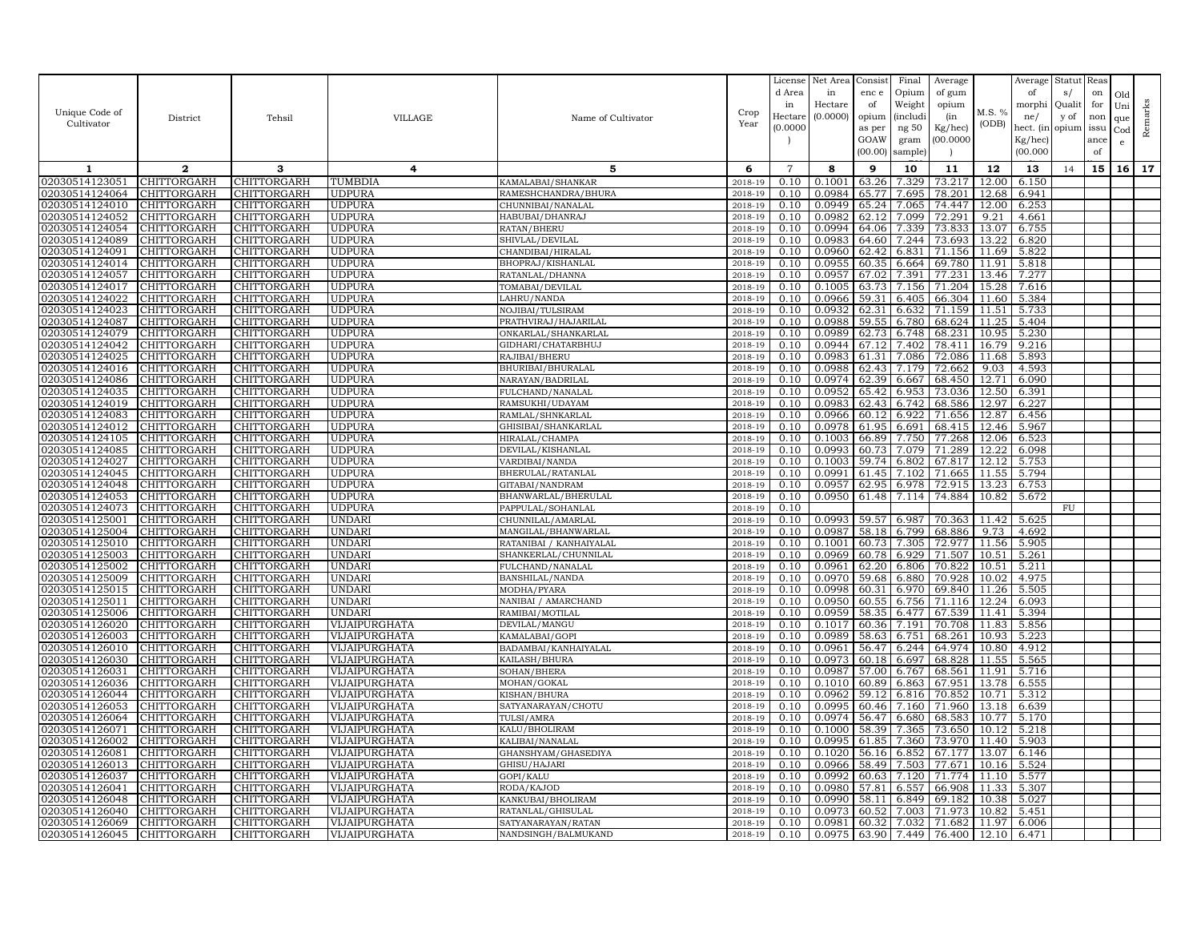| Unique Code of Cultivator | District | Tehsil | VILLAGE | Name of Cultivator | Crop Year | License d Area in Hectare (0.0000) | Net Area in Hectare (0.0000) | Consist enc e of opium as per GOAW (00.00) | Final Opium Weight (including 50 gram sample) | Average of gum opium (in Kg/hec) (00.0000) | M.S. % (ODB) | Average of morphine/ hect. (in Kg/hec) (00.000) | Status/ Quality of opium | Reason for non issuance of | Old Unique Code | Remarks |
|---|---|---|---|---|---|---|---|---|---|---|---|---|---|---|---|---|
| 1 | 2 | 3 | 4 | 5 | 6 | 7 | 8 | 9 | 10 | 11 | 12 | 13 | 14 | 15 | 16 | 17 |
| 02030514123051 | CHITTORGARH | CHITTORGARH | TUMBDIA | KAMALABAI/SHANKAR | 2018-19 | 0.10 | 0.1001 | 63.26 | 7.329 | 73.217 | 12.00 | 6.150 | | | | |
| 02030514124064 | CHITTORGARH | CHITTORGARH | UDPURA | RAMESHCHANDRA/BHURA | 2018-19 | 0.10 | 0.0984 | 65.77 | 7.695 | 78.201 | 12.68 | 6.941 | | | | |
| 02030514124010 | CHITTORGARH | CHITTORGARH | UDPURA | CHUNNIBAI/NANALAL | 2018-19 | 0.10 | 0.0949 | 65.24 | 7.065 | 74.447 | 12.00 | 6.253 | | | | |
| 02030514124052 | CHITTORGARH | CHITTORGARH | UDPURA | HABUBAI/DHANRAJ | 2018-19 | 0.10 | 0.0982 | 62.12 | 7.099 | 72.291 | 9.21 | 4.661 | | | | |
| 02030514124054 | CHITTORGARH | CHITTORGARH | UDPURA | RATAN/BHERU | 2018-19 | 0.10 | 0.0994 | 64.06 | 7.339 | 73.833 | 13.07 | 6.755 | | | | |
| 02030514124089 | CHITTORGARH | CHITTORGARH | UDPURA | SHIVLAL/DEVILAL | 2018-19 | 0.10 | 0.0983 | 64.60 | 7.244 | 73.693 | 13.22 | 6.820 | | | | |
| 02030514124091 | CHITTORGARH | CHITTORGARH | UDPURA | CHANDIBAI/HIRALAL | 2018-19 | 0.10 | 0.0960 | 62.42 | 6.831 | 71.156 | 11.69 | 5.822 | | | | |
| 02030514124014 | CHITTORGARH | CHITTORGARH | UDPURA | BHOPRAJ/KISHANLAL | 2018-19 | 0.10 | 0.0955 | 60.35 | 6.664 | 69.780 | 11.91 | 5.818 | | | | |
| 02030514124057 | CHITTORGARH | CHITTORGARH | UDPURA | RATANLAL/DHANNA | 2018-19 | 0.10 | 0.0957 | 67.02 | 7.391 | 77.231 | 13.46 | 7.277 | | | | |
| 02030514124017 | CHITTORGARH | CHITTORGARH | UDPURA | TOMABAI/DEVILAL | 2018-19 | 0.10 | 0.1005 | 63.73 | 7.156 | 71.204 | 15.28 | 7.616 | | | | |
| 02030514124022 | CHITTORGARH | CHITTORGARH | UDPURA | LAHRU/NANDA | 2018-19 | 0.10 | 0.0966 | 59.31 | 6.405 | 66.304 | 11.60 | 5.384 | | | | |
| 02030514124023 | CHITTORGARH | CHITTORGARH | UDPURA | NOJIBAI/TULSIRAM | 2018-19 | 0.10 | 0.0932 | 62.31 | 6.632 | 71.159 | 11.51 | 5.733 | | | | |
| 02030514124087 | CHITTORGARH | CHITTORGARH | UDPURA | PRATHVIRAJ/HAJARILAL | 2018-19 | 0.10 | 0.0988 | 59.55 | 6.780 | 68.624 | 11.25 | 5.404 | | | | |
| 02030514124079 | CHITTORGARH | CHITTORGARH | UDPURA | ONKARLAL/SHANKARLAL | 2018-19 | 0.10 | 0.0989 | 62.73 | 6.748 | 68.231 | 10.95 | 5.230 | | | | |
| 02030514124042 | CHITTORGARH | CHITTORGARH | UDPURA | GIDHARI/CHATARBHUJ | 2018-19 | 0.10 | 0.0944 | 67.12 | 7.402 | 78.411 | 16.79 | 9.216 | | | | |
| 02030514124025 | CHITTORGARH | CHITTORGARH | UDPURA | RAJIBAI/BHERU | 2018-19 | 0.10 | 0.0983 | 61.31 | 7.086 | 72.086 | 11.68 | 5.893 | | | | |
| 02030514124016 | CHITTORGARH | CHITTORGARH | UDPURA | BHURIBAI/BHURALAL | 2018-19 | 0.10 | 0.0988 | 62.43 | 7.179 | 72.662 | 9.03 | 4.593 | | | | |
| 02030514124086 | CHITTORGARH | CHITTORGARH | UDPURA | NARAYAN/BADRILAL | 2018-19 | 0.10 | 0.0974 | 62.39 | 6.667 | 68.450 | 12.71 | 6.090 | | | | |
| 02030514124035 | CHITTORGARH | CHITTORGARH | UDPURA | FULCHAND/NANALAL | 2018-19 | 0.10 | 0.0952 | 65.42 | 6.953 | 73.036 | 12.50 | 6.391 | | | | |
| 02030514124019 | CHITTORGARH | CHITTORGARH | UDPURA | RAMSUKHI/UDAYAM | 2018-19 | 0.10 | 0.0983 | 62.43 | 6.742 | 68.586 | 12.97 | 6.227 | | | | |
| 02030514124083 | CHITTORGARH | CHITTORGARH | UDPURA | RAMLAL/SHNKARLAL | 2018-19 | 0.10 | 0.0966 | 60.12 | 6.922 | 71.656 | 12.87 | 6.456 | | | | |
| 02030514124012 | CHITTORGARH | CHITTORGARH | UDPURA | GHISIBAI/SHANKARLAL | 2018-19 | 0.10 | 0.0978 | 61.95 | 6.691 | 68.415 | 12.46 | 5.967 | | | | |
| 02030514124105 | CHITTORGARH | CHITTORGARH | UDPURA | HIRALAL/CHAMPA | 2018-19 | 0.10 | 0.1003 | 66.89 | 7.750 | 77.268 | 12.06 | 6.523 | | | | |
| 02030514124085 | CHITTORGARH | CHITTORGARH | UDPURA | DEVILAL/KISHANLAL | 2018-19 | 0.10 | 0.0993 | 60.73 | 7.079 | 71.289 | 12.22 | 6.098 | | | | |
| 02030514124027 | CHITTORGARH | CHITTORGARH | UDPURA | VARDIBAI/NANDA | 2018-19 | 0.10 | 0.1003 | 59.74 | 6.802 | 67.817 | 12.12 | 5.753 | | | | |
| 02030514124045 | CHITTORGARH | CHITTORGARH | UDPURA | BHERULAL/RATANLAL | 2018-19 | 0.10 | 0.0991 | 61.45 | 7.102 | 71.665 | 11.55 | 5.794 | | | | |
| 02030514124048 | CHITTORGARH | CHITTORGARH | UDPURA | GITABAI/NANDRAM | 2018-19 | 0.10 | 0.0957 | 62.95 | 6.978 | 72.915 | 13.23 | 6.753 | | | | |
| 02030514124053 | CHITTORGARH | CHITTORGARH | UDPURA | BHANWARLAL/BHERULAL | 2018-19 | 0.10 | 0.0950 | 61.48 | 7.114 | 74.884 | 10.82 | 5.672 | | | | |
| 02030514124073 | CHITTORGARH | CHITTORGARH | UDPURA | PAPPULAL/SOHANLAL | 2018-19 | 0.10 | | | | | | | FU | | | |
| 02030514125001 | CHITTORGARH | CHITTORGARH | UNDARI | CHUNNILAL/AMARLAL | 2018-19 | 0.10 | 0.0993 | 59.57 | 6.987 | 70.363 | 11.42 | 5.625 | | | | |
| 02030514125004 | CHITTORGARH | CHITTORGARH | UNDARI | MANGILAL/BHANWARLAL | 2018-19 | 0.10 | 0.0987 | 58.18 | 6.799 | 68.886 | 9.73 | 4.692 | | | | |
| 02030514125010 | CHITTORGARH | CHITTORGARH | UNDARI | RATANIBAI / KANHAIYALAL | 2018-19 | 0.10 | 0.1001 | 60.73 | 7.305 | 72.977 | 11.56 | 5.905 | | | | |
| 02030514125003 | CHITTORGARH | CHITTORGARH | UNDARI | SHANKERLAL/CHUNNILAL | 2018-19 | 0.10 | 0.0969 | 60.78 | 6.929 | 71.507 | 10.51 | 5.261 | | | | |
| 02030514125002 | CHITTORGARH | CHITTORGARH | UNDARI | FULCHAND/NANALAL | 2018-19 | 0.10 | 0.0961 | 62.20 | 6.806 | 70.822 | 10.51 | 5.211 | | | | |
| 02030514125009 | CHITTORGARH | CHITTORGARH | UNDARI | BANSHILAL/NANDA | 2018-19 | 0.10 | 0.0970 | 59.68 | 6.880 | 70.928 | 10.02 | 4.975 | | | | |
| 02030514125015 | CHITTORGARH | CHITTORGARH | UNDARI | MODHA/PYARA | 2018-19 | 0.10 | 0.0998 | 60.31 | 6.970 | 69.840 | 11.26 | 5.505 | | | | |
| 02030514125011 | CHITTORGARH | CHITTORGARH | UNDARI | NANIBAI / AMARCHAND | 2018-19 | 0.10 | 0.0950 | 60.55 | 6.756 | 71.116 | 12.24 | 6.093 | | | | |
| 02030514125006 | CHITTORGARH | CHITTORGARH | UNDARI | RAMIBAI/MOTILAL | 2018-19 | 0.10 | 0.0959 | 58.35 | 6.477 | 67.539 | 11.41 | 5.394 | | | | |
| 02030514126020 | CHITTORGARH | CHITTORGARH | VIJAIPURGHATA | DEVILAL/MANGU | 2018-19 | 0.10 | 0.1017 | 60.36 | 7.191 | 70.708 | 11.83 | 5.856 | | | | |
| 02030514126003 | CHITTORGARH | CHITTORGARH | VIJAIPURGHATA | KAMALABAI/GOPI | 2018-19 | 0.10 | 0.0989 | 58.63 | 6.751 | 68.261 | 10.93 | 5.223 | | | | |
| 02030514126010 | CHITTORGARH | CHITTORGARH | VIJAIPURGHATA | BADAMBAI/KANHAIYALAL | 2018-19 | 0.10 | 0.0961 | 56.47 | 6.244 | 64.974 | 10.80 | 4.912 | | | | |
| 02030514126030 | CHITTORGARH | CHITTORGARH | VIJAIPURGHATA | KAILASH/BHURA | 2018-19 | 0.10 | 0.0973 | 60.18 | 6.697 | 68.828 | 11.55 | 5.565 | | | | |
| 02030514126031 | CHITTORGARH | CHITTORGARH | VIJAIPURGHATA | SOHAN/BHERA | 2018-19 | 0.10 | 0.0987 | 57.00 | 6.767 | 68.561 | 11.91 | 5.716 | | | | |
| 02030514126036 | CHITTORGARH | CHITTORGARH | VIJAIPURGHATA | MOHAN/GOKAL | 2018-19 | 0.10 | 0.1010 | 60.89 | 6.863 | 67.951 | 13.78 | 6.555 | | | | |
| 02030514126044 | CHITTORGARH | CHITTORGARH | VIJAIPURGHATA | KISHAN/BHURA | 2018-19 | 0.10 | 0.0962 | 59.12 | 6.816 | 70.852 | 10.71 | 5.312 | | | | |
| 02030514126053 | CHITTORGARH | CHITTORGARH | VIJAIPURGHATA | SATYANARAYAN/CHOTU | 2018-19 | 0.10 | 0.0995 | 60.46 | 7.160 | 71.960 | 13.18 | 6.639 | | | | |
| 02030514126064 | CHITTORGARH | CHITTORGARH | VIJAIPURGHATA | TULSI/AMRA | 2018-19 | 0.10 | 0.0974 | 56.47 | 6.680 | 68.583 | 10.77 | 5.170 | | | | |
| 02030514126071 | CHITTORGARH | CHITTORGARH | VIJAIPURGHATA | KALU/BHOLIRAM | 2018-19 | 0.10 | 0.1000 | 58.39 | 7.365 | 73.650 | 10.12 | 5.218 | | | | |
| 02030514126002 | CHITTORGARH | CHITTORGARH | VIJAIPURGHATA | KALIBAI/NANALAL | 2018-19 | 0.10 | 0.0995 | 61.85 | 7.360 | 73.970 | 11.40 | 5.903 | | | | |
| 02030514126081 | CHITTORGARH | CHITTORGARH | VIJAIPURGHATA | GHANSHYAM/GHASEDIYA | 2018-19 | 0.10 | 0.1020 | 56.16 | 6.852 | 67.177 | 13.07 | 6.146 | | | | |
| 02030514126013 | CHITTORGARH | CHITTORGARH | VIJAIPURGHATA | GHISU/HAJARI | 2018-19 | 0.10 | 0.0966 | 58.49 | 7.503 | 77.671 | 10.16 | 5.524 | | | | |
| 02030514126037 | CHITTORGARH | CHITTORGARH | VIJAIPURGHATA | GOPI/KALU | 2018-19 | 0.10 | 0.0992 | 60.63 | 7.120 | 71.774 | 11.10 | 5.577 | | | | |
| 02030514126041 | CHITTORGARH | CHITTORGARH | VIJAIPURGHATA | RODA/KAJOD | 2018-19 | 0.10 | 0.0980 | 57.81 | 6.557 | 66.908 | 11.33 | 5.307 | | | | |
| 02030514126048 | CHITTORGARH | CHITTORGARH | VIJAIPURGHATA | KANKUBAI/BHOLIRAM | 2018-19 | 0.10 | 0.0990 | 58.11 | 6.849 | 69.182 | 10.38 | 5.027 | | | | |
| 02030514126040 | CHITTORGARH | CHITTORGARH | VIJAIPURGHATA | RATANLAL/GHISULAL | 2018-19 | 0.10 | 0.0973 | 60.52 | 7.003 | 71.973 | 10.82 | 5.451 | | | | |
| 02030514126069 | CHITTORGARH | CHITTORGARH | VIJAIPURGHATA | SATYANARAYAN/RATAN | 2018-19 | 0.10 | 0.0981 | 60.32 | 7.032 | 71.682 | 11.97 | 6.006 | | | | |
| 02030514126045 | CHITTORGARH | CHITTORGARH | VIJAIPURGHATA | NANDSINGH/BALMUKAND | 2018-19 | 0.10 | 0.0975 | 63.90 | 7.449 | 76.400 | 12.10 | 6.471 | | | | |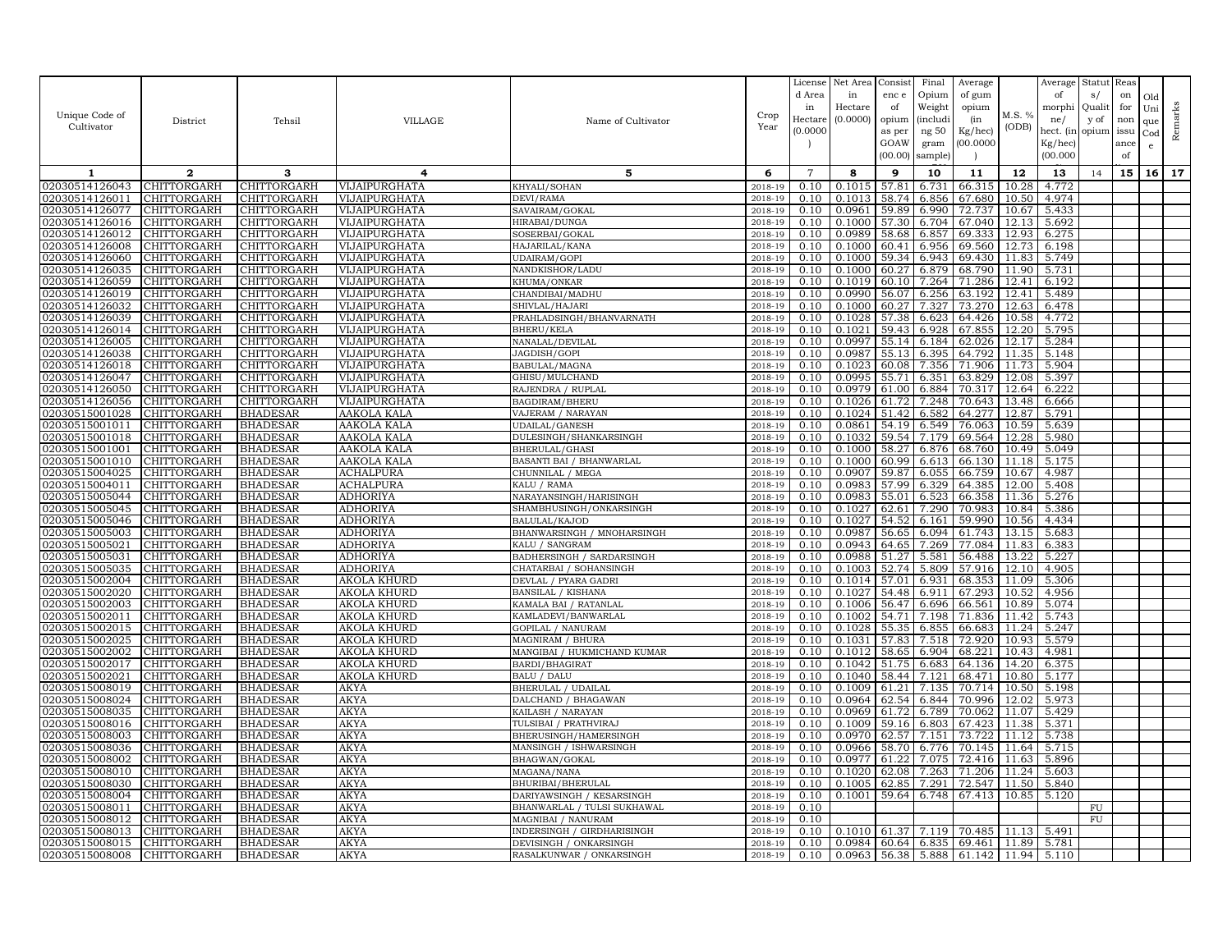| Unique Code of Cultivator | District | Tehsil | VILLAGE | Name of Cultivator | Crop Year | License d Area in Hectare (0.0000) | Net Area in Hectare (0.0000) | Consist enc e of opium as per GOAW (00.00) | Final Opium Weight (includi ng 50 gram sample) | Average of gum opium (in Kg/hec) (00.0000) | M.S. % (ODB) | Average of morphi ne/ hect. (in Kg/hec) (00.000 | Statut s/ Qualit y of opium | Reas on for non issu ance of | Old Uni que Cod e | Remarks |
|---|---|---|---|---|---|---|---|---|---|---|---|---|---|---|---|---|
| 1 | 2 | 3 | 4 | 5 | 6 | 7 | 8 | 9 | 10 | 11 | 12 | 13 | 14 | 15 | 16 | 17 |
| 02030514126043 | CHITTORGARH | CHITTORGARH | VIJAIPURGHATA | KHYALI/SOHAN | 2018-19 | 0.10 | 0.1015 | 57.81 | 6.731 | 66.315 | 10.28 | 4.772 | | | | |
| 02030514126011 | CHITTORGARH | CHITTORGARH | VIJAIPURGHATA | DEVI/RAMA | 2018-19 | 0.10 | 0.1013 | 58.74 | 6.856 | 67.680 | 10.50 | 4.974 | | | | |
| 02030514126077 | CHITTORGARH | CHITTORGARH | VIJAIPURGHATA | SAVAIRAM/GOKAL | 2018-19 | 0.10 | 0.0961 | 59.89 | 6.990 | 72.737 | 10.67 | 5.433 | | | | |
| 02030514126016 | CHITTORGARH | CHITTORGARH | VIJAIPURGHATA | HIRABAI/DUNGA | 2018-19 | 0.10 | 0.1000 | 57.30 | 6.704 | 67.040 | 12.13 | 5.692 | | | | |
| 02030514126012 | CHITTORGARH | CHITTORGARH | VIJAIPURGHATA | SOSERBAI/GOKAL | 2018-19 | 0.10 | 0.0989 | 58.68 | 6.857 | 69.333 | 12.93 | 6.275 | | | | |
| 02030514126008 | CHITTORGARH | CHITTORGARH | VIJAIPURGHATA | HAJARILAL/KANA | 2018-19 | 0.10 | 0.1000 | 60.41 | 6.956 | 69.560 | 12.73 | 6.198 | | | | |
| 02030514126060 | CHITTORGARH | CHITTORGARH | VIJAIPURGHATA | UDAIRAM/GOPI | 2018-19 | 0.10 | 0.1000 | 59.34 | 6.943 | 69.430 | 11.83 | 5.749 | | | | |
| 02030514126035 | CHITTORGARH | CHITTORGARH | VIJAIPURGHATA | NANDKISHOR/LADU | 2018-19 | 0.10 | 0.1000 | 60.27 | 6.879 | 68.790 | 11.90 | 5.731 | | | | |
| 02030514126059 | CHITTORGARH | CHITTORGARH | VIJAIPURGHATA | KHUMA/ONKAR | 2018-19 | 0.10 | 0.1019 | 60.10 | 7.264 | 71.286 | 12.41 | 6.192 | | | | |
| 02030514126019 | CHITTORGARH | CHITTORGARH | VIJAIPURGHATA | CHANDIBAI/MADHU | 2018-19 | 0.10 | 0.0990 | 56.07 | 6.256 | 63.192 | 12.41 | 5.489 | | | | |
| 02030514126032 | CHITTORGARH | CHITTORGARH | VIJAIPURGHATA | SHIVLAL/HAJARI | 2018-19 | 0.10 | 0.1000 | 60.27 | 7.327 | 73.270 | 12.63 | 6.478 | | | | |
| 02030514126039 | CHITTORGARH | CHITTORGARH | VIJAIPURGHATA | PRAHLADSINGH/BHANVARNATH | 2018-19 | 0.10 | 0.1028 | 57.38 | 6.623 | 64.426 | 10.58 | 4.772 | | | | |
| 02030514126014 | CHITTORGARH | CHITTORGARH | VIJAIPURGHATA | BHERU/KELA | 2018-19 | 0.10 | 0.1021 | 59.43 | 6.928 | 67.855 | 12.20 | 5.795 | | | | |
| 02030514126005 | CHITTORGARH | CHITTORGARH | VIJAIPURGHATA | NANALAL/DEVILAL | 2018-19 | 0.10 | 0.0997 | 55.14 | 6.184 | 62.026 | 12.17 | 5.284 | | | | |
| 02030514126038 | CHITTORGARH | CHITTORGARH | VIJAIPURGHATA | JAGDISH/GOPI | 2018-19 | 0.10 | 0.0987 | 55.13 | 6.395 | 64.792 | 11.35 | 5.148 | | | | |
| 02030514126018 | CHITTORGARH | CHITTORGARH | VIJAIPURGHATA | BABULAL/MAGNA | 2018-19 | 0.10 | 0.1023 | 60.08 | 7.356 | 71.906 | 11.73 | 5.904 | | | | |
| 02030514126047 | CHITTORGARH | CHITTORGARH | VIJAIPURGHATA | GHISU/MULCHAND | 2018-19 | 0.10 | 0.0995 | 55.71 | 6.351 | 63.829 | 12.08 | 5.397 | | | | |
| 02030514126050 | CHITTORGARH | CHITTORGARH | VIJAIPURGHATA | RAJENDRA / RUPLAL | 2018-19 | 0.10 | 0.0979 | 61.00 | 6.884 | 70.317 | 12.64 | 6.222 | | | | |
| 02030514126056 | CHITTORGARH | CHITTORGARH | VIJAIPURGHATA | BAGDIRAM/BHERU | 2018-19 | 0.10 | 0.1026 | 61.72 | 7.248 | 70.643 | 13.48 | 6.666 | | | | |
| 02030515001028 | CHITTORGARH | BHADESAR | AAKOLA KALA | VAJERAM / NARAYAN | 2018-19 | 0.10 | 0.1024 | 51.42 | 6.582 | 64.277 | 12.87 | 5.791 | | | | |
| 02030515001011 | CHITTORGARH | BHADESAR | AAKOLA KALA | UDAILAL/GANESH | 2018-19 | 0.10 | 0.0861 | 54.19 | 6.549 | 76.063 | 10.59 | 5.639 | | | | |
| 02030515001018 | CHITTORGARH | BHADESAR | AAKOLA KALA | DULESINGH/SHANKARSINGH | 2018-19 | 0.10 | 0.1032 | 59.54 | 7.179 | 69.564 | 12.28 | 5.980 | | | | |
| 02030515001001 | CHITTORGARH | BHADESAR | AAKOLA KALA | BHERULAL/GHASI | 2018-19 | 0.10 | 0.1000 | 58.27 | 6.876 | 68.760 | 10.49 | 5.049 | | | | |
| 02030515001010 | CHITTORGARH | BHADESAR | AAKOLA KALA | BASANTI BAI / BHANWARLAL | 2018-19 | 0.10 | 0.1000 | 60.99 | 6.613 | 66.130 | 11.18 | 5.175 | | | | |
| 02030515004025 | CHITTORGARH | BHADESAR | ACHALPURA | CHUNNILAL / MEGA | 2018-19 | 0.10 | 0.0907 | 59.87 | 6.055 | 66.759 | 10.67 | 4.987 | | | | |
| 02030515004011 | CHITTORGARH | BHADESAR | ACHALPURA | KALU / RAMA | 2018-19 | 0.10 | 0.0983 | 57.99 | 6.329 | 64.385 | 12.00 | 5.408 | | | | |
| 02030515005044 | CHITTORGARH | BHADESAR | ADHORIYA | NARAYANSINGH/HARISINGH | 2018-19 | 0.10 | 0.0983 | 55.01 | 6.523 | 66.358 | 11.36 | 5.276 | | | | |
| 02030515005045 | CHITTORGARH | BHADESAR | ADHORIYA | SHAMBHUSINGH/ONKARSINGH | 2018-19 | 0.10 | 0.1027 | 62.61 | 7.290 | 70.983 | 10.84 | 5.386 | | | | |
| 02030515005046 | CHITTORGARH | BHADESAR | ADHORIYA | BALULAL/KAJOD | 2018-19 | 0.10 | 0.1027 | 54.52 | 6.161 | 59.990 | 10.56 | 4.434 | | | | |
| 02030515005003 | CHITTORGARH | BHADESAR | ADHORIYA | BHANWARSINGH / MNOHARSINGH | 2018-19 | 0.10 | 0.0987 | 56.65 | 6.094 | 61.743 | 13.15 | 5.683 | | | | |
| 02030515005021 | CHITTORGARH | BHADESAR | ADHORIYA | KALU / SANGRAM | 2018-19 | 0.10 | 0.0943 | 64.65 | 7.269 | 77.084 | 11.83 | 6.383 | | | | |
| 02030515005031 | CHITTORGARH | BHADESAR | ADHORIYA | BADHERSINGH / SARDARSINGH | 2018-19 | 0.10 | 0.0988 | 51.27 | 5.581 | 56.488 | 13.22 | 5.227 | | | | |
| 02030515005035 | CHITTORGARH | BHADESAR | ADHORIYA | CHATARBAI / SOHANSINGH | 2018-19 | 0.10 | 0.1003 | 52.74 | 5.809 | 57.916 | 12.10 | 4.905 | | | | |
| 02030515002004 | CHITTORGARH | BHADESAR | AKOLA KHURD | DEVLAL / PYARA GADRI | 2018-19 | 0.10 | 0.1014 | 57.01 | 6.931 | 68.353 | 11.09 | 5.306 | | | | |
| 02030515002020 | CHITTORGARH | BHADESAR | AKOLA KHURD | BANSILAL / KISHANA | 2018-19 | 0.10 | 0.1027 | 54.48 | 6.911 | 67.293 | 10.52 | 4.956 | | | | |
| 02030515002003 | CHITTORGARH | BHADESAR | AKOLA KHURD | KAMALA BAI / RATANLAL | 2018-19 | 0.10 | 0.1006 | 56.47 | 6.696 | 66.561 | 10.89 | 5.074 | | | | |
| 02030515002011 | CHITTORGARH | BHADESAR | AKOLA KHURD | KAMLADEVI/BANWARLAL | 2018-19 | 0.10 | 0.1002 | 54.71 | 7.198 | 71.836 | 11.42 | 5.743 | | | | |
| 02030515002015 | CHITTORGARH | BHADESAR | AKOLA KHURD | GOPILAL / NANURAM | 2018-19 | 0.10 | 0.1028 | 55.35 | 6.855 | 66.683 | 11.24 | 5.247 | | | | |
| 02030515002025 | CHITTORGARH | BHADESAR | AKOLA KHURD | MAGNIRAM / BHURA | 2018-19 | 0.10 | 0.1031 | 57.83 | 7.518 | 72.920 | 10.93 | 5.579 | | | | |
| 02030515002002 | CHITTORGARH | BHADESAR | AKOLA KHURD | MANGIBAI / HUKMICHAND KUMAR | 2018-19 | 0.10 | 0.1012 | 58.65 | 6.904 | 68.221 | 10.43 | 4.981 | | | | |
| 02030515002017 | CHITTORGARH | BHADESAR | AKOLA KHURD | BARDI/BHAGIRAT | 2018-19 | 0.10 | 0.1042 | 51.75 | 6.683 | 64.136 | 14.20 | 6.375 | | | | |
| 02030515002021 | CHITTORGARH | BHADESAR | AKOLA KHURD | BALU / DALU | 2018-19 | 0.10 | 0.1040 | 58.44 | 7.121 | 68.471 | 10.80 | 5.177 | | | | |
| 02030515008019 | CHITTORGARH | BHADESAR | AKYA | BHERULAL / UDAILAL | 2018-19 | 0.10 | 0.1009 | 61.21 | 7.135 | 70.714 | 10.50 | 5.198 | | | | |
| 02030515008024 | CHITTORGARH | BHADESAR | AKYA | DALCHAND / BHAGAWAN | 2018-19 | 0.10 | 0.0964 | 62.54 | 6.844 | 70.996 | 12.02 | 5.973 | | | | |
| 02030515008035 | CHITTORGARH | BHADESAR | AKYA | KAILASH / NARAYAN | 2018-19 | 0.10 | 0.0969 | 61.72 | 6.789 | 70.062 | 11.07 | 5.429 | | | | |
| 02030515008016 | CHITTORGARH | BHADESAR | AKYA | TULSIBAI / PRATHVIRAJ | 2018-19 | 0.10 | 0.1009 | 59.16 | 6.803 | 67.423 | 11.38 | 5.371 | | | | |
| 02030515008003 | CHITTORGARH | BHADESAR | AKYA | BHERUSINGH/HAMERSINGH | 2018-19 | 0.10 | 0.0970 | 62.57 | 7.151 | 73.722 | 11.12 | 5.738 | | | | |
| 02030515008036 | CHITTORGARH | BHADESAR | AKYA | MANSINGH / ISHWARSINGH | 2018-19 | 0.10 | 0.0966 | 58.70 | 6.776 | 70.145 | 11.64 | 5.715 | | | | |
| 02030515008002 | CHITTORGARH | BHADESAR | AKYA | BHAGWAN/GOKAL | 2018-19 | 0.10 | 0.0977 | 61.22 | 7.075 | 72.416 | 11.63 | 5.896 | | | | |
| 02030515008010 | CHITTORGARH | BHADESAR | AKYA | MAGANA/NANA | 2018-19 | 0.10 | 0.1020 | 62.08 | 7.263 | 71.206 | 11.24 | 5.603 | | | | |
| 02030515008030 | CHITTORGARH | BHADESAR | AKYA | BHURIBAI/BHERULAL | 2018-19 | 0.10 | 0.1005 | 62.85 | 7.291 | 72.547 | 11.50 | 5.840 | | | | |
| 02030515008004 | CHITTORGARH | BHADESAR | AKYA | DARIYAWSINGH / KESARSINGH | 2018-19 | 0.10 | 0.1001 | 59.64 | 6.748 | 67.413 | 10.85 | 5.120 | | | | |
| 02030515008011 | CHITTORGARH | BHADESAR | AKYA | BHANWARLAL / TULSI SUKHAWAL | 2018-19 | 0.10 | | | | | | | FU | | | |
| 02030515008012 | CHITTORGARH | BHADESAR | AKYA | MAGNIBAI / NANURAM | 2018-19 | 0.10 | | | | | | | FU | | | |
| 02030515008013 | CHITTORGARH | BHADESAR | AKYA | INDERSINGH / GIRDHARISINGH | 2018-19 | 0.10 | 0.1010 | 61.37 | 7.119 | 70.485 | 11.13 | 5.491 | | | | |
| 02030515008015 | CHITTORGARH | BHADESAR | AKYA | DEVISINGH / ONKARSINGH | 2018-19 | 0.10 | 0.0984 | 60.64 | 6.835 | 69.461 | 11.89 | 5.781 | | | | |
| 02030515008008 | CHITTORGARH | BHADESAR | AKYA | RASALKUNWAR / ONKARSINGH | 2018-19 | 0.10 | 0.0963 | 56.38 | 5.888 | 61.142 | 11.94 | 5.110 | | | | |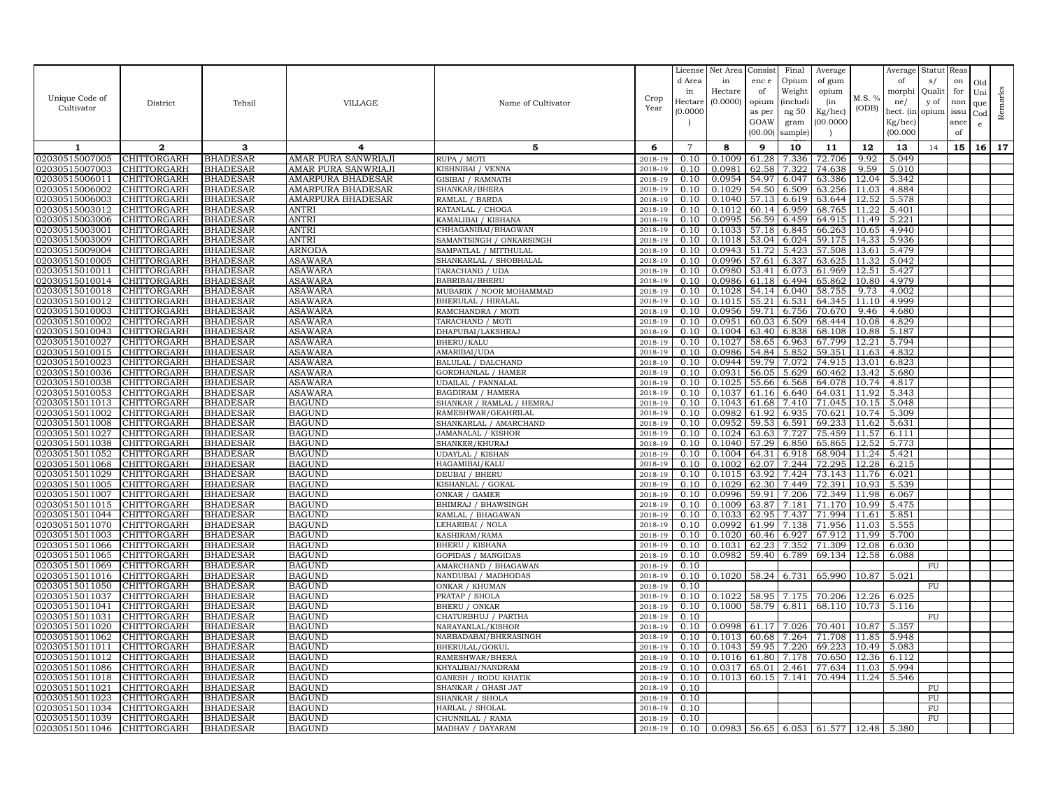| Unique Code of Cultivator | District | Tehsil | VILLAGE | Name of Cultivator | Crop Year | License d Area in Hectare (0.0000) | Net Area in Hectare (0.0000) | Consist enc e of opium as per GOAW (00.00) | Final Opium Weight (includi ng 50 gram sample) | Average of gum opium (in Kg/hec) (00.0000) | M.S. % (ODB) | Average of morphi ne/ hect. (in Kg/hec) (00.000 | Statut s/ Qualit y of opium | Reas on for non issu ance of | Old Uni que Cod e | Remarks |
|---|---|---|---|---|---|---|---|---|---|---|---|---|---|---|---|---|
| 1 | 2 | 3 | 4 | 5 | 6 | 7 | 8 | 9 | 10 | 11 | 12 | 13 | 14 | 15 | 16 | 17 |
| 02030515007005 | CHITTORGARH | BHADESAR | AMAR PURA SANWRIAJI | RUPA / MOTI | 2018-19 | 0.10 | 0.1009 | 61.28 | 7.336 | 72.706 | 9.92 | 5.049 | | | | |
| 02030515007003 | CHITTORGARH | BHADESAR | AMAR PURA SANWRIAJI | KISHNIBAI / VENNA | 2018-19 | 0.10 | 0.0981 | 62.58 | 7.322 | 74.638 | 9.59 | 5.010 | | | | |
| 02030515006011 | CHITTORGARH | BHADESAR | AMARPURA BHADESAR | GISIBAI / RAMNATH | 2018-19 | 0.10 | 0.0954 | 54.97 | 6.047 | 63.386 | 12.04 | 5.342 | | | | |
| 02030515006002 | CHITTORGARH | BHADESAR | AMARPURA BHADESAR | SHANKAR/BHERA | 2018-19 | 0.10 | 0.1029 | 54.50 | 6.509 | 63.256 | 11.03 | 4.884 | | | | |
| 02030515006003 | CHITTORGARH | BHADESAR | AMARPURA BHADESAR | RAMLAL / BARDA | 2018-19 | 0.10 | 0.1040 | 57.13 | 6.619 | 63.644 | 12.52 | 5.578 | | | | |
| 02030515003012 | CHITTORGARH | BHADESAR | ANTRI | RATANLAL / CHOGA | 2018-19 | 0.10 | 0.1012 | 60.14 | 6.959 | 68.765 | 11.22 | 5.401 | | | | |
| 02030515003006 | CHITTORGARH | BHADESAR | ANTRI | KAMALIBAI / KISHANA | 2018-19 | 0.10 | 0.0995 | 56.59 | 6.459 | 64.915 | 11.49 | 5.221 | | | | |
| 02030515003001 | CHITTORGARH | BHADESAR | ANTRI | CHHAGANIBAI/BHAGWAN | 2018-19 | 0.10 | 0.1033 | 57.18 | 6.845 | 66.263 | 10.65 | 4.940 | | | | |
| 02030515003009 | CHITTORGARH | BHADESAR | ANTRI | SAMANTSINGH / ONKARSINGH | 2018-19 | 0.10 | 0.1018 | 53.04 | 6.024 | 59.175 | 14.33 | 5.936 | | | | |
| 02030515009004 | CHITTORGARH | BHADESAR | ARNODA | SAMPATLAL / MITTHULAL | 2018-19 | 0.10 | 0.0943 | 51.72 | 5.423 | 57.508 | 13.61 | 5.479 | | | | |
| 02030515010005 | CHITTORGARH | BHADESAR | ASAWARA | SHANKARLAL / SHOBHALAL | 2018-19 | 0.10 | 0.0996 | 57.61 | 6.337 | 63.625 | 11.32 | 5.042 | | | | |
| 02030515010011 | CHITTORGARH | BHADESAR | ASAWARA | TARACHAND / UDA | 2018-19 | 0.10 | 0.0980 | 53.41 | 6.073 | 61.969 | 12.51 | 5.427 | | | | |
| 02030515010014 | CHITTORGARH | BHADESAR | ASAWARA | BABRIBAI/BHERU | 2018-19 | 0.10 | 0.0986 | 61.18 | 6.494 | 65.862 | 10.80 | 4.979 | | | | |
| 02030515010018 | CHITTORGARH | BHADESAR | ASAWARA | MUBARIK / NOOR MOHAMMAD | 2018-19 | 0.10 | 0.1028 | 54.14 | 6.040 | 58.755 | 9.73 | 4.002 | | | | |
| 02030515010012 | CHITTORGARH | BHADESAR | ASAWARA | BHERULAL / HIRALAL | 2018-19 | 0.10 | 0.1015 | 55.21 | 6.531 | 64.345 | 11.10 | 4.999 | | | | |
| 02030515010003 | CHITTORGARH | BHADESAR | ASAWARA | RAMCHANDRA / MOTI | 2018-19 | 0.10 | 0.0956 | 59.71 | 6.756 | 70.670 | 9.46 | 4.680 | | | | |
| 02030515010002 | CHITTORGARH | BHADESAR | ASAWARA | TARACHAND / MOTI | 2018-19 | 0.10 | 0.0951 | 60.03 | 6.509 | 68.444 | 10.08 | 4.829 | | | | |
| 02030515010043 | CHITTORGARH | BHADESAR | ASAWARA | DHAPUBAI/LAKSHRAJ | 2018-19 | 0.10 | 0.1004 | 63.40 | 6.838 | 68.108 | 10.88 | 5.187 | | | | |
| 02030515010027 | CHITTORGARH | BHADESAR | ASAWARA | BHERU/KALU | 2018-19 | 0.10 | 0.1027 | 58.65 | 6.963 | 67.799 | 12.21 | 5.794 | | | | |
| 02030515010015 | CHITTORGARH | BHADESAR | ASAWARA | AMARIBAI/UDA | 2018-19 | 0.10 | 0.0986 | 54.84 | 5.852 | 59.351 | 11.63 | 4.832 | | | | |
| 02030515010023 | CHITTORGARH | BHADESAR | ASAWARA | BALULAL / DALCHAND | 2018-19 | 0.10 | 0.0944 | 59.79 | 7.072 | 74.915 | 13.01 | 6.823 | | | | |
| 02030515010036 | CHITTORGARH | BHADESAR | ASAWARA | GORDHANLAL / HAMER | 2018-19 | 0.10 | 0.0931 | 56.05 | 5.629 | 60.462 | 13.42 | 5.680 | | | | |
| 02030515010038 | CHITTORGARH | BHADESAR | ASAWARA | UDAILAL / PANNALAL | 2018-19 | 0.10 | 0.1025 | 55.66 | 6.568 | 64.078 | 10.74 | 4.817 | | | | |
| 02030515010053 | CHITTORGARH | BHADESAR | ASAWARA | BAGDIRAM / HAMERA | 2018-19 | 0.10 | 0.1037 | 61.16 | 6.640 | 64.031 | 11.92 | 5.343 | | | | |
| 02030515011013 | CHITTORGARH | BHADESAR | BAGUND | SHANKAR / RAMLAL / HEMRAJ | 2018-19 | 0.10 | 0.1043 | 61.68 | 7.410 | 71.045 | 10.15 | 5.048 | | | | |
| 02030515011002 | CHITTORGARH | BHADESAR | BAGUND | RAMESHWAR/GEAHRILAL | 2018-19 | 0.10 | 0.0982 | 61.92 | 6.935 | 70.621 | 10.74 | 5.309 | | | | |
| 02030515011008 | CHITTORGARH | BHADESAR | BAGUND | SHANKARLAL / AMARCHAND | 2018-19 | 0.10 | 0.0952 | 59.53 | 6.591 | 69.233 | 11.62 | 5.631 | | | | |
| 02030515011027 | CHITTORGARH | BHADESAR | BAGUND | JAMANALAL / KISHOR | 2018-19 | 0.10 | 0.1024 | 63.63 | 7.727 | 75.459 | 11.57 | 6.111 | | | | |
| 02030515011038 | CHITTORGARH | BHADESAR | BAGUND | SHANKER/KHURAJ | 2018-19 | 0.10 | 0.1040 | 57.29 | 6.850 | 65.865 | 12.52 | 5.773 | | | | |
| 02030515011052 | CHITTORGARH | BHADESAR | BAGUND | UDAYLAL / KISHAN | 2018-19 | 0.10 | 0.1004 | 64.31 | 6.918 | 68.904 | 11.24 | 5.421 | | | | |
| 02030515011068 | CHITTORGARH | BHADESAR | BAGUND | HAGAMIBAI/KALU | 2018-19 | 0.10 | 0.1002 | 62.07 | 7.244 | 72.295 | 12.28 | 6.215 | | | | |
| 02030515011029 | CHITTORGARH | BHADESAR | BAGUND | DEUBAI / BHERU | 2018-19 | 0.10 | 0.1015 | 63.92 | 7.424 | 73.143 | 11.76 | 6.021 | | | | |
| 02030515011005 | CHITTORGARH | BHADESAR | BAGUND | KISHANLAL / GOKAL | 2018-19 | 0.10 | 0.1029 | 62.30 | 7.449 | 72.391 | 10.93 | 5.539 | | | | |
| 02030515011007 | CHITTORGARH | BHADESAR | BAGUND | ONKAR / GAMER | 2018-19 | 0.10 | 0.0996 | 59.91 | 7.206 | 72.349 | 11.98 | 6.067 | | | | |
| 02030515011015 | CHITTORGARH | BHADESAR | BAGUND | BHIMRAJ / BHAWSINGH | 2018-19 | 0.10 | 0.1009 | 63.87 | 7.181 | 71.170 | 10.99 | 5.475 | | | | |
| 02030515011044 | CHITTORGARH | BHADESAR | BAGUND | RAMLAL / BHAGAWAN | 2018-19 | 0.10 | 0.1033 | 62.95 | 7.437 | 71.994 | 11.61 | 5.851 | | | | |
| 02030515011070 | CHITTORGARH | BHADESAR | BAGUND | LEHARIBAI / NOLA | 2018-19 | 0.10 | 0.0992 | 61.99 | 7.138 | 71.956 | 11.03 | 5.555 | | | | |
| 02030515011003 | CHITTORGARH | BHADESAR | BAGUND | KASHIRAM/RAMA | 2018-19 | 0.10 | 0.1020 | 60.46 | 6.927 | 67.912 | 11.99 | 5.700 | | | | |
| 02030515011066 | CHITTORGARH | BHADESAR | BAGUND | BHERU / KISHANA | 2018-19 | 0.10 | 0.1031 | 62.23 | 7.352 | 71.309 | 12.08 | 6.030 | | | | |
| 02030515011065 | CHITTORGARH | BHADESAR | BAGUND | GOPIDAS / MANGIDAS | 2018-19 | 0.10 | 0.0982 | 59.40 | 6.789 | 69.134 | 12.58 | 6.088 | | | | |
| 02030515011069 | CHITTORGARH | BHADESAR | BAGUND | AMARCHAND / BHAGAWAN | 2018-19 | 0.10 | | | | | | | FU | | | |
| 02030515011016 | CHITTORGARH | BHADESAR | BAGUND | NANDUBAI / MADHODAS | 2018-19 | 0.10 | 0.1020 | 58.24 | 6.731 | 65.990 | 10.87 | 5.021 | | | | |
| 02030515011050 | CHITTORGARH | BHADESAR | BAGUND | ONKAR / KHUMAN | 2018-19 | 0.10 | | | | | | | FU | | | |
| 02030515011037 | CHITTORGARH | BHADESAR | BAGUND | PRATAP / SHOLA | 2018-19 | 0.10 | 0.1022 | 58.95 | 7.175 | 70.206 | 12.26 | 6.025 | | | | |
| 02030515011041 | CHITTORGARH | BHADESAR | BAGUND | BHERU / ONKAR | 2018-19 | 0.10 | 0.1000 | 58.79 | 6.811 | 68.110 | 10.73 | 5.116 | | | | |
| 02030515011031 | CHITTORGARH | BHADESAR | BAGUND | CHATURBHUJ / PARTHA | 2018-19 | 0.10 | | | | | | | FU | | | |
| 02030515011020 | CHITTORGARH | BHADESAR | BAGUND | NARAYANLAL/KISHOR | 2018-19 | 0.10 | 0.0998 | 61.17 | 7.026 | 70.401 | 10.87 | 5.357 | | | | |
| 02030515011062 | CHITTORGARH | BHADESAR | BAGUND | NARBADABAI/BHERASINGH | 2018-19 | 0.10 | 0.1013 | 60.68 | 7.264 | 71.708 | 11.85 | 5.948 | | | | |
| 02030515011011 | CHITTORGARH | BHADESAR | BAGUND | BHERULAL/GOKUL | 2018-19 | 0.10 | 0.1043 | 59.95 | 7.220 | 69.223 | 10.49 | 5.083 | | | | |
| 02030515011012 | CHITTORGARH | BHADESAR | BAGUND | RAMESHWAR/BHERA | 2018-19 | 0.10 | 0.1016 | 61.80 | 7.178 | 70.650 | 12.36 | 6.112 | | | | |
| 02030515011086 | CHITTORGARH | BHADESAR | BAGUND | KHYALIBAI/NANDRAM | 2018-19 | 0.10 | 0.0317 | 65.01 | 2.461 | 77.634 | 11.03 | 5.994 | | | | |
| 02030515011018 | CHITTORGARH | BHADESAR | BAGUND | GANESH / RODU KHATIK | 2018-19 | 0.10 | 0.1013 | 60.15 | 7.141 | 70.494 | 11.24 | 5.546 | | | | |
| 02030515011021 | CHITTORGARH | BHADESAR | BAGUND | SHANKAR / GHASI JAT | 2018-19 | 0.10 | | | | | | | FU | | | |
| 02030515011023 | CHITTORGARH | BHADESAR | BAGUND | SHANKAR / SHOLA | 2018-19 | 0.10 | | | | | | | FU | | | |
| 02030515011034 | CHITTORGARH | BHADESAR | BAGUND | HARLAL / SHOLAL | 2018-19 | 0.10 | | | | | | | FU | | | |
| 02030515011039 | CHITTORGARH | BHADESAR | BAGUND | CHUNNILAL / RAMA | 2018-19 | 0.10 | | | | | | | FU | | | |
| 02030515011046 | CHITTORGARH | BHADESAR | BAGUND | MADHAV / DAYARAM | 2018-19 | 0.10 | 0.0983 | 56.65 | 6.053 | 61.577 | 12.48 | 5.380 | | | | |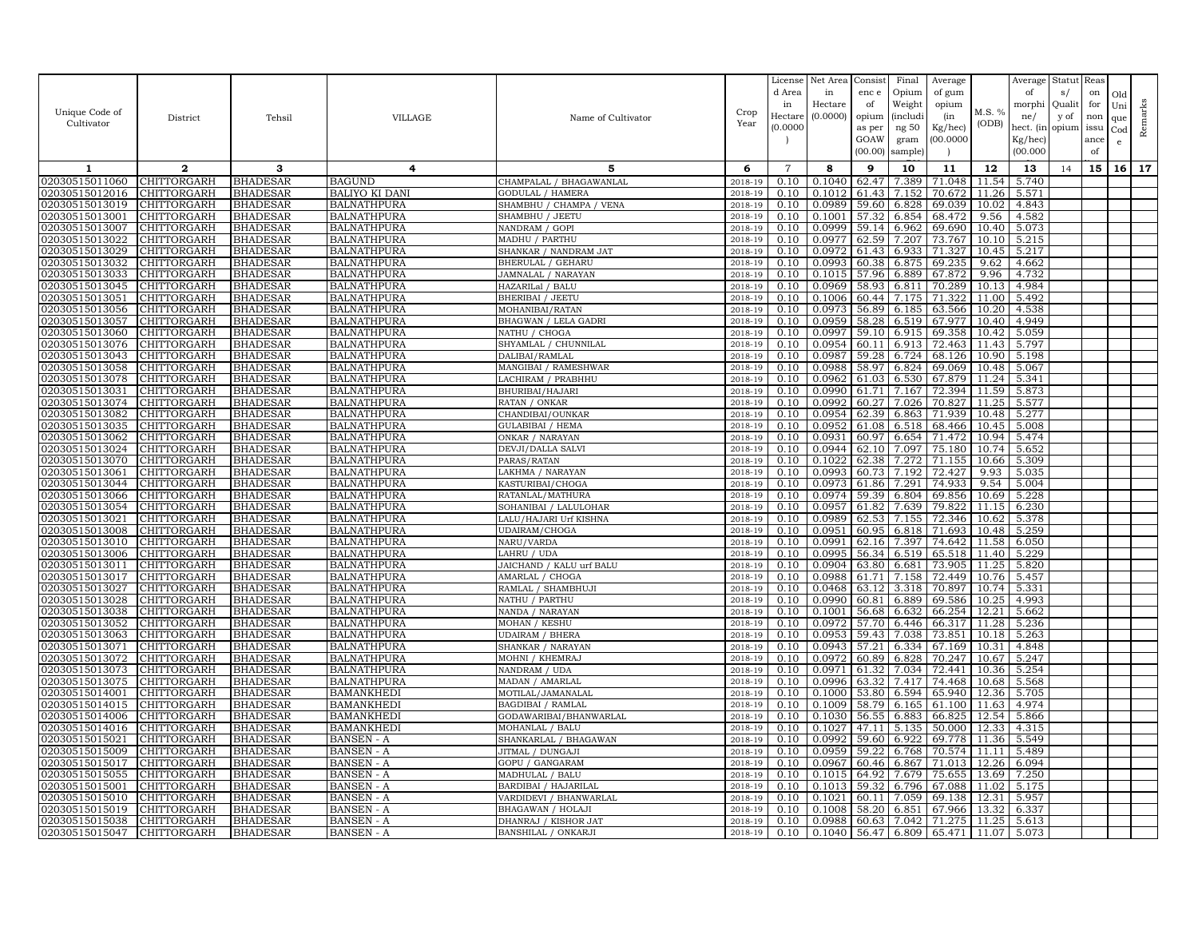| Unique Code of Cultivator | District | Tehsil | VILLAGE | Name of Cultivator | Crop Year | License d Area in Hectare (0.0000 ) | Net Area in Hectare (0.0000) | Consist enc e of opium as per GOAW (00.00) | Final Opium Weight (includi ng 50 gram sample) | Average of gum opium (in Kg/hec) (00.0000 ) | M.S. % (ODB) | Average of morphi ne/ hect. (in Kg/hec) (00.000 | Statut s/ Qualit y of opium | Reas on for non issu ance of | Old Uni que Cod e | Remarks |
|---|---|---|---|---|---|---|---|---|---|---|---|---|---|---|---|---|
| 1 | 2 | 3 | 4 | 5 | 6 | 7 | 8 | 9 | 10 | 11 | 12 | 13 | 14 | 15 | 16 | 17 |
| 02030515011060 | CHITTORGARH | BHADESAR | BAGUND | CHAMPALAL / BHAGAWANLAL | 2018-19 | 0.10 | 0.1040 | 62.47 | 7.389 | 71.048 | 11.54 | 5.740 | | | | |
| 02030515012016 | CHITTORGARH | BHADESAR | BALIYO KI DANI | GODULAL / HAMERA | 2018-19 | 0.10 | 0.1012 | 61.43 | 7.152 | 70.672 | 11.26 | 5.571 | | | | |
| 02030515013019 | CHITTORGARH | BHADESAR | BALNATHPURA | SHAMBHU / CHAMPA / VENA | 2018-19 | 0.10 | 0.0989 | 59.60 | 6.828 | 69.039 | 10.02 | 4.843 | | | | |
| 02030515013001 | CHITTORGARH | BHADESAR | BALNATHPURA | SHAMBHU / JEETU | 2018-19 | 0.10 | 0.1001 | 57.32 | 6.854 | 68.472 | 9.56 | 4.582 | | | | |
| 02030515013007 | CHITTORGARH | BHADESAR | BALNATHPURA | NANDRAM / GOPI | 2018-19 | 0.10 | 0.0999 | 59.14 | 6.962 | 69.690 | 10.40 | 5.073 | | | | |
| 02030515013022 | CHITTORGARH | BHADESAR | BALNATHPURA | MADHU / PARTHU | 2018-19 | 0.10 | 0.0977 | 62.59 | 7.207 | 73.767 | 10.10 | 5.215 | | | | |
| 02030515013029 | CHITTORGARH | BHADESAR | BALNATHPURA | SHANKAR / NANDRAM JAT | 2018-19 | 0.10 | 0.0972 | 61.43 | 6.933 | 71.327 | 10.45 | 5.217 | | | | |
| 02030515013032 | CHITTORGARH | BHADESAR | BALNATHPURA | BHERULAL / GEHARU | 2018-19 | 0.10 | 0.0993 | 60.38 | 6.875 | 69.235 | 9.62 | 4.662 | | | | |
| 02030515013033 | CHITTORGARH | BHADESAR | BALNATHPURA | JAMNALAL / NARAYAN | 2018-19 | 0.10 | 0.1015 | 57.96 | 6.889 | 67.872 | 9.96 | 4.732 | | | | |
| 02030515013045 | CHITTORGARH | BHADESAR | BALNATHPURA | HAZARILal / BALU | 2018-19 | 0.10 | 0.0969 | 58.93 | 6.811 | 70.289 | 10.13 | 4.984 | | | | |
| 02030515013051 | CHITTORGARH | BHADESAR | BALNATHPURA | BHERIBAI / JEETU | 2018-19 | 0.10 | 0.1006 | 60.44 | 7.175 | 71.322 | 11.00 | 5.492 | | | | |
| 02030515013056 | CHITTORGARH | BHADESAR | BALNATHPURA | MOHANIBAI/RATAN | 2018-19 | 0.10 | 0.0973 | 56.89 | 6.185 | 63.566 | 10.20 | 4.538 | | | | |
| 02030515013057 | CHITTORGARH | BHADESAR | BALNATHPURA | BHAGWAN / LELA GADRI | 2018-19 | 0.10 | 0.0959 | 58.28 | 6.519 | 67.977 | 10.40 | 4.949 | | | | |
| 02030515013060 | CHITTORGARH | BHADESAR | BALNATHPURA | NATHU / CHOGA | 2018-19 | 0.10 | 0.0997 | 59.10 | 6.915 | 69.358 | 10.42 | 5.059 | | | | |
| 02030515013076 | CHITTORGARH | BHADESAR | BALNATHPURA | SHYAMLAL / CHUNNILAL | 2018-19 | 0.10 | 0.0954 | 60.11 | 6.913 | 72.463 | 11.43 | 5.797 | | | | |
| 02030515013043 | CHITTORGARH | BHADESAR | BALNATHPURA | DALIBAI/RAMLAL | 2018-19 | 0.10 | 0.0987 | 59.28 | 6.724 | 68.126 | 10.90 | 5.198 | | | | |
| 02030515013058 | CHITTORGARH | BHADESAR | BALNATHPURA | MANGIBAI / RAMESHWAR | 2018-19 | 0.10 | 0.0988 | 58.97 | 6.824 | 69.069 | 10.48 | 5.067 | | | | |
| 02030515013078 | CHITTORGARH | BHADESAR | BALNATHPURA | LACHIRAM / PRABHHU | 2018-19 | 0.10 | 0.0962 | 61.03 | 6.530 | 67.879 | 11.24 | 5.341 | | | | |
| 02030515013031 | CHITTORGARH | BHADESAR | BALNATHPURA | BHURIBAI/HAJARI | 2018-19 | 0.10 | 0.0990 | 61.71 | 7.167 | 72.394 | 11.59 | 5.873 | | | | |
| 02030515013074 | CHITTORGARH | BHADESAR | BALNATHPURA | RATAN / ONKAR | 2018-19 | 0.10 | 0.0992 | 60.27 | 7.026 | 70.827 | 11.25 | 5.577 | | | | |
| 02030515013082 | CHITTORGARH | BHADESAR | BALNATHPURA | CHANDIBAI/OUNKAR | 2018-19 | 0.10 | 0.0954 | 62.39 | 6.863 | 71.939 | 10.48 | 5.277 | | | | |
| 02030515013035 | CHITTORGARH | BHADESAR | BALNATHPURA | GULABIBAI / HEMA | 2018-19 | 0.10 | 0.0952 | 61.08 | 6.518 | 68.466 | 10.45 | 5.008 | | | | |
| 02030515013062 | CHITTORGARH | BHADESAR | BALNATHPURA | ONKAR / NARAYAN | 2018-19 | 0.10 | 0.0931 | 60.97 | 6.654 | 71.472 | 10.94 | 5.474 | | | | |
| 02030515013024 | CHITTORGARH | BHADESAR | BALNATHPURA | DEVJI/DALLA SALVI | 2018-19 | 0.10 | 0.0944 | 62.10 | 7.097 | 75.180 | 10.74 | 5.652 | | | | |
| 02030515013070 | CHITTORGARH | BHADESAR | BALNATHPURA | PARAS/RATAN | 2018-19 | 0.10 | 0.1022 | 62.38 | 7.272 | 71.155 | 10.66 | 5.309 | | | | |
| 02030515013061 | CHITTORGARH | BHADESAR | BALNATHPURA | LAKHMA / NARAYAN | 2018-19 | 0.10 | 0.0993 | 60.73 | 7.192 | 72.427 | 9.93 | 5.035 | | | | |
| 02030515013044 | CHITTORGARH | BHADESAR | BALNATHPURA | KASTURIBAI/CHOGA | 2018-19 | 0.10 | 0.0973 | 61.86 | 7.291 | 74.933 | 9.54 | 5.004 | | | | |
| 02030515013066 | CHITTORGARH | BHADESAR | BALNATHPURA | RATANLAL/MATHURA | 2018-19 | 0.10 | 0.0974 | 59.39 | 6.804 | 69.856 | 10.69 | 5.228 | | | | |
| 02030515013054 | CHITTORGARH | BHADESAR | BALNATHPURA | SOHANIBAI / LALULOHAR | 2018-19 | 0.10 | 0.0957 | 61.82 | 7.639 | 79.822 | 11.15 | 6.230 | | | | |
| 02030515013021 | CHITTORGARH | BHADESAR | BALNATHPURA | LALU/HAJARI Urf KISHNA | 2018-19 | 0.10 | 0.0989 | 62.53 | 7.155 | 72.346 | 10.62 | 5.378 | | | | |
| 02030515013008 | CHITTORGARH | BHADESAR | BALNATHPURA | UDAIRAM/CHOGA | 2018-19 | 0.10 | 0.0951 | 60.95 | 6.818 | 71.693 | 10.48 | 5.259 | | | | |
| 02030515013010 | CHITTORGARH | BHADESAR | BALNATHPURA | NARU/VARDA | 2018-19 | 0.10 | 0.0991 | 62.16 | 7.397 | 74.642 | 11.58 | 6.050 | | | | |
| 02030515013006 | CHITTORGARH | BHADESAR | BALNATHPURA | LAHRU / UDA | 2018-19 | 0.10 | 0.0995 | 56.34 | 6.519 | 65.518 | 11.40 | 5.229 | | | | |
| 02030515013011 | CHITTORGARH | BHADESAR | BALNATHPURA | JAICHAND / KALU urf BALU | 2018-19 | 0.10 | 0.0904 | 63.80 | 6.681 | 73.905 | 11.25 | 5.820 | | | | |
| 02030515013017 | CHITTORGARH | BHADESAR | BALNATHPURA | AMARLAL / CHOGA | 2018-19 | 0.10 | 0.0988 | 61.71 | 7.158 | 72.449 | 10.76 | 5.457 | | | | |
| 02030515013027 | CHITTORGARH | BHADESAR | BALNATHPURA | RAMLAL / SHAMBHUJI | 2018-19 | 0.10 | 0.0468 | 63.12 | 3.318 | 70.897 | 10.74 | 5.331 | | | | |
| 02030515013028 | CHITTORGARH | BHADESAR | BALNATHPURA | NATHU / PARTHU | 2018-19 | 0.10 | 0.0990 | 60.81 | 6.889 | 69.586 | 10.25 | 4.993 | | | | |
| 02030515013038 | CHITTORGARH | BHADESAR | BALNATHPURA | NANDA / NARAYAN | 2018-19 | 0.10 | 0.1001 | 56.68 | 6.632 | 66.254 | 12.21 | 5.662 | | | | |
| 02030515013052 | CHITTORGARH | BHADESAR | BALNATHPURA | MOHAN / KESHU | 2018-19 | 0.10 | 0.0972 | 57.70 | 6.446 | 66.317 | 11.28 | 5.236 | | | | |
| 02030515013063 | CHITTORGARH | BHADESAR | BALNATHPURA | UDAIRAM / BHERA | 2018-19 | 0.10 | 0.0953 | 59.43 | 7.038 | 73.851 | 10.18 | 5.263 | | | | |
| 02030515013071 | CHITTORGARH | BHADESAR | BALNATHPURA | SHANKAR / NARAYAN | 2018-19 | 0.10 | 0.0943 | 57.21 | 6.334 | 67.169 | 10.31 | 4.848 | | | | |
| 02030515013072 | CHITTORGARH | BHADESAR | BALNATHPURA | MOHNI / KHEMRAJ | 2018-19 | 0.10 | 0.0972 | 60.89 | 6.828 | 70.247 | 10.67 | 5.247 | | | | |
| 02030515013073 | CHITTORGARH | BHADESAR | BALNATHPURA | NANDRAM / UDA | 2018-19 | 0.10 | 0.0971 | 61.32 | 7.034 | 72.441 | 10.36 | 5.254 | | | | |
| 02030515013075 | CHITTORGARH | BHADESAR | BALNATHPURA | MADAN / AMARLAL | 2018-19 | 0.10 | 0.0996 | 63.32 | 7.417 | 74.468 | 10.68 | 5.568 | | | | |
| 02030515014001 | CHITTORGARH | BHADESAR | BAMANKHEDI | MOTILAL/JAMANALAL | 2018-19 | 0.10 | 0.1000 | 53.80 | 6.594 | 65.940 | 12.36 | 5.705 | | | | |
| 02030515014015 | CHITTORGARH | BHADESAR | BAMANKHEDI | BAGDIBAI / RAMLAL | 2018-19 | 0.10 | 0.1009 | 58.79 | 6.165 | 61.100 | 11.63 | 4.974 | | | | |
| 02030515014006 | CHITTORGARH | BHADESAR | BAMANKHEDI | GODAWARIBAI/BHANWARLAL | 2018-19 | 0.10 | 0.1030 | 56.55 | 6.883 | 66.825 | 12.54 | 5.866 | | | | |
| 02030515014016 | CHITTORGARH | BHADESAR | BAMANKHEDI | MOHANLAL / BALU | 2018-19 | 0.10 | 0.1027 | 47.11 | 5.135 | 50.000 | 12.33 | 4.315 | | | | |
| 02030515015021 | CHITTORGARH | BHADESAR | BANSEN - A | SHANKARLAL / BHAGAWAN | 2018-19 | 0.10 | 0.0992 | 59.60 | 6.922 | 69.778 | 11.36 | 5.549 | | | | |
| 02030515015009 | CHITTORGARH | BHADESAR | BANSEN - A | JITMAL / DUNGAJI | 2018-19 | 0.10 | 0.0959 | 59.22 | 6.768 | 70.574 | 11.11 | 5.489 | | | | |
| 02030515015017 | CHITTORGARH | BHADESAR | BANSEN - A | GOPU / GANGARAM | 2018-19 | 0.10 | 0.0967 | 60.46 | 6.867 | 71.013 | 12.26 | 6.094 | | | | |
| 02030515015055 | CHITTORGARH | BHADESAR | BANSEN - A | MADHULAL / BALU | 2018-19 | 0.10 | 0.1015 | 64.92 | 7.679 | 75.655 | 13.69 | 7.250 | | | | |
| 02030515015001 | CHITTORGARH | BHADESAR | BANSEN - A | BARDIBAI / HAJARILAL | 2018-19 | 0.10 | 0.1013 | 59.32 | 6.796 | 67.088 | 11.02 | 5.175 | | | | |
| 02030515015010 | CHITTORGARH | BHADESAR | BANSEN - A | VARDIDEVI / BHANWARLAL | 2018-19 | 0.10 | 0.1021 | 60.11 | 7.059 | 69.138 | 12.31 | 5.957 | | | | |
| 02030515015019 | CHITTORGARH | BHADESAR | BANSEN - A | BHAGAWAN / HOLAJI | 2018-19 | 0.10 | 0.1008 | 58.20 | 6.851 | 67.966 | 13.32 | 6.337 | | | | |
| 02030515015038 | CHITTORGARH | BHADESAR | BANSEN - A | DHANRAJ / KISHOR JAT | 2018-19 | 0.10 | 0.0988 | 60.63 | 7.042 | 71.275 | 11.25 | 5.613 | | | | |
| 02030515015047 | CHITTORGARH | BHADESAR | BANSEN - A | BANSHILAL / ONKARJI | 2018-19 | 0.10 | 0.1040 | 56.47 | 6.809 | 65.471 | 11.07 | 5.073 | | | | |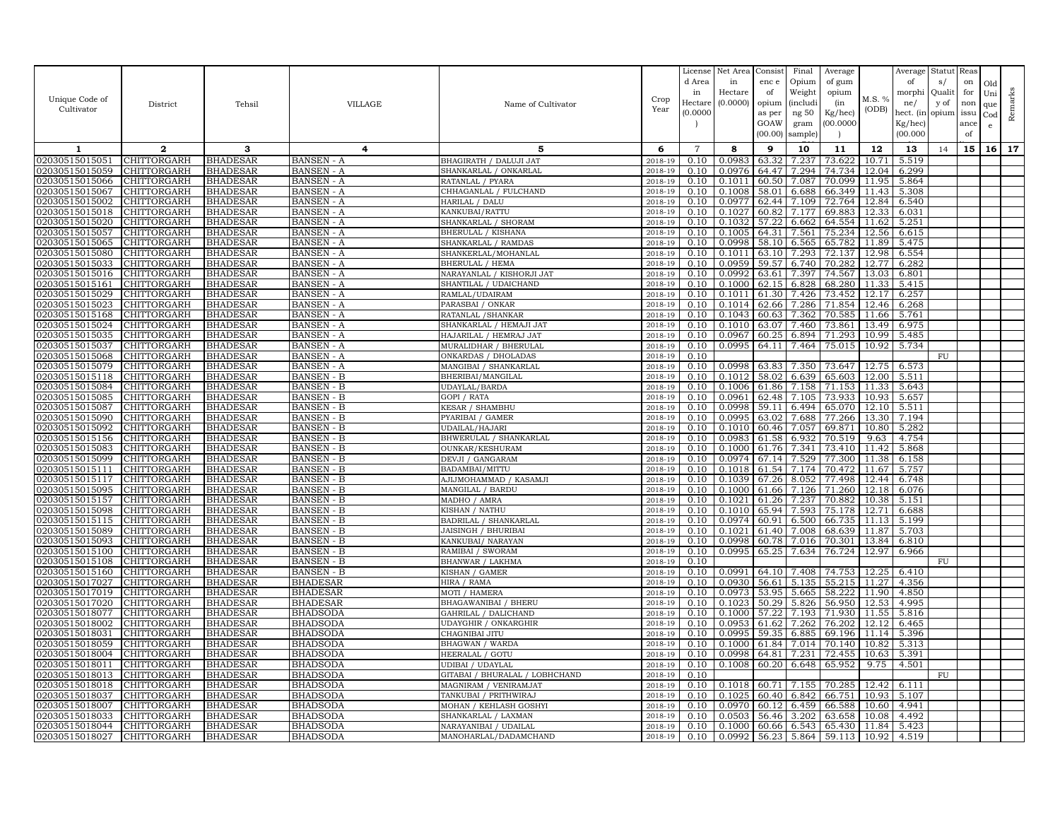| Unique Code of Cultivator | District | Tehsil | VILLAGE | Name of Cultivator | Crop Year | License d Area in Hectare (0.0000) | Net Area in Hectare (0.0000) | Consist enc e of opium as per GOAW (00.00) | Final Opium Weight (including 50 gram sample) | Average of gum opium (in Kg/hec) (00.0000) | M.S. % (ODB) | Average of morphine/ hect. (in Kg/hec) (00.000) | Status/ Quality of opium | Reason for non issuance of | Old Unique Code | Remarks |
|---|---|---|---|---|---|---|---|---|---|---|---|---|---|---|---|---|
| 1 | 2 | 3 | 4 | 5 | 6 | 7 | 8 | 9 | 10 | 11 | 12 | 13 | 14 | 15 | 16 | 17 |
| 02030515015051 | CHITTORGARH | BHADESAR | BANSEN - A | BHAGIRATH / DALUJI JAT | 2018-19 | 0.10 | 0.0983 | 63.32 | 7.237 | 73.622 | 10.71 | 5.519 | | | | |
| 02030515015059 | CHITTORGARH | BHADESAR | BANSEN - A | SHANKARLAL / ONKARLAL | 2018-19 | 0.10 | 0.0976 | 64.47 | 7.294 | 74.734 | 12.04 | 6.299 | | | | |
| 02030515015066 | CHITTORGARH | BHADESAR | BANSEN - A | RATANLAL / PYARA | 2018-19 | 0.10 | 0.1011 | 60.50 | 7.087 | 70.099 | 11.95 | 5.864 | | | | |
| 02030515015067 | CHITTORGARH | BHADESAR | BANSEN - A | CHHAGANLAL / FULCHAND | 2018-19 | 0.10 | 0.1008 | 58.01 | 6.688 | 66.349 | 11.43 | 5.308 | | | | |
| 02030515015002 | CHITTORGARH | BHADESAR | BANSEN - A | HARILAL / DALU | 2018-19 | 0.10 | 0.0977 | 62.44 | 7.109 | 72.764 | 12.84 | 6.540 | | | | |
| 02030515015018 | CHITTORGARH | BHADESAR | BANSEN - A | KANKUBAI/RATTU | 2018-19 | 0.10 | 0.1027 | 60.82 | 7.177 | 69.883 | 12.33 | 6.031 | | | | |
| 02030515015020 | CHITTORGARH | BHADESAR | BANSEN - A | SHANKARLAL / SHORAM | 2018-19 | 0.10 | 0.1032 | 57.22 | 6.662 | 64.554 | 11.62 | 5.251 | | | | |
| 02030515015057 | CHITTORGARH | BHADESAR | BANSEN - A | BHERULAL / KISHANA | 2018-19 | 0.10 | 0.1005 | 64.31 | 7.561 | 75.234 | 12.56 | 6.615 | | | | |
| 02030515015065 | CHITTORGARH | BHADESAR | BANSEN - A | SHANKARLAL / RAMDAS | 2018-19 | 0.10 | 0.0998 | 58.10 | 6.565 | 65.782 | 11.89 | 5.475 | | | | |
| 02030515015080 | CHITTORGARH | BHADESAR | BANSEN - A | SHANKERLAL/MOHANLAL | 2018-19 | 0.10 | 0.1011 | 63.10 | 7.293 | 72.137 | 12.98 | 6.554 | | | | |
| 02030515015033 | CHITTORGARH | BHADESAR | BANSEN - A | BHERULAL / HEMA | 2018-19 | 0.10 | 0.0959 | 59.57 | 6.740 | 70.282 | 12.77 | 6.282 | | | | |
| 02030515015016 | CHITTORGARH | BHADESAR | BANSEN - A | NARAYANLAL / KISHORJI JAT | 2018-19 | 0.10 | 0.0992 | 63.61 | 7.397 | 74.567 | 13.03 | 6.801 | | | | |
| 02030515015161 | CHITTORGARH | BHADESAR | BANSEN - A | SHANTILAL / UDAICHAND | 2018-19 | 0.10 | 0.1000 | 62.15 | 6.828 | 68.280 | 11.33 | 5.415 | | | | |
| 02030515015029 | CHITTORGARH | BHADESAR | BANSEN - A | RAMLAL/UDAIRAM | 2018-19 | 0.10 | 0.1011 | 61.30 | 7.426 | 73.452 | 12.17 | 6.257 | | | | |
| 02030515015023 | CHITTORGARH | BHADESAR | BANSEN - A | PARASBAI / ONKAR | 2018-19 | 0.10 | 0.1014 | 62.66 | 7.286 | 71.854 | 12.46 | 6.268 | | | | |
| 02030515015168 | CHITTORGARH | BHADESAR | BANSEN - A | RATANLAL /SHANKAR | 2018-19 | 0.10 | 0.1043 | 60.63 | 7.362 | 70.585 | 11.66 | 5.761 | | | | |
| 02030515015024 | CHITTORGARH | BHADESAR | BANSEN - A | SHANKARLAL / HEMAJI JAT | 2018-19 | 0.10 | 0.1010 | 63.07 | 7.460 | 73.861 | 13.49 | 6.975 | | | | |
| 02030515015035 | CHITTORGARH | BHADESAR | BANSEN - A | HAJARILAL / HEMRAJ JAT | 2018-19 | 0.10 | 0.0967 | 60.25 | 6.894 | 71.293 | 10.99 | 5.485 | | | | |
| 02030515015037 | CHITTORGARH | BHADESAR | BANSEN - A | MURALIDHAR / BHERULAL | 2018-19 | 0.10 | 0.0995 | 64.11 | 7.464 | 75.015 | 10.92 | 5.734 | | | | |
| 02030515015068 | CHITTORGARH | BHADESAR | BANSEN - A | ONKARDAS / DHOLADAS | 2018-19 | 0.10 | | | | | | | FU | | | |
| 02030515015079 | CHITTORGARH | BHADESAR | BANSEN - A | MANGIBAI / SHANKARLAL | 2018-19 | 0.10 | 0.0998 | 63.83 | 7.350 | 73.647 | 12.75 | 6.573 | | | | |
| 02030515015118 | CHITTORGARH | BHADESAR | BANSEN - B | BHERIBAI/MANGILAL | 2018-19 | 0.10 | 0.1012 | 58.02 | 6.639 | 65.603 | 12.00 | 5.511 | | | | |
| 02030515015084 | CHITTORGARH | BHADESAR | BANSEN - B | UDAYLAL/BARDA | 2018-19 | 0.10 | 0.1006 | 61.86 | 7.158 | 71.153 | 11.33 | 5.643 | | | | |
| 02030515015085 | CHITTORGARH | BHADESAR | BANSEN - B | GOPI / RATA | 2018-19 | 0.10 | 0.0961 | 62.48 | 7.105 | 73.933 | 10.93 | 5.657 | | | | |
| 02030515015087 | CHITTORGARH | BHADESAR | BANSEN - B | KESAR / SHAMBHU | 2018-19 | 0.10 | 0.0998 | 59.11 | 6.494 | 65.070 | 12.10 | 5.511 | | | | |
| 02030515015090 | CHITTORGARH | BHADESAR | BANSEN - B | PYARIBAI / GAMER | 2018-19 | 0.10 | 0.0995 | 63.02 | 7.688 | 77.266 | 13.30 | 7.194 | | | | |
| 02030515015092 | CHITTORGARH | BHADESAR | BANSEN - B | UDAILAL/HAJARI | 2018-19 | 0.10 | 0.1010 | 60.46 | 7.057 | 69.871 | 10.80 | 5.282 | | | | |
| 02030515015156 | CHITTORGARH | BHADESAR | BANSEN - B | BHWERULAL / SHANKARLAL | 2018-19 | 0.10 | 0.0983 | 61.58 | 6.932 | 70.519 | 9.63 | 4.754 | | | | |
| 02030515015083 | CHITTORGARH | BHADESAR | BANSEN - B | OUNKAR/KESHURAM | 2018-19 | 0.10 | 0.1000 | 61.76 | 7.341 | 73.410 | 11.42 | 5.868 | | | | |
| 02030515015099 | CHITTORGARH | BHADESAR | BANSEN - B | DEVJI / GANGARAM | 2018-19 | 0.10 | 0.0974 | 67.14 | 7.529 | 77.300 | 11.38 | 6.158 | | | | |
| 02030515015111 | CHITTORGARH | BHADESAR | BANSEN - B | BADAMBAI/MITTU | 2018-19 | 0.10 | 0.1018 | 61.54 | 7.174 | 70.472 | 11.67 | 5.757 | | | | |
| 02030515015117 | CHITTORGARH | BHADESAR | BANSEN - B | AJIJMOHAMMAD / KASAMJI | 2018-19 | 0.10 | 0.1039 | 67.26 | 8.052 | 77.498 | 12.44 | 6.748 | | | | |
| 02030515015095 | CHITTORGARH | BHADESAR | BANSEN - B | MANGILAL / BARDU | 2018-19 | 0.10 | 0.1000 | 61.66 | 7.126 | 71.260 | 12.18 | 6.076 | | | | |
| 02030515015157 | CHITTORGARH | BHADESAR | BANSEN - B | MADHO / AMRA | 2018-19 | 0.10 | 0.1021 | 61.26 | 7.237 | 70.882 | 10.38 | 5.151 | | | | |
| 02030515015098 | CHITTORGARH | BHADESAR | BANSEN - B | KISHAN / NATHU | 2018-19 | 0.10 | 0.1010 | 65.94 | 7.593 | 75.178 | 12.71 | 6.688 | | | | |
| 02030515015115 | CHITTORGARH | BHADESAR | BANSEN - B | BADRILAL / SHANKARLAL | 2018-19 | 0.10 | 0.0974 | 60.91 | 6.500 | 66.735 | 11.13 | 5.199 | | | | |
| 02030515015089 | CHITTORGARH | BHADESAR | BANSEN - B | JAISINGH / BHURIBAI | 2018-19 | 0.10 | 0.1021 | 61.40 | 7.008 | 68.639 | 11.87 | 5.703 | | | | |
| 02030515015093 | CHITTORGARH | BHADESAR | BANSEN - B | KANKUBAI / NARAYAN | 2018-19 | 0.10 | 0.0998 | 60.78 | 7.016 | 70.301 | 13.84 | 6.810 | | | | |
| 02030515015100 | CHITTORGARH | BHADESAR | BANSEN - B | RAMIBAI / SWORAM | 2018-19 | 0.10 | 0.0995 | 65.25 | 7.634 | 76.724 | 12.97 | 6.966 | | | | |
| 02030515015108 | CHITTORGARH | BHADESAR | BANSEN - B | BHANWAR / LAKHMA | 2018-19 | 0.10 | | | | | | | FU | | | |
| 02030515015160 | CHITTORGARH | BHADESAR | BANSEN - B | KISHAN / GAMER | 2018-19 | 0.10 | 0.0991 | 64.10 | 7.408 | 74.753 | 12.25 | 6.410 | | | | |
| 02030515017027 | CHITTORGARH | BHADESAR | BHADESAR | HIRA / RAMA | 2018-19 | 0.10 | 0.0930 | 56.61 | 5.135 | 55.215 | 11.27 | 4.356 | | | | |
| 02030515017019 | CHITTORGARH | BHADESAR | BHADESAR | MOTI / HAMERA | 2018-19 | 0.10 | 0.0973 | 53.95 | 5.665 | 58.222 | 11.90 | 4.850 | | | | |
| 02030515017020 | CHITTORGARH | BHADESAR | BHADESAR | BHAGAWANIBAI / BHERU | 2018-19 | 0.10 | 0.1023 | 50.29 | 5.826 | 56.950 | 12.53 | 4.995 | | | | |
| 02030515018077 | CHITTORGARH | BHADESAR | BHADSODA | GAHRILAL / DALICHAND | 2018-19 | 0.10 | 0.1000 | 57.22 | 7.193 | 71.930 | 11.55 | 5.816 | | | | |
| 02030515018002 | CHITTORGARH | BHADESAR | BHADSODA | UDAYGHIR / ONKARGHIR | 2018-19 | 0.10 | 0.0953 | 61.62 | 7.262 | 76.202 | 12.12 | 6.465 | | | | |
| 02030515018031 | CHITTORGARH | BHADESAR | BHADSODA | CHAGNIBAI JITU | 2018-19 | 0.10 | 0.0995 | 59.35 | 6.885 | 69.196 | 11.14 | 5.396 | | | | |
| 02030515018059 | CHITTORGARH | BHADESAR | BHADSODA | BHAGWAN / WARDA | 2018-19 | 0.10 | 0.1000 | 61.84 | 7.014 | 70.140 | 10.82 | 5.313 | | | | |
| 02030515018004 | CHITTORGARH | BHADESAR | BHADSODA | HEERALAL / GOTU | 2018-19 | 0.10 | 0.0998 | 64.81 | 7.231 | 72.455 | 10.63 | 5.391 | | | | |
| 02030515018011 | CHITTORGARH | BHADESAR | BHADSODA | UDIBAI / UDAYLAL | 2018-19 | 0.10 | 0.1008 | 60.20 | 6.648 | 65.952 | 9.75 | 4.501 | | | | |
| 02030515018013 | CHITTORGARH | BHADESAR | BHADSODA | GITABAI / BHURALAL / LOBHCHAND | 2018-19 | 0.10 | | | | | | | FU | | | |
| 02030515018018 | CHITTORGARH | BHADESAR | BHADSODA | MAGNIRAM / VENIRAMJAT | 2018-19 | 0.10 | 0.1018 | 60.71 | 7.155 | 70.285 | 12.42 | 6.111 | | | | |
| 02030515018037 | CHITTORGARH | BHADESAR | BHADSODA | TANKUBAI / PRITHWIRAJ | 2018-19 | 0.10 | 0.1025 | 60.40 | 6.842 | 66.751 | 10.93 | 5.107 | | | | |
| 02030515018007 | CHITTORGARH | BHADESAR | BHADSODA | MOHAN / KEHLASH GOSHYI | 2018-19 | 0.10 | 0.0970 | 60.12 | 6.459 | 66.588 | 10.60 | 4.941 | | | | |
| 02030515018033 | CHITTORGARH | BHADESAR | BHADSODA | SHANKARLAL / LAXMAN | 2018-19 | 0.10 | 0.0503 | 56.46 | 3.202 | 63.658 | 10.08 | 4.492 | | | | |
| 02030515018044 | CHITTORGARH | BHADESAR | BHADSODA | NARAYANIBAI / UDAILAL | 2018-19 | 0.10 | 0.1000 | 60.66 | 6.543 | 65.430 | 11.84 | 5.423 | | | | |
| 02030515018027 | CHITTORGARH | BHADESAR | BHADSODA | MANOHARLAL/DADAMCHAND | 2018-19 | 0.10 | 0.0992 | 56.23 | 5.864 | 59.113 | 10.92 | 4.519 | | | | |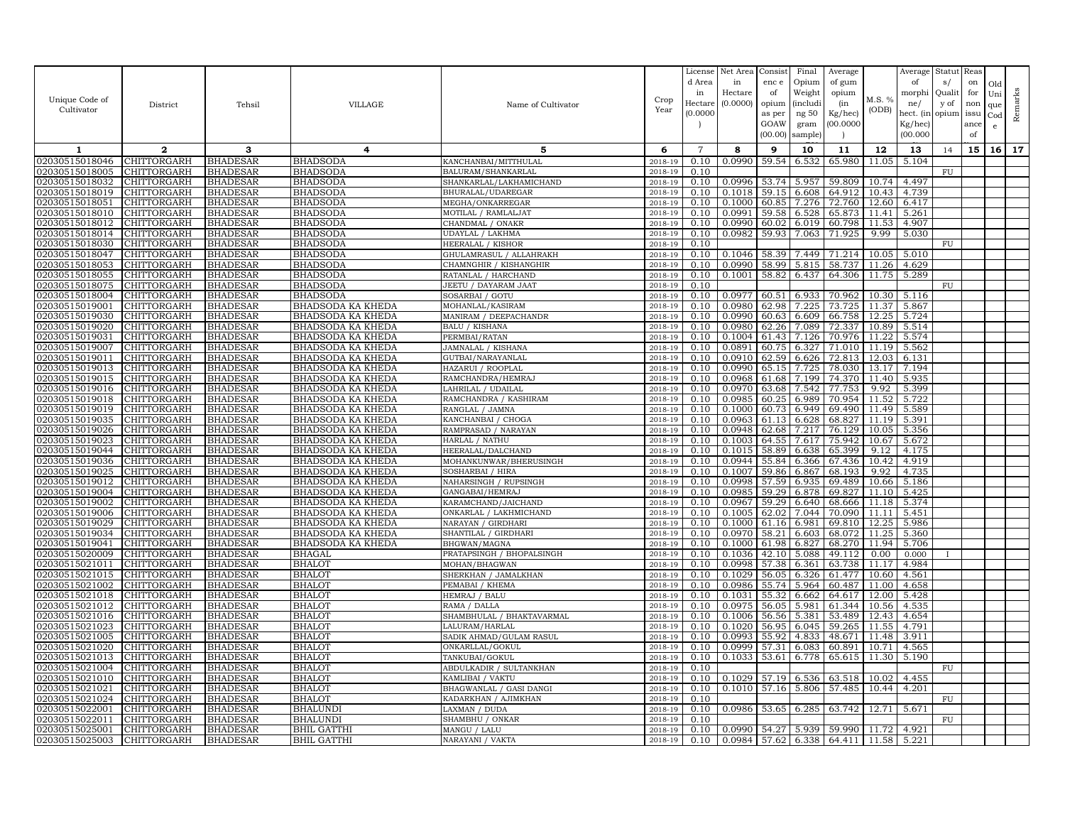| Unique Code of Cultivator | District | Tehsil | VILLAGE | Name of Cultivator | Crop Year | License d Area in Hectare (0.0000) | Net Area in Hectare (0.0000) | Consist enc e of opium as per GOAW (00.00) | Final Opium Weight (including 50 gram sample) | Average of gum opium (in Kg/hec) (00.0000) | M.S. % (ODB) | Average of morphine/ hect. (in Kg/hec) (00.000 | Status/ Quality of opium | Reason for non issuance of | Old Unique Code | Remarks |
|---|---|---|---|---|---|---|---|---|---|---|---|---|---|---|---|---|
| 1 | 2 | 3 | 4 | 5 | 6 | 7 | 8 | 9 | 10 | 11 | 12 | 13 | 14 | 15 | 16 | 17 |
| 02030515018046 | CHITTORGARH | BHADESAR | BHADSODA | KANCHANBAI/MITTHULAL | 2018-19 | 0.10 | 0.0990 | 59.54 | 6.532 | 65.980 | 11.05 | 5.104 | | | | |
| 02030515018005 | CHITTORGARH | BHADESAR | BHADSODA | BALURAM/SHANKARLAL | 2018-19 | 0.10 | | | | | | | FU | | | |
| 02030515018032 | CHITTORGARH | BHADESAR | BHADSODA | SHANKARLAL/LAKHAMICHAND | 2018-19 | 0.10 | 0.0996 | 53.74 | 5.957 | 59.809 | 10.74 | 4.497 | | | | |
| 02030515018019 | CHITTORGARH | BHADESAR | BHADSODA | BHURALAL/UDAREGAR | 2018-19 | 0.10 | 0.1018 | 59.15 | 6.608 | 64.912 | 10.43 | 4.739 | | | | |
| 02030515018051 | CHITTORGARH | BHADESAR | BHADSODA | MEGHA/ONKARREGAR | 2018-19 | 0.10 | 0.1000 | 60.85 | 7.276 | 72.760 | 12.60 | 6.417 | | | | |
| 02030515018010 | CHITTORGARH | BHADESAR | BHADSODA | MOTILAL / RAMLALJAT | 2018-19 | 0.10 | 0.0991 | 59.58 | 6.528 | 65.873 | 11.41 | 5.261 | | | | |
| 02030515018012 | CHITTORGARH | BHADESAR | BHADSODA | CHANDMAL / ONAKR | 2018-19 | 0.10 | 0.0990 | 60.02 | 6.019 | 60.798 | 11.53 | 4.907 | | | | |
| 02030515018014 | CHITTORGARH | BHADESAR | BHADSODA | UDAYLAL / LAKHMA | 2018-19 | 0.10 | 0.0982 | 59.93 | 7.063 | 71.925 | 9.99 | 5.030 | | | | |
| 02030515018030 | CHITTORGARH | BHADESAR | BHADSODA | HEERALAL / KISHOR | 2018-19 | 0.10 | | | | | | | FU | | | |
| 02030515018047 | CHITTORGARH | BHADESAR | BHADSODA | GHULAMRASUL / ALLAHRAKH | 2018-19 | 0.10 | 0.1046 | 58.39 | 7.449 | 71.214 | 10.05 | 5.010 | | | | |
| 02030515018053 | CHITTORGARH | BHADESAR | BHADSODA | CHAMNGHIR / KISHANGHIR | 2018-19 | 0.10 | 0.0990 | 58.99 | 5.815 | 58.737 | 11.26 | 4.629 | | | | |
| 02030515018055 | CHITTORGARH | BHADESAR | BHADSODA | RATANLAL / HARCHAND | 2018-19 | 0.10 | 0.1001 | 58.82 | 6.437 | 64.306 | 11.75 | 5.289 | | | | |
| 02030515018075 | CHITTORGARH | BHADESAR | BHADSODA | JEETU / DAYARAM JAAT | 2018-19 | 0.10 | | | | | | | FU | | | |
| 02030515018004 | CHITTORGARH | BHADESAR | BHADSODA | SOSARBAI / GOTU | 2018-19 | 0.10 | 0.0977 | 60.51 | 6.933 | 70.962 | 10.30 | 5.116 | | | | |
| 02030515019001 | CHITTORGARH | BHADESAR | BHADSODA KA KHEDA | MOHANLAL/KASIRAM | 2018-19 | 0.10 | 0.0980 | 62.98 | 7.225 | 73.725 | 11.37 | 5.867 | | | | |
| 02030515019030 | CHITTORGARH | BHADESAR | BHADSODA KA KHEDA | MANIRAM / DEEPACHANDR | 2018-19 | 0.10 | 0.0990 | 60.63 | 6.609 | 66.758 | 12.25 | 5.724 | | | | |
| 02030515019020 | CHITTORGARH | BHADESAR | BHADSODA KA KHEDA | BALU / KISHANA | 2018-19 | 0.10 | 0.0980 | 62.26 | 7.089 | 72.337 | 10.89 | 5.514 | | | | |
| 02030515019031 | CHITTORGARH | BHADESAR | BHADSODA KA KHEDA | PERMBAI/RATAN | 2018-19 | 0.10 | 0.1004 | 61.43 | 7.126 | 70.976 | 11.22 | 5.574 | | | | |
| 02030515019007 | CHITTORGARH | BHADESAR | BHADSODA KA KHEDA | JAMNALAL / KISHANA | 2018-19 | 0.10 | 0.0891 | 60.75 | 6.327 | 71.010 | 11.19 | 5.562 | | | | |
| 02030515019011 | CHITTORGARH | BHADESAR | BHADSODA KA KHEDA | GUTBAI/NARAYANLAL | 2018-19 | 0.10 | 0.0910 | 62.59 | 6.626 | 72.813 | 12.03 | 6.131 | | | | |
| 02030515019013 | CHITTORGARH | BHADESAR | BHADSODA KA KHEDA | HAZARUI / ROOPLAL | 2018-19 | 0.10 | 0.0990 | 65.15 | 7.725 | 78.030 | 13.17 | 7.194 | | | | |
| 02030515019015 | CHITTORGARH | BHADESAR | BHADSODA KA KHEDA | RAMCHANDRA/HEMRAJ | 2018-19 | 0.10 | 0.0968 | 61.68 | 7.199 | 74.370 | 11.40 | 5.935 | | | | |
| 02030515019016 | CHITTORGARH | BHADESAR | BHADSODA KA KHEDA | LAHRILAL / UDAILAL | 2018-19 | 0.10 | 0.0970 | 63.68 | 7.542 | 77.753 | 9.92 | 5.399 | | | | |
| 02030515019018 | CHITTORGARH | BHADESAR | BHADSODA KA KHEDA | RAMCHANDRA / KASHIRAM | 2018-19 | 0.10 | 0.0985 | 60.25 | 6.989 | 70.954 | 11.52 | 5.722 | | | | |
| 02030515019019 | CHITTORGARH | BHADESAR | BHADSODA KA KHEDA | RANGLAL / JAMNA | 2018-19 | 0.10 | 0.1000 | 60.73 | 6.949 | 69.490 | 11.49 | 5.589 | | | | |
| 02030515019035 | CHITTORGARH | BHADESAR | BHADSODA KA KHEDA | KANCHANBAI / CHOGA | 2018-19 | 0.10 | 0.0963 | 61.13 | 6.628 | 68.827 | 11.19 | 5.391 | | | | |
| 02030515019026 | CHITTORGARH | BHADESAR | BHADSODA KA KHEDA | RAMPRASAD / NARAYAN | 2018-19 | 0.10 | 0.0948 | 62.68 | 7.217 | 76.129 | 10.05 | 5.356 | | | | |
| 02030515019023 | CHITTORGARH | BHADESAR | BHADSODA KA KHEDA | HARLAL / NATHU | 2018-19 | 0.10 | 0.1003 | 64.55 | 7.617 | 75.942 | 10.67 | 5.672 | | | | |
| 02030515019044 | CHITTORGARH | BHADESAR | BHADSODA KA KHEDA | HEERALAL/DALCHAND | 2018-19 | 0.10 | 0.1015 | 58.89 | 6.638 | 65.399 | 9.12 | 4.175 | | | | |
| 02030515019036 | CHITTORGARH | BHADESAR | BHADSODA KA KHEDA | MOHANKUNWAR/BHERUSINGH | 2018-19 | 0.10 | 0.0944 | 55.84 | 6.366 | 67.436 | 10.42 | 4.919 | | | | |
| 02030515019025 | CHITTORGARH | BHADESAR | BHADSODA KA KHEDA | SOSHARBAI / HIRA | 2018-19 | 0.10 | 0.1007 | 59.86 | 6.867 | 68.193 | 9.92 | 4.735 | | | | |
| 02030515019012 | CHITTORGARH | BHADESAR | BHADSODA KA KHEDA | NAHARSINGH / RUPSINGH | 2018-19 | 0.10 | 0.0998 | 57.59 | 6.935 | 69.489 | 10.66 | 5.186 | | | | |
| 02030515019004 | CHITTORGARH | BHADESAR | BHADSODA KA KHEDA | GANGABAI/HEMRAJ | 2018-19 | 0.10 | 0.0985 | 59.29 | 6.878 | 69.827 | 11.10 | 5.425 | | | | |
| 02030515019002 | CHITTORGARH | BHADESAR | BHADSODA KA KHEDA | KARAMCHAND/JAICHAND | 2018-19 | 0.10 | 0.0967 | 59.29 | 6.640 | 68.666 | 11.18 | 5.374 | | | | |
| 02030515019006 | CHITTORGARH | BHADESAR | BHADSODA KA KHEDA | ONKARLAL / LAKHMICHAND | 2018-19 | 0.10 | 0.1005 | 62.02 | 7.044 | 70.090 | 11.11 | 5.451 | | | | |
| 02030515019029 | CHITTORGARH | BHADESAR | BHADSODA KA KHEDA | NARAYAN / GIRDHARI | 2018-19 | 0.10 | 0.1000 | 61.16 | 6.981 | 69.810 | 12.25 | 5.986 | | | | |
| 02030515019034 | CHITTORGARH | BHADESAR | BHADSODA KA KHEDA | SHANTILAL / GIRDHARI | 2018-19 | 0.10 | 0.0970 | 58.21 | 6.603 | 68.072 | 11.25 | 5.360 | | | | |
| 02030515019041 | CHITTORGARH | BHADESAR | BHADSODA KA KHEDA | BHGWAN/MAGNA | 2018-19 | 0.10 | 0.1000 | 61.98 | 6.827 | 68.270 | 11.94 | 5.706 | | | | |
| 02030515020009 | CHITTORGARH | BHADESAR | BHAGAL | PRATAPSINGH / BHOPALSINGH | 2018-19 | 0.10 | 0.1036 | 42.10 | 5.088 | 49.112 | 0.00 | 0.000 | I | | | |
| 02030515021011 | CHITTORGARH | BHADESAR | BHALOT | MOHAN/BHAGWAN | 2018-19 | 0.10 | 0.0998 | 57.38 | 6.361 | 63.738 | 11.17 | 4.984 | | | | |
| 02030515021015 | CHITTORGARH | BHADESAR | BHALOT | SHERKHAN / JAMALKHAN | 2018-19 | 0.10 | 0.1029 | 56.05 | 6.326 | 61.477 | 10.60 | 4.561 | | | | |
| 02030515021002 | CHITTORGARH | BHADESAR | BHALOT | PEMABAI / KHEMA | 2018-19 | 0.10 | 0.0986 | 55.74 | 5.964 | 60.487 | 11.00 | 4.658 | | | | |
| 02030515021018 | CHITTORGARH | BHADESAR | BHALOT | HEMRAJ / BALU | 2018-19 | 0.10 | 0.1031 | 55.32 | 6.662 | 64.617 | 12.00 | 5.428 | | | | |
| 02030515021012 | CHITTORGARH | BHADESAR | BHALOT | RAMA / DALLA | 2018-19 | 0.10 | 0.0975 | 56.05 | 5.981 | 61.344 | 10.56 | 4.535 | | | | |
| 02030515021016 | CHITTORGARH | BHADESAR | BHALOT | SHAMBHULAL / BHAKTAVARMAL | 2018-19 | 0.10 | 0.1006 | 56.56 | 5.381 | 53.489 | 12.43 | 4.654 | | | | |
| 02030515021023 | CHITTORGARH | BHADESAR | BHALOT | LALURAM/HARLAL | 2018-19 | 0.10 | 0.1020 | 56.95 | 6.045 | 59.265 | 11.55 | 4.791 | | | | |
| 02030515021005 | CHITTORGARH | BHADESAR | BHALOT | SADIK AHMAD/GULAM RASUL | 2018-19 | 0.10 | 0.0993 | 55.92 | 4.833 | 48.671 | 11.48 | 3.911 | | | | |
| 02030515021020 | CHITTORGARH | BHADESAR | BHALOT | ONKARLLAL/GOKUL | 2018-19 | 0.10 | 0.0999 | 57.31 | 6.083 | 60.891 | 10.71 | 4.565 | | | | |
| 02030515021013 | CHITTORGARH | BHADESAR | BHALOT | TANKUBAI/GOKUL | 2018-19 | 0.10 | 0.1033 | 53.61 | 6.778 | 65.615 | 11.30 | 5.190 | | | | |
| 02030515021004 | CHITTORGARH | BHADESAR | BHALOT | ABDULKADIR / SULTANKHAN | 2018-19 | 0.10 | | | | | | | FU | | | |
| 02030515021010 | CHITTORGARH | BHADESAR | BHALOT | KAMLIBAI / VAKTU | 2018-19 | 0.10 | 0.1029 | 57.19 | 6.536 | 63.518 | 10.02 | 4.455 | | | | |
| 02030515021021 | CHITTORGARH | BHADESAR | BHALOT | BHAGWANLAL / GASI DANGI | 2018-19 | 0.10 | 0.1010 | 57.16 | 5.806 | 57.485 | 10.44 | 4.201 | | | | |
| 02030515021024 | CHITTORGARH | BHADESAR | BHALOT | KADARKHAN / AJIMKHAN | 2018-19 | 0.10 | | | | | | | FU | | | |
| 02030515022001 | CHITTORGARH | BHADESAR | BHALUNDI | LAXMAN / DUDA | 2018-19 | 0.10 | 0.0986 | 53.65 | 6.285 | 63.742 | 12.71 | 5.671 | | | | |
| 02030515022011 | CHITTORGARH | BHADESAR | BHALUNDI | SHAMBHU / ONKAR | 2018-19 | 0.10 | | | | | | | FU | | | |
| 02030515025001 | CHITTORGARH | BHADESAR | BHIL GATTHI | MANGU / LALU | 2018-19 | 0.10 | 0.0990 | 54.27 | 5.939 | 59.990 | 11.72 | 4.921 | | | | |
| 02030515025003 | CHITTORGARH | BHADESAR | BHIL GATTHI | NARAYANI / VAKTA | 2018-19 | 0.10 | 0.0984 | 57.62 | 6.338 | 64.411 | 11.58 | 5.221 | | | | |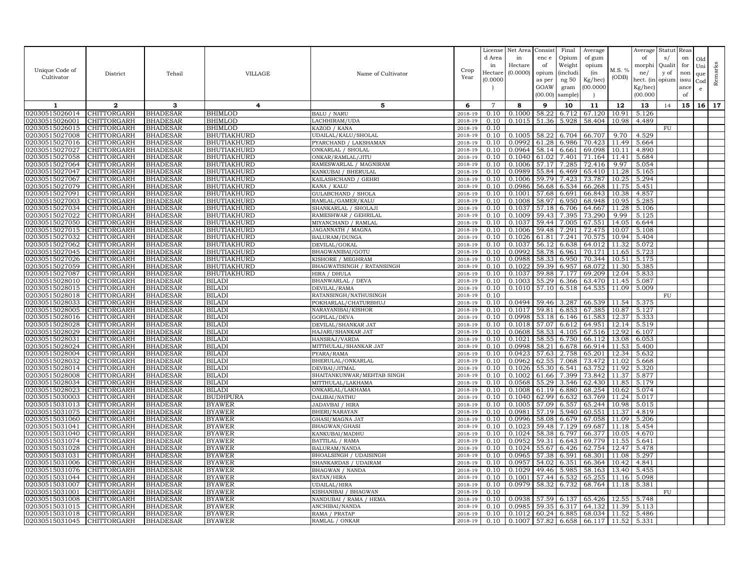| Unique Code of Cultivator | District | Tehsil | VILLAGE | Name of Cultivator | Crop Year | License d Area in Hectare (0.0000 ) | Net Area in Hectare (0.0000) | Consist enc e of opium as per GOAW (00.00) | Final Opium Weight (includi ng 50 gram sample) | Average of gum opium (in Kg/hec) (00.0000 ) | M.S. % (ODB) | Average of morphi ne/ hect. (in Kg/hec) (00.000 | Statut s/ Qualit y of opium | Reas on for non issu ance of | Old Uni que Cod e | Remarks |
|---|---|---|---|---|---|---|---|---|---|---|---|---|---|---|---|---|
| 1 | 2 | 3 | 4 | 5 | 6 | 7 | 8 | 9 | 10 | 11 | 12 | 13 | 14 | 15 | 16 | 17 |
| 02030515026014 | CHITTORGARH | BHADESAR | BHIMLOD | BALU / NARU | 2018-19 | 0.10 | 0.1000 | 58.22 | 6.712 | 67.120 | 10.91 | 5.126 | | | | |
| 02030515026001 | CHITTORGARH | BHADESAR | BHIMLOD | LACHHIRAM/UDA | 2018-19 | 0.10 | 0.1015 | 51.36 | 5.928 | 58.404 | 10.98 | 4.489 | | | | |
| 02030515026015 | CHITTORGARH | BHADESAR | BHIMLOD | KAZOD / KANA | 2018-19 | 0.10 | | | | | | | FU | | | |
| 02030515027008 | CHITTORGARH | BHADESAR | BHUTIAKHURD | UDAILAL/KALU/SHOLAL | 2018-19 | 0.10 | 0.1005 | 58.22 | 6.704 | 66.707 | 9.70 | 4.529 | | | | |
| 02030515027016 | CHITTORGARH | BHADESAR | BHUTIAKHURD | PYARCHAND / LAKSHAMAN | 2018-19 | 0.10 | 0.0992 | 61.28 | 6.986 | 70.423 | 11.49 | 5.664 | | | | |
| 02030515027027 | CHITTORGARH | BHADESAR | BHUTIAKHURD | ONKARLAL / SHOLAL | 2018-19 | 0.10 | 0.0964 | 58.14 | 6.661 | 69.098 | 10.11 | 4.890 | | | | |
| 02030515027058 | CHITTORGARH | BHADESAR | BHUTIAKHURD | ONKAR/RAMLAL/JITU | 2018-19 | 0.10 | 0.1040 | 61.02 | 7.401 | 71.164 | 11.41 | 5.684 | | | | |
| 02030515027064 | CHITTORGARH | BHADESAR | BHUTIAKHURD | RAMESWARLAL / MAGNIRAM | 2018-19 | 0.10 | 0.1006 | 57.17 | 7.285 | 72.416 | 9.97 | 5.054 | | | | |
| 02030515027047 | CHITTORGARH | BHADESAR | BHUTIAKHURD | KANKUBAI / BHERULAL | 2018-19 | 0.10 | 0.0989 | 55.84 | 6.469 | 65.410 | 11.28 | 5.165 | | | | |
| 02030515027067 | CHITTORGARH | BHADESAR | BHUTIAKHURD | KAILASHCHAND / GEHRI | 2018-19 | 0.10 | 0.1006 | 59.79 | 7.423 | 73.787 | 10.25 | 5.294 | | | | |
| 02030515027079 | CHITTORGARH | BHADESAR | BHUTIAKHURD | KANA / KALU | 2018-19 | 0.10 | 0.0986 | 56.68 | 6.534 | 66.268 | 11.75 | 5.451 | | | | |
| 02030515027091 | CHITTORGARH | BHADESAR | BHUTIAKHURD | GULABCHAND / SHOLA | 2018-19 | 0.10 | 0.1001 | 57.68 | 6.691 | 66.843 | 10.38 | 4.857 | | | | |
| 02030515027003 | CHITTORGARH | BHADESAR | BHUTIAKHURD | RAMLAL/GAMER/KALU | 2018-19 | 0.10 | 0.1008 | 58.97 | 6.950 | 68.948 | 10.95 | 5.285 | | | | |
| 02030515027034 | CHITTORGARH | BHADESAR | BHUTIAKHURD | SHANKARLAL / SHOLAJI | 2018-19 | 0.10 | 0.1037 | 57.18 | 6.706 | 64.667 | 11.28 | 5.106 | | | | |
| 02030515027022 | CHITTORGARH | BHADESAR | BHUTIAKHURD | RAMESHWAR / GEHRILAL | 2018-19 | 0.10 | 0.1009 | 59.43 | 7.395 | 73.290 | 9.99 | 5.125 | | | | |
| 02030515027050 | CHITTORGARH | BHADESAR | BHUTIAKHURD | MIYANCHAND / RAMLAL | 2018-19 | 0.10 | 0.1037 | 59.44 | 7.005 | 67.551 | 14.05 | 6.644 | | | | |
| 02030515027015 | CHITTORGARH | BHADESAR | BHUTIAKHURD | JAGANNATH / MAGNA | 2018-19 | 0.10 | 0.1006 | 59.48 | 7.291 | 72.475 | 10.07 | 5.108 | | | | |
| 02030515027032 | CHITTORGARH | BHADESAR | BHUTIAKHURD | BALURAM/DUNGA | 2018-19 | 0.10 | 0.1026 | 61.81 | 7.241 | 70.575 | 10.94 | 5.404 | | | | |
| 02030515027062 | CHITTORGARH | BHADESAR | BHUTIAKHURD | DEVILAL/GOKAL | 2018-19 | 0.10 | 0.1037 | 56.12 | 6.638 | 64.012 | 11.32 | 5.072 | | | | |
| 02030515027045 | CHITTORGARH | BHADESAR | BHUTIAKHURD | BHAGWANIBAI/GOTU | 2018-19 | 0.10 | 0.0992 | 58.78 | 6.961 | 70.171 | 11.65 | 5.723 | | | | |
| 02030515027026 | CHITTORGARH | BHADESAR | BHUTIAKHURD | KISHORE / MEGHRAM | 2018-19 | 0.10 | 0.0988 | 58.33 | 6.950 | 70.344 | 10.51 | 5.175 | | | | |
| 02030515027059 | CHITTORGARH | BHADESAR | BHUTIAKHURD | BHAGWATISINGH / RATANSINGH | 2018-19 | 0.10 | 0.1022 | 59.39 | 6.957 | 68.072 | 11.30 | 5.385 | | | | |
| 02030515027087 | CHITTORGARH | BHADESAR | BHUTIAKHURD | HIRA / DHULA | 2018-19 | 0.10 | 0.1037 | 59.88 | 7.177 | 69.209 | 12.04 | 5.833 | | | | |
| 02030515028010 | CHITTORGARH | BHADESAR | BILADI | BHANWARLAL / DEVA | 2018-19 | 0.10 | 0.1003 | 55.29 | 6.366 | 63.470 | 11.45 | 5.087 | | | | |
| 02030515028015 | CHITTORGARH | BHADESAR | BILADI | DEVILAL/RAMA | 2018-19 | 0.10 | 0.1010 | 57.10 | 6.518 | 64.535 | 11.09 | 5.009 | | | | |
| 02030515028018 | CHITTORGARH | BHADESAR | BILADI | RATANSINGH/NATHUSINGH | 2018-19 | 0.10 | | | | | | | FU | | | |
| 02030515028033 | CHITTORGARH | BHADESAR | BILADI | POKHARLAL/CHATURBHUJ | 2018-19 | 0.10 | 0.0494 | 59.46 | 3.287 | 66.539 | 11.54 | 5.375 | | | | |
| 02030515028005 | CHITTORGARH | BHADESAR | BILADI | NARAYANIBAI/KISHOR | 2018-19 | 0.10 | 0.1017 | 59.81 | 6.853 | 67.385 | 10.87 | 5.127 | | | | |
| 02030515028016 | CHITTORGARH | BHADESAR | BILADI | GOPILAL/DEVA | 2018-19 | 0.10 | 0.0998 | 53.18 | 6.146 | 61.583 | 12.37 | 5.333 | | | | |
| 02030515028028 | CHITTORGARH | BHADESAR | BILADI | DEVILAL/SHANKAR JAT | 2018-19 | 0.10 | 0.1018 | 57.07 | 6.612 | 64.951 | 12.14 | 5.519 | | | | |
| 02030515028029 | CHITTORGARH | BHADESAR | BILADI | HAJARI/SHANKAR JAT | 2018-19 | 0.10 | 0.0608 | 58.53 | 4.105 | 67.516 | 12.92 | 6.107 | | | | |
| 02030515028031 | CHITTORGARH | BHADESAR | BILADI | HANSRAJ/VARDA | 2018-19 | 0.10 | 0.1021 | 58.55 | 6.750 | 66.112 | 13.08 | 6.053 | | | | |
| 02030515028024 | CHITTORGARH | BHADESAR | BILADI | MITTHULAL/SHANKAR JAT | 2018-19 | 0.10 | 0.0998 | 58.21 | 6.678 | 66.914 | 11.53 | 5.400 | | | | |
| 02030515028004 | CHITTORGARH | BHADESAR | BILADI | PYARA/RAMA | 2018-19 | 0.10 | 0.0423 | 57.63 | 2.758 | 65.201 | 12.34 | 5.632 | | | | |
| 02030515028032 | CHITTORGARH | BHADESAR | BILADI | BHERULAL/ONKARLAL | 2018-19 | 0.10 | 0.0962 | 62.55 | 7.068 | 73.472 | 11.02 | 5.668 | | | | |
| 02030515028014 | CHITTORGARH | BHADESAR | BILADI | DEVBAI/JITMAL | 2018-19 | 0.10 | 0.1026 | 55.30 | 6.541 | 63.752 | 11.92 | 5.320 | | | | |
| 02030515028008 | CHITTORGARH | BHADESAR | BILADI | SHAITANKUNWAR/MEHTAB SINGH | 2018-19 | 0.10 | 0.1002 | 61.66 | 7.399 | 73.842 | 11.37 | 5.877 | | | | |
| 02030515028034 | CHITTORGARH | BHADESAR | BILADI | MITTHULAL/LAKHAMA | 2018-19 | 0.10 | 0.0568 | 55.29 | 3.546 | 62.430 | 11.85 | 5.179 | | | | |
| 02030515028023 | CHITTORGARH | BHADESAR | BILADI | ONKARLAL/LAKHAMA | 2018-19 | 0.10 | 0.1008 | 61.19 | 6.880 | 68.254 | 10.62 | 5.074 | | | | |
| 02030515030003 | CHITTORGARH | BHADESAR | BUDHPURA | DALIBAI/NATHU | 2018-19 | 0.10 | 0.1040 | 62.99 | 6.632 | 63.769 | 11.24 | 5.017 | | | | |
| 02030515031013 | CHITTORGARH | BHADESAR | BYAWER | JADAVBAI / HIRA | 2018-19 | 0.10 | 0.1005 | 57.09 | 6.557 | 65.244 | 10.98 | 5.015 | | | | |
| 02030515031075 | CHITTORGARH | BHADESAR | BYAWER | BHERI/NARAYAN | 2018-19 | 0.10 | 0.0981 | 57.19 | 5.940 | 60.551 | 11.37 | 4.819 | | | | |
| 02030515031060 | CHITTORGARH | BHADESAR | BYAWER | GHASI/MAGNA JAT | 2018-19 | 0.10 | 0.0996 | 58.08 | 6.679 | 67.058 | 11.09 | 5.206 | | | | |
| 02030515031041 | CHITTORGARH | BHADESAR | BYAWER | BHAGWAN/GHASI | 2018-19 | 0.10 | 0.1023 | 59.48 | 7.129 | 69.687 | 11.18 | 5.454 | | | | |
| 02030515031040 | CHITTORGARH | BHADESAR | BYAWER | KANKUBAI/MADHU | 2018-19 | 0.10 | 0.1024 | 58.38 | 6.797 | 66.377 | 10.05 | 4.670 | | | | |
| 02030515031074 | CHITTORGARH | BHADESAR | BYAWER | BATTILAL / RAMA | 2018-19 | 0.10 | 0.0952 | 59.31 | 6.643 | 69.779 | 11.55 | 5.641 | | | | |
| 02030515031028 | CHITTORGARH | BHADESAR | BYAWER | BALURAM/NANDA | 2018-19 | 0.10 | 0.1024 | 55.67 | 6.426 | 62.754 | 12.47 | 5.478 | | | | |
| 02030515031031 | CHITTORGARH | BHADESAR | BYAWER | BHOALSINGH / UDAISINGH | 2018-19 | 0.10 | 0.0965 | 57.38 | 6.591 | 68.301 | 11.08 | 5.297 | | | | |
| 02030515031006 | CHITTORGARH | BHADESAR | BYAWER | SHANKARDAS / UDAIRAM | 2018-19 | 0.10 | 0.0957 | 54.02 | 6.351 | 66.364 | 10.42 | 4.841 | | | | |
| 02030515031076 | CHITTORGARH | BHADESAR | BYAWER | BHAGWAN / NANDA | 2018-19 | 0.10 | 0.1029 | 49.46 | 5.985 | 58.163 | 13.40 | 5.455 | | | | |
| 02030515031044 | CHITTORGARH | BHADESAR | BYAWER | RATAN/HIRA | 2018-19 | 0.10 | 0.1001 | 57.44 | 6.532 | 65.255 | 11.16 | 5.098 | | | | |
| 02030515031007 | CHITTORGARH | BHADESAR | BYAWER | UDAILAL/HIRA | 2018-19 | 0.10 | 0.0979 | 58.32 | 6.732 | 68.764 | 11.18 | 5.381 | | | | |
| 02030515031001 | CHITTORGARH | BHADESAR | BYAWER | KISHANIBAI / BHAGWAN | 2018-19 | 0.10 | | | | | | | FU | | | |
| 02030515031008 | CHITTORGARH | BHADESAR | BYAWER | NANDUBAI / RAMA / HEMA | 2018-19 | 0.10 | 0.0938 | 57.59 | 6.137 | 65.426 | 12.55 | 5.748 | | | | |
| 02030515031015 | CHITTORGARH | BHADESAR | BYAWER | ANCHIBAI/NANDA | 2018-19 | 0.10 | 0.0985 | 59.35 | 6.317 | 64.132 | 11.39 | 5.113 | | | | |
| 02030515031018 | CHITTORGARH | BHADESAR | BYAWER | RAMA / PRATAP | 2018-19 | 0.10 | 0.1012 | 60.24 | 6.885 | 68.034 | 11.52 | 5.486 | | | | |
| 02030515031045 | CHITTORGARH | BHADESAR | BYAWER | RAMLAL / ONKAR | 2018-19 | 0.10 | 0.1007 | 57.82 | 6.658 | 66.117 | 11.52 | 5.331 | | | | |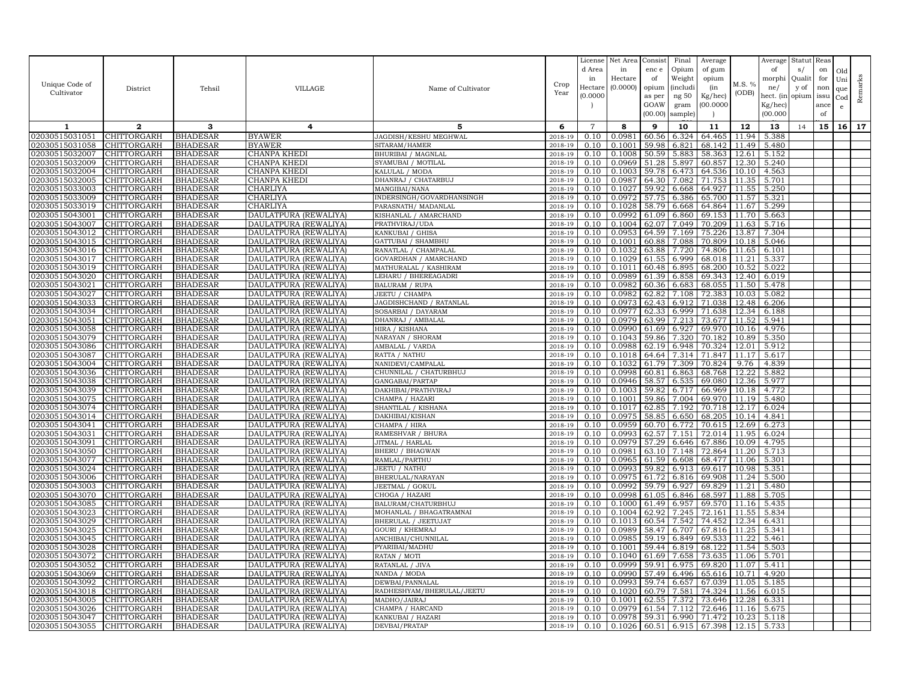| Unique Code of Cultivator | District | Tehsil | VILLAGE | Name of Cultivator | Crop Year | License d Area in Hectare (0.0000) | Net Area in Hectare (0.0000) | Consist enc e of opium as per GOAW (00.00) | Final Opium Weight (includi ng 50 gram sample) | Average of gum opium (in Kg/hec) (00.0000) | M.S. % (ODB) | Average of morphi ne/ hect. (in Kg/hec) (00.000 | Statut s/ Qualit y of opium | Reas on for non issu ance of | Old Uni que Cod e | Remarks |
|---|---|---|---|---|---|---|---|---|---|---|---|---|---|---|---|---|
| 1 | 2 | 3 | 4 | 5 | 6 | 7 | 8 | 9 | 10 | 11 | 12 | 13 | 14 | 15 | 16 | 17 |
| 02030515031051 | CHITTORGARH | BHADESAR | BYAWER | JAGDISH/KESHU MEGHWAL | 2018-19 | 0.10 | 0.0981 | 60.56 | 6.324 | 64.465 | 11.94 | 5.388 | | | | |
| 02030515031058 | CHITTORGARH | BHADESAR | BYAWER | SITARAM/HAMER | 2018-19 | 0.10 | 0.1001 | 59.98 | 6.821 | 68.142 | 11.49 | 5.480 | | | | |
| 02030515032007 | CHITTORGARH | BHADESAR | CHANPA KHEDI | BHURIBAI / MAGNLAL | 2018-19 | 0.10 | 0.1008 | 50.59 | 5.883 | 58.363 | 12.61 | 5.152 | | | | |
| 02030515032009 | CHITTORGARH | BHADESAR | CHANPA KHEDI | SYAMUBAI / MOTILAL | 2018-19 | 0.10 | 0.0969 | 51.28 | 5.897 | 60.857 | 12.30 | 5.240 | | | | |
| 02030515032004 | CHITTORGARH | BHADESAR | CHANPA KHEDI | KALULAL / MODA | 2018-19 | 0.10 | 0.1003 | 59.78 | 6.473 | 64.536 | 10.10 | 4.563 | | | | |
| 02030515032005 | CHITTORGARH | BHADESAR | CHANPA KHEDI | DHANRAJ / CHATARBUJ | 2018-19 | 0.10 | 0.0987 | 64.30 | 7.082 | 71.753 | 11.35 | 5.701 | | | | |
| 02030515033003 | CHITTORGARH | BHADESAR | CHARLIYA | MANGIBAI/NANA | 2018-19 | 0.10 | 0.1027 | 59.92 | 6.668 | 64.927 | 11.55 | 5.250 | | | | |
| 02030515033009 | CHITTORGARH | BHADESAR | CHARLIYA | INDERSINGH/GOVARDHANSINGH | 2018-19 | 0.10 | 0.0972 | 57.75 | 6.386 | 65.700 | 11.57 | 5.321 | | | | |
| 02030515033019 | CHITTORGARH | BHADESAR | CHARLIYA | PARASNATH/ MADANLAL | 2018-19 | 0.10 | 0.1028 | 58.79 | 6.668 | 64.864 | 11.67 | 5.299 | | | | |
| 02030515043001 | CHITTORGARH | BHADESAR | DAULATPURA (REWALIYA) | KISHANLAL / AMARCHAND | 2018-19 | 0.10 | 0.0992 | 61.09 | 6.860 | 69.153 | 11.70 | 5.663 | | | | |
| 02030515043007 | CHITTORGARH | BHADESAR | DAULATPURA (REWALIYA) | PRATHVIRAJ/UDA | 2018-19 | 0.10 | 0.1004 | 62.07 | 7.049 | 70.209 | 11.63 | 5.716 | | | | |
| 02030515043012 | CHITTORGARH | BHADESAR | DAULATPURA (REWALIYA) | KANKUBAI / GHISA | 2018-19 | 0.10 | 0.0953 | 64.59 | 7.169 | 75.226 | 13.87 | 7.304 | | | | |
| 02030515043015 | CHITTORGARH | BHADESAR | DAULATPURA (REWALIYA) | GATTUBAI / SHAMBHU | 2018-19 | 0.10 | 0.1001 | 60.88 | 7.088 | 70.809 | 10.18 | 5.046 | | | | |
| 02030515043016 | CHITTORGARH | BHADESAR | DAULATPURA (REWALIYA) | RANATLAL / CHAMPALAL | 2018-19 | 0.10 | 0.1032 | 63.88 | 7.720 | 74.806 | 11.65 | 6.101 | | | | |
| 02030515043017 | CHITTORGARH | BHADESAR | DAULATPURA (REWALIYA) | GOVARDHAN / AMARCHAND | 2018-19 | 0.10 | 0.1029 | 61.55 | 6.999 | 68.018 | 11.21 | 5.337 | | | | |
| 02030515043019 | CHITTORGARH | BHADESAR | DAULATPURA (REWALIYA) | MATHURALAL / KASHIRAM | 2018-19 | 0.10 | 0.1011 | 60.48 | 6.895 | 68.200 | 10.52 | 5.022 | | | | |
| 02030515043020 | CHITTORGARH | BHADESAR | DAULATPURA (REWALIYA) | LEHARU / BHEREAGADRI | 2018-19 | 0.10 | 0.0989 | 61.39 | 6.858 | 69.343 | 12.40 | 6.019 | | | | |
| 02030515043021 | CHITTORGARH | BHADESAR | DAULATPURA (REWALIYA) | BALURAM / RUPA | 2018-19 | 0.10 | 0.0982 | 60.36 | 6.683 | 68.055 | 11.50 | 5.478 | | | | |
| 02030515043027 | CHITTORGARH | BHADESAR | DAULATPURA (REWALIYA) | JEETU / CHAMPA | 2018-19 | 0.10 | 0.0982 | 62.82 | 7.108 | 72.383 | 10.03 | 5.082 | | | | |
| 02030515043033 | CHITTORGARH | BHADESAR | DAULATPURA (REWALIYA) | JAGDISHCHAND / RATANLAL | 2018-19 | 0.10 | 0.0973 | 62.43 | 6.912 | 71.038 | 12.48 | 6.206 | | | | |
| 02030515043034 | CHITTORGARH | BHADESAR | DAULATPURA (REWALIYA) | SOSARBAI / DAYARAM | 2018-19 | 0.10 | 0.0977 | 62.33 | 6.999 | 71.638 | 12.34 | 6.188 | | | | |
| 02030515043051 | CHITTORGARH | BHADESAR | DAULATPURA (REWALIYA) | DHANRAJ / AMBALAL | 2018-19 | 0.10 | 0.0979 | 63.99 | 7.213 | 73.677 | 11.52 | 5.941 | | | | |
| 02030515043058 | CHITTORGARH | BHADESAR | DAULATPURA (REWALIYA) | HIRA / KISHANA | 2018-19 | 0.10 | 0.0990 | 61.69 | 6.927 | 69.970 | 10.16 | 4.976 | | | | |
| 02030515043079 | CHITTORGARH | BHADESAR | DAULATPURA (REWALIYA) | NARAYAN / SHORAM | 2018-19 | 0.10 | 0.1043 | 59.86 | 7.320 | 70.182 | 10.89 | 5.350 | | | | |
| 02030515043086 | CHITTORGARH | BHADESAR | DAULATPURA (REWALIYA) | AMBALAL / VARDA | 2018-19 | 0.10 | 0.0988 | 62.19 | 6.948 | 70.324 | 12.01 | 5.912 | | | | |
| 02030515043087 | CHITTORGARH | BHADESAR | DAULATPURA (REWALIYA) | RATTA / NATHU | 2018-19 | 0.10 | 0.1018 | 64.64 | 7.314 | 71.847 | 11.17 | 5.617 | | | | |
| 02030515043004 | CHITTORGARH | BHADESAR | DAULATPURA (REWALIYA) | NANIDEVI/CAMPALAL | 2018-19 | 0.10 | 0.1032 | 61.79 | 7.309 | 70.824 | 9.76 | 4.839 | | | | |
| 02030515043036 | CHITTORGARH | BHADESAR | DAULATPURA (REWALIYA) | CHUNNILAL / CHATURBHUJ | 2018-19 | 0.10 | 0.0998 | 60.81 | 6.863 | 68.768 | 12.22 | 5.882 | | | | |
| 02030515043038 | CHITTORGARH | BHADESAR | DAULATPURA (REWALIYA) | GANGABAI/PARTAP | 2018-19 | 0.10 | 0.0946 | 58.57 | 6.535 | 69.080 | 12.36 | 5.977 | | | | |
| 02030515043039 | CHITTORGARH | BHADESAR | DAULATPURA (REWALIYA) | DAKHIBAI/PRATHVIRAJ | 2018-19 | 0.10 | 0.1003 | 59.82 | 6.717 | 66.969 | 10.18 | 4.772 | | | | |
| 02030515043075 | CHITTORGARH | BHADESAR | DAULATPURA (REWALIYA) | CHAMPA / HAZARI | 2018-19 | 0.10 | 0.1001 | 59.86 | 7.004 | 69.970 | 11.19 | 5.480 | | | | |
| 02030515043074 | CHITTORGARH | BHADESAR | DAULATPURA (REWALIYA) | SHANTILAL / KISHANA | 2018-19 | 0.10 | 0.1017 | 62.85 | 7.192 | 70.718 | 12.17 | 6.024 | | | | |
| 02030515043014 | CHITTORGARH | BHADESAR | DAULATPURA (REWALIYA) | DAKHIBAI/KISHAN | 2018-19 | 0.10 | 0.0975 | 58.85 | 6.650 | 68.205 | 10.14 | 4.841 | | | | |
| 02030515043041 | CHITTORGARH | BHADESAR | DAULATPURA (REWALIYA) | CHAMPA / HIRA | 2018-19 | 0.10 | 0.0959 | 60.70 | 6.772 | 70.615 | 12.69 | 6.273 | | | | |
| 02030515043031 | CHITTORGARH | BHADESAR | DAULATPURA (REWALIYA) | RAMESHVAR / BHURA | 2018-19 | 0.10 | 0.0993 | 62.57 | 7.151 | 72.014 | 11.95 | 6.024 | | | | |
| 02030515043091 | CHITTORGARH | BHADESAR | DAULATPURA (REWALIYA) | JITMAL / HARLAL | 2018-19 | 0.10 | 0.0979 | 57.29 | 6.646 | 67.886 | 10.09 | 4.795 | | | | |
| 02030515043050 | CHITTORGARH | BHADESAR | DAULATPURA (REWALIYA) | BHERU / BHAGWAN | 2018-19 | 0.10 | 0.0981 | 63.10 | 7.148 | 72.864 | 11.20 | 5.713 | | | | |
| 02030515043077 | CHITTORGARH | BHADESAR | DAULATPURA (REWALIYA) | RAMLAL/PARTHU | 2018-19 | 0.10 | 0.0965 | 61.59 | 6.608 | 68.477 | 11.06 | 5.301 | | | | |
| 02030515043024 | CHITTORGARH | BHADESAR | DAULATPURA (REWALIYA) | JEETU / NATHU | 2018-19 | 0.10 | 0.0993 | 59.82 | 6.913 | 69.617 | 10.98 | 5.351 | | | | |
| 02030515043006 | CHITTORGARH | BHADESAR | DAULATPURA (REWALIYA) | BHERULAL/NARAYAN | 2018-19 | 0.10 | 0.0975 | 61.72 | 6.816 | 69.908 | 11.24 | 5.500 | | | | |
| 02030515043003 | CHITTORGARH | BHADESAR | DAULATPURA (REWALIYA) | JEETMAL / GOKUL | 2018-19 | 0.10 | 0.0992 | 59.79 | 6.927 | 69.829 | 11.21 | 5.480 | | | | |
| 02030515043070 | CHITTORGARH | BHADESAR | DAULATPURA (REWALIYA) | CHOGA / HAZARI | 2018-19 | 0.10 | 0.0998 | 61.05 | 6.846 | 68.597 | 11.88 | 5.705 | | | | |
| 02030515043085 | CHITTORGARH | BHADESAR | DAULATPURA (REWALIYA) | BALURAM/CHATURBHUJ | 2018-19 | 0.10 | 0.1000 | 61.49 | 6.957 | 69.570 | 11.16 | 5.435 | | | | |
| 02030515043023 | CHITTORGARH | BHADESAR | DAULATPURA (REWALIYA) | MOHANLAL / BHAGATRAMNAI | 2018-19 | 0.10 | 0.1004 | 62.92 | 7.245 | 72.161 | 11.55 | 5.834 | | | | |
| 02030515043029 | CHITTORGARH | BHADESAR | DAULATPURA (REWALIYA) | BHERULAL / JEETUJAT | 2018-19 | 0.10 | 0.1013 | 60.54 | 7.542 | 74.452 | 12.34 | 6.431 | | | | |
| 02030515043025 | CHITTORGARH | BHADESAR | DAULATPURA (REWALIYA) | GOURI / KHEMRAJ | 2018-19 | 0.10 | 0.0989 | 58.47 | 6.707 | 67.816 | 11.25 | 5.341 | | | | |
| 02030515043045 | CHITTORGARH | BHADESAR | DAULATPURA (REWALIYA) | ANCHIBAI/CHUNNILAL | 2018-19 | 0.10 | 0.0985 | 59.19 | 6.849 | 69.533 | 11.22 | 5.461 | | | | |
| 02030515043028 | CHITTORGARH | BHADESAR | DAULATPURA (REWALIYA) | PYARIBAI/MADHU | 2018-19 | 0.10 | 0.1001 | 59.44 | 6.819 | 68.122 | 11.54 | 5.503 | | | | |
| 02030515043072 | CHITTORGARH | BHADESAR | DAULATPURA (REWALIYA) | RATAN / MOTI | 2018-19 | 0.10 | 0.1040 | 61.69 | 7.658 | 73.635 | 11.06 | 5.701 | | | | |
| 02030515043052 | CHITTORGARH | BHADESAR | DAULATPURA (REWALIYA) | RATANLAL / JIVA | 2018-19 | 0.10 | 0.0999 | 59.91 | 6.975 | 69.820 | 11.07 | 5.411 | | | | |
| 02030515043069 | CHITTORGARH | BHADESAR | DAULATPURA (REWALIYA) | NANDA / MODA | 2018-19 | 0.10 | 0.0990 | 57.49 | 6.496 | 65.616 | 10.71 | 4.920 | | | | |
| 02030515043092 | CHITTORGARH | BHADESAR | DAULATPURA (REWALIYA) | DEWBAI/PANNALAL | 2018-19 | 0.10 | 0.0993 | 59.74 | 6.657 | 67.039 | 11.05 | 5.185 | | | | |
| 02030515043018 | CHITTORGARH | BHADESAR | DAULATPURA (REWALIYA) | RADHESHYAM/BHERULAL/JEETU | 2018-19 | 0.10 | 0.1020 | 60.79 | 7.581 | 74.324 | 11.56 | 6.015 | | | | |
| 02030515043005 | CHITTORGARH | BHADESAR | DAULATPURA (REWALIYA) | MADHO/JAIRAJ | 2018-19 | 0.10 | 0.1001 | 62.55 | 7.372 | 73.646 | 12.28 | 6.331 | | | | |
| 02030515043026 | CHITTORGARH | BHADESAR | DAULATPURA (REWALIYA) | CHAMPA / HARCAND | 2018-19 | 0.10 | 0.0979 | 61.54 | 7.112 | 72.646 | 11.16 | 5.675 | | | | |
| 02030515043047 | CHITTORGARH | BHADESAR | DAULATPURA (REWALIYA) | KANKUBAI / HAZARI | 2018-19 | 0.10 | 0.0978 | 59.31 | 6.990 | 71.472 | 10.23 | 5.118 | | | | |
| 02030515043055 | CHITTORGARH | BHADESAR | DAULATPURA (REWALIYA) | DEVBAI/PRATAP | 2018-19 | 0.10 | 0.1026 | 60.51 | 6.915 | 67.398 | 12.15 | 5.733 | | | | |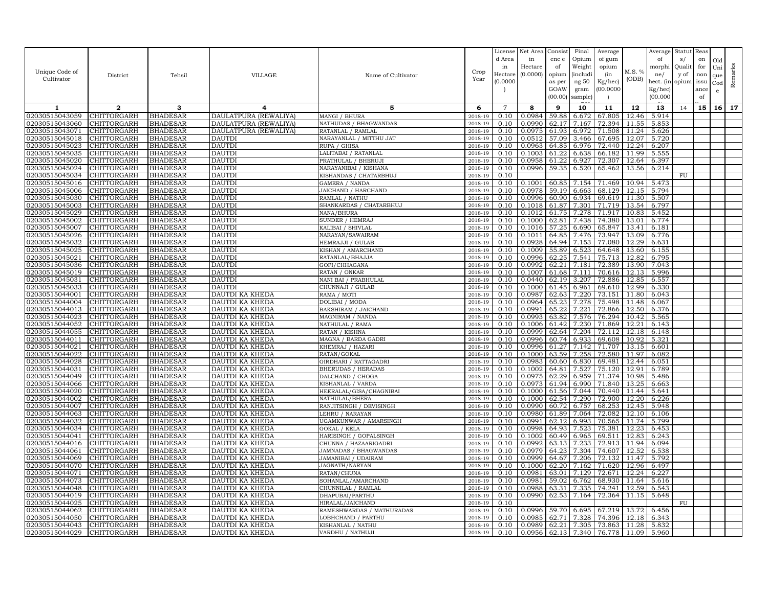| Unique Code of Cultivator | District | Tehsil | VILLAGE | Name of Cultivator | Crop Year | License d Area in Hectare (0.0000 ) | Net Area in Hectare (0.0000) | Consist enc e of opium as per GOAW (00.00) | Final Opium Weight (includi ng 50 gram sample) | Average of gum opium (in Kg/hec) (00.0000 ) | M.S. % (ODB) | Average of morphi ne/ hect. (in Kg/hec) (00.000 | Statut s/ Qualit y of opium | Reas on for non issu ance of | Old Uni que Cod e | Remarks |
|---|---|---|---|---|---|---|---|---|---|---|---|---|---|---|---|---|
| 1 | 2 | 3 | 4 | 5 | 6 | 7 | 8 | 9 | 10 | 11 | 12 | 13 | 14 | 15 | 16 | 17 |
| 02030515043059 | CHITTORGARH | BHADESAR | DAULATPURA (REWALIYA) | MANGI / BHURA | 2018-19 | 0.10 | 0.0984 | 59.88 | 6.672 | 67.805 | 12.46 | 5.914 | | | | |
| 02030515043060 | CHITTORGARH | BHADESAR | DAULATPURA (REWALIYA) | NATHUDAS / BHAGWANDAS | 2018-19 | 0.10 | 0.0990 | 62.17 | 7.167 | 72.394 | 11.55 | 5.853 | | | | |
| 02030515043071 | CHITTORGARH | BHADESAR | DAULATPURA (REWALIYA) | RATANLAL / RAMLAL | 2018-19 | 0.10 | 0.0975 | 61.93 | 6.972 | 71.508 | 11.24 | 5.626 | | | | |
| 02030515045018 | CHITTORGARH | BHADESAR | DAUTDI | NARAYANLAL / MITTHU JAT | 2018-19 | 0.10 | 0.0512 | 57.09 | 3.466 | 67.695 | 12.07 | 5.720 | | | | |
| 02030515045023 | CHITTORGARH | BHADESAR | DAUTDI | RUPA / GHISA | 2018-19 | 0.10 | 0.0963 | 64.85 | 6.976 | 72.440 | 12.24 | 6.207 | | | | |
| 02030515045035 | CHITTORGARH | BHADESAR | DAUTDI | LALITABAI / RATANLAL | 2018-19 | 0.10 | 0.1003 | 61.22 | 6.638 | 66.182 | 11.99 | 5.555 | | | | |
| 02030515045020 | CHITTORGARH | BHADESAR | DAUTDI | PRATHULAL / BHERUJI | 2018-19 | 0.10 | 0.0958 | 61.22 | 6.927 | 72.307 | 12.64 | 6.397 | | | | |
| 02030515045024 | CHITTORGARH | BHADESAR | DAUTDI | NARAYANIBAI / KISHANA | 2018-19 | 0.10 | 0.0996 | 59.35 | 6.520 | 65.462 | 13.56 | 6.214 | | | | |
| 02030515045034 | CHITTORGARH | BHADESAR | DAUTDI | KISHANDAS / CHATARBHUJ | 2018-19 | 0.10 | | | | | | | FU | | | |
| 02030515045016 | CHITTORGARH | BHADESAR | DAUTDI | GAMERA / NANDA | 2018-19 | 0.10 | 0.1001 | 60.85 | 7.154 | 71.469 | 10.94 | 5.473 | | | | |
| 02030515045006 | CHITTORGARH | BHADESAR | DAUTDI | JAICHAND / HARCHAND | 2018-19 | 0.10 | 0.0978 | 59.19 | 6.663 | 68.129 | 12.15 | 5.794 | | | | |
| 02030515045030 | CHITTORGARH | BHADESAR | DAUTDI | RAMLAL / NATHU | 2018-19 | 0.10 | 0.0996 | 60.90 | 6.934 | 69.619 | 11.30 | 5.507 | | | | |
| 02030515045003 | CHITTORGARH | BHADESAR | DAUTDI | SHANKARDAS / CHATARBHUJ | 2018-19 | 0.10 | 0.1018 | 61.87 | 7.301 | 71.719 | 13.54 | 6.797 | | | | |
| 02030515045029 | CHITTORGARH | BHADESAR | DAUTDI | NANA/BHURA | 2018-19 | 0.10 | 0.1012 | 61.75 | 7.278 | 71.917 | 10.83 | 5.452 | | | | |
| 02030515045002 | CHITTORGARH | BHADESAR | DAUTDI | SUNDER / HEMRAJ | 2018-19 | 0.10 | 0.1000 | 62.81 | 7.438 | 74.380 | 13.01 | 6.774 | | | | |
| 02030515045007 | CHITTORGARH | BHADESAR | DAUTDI | KALIBAI / SHIVLAL | 2018-19 | 0.10 | 0.1016 | 57.25 | 6.690 | 65.847 | 13.41 | 6.181 | | | | |
| 02030515045026 | CHITTORGARH | BHADESAR | DAUTDI | NARAYAN/SAWAIRAM | 2018-19 | 0.10 | 0.1011 | 64.85 | 7.476 | 73.947 | 13.09 | 6.776 | | | | |
| 02030515045032 | CHITTORGARH | BHADESAR | DAUTDI | HEMRAJJI / GULAB | 2018-19 | 0.10 | 0.0928 | 64.94 | 7.153 | 77.080 | 12.29 | 6.631 | | | | |
| 02030515045025 | CHITTORGARH | BHADESAR | DAUTDI | KISHAN / AMARCHAND | 2018-19 | 0.10 | 0.1009 | 55.89 | 6.523 | 64.648 | 13.60 | 6.155 | | | | |
| 02030515045021 | CHITTORGARH | BHADESAR | DAUTDI | RATANLAL/BHAJJA | 2018-19 | 0.10 | 0.0996 | 62.25 | 7.541 | 75.713 | 12.82 | 6.795 | | | | |
| 02030515045036 | CHITTORGARH | BHADESAR | DAUTDI | GOPI/CHHAGANA | 2018-19 | 0.10 | 0.0992 | 62.21 | 7.181 | 72.389 | 13.90 | 7.043 | | | | |
| 02030515045019 | CHITTORGARH | BHADESAR | DAUTDI | RATAN / ONKAR | 2018-19 | 0.10 | 0.1007 | 61.68 | 7.111 | 70.616 | 12.13 | 5.996 | | | | |
| 02030515045031 | CHITTORGARH | BHADESAR | DAUTDI | NANI BAI / PRABHULAL | 2018-19 | 0.10 | 0.0440 | 62.19 | 3.207 | 72.886 | 12.85 | 6.557 | | | | |
| 02030515045033 | CHITTORGARH | BHADESAR | DAUTDI | CHUNNAJI / GULAB | 2018-19 | 0.10 | 0.1000 | 61.45 | 6.961 | 69.610 | 12.99 | 6.330 | | | | |
| 02030515044001 | CHITTORGARH | BHADESAR | DAUTDI KA KHEDA | RAMA / MOTI | 2018-19 | 0.10 | 0.0987 | 62.63 | 7.220 | 73.151 | 11.80 | 6.043 | | | | |
| 02030515044004 | CHITTORGARH | BHADESAR | DAUTDI KA KHEDA | DOLIBAI / MODA | 2018-19 | 0.10 | 0.0964 | 65.23 | 7.278 | 75.498 | 11.48 | 6.067 | | | | |
| 02030515044013 | CHITTORGARH | BHADESAR | DAUTDI KA KHEDA | BAKSHIRAM / JAICHAND | 2018-19 | 0.10 | 0.0991 | 65.22 | 7.221 | 72.866 | 12.50 | 6.376 | | | | |
| 02030515044023 | CHITTORGARH | BHADESAR | DAUTDI KA KHEDA | MAGNIRAM / NANDA | 2018-19 | 0.10 | 0.0993 | 63.82 | 7.576 | 76.294 | 10.42 | 5.565 | | | | |
| 02030515044052 | CHITTORGARH | BHADESAR | DAUTDI KA KHEDA | NATHULAL / RAMA | 2018-19 | 0.10 | 0.1006 | 61.42 | 7.230 | 71.869 | 12.21 | 6.143 | | | | |
| 02030515044055 | CHITTORGARH | BHADESAR | DAUTDI KA KHEDA | RATAN / KISHNA | 2018-19 | 0.10 | 0.0999 | 62.64 | 7.204 | 72.112 | 12.18 | 6.148 | | | | |
| 02030515044011 | CHITTORGARH | BHADESAR | DAUTDI KA KHEDA | MAGNA / BARDA GADRI | 2018-19 | 0.10 | 0.0996 | 60.74 | 6.933 | 69.608 | 10.92 | 5.321 | | | | |
| 02030515044021 | CHITTORGARH | BHADESAR | DAUTDI KA KHEDA | KHEMRAJ / HAZARI | 2018-19 | 0.10 | 0.0996 | 61.27 | 7.142 | 71.707 | 13.15 | 6.601 | | | | |
| 02030515044022 | CHITTORGARH | BHADESAR | DAUTDI KA KHEDA | RATAN/GOKAL | 2018-19 | 0.10 | 0.1000 | 63.59 | 7.258 | 72.580 | 11.97 | 6.082 | | | | |
| 02030515044028 | CHITTORGARH | BHADESAR | DAUTDI KA KHEDA | GIRDHARI / RATTAGADRI | 2018-19 | 0.10 | 0.0983 | 60.60 | 6.830 | 69.481 | 12.44 | 6.051 | | | | |
| 02030515044031 | CHITTORGARH | BHADESAR | DAUTDI KA KHEDA | BHERUDAS / HERADAS | 2018-19 | 0.10 | 0.1002 | 64.81 | 7.527 | 75.120 | 12.91 | 6.789 | | | | |
| 02030515044049 | CHITTORGARH | BHADESAR | DAUTDI KA KHEDA | DALCHAND / CHOGA | 2018-19 | 0.10 | 0.0975 | 62.29 | 6.959 | 71.374 | 10.98 | 5.486 | | | | |
| 02030515044066 | CHITTORGARH | BHADESAR | DAUTDI KA KHEDA | KISHANLAL / VARDA | 2018-19 | 0.10 | 0.0973 | 61.94 | 6.990 | 71.840 | 13.25 | 6.663 | | | | |
| 02030515044020 | CHITTORGARH | BHADESAR | DAUTDI KA KHEDA | HEERALAL/GISA/CHAGNIBAI | 2018-19 | 0.10 | 0.1000 | 61.56 | 7.044 | 70.440 | 11.44 | 5.641 | | | | |
| 02030515044002 | CHITTORGARH | BHADESAR | DAUTDI KA KHEDA | NATHULAL/BHERA | 2018-19 | 0.10 | 0.1000 | 62.54 | 7.290 | 72.900 | 12.20 | 6.226 | | | | |
| 02030515044007 | CHITTORGARH | BHADESAR | DAUTDI KA KHEDA | RANJITSINGH / DEVISINGH | 2018-19 | 0.10 | 0.0990 | 60.72 | 6.757 | 68.253 | 12.45 | 5.948 | | | | |
| 02030515044063 | CHITTORGARH | BHADESAR | DAUTDI KA KHEDA | LEHRU / NARAYAN | 2018-19 | 0.10 | 0.0980 | 61.89 | 7.064 | 72.082 | 12.10 | 6.106 | | | | |
| 02030515044032 | CHITTORGARH | BHADESAR | DAUTDI KA KHEDA | UGAMKUNWAR / AMARSINGH | 2018-19 | 0.10 | 0.0991 | 62.12 | 6.993 | 70.565 | 11.74 | 5.799 | | | | |
| 02030515044034 | CHITTORGARH | BHADESAR | DAUTDI KA KHEDA | GOKAL / KELA | 2018-19 | 0.10 | 0.0998 | 64.93 | 7.523 | 75.381 | 12.23 | 6.453 | | | | |
| 02030515044041 | CHITTORGARH | BHADESAR | DAUTDI KA KHEDA | HARISINGH / GOPALSINGH | 2018-19 | 0.10 | 0.1002 | 60.49 | 6.965 | 69.511 | 12.83 | 6.243 | | | | |
| 02030515044016 | CHITTORGARH | BHADESAR | DAUTDI KA KHEDA | CHUNNA / HAZAARIGADRI | 2018-19 | 0.10 | 0.0992 | 63.13 | 7.233 | 72.913 | 11.94 | 6.094 | | | | |
| 02030515044061 | CHITTORGARH | BHADESAR | DAUTDI KA KHEDA | JAMNADAS / BHAGWANDAS | 2018-19 | 0.10 | 0.0979 | 64.23 | 7.304 | 74.607 | 12.52 | 6.538 | | | | |
| 02030515044069 | CHITTORGARH | BHADESAR | DAUTDI KA KHEDA | JAMANIBAI / UDAIRAM | 2018-19 | 0.10 | 0.0999 | 64.67 | 7.206 | 72.132 | 11.47 | 5.792 | | | | |
| 02030515044070 | CHITTORGARH | BHADESAR | DAUTDI KA KHEDA | JAGNATH/NARYAN | 2018-19 | 0.10 | 0.1000 | 62.20 | 7.162 | 71.620 | 12.96 | 6.497 | | | | |
| 02030515044071 | CHITTORGARH | BHADESAR | DAUTDI KA KHEDA | RATAN/CHUNA | 2018-19 | 0.10 | 0.0981 | 63.01 | 7.129 | 72.671 | 12.24 | 6.227 | | | | |
| 02030515044073 | CHITTORGARH | BHADESAR | DAUTDI KA KHEDA | SOHANLAL/AMARCHAND | 2018-19 | 0.10 | 0.0981 | 59.02 | 6.762 | 68.930 | 11.64 | 5.616 | | | | |
| 02030515044048 | CHITTORGARH | BHADESAR | DAUTDI KA KHEDA | CHUNNILAL / RAMLAL | 2018-19 | 0.10 | 0.0988 | 63.31 | 7.335 | 74.241 | 12.59 | 6.543 | | | | |
| 02030515044019 | CHITTORGARH | BHADESAR | DAUTDI KA KHEDA | DHAPUBAI/PARTHU | 2018-19 | 0.10 | 0.0990 | 62.53 | 7.164 | 72.364 | 11.15 | 5.648 | | | | |
| 02030515044025 | CHITTORGARH | BHADESAR | DAUTDI KA KHEDA | HIRALAL/JAICHAND | 2018-19 | 0.10 | | | | | | | FU | | | |
| 02030515044062 | CHITTORGARH | BHADESAR | DAUTDI KA KHEDA | RAMESHWARDAS / MATHURADAS | 2018-19 | 0.10 | 0.0996 | 59.70 | 6.695 | 67.219 | 13.72 | 6.456 | | | | |
| 02030515044050 | CHITTORGARH | BHADESAR | DAUTDI KA KHEDA | LOBHCHAND / PARTHU | 2018-19 | 0.10 | 0.0985 | 62.71 | 7.328 | 74.396 | 12.18 | 6.343 | | | | |
| 02030515044043 | CHITTORGARH | BHADESAR | DAUTDI KA KHEDA | KISHANLAL / NATHU | 2018-19 | 0.10 | 0.0989 | 62.21 | 7.305 | 73.863 | 11.28 | 5.832 | | | | |
| 02030515044029 | CHITTORGARH | BHADESAR | DAUTDI KA KHEDA | VARDHU / NATHUJI | 2018-19 | 0.10 | 0.0956 | 62.13 | 7.340 | 76.778 | 11.09 | 5.960 | | | | |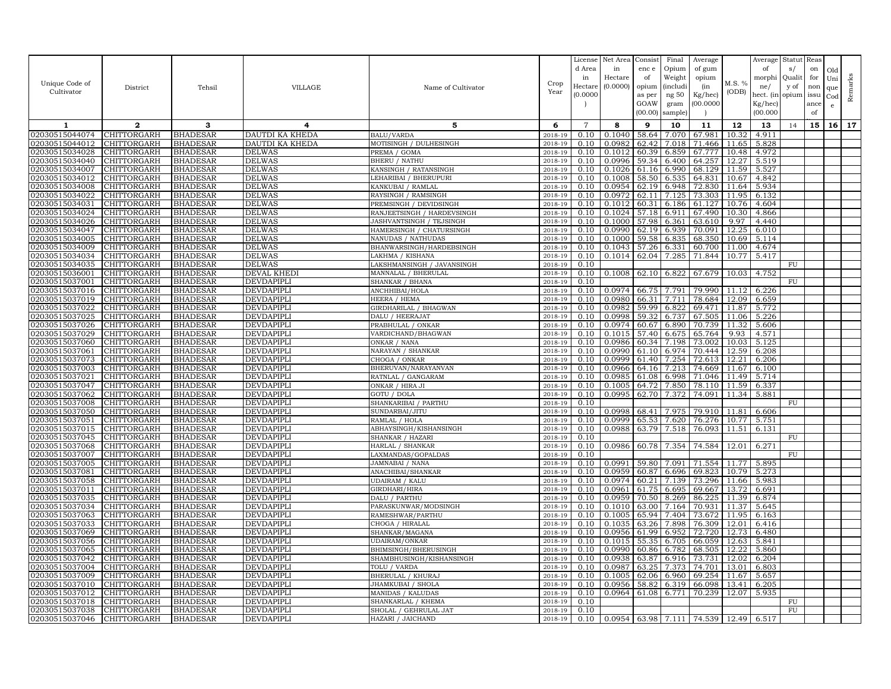| Unique Code of Cultivator | District | Tehsil | VILLAGE | Name of Cultivator | Crop Year | License d Area in Hectare (0.0000) | Net Area in Hectare (0.0000) | Consist enc e of opium as per GOAW (00.00) | Final Opium Weight (including 50 gram sample) | Average of gum opium (in Kg/hec) (00.0000) | M.S. % (ODB) | Average of morphi ne/ hect. (in Kg/hec) (00.000 | Statut s/ Qualit y of opium | Reas on for non issu ance of | Old Uni que Cod e | Remarks |
|---|---|---|---|---|---|---|---|---|---|---|---|---|---|---|---|---|
| 1 | 2 | 3 | 4 | 5 | 6 | 7 | 8 | 9 | 10 | 11 | 12 | 13 | 14 | 15 | 16 | 17 |
| 02030515044074 | CHITTORGARH | BHADESAR | DAUTDI KA KHEDA | BALU/VARDA | 2018-19 | 0.10 | 0.1040 | 58.64 | 7.070 | 67.981 | 10.32 | 4.911 | | | | |
| 02030515044012 | CHITTORGARH | BHADESAR | DAUTDI KA KHEDA | MOTISINGH / DULHESINGH | 2018-19 | 0.10 | 0.0982 | 62.42 | 7.018 | 71.466 | 11.65 | 5.828 | | | | |
| 02030515034028 | CHITTORGARH | BHADESAR | DELWAS | PREMA / GOMA | 2018-19 | 0.10 | 0.1012 | 60.39 | 6.859 | 67.777 | 10.48 | 4.972 | | | | |
| 02030515034040 | CHITTORGARH | BHADESAR | DELWAS | BHERU / NATHU | 2018-19 | 0.10 | 0.0996 | 59.34 | 6.400 | 64.257 | 12.27 | 5.519 | | | | |
| 02030515034007 | CHITTORGARH | BHADESAR | DELWAS | KANSINGH / RATANSINGH | 2018-19 | 0.10 | 0.1026 | 61.16 | 6.990 | 68.129 | 11.59 | 5.527 | | | | |
| 02030515034012 | CHITTORGARH | BHADESAR | DELWAS | LEHARIBAI / BHERUPURI | 2018-19 | 0.10 | 0.1008 | 58.50 | 6.535 | 64.831 | 10.67 | 4.842 | | | | |
| 02030515034008 | CHITTORGARH | BHADESAR | DELWAS | KANKUBAI / RAMLAL | 2018-19 | 0.10 | 0.0954 | 62.19 | 6.948 | 72.830 | 11.64 | 5.934 | | | | |
| 02030515034022 | CHITTORGARH | BHADESAR | DELWAS | RAYSINGH / RAMSINGH | 2018-19 | 0.10 | 0.0972 | 62.11 | 7.125 | 73.303 | 11.95 | 6.132 | | | | |
| 02030515034031 | CHITTORGARH | BHADESAR | DELWAS | PREMSINGH / DEVIDSINGH | 2018-19 | 0.10 | 0.1012 | 60.31 | 6.186 | 61.127 | 10.76 | 4.604 | | | | |
| 02030515034024 | CHITTORGARH | BHADESAR | DELWAS | RANJEETSINGH / HARDEVSINGH | 2018-19 | 0.10 | 0.1024 | 57.18 | 6.911 | 67.490 | 10.30 | 4.866 | | | | |
| 02030515034026 | CHITTORGARH | BHADESAR | DELWAS | JASHVANTSINGH / TEJSINGH | 2018-19 | 0.10 | 0.1000 | 57.98 | 6.361 | 63.610 | 9.97 | 4.440 | | | | |
| 02030515034047 | CHITTORGARH | BHADESAR | DELWAS | HAMERSINGH / CHATURSINGH | 2018-19 | 0.10 | 0.0990 | 62.19 | 6.939 | 70.091 | 12.25 | 6.010 | | | | |
| 02030515034005 | CHITTORGARH | BHADESAR | DELWAS | NANUDAS / NATHUDAS | 2018-19 | 0.10 | 0.1000 | 59.58 | 6.835 | 68.350 | 10.69 | 5.114 | | | | |
| 02030515034009 | CHITTORGARH | BHADESAR | DELWAS | BHANWARSINGH/HARDEBSINGH | 2018-19 | 0.10 | 0.1043 | 57.26 | 6.331 | 60.700 | 11.00 | 4.674 | | | | |
| 02030515034034 | CHITTORGARH | BHADESAR | DELWAS | LAKHMA / KISHANA | 2018-19 | 0.10 | 0.1014 | 62.04 | 7.285 | 71.844 | 10.77 | 5.417 | | | | |
| 02030515034035 | CHITTORGARH | BHADESAR | DELWAS | LAKSHMANSINGH / JAVANSINGH | 2018-19 | 0.10 | | | | | | | FU | | | |
| 02030515036001 | CHITTORGARH | BHADESAR | DEVAL KHEDI | MANNALAL / BHERULAL | 2018-19 | 0.10 | 0.1008 | 62.10 | 6.822 | 67.679 | 10.03 | 4.752 | | | | |
| 02030515037001 | CHITTORGARH | BHADESAR | DEVDAPIPLI | SHANKAR / BHANA | 2018-19 | 0.10 | | | | | | | FU | | | |
| 02030515037016 | CHITTORGARH | BHADESAR | DEVDAPIPLI | ANCHHIBAI/HOLA | 2018-19 | 0.10 | 0.0974 | 66.75 | 7.791 | 79.990 | 11.12 | 6.226 | | | | |
| 02030515037019 | CHITTORGARH | BHADESAR | DEVDAPIPLI | HEERA / HEMA | 2018-19 | 0.10 | 0.0980 | 66.31 | 7.711 | 78.684 | 12.09 | 6.659 | | | | |
| 02030515037022 | CHITTORGARH | BHADESAR | DEVDAPIPLI | GIRDHARILAL / BHAGWAN | 2018-19 | 0.10 | 0.0982 | 59.99 | 6.822 | 69.471 | 11.87 | 5.772 | | | | |
| 02030515037025 | CHITTORGARH | BHADESAR | DEVDAPIPLI | DALU / HEERAJAT | 2018-19 | 0.10 | 0.0998 | 59.32 | 6.737 | 67.505 | 11.06 | 5.226 | | | | |
| 02030515037026 | CHITTORGARH | BHADESAR | DEVDAPIPLI | PRABHULAL / ONKAR | 2018-19 | 0.10 | 0.0974 | 60.67 | 6.890 | 70.739 | 11.32 | 5.606 | | | | |
| 02030515037029 | CHITTORGARH | BHADESAR | DEVDAPIPLI | VARDICHAND/BHAGWAN | 2018-19 | 0.10 | 0.1015 | 57.40 | 6.675 | 65.764 | 9.93 | 4.571 | | | | |
| 02030515037060 | CHITTORGARH | BHADESAR | DEVDAPIPLI | ONKAR / NANA | 2018-19 | 0.10 | 0.0986 | 60.34 | 7.198 | 73.002 | 10.03 | 5.125 | | | | |
| 02030515037061 | CHITTORGARH | BHADESAR | DEVDAPIPLI | NARAYAN / SHANKAR | 2018-19 | 0.10 | 0.0990 | 61.10 | 6.974 | 70.444 | 12.59 | 6.208 | | | | |
| 02030515037073 | CHITTORGARH | BHADESAR | DEVDAPIPLI | CHOGA / ONKAR | 2018-19 | 0.10 | 0.0999 | 61.40 | 7.254 | 72.613 | 12.21 | 6.206 | | | | |
| 02030515037003 | CHITTORGARH | BHADESAR | DEVDAPIPLI | BHERUVAN/NARAYANVAN | 2018-19 | 0.10 | 0.0966 | 64.16 | 7.213 | 74.669 | 11.67 | 6.100 | | | | |
| 02030515037021 | CHITTORGARH | BHADESAR | DEVDAPIPLI | RATNLAL / GANGARAM | 2018-19 | 0.10 | 0.0985 | 61.08 | 6.998 | 71.046 | 11.49 | 5.714 | | | | |
| 02030515037047 | CHITTORGARH | BHADESAR | DEVDAPIPLI | ONKAR / HIRA JI | 2018-19 | 0.10 | 0.1005 | 64.72 | 7.850 | 78.110 | 11.59 | 6.337 | | | | |
| 02030515037062 | CHITTORGARH | BHADESAR | DEVDAPIPLI | GOTU / DOLA | 2018-19 | 0.10 | 0.0995 | 62.70 | 7.372 | 74.091 | 11.34 | 5.881 | | | | |
| 02030515037008 | CHITTORGARH | BHADESAR | DEVDAPIPLI | SHANKARIBAI / PARTHU | 2018-19 | 0.10 | | | | | | | FU | | | |
| 02030515037050 | CHITTORGARH | BHADESAR | DEVDAPIPLI | SUNDARBAI/JITU | 2018-19 | 0.10 | 0.0998 | 68.41 | 7.975 | 79.910 | 11.81 | 6.606 | | | | |
| 02030515037051 | CHITTORGARH | BHADESAR | DEVDAPIPLI | RAMLAL / HOLA | 2018-19 | 0.10 | 0.0999 | 65.53 | 7.620 | 76.276 | 10.77 | 5.751 | | | | |
| 02030515037015 | CHITTORGARH | BHADESAR | DEVDAPIPLI | ABHAYSINGH/KISHANSINGH | 2018-19 | 0.10 | 0.0988 | 63.79 | 7.518 | 76.093 | 11.51 | 6.131 | | | | |
| 02030515037045 | CHITTORGARH | BHADESAR | DEVDAPIPLI | SHANKAR / HAZARI | 2018-19 | 0.10 | | | | | | | FU | | | |
| 02030515037068 | CHITTORGARH | BHADESAR | DEVDAPIPLI | HARLAL / SHANKAR | 2018-19 | 0.10 | 0.0986 | 60.78 | 7.354 | 74.584 | 12.01 | 6.271 | | | | |
| 02030515037007 | CHITTORGARH | BHADESAR | DEVDAPIPLI | LAXMANDAS/GOPALDAS | 2018-19 | 0.10 | | | | | | | FU | | | |
| 02030515037005 | CHITTORGARH | BHADESAR | DEVDAPIPLI | JAMNABAI / NANA | 2018-19 | 0.10 | 0.0991 | 59.80 | 7.091 | 71.554 | 11.77 | 5.895 | | | | |
| 02030515037081 | CHITTORGARH | BHADESAR | DEVDAPIPLI | ANACHIBAI/SHANKAR | 2018-19 | 0.10 | 0.0959 | 60.87 | 6.696 | 69.823 | 10.79 | 5.273 | | | | |
| 02030515037058 | CHITTORGARH | BHADESAR | DEVDAPIPLI | UDAIRAM / KALU | 2018-19 | 0.10 | 0.0974 | 60.21 | 7.139 | 73.296 | 11.66 | 5.983 | | | | |
| 02030515037011 | CHITTORGARH | BHADESAR | DEVDAPIPLI | GIRDHARI/HIRA | 2018-19 | 0.10 | 0.0961 | 61.75 | 6.695 | 69.667 | 13.72 | 6.691 | | | | |
| 02030515037035 | CHITTORGARH | BHADESAR | DEVDAPIPLI | DALU / PARTHU | 2018-19 | 0.10 | 0.0959 | 70.50 | 8.269 | 86.225 | 11.39 | 6.874 | | | | |
| 02030515037034 | CHITTORGARH | BHADESAR | DEVDAPIPLI | PARASKUNWAR/MODSINGH | 2018-19 | 0.10 | 0.1010 | 63.00 | 7.164 | 70.931 | 11.37 | 5.645 | | | | |
| 02030515037063 | CHITTORGARH | BHADESAR | DEVDAPIPLI | RAMESHWAR/PARTHU | 2018-19 | 0.10 | 0.1005 | 65.94 | 7.404 | 73.672 | 11.95 | 6.163 | | | | |
| 02030515037033 | CHITTORGARH | BHADESAR | DEVDAPIPLI | CHOGA / HIRALAL | 2018-19 | 0.10 | 0.1035 | 63.26 | 7.898 | 76.309 | 12.01 | 6.416 | | | | |
| 02030515037069 | CHITTORGARH | BHADESAR | DEVDAPIPLI | SHANKAR/MAGANA | 2018-19 | 0.10 | 0.0956 | 61.99 | 6.952 | 72.720 | 12.73 | 6.480 | | | | |
| 02030515037056 | CHITTORGARH | BHADESAR | DEVDAPIPLI | UDAIRAM/ONKAR | 2018-19 | 0.10 | 0.1015 | 55.35 | 6.705 | 66.059 | 12.63 | 5.841 | | | | |
| 02030515037065 | CHITTORGARH | BHADESAR | DEVDAPIPLI | BHIMSINGH/BHERUSINGH | 2018-19 | 0.10 | 0.0990 | 60.86 | 6.782 | 68.505 | 12.22 | 5.860 | | | | |
| 02030515037042 | CHITTORGARH | BHADESAR | DEVDAPIPLI | SHAMBHUSINGH/KISHANSINGH | 2018-19 | 0.10 | 0.0938 | 63.87 | 6.916 | 73.731 | 12.02 | 6.204 | | | | |
| 02030515037004 | CHITTORGARH | BHADESAR | DEVDAPIPLI | TOLU / VARDA | 2018-19 | 0.10 | 0.0987 | 63.25 | 7.373 | 74.701 | 13.01 | 6.803 | | | | |
| 02030515037009 | CHITTORGARH | BHADESAR | DEVDAPIPLI | BHERULAL / KHURAJ | 2018-19 | 0.10 | 0.1005 | 62.06 | 6.960 | 69.254 | 11.67 | 5.657 | | | | |
| 02030515037010 | CHITTORGARH | BHADESAR | DEVDAPIPLI | JHAMKUBAI / SHOLA | 2018-19 | 0.10 | 0.0956 | 58.82 | 6.319 | 66.098 | 13.41 | 6.205 | | | | |
| 02030515037012 | CHITTORGARH | BHADESAR | DEVDAPIPLI | MANIDAS / KALUDAS | 2018-19 | 0.10 | 0.0964 | 61.08 | 6.771 | 70.239 | 12.07 | 5.935 | | | | |
| 02030515037018 | CHITTORGARH | BHADESAR | DEVDAPIPLI | SHANKARLAL / KHEMA | 2018-19 | 0.10 | | | | | | | FU | | | |
| 02030515037038 | CHITTORGARH | BHADESAR | DEVDAPIPLI | SHOLAL / GEHRULAL JAT | 2018-19 | 0.10 | | | | | | | FU | | | |
| 02030515037046 | CHITTORGARH | BHADESAR | DEVDAPIPLI | HAZARI / JAICHAND | 2018-19 | 0.10 | 0.0954 | 63.98 | 7.111 | 74.539 | 12.49 | 6.517 | | | | |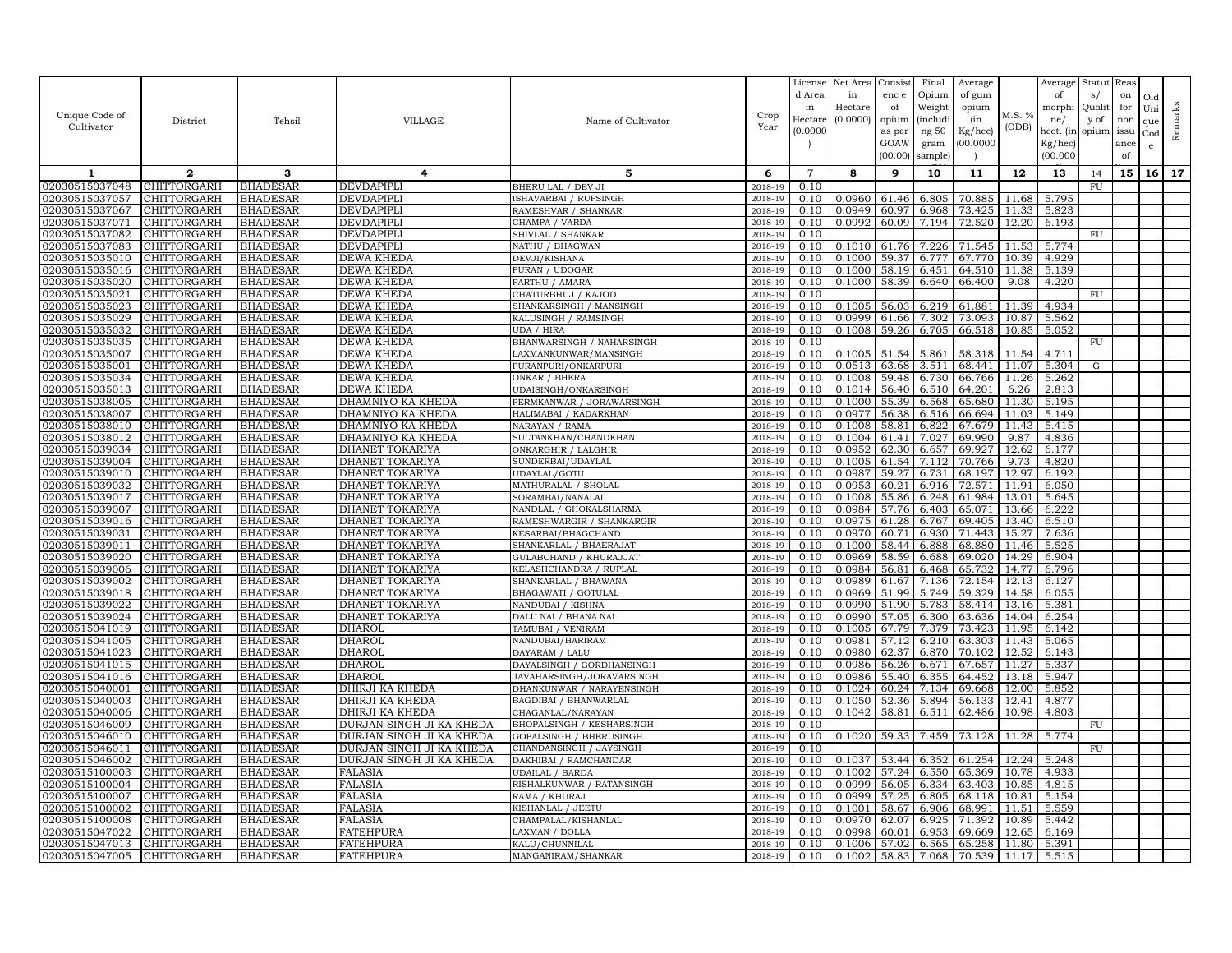| Unique Code of Cultivator | District | Tehsil | VILLAGE | Name of Cultivator | Crop Year | License d Area in Hectare (0.0000) | Net Area in Hectare (0.0000) | Consist enc e of opium as per GOAW (00.00) | Final Opium Weight (includi ng 50 gram sample) | Average of gum opium (in Kg/hec) (00.0000) | M.S. % (ODB) | Average of morphi ne/ hect. (in Kg/hec) (00.000 | Statut s/ Qualit y of opium | Reas on for non issu ance of | Old Uni que Cod e | Remarks |
|---|---|---|---|---|---|---|---|---|---|---|---|---|---|---|---|---|
| 1 | 2 | 3 | 4 | 5 | 6 | 7 | 8 | 9 | 10 | 11 | 12 | 13 | 14 | 15 | 16 | 17 |
| 02030515037048 | CHITTORGARH | BHADESAR | DEVDAPIPLI | BHERU LAL / DEV JI | 2018-19 | 0.10 | | | | | | | FU | | | |
| 02030515037057 | CHITTORGARH | BHADESAR | DEVDAPIPLI | ISHAVARBAI / RUPSINGH | 2018-19 | 0.10 | 0.0960 | 61.46 | 6.805 | 70.885 | 11.68 | 5.795 | | | | |
| 02030515037067 | CHITTORGARH | BHADESAR | DEVDAPIPLI | RAMESHVAR / SHANKAR | 2018-19 | 0.10 | 0.0949 | 60.97 | 6.968 | 73.425 | 11.33 | 5.823 | | | | |
| 02030515037071 | CHITTORGARH | BHADESAR | DEVDAPIPLI | CHAMPA / VARDA | 2018-19 | 0.10 | 0.0992 | 60.09 | 7.194 | 72.520 | 12.20 | 6.193 | | | | |
| 02030515037082 | CHITTORGARH | BHADESAR | DEVDAPIPLI | SHIVLAL / SHANKAR | 2018-19 | 0.10 | | | | | | | FU | | | |
| 02030515037083 | CHITTORGARH | BHADESAR | DEVDAPIPLI | NATHU / BHAGWAN | 2018-19 | 0.10 | 0.1010 | 61.76 | 7.226 | 71.545 | 11.53 | 5.774 | | | | |
| 02030515035010 | CHITTORGARH | BHADESAR | DEWA KHEDA | DEVJI/KISHANA | 2018-19 | 0.10 | 0.1000 | 59.37 | 6.777 | 67.770 | 10.39 | 4.929 | | | | |
| 02030515035016 | CHITTORGARH | BHADESAR | DEWA KHEDA | PURAN / UDOGAR | 2018-19 | 0.10 | 0.1000 | 58.19 | 6.451 | 64.510 | 11.38 | 5.139 | | | | |
| 02030515035020 | CHITTORGARH | BHADESAR | DEWA KHEDA | PARTHU / AMARA | 2018-19 | 0.10 | 0.1000 | 58.39 | 6.640 | 66.400 | 9.08 | 4.220 | | | | |
| 02030515035021 | CHITTORGARH | BHADESAR | DEWA KHEDA | CHATURBHUJ / KAJOD | 2018-19 | 0.10 | | | | | | | FU | | | |
| 02030515035023 | CHITTORGARH | BHADESAR | DEWA KHEDA | SHANKARSINGH / MANSINGH | 2018-19 | 0.10 | 0.1005 | 56.03 | 6.219 | 61.881 | 11.39 | 4.934 | | | | |
| 02030515035029 | CHITTORGARH | BHADESAR | DEWA KHEDA | KALUSINGH / RAMSINGH | 2018-19 | 0.10 | 0.0999 | 61.66 | 7.302 | 73.093 | 10.87 | 5.562 | | | | |
| 02030515035032 | CHITTORGARH | BHADESAR | DEWA KHEDA | UDA / HIRA | 2018-19 | 0.10 | 0.1008 | 59.26 | 6.705 | 66.518 | 10.85 | 5.052 | | | | |
| 02030515035035 | CHITTORGARH | BHADESAR | DEWA KHEDA | BHANWARSINGH / NAHARSINGH | 2018-19 | 0.10 | | | | | | | FU | | | |
| 02030515035007 | CHITTORGARH | BHADESAR | DEWA KHEDA | LAXMANKUNWAR/MANSINGH | 2018-19 | 0.10 | 0.1005 | 51.54 | 5.861 | 58.318 | 11.54 | 4.711 | | | | |
| 02030515035001 | CHITTORGARH | BHADESAR | DEWA KHEDA | PURANPURI/ONKARPURI | 2018-19 | 0.10 | 0.0513 | 63.68 | 3.511 | 68.441 | 11.07 | 5.304 | G | | | |
| 02030515035034 | CHITTORGARH | BHADESAR | DEWA KHEDA | ONKAR / BHERA | 2018-19 | 0.10 | 0.1008 | 59.48 | 6.730 | 66.766 | 11.26 | 5.262 | | | | |
| 02030515035013 | CHITTORGARH | BHADESAR | DEWA KHEDA | UDAISINGH/ONKARSINGH | 2018-19 | 0.10 | 0.1014 | 56.40 | 6.510 | 64.201 | 6.26 | 2.813 | | | | |
| 02030515038005 | CHITTORGARH | BHADESAR | DHAMNIYO KA KHEDA | PERMKANWAR / JORAWARSINGH | 2018-19 | 0.10 | 0.1000 | 55.39 | 6.568 | 65.680 | 11.30 | 5.195 | | | | |
| 02030515038007 | CHITTORGARH | BHADESAR | DHAMNIYO KA KHEDA | HALIMABAI / KADARKHAN | 2018-19 | 0.10 | 0.0977 | 56.38 | 6.516 | 66.694 | 11.03 | 5.149 | | | | |
| 02030515038010 | CHITTORGARH | BHADESAR | DHAMNIYO KA KHEDA | NARAYAN / RAMA | 2018-19 | 0.10 | 0.1008 | 58.81 | 6.822 | 67.679 | 11.43 | 5.415 | | | | |
| 02030515038012 | CHITTORGARH | BHADESAR | DHAMNIYO KA KHEDA | SULTANKHAN/CHANDKHAN | 2018-19 | 0.10 | 0.1004 | 61.41 | 7.027 | 69.990 | 9.87 | 4.836 | | | | |
| 02030515039034 | CHITTORGARH | BHADESAR | DHANET TOKARIYA | ONKARGHIR / LALGHIR | 2018-19 | 0.10 | 0.0952 | 62.30 | 6.657 | 69.927 | 12.62 | 6.177 | | | | |
| 02030515039004 | CHITTORGARH | BHADESAR | DHANET TOKARIYA | SUNDERBAI/UDAYLAL | 2018-19 | 0.10 | 0.1005 | 61.54 | 7.112 | 70.766 | 9.73 | 4.820 | | | | |
| 02030515039010 | CHITTORGARH | BHADESAR | DHANET TOKARIYA | UDAYLAL/GOTU | 2018-19 | 0.10 | 0.0987 | 59.27 | 6.731 | 68.197 | 12.97 | 6.192 | | | | |
| 02030515039032 | CHITTORGARH | BHADESAR | DHANET TOKARIYA | MATHURALAL / SHOLAL | 2018-19 | 0.10 | 0.0953 | 60.21 | 6.916 | 72.571 | 11.91 | 6.050 | | | | |
| 02030515039017 | CHITTORGARH | BHADESAR | DHANET TOKARIYA | SORAMBAI/NANALAL | 2018-19 | 0.10 | 0.1008 | 55.86 | 6.248 | 61.984 | 13.01 | 5.645 | | | | |
| 02030515039007 | CHITTORGARH | BHADESAR | DHANET TOKARIYA | NANDLAL / GHOKALSHARMA | 2018-19 | 0.10 | 0.0984 | 57.76 | 6.403 | 65.071 | 13.66 | 6.222 | | | | |
| 02030515039016 | CHITTORGARH | BHADESAR | DHANET TOKARIYA | RAMESHWARGIR / SHANKARGIR | 2018-19 | 0.10 | 0.0975 | 61.28 | 6.767 | 69.405 | 13.40 | 6.510 | | | | |
| 02030515039031 | CHITTORGARH | BHADESAR | DHANET TOKARIYA | KESARBAI/BHAGCHAND | 2018-19 | 0.10 | 0.0970 | 60.71 | 6.930 | 71.443 | 15.27 | 7.636 | | | | |
| 02030515039011 | CHITTORGARH | BHADESAR | DHANET TOKARIYA | SHANKARLAL / BHAERAJAT | 2018-19 | 0.10 | 0.1000 | 58.44 | 6.888 | 68.880 | 11.46 | 5.525 | | | | |
| 02030515039020 | CHITTORGARH | BHADESAR | DHANET TOKARIYA | GULABCHAND / KHURAJJAT | 2018-19 | 0.10 | 0.0969 | 58.59 | 6.688 | 69.020 | 14.29 | 6.904 | | | | |
| 02030515039006 | CHITTORGARH | BHADESAR | DHANET TOKARIYA | KELASHCHANDRA / RUPLAL | 2018-19 | 0.10 | 0.0984 | 56.81 | 6.468 | 65.732 | 14.77 | 6.796 | | | | |
| 02030515039002 | CHITTORGARH | BHADESAR | DHANET TOKARIYA | SHANKARLAL / BHAWANA | 2018-19 | 0.10 | 0.0989 | 61.67 | 7.136 | 72.154 | 12.13 | 6.127 | | | | |
| 02030515039018 | CHITTORGARH | BHADESAR | DHANET TOKARIYA | BHAGAWATI / GOTULAL | 2018-19 | 0.10 | 0.0969 | 51.99 | 5.749 | 59.329 | 14.58 | 6.055 | | | | |
| 02030515039022 | CHITTORGARH | BHADESAR | DHANET TOKARIYA | NANDUBAI / KISHNA | 2018-19 | 0.10 | 0.0990 | 51.90 | 5.783 | 58.414 | 13.16 | 5.381 | | | | |
| 02030515039024 | CHITTORGARH | BHADESAR | DHANET TOKARIYA | DALU NAI / BHANA NAI | 2018-19 | 0.10 | 0.0990 | 57.05 | 6.300 | 63.636 | 14.04 | 6.254 | | | | |
| 02030515041019 | CHITTORGARH | BHADESAR | DHAROL | TAMUBAI / VENIRAM | 2018-19 | 0.10 | 0.1005 | 67.79 | 7.379 | 73.423 | 11.95 | 6.142 | | | | |
| 02030515041005 | CHITTORGARH | BHADESAR | DHAROL | NANDUBAI/HARIRAM | 2018-19 | 0.10 | 0.0981 | 57.12 | 6.210 | 63.303 | 11.43 | 5.065 | | | | |
| 02030515041023 | CHITTORGARH | BHADESAR | DHAROL | DAYARAM / LALU | 2018-19 | 0.10 | 0.0980 | 62.37 | 6.870 | 70.102 | 12.52 | 6.143 | | | | |
| 02030515041015 | CHITTORGARH | BHADESAR | DHAROL | DAYALSINGH / GORDHANSINGH | 2018-19 | 0.10 | 0.0986 | 56.26 | 6.671 | 67.657 | 11.27 | 5.337 | | | | |
| 02030515041016 | CHITTORGARH | BHADESAR | DHAROL | JAVAHARSINGH/JORAVARSINGH | 2018-19 | 0.10 | 0.0986 | 55.40 | 6.355 | 64.452 | 13.18 | 5.947 | | | | |
| 02030515040001 | CHITTORGARH | BHADESAR | DHIRJI KA KHEDA | DHANKUNWAR / NARAYENSINGH | 2018-19 | 0.10 | 0.1024 | 60.24 | 7.134 | 69.668 | 12.00 | 5.852 | | | | |
| 02030515040003 | CHITTORGARH | BHADESAR | DHIRJI KA KHEDA | BAGDIBAI / BHANWARLAL | 2018-19 | 0.10 | 0.1050 | 52.36 | 5.894 | 56.133 | 12.41 | 4.877 | | | | |
| 02030515040006 | CHITTORGARH | BHADESAR | DHIRJI KA KHEDA | CHAGANLAL/NARAYAN | 2018-19 | 0.10 | 0.1042 | 58.81 | 6.511 | 62.486 | 10.98 | 4.803 | | | | |
| 02030515046009 | CHITTORGARH | BHADESAR | DURJAN SINGH JI KA KHEDA | BHOPALSINGH / KESHARSINGH | 2018-19 | 0.10 | | | | | | | FU | | | |
| 02030515046010 | CHITTORGARH | BHADESAR | DURJAN SINGH JI KA KHEDA | GOPALSINGH / BHERUSINGH | 2018-19 | 0.10 | 0.1020 | 59.33 | 7.459 | 73.128 | 11.28 | 5.774 | | | | |
| 02030515046011 | CHITTORGARH | BHADESAR | DURJAN SINGH JI KA KHEDA | CHANDANSINGH / JAYSINGH | 2018-19 | 0.10 | | | | | | | FU | | | |
| 02030515046002 | CHITTORGARH | BHADESAR | DURJAN SINGH JI KA KHEDA | DAKHIBAI / RAMCHANDAR | 2018-19 | 0.10 | 0.1037 | 53.44 | 6.352 | 61.254 | 12.24 | 5.248 | | | | |
| 02030515100003 | CHITTORGARH | BHADESAR | FALASIA | UDAILAL / BARDA | 2018-19 | 0.10 | 0.1002 | 57.24 | 6.550 | 65.369 | 10.78 | 4.933 | | | | |
| 02030515100004 | CHITTORGARH | BHADESAR | FALASIA | RISHALKUNWAR / RATANSINGH | 2018-19 | 0.10 | 0.0999 | 56.05 | 6.334 | 63.403 | 10.85 | 4.815 | | | | |
| 02030515100007 | CHITTORGARH | BHADESAR | FALASIA | RAMA / KHURAJ | 2018-19 | 0.10 | 0.0999 | 57.25 | 6.805 | 68.118 | 10.81 | 5.154 | | | | |
| 02030515100002 | CHITTORGARH | BHADESAR | FALASIA | KISHANLAL / JEETU | 2018-19 | 0.10 | 0.1001 | 58.67 | 6.906 | 68.991 | 11.51 | 5.559 | | | | |
| 02030515100008 | CHITTORGARH | BHADESAR | FALASIA | CHAMPALAL/KISHANLAL | 2018-19 | 0.10 | 0.0970 | 62.07 | 6.925 | 71.392 | 10.89 | 5.442 | | | | |
| 02030515047022 | CHITTORGARH | BHADESAR | FATEHPURA | LAXMAN / DOLLA | 2018-19 | 0.10 | 0.0998 | 60.01 | 6.953 | 69.669 | 12.65 | 6.169 | | | | |
| 02030515047013 | CHITTORGARH | BHADESAR | FATEHPURA | KALU/CHUNNILAL | 2018-19 | 0.10 | 0.1006 | 57.02 | 6.565 | 65.258 | 11.80 | 5.391 | | | | |
| 02030515047005 | CHITTORGARH | BHADESAR | FATEHPURA | MANGANIRAM/SHANKAR | 2018-19 | 0.10 | 0.1002 | 58.83 | 7.068 | 70.539 | 11.17 | 5.515 | | | | |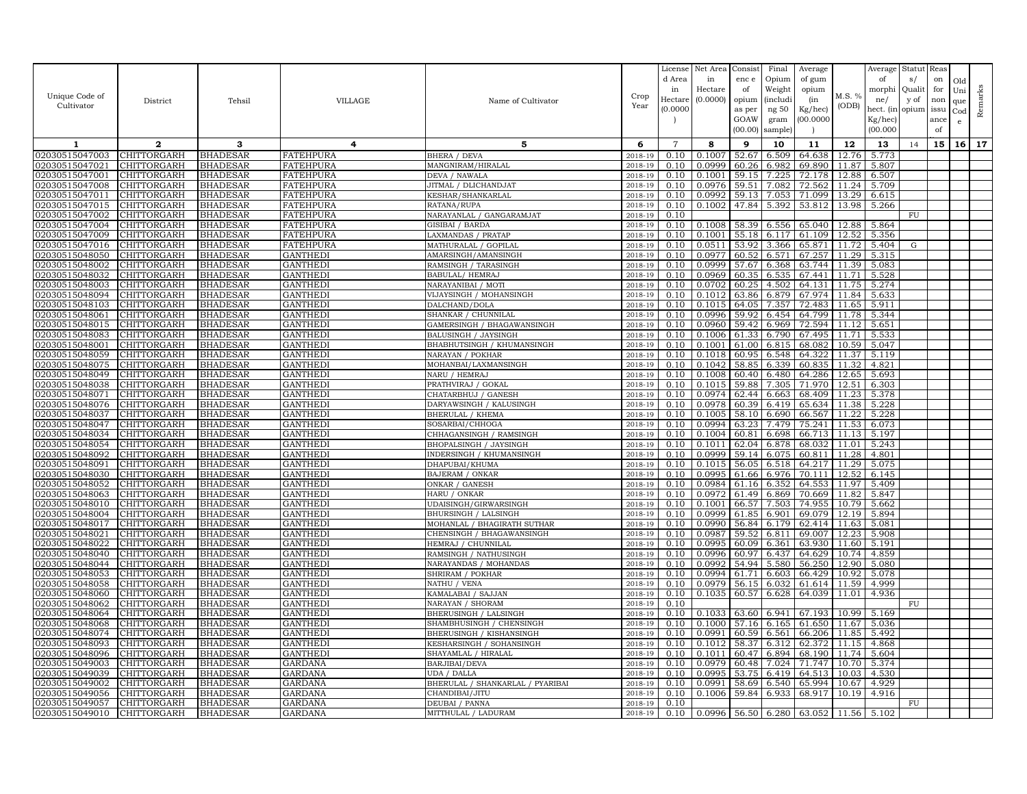| Unique Code of Cultivator | District | Tehsil | VILLAGE | Name of Cultivator | Crop Year | License d Area in Hectare (0.0000 ) | Net Area in Hectare (0.0000) | Consist enc e of opium as per GOAW (00.00) | Final Opium Weight (includi ng 50 gram sample) | Average of gum opium (in Kg/hec) (00.0000 ) | M.S. % (ODB) | Average of morphi ne/ hect. (in Kg/hec) (00.000 | Statut s/ Qualit y of opium | Reas on for non issu ance of | Old Uni que Cod e | Remarks |
|---|---|---|---|---|---|---|---|---|---|---|---|---|---|---|---|---|
| 1 | 2 | 3 | 4 | 5 | 6 | 7 | 8 | 9 | 10 | 11 | 12 | 13 | 14 | 15 | 16 | 17 |
| 02030515047003 | CHITTORGARH | BHADESAR | FATEHPURA | BHERA / DEVA | 2018-19 | 0.10 | 0.1007 | 52.67 | 6.509 | 64.638 | 12.76 | 5.773 | | | | |
| 02030515047021 | CHITTORGARH | BHADESAR | FATEHPURA | MANGNIRAM/HIRALAL | 2018-19 | 0.10 | 0.0999 | 60.26 | 6.982 | 69.890 | 11.87 | 5.807 | | | | |
| 02030515047001 | CHITTORGARH | BHADESAR | FATEHPURA | DEVA / NAWALA | 2018-19 | 0.10 | 0.1001 | 59.15 | 7.225 | 72.178 | 12.88 | 6.507 | | | | |
| 02030515047008 | CHITTORGARH | BHADESAR | FATEHPURA | JITMAL / DLICHANDJAT | 2018-19 | 0.10 | 0.0976 | 59.51 | 7.082 | 72.562 | 11.24 | 5.709 | | | | |
| 02030515047011 | CHITTORGARH | BHADESAR | FATEHPURA | KESHAR/SHANKARLAL | 2018-19 | 0.10 | 0.0992 | 59.13 | 7.053 | 71.099 | 13.29 | 6.615 | | | | |
| 02030515047015 | CHITTORGARH | BHADESAR | FATEHPURA | RATANA/RUPA | 2018-19 | 0.10 | 0.1002 | 47.84 | 5.392 | 53.812 | 13.98 | 5.266 | | | | |
| 02030515047002 | CHITTORGARH | BHADESAR | FATEHPURA | NARAYANLAL / GANGARAMJAT | 2018-19 | 0.10 | | | | | | | FU | | | |
| 02030515047004 | CHITTORGARH | BHADESAR | FATEHPURA | GISIBAI / BARDA | 2018-19 | 0.10 | 0.1008 | 58.39 | 6.556 | 65.040 | 12.88 | 5.864 | | | | |
| 02030515047009 | CHITTORGARH | BHADESAR | FATEHPURA | LAXMANDAS / PRATAP | 2018-19 | 0.10 | 0.1001 | 55.18 | 6.117 | 61.109 | 12.52 | 5.356 | | | | |
| 02030515047016 | CHITTORGARH | BHADESAR | FATEHPURA | MATHURALAL / GOPILAL | 2018-19 | 0.10 | 0.0511 | 53.92 | 3.366 | 65.871 | 11.72 | 5.404 | G | | | |
| 02030515048050 | CHITTORGARH | BHADESAR | GANTHEDI | AMARSINGH/AMANSINGH | 2018-19 | 0.10 | 0.0977 | 60.52 | 6.571 | 67.257 | 11.29 | 5.315 | | | | |
| 02030515048002 | CHITTORGARH | BHADESAR | GANTHEDI | RAMSINGH / TARASINGH | 2018-19 | 0.10 | 0.0999 | 57.67 | 6.368 | 63.744 | 11.39 | 5.083 | | | | |
| 02030515048032 | CHITTORGARH | BHADESAR | GANTHEDI | BABULAL/ HEMRAJ | 2018-19 | 0.10 | 0.0969 | 60.35 | 6.535 | 67.441 | 11.71 | 5.528 | | | | |
| 02030515048003 | CHITTORGARH | BHADESAR | GANTHEDI | NARAYANIBAI / MOTI | 2018-19 | 0.10 | 0.0702 | 60.25 | 4.502 | 64.131 | 11.75 | 5.274 | | | | |
| 02030515048094 | CHITTORGARH | BHADESAR | GANTHEDI | VIJAYSINGH / MOHANSINGH | 2018-19 | 0.10 | 0.1012 | 63.86 | 6.879 | 67.974 | 11.84 | 5.633 | | | | |
| 02030515048103 | CHITTORGARH | BHADESAR | GANTHEDI | DALCHAND/DOLA | 2018-19 | 0.10 | 0.1015 | 64.05 | 7.357 | 72.483 | 11.65 | 5.911 | | | | |
| 02030515048061 | CHITTORGARH | BHADESAR | GANTHEDI | SHANKAR / CHUNNILAL | 2018-19 | 0.10 | 0.0996 | 59.92 | 6.454 | 64.799 | 11.78 | 5.344 | | | | |
| 02030515048015 | CHITTORGARH | BHADESAR | GANTHEDI | GAMERSINGH / BHAGAWANSINGH | 2018-19 | 0.10 | 0.0960 | 59.42 | 6.969 | 72.594 | 11.12 | 5.651 | | | | |
| 02030515048083 | CHITTORGARH | BHADESAR | GANTHEDI | BALUSINGH / JAYSINGH | 2018-19 | 0.10 | 0.1006 | 61.33 | 6.790 | 67.495 | 11.71 | 5.533 | | | | |
| 02030515048001 | CHITTORGARH | BHADESAR | GANTHEDI | BHABHUTSINGH / KHUMANSINGH | 2018-19 | 0.10 | 0.1001 | 61.00 | 6.815 | 68.082 | 10.59 | 5.047 | | | | |
| 02030515048059 | CHITTORGARH | BHADESAR | GANTHEDI | NARAYAN / POKHAR | 2018-19 | 0.10 | 0.1018 | 60.95 | 6.548 | 64.322 | 11.37 | 5.119 | | | | |
| 02030515048075 | CHITTORGARH | BHADESAR | GANTHEDI | MOHANBAI/LAXMANSINGH | 2018-19 | 0.10 | 0.1042 | 58.85 | 6.339 | 60.835 | 11.32 | 4.821 | | | | |
| 02030515048049 | CHITTORGARH | BHADESAR | GANTHEDI | NARU / HEMRAJ | 2018-19 | 0.10 | 0.1008 | 60.40 | 6.480 | 64.286 | 12.65 | 5.693 | | | | |
| 02030515048038 | CHITTORGARH | BHADESAR | GANTHEDI | PRATHVIRAJ / GOKAL | 2018-19 | 0.10 | 0.1015 | 59.88 | 7.305 | 71.970 | 12.51 | 6.303 | | | | |
| 02030515048071 | CHITTORGARH | BHADESAR | GANTHEDI | CHATARBHUJ / GANESH | 2018-19 | 0.10 | 0.0974 | 62.44 | 6.663 | 68.409 | 11.23 | 5.378 | | | | |
| 02030515048076 | CHITTORGARH | BHADESAR | GANTHEDI | DARYAWSINGH / KALUSINGH | 2018-19 | 0.10 | 0.0978 | 60.39 | 6.419 | 65.634 | 11.38 | 5.228 | | | | |
| 02030515048037 | CHITTORGARH | BHADESAR | GANTHEDI | BHERULAL / KHEMA | 2018-19 | 0.10 | 0.1005 | 58.10 | 6.690 | 66.567 | 11.22 | 5.228 | | | | |
| 02030515048047 | CHITTORGARH | BHADESAR | GANTHEDI | SOSARBAI/CHHOGA | 2018-19 | 0.10 | 0.0994 | 63.23 | 7.479 | 75.241 | 11.53 | 6.073 | | | | |
| 02030515048034 | CHITTORGARH | BHADESAR | GANTHEDI | CHHAGANSINGH / RAMSINGH | 2018-19 | 0.10 | 0.1004 | 60.81 | 6.698 | 66.713 | 11.13 | 5.197 | | | | |
| 02030515048054 | CHITTORGARH | BHADESAR | GANTHEDI | BHOPALSINGH / JAYSINGH | 2018-19 | 0.10 | 0.1011 | 62.04 | 6.878 | 68.032 | 11.01 | 5.243 | | | | |
| 02030515048092 | CHITTORGARH | BHADESAR | GANTHEDI | INDERSINGH / KHUMANSINGH | 2018-19 | 0.10 | 0.0999 | 59.14 | 6.075 | 60.811 | 11.28 | 4.801 | | | | |
| 02030515048091 | CHITTORGARH | BHADESAR | GANTHEDI | DHAPUBAI/KHUMA | 2018-19 | 0.10 | 0.1015 | 56.05 | 6.518 | 64.217 | 11.29 | 5.075 | | | | |
| 02030515048030 | CHITTORGARH | BHADESAR | GANTHEDI | BAJERAM / ONKAR | 2018-19 | 0.10 | 0.0995 | 61.66 | 6.976 | 70.111 | 12.52 | 6.145 | | | | |
| 02030515048052 | CHITTORGARH | BHADESAR | GANTHEDI | ONKAR / GANESH | 2018-19 | 0.10 | 0.0984 | 61.16 | 6.352 | 64.553 | 11.97 | 5.409 | | | | |
| 02030515048063 | CHITTORGARH | BHADESAR | GANTHEDI | HARU / ONKAR | 2018-19 | 0.10 | 0.0972 | 61.49 | 6.869 | 70.669 | 11.82 | 5.847 | | | | |
| 02030515048010 | CHITTORGARH | BHADESAR | GANTHEDI | UDAISINGH/GIRWARSINGH | 2018-19 | 0.10 | 0.1001 | 66.57 | 7.503 | 74.955 | 10.79 | 5.662 | | | | |
| 02030515048004 | CHITTORGARH | BHADESAR | GANTHEDI | BHURSINGH / LALSINGH | 2018-19 | 0.10 | 0.0999 | 61.85 | 6.901 | 69.079 | 12.19 | 5.894 | | | | |
| 02030515048017 | CHITTORGARH | BHADESAR | GANTHEDI | MOHANLAL / BHAGIRATH SUTHAR | 2018-19 | 0.10 | 0.0990 | 56.84 | 6.179 | 62.414 | 11.63 | 5.081 | | | | |
| 02030515048021 | CHITTORGARH | BHADESAR | GANTHEDI | CHENSINGH / BHAGAWANSINGH | 2018-19 | 0.10 | 0.0987 | 59.52 | 6.811 | 69.007 | 12.23 | 5.908 | | | | |
| 02030515048022 | CHITTORGARH | BHADESAR | GANTHEDI | HEMRAJ / CHUNNILAL | 2018-19 | 0.10 | 0.0995 | 60.09 | 6.361 | 63.930 | 11.60 | 5.191 | | | | |
| 02030515048040 | CHITTORGARH | BHADESAR | GANTHEDI | RAMSINGH / NATHUSINGH | 2018-19 | 0.10 | 0.0996 | 60.97 | 6.437 | 64.629 | 10.74 | 4.859 | | | | |
| 02030515048044 | CHITTORGARH | BHADESAR | GANTHEDI | NARAYANDAS / MOHANDAS | 2018-19 | 0.10 | 0.0992 | 54.94 | 5.580 | 56.250 | 12.90 | 5.080 | | | | |
| 02030515048053 | CHITTORGARH | BHADESAR | GANTHEDI | SHRIRAM / POKHAR | 2018-19 | 0.10 | 0.0994 | 61.71 | 6.603 | 66.429 | 10.92 | 5.078 | | | | |
| 02030515048058 | CHITTORGARH | BHADESAR | GANTHEDI | NATHU / VENA | 2018-19 | 0.10 | 0.0979 | 56.15 | 6.032 | 61.614 | 11.59 | 4.999 | | | | |
| 02030515048060 | CHITTORGARH | BHADESAR | GANTHEDI | KAMALABAI / SAJJAN | 2018-19 | 0.10 | 0.1035 | 60.57 | 6.628 | 64.039 | 11.01 | 4.936 | | | | |
| 02030515048062 | CHITTORGARH | BHADESAR | GANTHEDI | NARAYAN / SHORAM | 2018-19 | 0.10 | | | | | | | FU | | | |
| 02030515048064 | CHITTORGARH | BHADESAR | GANTHEDI | BHERUSINGH / LALSINGH | 2018-19 | 0.10 | 0.1033 | 63.60 | 6.941 | 67.193 | 10.99 | 5.169 | | | | |
| 02030515048068 | CHITTORGARH | BHADESAR | GANTHEDI | SHAMBHUSINGH / CHENSINGH | 2018-19 | 0.10 | 0.1000 | 57.16 | 6.165 | 61.650 | 11.67 | 5.036 | | | | |
| 02030515048074 | CHITTORGARH | BHADESAR | GANTHEDI | BHERUSINGH / KISHANSINGH | 2018-19 | 0.10 | 0.0991 | 60.59 | 6.561 | 66.206 | 11.85 | 5.492 | | | | |
| 02030515048093 | CHITTORGARH | BHADESAR | GANTHEDI | KESHARSINGH / SOHANSINGH | 2018-19 | 0.10 | 0.1012 | 58.37 | 6.312 | 62.372 | 11.15 | 4.868 | | | | |
| 02030515048096 | CHITTORGARH | BHADESAR | GANTHEDI | SHAYAMLAL / HIRALAL | 2018-19 | 0.10 | 0.1011 | 60.47 | 6.894 | 68.190 | 11.74 | 5.604 | | | | |
| 02030515049003 | CHITTORGARH | BHADESAR | GARDANA | BARJIBAI/DEVA | 2018-19 | 0.10 | 0.0979 | 60.48 | 7.024 | 71.747 | 10.70 | 5.374 | | | | |
| 02030515049039 | CHITTORGARH | BHADESAR | GARDANA | UDA / DALLA | 2018-19 | 0.10 | 0.0995 | 53.75 | 6.419 | 64.513 | 10.03 | 4.530 | | | | |
| 02030515049002 | CHITTORGARH | BHADESAR | GARDANA | BHERULAL / SHANKARLAL / PYARIBAI | 2018-19 | 0.10 | 0.0991 | 58.69 | 6.540 | 65.994 | 10.67 | 4.929 | | | | |
| 02030515049056 | CHITTORGARH | BHADESAR | GARDANA | CHANDIBAI/JITU | 2018-19 | 0.10 | 0.1006 | 59.84 | 6.933 | 68.917 | 10.19 | 4.916 | | | | |
| 02030515049057 | CHITTORGARH | BHADESAR | GARDANA | DEUBAI / PANNA | 2018-19 | 0.10 | | | | | | | FU | | | |
| 02030515049010 | CHITTORGARH | BHADESAR | GARDANA | MITTHULAL / LADURAM | 2018-19 | 0.10 | 0.0996 | 56.50 | 6.280 | 63.052 | 11.56 | 5.102 | | | | |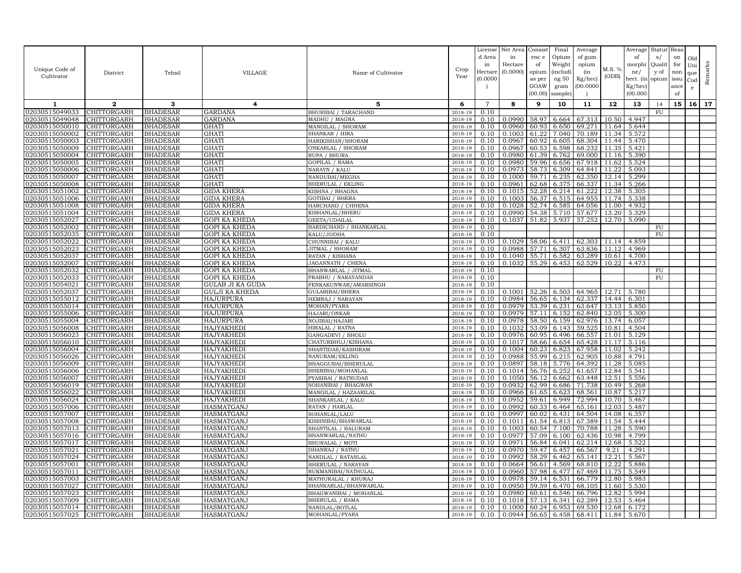| Unique Code of Cultivator | District | Tehsil | VILLAGE | Name of Cultivator | Crop Year | License d Area in Hectare (0.0000) | Net Area in Hectare (0.0000) | Consist enc e of opium as per GOAW (00.00) | Final Opium Weight (including 50 gram sample) | Average of gum opium (in Kg/hec) (00.0000) | M.S. % (ODB) | Average of morphine/ hect. (in Kg/hec) (00.000) | Status/ Quality of opium | Reason for non issuance of | Old Unique Code | Remarks |
|---|---|---|---|---|---|---|---|---|---|---|---|---|---|---|---|---|
| 1 | 2 | 3 | 4 | 5 | 6 | 7 | 8 | 9 | 10 | 11 | 12 | 13 | 14 | 15 | 16 | 17 |
| 02030515049033 | CHITTORGARH | BHADESAR | GARDANA | BHURIBAI / TARACHAND | 2018-19 | 0.10 | | | | | | | FU | | | |
| 02030515049048 | CHITTORGARH | BHADESAR | GARDANA | MADHU / MAGNA | 2018-19 | 0.10 | 0.0990 | 58.97 | 6.664 | 67.313 | 10.50 | 4.947 | | | | |
| 02030515050010 | CHITTORGARH | BHADESAR | GHATI | MANGILAL / SHORAM | 2018-19 | 0.10 | 0.0960 | 60.93 | 6.650 | 69.271 | 11.64 | 5.644 | | | | |
| 02030515050002 | CHITTORGARH | BHADESAR | GHATI | SHANKAR / HIRA | 2018-19 | 0.10 | 0.1003 | 61.22 | 7.040 | 70.189 | 11.34 | 5.572 | | | | |
| 02030515050003 | CHITTORGARH | BHADESAR | GHATI | HARIKISHAN/SHORAM | 2018-19 | 0.10 | 0.0967 | 60.92 | 6.605 | 68.304 | 11.44 | 5.470 | | | | |
| 02030515050009 | CHITTORGARH | BHADESAR | GHATI | ONKARLAL / SHORAM | 2018-19 | 0.10 | 0.0967 | 60.53 | 6.598 | 68.232 | 11.35 | 5.421 | | | | |
| 02030515050004 | CHITTORGARH | BHADESAR | GHATI | RUPA / BHURA | 2018-19 | 0.10 | 0.0980 | 61.39 | 6.762 | 69.000 | 11.16 | 5.390 | | | | |
| 02030515050005 | CHITTORGARH | BHADESAR | GHATI | GOPILAL / RAMA | 2018-19 | 0.10 | 0.0980 | 59.96 | 6.656 | 67.918 | 11.62 | 5.524 | | | | |
| 02030515050006 | CHITTORGARH | BHADESAR | GHATI | NARAYN / KALU | 2018-19 | 0.10 | 0.0973 | 58.73 | 6.309 | 64.841 | 11.22 | 5.093 | | | | |
| 02030515050007 | CHITTORGARH | BHADESAR | GHATI | NANDUBAI/MEGHA | 2018-19 | 0.10 | 0.1000 | 59.71 | 6.235 | 62.350 | 12.14 | 5.299 | | | | |
| 02030515050008 | CHITTORGARH | BHADESAR | GHATI | BHERULAL / EKLING | 2018-19 | 0.10 | 0.0961 | 62.68 | 6.375 | 66.337 | 11.34 | 5.266 | | | | |
| 02030515051002 | CHITTORGARH | BHADESAR | GIDA KHERA | KISHNA / BHAGNA | 2018-19 | 0.10 | 0.1015 | 52.28 | 6.214 | 61.222 | 12.38 | 5.305 | | | | |
| 02030515051006 | CHITTORGARH | BHADESAR | GIDA KHERA | GOTIBAI / BHERA | 2018-19 | 0.10 | 0.1003 | 56.37 | 6.515 | 64.955 | 11.74 | 5.338 | | | | |
| 02030515051008 | CHITTORGARH | BHADESAR | GIDA KHERA | HARCHAND / CHHENA | 2018-19 | 0.10 | 0.1028 | 52.74 | 6.585 | 64.056 | 11.00 | 4.932 | | | | |
| 02030515051004 | CHITTORGARH | BHADESAR | GIDA KHERA | KISHANLAL/BHERU | 2018-19 | 0.10 | 0.0990 | 54.38 | 5.710 | 57.677 | 13.20 | 5.329 | | | | |
| 02030515052027 | CHITTORGARH | BHADESAR | GOPI KA KHEDA | GEETA/UDAILAL | 2018-19 | 0.10 | 0.1037 | 51.82 | 5.937 | 57.252 | 12.70 | 5.090 | | | | |
| 02030515052002 | CHITTORGARH | BHADESAR | GOPI KA KHEDA | BARDICHAND / SHANKARLAL | 2018-19 | 0.10 | | | | | | | FU | | | |
| 02030515052035 | CHITTORGARH | BHADESAR | GOPI KA KHEDA | KALU/JODHA | 2018-19 | 0.10 | | | | | | | FU | | | |
| 02030515052022 | CHITTORGARH | BHADESAR | GOPI KA KHEDA | CHUNNIBAI / KALU | 2018-19 | 0.10 | 0.1029 | 58.06 | 6.411 | 62.303 | 11.14 | 4.859 | | | | |
| 02030515052023 | CHITTORGARH | BHADESAR | GOPI KA KHEDA | JITMAL / SHORAM | 2018-19 | 0.10 | 0.0988 | 57.71 | 6.307 | 63.836 | 11.12 | 4.969 | | | | |
| 02030515052037 | CHITTORGARH | BHADESAR | GOPI KA KHEDA | RATAN / KISHANA | 2018-19 | 0.10 | 0.1040 | 55.71 | 6.582 | 63.289 | 10.61 | 4.700 | | | | |
| 02030515052007 | CHITTORGARH | BHADESAR | GOPI KA KHEDA | JAGANNATH / CHENA | 2018-19 | 0.10 | 0.1032 | 55.29 | 6.453 | 62.529 | 10.22 | 4.473 | | | | |
| 02030515052032 | CHITTORGARH | BHADESAR | GOPI KA KHEDA | BHANWARLAL / JITMAL | 2018-19 | 0.10 | | | | | | | FU | | | |
| 02030515052033 | CHITTORGARH | BHADESAR | GOPI KA KHEDA | PRABHU / NARAYANDAS | 2018-19 | 0.10 | | | | | | | FU | | | |
| 02030515054021 | CHITTORGARH | BHADESAR | GULAB JI KA GUDA | FENKAKUNWAR/AMARSINGH | 2018-19 | 0.10 | | | | | | | | | | |
| 02030515052037 | CHITTORGARH | BHADESAR | GULJI KA KHEDA | GULABIBAI/BHERA | 2018-19 | 0.10 | 0.1001 | 52.26 | 6.503 | 64.965 | 12.71 | 5.780 | | | | |
| 02030515055012 | CHITTORGARH | BHADESAR | HAJURPURA | HEMRAJ / NARAYAN | 2018-19 | 0.10 | 0.0984 | 56.65 | 6.134 | 62.337 | 14.44 | 6.301 | | | | |
| 02030515055014 | CHITTORGARH | BHADESAR | HAJURPURA | MOHAN/PYARA | 2018-19 | 0.10 | 0.0979 | 53.39 | 6.231 | 63.647 | 13.13 | 5.850 | | | | |
| 02030515055006 | CHITTORGARH | BHADESAR | HAJURPURA | HAJARI/ONKAR | 2018-19 | 0.10 | 0.0979 | 57.11 | 6.152 | 62.840 | 12.05 | 5.300 | | | | |
| 02030515055004 | CHITTORGARH | BHADESAR | HAJURPURA | NOJIBAI/HAJARI | 2018-19 | 0.10 | 0.0978 | 58.50 | 6.159 | 62.976 | 13.74 | 6.057 | | | | |
| 02030515056008 | CHITTORGARH | BHADESAR | HAJYAKHEDI | HIRALAL / RATNA | 2018-19 | 0.10 | 0.1032 | 53.09 | 6.143 | 59.525 | 10.81 | 4.504 | | | | |
| 02030515056023 | CHITTORGARH | BHADESAR | HAJYAKHEDI | GANGADEVI / BHOLU | 2018-19 | 0.10 | 0.0976 | 60.95 | 6.496 | 66.557 | 11.01 | 5.129 | | | | |
| 02030515056010 | CHITTORGARH | BHADESAR | HAJYAKHEDI | CHATURBHUJ/KISHANA | 2018-19 | 0.10 | 0.1017 | 58.66 | 6.654 | 65.428 | 11.17 | 5.116 | | | | |
| 02030515056004 | CHITTORGARH | BHADESAR | HAJYAKHEDI | SHANTIDAS/KASHIRAM | 2018-19 | 0.10 | 0.1004 | 60.23 | 6.823 | 67.958 | 11.02 | 5.242 | | | | |
| 02030515056026 | CHITTORGARH | BHADESAR | HAJYAKHEDI | NANURAM/EKLING | 2018-19 | 0.10 | 0.0988 | 55.99 | 6.215 | 62.905 | 10.88 | 4.791 | | | | |
| 02030515056009 | CHITTORGARH | BHADESAR | HAJYAKHEDI | BHAGGUBAI/BHERULAL | 2018-19 | 0.10 | 0.0897 | 58.18 | 5.776 | 64.392 | 11.28 | 5.085 | | | | |
| 02030515056006 | CHITTORGARH | BHADESAR | HAJYAKHEDI | BHERIBAI/MOHANLAL | 2018-19 | 0.10 | 0.1014 | 56.76 | 6.252 | 61.657 | 12.84 | 5.541 | | | | |
| 02030515056007 | CHITTORGARH | BHADESAR | HAJYAKHEDI | PYASIBAI / RATNUDAS | 2018-19 | 0.10 | 0.1050 | 56.12 | 6.662 | 63.448 | 12.51 | 5.556 | | | | |
| 02030515056019 | CHITTORGARH | BHADESAR | HAJYAKHEDI | SOHANIBAI / BHAGWAN | 2018-19 | 0.10 | 0.0932 | 62.99 | 6.686 | 71.738 | 10.49 | 5.268 | | | | |
| 02030515056022 | CHITTORGARH | BHADESAR | HAJYAKHEDI | MANGILAL / HAZAARILAL | 2018-19 | 0.10 | 0.0966 | 61.65 | 6.623 | 68.561 | 10.87 | 5.217 | | | | |
| 02030515056024 | CHITTORGARH | BHADESAR | HAJYAKHEDI | SHANKARLAL / KALU | 2018-19 | 0.10 | 0.0952 | 59.61 | 6.949 | 72.994 | 10.70 | 5.467 | | | | |
| 02030515057006 | CHITTORGARH | BHADESAR | HASMATGANJ | RATAN / HARLAL | 2018-19 | 0.10 | 0.0992 | 60.33 | 6.464 | 65.161 | 12.03 | 5.487 | | | | |
| 02030515057007 | CHITTORGARH | BHADESAR | HASMATGANJ | SOHANLAL/LALU | 2018-19 | 0.10 | 0.0997 | 60.02 | 6.431 | 64.504 | 14.08 | 6.357 | | | | |
| 02030515057008 | CHITTORGARH | BHADESAR | HASMATGANJ | KISHNIBAI/BHAWARLAL | 2018-19 | 0.10 | 0.1011 | 61.54 | 6.813 | 67.389 | 11.54 | 5.444 | | | | |
| 02030515057013 | CHITTORGARH | BHADESAR | HASMATGANJ | SHANTILAL / BALURAM | 2018-19 | 0.10 | 0.1003 | 60.54 | 7.100 | 70.788 | 11.28 | 5.590 | | | | |
| 02030515057016 | CHITTORGARH | BHADESAR | HASMATGANJ | BHANWARLAL/NATHU | 2018-19 | 0.10 | 0.0977 | 57.09 | 6.100 | 62.436 | 10.98 | 4.799 | | | | |
| 02030515057017 | CHITTORGARH | BHADESAR | HASMATGANJ | BHURALAL / MOTI | 2018-19 | 0.10 | 0.0971 | 56.84 | 6.041 | 62.214 | 12.68 | 5.522 | | | | |
| 02030515057021 | CHITTORGARH | BHADESAR | HASMATGANJ | DHANRAJ / NATHU | 2018-19 | 0.10 | 0.0970 | 59.47 | 6.457 | 66.567 | 9.21 | 4.291 | | | | |
| 02030515057024 | CHITTORGARH | BHADESAR | HASMATGANJ | NANDLAL / RATANLAL | 2018-19 | 0.10 | 0.0992 | 58.29 | 6.462 | 65.141 | 12.21 | 5.567 | | | | |
| 02030515057001 | CHITTORGARH | BHADESAR | HASMATGANJ | BHERULAL / NARAYAN | 2018-19 | 0.10 | 0.0664 | 56.61 | 4.569 | 68.810 | 12.22 | 5.886 | | | | |
| 02030515057011 | CHITTORGARH | BHADESAR | HASMATGANJ | RUKMANIBAI/NATHULAL | 2018-19 | 0.10 | 0.0960 | 57.98 | 6.477 | 67.469 | 11.75 | 5.549 | | | | |
| 02030515057003 | CHITTORGARH | BHADESAR | HASMATGANJ | MATHURALAL / KHURAJ | 2018-19 | 0.10 | 0.0978 | 59.14 | 6.531 | 66.779 | 12.80 | 5.983 | | | | |
| 02030515057027 | CHITTORGARH | BHADESAR | HASMATGANJ | SHANKARLAL/BHANWARLAL | 2018-19 | 0.10 | 0.0950 | 59.59 | 6.470 | 68.105 | 11.60 | 5.530 | | | | |
| 02030515057023 | CHITTORGARH | BHADESAR | HASMATGANJ | BHAGWANIBAI / MOHANLAL | 2018-19 | 0.10 | 0.0980 | 60.61 | 6.546 | 66.796 | 12.82 | 5.994 | | | | |
| 02030515057009 | CHITTORGARH | BHADESAR | HASMATGANJ | BHERULAL / RAMA | 2018-19 | 0.10 | 0.1018 | 57.13 | 6.341 | 62.289 | 12.53 | 5.464 | | | | |
| 02030515057014 | CHITTORGARH | BHADESAR | HASMATGANJ | NANDLAL/BOTLAL | 2018-19 | 0.10 | 0.1000 | 60.24 | 6.953 | 69.530 | 12.68 | 6.172 | | | | |
| 02030515057025 | CHITTORGARH | BHADESAR | HASMATGANJ | MOHANLAL/PYARA | 2018-19 | 0.10 | 0.0944 | 56.65 | 6.458 | 68.411 | 11.84 | 5.670 | | | | |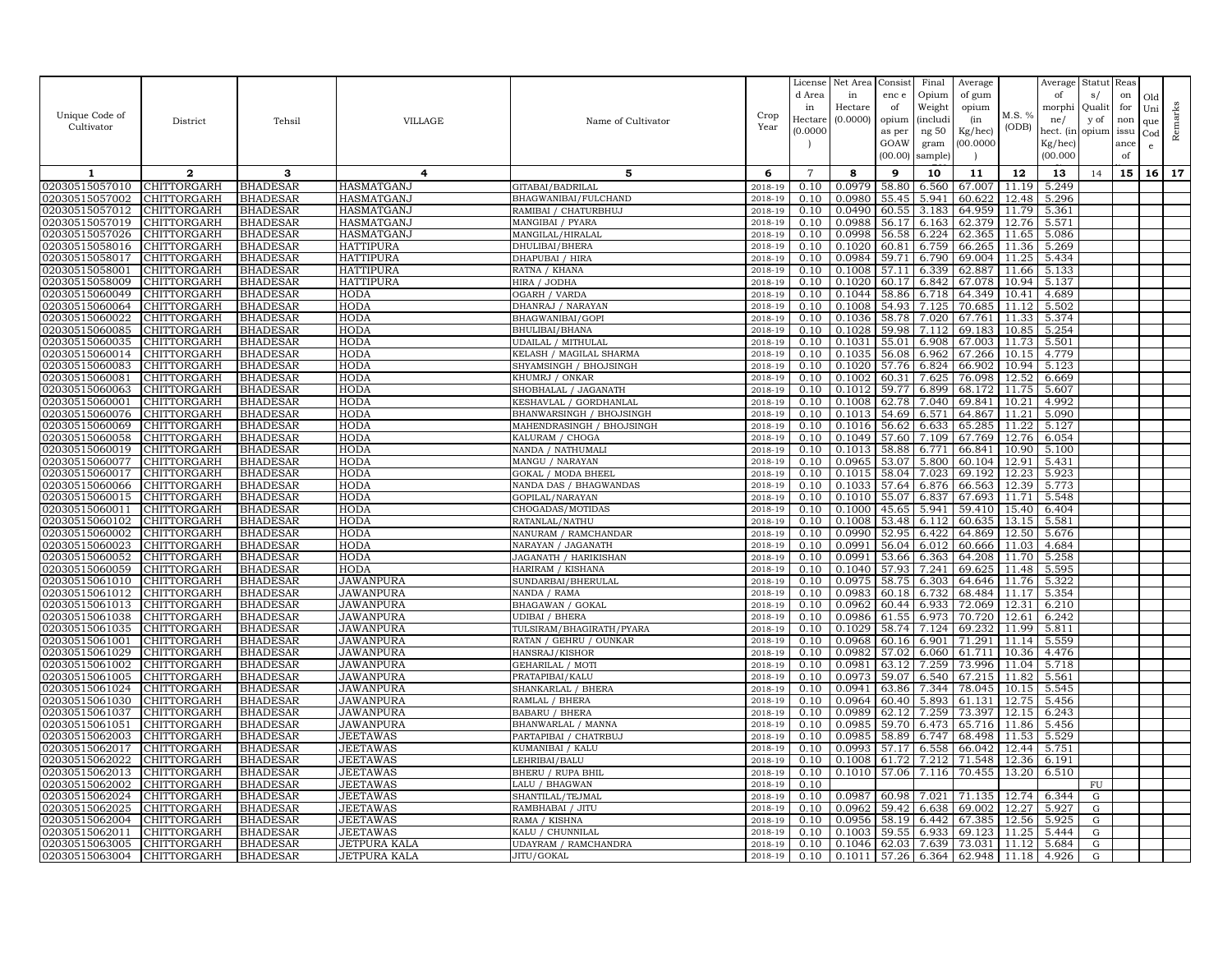| Unique Code of Cultivator | District | Tehsil | VILLAGE | Name of Cultivator | Crop Year | License d Area in Hectare (0.0000) | Net Area in Hectare (0.0000) | Consist enc e of opium as per GOAW (00.00) | Final Opium Weight (includi ng 50 gram sample) | Average of gum opium (in Kg/hec) (00.0000) | M.S. % (ODB) | Average of morphi ne/ hect. (in Kg/hec) (00.000 | Statut s/ Qualit y of opium | Reas on for non issu ance of | Old Uni que Cod e | Remarks |
|---|---|---|---|---|---|---|---|---|---|---|---|---|---|---|---|---|
| 1 | 2 | 3 | 4 | 5 | 6 | 7 | 8 | 9 | 10 | 11 | 12 | 13 | 14 | 15 | 16 | 17 |
| 02030515057010 | CHITTORGARH | BHADESAR | HASMATGANJ | GITABAI/BADRILAL | 2018-19 | 0.10 | 0.0979 | 58.80 | 6.560 | 67.007 | 11.19 | 5.249 | | | | |
| 02030515057002 | CHITTORGARH | BHADESAR | HASMATGANJ | BHAGWANIBAI/FULCHAND | 2018-19 | 0.10 | 0.0980 | 55.45 | 5.941 | 60.622 | 12.48 | 5.296 | | | | |
| 02030515057012 | CHITTORGARH | BHADESAR | HASMATGANJ | RAMIBAI / CHATURBHUJ | 2018-19 | 0.10 | 0.0490 | 60.55 | 3.183 | 64.959 | 11.79 | 5.361 | | | | |
| 02030515057019 | CHITTORGARH | BHADESAR | HASMATGANJ | MANGIBAI / PYARA | 2018-19 | 0.10 | 0.0988 | 56.17 | 6.163 | 62.379 | 12.76 | 5.571 | | | | |
| 02030515057026 | CHITTORGARH | BHADESAR | HASMATGANJ | MANGILAL/HIRALAL | 2018-19 | 0.10 | 0.0998 | 56.58 | 6.224 | 62.365 | 11.65 | 5.086 | | | | |
| 02030515058016 | CHITTORGARH | BHADESAR | HATTIPURA | DHULIBAI/BHERA | 2018-19 | 0.10 | 0.1020 | 60.81 | 6.759 | 66.265 | 11.36 | 5.269 | | | | |
| 02030515058017 | CHITTORGARH | BHADESAR | HATTIPURA | DHAPUBAI / HIRA | 2018-19 | 0.10 | 0.0984 | 59.71 | 6.790 | 69.004 | 11.25 | 5.434 | | | | |
| 02030515058001 | CHITTORGARH | BHADESAR | HATTIPURA | RATNA / KHANA | 2018-19 | 0.10 | 0.1008 | 57.11 | 6.339 | 62.887 | 11.66 | 5.133 | | | | |
| 02030515058009 | CHITTORGARH | BHADESAR | HATTIPURA | HIRA / JODHA | 2018-19 | 0.10 | 0.1020 | 60.17 | 6.842 | 67.078 | 10.94 | 5.137 | | | | |
| 02030515060049 | CHITTORGARH | BHADESAR | HODA | OGARH / VARDA | 2018-19 | 0.10 | 0.1044 | 58.86 | 6.718 | 64.349 | 10.41 | 4.689 | | | | |
| 02030515060064 | CHITTORGARH | BHADESAR | HODA | DHANRAJ / NARAYAN | 2018-19 | 0.10 | 0.1008 | 54.93 | 7.125 | 70.685 | 11.12 | 5.502 | | | | |
| 02030515060022 | CHITTORGARH | BHADESAR | HODA | BHAGWANIBAI/GOPI | 2018-19 | 0.10 | 0.1036 | 58.78 | 7.020 | 67.761 | 11.33 | 5.374 | | | | |
| 02030515060085 | CHITTORGARH | BHADESAR | HODA | BHULIBAI/BHANA | 2018-19 | 0.10 | 0.1028 | 59.98 | 7.112 | 69.183 | 10.85 | 5.254 | | | | |
| 02030515060035 | CHITTORGARH | BHADESAR | HODA | UDAILAL / MITHULAL | 2018-19 | 0.10 | 0.1031 | 55.01 | 6.908 | 67.003 | 11.73 | 5.501 | | | | |
| 02030515060014 | CHITTORGARH | BHADESAR | HODA | KELASH / MAGILAL SHARMA | 2018-19 | 0.10 | 0.1035 | 56.08 | 6.962 | 67.266 | 10.15 | 4.779 | | | | |
| 02030515060083 | CHITTORGARH | BHADESAR | HODA | SHYAMSINGH / BHOJSINGH | 2018-19 | 0.10 | 0.1020 | 57.76 | 6.824 | 66.902 | 10.94 | 5.123 | | | | |
| 02030515060081 | CHITTORGARH | BHADESAR | HODA | KHUMRJ / ONKAR | 2018-19 | 0.10 | 0.1002 | 60.31 | 7.625 | 76.098 | 12.52 | 6.669 | | | | |
| 02030515060063 | CHITTORGARH | BHADESAR | HODA | SHOBHALAL / JAGANATH | 2018-19 | 0.10 | 0.1012 | 59.77 | 6.899 | 68.172 | 11.75 | 5.607 | | | | |
| 02030515060001 | CHITTORGARH | BHADESAR | HODA | KESHAVLAL / GORDHANLAL | 2018-19 | 0.10 | 0.1008 | 62.78 | 7.040 | 69.841 | 10.21 | 4.992 | | | | |
| 02030515060076 | CHITTORGARH | BHADESAR | HODA | BHANWARSINGH / BHOJSINGH | 2018-19 | 0.10 | 0.1013 | 54.69 | 6.571 | 64.867 | 11.21 | 5.090 | | | | |
| 02030515060069 | CHITTORGARH | BHADESAR | HODA | MAHENDRASINGH / BHOJSINGH | 2018-19 | 0.10 | 0.1016 | 56.62 | 6.633 | 65.285 | 11.22 | 5.127 | | | | |
| 02030515060058 | CHITTORGARH | BHADESAR | HODA | KALURAM / CHOGA | 2018-19 | 0.10 | 0.1049 | 57.60 | 7.109 | 67.769 | 12.76 | 6.054 | | | | |
| 02030515060019 | CHITTORGARH | BHADESAR | HODA | NANDA / NATHUMALI | 2018-19 | 0.10 | 0.1013 | 58.88 | 6.771 | 66.841 | 10.90 | 5.100 | | | | |
| 02030515060077 | CHITTORGARH | BHADESAR | HODA | MANGU / NARAYAN | 2018-19 | 0.10 | 0.0965 | 53.07 | 5.800 | 60.104 | 12.91 | 5.431 | | | | |
| 02030515060017 | CHITTORGARH | BHADESAR | HODA | GOKAL / MODA BHEEL | 2018-19 | 0.10 | 0.1015 | 58.04 | 7.023 | 69.192 | 12.23 | 5.923 | | | | |
| 02030515060066 | CHITTORGARH | BHADESAR | HODA | NANDA DAS / BHAGWANDAS | 2018-19 | 0.10 | 0.1033 | 57.64 | 6.876 | 66.563 | 12.39 | 5.773 | | | | |
| 02030515060015 | CHITTORGARH | BHADESAR | HODA | GOPILAL/NARAYAN | 2018-19 | 0.10 | 0.1010 | 55.07 | 6.837 | 67.693 | 11.71 | 5.548 | | | | |
| 02030515060011 | CHITTORGARH | BHADESAR | HODA | CHOGADAS/MOTIDAS | 2018-19 | 0.10 | 0.1000 | 45.65 | 5.941 | 59.410 | 15.40 | 6.404 | | | | |
| 02030515060102 | CHITTORGARH | BHADESAR | HODA | RATANLAL/NATHU | 2018-19 | 0.10 | 0.1008 | 53.48 | 6.112 | 60.635 | 13.15 | 5.581 | | | | |
| 02030515060002 | CHITTORGARH | BHADESAR | HODA | NANURAM / RAMCHANDAR | 2018-19 | 0.10 | 0.0990 | 52.95 | 6.422 | 64.869 | 12.50 | 5.676 | | | | |
| 02030515060023 | CHITTORGARH | BHADESAR | HODA | NARAYAN / JAGANATH | 2018-19 | 0.10 | 0.0991 | 56.04 | 6.012 | 60.666 | 11.03 | 4.684 | | | | |
| 02030515060052 | CHITTORGARH | BHADESAR | HODA | JAGANATH / HARIKISHAN | 2018-19 | 0.10 | 0.0991 | 53.66 | 6.363 | 64.208 | 11.70 | 5.258 | | | | |
| 02030515060059 | CHITTORGARH | BHADESAR | HODA | HARIRAM / KISHANA | 2018-19 | 0.10 | 0.1040 | 57.93 | 7.241 | 69.625 | 11.48 | 5.595 | | | | |
| 02030515061010 | CHITTORGARH | BHADESAR | JAWANPURA | SUNDARBAI/BHERULAL | 2018-19 | 0.10 | 0.0975 | 58.75 | 6.303 | 64.646 | 11.76 | 5.322 | | | | |
| 02030515061012 | CHITTORGARH | BHADESAR | JAWANPURA | NANDA / RAMA | 2018-19 | 0.10 | 0.0983 | 60.18 | 6.732 | 68.484 | 11.17 | 5.354 | | | | |
| 02030515061013 | CHITTORGARH | BHADESAR | JAWANPURA | BHAGAWAN / GOKAL | 2018-19 | 0.10 | 0.0962 | 60.44 | 6.933 | 72.069 | 12.31 | 6.210 | | | | |
| 02030515061038 | CHITTORGARH | BHADESAR | JAWANPURA | UDIBAI / BHERA | 2018-19 | 0.10 | 0.0986 | 61.55 | 6.973 | 70.720 | 12.61 | 6.242 | | | | |
| 02030515061035 | CHITTORGARH | BHADESAR | JAWANPURA | TULSIRAM/BHAGIRATH/PYARA | 2018-19 | 0.10 | 0.1029 | 58.74 | 7.124 | 69.232 | 11.99 | 5.811 | | | | |
| 02030515061001 | CHITTORGARH | BHADESAR | JAWANPURA | RATAN / GEHRU / OUNKAR | 2018-19 | 0.10 | 0.0968 | 60.16 | 6.901 | 71.291 | 11.14 | 5.559 | | | | |
| 02030515061029 | CHITTORGARH | BHADESAR | JAWANPURA | HANSRAJ/KISHOR | 2018-19 | 0.10 | 0.0982 | 57.02 | 6.060 | 61.711 | 10.36 | 4.476 | | | | |
| 02030515061002 | CHITTORGARH | BHADESAR | JAWANPURA | GEHARILAL / MOTI | 2018-19 | 0.10 | 0.0981 | 63.12 | 7.259 | 73.996 | 11.04 | 5.718 | | | | |
| 02030515061005 | CHITTORGARH | BHADESAR | JAWANPURA | PRATAPIBAI/KALU | 2018-19 | 0.10 | 0.0973 | 59.07 | 6.540 | 67.215 | 11.82 | 5.561 | | | | |
| 02030515061024 | CHITTORGARH | BHADESAR | JAWANPURA | SHANKARLAL / BHERA | 2018-19 | 0.10 | 0.0941 | 63.86 | 7.344 | 78.045 | 10.15 | 5.545 | | | | |
| 02030515061030 | CHITTORGARH | BHADESAR | JAWANPURA | RAMLAL / BHERA | 2018-19 | 0.10 | 0.0964 | 60.40 | 5.893 | 61.131 | 12.75 | 5.456 | | | | |
| 02030515061037 | CHITTORGARH | BHADESAR | JAWANPURA | BABARU / BHERA | 2018-19 | 0.10 | 0.0989 | 62.12 | 7.259 | 73.397 | 12.15 | 6.243 | | | | |
| 02030515061051 | CHITTORGARH | BHADESAR | JAWANPURA | BHANWARLAL / MANNA | 2018-19 | 0.10 | 0.0985 | 59.70 | 6.473 | 65.716 | 11.86 | 5.456 | | | | |
| 02030515062003 | CHITTORGARH | BHADESAR | JEETAWAS | PARTAPIBAI / CHATRBUJ | 2018-19 | 0.10 | 0.0985 | 58.89 | 6.747 | 68.498 | 11.53 | 5.529 | | | | |
| 02030515062017 | CHITTORGARH | BHADESAR | JEETAWAS | KUMANIBAI / KALU | 2018-19 | 0.10 | 0.0993 | 57.17 | 6.558 | 66.042 | 12.44 | 5.751 | | | | |
| 02030515062022 | CHITTORGARH | BHADESAR | JEETAWAS | LEHRIBAI/BALU | 2018-19 | 0.10 | 0.1008 | 61.72 | 7.212 | 71.548 | 12.36 | 6.191 | | | | |
| 02030515062013 | CHITTORGARH | BHADESAR | JEETAWAS | BHERU / RUPA BHIL | 2018-19 | 0.10 | 0.1010 | 57.06 | 7.116 | 70.455 | 13.20 | 6.510 | | | | |
| 02030515062002 | CHITTORGARH | BHADESAR | JEETAWAS | LALU / BHAGWAN | 2018-19 | 0.10 | | | | | | | FU | | | |
| 02030515062024 | CHITTORGARH | BHADESAR | JEETAWAS | SHANTILAL/TEJMAL | 2018-19 | 0.10 | 0.0987 | 60.98 | 7.021 | 71.135 | 12.74 | 6.344 | G | | | |
| 02030515062025 | CHITTORGARH | BHADESAR | JEETAWAS | RAMBHABAI / JITU | 2018-19 | 0.10 | 0.0962 | 59.42 | 6.638 | 69.002 | 12.27 | 5.927 | G | | | |
| 02030515062004 | CHITTORGARH | BHADESAR | JEETAWAS | RAMA / KISHNA | 2018-19 | 0.10 | 0.0956 | 58.19 | 6.442 | 67.385 | 12.56 | 5.925 | G | | | |
| 02030515062011 | CHITTORGARH | BHADESAR | JEETAWAS | KALU / CHUNNILAL | 2018-19 | 0.10 | 0.1003 | 59.55 | 6.933 | 69.123 | 11.25 | 5.444 | G | | | |
| 02030515063005 | CHITTORGARH | BHADESAR | JETPURA KALA | UDAYRAM / RAMCHANDRA | 2018-19 | 0.10 | 0.1046 | 62.03 | 7.639 | 73.031 | 11.12 | 5.684 | G | | | |
| 02030515063004 | CHITTORGARH | BHADESAR | JETPURA KALA | JITU/GOKAL | 2018-19 | 0.10 | 0.1011 | 57.26 | 6.364 | 62.948 | 11.18 | 4.926 | G | | | |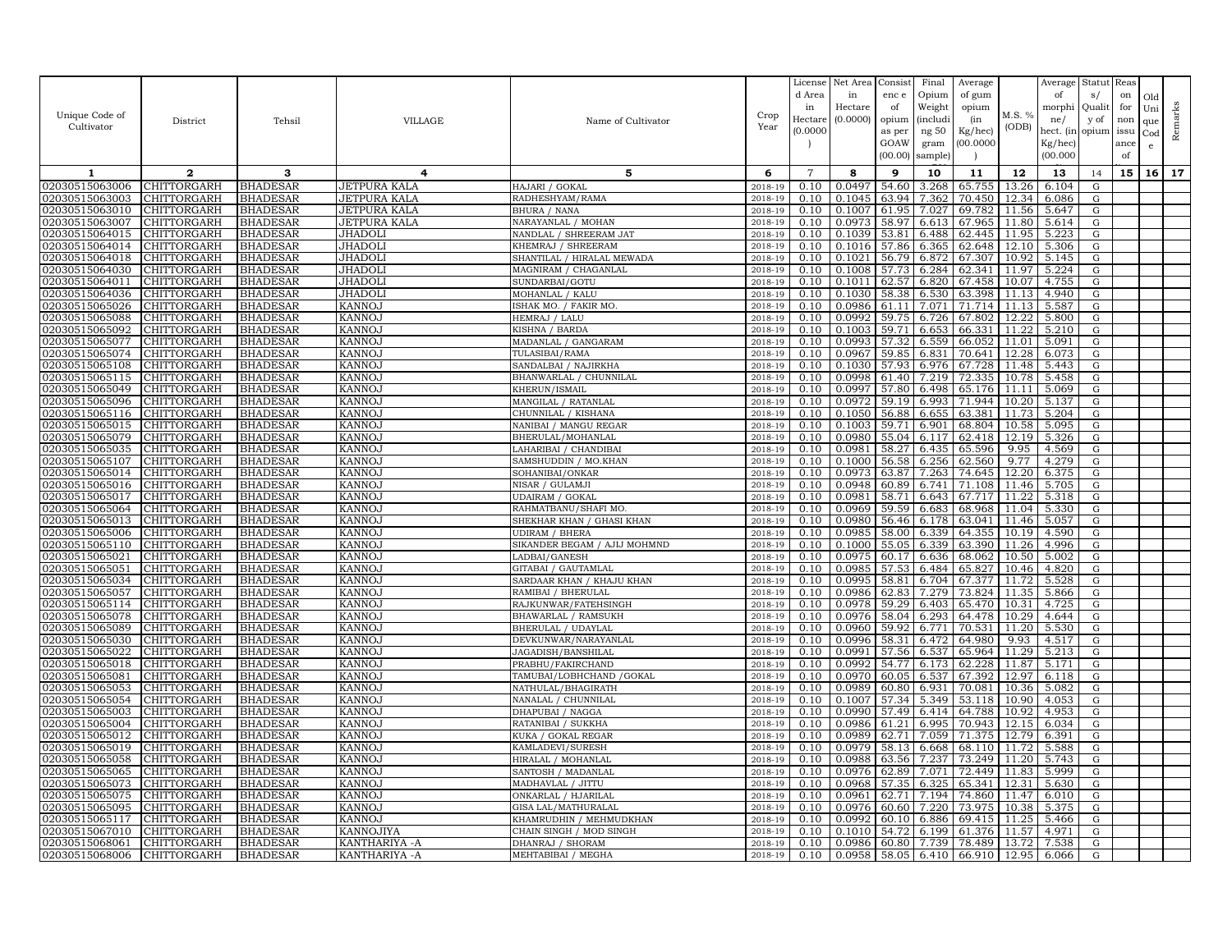| Unique Code of Cultivator | District | Tehsil | VILLAGE | Name of Cultivator | Crop Year | License d Area in Hectare (0.0000) | Net Area in Hectare (0.0000) | Consist enc e of opium as per GOAW (00.00) | Final Opium Weight (includi ng 50 gram sample) | Average of gum opium (in Kg/hec) (00.0000) | M.S. % (ODB) | Average of morphi ne/ hect. (in Kg/hec) (00.000 | Statut s/ Qualit y of opium | Reas on for non issu ance of | Old Uni que Cod e | Remarks |
|---|---|---|---|---|---|---|---|---|---|---|---|---|---|---|---|---|
| 1 | 2 | 3 | 4 | 5 | 6 | 7 | 8 | 9 | 10 | 11 | 12 | 13 | 14 | 15 | 16 | 17 |
| 02030515063006 | CHITTORGARH | BHADESAR | JETPURA KALA | HAJARI / GOKAL | 2018-19 | 0.10 | 0.0497 | 54.60 | 3.268 | 65.755 | 13.26 | 6.104 | G | | | |
| 02030515063003 | CHITTORGARH | BHADESAR | JETPURA KALA | RADHESHYAM/RAMA | 2018-19 | 0.10 | 0.1045 | 63.94 | 7.362 | 70.450 | 12.34 | 6.086 | G | | | |
| 02030515063010 | CHITTORGARH | BHADESAR | JETPURA KALA | BHURA / NANA | 2018-19 | 0.10 | 0.1007 | 61.95 | 7.027 | 69.782 | 11.56 | 5.647 | G | | | |
| 02030515063007 | CHITTORGARH | BHADESAR | JETPURA KALA | NARAYANLAL / MOHAN | 2018-19 | 0.10 | 0.0973 | 58.97 | 6.613 | 67.965 | 11.80 | 5.614 | G | | | |
| 02030515064015 | CHITTORGARH | BHADESAR | JHADOLI | NANDLAL / SHREERAM JAT | 2018-19 | 0.10 | 0.1039 | 53.81 | 6.488 | 62.445 | 11.95 | 5.223 | G | | | |
| 02030515064014 | CHITTORGARH | BHADESAR | JHADOLI | KHEMRAJ / SHREERAM | 2018-19 | 0.10 | 0.1016 | 57.86 | 6.365 | 62.648 | 12.10 | 5.306 | G | | | |
| 02030515064018 | CHITTORGARH | BHADESAR | JHADOLI | SHANTILAL / HIRALAL MEWADA | 2018-19 | 0.10 | 0.1021 | 56.79 | 6.872 | 67.307 | 10.92 | 5.145 | G | | | |
| 02030515064030 | CHITTORGARH | BHADESAR | JHADOLI | MAGNIRAM / CHAGANLAL | 2018-19 | 0.10 | 0.1008 | 57.73 | 6.284 | 62.341 | 11.97 | 5.224 | G | | | |
| 02030515064011 | CHITTORGARH | BHADESAR | JHADOLI | SUNDARBAI/GOTU | 2018-19 | 0.10 | 0.1011 | 62.57 | 6.820 | 67.458 | 10.07 | 4.755 | G | | | |
| 02030515064036 | CHITTORGARH | BHADESAR | JHADOLI | MOHANLAL / KALU | 2018-19 | 0.10 | 0.1030 | 58.38 | 6.530 | 63.398 | 11.13 | 4.940 | G | | | |
| 02030515065026 | CHITTORGARH | BHADESAR | KANNOJ | ISHAK MO. / FAKIR MO. | 2018-19 | 0.10 | 0.0986 | 61.11 | 7.071 | 71.714 | 11.13 | 5.587 | G | | | |
| 02030515065088 | CHITTORGARH | BHADESAR | KANNOJ | HEMRAJ / LALU | 2018-19 | 0.10 | 0.0992 | 59.75 | 6.726 | 67.802 | 12.22 | 5.800 | G | | | |
| 02030515065092 | CHITTORGARH | BHADESAR | KANNOJ | KISHNA / BARDA | 2018-19 | 0.10 | 0.1003 | 59.71 | 6.653 | 66.331 | 11.22 | 5.210 | G | | | |
| 02030515065077 | CHITTORGARH | BHADESAR | KANNOJ | MADANLAL / GANGARAM | 2018-19 | 0.10 | 0.0993 | 57.32 | 6.559 | 66.052 | 11.01 | 5.091 | G | | | |
| 02030515065074 | CHITTORGARH | BHADESAR | KANNOJ | TULASIBAI/RAMA | 2018-19 | 0.10 | 0.0967 | 59.85 | 6.831 | 70.641 | 12.28 | 6.073 | G | | | |
| 02030515065108 | CHITTORGARH | BHADESAR | KANNOJ | SANDALBAI / NAJIRKHA | 2018-19 | 0.10 | 0.1030 | 57.93 | 6.976 | 67.728 | 11.48 | 5.443 | G | | | |
| 02030515065115 | CHITTORGARH | BHADESAR | KANNOJ | BHANWARLAL / CHUNNILAL | 2018-19 | 0.10 | 0.0998 | 61.40 | 7.219 | 72.335 | 10.78 | 5.458 | G | | | |
| 02030515065049 | CHITTORGARH | BHADESAR | KANNOJ | KHERUN/ISMAIL | 2018-19 | 0.10 | 0.0997 | 57.80 | 6.498 | 65.176 | 11.11 | 5.069 | G | | | |
| 02030515065096 | CHITTORGARH | BHADESAR | KANNOJ | MANGILAL / RATANLAL | 2018-19 | 0.10 | 0.0972 | 59.19 | 6.993 | 71.944 | 10.20 | 5.137 | G | | | |
| 02030515065116 | CHITTORGARH | BHADESAR | KANNOJ | CHUNNILAL / KISHANA | 2018-19 | 0.10 | 0.1050 | 56.88 | 6.655 | 63.381 | 11.73 | 5.204 | G | | | |
| 02030515065015 | CHITTORGARH | BHADESAR | KANNOJ | NANIBAI / MANGU REGAR | 2018-19 | 0.10 | 0.1003 | 59.71 | 6.901 | 68.804 | 10.58 | 5.095 | G | | | |
| 02030515065079 | CHITTORGARH | BHADESAR | KANNOJ | BHERULAL/MOHANLAL | 2018-19 | 0.10 | 0.0980 | 55.04 | 6.117 | 62.418 | 12.19 | 5.326 | G | | | |
| 02030515065035 | CHITTORGARH | BHADESAR | KANNOJ | LAHARIBAI / CHANDIBAI | 2018-19 | 0.10 | 0.0981 | 58.27 | 6.435 | 65.596 | 9.95 | 4.569 | G | | | |
| 02030515065107 | CHITTORGARH | BHADESAR | KANNOJ | SAMSHUDDIN / MO.KHAN | 2018-19 | 0.10 | 0.1000 | 56.58 | 6.256 | 62.560 | 9.77 | 4.279 | G | | | |
| 02030515065014 | CHITTORGARH | BHADESAR | KANNOJ | SOHANIBAI/ONKAR | 2018-19 | 0.10 | 0.0973 | 63.87 | 7.263 | 74.645 | 12.20 | 6.375 | G | | | |
| 02030515065016 | CHITTORGARH | BHADESAR | KANNOJ | NISAR / GULAMJI | 2018-19 | 0.10 | 0.0948 | 60.89 | 6.741 | 71.108 | 11.46 | 5.705 | G | | | |
| 02030515065017 | CHITTORGARH | BHADESAR | KANNOJ | UDAIRAM / GOKAL | 2018-19 | 0.10 | 0.0981 | 58.71 | 6.643 | 67.717 | 11.22 | 5.318 | G | | | |
| 02030515065064 | CHITTORGARH | BHADESAR | KANNOJ | RAHMATBANU/SHAFI MO. | 2018-19 | 0.10 | 0.0969 | 59.59 | 6.683 | 68.968 | 11.04 | 5.330 | G | | | |
| 02030515065013 | CHITTORGARH | BHADESAR | KANNOJ | SHEKHAR KHAN / GHASI KHAN | 2018-19 | 0.10 | 0.0980 | 56.46 | 6.178 | 63.041 | 11.46 | 5.057 | G | | | |
| 02030515065006 | CHITTORGARH | BHADESAR | KANNOJ | UDIRAM / BHERA | 2018-19 | 0.10 | 0.0985 | 58.00 | 6.339 | 64.355 | 10.19 | 4.590 | G | | | |
| 02030515065110 | CHITTORGARH | BHADESAR | KANNOJ | SIKANDER BEGAM / AJIJ MOHMND | 2018-19 | 0.10 | 0.1000 | 55.05 | 6.339 | 63.390 | 11.26 | 4.996 | G | | | |
| 02030515065021 | CHITTORGARH | BHADESAR | KANNOJ | LADBAI/GANESH | 2018-19 | 0.10 | 0.0975 | 60.17 | 6.636 | 68.062 | 10.50 | 5.002 | G | | | |
| 02030515065051 | CHITTORGARH | BHADESAR | KANNOJ | GITABAI / GAUTAMLAL | 2018-19 | 0.10 | 0.0985 | 57.53 | 6.484 | 65.827 | 10.46 | 4.820 | G | | | |
| 02030515065034 | CHITTORGARH | BHADESAR | KANNOJ | SARDAAR KHAN / KHAJU KHAN | 2018-19 | 0.10 | 0.0995 | 58.81 | 6.704 | 67.377 | 11.72 | 5.528 | G | | | |
| 02030515065057 | CHITTORGARH | BHADESAR | KANNOJ | RAMIBAI / BHERULAL | 2018-19 | 0.10 | 0.0986 | 62.83 | 7.279 | 73.824 | 11.35 | 5.866 | G | | | |
| 02030515065114 | CHITTORGARH | BHADESAR | KANNOJ | RAJKUNWAR/FATEHSINGH | 2018-19 | 0.10 | 0.0978 | 59.29 | 6.403 | 65.470 | 10.31 | 4.725 | G | | | |
| 02030515065078 | CHITTORGARH | BHADESAR | KANNOJ | BHAWARLAL / RAMSUKH | 2018-19 | 0.10 | 0.0976 | 58.04 | 6.293 | 64.478 | 10.29 | 4.644 | G | | | |
| 02030515065089 | CHITTORGARH | BHADESAR | KANNOJ | BHERULAL / UDAYLAL | 2018-19 | 0.10 | 0.0960 | 59.92 | 6.771 | 70.531 | 11.20 | 5.530 | G | | | |
| 02030515065030 | CHITTORGARH | BHADESAR | KANNOJ | DEVKUNWAR/NARAYANLAL | 2018-19 | 0.10 | 0.0996 | 58.31 | 6.472 | 64.980 | 9.93 | 4.517 | G | | | |
| 02030515065022 | CHITTORGARH | BHADESAR | KANNOJ | JAGADISH/BANSHILAL | 2018-19 | 0.10 | 0.0991 | 57.56 | 6.537 | 65.964 | 11.29 | 5.213 | G | | | |
| 02030515065018 | CHITTORGARH | BHADESAR | KANNOJ | PRABHU/FAKIRCHAND | 2018-19 | 0.10 | 0.0992 | 54.77 | 6.173 | 62.228 | 11.87 | 5.171 | G | | | |
| 02030515065081 | CHITTORGARH | BHADESAR | KANNOJ | TAMUBAI/LOBHCHAND /GOKAL | 2018-19 | 0.10 | 0.0970 | 60.05 | 6.537 | 67.392 | 12.97 | 6.118 | G | | | |
| 02030515065053 | CHITTORGARH | BHADESAR | KANNOJ | NATHULAL/BHAGIRATH | 2018-19 | 0.10 | 0.0989 | 60.80 | 6.931 | 70.081 | 10.36 | 5.082 | G | | | |
| 02030515065054 | CHITTORGARH | BHADESAR | KANNOJ | NANALAL / CHUNNILAL | 2018-19 | 0.10 | 0.1007 | 57.34 | 5.349 | 53.118 | 10.90 | 4.053 | G | | | |
| 02030515065003 | CHITTORGARH | BHADESAR | KANNOJ | DHAPUBAI / NAGGA | 2018-19 | 0.10 | 0.0990 | 57.49 | 6.414 | 64.788 | 10.92 | 4.953 | G | | | |
| 02030515065004 | CHITTORGARH | BHADESAR | KANNOJ | RATANIBAI / SUKKHA | 2018-19 | 0.10 | 0.0986 | 61.21 | 6.995 | 70.943 | 12.15 | 6.034 | G | | | |
| 02030515065012 | CHITTORGARH | BHADESAR | KANNOJ | KUKA / GOKAL REGAR | 2018-19 | 0.10 | 0.0989 | 62.71 | 7.059 | 71.375 | 12.79 | 6.391 | G | | | |
| 02030515065019 | CHITTORGARH | BHADESAR | KANNOJ | KAMLADEVI/SURESH | 2018-19 | 0.10 | 0.0979 | 58.13 | 6.668 | 68.110 | 11.72 | 5.588 | G | | | |
| 02030515065058 | CHITTORGARH | BHADESAR | KANNOJ | HIRALAL / MOHANLAL | 2018-19 | 0.10 | 0.0988 | 63.56 | 7.237 | 73.249 | 11.20 | 5.743 | G | | | |
| 02030515065065 | CHITTORGARH | BHADESAR | KANNOJ | SANTOSH / MADANLAL | 2018-19 | 0.10 | 0.0976 | 62.89 | 7.071 | 72.449 | 11.83 | 5.999 | G | | | |
| 02030515065073 | CHITTORGARH | BHADESAR | KANNOJ | MADHAVLAL / JITTU | 2018-19 | 0.10 | 0.0968 | 57.35 | 6.325 | 65.341 | 12.31 | 5.630 | G | | | |
| 02030515065075 | CHITTORGARH | BHADESAR | KANNOJ | ONKARLAL / HJARILAL | 2018-19 | 0.10 | 0.0961 | 62.71 | 7.194 | 74.860 | 11.47 | 6.010 | G | | | |
| 02030515065095 | CHITTORGARH | BHADESAR | KANNOJ | GISA LAL/MATHURALAL | 2018-19 | 0.10 | 0.0976 | 60.60 | 7.220 | 73.975 | 10.38 | 5.375 | G | | | |
| 02030515065117 | CHITTORGARH | BHADESAR | KANNOJ | KHAMRUDHIN / MEHMUDKHAN | 2018-19 | 0.10 | 0.0992 | 60.10 | 6.886 | 69.415 | 11.25 | 5.466 | G | | | |
| 02030515067010 | CHITTORGARH | BHADESAR | KANNOJIYA | CHAIN SINGH / MOD SINGH | 2018-19 | 0.10 | 0.1010 | 54.72 | 6.199 | 61.376 | 11.57 | 4.971 | G | | | |
| 02030515068061 | CHITTORGARH | BHADESAR | KANTHARIYA -A | DHANRAJ / SHORAM | 2018-19 | 0.10 | 0.0986 | 60.80 | 7.739 | 78.489 | 13.72 | 7.538 | G | | | |
| 02030515068006 | CHITTORGARH | BHADESAR | KANTHARIYA -A | MEHTABIBAI / MEGHA | 2018-19 | 0.10 | 0.0958 | 58.05 | 6.410 | 66.910 | 12.95 | 6.066 | G | | | |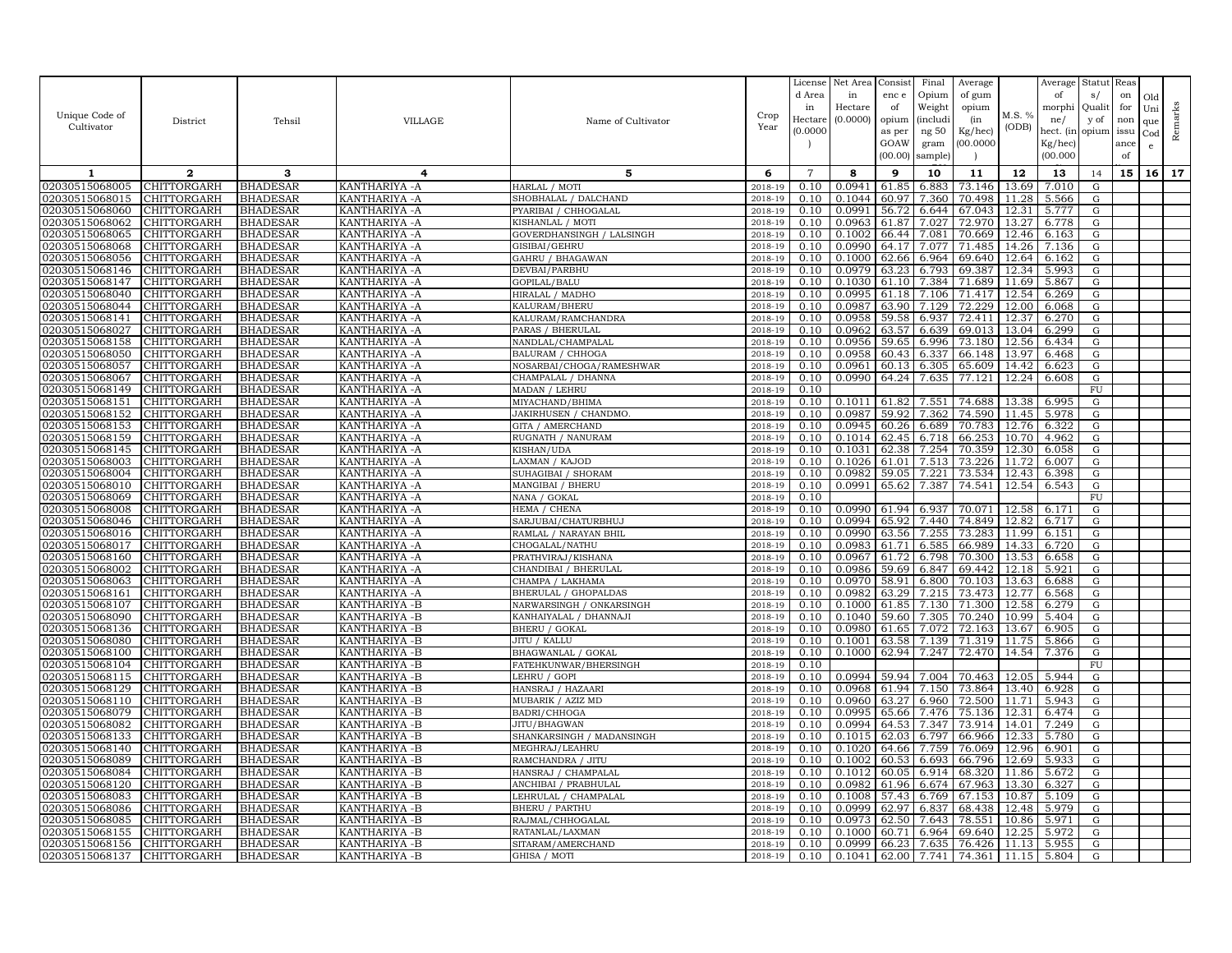| Unique Code of Cultivator | District | Tehsil | VILLAGE | Name of Cultivator | Crop Year | License d Area in Hectare (0.0000) | Net Area in Hectare (0.0000) | Consist enc e of opium as per GOAW (00.00) | Final Opium Weight (including 50 gram sample) | Average of gum opium (in Kg/hec) (00.0000) | M.S. % (ODB) | Average of morphi ne/ hect. (in Kg/hec) (00.000 | Statut s/ Qualit y of opium | Reas on for non issu ance of | Old Uni que Cod e | Remarks |
|---|---|---|---|---|---|---|---|---|---|---|---|---|---|---|---|---|
| 1 | 2 | 3 | 4 | 5 | 6 | 7 | 8 | 9 | 10 | 11 | 12 | 13 | 14 | 15 | 16 | 17 |
| 02030515068005 | CHITTORGARH | BHADESAR | KANTHARIYA -A | HARLAL / MOTI | 2018-19 | 0.10 | 0.0941 | 61.85 | 6.883 | 73.146 | 13.69 | 7.010 | G | | | |
| 02030515068015 | CHITTORGARH | BHADESAR | KANTHARIYA -A | SHOBHALAL / DALCHAND | 2018-19 | 0.10 | 0.1044 | 60.97 | 7.360 | 70.498 | 11.28 | 5.566 | G | | | |
| 02030515068060 | CHITTORGARH | BHADESAR | KANTHARIYA -A | PYARIBAI / CHHOGALAL | 2018-19 | 0.10 | 0.0991 | 56.72 | 6.644 | 67.043 | 12.31 | 5.777 | G | | | |
| 02030515068062 | CHITTORGARH | BHADESAR | KANTHARIYA -A | KISHANLAL / MOTI | 2018-19 | 0.10 | 0.0963 | 61.87 | 7.027 | 72.970 | 13.27 | 6.778 | G | | | |
| 02030515068065 | CHITTORGARH | BHADESAR | KANTHARIYA -A | GOVERDHANSINGH / LALSINGH | 2018-19 | 0.10 | 0.1002 | 66.44 | 7.081 | 70.669 | 12.46 | 6.163 | G | | | |
| 02030515068068 | CHITTORGARH | BHADESAR | KANTHARIYA -A | GISIBAI/GEHRU | 2018-19 | 0.10 | 0.0990 | 64.17 | 7.077 | 71.485 | 14.26 | 7.136 | G | | | |
| 02030515068056 | CHITTORGARH | BHADESAR | KANTHARIYA -A | GAHRU / BHAGAWAN | 2018-19 | 0.10 | 0.1000 | 62.66 | 6.964 | 69.640 | 12.64 | 6.162 | G | | | |
| 02030515068146 | CHITTORGARH | BHADESAR | KANTHARIYA -A | DEVBAI/PARBHU | 2018-19 | 0.10 | 0.0979 | 63.23 | 6.793 | 69.387 | 12.34 | 5.993 | G | | | |
| 02030515068147 | CHITTORGARH | BHADESAR | KANTHARIYA -A | GOPILAL/BALU | 2018-19 | 0.10 | 0.1030 | 61.10 | 7.384 | 71.689 | 11.69 | 5.867 | G | | | |
| 02030515068040 | CHITTORGARH | BHADESAR | KANTHARIYA -A | HIRALAL / MADHO | 2018-19 | 0.10 | 0.0995 | 61.18 | 7.106 | 71.417 | 12.54 | 6.269 | G | | | |
| 02030515068044 | CHITTORGARH | BHADESAR | KANTHARIYA -A | KALURAM/BHERU | 2018-19 | 0.10 | 0.0987 | 63.90 | 7.129 | 72.229 | 12.00 | 6.068 | G | | | |
| 02030515068141 | CHITTORGARH | BHADESAR | KANTHARIYA -A | KALURAM/RAMCHANDRA | 2018-19 | 0.10 | 0.0958 | 59.58 | 6.937 | 72.411 | 12.37 | 6.270 | G | | | |
| 02030515068027 | CHITTORGARH | BHADESAR | KANTHARIYA -A | PARAS / BHERULAL | 2018-19 | 0.10 | 0.0962 | 63.57 | 6.639 | 69.013 | 13.04 | 6.299 | G | | | |
| 02030515068158 | CHITTORGARH | BHADESAR | KANTHARIYA -A | NANDLAL/CHAMPALAL | 2018-19 | 0.10 | 0.0956 | 59.65 | 6.996 | 73.180 | 12.56 | 6.434 | G | | | |
| 02030515068050 | CHITTORGARH | BHADESAR | KANTHARIYA -A | BALURAM / CHHOGA | 2018-19 | 0.10 | 0.0958 | 60.43 | 6.337 | 66.148 | 13.97 | 6.468 | G | | | |
| 02030515068057 | CHITTORGARH | BHADESAR | KANTHARIYA -A | NOSARBAI/CHOGA/RAMESHWAR | 2018-19 | 0.10 | 0.0961 | 60.13 | 6.305 | 65.609 | 14.42 | 6.623 | G | | | |
| 02030515068067 | CHITTORGARH | BHADESAR | KANTHARIYA -A | CHAMPALAL / DHANNA | 2018-19 | 0.10 | 0.0990 | 64.24 | 7.635 | 77.121 | 12.24 | 6.608 | G | | | |
| 02030515068149 | CHITTORGARH | BHADESAR | KANTHARIYA -A | MADAN / LEHRU | 2018-19 | 0.10 | | | | | | | FU | | | |
| 02030515068151 | CHITTORGARH | BHADESAR | KANTHARIYA -A | MIYACHAND/BHIMA | 2018-19 | 0.10 | 0.1011 | 61.82 | 7.551 | 74.688 | 13.38 | 6.995 | G | | | |
| 02030515068152 | CHITTORGARH | BHADESAR | KANTHARIYA -A | JAKIRHUSEN / CHANDMO. | 2018-19 | 0.10 | 0.0987 | 59.92 | 7.362 | 74.590 | 11.45 | 5.978 | G | | | |
| 02030515068153 | CHITTORGARH | BHADESAR | KANTHARIYA -A | GITA / AMERCHAND | 2018-19 | 0.10 | 0.0945 | 60.26 | 6.689 | 70.783 | 12.76 | 6.322 | G | | | |
| 02030515068159 | CHITTORGARH | BHADESAR | KANTHARIYA -A | RUGNATH / NANURAM | 2018-19 | 0.10 | 0.1014 | 62.45 | 6.718 | 66.253 | 10.70 | 4.962 | G | | | |
| 02030515068145 | CHITTORGARH | BHADESAR | KANTHARIYA -A | KISHAN/UDA | 2018-19 | 0.10 | 0.1031 | 62.38 | 7.254 | 70.359 | 12.30 | 6.058 | G | | | |
| 02030515068003 | CHITTORGARH | BHADESAR | KANTHARIYA -A | LAXMAN / KAJOD | 2018-19 | 0.10 | 0.1026 | 61.01 | 7.513 | 73.226 | 11.72 | 6.007 | G | | | |
| 02030515068004 | CHITTORGARH | BHADESAR | KANTHARIYA -A | SUHAGIBAI / SHORAM | 2018-19 | 0.10 | 0.0982 | 59.05 | 7.221 | 73.534 | 12.43 | 6.398 | G | | | |
| 02030515068010 | CHITTORGARH | BHADESAR | KANTHARIYA -A | MANGIBAI / BHERU | 2018-19 | 0.10 | 0.0991 | 65.62 | 7.387 | 74.541 | 12.54 | 6.543 | G | | | |
| 02030515068069 | CHITTORGARH | BHADESAR | KANTHARIYA -A | NANA / GOKAL | 2018-19 | 0.10 | | | | | | | FU | | | |
| 02030515068008 | CHITTORGARH | BHADESAR | KANTHARIYA -A | HEMA / CHENA | 2018-19 | 0.10 | 0.0990 | 61.94 | 6.937 | 70.071 | 12.58 | 6.171 | G | | | |
| 02030515068046 | CHITTORGARH | BHADESAR | KANTHARIYA -A | SARJUBAI/CHATURBHUJ | 2018-19 | 0.10 | 0.0994 | 65.92 | 7.440 | 74.849 | 12.82 | 6.717 | G | | | |
| 02030515068016 | CHITTORGARH | BHADESAR | KANTHARIYA -A | RAMLAL / NARAYAN BHIL | 2018-19 | 0.10 | 0.0990 | 63.56 | 7.255 | 73.283 | 11.99 | 6.151 | G | | | |
| 02030515068017 | CHITTORGARH | BHADESAR | KANTHARIYA -A | CHOGALAL/NATHU | 2018-19 | 0.10 | 0.0983 | 61.71 | 6.585 | 66.989 | 14.33 | 6.720 | G | | | |
| 02030515068160 | CHITTORGARH | BHADESAR | KANTHARIYA -A | PRATHVIRAJ/KISHANA | 2018-19 | 0.10 | 0.0967 | 61.72 | 6.798 | 70.300 | 13.53 | 6.658 | G | | | |
| 02030515068002 | CHITTORGARH | BHADESAR | KANTHARIYA -A | CHANDIBAI / BHERULAL | 2018-19 | 0.10 | 0.0986 | 59.69 | 6.847 | 69.442 | 12.18 | 5.921 | G | | | |
| 02030515068063 | CHITTORGARH | BHADESAR | KANTHARIYA -A | CHAMPA / LAKHAMA | 2018-19 | 0.10 | 0.0970 | 58.91 | 6.800 | 70.103 | 13.63 | 6.688 | G | | | |
| 02030515068161 | CHITTORGARH | BHADESAR | KANTHARIYA -A | BHERULAL / GHOPALDAS | 2018-19 | 0.10 | 0.0982 | 63.29 | 7.215 | 73.473 | 12.77 | 6.568 | G | | | |
| 02030515068107 | CHITTORGARH | BHADESAR | KANTHARIYA -B | NARWARSINGH / ONKARSINGH | 2018-19 | 0.10 | 0.1000 | 61.85 | 7.130 | 71.300 | 12.58 | 6.279 | G | | | |
| 02030515068090 | CHITTORGARH | BHADESAR | KANTHARIYA -B | KANHAIYALAL / DHANNAJI | 2018-19 | 0.10 | 0.1040 | 59.60 | 7.305 | 70.240 | 10.99 | 5.404 | G | | | |
| 02030515068136 | CHITTORGARH | BHADESAR | KANTHARIYA -B | BHERU / GOKAL | 2018-19 | 0.10 | 0.0980 | 61.65 | 7.072 | 72.163 | 13.67 | 6.905 | G | | | |
| 02030515068080 | CHITTORGARH | BHADESAR | KANTHARIYA -B | JITU / KALLU | 2018-19 | 0.10 | 0.1001 | 63.58 | 7.139 | 71.319 | 11.75 | 5.866 | G | | | |
| 02030515068100 | CHITTORGARH | BHADESAR | KANTHARIYA -B | BHAGWANLAL / GOKAL | 2018-19 | 0.10 | 0.1000 | 62.94 | 7.247 | 72.470 | 14.54 | 7.376 | G | | | |
| 02030515068104 | CHITTORGARH | BHADESAR | KANTHARIYA -B | FATEHKUNWAR/BHERSINGH | 2018-19 | 0.10 | | | | | | | FU | | | |
| 02030515068115 | CHITTORGARH | BHADESAR | KANTHARIYA -B | LEHRU / GOPI | 2018-19 | 0.10 | 0.0994 | 59.94 | 7.004 | 70.463 | 12.05 | 5.944 | G | | | |
| 02030515068129 | CHITTORGARH | BHADESAR | KANTHARIYA -B | HANSRAJ / HAZAARI | 2018-19 | 0.10 | 0.0968 | 61.94 | 7.150 | 73.864 | 13.40 | 6.928 | G | | | |
| 02030515068110 | CHITTORGARH | BHADESAR | KANTHARIYA -B | MUBARIK / AZIZ MD | 2018-19 | 0.10 | 0.0960 | 63.27 | 6.960 | 72.500 | 11.71 | 5.943 | G | | | |
| 02030515068079 | CHITTORGARH | BHADESAR | KANTHARIYA -B | BADRI/CHHOGA | 2018-19 | 0.10 | 0.0995 | 65.66 | 7.476 | 75.136 | 12.31 | 6.474 | G | | | |
| 02030515068082 | CHITTORGARH | BHADESAR | KANTHARIYA -B | JITU/BHAGWAN | 2018-19 | 0.10 | 0.0994 | 64.53 | 7.347 | 73.914 | 14.01 | 7.249 | G | | | |
| 02030515068133 | CHITTORGARH | BHADESAR | KANTHARIYA -B | SHANKARSINGH / MADANSINGH | 2018-19 | 0.10 | 0.1015 | 62.03 | 6.797 | 66.966 | 12.33 | 5.780 | G | | | |
| 02030515068140 | CHITTORGARH | BHADESAR | KANTHARIYA -B | MEGHRAJ/LEAHRU | 2018-19 | 0.10 | 0.1020 | 64.66 | 7.759 | 76.069 | 12.96 | 6.901 | G | | | |
| 02030515068089 | CHITTORGARH | BHADESAR | KANTHARIYA -B | RAMCHANDRA / JITU | 2018-19 | 0.10 | 0.1002 | 60.53 | 6.693 | 66.796 | 12.69 | 5.933 | G | | | |
| 02030515068084 | CHITTORGARH | BHADESAR | KANTHARIYA -B | HANSRAJ / CHAMPALAL | 2018-19 | 0.10 | 0.1012 | 60.05 | 6.914 | 68.320 | 11.86 | 5.672 | G | | | |
| 02030515068120 | CHITTORGARH | BHADESAR | KANTHARIYA -B | ANCHIBAI / PRABHULAL | 2018-19 | 0.10 | 0.0982 | 61.96 | 6.674 | 67.963 | 13.30 | 6.327 | G | | | |
| 02030515068083 | CHITTORGARH | BHADESAR | KANTHARIYA -B | LEHRULAL / CHAMPALAL | 2018-19 | 0.10 | 0.1008 | 57.43 | 6.769 | 67.153 | 10.87 | 5.109 | G | | | |
| 02030515068086 | CHITTORGARH | BHADESAR | KANTHARIYA -B | BHERU / PARTHU | 2018-19 | 0.10 | 0.0999 | 62.97 | 6.837 | 68.438 | 12.48 | 5.979 | G | | | |
| 02030515068085 | CHITTORGARH | BHADESAR | KANTHARIYA -B | RAJMAL/CHHOGALAL | 2018-19 | 0.10 | 0.0973 | 62.50 | 7.643 | 78.551 | 10.86 | 5.971 | G | | | |
| 02030515068155 | CHITTORGARH | BHADESAR | KANTHARIYA -B | RATANLAL/LAXMAN | 2018-19 | 0.10 | 0.1000 | 60.71 | 6.964 | 69.640 | 12.25 | 5.972 | G | | | |
| 02030515068156 | CHITTORGARH | BHADESAR | KANTHARIYA -B | SITARAM/AMERCHAND | 2018-19 | 0.10 | 0.0999 | 66.23 | 7.635 | 76.426 | 11.13 | 5.955 | G | | | |
| 02030515068137 | CHITTORGARH | BHADESAR | KANTHARIYA -B | GHISA / MOTI | 2018-19 | 0.10 | 0.1041 | 62.00 | 7.741 | 74.361 | 11.15 | 5.804 | G | | | |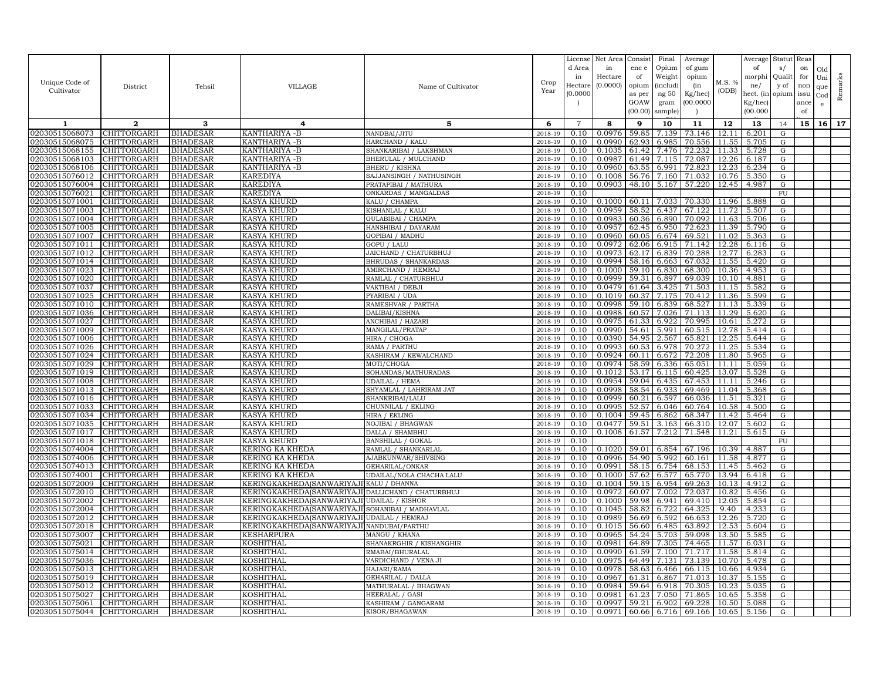| Unique Code of Cultivator | District | Tehsil | VILLAGE | Name of Cultivator | Crop Year | License d Area in Hectare (0.0000) | Net Area in Hectare (0.0000) | Consist enc e of opium as per GOAW (00.00) | Final Opium Weight (including 50 gram sample) | Average of gum opium (in Kg/hec) (00.0000) | M.S. % (ODB) | Average of morphine/ hect. (in Kg/hec) (00.000 | Status/ Quality of opium | Reason for non issuance of | Old Unique Code | Remarks |
|---|---|---|---|---|---|---|---|---|---|---|---|---|---|---|---|---|
| 1 | 2 | 3 | 4 | 5 | 6 | 7 | 8 | 9 | 10 | 11 | 12 | 13 | 14 | 15 | 16 | 17 |
| 02030515068073 | CHITTORGARH | BHADESAR | KANTHARIYA -B | NANDBAI/JITU | 2018-19 | 0.10 | 0.0976 | 59.85 | 7.139 | 73.146 | 12.11 | 6.201 | G | | | |
| 02030515068075 | CHITTORGARH | BHADESAR | KANTHARIYA -B | HARCHAND / KALU | 2018-19 | 0.10 | 0.0990 | 62.93 | 6.985 | 70.556 | 11.55 | 5.705 | G | | | |
| 02030515068155 | CHITTORGARH | BHADESAR | KANTHARIYA -B | SHANKARIBAI / LAKSHMAN | 2018-19 | 0.10 | 0.1035 | 61.42 | 7.476 | 72.232 | 11.33 | 5.728 | G | | | |
| 02030515068103 | CHITTORGARH | BHADESAR | KANTHARIYA -B | BHERULAL / MULCHAND | 2018-19 | 0.10 | 0.0987 | 61.49 | 7.115 | 72.087 | 12.26 | 6.187 | G | | | |
| 02030515068106 | CHITTORGARH | BHADESAR | KANTHARIYA -B | BHERU / KISHNA | 2018-19 | 0.10 | 0.0960 | 63.55 | 6.991 | 72.823 | 12.23 | 6.234 | G | | | |
| 02030515076012 | CHITTORGARH | BHADESAR | KAREDIYA | SAJJANSINGH / NATHUSINGH | 2018-19 | 0.10 | 0.1008 | 56.76 | 7.160 | 71.032 | 10.76 | 5.350 | G | | | |
| 02030515076004 | CHITTORGARH | BHADESAR | KAREDIYA | PRATAPIBAI / MATHURA | 2018-19 | 0.10 | 0.0903 | 48.10 | 5.167 | 57.220 | 12.45 | 4.987 | G | | | |
| 02030515076021 | CHITTORGARH | BHADESAR | KAREDIYA | ONKARDAS / MANGALDAS | 2018-19 | 0.10 | | | | | | | FU | | | |
| 02030515071001 | CHITTORGARH | BHADESAR | KASYA KHURD | KALU / CHAMPA | 2018-19 | 0.10 | 0.1000 | 60.11 | 7.033 | 70.330 | 11.96 | 5.888 | G | | | |
| 02030515071003 | CHITTORGARH | BHADESAR | KASYA KHURD | KISHANLAL / KALU | 2018-19 | 0.10 | 0.0959 | 58.52 | 6.437 | 67.122 | 11.72 | 5.507 | G | | | |
| 02030515071004 | CHITTORGARH | BHADESAR | KASYA KHURD | GULABIBAI / CHAMPA | 2018-19 | 0.10 | 0.0983 | 60.36 | 6.890 | 70.092 | 11.63 | 5.706 | G | | | |
| 02030515071005 | CHITTORGARH | BHADESAR | KASYA KHURD | HANSHIBAI / DAYARAM | 2018-19 | 0.10 | 0.0957 | 62.45 | 6.950 | 72.623 | 11.39 | 5.790 | G | | | |
| 02030515071007 | CHITTORGARH | BHADESAR | KASYA KHURD | GOPIBAI / MADHU | 2018-19 | 0.10 | 0.0960 | 60.05 | 6.674 | 69.521 | 11.02 | 5.363 | G | | | |
| 02030515071011 | CHITTORGARH | BHADESAR | KASYA KHURD | GOPU / LALU | 2018-19 | 0.10 | 0.0972 | 62.06 | 6.915 | 71.142 | 12.28 | 6.116 | G | | | |
| 02030515071012 | CHITTORGARH | BHADESAR | KASYA KHURD | JAICHAND / CHATURBHUJ | 2018-19 | 0.10 | 0.0973 | 62.17 | 6.839 | 70.288 | 12.77 | 6.283 | G | | | |
| 02030515071014 | CHITTORGARH | BHADESAR | KASYA KHURD | BHRUDAS / SHANKARDAS | 2018-19 | 0.10 | 0.0994 | 58.16 | 6.663 | 67.032 | 11.55 | 5.420 | G | | | |
| 02030515071023 | CHITTORGARH | BHADESAR | KASYA KHURD | AMIRCHAND / HEMRAJ | 2018-19 | 0.10 | 0.1000 | 59.10 | 6.830 | 68.300 | 10.36 | 4.953 | G | | | |
| 02030515071020 | CHITTORGARH | BHADESAR | KASYA KHURD | RAMLAL / CHATURBHUJ | 2018-19 | 0.10 | 0.0999 | 59.31 | 6.897 | 69.039 | 10.10 | 4.881 | G | | | |
| 02030515071037 | CHITTORGARH | BHADESAR | KASYA KHURD | VAKTIBAI / DEBJI | 2018-19 | 0.10 | 0.0479 | 61.64 | 3.425 | 71.503 | 11.15 | 5.582 | G | | | |
| 02030515071025 | CHITTORGARH | BHADESAR | KASYA KHURD | PYARIBAI / UDA | 2018-19 | 0.10 | 0.1019 | 60.37 | 7.175 | 70.412 | 11.36 | 5.599 | G | | | |
| 02030515071010 | CHITTORGARH | BHADESAR | KASYA KHURD | RAMESHVAR / PARTHA | 2018-19 | 0.10 | 0.0998 | 59.10 | 6.839 | 68.527 | 11.13 | 5.339 | G | | | |
| 02030515071036 | CHITTORGARH | BHADESAR | KASYA KHURD | DALIBAI/KISHNA | 2018-19 | 0.10 | 0.0988 | 60.57 | 7.026 | 71.113 | 11.29 | 5.620 | G | | | |
| 02030515071027 | CHITTORGARH | BHADESAR | KASYA KHURD | ANCHIBAI / HAZARI | 2018-19 | 0.10 | 0.0975 | 61.33 | 6.922 | 70.995 | 10.61 | 5.272 | G | | | |
| 02030515071009 | CHITTORGARH | BHADESAR | KASYA KHURD | MANGILAL/PRATAP | 2018-19 | 0.10 | 0.0990 | 54.61 | 5.991 | 60.515 | 12.78 | 5.414 | G | | | |
| 02030515071006 | CHITTORGARH | BHADESAR | KASYA KHURD | HIRA / CHOGA | 2018-19 | 0.10 | 0.0390 | 54.95 | 2.567 | 65.821 | 12.25 | 5.644 | G | | | |
| 02030515071026 | CHITTORGARH | BHADESAR | KASYA KHURD | RAMA / PARTHU | 2018-19 | 0.10 | 0.0993 | 60.53 | 6.978 | 70.272 | 11.25 | 5.534 | G | | | |
| 02030515071024 | CHITTORGARH | BHADESAR | KASYA KHURD | KASHIRAM / KEWALCHAND | 2018-19 | 0.10 | 0.0924 | 60.11 | 6.672 | 72.208 | 11.80 | 5.965 | G | | | |
| 02030515071029 | CHITTORGARH | BHADESAR | KASYA KHURD | MOTI/CHOGA | 2018-19 | 0.10 | 0.0974 | 58.59 | 6.336 | 65.051 | 11.11 | 5.059 | G | | | |
| 02030515071019 | CHITTORGARH | BHADESAR | KASYA KHURD | SOHANDAS/MATHURADAS | 2018-19 | 0.10 | 0.1012 | 53.17 | 6.115 | 60.425 | 13.07 | 5.528 | G | | | |
| 02030515071008 | CHITTORGARH | BHADESAR | KASYA KHURD | UDAILAL / HEMA | 2018-19 | 0.10 | 0.0954 | 59.04 | 6.435 | 67.453 | 11.11 | 5.246 | G | | | |
| 02030515071013 | CHITTORGARH | BHADESAR | KASYA KHURD | SHYAMLAL / LAHRIRAM JAT | 2018-19 | 0.10 | 0.0998 | 58.54 | 6.933 | 69.469 | 11.04 | 5.368 | G | | | |
| 02030515071016 | CHITTORGARH | BHADESAR | KASYA KHURD | SHANKRIBAI/LALU | 2018-19 | 0.10 | 0.0999 | 60.21 | 6.597 | 66.036 | 11.51 | 5.321 | G | | | |
| 02030515071033 | CHITTORGARH | BHADESAR | KASYA KHURD | CHUNNILAL / EKLING | 2018-19 | 0.10 | 0.0995 | 52.57 | 6.046 | 60.764 | 10.58 | 4.500 | G | | | |
| 02030515071034 | CHITTORGARH | BHADESAR | KASYA KHURD | HIRA / EKLING | 2018-19 | 0.10 | 0.1004 | 59.45 | 6.862 | 68.347 | 11.42 | 5.464 | G | | | |
| 02030515071035 | CHITTORGARH | BHADESAR | KASYA KHURD | NOJIBAI / BHAGWAN | 2018-19 | 0.10 | 0.0477 | 59.51 | 3.163 | 66.310 | 12.07 | 5.602 | G | | | |
| 02030515071017 | CHITTORGARH | BHADESAR | KASYA KHURD | DALLA / SHAMBHU | 2018-19 | 0.10 | 0.1008 | 61.57 | 7.212 | 71.548 | 11.21 | 5.615 | G | | | |
| 02030515071018 | CHITTORGARH | BHADESAR | KASYA KHURD | BANSHILAL / GOKAL | 2018-19 | 0.10 | | | | | | | FU | | | |
| 02030515074004 | CHITTORGARH | BHADESAR | KERING KA KHEDA | RAMLAL / SHANKARLAL | 2018-19 | 0.10 | 0.1020 | 59.01 | 6.854 | 67.196 | 10.39 | 4.887 | G | | | |
| 02030515074006 | CHITTORGARH | BHADESAR | KERING KA KHEDA | AJABKUNWAR/SHIVSING | 2018-19 | 0.10 | 0.0996 | 54.90 | 5.992 | 60.161 | 11.58 | 4.877 | G | | | |
| 02030515074013 | CHITTORGARH | BHADESAR | KERING KA KHEDA | GEHARILAL/ONKAR | 2018-19 | 0.10 | 0.0991 | 58.15 | 6.754 | 68.153 | 11.45 | 5.462 | G | | | |
| 02030515074001 | CHITTORGARH | BHADESAR | KERING KA KHEDA | UDAILAL/NOLA CHACHA LALU | 2018-19 | 0.10 | 0.1000 | 57.62 | 6.577 | 65.770 | 13.94 | 6.418 | G | | | |
| 02030515072009 | CHITTORGARH | BHADESAR | KERINGKAKHEDA(SANWARIYAJI) | KALU / DHANNA | 2018-19 | 0.10 | 0.1004 | 59.15 | 6.954 | 69.263 | 10.13 | 4.912 | G | | | |
| 02030515072010 | CHITTORGARH | BHADESAR | KERINGKAKHEDA(SANWARIYAJI) | DALLICHAND / CHATURBHUJ | 2018-19 | 0.10 | 0.0972 | 60.07 | 7.002 | 72.037 | 10.82 | 5.456 | G | | | |
| 02030515072002 | CHITTORGARH | BHADESAR | KERINGKAKHEDA(SANWARIYAJI) | UDAILAL / KISHOR | 2018-19 | 0.10 | 0.1000 | 59.98 | 6.941 | 69.410 | 12.05 | 5.854 | G | | | |
| 02030515072004 | CHITTORGARH | BHADESAR | KERINGKAKHEDA(SANWARIYAJI) | SOHANIBAI / MADHAVLAL | 2018-19 | 0.10 | 0.1045 | 58.82 | 6.722 | 64.325 | 9.40 | 4.233 | G | | | |
| 02030515072012 | CHITTORGARH | BHADESAR | KERINGKAKHEDA(SANWARIYAJI) | UDAILAL / HEMRAJ | 2018-19 | 0.10 | 0.0989 | 56.69 | 6.592 | 66.653 | 12.26 | 5.720 | G | | | |
| 02030515072018 | CHITTORGARH | BHADESAR | KERINGKAKHEDA(SANWARIYAJI) | NANDUBAI/PARTHU | 2018-19 | 0.10 | 0.1015 | 56.60 | 6.485 | 63.892 | 12.53 | 5.604 | G | | | |
| 02030515073007 | CHITTORGARH | BHADESAR | KESHARPURA | MANGU / KHANA | 2018-19 | 0.10 | 0.0965 | 54.24 | 5.703 | 59.098 | 13.50 | 5.585 | G | | | |
| 02030515075021 | CHITTORGARH | BHADESAR | KOSHITHAL | SHANAKRGHIR / KISHANGHIR | 2018-19 | 0.10 | 0.0981 | 64.89 | 7.305 | 74.465 | 11.57 | 6.031 | G | | | |
| 02030515075014 | CHITTORGARH | BHADESAR | KOSHITHAL | RMABAI/BHURALAL | 2018-19 | 0.10 | 0.0990 | 61.59 | 7.100 | 71.717 | 11.58 | 5.814 | G | | | |
| 02030515075036 | CHITTORGARH | BHADESAR | KOSHITHAL | VARDICHAND / VENA JI | 2018-19 | 0.10 | 0.0975 | 64.49 | 7.131 | 73.139 | 10.70 | 5.478 | G | | | |
| 02030515075013 | CHITTORGARH | BHADESAR | KOSHITHAL | HAJARI/RAMA | 2018-19 | 0.10 | 0.0978 | 58.63 | 6.466 | 66.115 | 10.66 | 4.934 | G | | | |
| 02030515075019 | CHITTORGARH | BHADESAR | KOSHITHAL | GEHARILAL / DALLA | 2018-19 | 0.10 | 0.0967 | 61.31 | 6.867 | 71.013 | 10.37 | 5.155 | G | | | |
| 02030515075012 | CHITTORGARH | BHADESAR | KOSHITHAL | MATHURALAL / BHAGWAN | 2018-19 | 0.10 | 0.0984 | 59.64 | 6.918 | 70.305 | 10.23 | 5.035 | G | | | |
| 02030515075027 | CHITTORGARH | BHADESAR | KOSHITHAL | HEERALAL / GASI | 2018-19 | 0.10 | 0.0981 | 61.23 | 7.050 | 71.865 | 10.65 | 5.358 | G | | | |
| 02030515075061 | CHITTORGARH | BHADESAR | KOSHITHAL | KASHIRAM / GANGARAM | 2018-19 | 0.10 | 0.0997 | 59.21 | 6.902 | 69.228 | 10.50 | 5.088 | G | | | |
| 02030515075044 | CHITTORGARH | BHADESAR | KOSHITHAL | KISOR/BHAGAWAN | 2018-19 | 0.10 | 0.0971 | 60.66 | 6.716 | 69.166 | 10.65 | 5.156 | G | | | |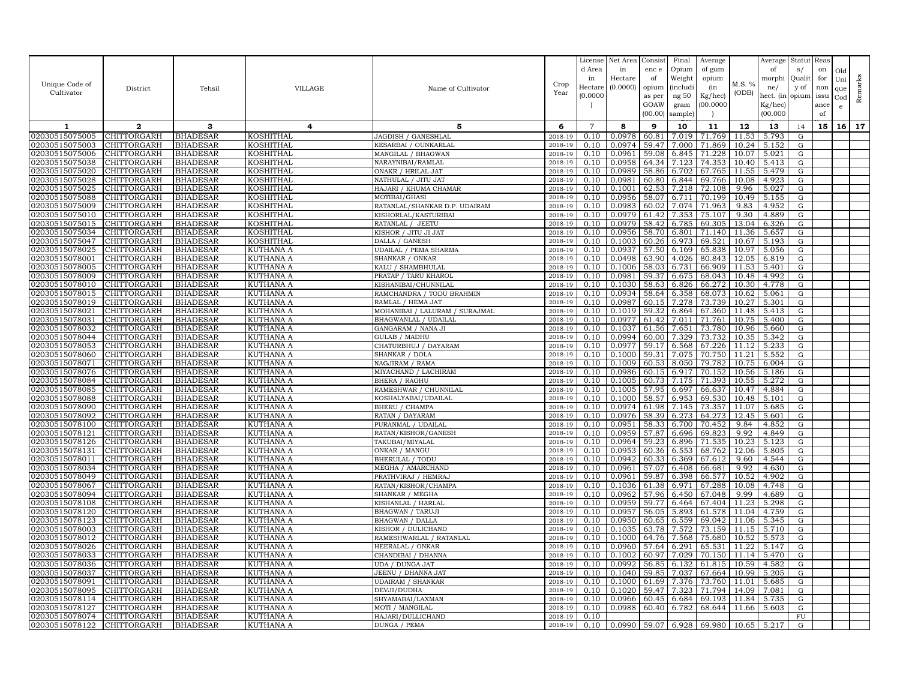| Unique Code of Cultivator | District | Tehsil | VILLAGE | Name of Cultivator | Crop Year | License d Area in Hectare (0.0000 ) | Net Area in Hectare (0.0000) | Consist enc e of opium as per GOAW (00.00) | Final Opium Weight (includi ng 50 gram sample) | Average of gum opium (in Kg/hec) (00.0000 ) | M.S. % (ODB) | Average of morphi ne/ hect. (in Kg/hec) (00.000 | Statut s/ Qualit y of opium | Reas on for non issu ance of | Old Uni que Cod e | Remarks |
|---|---|---|---|---|---|---|---|---|---|---|---|---|---|---|---|---|
| 1 | 2 | 3 | 4 | 5 | 6 | 7 | 8 | 9 | 10 | 11 | 12 | 13 | 14 | 15 | 16 | 17 |
| 02030515075005 | CHITTORGARH | BHADESAR | KOSHITHAL | JAGDISH / GANESHLAL | 2018-19 | 0.10 | 0.0978 | 60.81 | 7.019 | 71.769 | 11.53 | 5.793 | G | | | |
| 02030515075003 | CHITTORGARH | BHADESAR | KOSHITHAL | KESARBAI / OUNKARLAL | 2018-19 | 0.10 | 0.0974 | 59.47 | 7.000 | 71.869 | 10.24 | 5.152 | G | | | |
| 02030515075006 | CHITTORGARH | BHADESAR | KOSHITHAL | MANGILAL / BHAGWAN | 2018-19 | 0.10 | 0.0961 | 59.08 | 6.845 | 71.228 | 10.07 | 5.021 | G | | | |
| 02030515075038 | CHITTORGARH | BHADESAR | KOSHITHAL | NARAYNIBAI/RAMLAL | 2018-19 | 0.10 | 0.0958 | 64.34 | 7.123 | 74.353 | 10.40 | 5.413 | G | | | |
| 02030515075020 | CHITTORGARH | BHADESAR | KOSHITHAL | ONAKR / HRILAL JAT | 2018-19 | 0.10 | 0.0989 | 58.86 | 6.702 | 67.765 | 11.55 | 5.479 | G | | | |
| 02030515075028 | CHITTORGARH | BHADESAR | KOSHITHAL | NATHULAL / JITU JAT | 2018-19 | 0.10 | 0.0981 | 60.80 | 6.844 | 69.766 | 10.08 | 4.923 | G | | | |
| 02030515075025 | CHITTORGARH | BHADESAR | KOSHITHAL | HAJARI / KHUMA CHAMAR | 2018-19 | 0.10 | 0.1001 | 62.53 | 7.218 | 72.108 | 9.96 | 5.027 | G | | | |
| 02030515075088 | CHITTORGARH | BHADESAR | KOSHITHAL | MOTIBAI/GHASI | 2018-19 | 0.10 | 0.0956 | 58.07 | 6.711 | 70.199 | 10.49 | 5.155 | G | | | |
| 02030515075009 | CHITTORGARH | BHADESAR | KOSHITHAL | RATANLAL/SHANKAR D.P. UDAIRAM | 2018-19 | 0.10 | 0.0983 | 60.02 | 7.074 | 71.963 | 9.83 | 4.952 | G | | | |
| 02030515075010 | CHITTORGARH | BHADESAR | KOSHITHAL | KISHORLAL/KASTURIBAI | 2018-19 | 0.10 | 0.0979 | 61.42 | 7.353 | 75.107 | 9.30 | 4.889 | G | | | |
| 02030515075015 | CHITTORGARH | BHADESAR | KOSHITHAL | RATANLAL / JEETU | 2018-19 | 0.10 | 0.0979 | 58.42 | 6.785 | 69.305 | 13.04 | 6.326 | G | | | |
| 02030515075034 | CHITTORGARH | BHADESAR | KOSHITHAL | KISHOR / JITU JI JAT | 2018-19 | 0.10 | 0.0956 | 58.70 | 6.801 | 71.140 | 11.36 | 5.657 | G | | | |
| 02030515075047 | CHITTORGARH | BHADESAR | KOSHITHAL | DALLA / GANESH | 2018-19 | 0.10 | 0.1003 | 60.26 | 6.973 | 69.521 | 10.67 | 5.193 | G | | | |
| 02030515078025 | CHITTORGARH | BHADESAR | KUTHANA A | UDAILAL / PEMA SHARMA | 2018-19 | 0.10 | 0.0937 | 57.50 | 6.169 | 65.838 | 10.97 | 5.056 | G | | | |
| 02030515078001 | CHITTORGARH | BHADESAR | KUTHANA A | SHANKAR / ONKAR | 2018-19 | 0.10 | 0.0498 | 63.90 | 4.026 | 80.843 | 12.05 | 6.819 | G | | | |
| 02030515078005 | CHITTORGARH | BHADESAR | KUTHANA A | KALU / SHAMBHULAL | 2018-19 | 0.10 | 0.1006 | 58.03 | 6.731 | 66.909 | 11.53 | 5.401 | G | | | |
| 02030515078009 | CHITTORGARH | BHADESAR | KUTHANA A | PRATAP / TARU KHAROL | 2018-19 | 0.10 | 0.0981 | 59.37 | 6.675 | 68.043 | 10.48 | 4.992 | G | | | |
| 02030515078010 | CHITTORGARH | BHADESAR | KUTHANA A | KISHANIBAI/CHUNNILAL | 2018-19 | 0.10 | 0.1030 | 58.63 | 6.826 | 66.272 | 10.30 | 4.778 | G | | | |
| 02030515078015 | CHITTORGARH | BHADESAR | KUTHANA A | RAMCHANDRA / TODU BRAHMIN | 2018-19 | 0.10 | 0.0934 | 58.64 | 6.358 | 68.073 | 10.62 | 5.061 | G | | | |
| 02030515078019 | CHITTORGARH | BHADESAR | KUTHANA A | RAMLAL / HEMA JAT | 2018-19 | 0.10 | 0.0987 | 60.15 | 7.278 | 73.739 | 10.27 | 5.301 | G | | | |
| 02030515078021 | CHITTORGARH | BHADESAR | KUTHANA A | MOHANIBAI / LALURAM / SURAJMAL | 2018-19 | 0.10 | 0.1019 | 59.32 | 6.864 | 67.360 | 11.48 | 5.413 | G | | | |
| 02030515078031 | CHITTORGARH | BHADESAR | KUTHANA A | BHAGWANLAL / UDAILAL | 2018-19 | 0.10 | 0.0977 | 61.42 | 7.011 | 71.761 | 10.75 | 5.400 | G | | | |
| 02030515078032 | CHITTORGARH | BHADESAR | KUTHANA A | GANGARAM / NANA JI | 2018-19 | 0.10 | 0.1037 | 61.56 | 7.651 | 73.780 | 10.96 | 5.660 | G | | | |
| 02030515078044 | CHITTORGARH | BHADESAR | KUTHANA A | GULAB / MADHU | 2018-19 | 0.10 | 0.0994 | 60.00 | 7.329 | 73.732 | 10.35 | 5.342 | G | | | |
| 02030515078053 | CHITTORGARH | BHADESAR | KUTHANA A | CHATURBHUJ / DAYARAM | 2018-19 | 0.10 | 0.0977 | 59.17 | 6.568 | 67.226 | 11.12 | 5.233 | G | | | |
| 02030515078060 | CHITTORGARH | BHADESAR | KUTHANA A | SHANKAR / DOLA | 2018-19 | 0.10 | 0.1000 | 59.31 | 7.075 | 70.750 | 11.21 | 5.552 | G | | | |
| 02030515078071 | CHITTORGARH | BHADESAR | KUTHANA A | NAGJIRAM / RAMA | 2018-19 | 0.10 | 0.1009 | 60.53 | 8.050 | 79.782 | 10.75 | 6.004 | G | | | |
| 02030515078076 | CHITTORGARH | BHADESAR | KUTHANA A | MIYACHAND / LACHIRAM | 2018-19 | 0.10 | 0.0986 | 60.15 | 6.917 | 70.152 | 10.56 | 5.186 | G | | | |
| 02030515078084 | CHITTORGARH | BHADESAR | KUTHANA A | BHERA / RAGHU | 2018-19 | 0.10 | 0.1005 | 60.73 | 7.175 | 71.393 | 10.55 | 5.272 | G | | | |
| 02030515078085 | CHITTORGARH | BHADESAR | KUTHANA A | RAMESHWAR / CHUNNILAL | 2018-19 | 0.10 | 0.1005 | 57.95 | 6.697 | 66.637 | 10.47 | 4.884 | G | | | |
| 02030515078088 | CHITTORGARH | BHADESAR | KUTHANA A | KOSHALYABAI/UDAILAL | 2018-19 | 0.10 | 0.1000 | 58.57 | 6.953 | 69.530 | 10.48 | 5.101 | G | | | |
| 02030515078090 | CHITTORGARH | BHADESAR | KUTHANA A | BHERU / CHAMPA | 2018-19 | 0.10 | 0.0974 | 61.98 | 7.145 | 73.357 | 11.07 | 5.685 | G | | | |
| 02030515078092 | CHITTORGARH | BHADESAR | KUTHANA A | RATAN / DAYARAM | 2018-19 | 0.10 | 0.0976 | 58.39 | 6.273 | 64.273 | 12.45 | 5.601 | G | | | |
| 02030515078100 | CHITTORGARH | BHADESAR | KUTHANA A | PURANMAL / UDAILAL | 2018-19 | 0.10 | 0.0951 | 58.33 | 6.700 | 70.452 | 9.84 | 4.852 | G | | | |
| 02030515078121 | CHITTORGARH | BHADESAR | KUTHANA A | RATAN/KISHOR/GANESH | 2018-19 | 0.10 | 0.0959 | 57.87 | 6.696 | 69.823 | 9.92 | 4.849 | G | | | |
| 02030515078126 | CHITTORGARH | BHADESAR | KUTHANA A | TAKUBAI/MIYALAL | 2018-19 | 0.10 | 0.0964 | 59.23 | 6.896 | 71.535 | 10.23 | 5.123 | G | | | |
| 02030515078131 | CHITTORGARH | BHADESAR | KUTHANA A | ONKAR / MANGU | 2018-19 | 0.10 | 0.0953 | 60.36 | 6.553 | 68.762 | 12.06 | 5.805 | G | | | |
| 02030515078011 | CHITTORGARH | BHADESAR | KUTHANA A | BHERULAL / TODU | 2018-19 | 0.10 | 0.0942 | 60.33 | 6.369 | 67.612 | 9.60 | 4.544 | G | | | |
| 02030515078034 | CHITTORGARH | BHADESAR | KUTHANA A | MEGHA / AMARCHAND | 2018-19 | 0.10 | 0.0961 | 57.07 | 6.408 | 66.681 | 9.92 | 4.630 | G | | | |
| 02030515078049 | CHITTORGARH | BHADESAR | KUTHANA A | PRATHVIRAJ / HEMRAJ | 2018-19 | 0.10 | 0.0961 | 59.87 | 6.398 | 66.577 | 10.52 | 4.902 | G | | | |
| 02030515078067 | CHITTORGARH | BHADESAR | KUTHANA A | RATAN/KISHOR/CHAMPA | 2018-19 | 0.10 | 0.1036 | 61.38 | 6.971 | 67.288 | 10.08 | 4.748 | G | | | |
| 02030515078094 | CHITTORGARH | BHADESAR | KUTHANA A | SHANKAR / MEGHA | 2018-19 | 0.10 | 0.0962 | 57.96 | 6.450 | 67.048 | 9.99 | 4.689 | G | | | |
| 02030515078108 | CHITTORGARH | BHADESAR | KUTHANA A | KISHANLAL / HARLAL | 2018-19 | 0.10 | 0.0959 | 59.77 | 6.464 | 67.404 | 11.23 | 5.298 | G | | | |
| 02030515078120 | CHITTORGARH | BHADESAR | KUTHANA A | BHAGWAN / TARUJI | 2018-19 | 0.10 | 0.0957 | 56.05 | 5.893 | 61.578 | 11.04 | 4.759 | G | | | |
| 02030515078123 | CHITTORGARH | BHADESAR | KUTHANA A | BHAGWAN / DALLA | 2018-19 | 0.10 | 0.0950 | 60.65 | 6.559 | 69.042 | 11.06 | 5.345 | G | | | |
| 02030515078003 | CHITTORGARH | BHADESAR | KUTHANA A | KISHOR / DULICHAND | 2018-19 | 0.10 | 0.1035 | 63.78 | 7.572 | 73.159 | 11.15 | 5.710 | G | | | |
| 02030515078012 | CHITTORGARH | BHADESAR | KUTHANA A | RAMESHWARLAL / RATANLAL | 2018-19 | 0.10 | 0.1000 | 64.76 | 7.568 | 75.680 | 10.52 | 5.573 | G | | | |
| 02030515078026 | CHITTORGARH | BHADESAR | KUTHANA A | HEERALAL / ONKAR | 2018-19 | 0.10 | 0.0960 | 57.64 | 6.291 | 65.531 | 11.22 | 5.147 | G | | | |
| 02030515078033 | CHITTORGARH | BHADESAR | KUTHANA A | CHANDIBAI / DHANNA | 2018-19 | 0.10 | 0.1002 | 60.97 | 7.029 | 70.150 | 11.14 | 5.470 | G | | | |
| 02030515078036 | CHITTORGARH | BHADESAR | KUTHANA A | UDA / DUNGA JAT | 2018-19 | 0.10 | 0.0992 | 56.85 | 6.132 | 61.815 | 10.59 | 4.582 | G | | | |
| 02030515078037 | CHITTORGARH | BHADESAR | KUTHANA A | JEENU / DHANNA JAT | 2018-19 | 0.10 | 0.1040 | 59.85 | 7.037 | 67.664 | 10.99 | 5.205 | G | | | |
| 02030515078091 | CHITTORGARH | BHADESAR | KUTHANA A | UDAIRAM / SHANKAR | 2018-19 | 0.10 | 0.1000 | 61.69 | 7.376 | 73.760 | 11.01 | 5.685 | G | | | |
| 02030515078095 | CHITTORGARH | BHADESAR | KUTHANA A | DEVJI/DUDHA | 2018-19 | 0.10 | 0.1020 | 59.47 | 7.323 | 71.794 | 14.09 | 7.081 | G | | | |
| 02030515078114 | CHITTORGARH | BHADESAR | KUTHANA A | SHYAMABAI/LAXMAN | 2018-19 | 0.10 | 0.0966 | 60.45 | 6.684 | 69.193 | 11.84 | 5.735 | G | | | |
| 02030515078127 | CHITTORGARH | BHADESAR | KUTHANA A | MOTI / MANGILAL | 2018-19 | 0.10 | 0.0988 | 60.40 | 6.782 | 68.644 | 11.66 | 5.603 | G | | | |
| 02030515078074 | CHITTORGARH | BHADESAR | KUTHANA A | HAJARI/DULLICHAND | 2018-19 | 0.10 | | | | | | | FU | | | |
| 02030515078122 | CHITTORGARH | BHADESAR | KUTHANA A | DUNGA / PEMA | 2018-19 | 0.10 | 0.0990 | 59.07 | 6.928 | 69.980 | 10.65 | 5.217 | G | | | |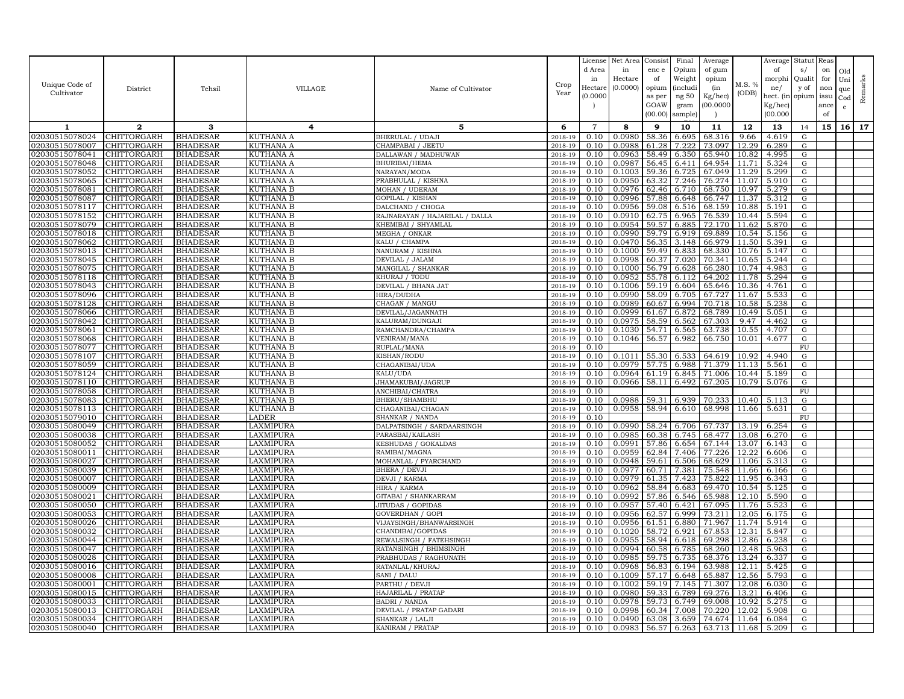| Unique Code of Cultivator | District | Tehsil | VILLAGE | Name of Cultivator | Crop Year | License d Area in Hectare (0.0000 ) | Net Area in Hectare (0.0000) | Consist enc e of opium as per GOAW (00.00) | Final Opium Weight (includi ng 50 gram sample) | Average of gum opium (in Kg/hec) (00.0000 ) | M.S. % (ODB) | Average of morphi ne/ hect. (in Kg/hec) (00.000 | Statut s/ Qualit y of opium | Reas on for non issu ance of | Old Uni que Cod e | Remarks |
|---|---|---|---|---|---|---|---|---|---|---|---|---|---|---|---|---|
| 1 | 2 | 3 | 4 | 5 | 6 | 7 | 8 | 9 | 10 | 11 | 12 | 13 | 14 | 15 | 16 | 17 |
| 02030515078024 | CHITTORGARH | BHADESAR | KUTHANA A | BHERULAL / UDAJI | 2018-19 | 0.10 | 0.0980 | 58.36 | 6.695 | 68.316 | 9.66 | 4.619 | G | | | |
| 02030515078007 | CHITTORGARH | BHADESAR | KUTHANA A | CHAMPABAI / JEETU | 2018-19 | 0.10 | 0.0988 | 61.28 | 7.222 | 73.097 | 12.29 | 6.289 | G | | | |
| 02030515078041 | CHITTORGARH | BHADESAR | KUTHANA A | DALLAWAN / MADHUWAN | 2018-19 | 0.10 | 0.0963 | 58.49 | 6.350 | 65.940 | 10.82 | 4.995 | G | | | |
| 02030515078048 | CHITTORGARH | BHADESAR | KUTHANA A | BHURIBAI/HEMA | 2018-19 | 0.10 | 0.0987 | 56.45 | 6.411 | 64.954 | 11.71 | 5.324 | G | | | |
| 02030515078052 | CHITTORGARH | BHADESAR | KUTHANA A | NARAYAN/MODA | 2018-19 | 0.10 | 0.1003 | 59.36 | 6.725 | 67.049 | 11.29 | 5.299 | G | | | |
| 02030515078065 | CHITTORGARH | BHADESAR | KUTHANA A | PRABHULAL / KISHNA | 2018-19 | 0.10 | 0.0950 | 63.32 | 7.246 | 76.274 | 11.07 | 5.910 | G | | | |
| 02030515078081 | CHITTORGARH | BHADESAR | KUTHANA B | MOHAN / UDERAM | 2018-19 | 0.10 | 0.0976 | 62.46 | 6.710 | 68.750 | 10.97 | 5.279 | G | | | |
| 02030515078087 | CHITTORGARH | BHADESAR | KUTHANA B | GOPILAL / KISHAN | 2018-19 | 0.10 | 0.0996 | 57.88 | 6.648 | 66.747 | 11.37 | 5.312 | G | | | |
| 02030515078117 | CHITTORGARH | BHADESAR | KUTHANA B | DALCHAND / CHOGA | 2018-19 | 0.10 | 0.0956 | 59.08 | 6.516 | 68.159 | 10.88 | 5.191 | G | | | |
| 02030515078152 | CHITTORGARH | BHADESAR | KUTHANA B | RAJNARAYAN / HAJARILAL / DALLA | 2018-19 | 0.10 | 0.0910 | 62.75 | 6.965 | 76.539 | 10.44 | 5.594 | G | | | |
| 02030515078079 | CHITTORGARH | BHADESAR | KUTHANA B | KHEMIBAI / SHYAMLAL | 2018-19 | 0.10 | 0.0954 | 59.57 | 6.885 | 72.170 | 11.62 | 5.870 | G | | | |
| 02030515078018 | CHITTORGARH | BHADESAR | KUTHANA B | MEGHA / ONKAR | 2018-19 | 0.10 | 0.0990 | 59.79 | 6.919 | 69.889 | 10.54 | 5.156 | G | | | |
| 02030515078062 | CHITTORGARH | BHADESAR | KUTHANA B | KALU / CHAMPA | 2018-19 | 0.10 | 0.0470 | 56.35 | 3.148 | 66.979 | 11.50 | 5.391 | G | | | |
| 02030515078013 | CHITTORGARH | BHADESAR | KUTHANA B | NANURAM / KISHNA | 2018-19 | 0.10 | 0.1000 | 59.49 | 6.833 | 68.330 | 10.76 | 5.147 | G | | | |
| 02030515078045 | CHITTORGARH | BHADESAR | KUTHANA B | DEVILAL / JALAM | 2018-19 | 0.10 | 0.0998 | 60.37 | 7.020 | 70.341 | 10.65 | 5.244 | G | | | |
| 02030515078075 | CHITTORGARH | BHADESAR | KUTHANA B | MANGILAL / SHANKAR | 2018-19 | 0.10 | 0.1000 | 56.79 | 6.628 | 66.280 | 10.74 | 4.983 | G | | | |
| 02030515078118 | CHITTORGARH | BHADESAR | KUTHANA B | KHURAJ / TODU | 2018-19 | 0.10 | 0.0952 | 55.78 | 6.112 | 64.202 | 11.78 | 5.294 | G | | | |
| 02030515078043 | CHITTORGARH | BHADESAR | KUTHANA B | DEVILAL / BHANA JAT | 2018-19 | 0.10 | 0.1006 | 59.19 | 6.604 | 65.646 | 10.36 | 4.761 | G | | | |
| 02030515078096 | CHITTORGARH | BHADESAR | KUTHANA B | HIRA/DUDHA | 2018-19 | 0.10 | 0.0990 | 58.09 | 6.705 | 67.727 | 11.67 | 5.533 | G | | | |
| 02030515078128 | CHITTORGARH | BHADESAR | KUTHANA B | CHAGAN / MANGU | 2018-19 | 0.10 | 0.0989 | 60.67 | 6.994 | 70.718 | 10.58 | 5.238 | G | | | |
| 02030515078066 | CHITTORGARH | BHADESAR | KUTHANA B | DEVILAL/JAGANNATH | 2018-19 | 0.10 | 0.0999 | 61.67 | 6.872 | 68.789 | 10.49 | 5.051 | G | | | |
| 02030515078042 | CHITTORGARH | BHADESAR | KUTHANA B | KALURAM/DUNGAJI | 2018-19 | 0.10 | 0.0975 | 58.59 | 6.562 | 67.303 | 9.47 | 4.462 | G | | | |
| 02030515078061 | CHITTORGARH | BHADESAR | KUTHANA B | RAMCHANDRA/CHAMPA | 2018-19 | 0.10 | 0.1030 | 54.71 | 6.565 | 63.738 | 10.55 | 4.707 | G | | | |
| 02030515078068 | CHITTORGARH | BHADESAR | KUTHANA B | VENIRAM/MANA | 2018-19 | 0.10 | 0.1046 | 56.57 | 6.982 | 66.750 | 10.01 | 4.677 | G | | | |
| 02030515078077 | CHITTORGARH | BHADESAR | KUTHANA B | RUPLAL/MANA | 2018-19 | 0.10 | | | | | | | FU | | | |
| 02030515078107 | CHITTORGARH | BHADESAR | KUTHANA B | KISHAN/RODU | 2018-19 | 0.10 | 0.1011 | 55.30 | 6.533 | 64.619 | 10.92 | 4.940 | G | | | |
| 02030515078059 | CHITTORGARH | BHADESAR | KUTHANA B | CHAGANIBAI/UDA | 2018-19 | 0.10 | 0.0979 | 57.75 | 6.988 | 71.379 | 11.13 | 5.561 | G | | | |
| 02030515078124 | CHITTORGARH | BHADESAR | KUTHANA B | KALU/UDA | 2018-19 | 0.10 | 0.0964 | 61.19 | 6.845 | 71.006 | 10.44 | 5.189 | G | | | |
| 02030515078110 | CHITTORGARH | BHADESAR | KUTHANA B | JHAMAKUBAI/JAGRUP | 2018-19 | 0.10 | 0.0966 | 58.11 | 6.492 | 67.205 | 10.79 | 5.076 | G | | | |
| 02030515078058 | CHITTORGARH | BHADESAR | KUTHANA B | ANCHIBAI/CHATRA | 2018-19 | 0.10 | | | | | | | FU | | | |
| 02030515078083 | CHITTORGARH | BHADESAR | KUTHANA B | BHERU/SHAMBHU | 2018-19 | 0.10 | 0.0988 | 59.31 | 6.939 | 70.233 | 10.40 | 5.113 | G | | | |
| 02030515078113 | CHITTORGARH | BHADESAR | KUTHANA B | CHAGANIBAI/CHAGAN | 2018-19 | 0.10 | 0.0958 | 58.94 | 6.610 | 68.998 | 11.66 | 5.631 | G | | | |
| 02030515079010 | CHITTORGARH | BHADESAR | LADER | SHANKAR / NANDA | 2018-19 | 0.10 | | | | | | | FU | | | |
| 02030515080049 | CHITTORGARH | BHADESAR | LAXMIPURA | DALPATSINGH / SARDAARSINGH | 2018-19 | 0.10 | 0.0990 | 58.24 | 6.706 | 67.737 | 13.19 | 6.254 | G | | | |
| 02030515080038 | CHITTORGARH | BHADESAR | LAXMIPURA | PARASBAI/KAILASH | 2018-19 | 0.10 | 0.0985 | 60.38 | 6.745 | 68.477 | 13.08 | 6.270 | G | | | |
| 02030515080052 | CHITTORGARH | BHADESAR | LAXMIPURA | KESHUDAS / GOKALDAS | 2018-19 | 0.10 | 0.0991 | 57.86 | 6.654 | 67.144 | 13.07 | 6.143 | G | | | |
| 02030515080011 | CHITTORGARH | BHADESAR | LAXMIPURA | RAMIBAI/MAGNA | 2018-19 | 0.10 | 0.0959 | 62.84 | 7.406 | 77.226 | 12.22 | 6.606 | G | | | |
| 02030515080027 | CHITTORGARH | BHADESAR | LAXMIPURA | MOHANLAL / PYARCHAND | 2018-19 | 0.10 | 0.0948 | 59.61 | 6.506 | 68.629 | 11.06 | 5.313 | G | | | |
| 02030515080039 | CHITTORGARH | BHADESAR | LAXMIPURA | BHERA / DEVJI | 2018-19 | 0.10 | 0.0977 | 60.71 | 7.381 | 75.548 | 11.66 | 6.166 | G | | | |
| 02030515080007 | CHITTORGARH | BHADESAR | LAXMIPURA | DEVJI / KARMA | 2018-19 | 0.10 | 0.0979 | 61.35 | 7.423 | 75.822 | 11.95 | 6.343 | G | | | |
| 02030515080009 | CHITTORGARH | BHADESAR | LAXMIPURA | HIRA / KARMA | 2018-19 | 0.10 | 0.0962 | 58.84 | 6.683 | 69.470 | 10.54 | 5.125 | G | | | |
| 02030515080021 | CHITTORGARH | BHADESAR | LAXMIPURA | GITABAI / SHANKARRAM | 2018-19 | 0.10 | 0.0992 | 57.86 | 6.546 | 65.988 | 12.10 | 5.590 | G | | | |
| 02030515080050 | CHITTORGARH | BHADESAR | LAXMIPURA | JITUDAS / GOPIDAS | 2018-19 | 0.10 | 0.0957 | 57.40 | 6.421 | 67.095 | 11.76 | 5.523 | G | | | |
| 02030515080053 | CHITTORGARH | BHADESAR | LAXMIPURA | GOVERDHAN / GOPI | 2018-19 | 0.10 | 0.0956 | 62.57 | 6.999 | 73.211 | 12.05 | 6.175 | G | | | |
| 02030515080026 | CHITTORGARH | BHADESAR | LAXMIPURA | VIJAYSINGH/BHANWARSINGH | 2018-19 | 0.10 | 0.0956 | 61.51 | 6.880 | 71.967 | 11.74 | 5.914 | G | | | |
| 02030515080032 | CHITTORGARH | BHADESAR | LAXMIPURA | CHANDIBAI/GOPIDAS | 2018-19 | 0.10 | 0.1020 | 58.72 | 6.921 | 67.853 | 12.31 | 5.847 | G | | | |
| 02030515080044 | CHITTORGARH | BHADESAR | LAXMIPURA | REWALSINGH / FATEHSINGH | 2018-19 | 0.10 | 0.0955 | 58.94 | 6.618 | 69.298 | 12.86 | 6.238 | G | | | |
| 02030515080047 | CHITTORGARH | BHADESAR | LAXMIPURA | RATANSINGH / BHIMSINGH | 2018-19 | 0.10 | 0.0994 | 60.58 | 6.785 | 68.260 | 12.48 | 5.963 | G | | | |
| 02030515080028 | CHITTORGARH | BHADESAR | LAXMIPURA | PRABHUDAS / RAGHUNATH | 2018-19 | 0.10 | 0.0985 | 59.75 | 6.735 | 68.376 | 13.24 | 6.337 | G | | | |
| 02030515080016 | CHITTORGARH | BHADESAR | LAXMIPURA | RATANLAL/KHURAJ | 2018-19 | 0.10 | 0.0968 | 56.83 | 6.194 | 63.988 | 12.11 | 5.425 | G | | | |
| 02030515080008 | CHITTORGARH | BHADESAR | LAXMIPURA | SANI / DALU | 2018-19 | 0.10 | 0.1009 | 57.17 | 6.648 | 65.887 | 12.56 | 5.793 | G | | | |
| 02030515080001 | CHITTORGARH | BHADESAR | LAXMIPURA | PARTHU / DEVJI | 2018-19 | 0.10 | 0.1002 | 59.19 | 7.145 | 71.307 | 12.08 | 6.030 | G | | | |
| 02030515080015 | CHITTORGARH | BHADESAR | LAXMIPURA | HAJARILAL / PRATAP | 2018-19 | 0.10 | 0.0980 | 59.33 | 6.789 | 69.276 | 13.21 | 6.406 | G | | | |
| 02030515080033 | CHITTORGARH | BHADESAR | LAXMIPURA | BADRI / NANDA | 2018-19 | 0.10 | 0.0978 | 59.73 | 6.749 | 69.008 | 10.92 | 5.275 | G | | | |
| 02030515080013 | CHITTORGARH | BHADESAR | LAXMIPURA | DEVILAL / PRATAP GADARI | 2018-19 | 0.10 | 0.0998 | 60.34 | 7.008 | 70.220 | 12.02 | 5.908 | G | | | |
| 02030515080034 | CHITTORGARH | BHADESAR | LAXMIPURA | SHANKAR / LALJI | 2018-19 | 0.10 | 0.0490 | 63.08 | 3.659 | 74.674 | 11.64 | 6.084 | G | | | |
| 02030515080040 | CHITTORGARH | BHADESAR | LAXMIPURA | KANIRAM / PRATAP | 2018-19 | 0.10 | 0.0983 | 56.57 | 6.263 | 63.713 | 11.68 | 5.209 | G | | | |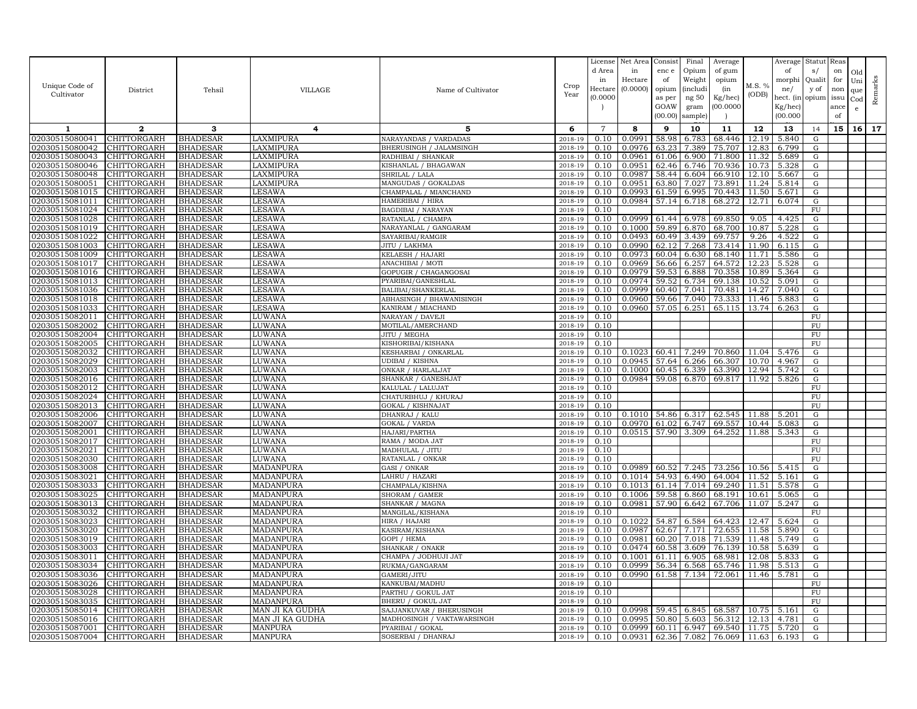| Unique Code of Cultivator | District | Tehsil | VILLAGE | Name of Cultivator | Crop Year | License d Area in Hectare (0.0000) | Net Area in Hectare (0.0000) | Consist enc e of opium as per GOAW (00.00) | Final Opium Weight (includi ng 50 gram sample) | Average of gum opium (in Kg/hec) (00.0000) | M.S. % (ODB) | Average of morphi ne/ hect. (in Kg/hec) (00.000 | Statut s/ Qualit y of opium | Reas on for non issu ance of | Old Uni que Cod e | Remarks |
|---|---|---|---|---|---|---|---|---|---|---|---|---|---|---|---|---|
| 1 | 2 | 3 | 4 | 5 | 6 | 7 | 8 | 9 | 10 | 11 | 12 | 13 | 14 | 15 | 16 | 17 |
| 02030515080041 | CHITTORGARH | BHADESAR | LAXMIPURA | NARAYANDAS / VARDADAS | 2018-19 | 0.10 | 0.0991 | 58.98 | 6.783 | 68.446 | 12.19 | 5.840 | G | | | |
| 02030515080042 | CHITTORGARH | BHADESAR | LAXMIPURA | BHERUSINGH / JALAMSINGH | 2018-19 | 0.10 | 0.0976 | 63.23 | 7.389 | 75.707 | 12.83 | 6.799 | G | | | |
| 02030515080043 | CHITTORGARH | BHADESAR | LAXMIPURA | RADHIBAI / SHANKAR | 2018-19 | 0.10 | 0.0961 | 61.06 | 6.900 | 71.800 | 11.32 | 5.689 | G | | | |
| 02030515080046 | CHITTORGARH | BHADESAR | LAXMIPURA | KISHANLAL / BHAGAWAN | 2018-19 | 0.10 | 0.0951 | 62.46 | 6.746 | 70.936 | 10.73 | 5.328 | G | | | |
| 02030515080048 | CHITTORGARH | BHADESAR | LAXMIPURA | SHRILAL / LALA | 2018-19 | 0.10 | 0.0987 | 58.44 | 6.604 | 66.910 | 12.10 | 5.667 | G | | | |
| 02030515080051 | CHITTORGARH | BHADESAR | LAXMIPURA | MANGUDAS / GOKALDAS | 2018-19 | 0.10 | 0.0951 | 63.80 | 7.027 | 73.891 | 11.24 | 5.814 | G | | | |
| 02030515081015 | CHITTORGARH | BHADESAR | LESAWA | CHAMPALAL / MIANCHAND | 2018-19 | 0.10 | 0.0993 | 61.59 | 6.995 | 70.443 | 11.50 | 5.671 | G | | | |
| 02030515081011 | CHITTORGARH | BHADESAR | LESAWA | HAMERIBAI / HIRA | 2018-19 | 0.10 | 0.0984 | 57.14 | 6.718 | 68.272 | 12.71 | 6.074 | G | | | |
| 02030515081024 | CHITTORGARH | BHADESAR | LESAWA | BAGDIBAI / NARAYAN | 2018-19 | 0.10 | | | | | | | FU | | | |
| 02030515081028 | CHITTORGARH | BHADESAR | LESAWA | RATANLAL / CHAMPA | 2018-19 | 0.10 | 0.0999 | 61.44 | 6.978 | 69.850 | 9.05 | 4.425 | G | | | |
| 02030515081019 | CHITTORGARH | BHADESAR | LESAWA | NARAYANLAL / GANGARAM | 2018-19 | 0.10 | 0.1000 | 59.89 | 6.870 | 68.700 | 10.87 | 5.228 | G | | | |
| 02030515081022 | CHITTORGARH | BHADESAR | LESAWA | SAYARIBAI/RAMGIR | 2018-19 | 0.10 | 0.0493 | 60.49 | 3.439 | 69.757 | 9.26 | 4.522 | G | | | |
| 02030515081003 | CHITTORGARH | BHADESAR | LESAWA | JITU / LAKHMA | 2018-19 | 0.10 | 0.0990 | 62.12 | 7.268 | 73.414 | 11.90 | 6.115 | G | | | |
| 02030515081009 | CHITTORGARH | BHADESAR | LESAWA | KELAESH / HAJARI | 2018-19 | 0.10 | 0.0973 | 60.04 | 6.630 | 68.140 | 11.71 | 5.586 | G | | | |
| 02030515081017 | CHITTORGARH | BHADESAR | LESAWA | ANACHIBAI / MOTI | 2018-19 | 0.10 | 0.0969 | 56.66 | 6.257 | 64.572 | 12.23 | 5.528 | G | | | |
| 02030515081016 | CHITTORGARH | BHADESAR | LESAWA | GOPUGIR / CHAGANGOSAI | 2018-19 | 0.10 | 0.0979 | 59.53 | 6.888 | 70.358 | 10.89 | 5.364 | G | | | |
| 02030515081013 | CHITTORGARH | BHADESAR | LESAWA | PYARIBAI/GANESHLAL | 2018-19 | 0.10 | 0.0974 | 59.52 | 6.734 | 69.138 | 10.52 | 5.091 | G | | | |
| 02030515081036 | CHITTORGARH | BHADESAR | LESAWA | BALIBAI/SHANKERLAL | 2018-19 | 0.10 | 0.0999 | 60.40 | 7.041 | 70.481 | 14.27 | 7.040 | G | | | |
| 02030515081018 | CHITTORGARH | BHADESAR | LESAWA | ABHASINGH / BHAWANISINGH | 2018-19 | 0.10 | 0.0960 | 59.66 | 7.040 | 73.333 | 11.46 | 5.883 | G | | | |
| 02030515081033 | CHITTORGARH | BHADESAR | LESAWA | KANIRAM / MIACHAND | 2018-19 | 0.10 | 0.0960 | 57.05 | 6.251 | 65.115 | 13.74 | 6.263 | G | | | |
| 02030515082011 | CHITTORGARH | BHADESAR | LUWANA | NARAYAN / DAVEJI | 2018-19 | 0.10 | | | | | | | FU | | | |
| 02030515082002 | CHITTORGARH | BHADESAR | LUWANA | MOTILAL/AMERCHAND | 2018-19 | 0.10 | | | | | | | FU | | | |
| 02030515082004 | CHITTORGARH | BHADESAR | LUWANA | JITU / MEGHA | 2018-19 | 0.10 | | | | | | | FU | | | |
| 02030515082005 | CHITTORGARH | BHADESAR | LUWANA | KISHORIBAI/KISHANA | 2018-19 | 0.10 | | | | | | | FU | | | |
| 02030515082032 | CHITTORGARH | BHADESAR | LUWANA | KESHARBAI / ONKARLAL | 2018-19 | 0.10 | 0.1023 | 60.41 | 7.249 | 70.860 | 11.04 | 5.476 | G | | | |
| 02030515082029 | CHITTORGARH | BHADESAR | LUWANA | UDIBAI / KISHNA | 2018-19 | 0.10 | 0.0945 | 57.64 | 6.266 | 66.307 | 10.70 | 4.967 | G | | | |
| 02030515082003 | CHITTORGARH | BHADESAR | LUWANA | ONKAR / HARLALJAT | 2018-19 | 0.10 | 0.1000 | 60.45 | 6.339 | 63.390 | 12.94 | 5.742 | G | | | |
| 02030515082016 | CHITTORGARH | BHADESAR | LUWANA | SHANKAR / GANESHJAT | 2018-19 | 0.10 | 0.0984 | 59.08 | 6.870 | 69.817 | 11.92 | 5.826 | G | | | |
| 02030515082012 | CHITTORGARH | BHADESAR | LUWANA | KALULAL / LALUJAT | 2018-19 | 0.10 | | | | | | | FU | | | |
| 02030515082024 | CHITTORGARH | BHADESAR | LUWANA | CHATURBHUJ / KHURAJ | 2018-19 | 0.10 | | | | | | | FU | | | |
| 02030515082013 | CHITTORGARH | BHADESAR | LUWANA | GOKAL / KISHNAJAT | 2018-19 | 0.10 | | | | | | | FU | | | |
| 02030515082006 | CHITTORGARH | BHADESAR | LUWANA | DHANRAJ / KALU | 2018-19 | 0.10 | 0.1010 | 54.86 | 6.317 | 62.545 | 11.88 | 5.201 | G | | | |
| 02030515082007 | CHITTORGARH | BHADESAR | LUWANA | GOKAL / VARDA | 2018-19 | 0.10 | 0.0970 | 61.02 | 6.747 | 69.557 | 10.44 | 5.083 | G | | | |
| 02030515082001 | CHITTORGARH | BHADESAR | LUWANA | HAJARI/PARTHA | 2018-19 | 0.10 | 0.0515 | 57.90 | 3.309 | 64.252 | 11.88 | 5.343 | G | | | |
| 02030515082017 | CHITTORGARH | BHADESAR | LUWANA | RAMA / MODA JAT | 2018-19 | 0.10 | | | | | | | FU | | | |
| 02030515082021 | CHITTORGARH | BHADESAR | LUWANA | MADHULAL / JITU | 2018-19 | 0.10 | | | | | | | FU | | | |
| 02030515082030 | CHITTORGARH | BHADESAR | LUWANA | RATANLAL / ONKAR | 2018-19 | 0.10 | | | | | | | FU | | | |
| 02030515083008 | CHITTORGARH | BHADESAR | MADANPURA | GASI / ONKAR | 2018-19 | 0.10 | 0.0989 | 60.52 | 7.245 | 73.256 | 10.56 | 5.415 | G | | | |
| 02030515083021 | CHITTORGARH | BHADESAR | MADANPURA | LAHRU / HAZARI | 2018-19 | 0.10 | 0.1014 | 54.93 | 6.490 | 64.004 | 11.52 | 5.161 | G | | | |
| 02030515083033 | CHITTORGARH | BHADESAR | MADANPURA | CHAMPALA/KISHNA | 2018-19 | 0.10 | 0.1013 | 61.14 | 7.014 | 69.240 | 11.51 | 5.578 | G | | | |
| 02030515083025 | CHITTORGARH | BHADESAR | MADANPURA | SHORAM / GAMER | 2018-19 | 0.10 | 0.1006 | 59.58 | 6.860 | 68.191 | 10.61 | 5.065 | G | | | |
| 02030515083013 | CHITTORGARH | BHADESAR | MADANPURA | SHANKAR / MAGNA | 2018-19 | 0.10 | 0.0981 | 57.90 | 6.642 | 67.706 | 11.07 | 5.247 | G | | | |
| 02030515083032 | CHITTORGARH | BHADESAR | MADANPURA | MANGILAL/KISHANA | 2018-19 | 0.10 | | | | | | | FU | | | |
| 02030515083023 | CHITTORGARH | BHADESAR | MADANPURA | HIRA / HAJARI | 2018-19 | 0.10 | 0.1022 | 54.87 | 6.584 | 64.423 | 12.47 | 5.624 | G | | | |
| 02030515083020 | CHITTORGARH | BHADESAR | MADANPURA | KASIRAM/KISHANA | 2018-19 | 0.10 | 0.0987 | 62.67 | 7.171 | 72.655 | 11.58 | 5.890 | G | | | |
| 02030515083019 | CHITTORGARH | BHADESAR | MADANPURA | GOPI / HEMA | 2018-19 | 0.10 | 0.0981 | 60.20 | 7.018 | 71.539 | 11.48 | 5.749 | G | | | |
| 02030515083003 | CHITTORGARH | BHADESAR | MADANPURA | SHANKAR / ONAKR | 2018-19 | 0.10 | 0.0474 | 60.58 | 3.609 | 76.139 | 10.58 | 5.639 | G | | | |
| 02030515083011 | CHITTORGARH | BHADESAR | MADANPURA | CHAMPA / JODHUJI JAT | 2018-19 | 0.10 | 0.1001 | 61.11 | 6.905 | 68.981 | 12.08 | 5.833 | G | | | |
| 02030515083034 | CHITTORGARH | BHADESAR | MADANPURA | RUKMA/GANGARAM | 2018-19 | 0.10 | 0.0999 | 56.34 | 6.568 | 65.746 | 11.98 | 5.513 | G | | | |
| 02030515083036 | CHITTORGARH | BHADESAR | MADANPURA | GAMERI/JITU | 2018-19 | 0.10 | 0.0990 | 61.58 | 7.134 | 72.061 | 11.46 | 5.781 | G | | | |
| 02030515083026 | CHITTORGARH | BHADESAR | MADANPURA | KANKUBAI/MADHU | 2018-19 | 0.10 | | | | | | | FU | | | |
| 02030515083028 | CHITTORGARH | BHADESAR | MADANPURA | PARTHU / GOKUL JAT | 2018-19 | 0.10 | | | | | | | FU | | | |
| 02030515083035 | CHITTORGARH | BHADESAR | MADANPURA | BHERU / GOKUL JAT | 2018-19 | 0.10 | | | | | | | FU | | | |
| 02030515085014 | CHITTORGARH | BHADESAR | MAN JI KA GUDHA | SAJJANKUVAR / BHERUSINGH | 2018-19 | 0.10 | 0.0998 | 59.45 | 6.845 | 68.587 | 10.75 | 5.161 | G | | | |
| 02030515085016 | CHITTORGARH | BHADESAR | MAN JI KA GUDHA | MADHOSINGH / VAKTAWARSINGH | 2018-19 | 0.10 | 0.0995 | 50.80 | 5.603 | 56.312 | 12.13 | 4.781 | G | | | |
| 02030515087001 | CHITTORGARH | BHADESAR | MANPURA | PYARIBAI / GOKAL | 2018-19 | 0.10 | 0.0999 | 60.11 | 6.947 | 69.540 | 11.75 | 5.720 | G | | | |
| 02030515087004 | CHITTORGARH | BHADESAR | MANPURA | SOSERBAI / DHANRAJ | 2018-19 | 0.10 | 0.0931 | 62.36 | 7.082 | 76.069 | 11.63 | 6.193 | G | | | |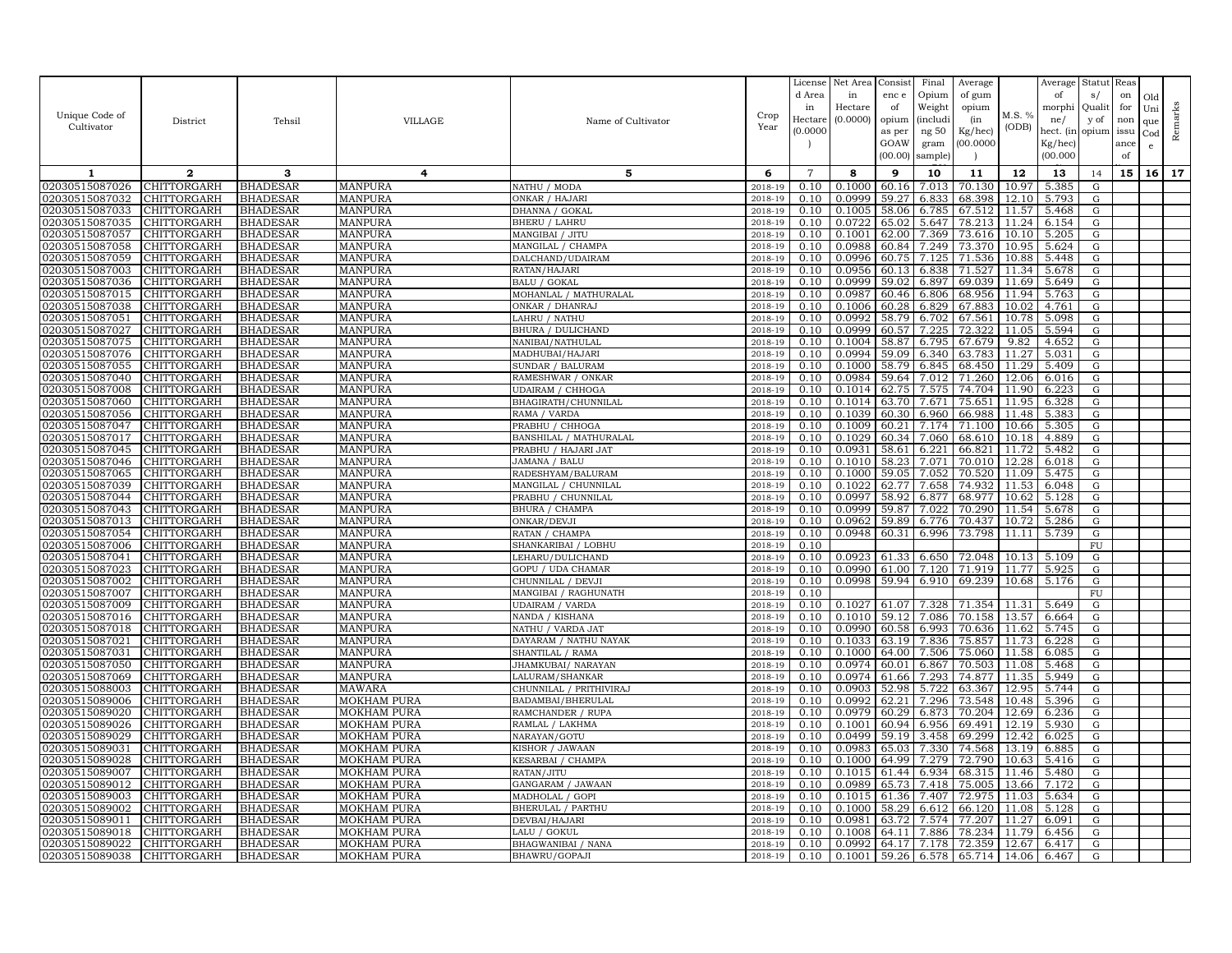| Unique Code of Cultivator | District | Tehsil | VILLAGE | Name of Cultivator | Crop Year | License d Area in Hectare (0.0000 ) | Net Area in Hectare (0.0000) | Consist enc e of opium as per GOAW (00.00) | Final Opium Weight (includi ng 50 gram sample) | Average of gum opium (in Kg/hec) (00.0000 ) | M.S. % (ODB) | Average of morphi ne/ hect. (in Kg/hec) (00.000 | Statut s/ Qualit y of opium | Reas on for non issu ance of | Old Uni que Cod e | Remarks |
|---|---|---|---|---|---|---|---|---|---|---|---|---|---|---|---|---|
| 1 | 2 | 3 | 4 | 5 | 6 | 7 | 8 | 9 | 10 | 11 | 12 | 13 | 14 | 15 | 16 | 17 |
| 02030515087026 | CHITTORGARH | BHADESAR | MANPURA | NATHU / MODA | 2018-19 | 0.10 | 0.1000 | 60.16 | 7.013 | 70.130 | 10.97 | 5.385 | G | | | |
| 02030515087032 | CHITTORGARH | BHADESAR | MANPURA | ONKAR / HAJARI | 2018-19 | 0.10 | 0.0999 | 59.27 | 6.833 | 68.398 | 12.10 | 5.793 | G | | | |
| 02030515087033 | CHITTORGARH | BHADESAR | MANPURA | DHANNA / GOKAL | 2018-19 | 0.10 | 0.1005 | 58.06 | 6.785 | 67.512 | 11.57 | 5.468 | G | | | |
| 02030515087035 | CHITTORGARH | BHADESAR | MANPURA | BHERU / LAHRU | 2018-19 | 0.10 | 0.0722 | 65.02 | 5.647 | 78.213 | 11.24 | 6.154 | G | | | |
| 02030515087057 | CHITTORGARH | BHADESAR | MANPURA | MANGIBAI / JITU | 2018-19 | 0.10 | 0.1001 | 62.00 | 7.369 | 73.616 | 10.10 | 5.205 | G | | | |
| 02030515087058 | CHITTORGARH | BHADESAR | MANPURA | MANGILAL / CHAMPA | 2018-19 | 0.10 | 0.0988 | 60.84 | 7.249 | 73.370 | 10.95 | 5.624 | G | | | |
| 02030515087059 | CHITTORGARH | BHADESAR | MANPURA | DALCHAND/UDAIRAM | 2018-19 | 0.10 | 0.0996 | 60.75 | 7.125 | 71.536 | 10.88 | 5.448 | G | | | |
| 02030515087003 | CHITTORGARH | BHADESAR | MANPURA | RATAN/HAJARI | 2018-19 | 0.10 | 0.0956 | 60.13 | 6.838 | 71.527 | 11.34 | 5.678 | G | | | |
| 02030515087036 | CHITTORGARH | BHADESAR | MANPURA | BALU / GOKAL | 2018-19 | 0.10 | 0.0999 | 59.02 | 6.897 | 69.039 | 11.69 | 5.649 | G | | | |
| 02030515087015 | CHITTORGARH | BHADESAR | MANPURA | MOHANLAL / MATHURALAL | 2018-19 | 0.10 | 0.0987 | 60.46 | 6.806 | 68.956 | 11.94 | 5.763 | G | | | |
| 02030515087038 | CHITTORGARH | BHADESAR | MANPURA | ONKAR / DHANRAJ | 2018-19 | 0.10 | 0.1006 | 60.28 | 6.829 | 67.883 | 10.02 | 4.761 | G | | | |
| 02030515087051 | CHITTORGARH | BHADESAR | MANPURA | LAHRU / NATHU | 2018-19 | 0.10 | 0.0992 | 58.79 | 6.702 | 67.561 | 10.78 | 5.098 | G | | | |
| 02030515087027 | CHITTORGARH | BHADESAR | MANPURA | BHURA / DULICHAND | 2018-19 | 0.10 | 0.0999 | 60.57 | 7.225 | 72.322 | 11.05 | 5.594 | G | | | |
| 02030515087075 | CHITTORGARH | BHADESAR | MANPURA | NANIBAI/NATHULAL | 2018-19 | 0.10 | 0.1004 | 58.87 | 6.795 | 67.679 | 9.82 | 4.652 | G | | | |
| 02030515087076 | CHITTORGARH | BHADESAR | MANPURA | MADHUBAI/HAJARI | 2018-19 | 0.10 | 0.0994 | 59.09 | 6.340 | 63.783 | 11.27 | 5.031 | G | | | |
| 02030515087055 | CHITTORGARH | BHADESAR | MANPURA | SUNDAR / BALURAM | 2018-19 | 0.10 | 0.1000 | 58.79 | 6.845 | 68.450 | 11.29 | 5.409 | G | | | |
| 02030515087040 | CHITTORGARH | BHADESAR | MANPURA | RAMESHWAR / ONKAR | 2018-19 | 0.10 | 0.0984 | 59.64 | 7.012 | 71.260 | 12.06 | 6.016 | G | | | |
| 02030515087008 | CHITTORGARH | BHADESAR | MANPURA | UDAIRAM / CHHOGA | 2018-19 | 0.10 | 0.1014 | 62.75 | 7.575 | 74.704 | 11.90 | 6.223 | G | | | |
| 02030515087060 | CHITTORGARH | BHADESAR | MANPURA | BHAGIRATH/CHUNNILAL | 2018-19 | 0.10 | 0.1014 | 63.70 | 7.671 | 75.651 | 11.95 | 6.328 | G | | | |
| 02030515087056 | CHITTORGARH | BHADESAR | MANPURA | RAMA / VARDA | 2018-19 | 0.10 | 0.1039 | 60.30 | 6.960 | 66.988 | 11.48 | 5.383 | G | | | |
| 02030515087047 | CHITTORGARH | BHADESAR | MANPURA | PRABHU / CHHOGA | 2018-19 | 0.10 | 0.1009 | 60.21 | 7.174 | 71.100 | 10.66 | 5.305 | G | | | |
| 02030515087017 | CHITTORGARH | BHADESAR | MANPURA | BANSHILAL / MATHURALAL | 2018-19 | 0.10 | 0.1029 | 60.34 | 7.060 | 68.610 | 10.18 | 4.889 | G | | | |
| 02030515087045 | CHITTORGARH | BHADESAR | MANPURA | PRABHU / HAJARI JAT | 2018-19 | 0.10 | 0.0931 | 58.61 | 6.221 | 66.821 | 11.72 | 5.482 | G | | | |
| 02030515087046 | CHITTORGARH | BHADESAR | MANPURA | JAMANA / BALU | 2018-19 | 0.10 | 0.1010 | 58.23 | 7.071 | 70.010 | 12.28 | 6.018 | G | | | |
| 02030515087065 | CHITTORGARH | BHADESAR | MANPURA | RADESHYAM/BALURAM | 2018-19 | 0.10 | 0.1000 | 59.05 | 7.052 | 70.520 | 11.09 | 5.475 | G | | | |
| 02030515087039 | CHITTORGARH | BHADESAR | MANPURA | MANGILAL / CHUNNILAL | 2018-19 | 0.10 | 0.1022 | 62.77 | 7.658 | 74.932 | 11.53 | 6.048 | G | | | |
| 02030515087044 | CHITTORGARH | BHADESAR | MANPURA | PRABHU / CHUNNILAL | 2018-19 | 0.10 | 0.0997 | 58.92 | 6.877 | 68.977 | 10.62 | 5.128 | G | | | |
| 02030515087043 | CHITTORGARH | BHADESAR | MANPURA | BHURA / CHAMPA | 2018-19 | 0.10 | 0.0999 | 59.87 | 7.022 | 70.290 | 11.54 | 5.678 | G | | | |
| 02030515087013 | CHITTORGARH | BHADESAR | MANPURA | ONKAR/DEVJI | 2018-19 | 0.10 | 0.0962 | 59.89 | 6.776 | 70.437 | 10.72 | 5.286 | G | | | |
| 02030515087054 | CHITTORGARH | BHADESAR | MANPURA | RATAN / CHAMPA | 2018-19 | 0.10 | 0.0948 | 60.31 | 6.996 | 73.798 | 11.11 | 5.739 | G | | | |
| 02030515087006 | CHITTORGARH | BHADESAR | MANPURA | SHANKARIBAI / LOBHU | 2018-19 | 0.10 | | | | | | | FU | | | |
| 02030515087041 | CHITTORGARH | BHADESAR | MANPURA | LEHARU/DULICHAND | 2018-19 | 0.10 | 0.0923 | 61.33 | 6.650 | 72.048 | 10.13 | 5.109 | G | | | |
| 02030515087023 | CHITTORGARH | BHADESAR | MANPURA | GOPU / UDA CHAMAR | 2018-19 | 0.10 | 0.0990 | 61.00 | 7.120 | 71.919 | 11.77 | 5.925 | G | | | |
| 02030515087002 | CHITTORGARH | BHADESAR | MANPURA | CHUNNILAL / DEVJI | 2018-19 | 0.10 | 0.0998 | 59.94 | 6.910 | 69.239 | 10.68 | 5.176 | G | | | |
| 02030515087007 | CHITTORGARH | BHADESAR | MANPURA | MANGIBAI / RAGHUNATH | 2018-19 | 0.10 | | | | | | | FU | | | |
| 02030515087009 | CHITTORGARH | BHADESAR | MANPURA | UDAIRAM / VARDA | 2018-19 | 0.10 | 0.1027 | 61.07 | 7.328 | 71.354 | 11.31 | 5.649 | G | | | |
| 02030515087016 | CHITTORGARH | BHADESAR | MANPURA | NANDA / KISHANA | 2018-19 | 0.10 | 0.1010 | 59.12 | 7.086 | 70.158 | 13.57 | 6.664 | G | | | |
| 02030515087018 | CHITTORGARH | BHADESAR | MANPURA | NATHU / VARDA JAT | 2018-19 | 0.10 | 0.0990 | 60.58 | 6.993 | 70.636 | 11.62 | 5.745 | G | | | |
| 02030515087021 | CHITTORGARH | BHADESAR | MANPURA | DAYARAM / NATHU NAYAK | 2018-19 | 0.10 | 0.1033 | 63.19 | 7.836 | 75.857 | 11.73 | 6.228 | G | | | |
| 02030515087031 | CHITTORGARH | BHADESAR | MANPURA | SHANTILAL / RAMA | 2018-19 | 0.10 | 0.1000 | 64.00 | 7.506 | 75.060 | 11.58 | 6.085 | G | | | |
| 02030515087050 | CHITTORGARH | BHADESAR | MANPURA | JHAMKUBAI/ NARAYAN | 2018-19 | 0.10 | 0.0974 | 60.01 | 6.867 | 70.503 | 11.08 | 5.468 | G | | | |
| 02030515087069 | CHITTORGARH | BHADESAR | MANPURA | LALURAM/SHANKAR | 2018-19 | 0.10 | 0.0974 | 61.66 | 7.293 | 74.877 | 11.35 | 5.949 | G | | | |
| 02030515088003 | CHITTORGARH | BHADESAR | MAWARA | CHUNNILAL / PRITHIVIRAJ | 2018-19 | 0.10 | 0.0903 | 52.98 | 5.722 | 63.367 | 12.95 | 5.744 | G | | | |
| 02030515089006 | CHITTORGARH | BHADESAR | MOKHAM PURA | BADAMBAI/BHERULAL | 2018-19 | 0.10 | 0.0992 | 62.21 | 7.296 | 73.548 | 10.48 | 5.396 | G | | | |
| 02030515089020 | CHITTORGARH | BHADESAR | MOKHAM PURA | RAMCHANDER / RUPA | 2018-19 | 0.10 | 0.0979 | 60.29 | 6.873 | 70.204 | 12.69 | 6.236 | G | | | |
| 02030515089026 | CHITTORGARH | BHADESAR | MOKHAM PURA | RAMLAL / LAKHMA | 2018-19 | 0.10 | 0.1001 | 60.94 | 6.956 | 69.491 | 12.19 | 5.930 | G | | | |
| 02030515089029 | CHITTORGARH | BHADESAR | MOKHAM PURA | NARAYAN/GOTU | 2018-19 | 0.10 | 0.0499 | 59.19 | 3.458 | 69.299 | 12.42 | 6.025 | G | | | |
| 02030515089031 | CHITTORGARH | BHADESAR | MOKHAM PURA | KISHOR / JAWAAN | 2018-19 | 0.10 | 0.0983 | 65.03 | 7.330 | 74.568 | 13.19 | 6.885 | G | | | |
| 02030515089028 | CHITTORGARH | BHADESAR | MOKHAM PURA | KESARBAI / CHAMPA | 2018-19 | 0.10 | 0.1000 | 64.99 | 7.279 | 72.790 | 10.63 | 5.416 | G | | | |
| 02030515089007 | CHITTORGARH | BHADESAR | MOKHAM PURA | RATAN/JITU | 2018-19 | 0.10 | 0.1015 | 61.44 | 6.934 | 68.315 | 11.46 | 5.480 | G | | | |
| 02030515089012 | CHITTORGARH | BHADESAR | MOKHAM PURA | GANGARAM / JAWAAN | 2018-19 | 0.10 | 0.0989 | 65.73 | 7.418 | 75.005 | 13.66 | 7.172 | G | | | |
| 02030515089003 | CHITTORGARH | BHADESAR | MOKHAM PURA | MADHOLAL / GOPI | 2018-19 | 0.10 | 0.1015 | 61.36 | 7.407 | 72.975 | 11.03 | 5.634 | G | | | |
| 02030515089002 | CHITTORGARH | BHADESAR | MOKHAM PURA | BHERULAL / PARTHU | 2018-19 | 0.10 | 0.1000 | 58.29 | 6.612 | 66.120 | 11.08 | 5.128 | G | | | |
| 02030515089011 | CHITTORGARH | BHADESAR | MOKHAM PURA | DEVBAI/HAJARI | 2018-19 | 0.10 | 0.0981 | 63.72 | 7.574 | 77.207 | 11.27 | 6.091 | G | | | |
| 02030515089018 | CHITTORGARH | BHADESAR | MOKHAM PURA | LALU / GOKUL | 2018-19 | 0.10 | 0.1008 | 64.11 | 7.886 | 78.234 | 11.79 | 6.456 | G | | | |
| 02030515089022 | CHITTORGARH | BHADESAR | MOKHAM PURA | BHAGWANIBAI / NANA | 2018-19 | 0.10 | 0.0992 | 64.17 | 7.178 | 72.359 | 12.67 | 6.417 | G | | | |
| 02030515089038 | CHITTORGARH | BHADESAR | MOKHAM PURA | BHAWRU/GOPAJI | 2018-19 | 0.10 | 0.1001 | 59.26 | 6.578 | 65.714 | 14.06 | 6.467 | G | | | |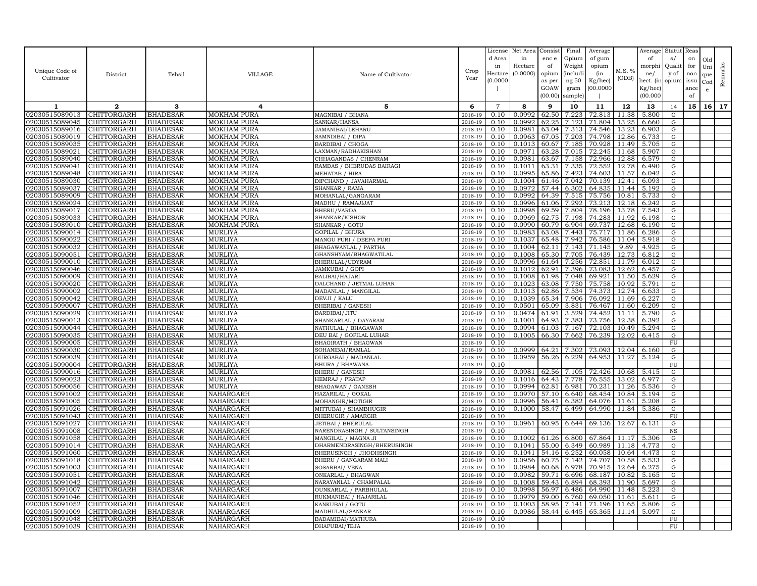| Unique Code of Cultivator | District | Tehsil | VILLAGE | Name of Cultivator | Crop Year | License d Area in Hectare (0.0000) | Net Area in Hectare (0.0000) | Consist enc e of opium as per GOAW (00.00) | Final Opium Weight (includi ng 50 gram sample) | Average of gum opium (in Kg/hec) (00.0000) | M.S. % (ODB) | Average of morphi ne/ hect. (in Kg/hec) (00.000 | Statut s/ Qualit y of opium | Reas on for non issu ance of | Old Uni que Cod e | Remarks |
|---|---|---|---|---|---|---|---|---|---|---|---|---|---|---|---|---|
| 1 | 2 | 3 | 4 | 5 | 6 | 7 | 8 | 9 | 10 | 11 | 12 | 13 | 14 | 15 | 16 | 17 |
| 02030515089013 | CHITTORGARH | BHADESAR | MOKHAM PURA | MAGNIBAI / BHANA | 2018-19 | 0.10 | 0.0992 | 62.50 | 7.223 | 72.813 | 11.38 | 5.800 | G | | | |
| 02030515089045 | CHITTORGARH | BHADESAR | MOKHAM PURA | SANKAR/HANSA | 2018-19 | 0.10 | 0.0992 | 62.25 | 7.123 | 71.804 | 13.25 | 6.660 | G | | | |
| 02030515089016 | CHITTORGARH | BHADESAR | MOKHAM PURA | JAMANIBAI/LEHARU | 2018-19 | 0.10 | 0.0981 | 63.04 | 7.313 | 74.546 | 13.23 | 6.903 | G | | | |
| 02030515089019 | CHITTORGARH | BHADESAR | MOKHAM PURA | SAMNDIBAI / DIPA | 2018-19 | 0.10 | 0.0963 | 67.05 | 7.203 | 74.798 | 12.86 | 6.733 | G | | | |
| 02030515089035 | CHITTORGARH | BHADESAR | MOKHAM PURA | BARDIBAI / CHOGA | 2018-19 | 0.10 | 0.1013 | 60.67 | 7.185 | 70.928 | 11.49 | 5.705 | G | | | |
| 02030515089021 | CHITTORGARH | BHADESAR | MOKHAM PURA | LAXMAN/RADHAKISHAN | 2018-19 | 0.10 | 0.0971 | 63.28 | 7.015 | 72.245 | 11.68 | 5.907 | G | | | |
| 02030515089040 | CHITTORGARH | BHADESAR | MOKHAM PURA | CHHAGANDAS / CHENRAM | 2018-19 | 0.10 | 0.0981 | 63.67 | 7.158 | 72.966 | 12.88 | 6.579 | G | | | |
| 02030515089041 | CHITTORGARH | BHADESAR | MOKHAM PURA | RAMDAS / BHERUDAS BAIRAGI | 2018-19 | 0.10 | 0.1011 | 63.31 | 7.335 | 72.552 | 12.78 | 6.490 | G | | | |
| 02030515089048 | CHITTORGARH | BHADESAR | MOKHAM PURA | MEHATAB / HIRA | 2018-19 | 0.10 | 0.0995 | 65.86 | 7.423 | 74.603 | 11.57 | 6.042 | G | | | |
| 02030515089030 | CHITTORGARH | BHADESAR | MOKHAM PURA | DIPCHAND / JAVAHARMAL | 2018-19 | 0.10 | 0.1004 | 61.46 | 7.042 | 70.139 | 12.41 | 6.093 | G | | | |
| 02030515089037 | CHITTORGARH | BHADESAR | MOKHAM PURA | SHANKAR / RAMA | 2018-19 | 0.10 | 0.0972 | 57.44 | 6.302 | 64.835 | 11.44 | 5.192 | G | | | |
| 02030515089009 | CHITTORGARH | BHADESAR | MOKHAM PURA | MOHANLAL/GANGARAM | 2018-19 | 0.10 | 0.0992 | 64.39 | 7.515 | 75.756 | 10.81 | 5.733 | G | | | |
| 02030515089024 | CHITTORGARH | BHADESAR | MOKHAM PURA | MADHU / RAMAJIJAT | 2018-19 | 0.10 | 0.0996 | 61.06 | 7.292 | 73.213 | 12.18 | 6.242 | G | | | |
| 02030515089017 | CHITTORGARH | BHADESAR | MOKHAM PURA | BHERU/VARDA | 2018-19 | 0.10 | 0.0998 | 69.59 | 7.804 | 78.196 | 13.78 | 7.543 | G | | | |
| 02030515089033 | CHITTORGARH | BHADESAR | MOKHAM PURA | SHANKAR/KISHOR | 2018-19 | 0.10 | 0.0969 | 62.75 | 7.198 | 74.283 | 11.92 | 6.198 | G | | | |
| 02030515089010 | CHITTORGARH | BHADESAR | MOKHAM PURA | SHANKAR / GOTU | 2018-19 | 0.10 | 0.0990 | 60.79 | 6.904 | 69.737 | 12.68 | 6.190 | G | | | |
| 02030515090014 | CHITTORGARH | BHADESAR | MURLIYA | GOPILAL / BHURA | 2018-19 | 0.10 | 0.0983 | 63.08 | 7.443 | 75.717 | 11.86 | 6.286 | G | | | |
| 02030515090022 | CHITTORGARH | BHADESAR | MURLIYA | MANGU PURI / DEEPA PURI | 2018-19 | 0.10 | 0.1037 | 65.48 | 7.942 | 76.586 | 11.04 | 5.918 | G | | | |
| 02030515090032 | CHITTORGARH | BHADESAR | MURLIYA | BHAGAWANLAL / PARTHA | 2018-19 | 0.10 | 0.1004 | 62.11 | 7.143 | 71.145 | 9.89 | 4.925 | G | | | |
| 02030515090051 | CHITTORGARH | BHADESAR | MURLIYA | GHANSHYAM/BHAGWATILAL | 2018-19 | 0.10 | 0.1008 | 65.30 | 7.705 | 76.439 | 12.73 | 6.812 | G | | | |
| 02030515090010 | CHITTORGARH | BHADESAR | MURLIYA | BHERULAL/UDYRAM | 2018-19 | 0.10 | 0.0996 | 61.64 | 7.256 | 72.851 | 11.79 | 6.012 | G | | | |
| 02030515090046 | CHITTORGARH | BHADESAR | MURLIYA | JAMKUBAI / GOPI | 2018-19 | 0.10 | 0.1012 | 62.91 | 7.396 | 73.083 | 12.62 | 6.457 | G | | | |
| 02030515090009 | CHITTORGARH | BHADESAR | MURLIYA | BALIBAI/HAJARI | 2018-19 | 0.10 | 0.1008 | 61.98 | 7.048 | 69.921 | 11.50 | 5.629 | G | | | |
| 02030515090020 | CHITTORGARH | BHADESAR | MURLIYA | DALCHAND / JETMAL LUHAR | 2018-19 | 0.10 | 0.1023 | 63.08 | 7.750 | 75.758 | 10.92 | 5.791 | G | | | |
| 02030515090002 | CHITTORGARH | BHADESAR | MURLIYA | MADANLAL / MANGILAL | 2018-19 | 0.10 | 0.1013 | 62.86 | 7.534 | 74.373 | 12.74 | 6.633 | G | | | |
| 02030515090042 | CHITTORGARH | BHADESAR | MURLIYA | DEVJI / KALU | 2018-19 | 0.10 | 0.1039 | 65.34 | 7.906 | 76.092 | 11.69 | 6.227 | G | | | |
| 02030515090007 | CHITTORGARH | BHADESAR | MURLIYA | BHERIBAI / GANESH | 2018-19 | 0.10 | 0.0501 | 65.09 | 3.831 | 76.467 | 11.60 | 6.209 | G | | | |
| 02030515090029 | CHITTORGARH | BHADESAR | MURLIYA | BARDIBAI/JITU | 2018-19 | 0.10 | 0.0474 | 61.91 | 3.529 | 74.452 | 11.11 | 5.790 | G | | | |
| 02030515090013 | CHITTORGARH | BHADESAR | MURLIYA | SHANKARLAL / DAYARAM | 2018-19 | 0.10 | 0.1001 | 64.93 | 7.383 | 73.756 | 12.38 | 6.392 | G | | | |
| 02030515090044 | CHITTORGARH | BHADESAR | MURLIYA | NATHULAL / BHAGAWAN | 2018-19 | 0.10 | 0.0994 | 61.03 | 7.167 | 72.103 | 10.49 | 5.294 | G | | | |
| 02030515090035 | CHITTORGARH | BHADESAR | MURLIYA | DEU BAI / GOPILAL LUHAR | 2018-19 | 0.10 | 0.1005 | 66.30 | 7.662 | 76.239 | 12.02 | 6.415 | G | | | |
| 02030515090005 | CHITTORGARH | BHADESAR | MURLIYA | BHAGIRATH / BHAGWAN | 2018-19 | 0.10 | | | | | | | FU | | | |
| 02030515090030 | CHITTORGARH | BHADESAR | MURLIYA | SOHANIBAI/RAMLAL | 2018-19 | 0.10 | 0.0999 | 64.21 | 7.302 | 73.093 | 12.04 | 6.160 | G | | | |
| 02030515090039 | CHITTORGARH | BHADESAR | MURLIYA | DURGABAI / MADANLAL | 2018-19 | 0.10 | 0.0959 | 56.26 | 6.229 | 64.953 | 11.27 | 5.124 | G | | | |
| 02030515090004 | CHITTORGARH | BHADESAR | MURLIYA | BHURA / BHAWANA | 2018-19 | 0.10 | | | | | | | FU | | | |
| 02030515090016 | CHITTORGARH | BHADESAR | MURLIYA | BHERU / GANESH | 2018-19 | 0.10 | 0.0981 | 62.56 | 7.105 | 72.426 | 10.68 | 5.415 | G | | | |
| 02030515090023 | CHITTORGARH | BHADESAR | MURLIYA | HEMRAJ / PRATAP | 2018-19 | 0.10 | 0.1016 | 64.43 | 7.778 | 76.555 | 13.02 | 6.977 | G | | | |
| 02030515090056 | CHITTORGARH | BHADESAR | MURLIYA | BHAGAWAN / GANESH | 2018-19 | 0.10 | 0.0994 | 62.81 | 6.981 | 70.231 | 11.26 | 5.536 | G | | | |
| 02030515091002 | CHITTORGARH | BHADESAR | NAHARGARH | HAZARILAL / GOKAL | 2018-19 | 0.10 | 0.0970 | 57.10 | 6.640 | 68.454 | 10.84 | 5.194 | G | | | |
| 02030515091005 | CHITTORGARH | BHADESAR | NAHARGARH | MOHANGIR/MOTIGIR | 2018-19 | 0.10 | 0.0996 | 56.41 | 6.382 | 64.076 | 11.61 | 5.208 | G | | | |
| 02030515091026 | CHITTORGARH | BHADESAR | NAHARGARH | MITTUBAI / SHAMBHUGIR | 2018-19 | 0.10 | 0.1000 | 58.47 | 6.499 | 64.990 | 11.84 | 5.386 | G | | | |
| 02030515091043 | CHITTORGARH | BHADESAR | NAHARGARH | BHERUGIR / AMARGIR | 2018-19 | 0.10 | | | | | | | FU | | | |
| 02030515091027 | CHITTORGARH | BHADESAR | NAHARGARH | JETIBAI / BHERULAL | 2018-19 | 0.10 | 0.0961 | 60.95 | 6.644 | 69.136 | 12.67 | 6.131 | G | | | |
| 02030515091008 | CHITTORGARH | BHADESAR | NAHARGARH | NARENDRASINGH / SULTANSINGH | 2018-19 | 0.10 | | | | | | | NS | | | |
| 02030515091058 | CHITTORGARH | BHADESAR | NAHARGARH | MANGILAL / MAGNA JI | 2018-19 | 0.10 | 0.1002 | 61.26 | 6.800 | 67.864 | 11.17 | 5.306 | G | | | |
| 02030515091014 | CHITTORGARH | BHADESAR | NAHARGARH | DHARMENDRASINGH/BHERUSINGH | 2018-19 | 0.10 | 0.1041 | 55.00 | 6.349 | 60.989 | 11.18 | 4.773 | G | | | |
| 02030515091060 | CHITTORGARH | BHADESAR | NAHARGARH | BHERUSINGH / JHODHSINGH | 2018-19 | 0.10 | 0.1041 | 54.16 | 6.252 | 60.058 | 10.64 | 4.473 | G | | | |
| 02030515091018 | CHITTORGARH | BHADESAR | NAHARGARH | BHERU / GANGARAM MALI | 2018-19 | 0.10 | 0.0956 | 60.75 | 7.142 | 74.707 | 10.58 | 5.533 | G | | | |
| 02030515091003 | CHITTORGARH | BHADESAR | NAHARGARH | SOSARBAI/ VENA | 2018-19 | 0.10 | 0.0984 | 60.68 | 6.978 | 70.915 | 12.64 | 6.275 | G | | | |
| 02030515091051 | CHITTORGARH | BHADESAR | NAHARGARH | ONKARLAL / BHAGWAN | 2018-19 | 0.10 | 0.0982 | 59.71 | 6.696 | 68.187 | 10.82 | 5.165 | G | | | |
| 02030515091042 | CHITTORGARH | BHADESAR | NAHARGARH | NARAYANLAL / CHAMPALAL | 2018-19 | 0.10 | 0.1008 | 59.43 | 6.894 | 68.393 | 11.90 | 5.697 | G | | | |
| 02030515091007 | CHITTORGARH | BHADESAR | NAHARGARH | OUNKARLAL / PARBHULAL | 2018-19 | 0.10 | 0.0998 | 56.97 | 6.486 | 64.990 | 11.48 | 5.223 | G | | | |
| 02030515091046 | CHITTORGARH | BHADESAR | NAHARGARH | RUKMANIBAI / HAJARILAL | 2018-19 | 0.10 | 0.0979 | 59.00 | 6.760 | 69.050 | 11.61 | 5.611 | G | | | |
| 02030515091052 | CHITTORGARH | BHADESAR | NAHARGARH | KANKUBAI / GOTU | 2018-19 | 0.10 | 0.1003 | 58.95 | 7.141 | 71.196 | 11.65 | 5.806 | G | | | |
| 02030515091009 | CHITTORGARH | BHADESAR | NAHARGARH | MADHULAL/SANKAR | 2018-19 | 0.10 | 0.0986 | 58.44 | 6.445 | 65.365 | 11.14 | 5.097 | G | | | |
| 02030515091048 | CHITTORGARH | BHADESAR | NAHARGARH | BADAMIBAI/MATHURA | 2018-19 | 0.10 | | | | | | | FU | | | |
| 02030515091039 | CHITTORGARH | BHADESAR | NAHARGARH | DHAPUBAI/TEJA | 2018-19 | 0.10 | | | | | | | FU | | | |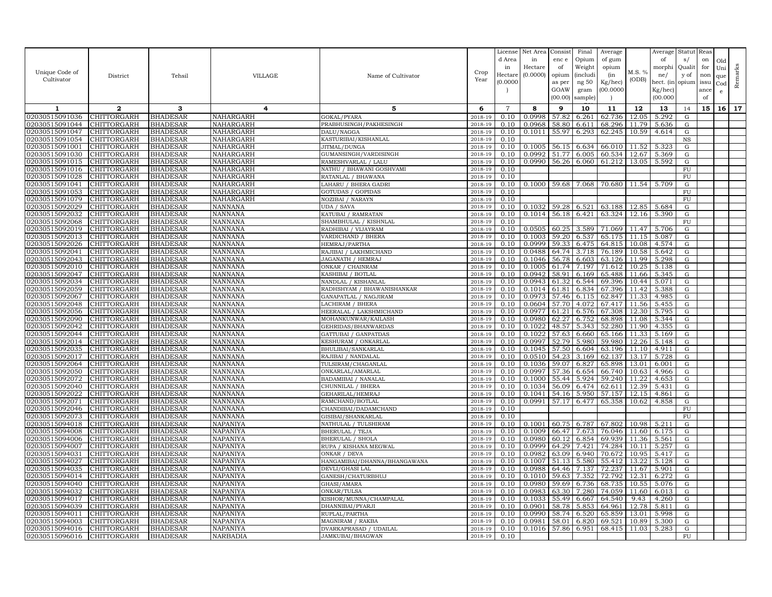| Unique Code of Cultivator | District | Tehsil | VILLAGE | Name of Cultivator | Crop Year | License d Area in Hectare (0.0000) | Net Area in Hectare (0.0000) | Consist enc e of opium as per GOAW (00.00) | Final Opium Weight (includi ng 50 gram sample) | Average of gum opium (in Kg/hec) (00.0000) | M.S. % (ODB) | Average of morphi ne/ hect. (in Kg/hec) (00.000 | Statut s/ Qualit y of opium | Reas on for non issu ance of | Old Uni que Cod e | Remarks |
|---|---|---|---|---|---|---|---|---|---|---|---|---|---|---|---|---|
| 1 | 2 | 3 | 4 | 5 | 6 | 7 | 8 | 9 | 10 | 11 | 12 | 13 | 14 | 15 | 16 | 17 |
| 02030515091036 | CHITTORGARH | BHADESAR | NAHARGARH | GOKAL/PYARA | 2018-19 | 0.10 | 0.0998 | 57.82 | 6.261 | 62.736 | 12.05 | 5.292 | G | | | |
| 02030515091044 | CHITTORGARH | BHADESAR | NAHARGARH | PRABHUSINGH/PAKHESINGH | 2018-19 | 0.10 | 0.0968 | 58.80 | 6.611 | 68.296 | 11.79 | 5.636 | G | | | |
| 02030515091047 | CHITTORGARH | BHADESAR | NAHARGARH | DALU/NAGGA | 2018-19 | 0.10 | 0.1011 | 55.97 | 6.293 | 62.245 | 10.59 | 4.614 | G | | | |
| 02030515091054 | CHITTORGARH | BHADESAR | NAHARGARH | KASTURIBAI/KISHANLAL | 2018-19 | 0.10 | | | | | | | NS | | | |
| 02030515091001 | CHITTORGARH | BHADESAR | NAHARGARH | JITMAL/DUNGA | 2018-19 | 0.10 | 0.1005 | 56.15 | 6.634 | 66.010 | 11.52 | 5.323 | G | | | |
| 02030515091030 | CHITTORGARH | BHADESAR | NAHARGARH | GUMANSINGH/VARDISINGH | 2018-19 | 0.10 | 0.0992 | 51.77 | 6.005 | 60.534 | 12.67 | 5.369 | G | | | |
| 02030515091015 | CHITTORGARH | BHADESAR | NAHARGARH | RAMESHVARLAL / LALU | 2018-19 | 0.10 | 0.0990 | 56.26 | 6.060 | 61.212 | 13.05 | 5.592 | G | | | |
| 02030515091016 | CHITTORGARH | BHADESAR | NAHARGARH | NATHU / BHAWANI GOSHVAMI | 2018-19 | 0.10 | | | | | | | FU | | | |
| 02030515091028 | CHITTORGARH | BHADESAR | NAHARGARH | RATANLAL / BHAWANA | 2018-19 | 0.10 | | | | | | | FU | | | |
| 02030515091041 | CHITTORGARH | BHADESAR | NAHARGARH | LAHARU / BHERA GADRI | 2018-19 | 0.10 | 0.1000 | 59.68 | 7.068 | 70.680 | 11.54 | 5.709 | G | | | |
| 02030515091053 | CHITTORGARH | BHADESAR | NAHARGARH | GOTUDAS / GOPIDAS | 2018-19 | 0.10 | | | | | | | FU | | | |
| 02030515091079 | CHITTORGARH | BHADESAR | NAHARGARH | NOZIBAI / NARAYN | 2018-19 | 0.10 | | | | | | | FU | | | |
| 02030515092029 | CHITTORGARH | BHADESAR | NANNANA | UDA / SAVA | 2018-19 | 0.10 | 0.1032 | 59.28 | 6.521 | 63.188 | 12.85 | 5.684 | G | | | |
| 02030515092032 | CHITTORGARH | BHADESAR | NANNANA | KATUBAI / RAMRATAN | 2018-19 | 0.10 | 0.1014 | 56.18 | 6.421 | 63.324 | 12.16 | 5.390 | G | | | |
| 02030515092068 | CHITTORGARH | BHADESAR | NANNANA | SHAMBHULAL / KISHNLAL | 2018-19 | 0.10 | | | | | | | FU | | | |
| 02030515092019 | CHITTORGARH | BHADESAR | NANNANA | RADHIBAI / VIJAYRAM | 2018-19 | 0.10 | 0.0505 | 60.25 | 3.589 | 71.069 | 11.47 | 5.706 | G | | | |
| 02030515092013 | CHITTORGARH | BHADESAR | NANNANA | VARDICHAND / BHERA | 2018-19 | 0.10 | 0.1003 | 59.20 | 6.537 | 65.175 | 11.15 | 5.087 | G | | | |
| 02030515092026 | CHITTORGARH | BHADESAR | NANNANA | HEMRAJ/PARTHA | 2018-19 | 0.10 | 0.0999 | 59.33 | 6.475 | 64.815 | 10.08 | 4.574 | G | | | |
| 02030515092041 | CHITTORGARH | BHADESAR | NANNANA | RAJIBAI / LAKHMICHAND | 2018-19 | 0.10 | 0.0488 | 64.74 | 3.718 | 76.189 | 10.58 | 5.642 | G | | | |
| 02030515092043 | CHITTORGARH | BHADESAR | NANNANA | JAGANATH / HEMRAJ | 2018-19 | 0.10 | 0.1046 | 56.78 | 6.603 | 63.126 | 11.99 | 5.298 | G | | | |
| 02030515092010 | CHITTORGARH | BHADESAR | NANNANA | ONKAR / CHAINRAM | 2018-19 | 0.10 | 0.1005 | 61.74 | 7.197 | 71.612 | 10.25 | 5.138 | G | | | |
| 02030515092047 | CHITTORGARH | BHADESAR | NANNANA | KASHIBAI / BOTLAL | 2018-19 | 0.10 | 0.0942 | 58.91 | 6.169 | 65.488 | 11.66 | 5.345 | G | | | |
| 02030515092034 | CHITTORGARH | BHADESAR | NANNANA | NANDLAL / KISHANLAL | 2018-19 | 0.10 | 0.0943 | 61.32 | 6.544 | 69.396 | 10.44 | 5.071 | G | | | |
| 02030515092059 | CHITTORGARH | BHADESAR | NANNANA | RADHSHYAM / BHAWANISHANKAR | 2018-19 | 0.10 | 0.1014 | 61.81 | 6.834 | 67.396 | 11.42 | 5.388 | G | | | |
| 02030515092067 | CHITTORGARH | BHADESAR | NANNANA | GANAPATLAL / NAGJIRAM | 2018-19 | 0.10 | 0.0973 | 57.46 | 6.115 | 62.847 | 11.33 | 4.985 | G | | | |
| 02030515092048 | CHITTORGARH | BHADESAR | NANNANA | LACHIRAM / BHERA | 2018-19 | 0.10 | 0.0604 | 57.70 | 4.072 | 67.417 | 11.56 | 5.455 | G | | | |
| 02030515092056 | CHITTORGARH | BHADESAR | NANNANA | HEERALAL / LAKSHMICHAND | 2018-19 | 0.10 | 0.0977 | 61.21 | 6.576 | 67.308 | 12.30 | 5.795 | G | | | |
| 02030515092090 | CHITTORGARH | BHADESAR | NANNANA | MOHANKUNWAR/KAILASH | 2018-19 | 0.10 | 0.0980 | 62.27 | 6.752 | 68.898 | 11.08 | 5.344 | G | | | |
| 02030515092042 | CHITTORGARH | BHADESAR | NANNANA | GEHRIDAS/BHANWARDAS | 2018-19 | 0.10 | 0.1022 | 48.57 | 5.343 | 52.280 | 11.90 | 4.355 | G | | | |
| 02030515092044 | CHITTORGARH | BHADESAR | NANNANA | GATTUBAI / GANPATDAS | 2018-19 | 0.10 | 0.1022 | 57.63 | 6.660 | 65.166 | 11.33 | 5.169 | G | | | |
| 02030515092014 | CHITTORGARH | BHADESAR | NANNANA | KESHURAM / ONKARLAL | 2018-19 | 0.10 | 0.0997 | 52.79 | 5.980 | 59.980 | 12.26 | 5.148 | G | | | |
| 02030515092035 | CHITTORGARH | BHADESAR | NANNANA | BHULIBAI/SANKARLAL | 2018-19 | 0.10 | 0.1045 | 57.50 | 6.604 | 63.196 | 11.10 | 4.911 | G | | | |
| 02030515092017 | CHITTORGARH | BHADESAR | NANNANA | RAJIBAI / NANDALAL | 2018-19 | 0.10 | 0.0510 | 54.23 | 3.169 | 62.137 | 13.17 | 5.728 | G | | | |
| 02030515092064 | CHITTORGARH | BHADESAR | NANNANA | TULSIRAM/CHAGANLAL | 2018-19 | 0.10 | 0.1036 | 59.07 | 6.827 | 65.898 | 13.01 | 6.001 | G | | | |
| 02030515092050 | CHITTORGARH | BHADESAR | NANNANA | ONKARLAL/AMARLAL | 2018-19 | 0.10 | 0.0997 | 57.36 | 6.654 | 66.740 | 10.63 | 4.966 | G | | | |
| 02030515092072 | CHITTORGARH | BHADESAR | NANNANA | BADAMIBAI / NANALAL | 2018-19 | 0.10 | 0.1000 | 55.44 | 5.924 | 59.240 | 11.22 | 4.653 | G | | | |
| 02030515092040 | CHITTORGARH | BHADESAR | NANNANA | CHUNNILAL / BHERA | 2018-19 | 0.10 | 0.1034 | 56.09 | 6.474 | 62.611 | 12.39 | 5.431 | G | | | |
| 02030515092022 | CHITTORGARH | BHADESAR | NANNANA | GEHARILAL/HEMRAJ | 2018-19 | 0.10 | 0.1041 | 54.16 | 5.950 | 57.157 | 12.15 | 4.861 | G | | | |
| 02030515092071 | CHITTORGARH | BHADESAR | NANNANA | RAMCHAND/BOTLAL | 2018-19 | 0.10 | 0.0991 | 57.17 | 6.477 | 65.358 | 10.62 | 4.858 | G | | | |
| 02030515092046 | CHITTORGARH | BHADESAR | NANNANA | CHANDIBAI/DADAMCHAND | 2018-19 | 0.10 | | | | | | | FU | | | |
| 02030515092073 | CHITTORGARH | BHADESAR | NANNANA | GISIBAI/SHANKARLAL | 2018-19 | 0.10 | | | | | | | FU | | | |
| 02030515094018 | CHITTORGARH | BHADESAR | NAPANIYA | NATHULAL / TULSHIRAM | 2018-19 | 0.10 | 0.1001 | 60.75 | 6.787 | 67.802 | 10.98 | 5.211 | G | | | |
| 02030515094008 | CHITTORGARH | BHADESAR | NAPANIYA | BHERULAL / TEJA | 2018-19 | 0.10 | 0.1009 | 66.47 | 7.673 | 76.046 | 11.60 | 6.175 | G | | | |
| 02030515094006 | CHITTORGARH | BHADESAR | NAPANIYA | BHERULAL / SHOLA | 2018-19 | 0.10 | 0.0980 | 60.12 | 6.854 | 69.939 | 11.36 | 5.561 | G | | | |
| 02030515094007 | CHITTORGARH | BHADESAR | NAPANIYA | RUPA / KISHANA MEGWAL | 2018-19 | 0.10 | 0.0999 | 64.29 | 7.421 | 74.284 | 10.11 | 5.257 | G | | | |
| 02030515094031 | CHITTORGARH | BHADESAR | NAPANIYA | ONKAR / DEVA | 2018-19 | 0.10 | 0.0982 | 63.09 | 6.940 | 70.672 | 10.95 | 5.417 | G | | | |
| 02030515094027 | CHITTORGARH | BHADESAR | NAPANIYA | HANGAMIBAI/DHANNA/BHANGAWANA | 2018-19 | 0.10 | 0.1007 | 51.13 | 5.580 | 55.412 | 13.22 | 5.128 | G | | | |
| 02030515094035 | CHITTORGARH | BHADESAR | NAPANIYA | DEVLI/GHASI LAL | 2018-19 | 0.10 | 0.0988 | 64.46 | 7.137 | 72.237 | 11.67 | 5.901 | G | | | |
| 02030515094014 | CHITTORGARH | BHADESAR | NAPANIYA | GANESH/CHATURBHUJ | 2018-19 | 0.10 | 0.1010 | 59.63 | 7.352 | 72.792 | 12.31 | 6.272 | G | | | |
| 02030515094040 | CHITTORGARH | BHADESAR | NAPANIYA | GHASI/AMARA | 2018-19 | 0.10 | 0.0980 | 59.69 | 6.736 | 68.735 | 10.55 | 5.076 | G | | | |
| 02030515094032 | CHITTORGARH | BHADESAR | NAPANIYA | ONKAR/TULSA | 2018-19 | 0.10 | 0.0983 | 63.30 | 7.280 | 74.059 | 11.60 | 6.013 | G | | | |
| 02030515094017 | CHITTORGARH | BHADESAR | NAPANIYA | KISHOR/MUNNA/CHAMPALAL | 2018-19 | 0.10 | 0.1033 | 55.49 | 6.667 | 64.540 | 9.43 | 4.260 | G | | | |
| 02030515094039 | CHITTORGARH | BHADESAR | NAPANIYA | DHANNIBAI/PYARJI | 2018-19 | 0.10 | 0.0901 | 58.78 | 5.853 | 64.961 | 12.78 | 5.811 | G | | | |
| 02030515094011 | CHITTORGARH | BHADESAR | NAPANIYA | RUPLAL/PARTHA | 2018-19 | 0.10 | 0.0990 | 58.74 | 6.520 | 65.859 | 13.01 | 5.998 | G | | | |
| 02030515094003 | CHITTORGARH | BHADESAR | NAPANIYA | MAGNIRAM / RAKBA | 2018-19 | 0.10 | 0.0981 | 58.01 | 6.820 | 69.521 | 10.89 | 5.300 | G | | | |
| 02030515094016 | CHITTORGARH | BHADESAR | NAPANIYA | DVARKAPRASAD / UDAILAL | 2018-19 | 0.10 | 0.1016 | 57.86 | 6.951 | 68.415 | 11.03 | 5.283 | G | | | |
| 02030515096016 | CHITTORGARH | BHADESAR | NARBADIA | JAMKUBAI/BHAGWAN | 2018-19 | 0.10 | | | | | | | FU | | | |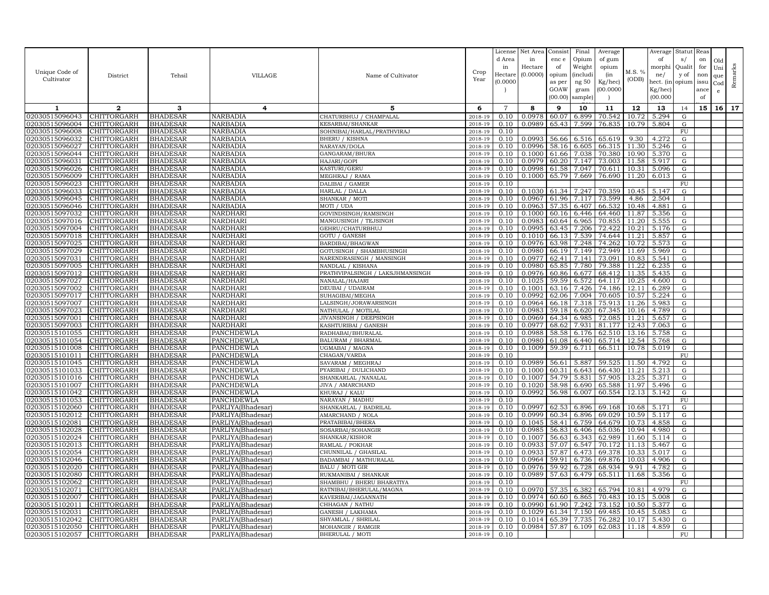| Unique Code of Cultivator | District | Tehsil | VILLAGE | Name of Cultivator | Crop Year | License d Area in Hectare (0.0000 ) | Net Area in Hectare (0.0000) | Consist enc e of opium as per GOAW (00.00) | Final Opium Weight (includi ng 50 gram sample) | Average of gum opium (in Kg/hec) (00.0000 ) | M.S. % (ODB) | Average of morphi ne/ hect. (in Kg/hec) (00.000 | Statut s/ Qualit y of opium | Reas on for non issu ance of | Old Uni que Cod e | Remarks |
|---|---|---|---|---|---|---|---|---|---|---|---|---|---|---|---|---|
| 1 | 2 | 3 | 4 | 5 | 6 | 7 | 8 | 9 | 10 | 11 | 12 | 13 | 14 | 15 | 16 | 17 |
| 02030515096043 | CHITTORGARH | BHADESAR | NARBADIA | CHATURBHUJ / CHAMPALAL | 2018-19 | 0.10 | 0.0978 | 60.07 | 6.899 | 70.542 | 10.72 | 5.294 | G | | | |
| 02030515096004 | CHITTORGARH | BHADESAR | NARBADIA | KESARBAI/SHANKAR | 2018-19 | 0.10 | 0.0989 | 65.43 | 7.599 | 76.835 | 10.79 | 5.804 | G | | | |
| 02030515096008 | CHITTORGARH | BHADESAR | NARBADIA | SOHNIBAI/HARLAL/PRATHVIRAJ | 2018-19 | 0.10 | | | | | | | FU | | | |
| 02030515096032 | CHITTORGARH | BHADESAR | NARBADIA | BHERU / KISHNA | 2018-19 | 0.10 | 0.0993 | 56.66 | 6.516 | 65.619 | 9.30 | 4.272 | G | | | |
| 02030515096027 | CHITTORGARH | BHADESAR | NARBADIA | NARAYAN/DOLA | 2018-19 | 0.10 | 0.0996 | 58.16 | 6.605 | 66.315 | 11.30 | 5.246 | G | | | |
| 02030515096044 | CHITTORGARH | BHADESAR | NARBADIA | GANGARAM/BHURA | 2018-19 | 0.10 | 0.1000 | 61.66 | 7.038 | 70.380 | 10.90 | 5.370 | G | | | |
| 02030515096031 | CHITTORGARH | BHADESAR | NARBADIA | HAJARI/GOPI | 2018-19 | 0.10 | 0.0979 | 60.20 | 7.147 | 73.003 | 11.58 | 5.917 | G | | | |
| 02030515096026 | CHITTORGARH | BHADESAR | NARBADIA | KASTURI/GERU | 2018-19 | 0.10 | 0.0998 | 61.58 | 7.047 | 70.611 | 10.31 | 5.096 | G | | | |
| 02030515096009 | CHITTORGARH | BHADESAR | NARBADIA | MEGHRAJ / RAMA | 2018-19 | 0.10 | 0.1000 | 65.79 | 7.669 | 76.690 | 11.20 | 6.013 | G | | | |
| 02030515096023 | CHITTORGARH | BHADESAR | NARBADIA | DALIBAI / GAMER | 2018-19 | 0.10 | | | | | | | FU | | | |
| 02030515096033 | CHITTORGARH | BHADESAR | NARBADIA | HARLAL / DALLA | 2018-19 | 0.10 | 0.1030 | 61.34 | 7.247 | 70.359 | 10.45 | 5.147 | G | | | |
| 02030515096045 | CHITTORGARH | BHADESAR | NARBADIA | SHANKAR / MOTI | 2018-19 | 0.10 | 0.0967 | 61.96 | 7.117 | 73.599 | 4.86 | 2.504 | I | | | |
| 02030515096046 | CHITTORGARH | BHADESAR | NARBADIA | MOTI / UDA | 2018-19 | 0.10 | 0.0963 | 57.35 | 6.407 | 66.532 | 10.48 | 4.881 | G | | | |
| 02030515097032 | CHITTORGARH | BHADESAR | NARDHARI | GOVINDSINGH/RAMSINGH | 2018-19 | 0.10 | 0.1000 | 60.16 | 6.446 | 64.460 | 11.87 | 5.356 | G | | | |
| 02030515097016 | CHITTORGARH | BHADESAR | NARDHARI | MANGUSINGH / TEJSINGH | 2018-19 | 0.10 | 0.0983 | 60.64 | 6.965 | 70.855 | 11.20 | 5.555 | G | | | |
| 02030515097004 | CHITTORGARH | BHADESAR | NARDHARI | GEHRU/CHATURBHUJ | 2018-19 | 0.10 | 0.0995 | 63.45 | 7.206 | 72.422 | 10.21 | 5.176 | G | | | |
| 02030515097018 | CHITTORGARH | BHADESAR | NARDHARI | GOTU / GANESH | 2018-19 | 0.10 | 0.1010 | 66.13 | 7.539 | 74.644 | 11.21 | 5.857 | G | | | |
| 02030515097025 | CHITTORGARH | BHADESAR | NARDHARI | BARDIBAI/BHAGWAN | 2018-19 | 0.10 | 0.0976 | 63.98 | 7.248 | 74.262 | 10.72 | 5.573 | G | | | |
| 02030515097029 | CHITTORGARH | BHADESAR | NARDHARI | GOTUSINGH / SHAMBHUSINGH | 2018-19 | 0.10 | 0.0980 | 66.19 | 7.149 | 72.949 | 11.69 | 5.969 | G | | | |
| 02030515097031 | CHITTORGARH | BHADESAR | NARDHARI | NARENDRASINGH / MANSINGH | 2018-19 | 0.10 | 0.0977 | 62.41 | 7.141 | 73.091 | 10.83 | 5.541 | G | | | |
| 02030515097005 | CHITTORGARH | BHADESAR | NARDHARI | NANDLAL / KISHANA | 2018-19 | 0.10 | 0.0980 | 65.85 | 7.780 | 79.388 | 11.22 | 6.235 | G | | | |
| 02030515097012 | CHITTORGARH | BHADESAR | NARDHARI | PRATHVIPALSINGH / LAKSJHMANSINGH | 2018-19 | 0.10 | 0.0976 | 60.86 | 6.677 | 68.412 | 11.35 | 5.435 | G | | | |
| 02030515097027 | CHITTORGARH | BHADESAR | NARDHARI | NANALAL/HAJARI | 2018-19 | 0.10 | 0.1025 | 59.59 | 6.572 | 64.117 | 10.25 | 4.600 | G | | | |
| 02030515097002 | CHITTORGARH | BHADESAR | NARDHARI | DEUBAI / UDAIRAM | 2018-19 | 0.10 | 0.1001 | 63.16 | 7.426 | 74.186 | 12.11 | 6.289 | G | | | |
| 02030515097017 | CHITTORGARH | BHADESAR | NARDHARI | SUHAGIBAI/MEGHA | 2018-19 | 0.10 | 0.0992 | 62.06 | 7.004 | 70.605 | 10.57 | 5.224 | G | | | |
| 02030515097007 | CHITTORGARH | BHADESAR | NARDHARI | LALSINGH/JORAWARSINGH | 2018-19 | 0.10 | 0.0964 | 66.18 | 7.318 | 75.913 | 11.26 | 5.983 | G | | | |
| 02030515097023 | CHITTORGARH | BHADESAR | NARDHARI | NATHULAL / MOTILAL | 2018-19 | 0.10 | 0.0983 | 59.18 | 6.620 | 67.345 | 10.16 | 4.789 | G | | | |
| 02030515097001 | CHITTORGARH | BHADESAR | NARDHARI | JIVANSINGH / DEEPSINGH | 2018-19 | 0.10 | 0.0969 | 64.34 | 6.985 | 72.085 | 11.21 | 5.657 | G | | | |
| 02030515097003 | CHITTORGARH | BHADESAR | NARDHARI | KASHTURIBAI / GANESH | 2018-19 | 0.10 | 0.0977 | 68.62 | 7.931 | 81.177 | 12.43 | 7.063 | G | | | |
| 02030515101055 | CHITTORGARH | BHADESAR | PANCHDEWLA | RADHABAI/BHURALAL | 2018-19 | 0.10 | 0.0988 | 58.58 | 6.176 | 62.510 | 13.16 | 5.758 | G | | | |
| 02030515101054 | CHITTORGARH | BHADESAR | PANCHDEWLA | BALURAM / BHARMAL | 2018-19 | 0.10 | 0.0980 | 61.08 | 6.440 | 65.714 | 12.54 | 5.768 | G | | | |
| 02030515101008 | CHITTORGARH | BHADESAR | PANCHDEWLA | UGMABAI / MAGNA | 2018-19 | 0.10 | 0.1009 | 59.39 | 6.711 | 66.511 | 10.78 | 5.019 | G | | | |
| 02030515101011 | CHITTORGARH | BHADESAR | PANCHDEWLA | CHAGAN/VARDA | 2018-19 | 0.10 | | | | | | | FU | | | |
| 02030515101045 | CHITTORGARH | BHADESAR | PANCHDEWLA | SAVARAM / MEGHRAJ | 2018-19 | 0.10 | 0.0989 | 56.61 | 5.887 | 59.525 | 11.50 | 4.792 | G | | | |
| 02030515101033 | CHITTORGARH | BHADESAR | PANCHDEWLA | PYARIBAI / DULICHAND | 2018-19 | 0.10 | 0.1000 | 60.31 | 6.643 | 66.430 | 11.21 | 5.213 | G | | | |
| 02030515101016 | CHITTORGARH | BHADESAR | PANCHDEWLA | SHANKARLAL /NANALAL | 2018-19 | 0.10 | 0.1007 | 54.79 | 5.831 | 57.905 | 13.25 | 5.371 | G | | | |
| 02030515101007 | CHITTORGARH | BHADESAR | PANCHDEWLA | JIVA / AMARCHAND | 2018-19 | 0.10 | 0.1020 | 58.98 | 6.690 | 65.588 | 11.97 | 5.496 | G | | | |
| 02030515101042 | CHITTORGARH | BHADESAR | PANCHDEWLA | KHURAJ / KALU | 2018-19 | 0.10 | 0.0992 | 56.98 | 6.007 | 60.554 | 12.13 | 5.142 | G | | | |
| 02030515101053 | CHITTORGARH | BHADESAR | PANCHDEWLA | NARAYAN / MADHU | 2018-19 | 0.10 | | | | | | | FU | | | |
| 02030515102060 | CHITTORGARH | BHADESAR | PARLIYA(Bhadesar) | SHANKARLAL / BADRILAL | 2018-19 | 0.10 | 0.0997 | 62.53 | 6.896 | 69.168 | 10.68 | 5.171 | G | | | |
| 02030515102012 | CHITTORGARH | BHADESAR | PARLIYA(Bhadesar) | AMARCHAND / NOLA | 2018-19 | 0.10 | 0.0999 | 60.34 | 6.896 | 69.029 | 10.59 | 5.117 | G | | | |
| 02030515102081 | CHITTORGARH | BHADESAR | PARLIYA(Bhadesar) | PRATABIBAI/BHERA | 2018-19 | 0.10 | 0.1045 | 58.41 | 6.759 | 64.679 | 10.73 | 4.858 | G | | | |
| 02030515102028 | CHITTORGARH | BHADESAR | PARLIYA(Bhadesar) | SOSARBAI/SOHANGIR | 2018-19 | 0.10 | 0.0985 | 56.83 | 6.406 | 65.036 | 10.94 | 4.980 | G | | | |
| 02030515102024 | CHITTORGARH | BHADESAR | PARLIYA(Bhadesar) | SHANKAR/KISHOR | 2018-19 | 0.10 | 0.1007 | 56.63 | 6.343 | 62.989 | 11.60 | 5.114 | G | | | |
| 02030515102013 | CHITTORGARH | BHADESAR | PARLIYA(Bhadesar) | RAMLAL / POKHAR | 2018-19 | 0.10 | 0.0933 | 57.07 | 6.547 | 70.172 | 11.13 | 5.467 | G | | | |
| 02030515102054 | CHITTORGARH | BHADESAR | PARLIYA(Bhadesar) | CHUNNILAL / GHASILAL | 2018-19 | 0.10 | 0.0933 | 57.87 | 6.473 | 69.378 | 10.33 | 5.017 | G | | | |
| 02030515102046 | CHITTORGARH | BHADESAR | PARLIYA(Bhadesar) | BADAMBAI / MATHURALAL | 2018-19 | 0.10 | 0.0964 | 59.91 | 6.736 | 69.876 | 10.03 | 4.906 | G | | | |
| 02030515102020 | CHITTORGARH | BHADESAR | PARLIYA(Bhadesar) | BALU / MOTI GIR | 2018-19 | 0.10 | 0.0976 | 59.92 | 6.728 | 68.934 | 9.91 | 4.782 | G | | | |
| 02030515102080 | CHITTORGARH | BHADESAR | PARLIYA(Bhadesar) | RUKMANIBAI / SHANKAR | 2018-19 | 0.10 | 0.0989 | 57.63 | 6.479 | 65.511 | 11.68 | 5.356 | G | | | |
| 02030515102062 | CHITTORGARH | BHADESAR | PARLIYA(Bhadesar) | SHAMBHU / BHERU BHARATIYA | 2018-19 | 0.10 | | | | | | | FU | | | |
| 02030515102071 | CHITTORGARH | BHADESAR | PARLIYA(Bhadesar) | RATNIBAI/BHERULAL/MAGNA | 2018-19 | 0.10 | 0.0970 | 57.35 | 6.382 | 65.794 | 10.81 | 4.979 | G | | | |
| 02030515102007 | CHITTORGARH | BHADESAR | PARLIYA(Bhadesar) | KAVERIBAI/JAGANNATH | 2018-19 | 0.10 | 0.0974 | 60.60 | 6.865 | 70.483 | 10.15 | 5.008 | G | | | |
| 02030515102011 | CHITTORGARH | BHADESAR | PARLIYA(Bhadesar) | CHHAGAN / NATHU | 2018-19 | 0.10 | 0.0990 | 61.90 | 7.242 | 73.152 | 10.50 | 5.377 | G | | | |
| 02030515102031 | CHITTORGARH | BHADESAR | PARLIYA(Bhadesar) | GANESH / LAKHAMA | 2018-19 | 0.10 | 0.1029 | 61.34 | 7.150 | 69.485 | 10.45 | 5.083 | G | | | |
| 02030515102042 | CHITTORGARH | BHADESAR | PARLIYA(Bhadesar) | SHYAMLAL / SHRILAL | 2018-19 | 0.10 | 0.1014 | 65.39 | 7.735 | 76.282 | 10.17 | 5.430 | G | | | |
| 02030515102050 | CHITTORGARH | BHADESAR | PARLIYA(Bhadesar) | MOHANGIR / RAMGIR | 2018-19 | 0.10 | 0.0984 | 57.87 | 6.109 | 62.083 | 11.18 | 4.859 | G | | | |
| 02030515102057 | CHITTORGARH | BHADESAR | PARLIYA(Bhadesar) | BHERULAL / MOTI | 2018-19 | 0.10 | | | | | | | FU | | | |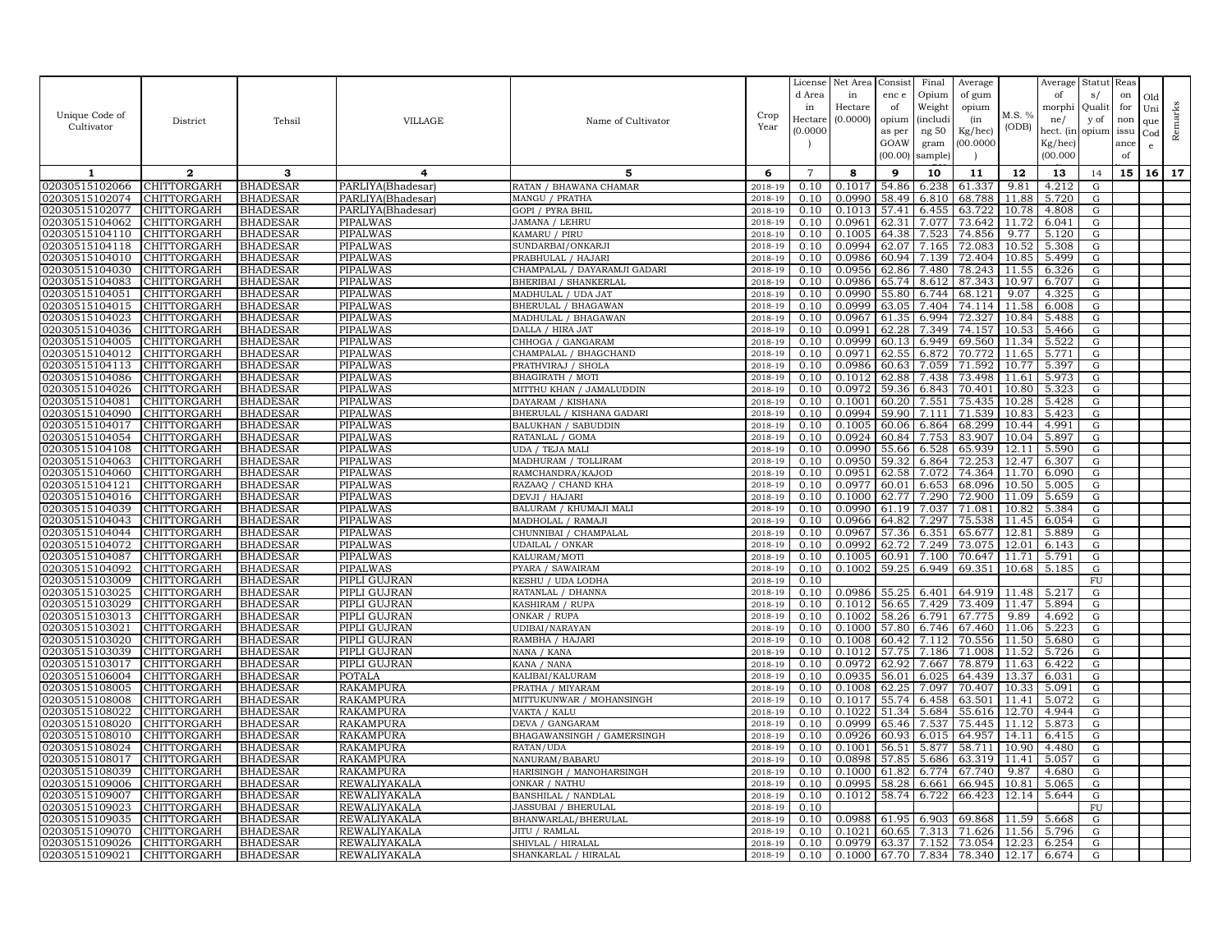| Unique Code of Cultivator | District | Tehsil | VILLAGE | Name of Cultivator | Crop Year | License d Area in Hectare (0.0000) | Net Area in Hectare (0.0000) | Consist enc e of opium as per GOAW (00.00) | Final Opium Weight (including 50 gram sample) | Average of gum opium (in Kg/hec) (00.0000) | M.S. % (ODB) | Average of morphine/ hect. (in Kg/hec) (00.000) | Status/ Quality of opium | Reason for non issuance of | Old Unique Code | Remarks |
|---|---|---|---|---|---|---|---|---|---|---|---|---|---|---|---|---|
| 1 | 2 | 3 | 4 | 5 | 6 | 7 | 8 | 9 | 10 | 11 | 12 | 13 | 14 | 15 | 16 | 17 |
| 02030515102066 | CHITTORGARH | BHADESAR | PARLIYA(Bhadesar) | RATAN / BHAWANA CHAMAR | 2018-19 | 0.10 | 0.1017 | 54.86 | 6.238 | 61.337 | 9.81 | 4.212 | G | | | |
| 02030515102074 | CHITTORGARH | BHADESAR | PARLIYA(Bhadesar) | MANGU / PRATHA | 2018-19 | 0.10 | 0.0990 | 58.49 | 6.810 | 68.788 | 11.88 | 5.720 | G | | | |
| 02030515102077 | CHITTORGARH | BHADESAR | PARLIYA(Bhadesar) | GOPI / PYRA BHIL | 2018-19 | 0.10 | 0.1013 | 57.41 | 6.455 | 63.722 | 10.78 | 4.808 | G | | | |
| 02030515104062 | CHITTORGARH | BHADESAR | PIPALWAS | JAMANA / LEHRU | 2018-19 | 0.10 | 0.0961 | 62.31 | 7.077 | 73.642 | 11.72 | 6.041 | G | | | |
| 02030515104110 | CHITTORGARH | BHADESAR | PIPALWAS | KAMARU / PIRU | 2018-19 | 0.10 | 0.1005 | 64.38 | 7.523 | 74.856 | 9.77 | 5.120 | G | | | |
| 02030515104118 | CHITTORGARH | BHADESAR | PIPALWAS | SUNDARBAI/ONKARJI | 2018-19 | 0.10 | 0.0994 | 62.07 | 7.165 | 72.083 | 10.52 | 5.308 | G | | | |
| 02030515104010 | CHITTORGARH | BHADESAR | PIPALWAS | PRABHULAL / HAJARI | 2018-19 | 0.10 | 0.0986 | 60.94 | 7.139 | 72.404 | 10.85 | 5.499 | G | | | |
| 02030515104030 | CHITTORGARH | BHADESAR | PIPALWAS | CHAMPALAL / DAYARAMJI GADARI | 2018-19 | 0.10 | 0.0956 | 62.86 | 7.480 | 78.243 | 11.55 | 6.326 | G | | | |
| 02030515104083 | CHITTORGARH | BHADESAR | PIPALWAS | BHERIBAI / SHANKERLAL | 2018-19 | 0.10 | 0.0986 | 65.74 | 8.612 | 87.343 | 10.97 | 6.707 | G | | | |
| 02030515104051 | CHITTORGARH | BHADESAR | PIPALWAS | MADHULAL / UDA JAT | 2018-19 | 0.10 | 0.0990 | 55.80 | 6.744 | 68.121 | 9.07 | 4.325 | G | | | |
| 02030515104015 | CHITTORGARH | BHADESAR | PIPALWAS | BHERULAL / BHAGAWAN | 2018-19 | 0.10 | 0.0999 | 63.05 | 7.404 | 74.114 | 11.58 | 6.008 | G | | | |
| 02030515104023 | CHITTORGARH | BHADESAR | PIPALWAS | MADHULAL / BHAGAWAN | 2018-19 | 0.10 | 0.0967 | 61.35 | 6.994 | 72.327 | 10.84 | 5.488 | G | | | |
| 02030515104036 | CHITTORGARH | BHADESAR | PIPALWAS | DALLA / HIRA JAT | 2018-19 | 0.10 | 0.0991 | 62.28 | 7.349 | 74.157 | 10.53 | 5.466 | G | | | |
| 02030515104005 | CHITTORGARH | BHADESAR | PIPALWAS | CHHOGA / GANGARAM | 2018-19 | 0.10 | 0.0999 | 60.13 | 6.949 | 69.560 | 11.34 | 5.522 | G | | | |
| 02030515104012 | CHITTORGARH | BHADESAR | PIPALWAS | CHAMPALAL / BHAGCHAND | 2018-19 | 0.10 | 0.0971 | 62.55 | 6.872 | 70.772 | 11.65 | 5.771 | G | | | |
| 02030515104113 | CHITTORGARH | BHADESAR | PIPALWAS | PRATHVIRAJ / SHOLA | 2018-19 | 0.10 | 0.0986 | 60.63 | 7.059 | 71.592 | 10.77 | 5.397 | G | | | |
| 02030515104086 | CHITTORGARH | BHADESAR | PIPALWAS | BHAGIRATH / MOTI | 2018-19 | 0.10 | 0.1012 | 62.88 | 7.438 | 73.498 | 11.61 | 5.973 | G | | | |
| 02030515104026 | CHITTORGARH | BHADESAR | PIPALWAS | MITTHU KHAN / JAMALUDDIN | 2018-19 | 0.10 | 0.0972 | 59.36 | 6.843 | 70.401 | 10.80 | 5.323 | G | | | |
| 02030515104081 | CHITTORGARH | BHADESAR | PIPALWAS | DAYARAM / KISHANA | 2018-19 | 0.10 | 0.1001 | 60.20 | 7.551 | 75.435 | 10.28 | 5.428 | G | | | |
| 02030515104090 | CHITTORGARH | BHADESAR | PIPALWAS | BHERULAL / KISHANA GADARI | 2018-19 | 0.10 | 0.0994 | 59.90 | 7.111 | 71.539 | 10.83 | 5.423 | G | | | |
| 02030515104017 | CHITTORGARH | BHADESAR | PIPALWAS | BALUKHAN / SABUDDIN | 2018-19 | 0.10 | 0.1005 | 60.06 | 6.864 | 68.299 | 10.44 | 4.991 | G | | | |
| 02030515104054 | CHITTORGARH | BHADESAR | PIPALWAS | RATANLAL / GOMA | 2018-19 | 0.10 | 0.0924 | 60.84 | 7.753 | 83.907 | 10.04 | 5.897 | G | | | |
| 02030515104108 | CHITTORGARH | BHADESAR | PIPALWAS | UDA / TEJA MALI | 2018-19 | 0.10 | 0.0990 | 55.66 | 6.528 | 65.939 | 12.11 | 5.590 | G | | | |
| 02030515104063 | CHITTORGARH | BHADESAR | PIPALWAS | MADHURAM / TOLLIRAM | 2018-19 | 0.10 | 0.0950 | 59.32 | 6.864 | 72.253 | 12.47 | 6.307 | G | | | |
| 02030515104060 | CHITTORGARH | BHADESAR | PIPALWAS | RAMCHANDRA/KAJOD | 2018-19 | 0.10 | 0.0951 | 62.58 | 7.072 | 74.364 | 11.70 | 6.090 | G | | | |
| 02030515104121 | CHITTORGARH | BHADESAR | PIPALWAS | RAZAAQ / CHAND KHA | 2018-19 | 0.10 | 0.0977 | 60.01 | 6.653 | 68.096 | 10.50 | 5.005 | G | | | |
| 02030515104016 | CHITTORGARH | BHADESAR | PIPALWAS | DEVJI / HAJARI | 2018-19 | 0.10 | 0.1000 | 62.77 | 7.290 | 72.900 | 11.09 | 5.659 | G | | | |
| 02030515104039 | CHITTORGARH | BHADESAR | PIPALWAS | BALURAM / KHUMAJI MALI | 2018-19 | 0.10 | 0.0990 | 61.19 | 7.037 | 71.081 | 10.82 | 5.384 | G | | | |
| 02030515104043 | CHITTORGARH | BHADESAR | PIPALWAS | MADHOLAL / RAMAJI | 2018-19 | 0.10 | 0.0966 | 64.82 | 7.297 | 75.538 | 11.45 | 6.054 | G | | | |
| 02030515104044 | CHITTORGARH | BHADESAR | PIPALWAS | CHUNNIBAI / CHAMPALAL | 2018-19 | 0.10 | 0.0967 | 57.36 | 6.351 | 65.677 | 12.81 | 5.889 | G | | | |
| 02030515104072 | CHITTORGARH | BHADESAR | PIPALWAS | UDAILAL / ONKAR | 2018-19 | 0.10 | 0.0992 | 62.72 | 7.249 | 73.075 | 12.01 | 6.143 | G | | | |
| 02030515104087 | CHITTORGARH | BHADESAR | PIPALWAS | KALURAM/MOTI | 2018-19 | 0.10 | 0.1005 | 60.91 | 7.100 | 70.647 | 11.71 | 5.791 | G | | | |
| 02030515104092 | CHITTORGARH | BHADESAR | PIPALWAS | PYARA / SAWAIRAM | 2018-19 | 0.10 | 0.1002 | 59.25 | 6.949 | 69.351 | 10.68 | 5.185 | G | | | |
| 02030515103009 | CHITTORGARH | BHADESAR | PIPLI GUJRAN | KESHU / UDA LODHA | 2018-19 | 0.10 | | | | | | | FU | | | |
| 02030515103025 | CHITTORGARH | BHADESAR | PIPLI GUJRAN | RATANLAL / DHANNA | 2018-19 | 0.10 | 0.0986 | 55.25 | 6.401 | 64.919 | 11.48 | 5.217 | G | | | |
| 02030515103029 | CHITTORGARH | BHADESAR | PIPLI GUJRAN | KASHIRAM / RUPA | 2018-19 | 0.10 | 0.1012 | 56.65 | 7.429 | 73.409 | 11.47 | 5.894 | G | | | |
| 02030515103013 | CHITTORGARH | BHADESAR | PIPLI GUJRAN | ONKAR / RUPA | 2018-19 | 0.10 | 0.1002 | 58.26 | 6.791 | 67.775 | 9.89 | 4.692 | G | | | |
| 02030515103021 | CHITTORGARH | BHADESAR | PIPLI GUJRAN | UDIBAI/NARAYAN | 2018-19 | 0.10 | 0.1000 | 57.80 | 6.746 | 67.460 | 11.06 | 5.223 | G | | | |
| 02030515103020 | CHITTORGARH | BHADESAR | PIPLI GUJRAN | RAMBHA / HAJARI | 2018-19 | 0.10 | 0.1008 | 60.42 | 7.112 | 70.556 | 11.50 | 5.680 | G | | | |
| 02030515103039 | CHITTORGARH | BHADESAR | PIPLI GUJRAN | NANA / KANA | 2018-19 | 0.10 | 0.1012 | 57.75 | 7.186 | 71.008 | 11.52 | 5.726 | G | | | |
| 02030515103017 | CHITTORGARH | BHADESAR | PIPLI GUJRAN | KANA / NANA | 2018-19 | 0.10 | 0.0972 | 62.92 | 7.667 | 78.879 | 11.63 | 6.422 | G | | | |
| 02030515106004 | CHITTORGARH | BHADESAR | POTALA | KALIBAI/KALURAM | 2018-19 | 0.10 | 0.0935 | 56.01 | 6.025 | 64.439 | 13.37 | 6.031 | G | | | |
| 02030515108005 | CHITTORGARH | BHADESAR | RAKAMPURA | PRATHA / MIYARAM | 2018-19 | 0.10 | 0.1008 | 62.25 | 7.097 | 70.407 | 10.33 | 5.091 | G | | | |
| 02030515108008 | CHITTORGARH | BHADESAR | RAKAMPURA | MITTUKUNWAR / MOHANSINGH | 2018-19 | 0.10 | 0.1017 | 55.74 | 6.458 | 63.501 | 11.41 | 5.072 | G | | | |
| 02030515108022 | CHITTORGARH | BHADESAR | RAKAMPURA | VAKTA / KALU | 2018-19 | 0.10 | 0.1022 | 51.34 | 5.684 | 55.616 | 12.70 | 4.944 | G | | | |
| 02030515108020 | CHITTORGARH | BHADESAR | RAKAMPURA | DEVA / GANGARAM | 2018-19 | 0.10 | 0.0999 | 65.46 | 7.537 | 75.445 | 11.12 | 5.873 | G | | | |
| 02030515108010 | CHITTORGARH | BHADESAR | RAKAMPURA | BHAGAWANSINGH / GAMERSINGH | 2018-19 | 0.10 | 0.0926 | 60.93 | 6.015 | 64.957 | 14.11 | 6.415 | G | | | |
| 02030515108024 | CHITTORGARH | BHADESAR | RAKAMPURA | RATAN/UDA | 2018-19 | 0.10 | 0.1001 | 56.51 | 5.877 | 58.711 | 10.90 | 4.480 | G | | | |
| 02030515108017 | CHITTORGARH | BHADESAR | RAKAMPURA | NANURAM/BABARU | 2018-19 | 0.10 | 0.0898 | 57.85 | 5.686 | 63.319 | 11.41 | 5.057 | G | | | |
| 02030515108039 | CHITTORGARH | BHADESAR | RAKAMPURA | HARISINGH / MANOHARSINGH | 2018-19 | 0.10 | 0.1000 | 61.82 | 6.774 | 67.740 | 9.87 | 4.680 | G | | | |
| 02030515109006 | CHITTORGARH | BHADESAR | REWALIYAKALA | ONKAR / NATHU | 2018-19 | 0.10 | 0.0995 | 58.28 | 6.661 | 66.945 | 10.81 | 5.065 | G | | | |
| 02030515109007 | CHITTORGARH | BHADESAR | REWALIYAKALA | BANSHILAL / NANDLAL | 2018-19 | 0.10 | 0.1012 | 58.74 | 6.722 | 66.423 | 12.14 | 5.644 | G | | | |
| 02030515109023 | CHITTORGARH | BHADESAR | REWALIYAKALA | JASSUBAI / BHERULAL | 2018-19 | 0.10 | | | | | | | FU | | | |
| 02030515109035 | CHITTORGARH | BHADESAR | REWALIYAKALA | BHANWARLAL/BHERULAL | 2018-19 | 0.10 | 0.0988 | 61.95 | 6.903 | 69.868 | 11.59 | 5.668 | G | | | |
| 02030515109070 | CHITTORGARH | BHADESAR | REWALIYAKALA | JITU / RAMLAL | 2018-19 | 0.10 | 0.1021 | 60.65 | 7.313 | 71.626 | 11.56 | 5.796 | G | | | |
| 02030515109026 | CHITTORGARH | BHADESAR | REWALIYAKALA | SHIVLAL / HIRALAL | 2018-19 | 0.10 | 0.0979 | 63.37 | 7.152 | 73.054 | 12.23 | 6.254 | G | | | |
| 02030515109021 | CHITTORGARH | BHADESAR | REWALIYAKALA | SHANKARLAL / HIRALAL | 2018-19 | 0.10 | 0.1000 | 67.70 | 7.834 | 78.340 | 12.17 | 6.674 | G | | | |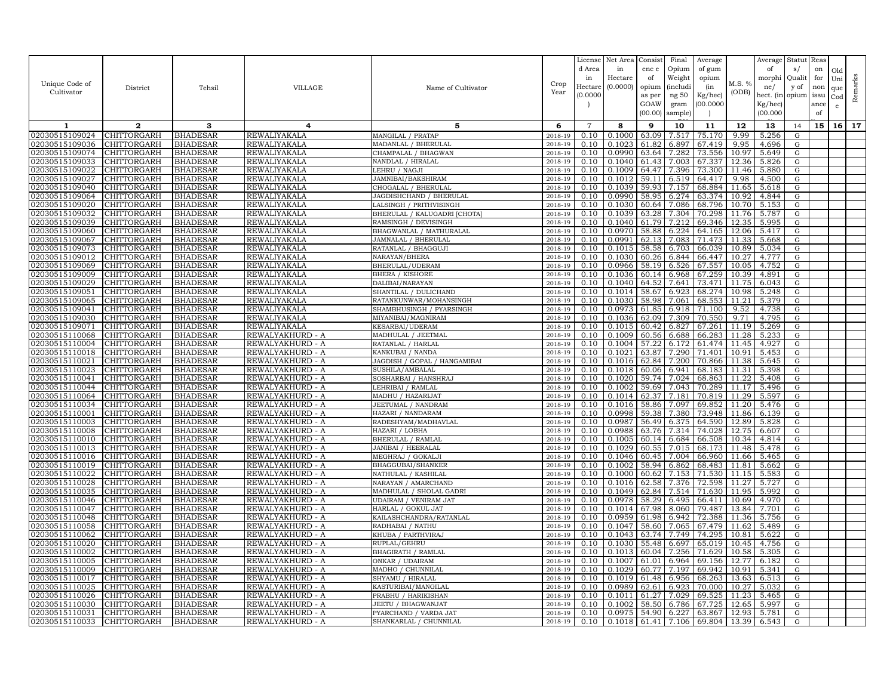| Unique Code of Cultivator | District | Tehsil | VILLAGE | Name of Cultivator | Crop Year | License d Area in Hectare (0.0000) | Net Area in Hectare (0.0000) | Consist enc e of opium as per GOAW (00.00) | Final Opium Weight (including 50 gram sample) | Average of gum opium (in Kg/hec) (00.0000) | M.S. % (ODB) | Average of morphine/ hect. (in Kg/hec) (00.000 | Status/ Quality of opium | Reason for non issuance of | Old Unique Code | Remarks |
|---|---|---|---|---|---|---|---|---|---|---|---|---|---|---|---|---|
| 1 | 2 | 3 | 4 | 5 | 6 | 7 | 8 | 9 | 10 | 11 | 12 | 13 | 14 | 15 | 16 | 17 |
| 02030515109024 | CHITTORGARH | BHADESAR | REWALIYAKALA | MANGILAL / PRATAP | 2018-19 | 0.10 | 0.1000 | 63.09 | 7.517 | 75.170 | 9.99 | 5.256 | G | | | |
| 02030515109036 | CHITTORGARH | BHADESAR | REWALIYAKALA | MADANLAL / BHERULAL | 2018-19 | 0.10 | 0.1023 | 61.82 | 6.897 | 67.419 | 9.95 | 4.696 | G | | | |
| 02030515109074 | CHITTORGARH | BHADESAR | REWALIYAKALA | CHAMPALAL / BHAGWAN | 2018-19 | 0.10 | 0.0990 | 63.64 | 7.282 | 73.556 | 10.97 | 5.649 | G | | | |
| 02030515109033 | CHITTORGARH | BHADESAR | REWALIYAKALA | NANDLAL / HIRALAL | 2018-19 | 0.10 | 0.1040 | 61.43 | 7.003 | 67.337 | 12.36 | 5.826 | G | | | |
| 02030515109022 | CHITTORGARH | BHADESAR | REWALIYAKALA | LEHRU / NAGJI | 2018-19 | 0.10 | 0.1009 | 64.47 | 7.396 | 73.300 | 11.46 | 5.880 | G | | | |
| 02030515109027 | CHITTORGARH | BHADESAR | REWALIYAKALA | JAMNIBAI/BAKSHIRAM | 2018-19 | 0.10 | 0.1012 | 59.11 | 6.519 | 64.417 | 9.98 | 4.500 | G | | | |
| 02030515109040 | CHITTORGARH | BHADESAR | REWALIYAKALA | CHOGALAL / BHERULAL | 2018-19 | 0.10 | 0.1039 | 59.93 | 7.157 | 68.884 | 11.65 | 5.618 | G | | | |
| 02030515109064 | CHITTORGARH | BHADESAR | REWALIYAKALA | JAGDISHCHAND / BHERULAL | 2018-19 | 0.10 | 0.0990 | 58.95 | 6.274 | 63.374 | 10.92 | 4.844 | G | | | |
| 02030515109020 | CHITTORGARH | BHADESAR | REWALIYAKALA | LALSINGH / PRITHVISINGH | 2018-19 | 0.10 | 0.1030 | 60.64 | 7.086 | 68.796 | 10.70 | 5.153 | G | | | |
| 02030515109032 | CHITTORGARH | BHADESAR | REWALIYAKALA | BHERULAL / KALUGADRI [CHOTA] | 2018-19 | 0.10 | 0.1039 | 63.28 | 7.304 | 70.298 | 11.76 | 5.787 | G | | | |
| 02030515109039 | CHITTORGARH | BHADESAR | REWALIYAKALA | RAMSINGH / DEVISINGH | 2018-19 | 0.10 | 0.1040 | 61.79 | 7.212 | 69.346 | 12.35 | 5.995 | G | | | |
| 02030515109060 | CHITTORGARH | BHADESAR | REWALIYAKALA | BHAGWANLAL / MATHURALAL | 2018-19 | 0.10 | 0.0970 | 58.88 | 6.224 | 64.165 | 12.06 | 5.417 | G | | | |
| 02030515109067 | CHITTORGARH | BHADESAR | REWALIYAKALA | JAMNALAL / BHERULAL | 2018-19 | 0.10 | 0.0991 | 62.13 | 7.083 | 71.473 | 11.33 | 5.668 | G | | | |
| 02030515109073 | CHITTORGARH | BHADESAR | REWALIYAKALA | RATANLAL / BHAGGUJI | 2018-19 | 0.10 | 0.1015 | 58.58 | 6.703 | 66.039 | 10.89 | 5.034 | G | | | |
| 02030515109012 | CHITTORGARH | BHADESAR | REWALIYAKALA | NARAYAN/BHERA | 2018-19 | 0.10 | 0.1030 | 60.26 | 6.844 | 66.447 | 10.27 | 4.777 | G | | | |
| 02030515109069 | CHITTORGARH | BHADESAR | REWALIYAKALA | BHERULAL/UDERAM | 2018-19 | 0.10 | 0.0966 | 58.19 | 6.526 | 67.557 | 10.05 | 4.752 | G | | | |
| 02030515109009 | CHITTORGARH | BHADESAR | REWALIYAKALA | BHERA / KISHORE | 2018-19 | 0.10 | 0.1036 | 60.14 | 6.968 | 67.259 | 10.39 | 4.891 | G | | | |
| 02030515109029 | CHITTORGARH | BHADESAR | REWALIYAKALA | DALIBAI/NARAYAN | 2018-19 | 0.10 | 0.1040 | 64.52 | 7.641 | 73.471 | 11.75 | 6.043 | G | | | |
| 02030515109051 | CHITTORGARH | BHADESAR | REWALIYAKALA | SHANTILAL / DULICHAND | 2018-19 | 0.10 | 0.1014 | 58.67 | 6.923 | 68.274 | 10.98 | 5.248 | G | | | |
| 02030515109065 | CHITTORGARH | BHADESAR | REWALIYAKALA | RATANKUNWAR/MOHANSINGH | 2018-19 | 0.10 | 0.1030 | 58.98 | 7.061 | 68.553 | 11.21 | 5.379 | G | | | |
| 02030515109041 | CHITTORGARH | BHADESAR | REWALIYAKALA | SHAMBHUSINGH / PYARSINGH | 2018-19 | 0.10 | 0.0973 | 61.85 | 6.918 | 71.100 | 9.52 | 4.738 | G | | | |
| 02030515109030 | CHITTORGARH | BHADESAR | REWALIYAKALA | MIYANIBAI/MAGNIRAM | 2018-19 | 0.10 | 0.1036 | 62.09 | 7.309 | 70.550 | 9.71 | 4.795 | G | | | |
| 02030515109071 | CHITTORGARH | BHADESAR | REWALIYAKALA | KESARBAI/UDERAM | 2018-19 | 0.10 | 0.1015 | 60.42 | 6.827 | 67.261 | 11.19 | 5.269 | G | | | |
| 02030515110068 | CHITTORGARH | BHADESAR | REWALYAKHURD - A | MADHULAL / JEETMAL | 2018-19 | 0.10 | 0.1009 | 60.56 | 6.688 | 66.283 | 11.28 | 5.233 | G | | | |
| 02030515110004 | CHITTORGARH | BHADESAR | REWALYAKHURD - A | RATANLAL / HARLAL | 2018-19 | 0.10 | 0.1004 | 57.22 | 6.172 | 61.474 | 11.45 | 4.927 | G | | | |
| 02030515110018 | CHITTORGARH | BHADESAR | REWALYAKHURD - A | KANKUBAI / NANDA | 2018-19 | 0.10 | 0.1021 | 63.87 | 7.290 | 71.401 | 10.91 | 5.453 | G | | | |
| 02030515110021 | CHITTORGARH | BHADESAR | REWALYAKHURD - A | JAGDISH / GOPAL / HANGAMIBAI | 2018-19 | 0.10 | 0.1016 | 62.84 | 7.200 | 70.866 | 11.38 | 5.645 | G | | | |
| 02030515110023 | CHITTORGARH | BHADESAR | REWALYAKHURD - A | SUSHILA/AMBALAL | 2018-19 | 0.10 | 0.1018 | 60.06 | 6.941 | 68.183 | 11.31 | 5.398 | G | | | |
| 02030515110041 | CHITTORGARH | BHADESAR | REWALYAKHURD - A | SOSHARBAI / HANSHRAJ | 2018-19 | 0.10 | 0.1020 | 59.74 | 7.024 | 68.863 | 11.22 | 5.408 | G | | | |
| 02030515110044 | CHITTORGARH | BHADESAR | REWALYAKHURD - A | LEHRIBAI / RAMLAL | 2018-19 | 0.10 | 0.1002 | 59.69 | 7.043 | 70.289 | 11.17 | 5.496 | G | | | |
| 02030515110064 | CHITTORGARH | BHADESAR | REWALYAKHURD - A | MADHU / HAZARIJAT | 2018-19 | 0.10 | 0.1014 | 62.37 | 7.181 | 70.819 | 11.29 | 5.597 | G | | | |
| 02030515110034 | CHITTORGARH | BHADESAR | REWALYAKHURD - A | JEETUMAL / NANDRAM | 2018-19 | 0.10 | 0.1016 | 58.86 | 7.097 | 69.852 | 11.20 | 5.476 | G | | | |
| 02030515110001 | CHITTORGARH | BHADESAR | REWALYAKHURD - A | HAZARI / NANDARAM | 2018-19 | 0.10 | 0.0998 | 59.38 | 7.380 | 73.948 | 11.86 | 6.139 | G | | | |
| 02030515110003 | CHITTORGARH | BHADESAR | REWALYAKHURD - A | RADESHYAM/MADHAVLAL | 2018-19 | 0.10 | 0.0987 | 56.49 | 6.375 | 64.590 | 12.89 | 5.828 | G | | | |
| 02030515110008 | CHITTORGARH | BHADESAR | REWALYAKHURD - A | HAZARI / LOBHA | 2018-19 | 0.10 | 0.0988 | 63.76 | 7.314 | 74.028 | 12.75 | 6.607 | G | | | |
| 02030515110010 | CHITTORGARH | BHADESAR | REWALYAKHURD - A | BHERULAL / RAMLAL | 2018-19 | 0.10 | 0.1005 | 60.14 | 6.684 | 66.508 | 10.34 | 4.814 | G | | | |
| 02030515110013 | CHITTORGARH | BHADESAR | REWALYAKHURD - A | JANIBAI / HEERALAL | 2018-19 | 0.10 | 0.1029 | 60.55 | 7.015 | 68.173 | 11.48 | 5.478 | G | | | |
| 02030515110016 | CHITTORGARH | BHADESAR | REWALYAKHURD - A | MEGHRAJ / GOKALJI | 2018-19 | 0.10 | 0.1046 | 60.45 | 7.004 | 66.960 | 11.66 | 5.465 | G | | | |
| 02030515110019 | CHITTORGARH | BHADESAR | REWALYAKHURD - A | BHAGGUBAI/SHANKER | 2018-19 | 0.10 | 0.1002 | 58.94 | 6.862 | 68.483 | 11.81 | 5.662 | G | | | |
| 02030515110022 | CHITTORGARH | BHADESAR | REWALYAKHURD - A | NATHULAL / KASHILAL | 2018-19 | 0.10 | 0.1000 | 60.62 | 7.153 | 71.530 | 11.15 | 5.583 | G | | | |
| 02030515110028 | CHITTORGARH | BHADESAR | REWALYAKHURD - A | NARAYAN / AMARCHAND | 2018-19 | 0.10 | 0.1016 | 62.58 | 7.376 | 72.598 | 11.27 | 5.727 | G | | | |
| 02030515110035 | CHITTORGARH | BHADESAR | REWALYAKHURD - A | MADHULAL / SHOLAL GADRI | 2018-19 | 0.10 | 0.1049 | 62.84 | 7.514 | 71.630 | 11.95 | 5.992 | G | | | |
| 02030515110046 | CHITTORGARH | BHADESAR | REWALYAKHURD - A | UDAIRAM / VENIRAM JAT | 2018-19 | 0.10 | 0.0978 | 58.29 | 6.495 | 66.411 | 10.69 | 4.970 | G | | | |
| 02030515110047 | CHITTORGARH | BHADESAR | REWALYAKHURD - A | HARLAL / GOKUL JAT | 2018-19 | 0.10 | 0.1014 | 67.98 | 8.060 | 79.487 | 13.84 | 7.701 | G | | | |
| 02030515110048 | CHITTORGARH | BHADESAR | REWALYAKHURD - A | KAILASHCHANDRA/RATANLAL | 2018-19 | 0.10 | 0.0959 | 61.98 | 6.942 | 72.388 | 11.36 | 5.756 | G | | | |
| 02030515110058 | CHITTORGARH | BHADESAR | REWALYAKHURD - A | RADHABAI / NATHU | 2018-19 | 0.10 | 0.1047 | 58.60 | 7.065 | 67.479 | 11.62 | 5.489 | G | | | |
| 02030515110062 | CHITTORGARH | BHADESAR | REWALYAKHURD - A | KHUBA / PARTHVIRAJ | 2018-19 | 0.10 | 0.1043 | 63.74 | 7.749 | 74.295 | 10.81 | 5.622 | G | | | |
| 02030515110020 | CHITTORGARH | BHADESAR | REWALYAKHURD - A | RUPLAL/GEHRU | 2018-19 | 0.10 | 0.1030 | 55.48 | 6.697 | 65.019 | 10.45 | 4.756 | G | | | |
| 02030515110002 | CHITTORGARH | BHADESAR | REWALYAKHURD - A | BHAGIRATH / RAMLAL | 2018-19 | 0.10 | 0.1013 | 60.04 | 7.256 | 71.629 | 10.58 | 5.305 | G | | | |
| 02030515110005 | CHITTORGARH | BHADESAR | REWALYAKHURD - A | ONKAR / UDAIRAM | 2018-19 | 0.10 | 0.1007 | 61.01 | 6.964 | 69.156 | 12.77 | 6.182 | G | | | |
| 02030515110009 | CHITTORGARH | BHADESAR | REWALYAKHURD - A | MADHO / CHUNNILAL | 2018-19 | 0.10 | 0.1029 | 60.77 | 7.197 | 69.942 | 10.91 | 5.341 | G | | | |
| 02030515110017 | CHITTORGARH | BHADESAR | REWALYAKHURD - A | SHYAMU / HIRALAL | 2018-19 | 0.10 | 0.1019 | 61.48 | 6.956 | 68.263 | 13.63 | 6.513 | G | | | |
| 02030515110025 | CHITTORGARH | BHADESAR | REWALYAKHURD - A | KASTURIBAI/MANGILAL | 2018-19 | 0.10 | 0.0989 | 62.61 | 6.923 | 70.000 | 10.27 | 5.032 | G | | | |
| 02030515110026 | CHITTORGARH | BHADESAR | REWALYAKHURD - A | PRABHU / HARIKISHAN | 2018-19 | 0.10 | 0.1011 | 61.27 | 7.029 | 69.525 | 11.23 | 5.465 | G | | | |
| 02030515110030 | CHITTORGARH | BHADESAR | REWALYAKHURD - A | JEETU / BHAGWANJAT | 2018-19 | 0.10 | 0.1002 | 58.50 | 6.786 | 67.725 | 12.65 | 5.997 | G | | | |
| 02030515110031 | CHITTORGARH | BHADESAR | REWALYAKHURD - A | PYARCHAND / VARDA JAT | 2018-19 | 0.10 | 0.0975 | 54.90 | 6.227 | 63.867 | 12.93 | 5.781 | G | | | |
| 02030515110033 | CHITTORGARH | BHADESAR | REWALYAKHURD - A | SHANKARLAL / CHUNNILAL | 2018-19 | 0.10 | 0.1018 | 61.41 | 7.106 | 69.804 | 13.39 | 6.543 | G | | | |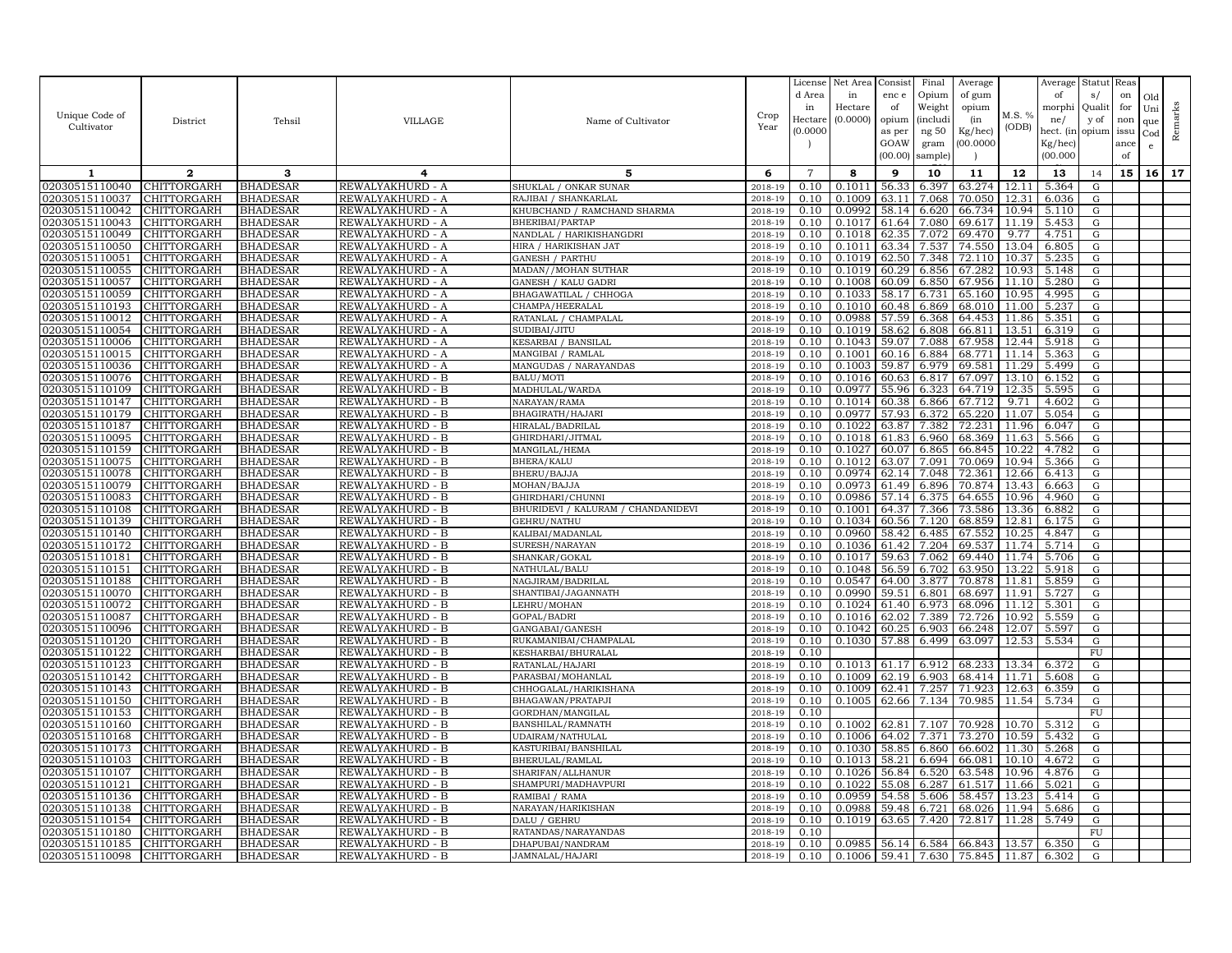| Unique Code of Cultivator | District | Tehsil | VILLAGE | Name of Cultivator | Crop Year | License d Area in Hectare (0.0000) | Net Area in Hectare (0.0000) | Consist enc e of opium as per GOAW (00.00) | Final Opium Weight (including 50 gram sample) | Average of gum opium (in Kg/hec) (00.0000) | M.S. % (ODB) | Average of morphi ne/ hect. (in Kg/hec) (00.000 | Statut s/ Qualit y of opium | Reas on for non issu ance of | Old Uni que Cod e | Remarks |
|---|---|---|---|---|---|---|---|---|---|---|---|---|---|---|---|---|
| 1 | 2 | 3 | 4 | 5 | 6 | 7 | 8 | 9 | 10 | 11 | 12 | 13 | 14 | 15 | 16 | 17 |
| 02030515110040 | CHITTORGARH | BHADESAR | REWALYAKHURD - A | SHUKLAL / ONKAR SUNAR | 2018-19 | 0.10 | 0.1011 | 56.33 | 6.397 | 63.274 | 12.11 | 5.364 | G | | | |
| 02030515110037 | CHITTORGARH | BHADESAR | REWALYAKHURD - A | RAJIBAI / SHANKARLAL | 2018-19 | 0.10 | 0.1009 | 63.11 | 7.068 | 70.050 | 12.31 | 6.036 | G | | | |
| 02030515110042 | CHITTORGARH | BHADESAR | REWALYAKHURD - A | KHUBCHAND / RAMCHAND SHARMA | 2018-19 | 0.10 | 0.0992 | 58.14 | 6.620 | 66.734 | 10.94 | 5.110 | G | | | |
| 02030515110043 | CHITTORGARH | BHADESAR | REWALYAKHURD - A | BHERIBAI/PARTAP | 2018-19 | 0.10 | 0.1017 | 61.64 | 7.080 | 69.617 | 11.19 | 5.453 | G | | | |
| 02030515110049 | CHITTORGARH | BHADESAR | REWALYAKHURD - A | NANDLAL / HARIKISHANGDRI | 2018-19 | 0.10 | 0.1018 | 62.35 | 7.072 | 69.470 | 9.77 | 4.751 | G | | | |
| 02030515110050 | CHITTORGARH | BHADESAR | REWALYAKHURD - A | HIRA / HARIKISHAN JAT | 2018-19 | 0.10 | 0.1011 | 63.34 | 7.537 | 74.550 | 13.04 | 6.805 | G | | | |
| 02030515110051 | CHITTORGARH | BHADESAR | REWALYAKHURD - A | GANESH / PARTHU | 2018-19 | 0.10 | 0.1019 | 62.50 | 7.348 | 72.110 | 10.37 | 5.235 | G | | | |
| 02030515110055 | CHITTORGARH | BHADESAR | REWALYAKHURD - A | MADAN//MOHAN SUTHAR | 2018-19 | 0.10 | 0.1019 | 60.29 | 6.856 | 67.282 | 10.93 | 5.148 | G | | | |
| 02030515110057 | CHITTORGARH | BHADESAR | REWALYAKHURD - A | GANESH / KALU GADRI | 2018-19 | 0.10 | 0.1008 | 60.09 | 6.850 | 67.956 | 11.10 | 5.280 | G | | | |
| 02030515110059 | CHITTORGARH | BHADESAR | REWALYAKHURD - A | BHAGAWATILAL / CHHOGA | 2018-19 | 0.10 | 0.1033 | 58.17 | 6.731 | 65.160 | 10.95 | 4.995 | G | | | |
| 02030515110193 | CHITTORGARH | BHADESAR | REWALYAKHURD - A | CHAMPA/HEERALAL | 2018-19 | 0.10 | 0.1010 | 60.48 | 6.869 | 68.010 | 11.00 | 5.237 | G | | | |
| 02030515110012 | CHITTORGARH | BHADESAR | REWALYAKHURD - A | RATANLAL / CHAMPALAL | 2018-19 | 0.10 | 0.0988 | 57.59 | 6.368 | 64.453 | 11.86 | 5.351 | G | | | |
| 02030515110054 | CHITTORGARH | BHADESAR | REWALYAKHURD - A | SUDIBAI/JITU | 2018-19 | 0.10 | 0.1019 | 58.62 | 6.808 | 66.811 | 13.51 | 6.319 | G | | | |
| 02030515110006 | CHITTORGARH | BHADESAR | REWALYAKHURD - A | KESARBAI / BANSILAL | 2018-19 | 0.10 | 0.1043 | 59.07 | 7.088 | 67.958 | 12.44 | 5.918 | G | | | |
| 02030515110015 | CHITTORGARH | BHADESAR | REWALYAKHURD - A | MANGIBAI / RAMLAL | 2018-19 | 0.10 | 0.1001 | 60.16 | 6.884 | 68.771 | 11.14 | 5.363 | G | | | |
| 02030515110036 | CHITTORGARH | BHADESAR | REWALYAKHURD - A | MANGUDAS / NARAYANDAS | 2018-19 | 0.10 | 0.1003 | 59.87 | 6.979 | 69.581 | 11.29 | 5.499 | G | | | |
| 02030515110076 | CHITTORGARH | BHADESAR | REWALYAKHURD - B | BALU/MOTI | 2018-19 | 0.10 | 0.1016 | 60.63 | 6.817 | 67.097 | 13.10 | 6.152 | G | | | |
| 02030515110109 | CHITTORGARH | BHADESAR | REWALYAKHURD - B | MADHULAL/WARDA | 2018-19 | 0.10 | 0.0977 | 55.96 | 6.323 | 64.719 | 12.35 | 5.595 | G | | | |
| 02030515110147 | CHITTORGARH | BHADESAR | REWALYAKHURD - B | NARAYAN/RAMA | 2018-19 | 0.10 | 0.1014 | 60.38 | 6.866 | 67.712 | 9.71 | 4.602 | G | | | |
| 02030515110179 | CHITTORGARH | BHADESAR | REWALYAKHURD - B | BHAGIRATH/HAJARI | 2018-19 | 0.10 | 0.0977 | 57.93 | 6.372 | 65.220 | 11.07 | 5.054 | G | | | |
| 02030515110187 | CHITTORGARH | BHADESAR | REWALYAKHURD - B | HIRALAL/BADRILAL | 2018-19 | 0.10 | 0.1022 | 63.87 | 7.382 | 72.231 | 11.96 | 6.047 | G | | | |
| 02030515110095 | CHITTORGARH | BHADESAR | REWALYAKHURD - B | GHIRDHARI/JITMAL | 2018-19 | 0.10 | 0.1018 | 61.83 | 6.960 | 68.369 | 11.63 | 5.566 | G | | | |
| 02030515110159 | CHITTORGARH | BHADESAR | REWALYAKHURD - B | MANGILAL/HEMA | 2018-19 | 0.10 | 0.1027 | 60.07 | 6.865 | 66.845 | 10.22 | 4.782 | G | | | |
| 02030515110075 | CHITTORGARH | BHADESAR | REWALYAKHURD - B | BHERA/KALU | 2018-19 | 0.10 | 0.1012 | 63.07 | 7.091 | 70.069 | 10.94 | 5.366 | G | | | |
| 02030515110078 | CHITTORGARH | BHADESAR | REWALYAKHURD - B | BHERU/BAJJA | 2018-19 | 0.10 | 0.0974 | 62.14 | 7.048 | 72.361 | 12.66 | 6.413 | G | | | |
| 02030515110079 | CHITTORGARH | BHADESAR | REWALYAKHURD - B | MOHAN/BAJJA | 2018-19 | 0.10 | 0.0973 | 61.49 | 6.896 | 70.874 | 13.43 | 6.663 | G | | | |
| 02030515110083 | CHITTORGARH | BHADESAR | REWALYAKHURD - B | GHIRDHARI/CHUNNI | 2018-19 | 0.10 | 0.0986 | 57.14 | 6.375 | 64.655 | 10.96 | 4.960 | G | | | |
| 02030515110108 | CHITTORGARH | BHADESAR | REWALYAKHURD - B | BHURIDEVI / KALURAM / CHANDANIDEVI | 2018-19 | 0.10 | 0.1001 | 64.37 | 7.366 | 73.586 | 13.36 | 6.882 | G | | | |
| 02030515110139 | CHITTORGARH | BHADESAR | REWALYAKHURD - B | GEHRU/NATHU | 2018-19 | 0.10 | 0.1034 | 60.56 | 7.120 | 68.859 | 12.81 | 6.175 | G | | | |
| 02030515110140 | CHITTORGARH | BHADESAR | REWALYAKHURD - B | KALIBAI/MADANLAL | 2018-19 | 0.10 | 0.0960 | 58.42 | 6.485 | 67.552 | 10.25 | 4.847 | G | | | |
| 02030515110172 | CHITTORGARH | BHADESAR | REWALYAKHURD - B | SURESH/NARAYAN | 2018-19 | 0.10 | 0.1036 | 61.42 | 7.204 | 69.537 | 11.74 | 5.714 | G | | | |
| 02030515110181 | CHITTORGARH | BHADESAR | REWALYAKHURD - B | SHANKAR/GOKAL | 2018-19 | 0.10 | 0.1017 | 59.63 | 7.062 | 69.440 | 11.74 | 5.706 | G | | | |
| 02030515110151 | CHITTORGARH | BHADESAR | REWALYAKHURD - B | NATHULAL/BALU | 2018-19 | 0.10 | 0.1048 | 56.59 | 6.702 | 63.950 | 13.22 | 5.918 | G | | | |
| 02030515110188 | CHITTORGARH | BHADESAR | REWALYAKHURD - B | NAGJIRAM/BADRILAL | 2018-19 | 0.10 | 0.0547 | 64.00 | 3.877 | 70.878 | 11.81 | 5.859 | G | | | |
| 02030515110070 | CHITTORGARH | BHADESAR | REWALYAKHURD - B | SHANTIBAI/JAGANNATH | 2018-19 | 0.10 | 0.0990 | 59.51 | 6.801 | 68.697 | 11.91 | 5.727 | G | | | |
| 02030515110072 | CHITTORGARH | BHADESAR | REWALYAKHURD - B | LEHRU/MOHAN | 2018-19 | 0.10 | 0.1024 | 61.40 | 6.973 | 68.096 | 11.12 | 5.301 | G | | | |
| 02030515110087 | CHITTORGARH | BHADESAR | REWALYAKHURD - B | GOPAL/BADRI | 2018-19 | 0.10 | 0.1016 | 62.02 | 7.389 | 72.726 | 10.92 | 5.559 | G | | | |
| 02030515110096 | CHITTORGARH | BHADESAR | REWALYAKHURD - B | GANGABAI/GANESH | 2018-19 | 0.10 | 0.1042 | 60.25 | 6.903 | 66.248 | 12.07 | 5.597 | G | | | |
| 02030515110120 | CHITTORGARH | BHADESAR | REWALYAKHURD - B | RUKAMANIBAI/CHAMPALAL | 2018-19 | 0.10 | 0.1030 | 57.88 | 6.499 | 63.097 | 12.53 | 5.534 | G | | | |
| 02030515110122 | CHITTORGARH | BHADESAR | REWALYAKHURD - B | KESHARBAI/BHURALAL | 2018-19 | 0.10 | | | | | | | FU | | | |
| 02030515110123 | CHITTORGARH | BHADESAR | REWALYAKHURD - B | RATANLAL/HAJARI | 2018-19 | 0.10 | 0.1013 | 61.17 | 6.912 | 68.233 | 13.34 | 6.372 | G | | | |
| 02030515110142 | CHITTORGARH | BHADESAR | REWALYAKHURD - B | PARASBAI/MOHANLAL | 2018-19 | 0.10 | 0.1009 | 62.19 | 6.903 | 68.414 | 11.71 | 5.608 | G | | | |
| 02030515110143 | CHITTORGARH | BHADESAR | REWALYAKHURD - B | CHHOGALAL/HARIKISHANA | 2018-19 | 0.10 | 0.1009 | 62.41 | 7.257 | 71.923 | 12.63 | 6.359 | G | | | |
| 02030515110150 | CHITTORGARH | BHADESAR | REWALYAKHURD - B | BHAGAWAN/PRATAPJI | 2018-19 | 0.10 | 0.1005 | 62.66 | 7.134 | 70.985 | 11.54 | 5.734 | G | | | |
| 02030515110153 | CHITTORGARH | BHADESAR | REWALYAKHURD - B | GORDHAN/MANGILAL | 2018-19 | 0.10 | | | | | | | FU | | | |
| 02030515110160 | CHITTORGARH | BHADESAR | REWALYAKHURD - B | BANSHILAL/RAMNATH | 2018-19 | 0.10 | 0.1002 | 62.81 | 7.107 | 70.928 | 10.70 | 5.312 | G | | | |
| 02030515110168 | CHITTORGARH | BHADESAR | REWALYAKHURD - B | UDAIRAM/NATHULAL | 2018-19 | 0.10 | 0.1006 | 64.02 | 7.371 | 73.270 | 10.59 | 5.432 | G | | | |
| 02030515110173 | CHITTORGARH | BHADESAR | REWALYAKHURD - B | KASTURIBAI/BANSHILAL | 2018-19 | 0.10 | 0.1030 | 58.85 | 6.860 | 66.602 | 11.30 | 5.268 | G | | | |
| 02030515110103 | CHITTORGARH | BHADESAR | REWALYAKHURD - B | BHERULAL/RAMLAL | 2018-19 | 0.10 | 0.1013 | 58.21 | 6.694 | 66.081 | 10.10 | 4.672 | G | | | |
| 02030515110107 | CHITTORGARH | BHADESAR | REWALYAKHURD - B | SHARIFAN/ALLHANUR | 2018-19 | 0.10 | 0.1026 | 56.84 | 6.520 | 63.548 | 10.96 | 4.876 | G | | | |
| 02030515110121 | CHITTORGARH | BHADESAR | REWALYAKHURD - B | SHAMPURI/MADHAVPURI | 2018-19 | 0.10 | 0.1022 | 55.08 | 6.287 | 61.517 | 11.66 | 5.021 | G | | | |
| 02030515110136 | CHITTORGARH | BHADESAR | REWALYAKHURD - B | RAMIBAI / RAMA | 2018-19 | 0.10 | 0.0959 | 54.58 | 5.606 | 58.457 | 13.23 | 5.414 | G | | | |
| 02030515110138 | CHITTORGARH | BHADESAR | REWALYAKHURD - B | NARAYAN/HARIKISHAN | 2018-19 | 0.10 | 0.0988 | 59.48 | 6.721 | 68.026 | 11.94 | 5.686 | G | | | |
| 02030515110154 | CHITTORGARH | BHADESAR | REWALYAKHURD - B | DALU / GEHRU | 2018-19 | 0.10 | 0.1019 | 63.65 | 7.420 | 72.817 | 11.28 | 5.749 | G | | | |
| 02030515110180 | CHITTORGARH | BHADESAR | REWALYAKHURD - B | RATANDAS/NARAYANDAS | 2018-19 | 0.10 | | | | | | | FU | | | |
| 02030515110185 | CHITTORGARH | BHADESAR | REWALYAKHURD - B | DHAPUBAI/NANDRAM | 2018-19 | 0.10 | 0.0985 | 56.14 | 6.584 | 66.843 | 13.57 | 6.350 | G | | | |
| 02030515110098 | CHITTORGARH | BHADESAR | REWALYAKHURD - B | JAMNALAL/HAJARI | 2018-19 | 0.10 | 0.1006 | 59.41 | 7.630 | 75.845 | 11.87 | 6.302 | G | | | |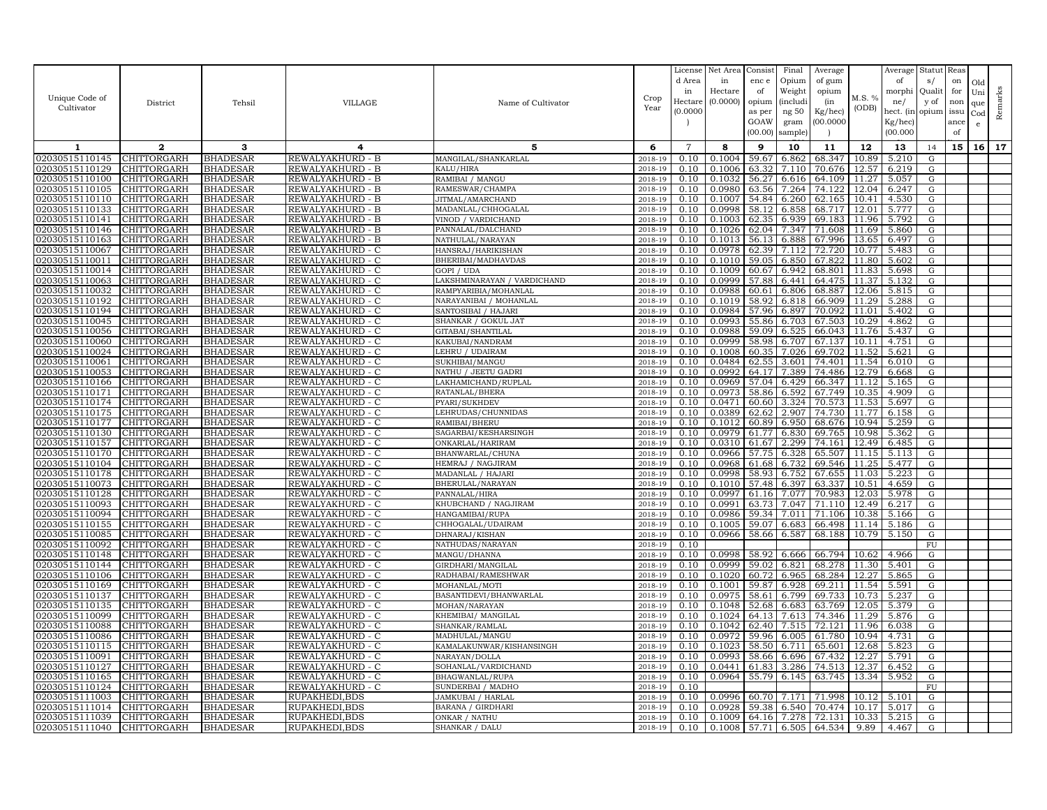| Unique Code of Cultivator | District | Tehsil | VILLAGE | Name of Cultivator | Crop Year | License d Area in Hectare (0.0000) | Net Area in Hectare (0.0000) | Consist enc e of opium as per GOAW (00.00) | Final Opium Weight (includi ng 50 gram sample) | Average of gum opium (in Kg/hec) (00.0000) | M.S. % (ODB) | Average of morphi ne/ hect. (in Kg/hec) (00.000 | Statut s/ Qualit y of opium | Reas on for non issu ance of | Old Uni que Cod e | Remarks |
|---|---|---|---|---|---|---|---|---|---|---|---|---|---|---|---|---|
| 1 | 2 | 3 | 4 | 5 | 6 | 7 | 8 | 9 | 10 | 11 | 12 | 13 | 14 | 15 | 16 | 17 |
| 02030515110145 | CHITTORGARH | BHADESAR | REWALYAKHURD - B | MANGILAL/SHANKARLAL | 2018-19 | 0.10 | 0.1004 | 59.67 | 6.862 | 68.347 | 10.89 | 5.210 | G | | | |
| 02030515110129 | CHITTORGARH | BHADESAR | REWALYAKHURD - B | KALU/HIRA | 2018-19 | 0.10 | 0.1006 | 63.32 | 7.110 | 70.676 | 12.57 | 6.219 | G | | | |
| 02030515110100 | CHITTORGARH | BHADESAR | REWALYAKHURD - B | RAMIBAI / MANGU | 2018-19 | 0.10 | 0.1032 | 56.27 | 6.616 | 64.109 | 11.27 | 5.057 | G | | | |
| 02030515110105 | CHITTORGARH | BHADESAR | REWALYAKHURD - B | RAMESWAR/CHAMPA | 2018-19 | 0.10 | 0.0980 | 63.56 | 7.264 | 74.122 | 12.04 | 6.247 | G | | | |
| 02030515110110 | CHITTORGARH | BHADESAR | REWALYAKHURD - B | JITMAL/AMARCHAND | 2018-19 | 0.10 | 0.1007 | 54.84 | 6.260 | 62.165 | 10.41 | 4.530 | G | | | |
| 02030515110133 | CHITTORGARH | BHADESAR | REWALYAKHURD - B | MADANLAL/CHHOGALAL | 2018-19 | 0.10 | 0.0998 | 58.12 | 6.858 | 68.717 | 12.01 | 5.777 | G | | | |
| 02030515110141 | CHITTORGARH | BHADESAR | REWALYAKHURD - B | VINOD / VARDICHAND | 2018-19 | 0.10 | 0.1003 | 62.35 | 6.939 | 69.183 | 11.96 | 5.792 | G | | | |
| 02030515110146 | CHITTORGARH | BHADESAR | REWALYAKHURD - B | PANNALAL/DALCHAND | 2018-19 | 0.10 | 0.1026 | 62.04 | 7.347 | 71.608 | 11.69 | 5.860 | G | | | |
| 02030515110163 | CHITTORGARH | BHADESAR | REWALYAKHURD - B | NATHULAL/NARAYAN | 2018-19 | 0.10 | 0.1013 | 56.13 | 6.888 | 67.996 | 13.65 | 6.497 | G | | | |
| 02030515110067 | CHITTORGARH | BHADESAR | REWALYAKHURD - C | HANSRAJ/HARIKISHAN | 2018-19 | 0.10 | 0.0978 | 62.39 | 7.112 | 72.720 | 10.77 | 5.483 | G | | | |
| 02030515110011 | CHITTORGARH | BHADESAR | REWALYAKHURD - C | BHERIBAI/MADHAVDAS | 2018-19 | 0.10 | 0.1010 | 59.05 | 6.850 | 67.822 | 11.80 | 5.602 | G | | | |
| 02030515110014 | CHITTORGARH | BHADESAR | REWALYAKHURD - C | GOPI / UDA | 2018-19 | 0.10 | 0.1009 | 60.67 | 6.942 | 68.801 | 11.83 | 5.698 | G | | | |
| 02030515110063 | CHITTORGARH | BHADESAR | REWALYAKHURD - C | LAKSHMINARAYAN / VARDICHAND | 2018-19 | 0.10 | 0.0999 | 57.88 | 6.441 | 64.475 | 11.37 | 5.132 | G | | | |
| 02030515110032 | CHITTORGARH | BHADESAR | REWALYAKHURD - C | RAMPYARIBIA/MOHANLAL | 2018-19 | 0.10 | 0.0988 | 60.61 | 6.806 | 68.887 | 12.06 | 5.815 | G | | | |
| 02030515110192 | CHITTORGARH | BHADESAR | REWALYAKHURD - C | NARAYANIBAI / MOHANLAL | 2018-19 | 0.10 | 0.1019 | 58.92 | 6.818 | 66.909 | 11.29 | 5.288 | G | | | |
| 02030515110194 | CHITTORGARH | BHADESAR | REWALYAKHURD - C | SANTOSIBAI / HAJARI | 2018-19 | 0.10 | 0.0984 | 57.96 | 6.897 | 70.092 | 11.01 | 5.402 | G | | | |
| 02030515110045 | CHITTORGARH | BHADESAR | REWALYAKHURD - C | SHANKAR / GOKUL JAT | 2018-19 | 0.10 | 0.0993 | 55.86 | 6.703 | 67.503 | 10.29 | 4.862 | G | | | |
| 02030515110056 | CHITTORGARH | BHADESAR | REWALYAKHURD - C | GITABAI/SHANTILAL | 2018-19 | 0.10 | 0.0988 | 59.09 | 6.525 | 66.043 | 11.76 | 5.437 | G | | | |
| 02030515110060 | CHITTORGARH | BHADESAR | REWALYAKHURD - C | KAKUBAI/NANDRAM | 2018-19 | 0.10 | 0.0999 | 58.98 | 6.707 | 67.137 | 10.11 | 4.751 | G | | | |
| 02030515110024 | CHITTORGARH | BHADESAR | REWALYAKHURD - C | LEHRU / UDAIRAM | 2018-19 | 0.10 | 0.1008 | 60.35 | 7.026 | 69.702 | 11.52 | 5.621 | G | | | |
| 02030515110061 | CHITTORGARH | BHADESAR | REWALYAKHURD - C | SUKHIBAI/MANGU | 2018-19 | 0.10 | 0.0484 | 62.55 | 3.601 | 74.401 | 11.54 | 6.010 | G | | | |
| 02030515110053 | CHITTORGARH | BHADESAR | REWALYAKHURD - C | NATHU / JEETU GADRI | 2018-19 | 0.10 | 0.0992 | 64.17 | 7.389 | 74.486 | 12.79 | 6.668 | G | | | |
| 02030515110166 | CHITTORGARH | BHADESAR | REWALYAKHURD - C | LAKHAMICHAND/RUPLAL | 2018-19 | 0.10 | 0.0969 | 57.04 | 6.429 | 66.347 | 11.12 | 5.165 | G | | | |
| 02030515110171 | CHITTORGARH | BHADESAR | REWALYAKHURD - C | RATANLAL/BHERA | 2018-19 | 0.10 | 0.0973 | 58.86 | 6.592 | 67.749 | 10.35 | 4.909 | G | | | |
| 02030515110174 | CHITTORGARH | BHADESAR | REWALYAKHURD - C | PYARI/SUKHDEV | 2018-19 | 0.10 | 0.0471 | 60.60 | 3.324 | 70.573 | 11.53 | 5.697 | G | | | |
| 02030515110175 | CHITTORGARH | BHADESAR | REWALYAKHURD - C | LEHRUDAS/CHUNNIDAS | 2018-19 | 0.10 | 0.0389 | 62.62 | 2.907 | 74.730 | 11.77 | 6.158 | G | | | |
| 02030515110177 | CHITTORGARH | BHADESAR | REWALYAKHURD - C | RAMIBAI/BHERU | 2018-19 | 0.10 | 0.1012 | 60.89 | 6.950 | 68.676 | 10.94 | 5.259 | G | | | |
| 02030515110130 | CHITTORGARH | BHADESAR | REWALYAKHURD - C | SAGARBAI/KESHARSINGH | 2018-19 | 0.10 | 0.0979 | 61.77 | 6.830 | 69.765 | 10.98 | 5.362 | G | | | |
| 02030515110157 | CHITTORGARH | BHADESAR | REWALYAKHURD - C | ONKARLAL/HARIRAM | 2018-19 | 0.10 | 0.0310 | 61.67 | 2.299 | 74.161 | 12.49 | 6.485 | G | | | |
| 02030515110170 | CHITTORGARH | BHADESAR | REWALYAKHURD - C | BHANWARLAL/CHUNA | 2018-19 | 0.10 | 0.0966 | 57.75 | 6.328 | 65.507 | 11.15 | 5.113 | G | | | |
| 02030515110104 | CHITTORGARH | BHADESAR | REWALYAKHURD - C | HEMRAJ / NAGJIRAM | 2018-19 | 0.10 | 0.0968 | 61.68 | 6.732 | 69.546 | 11.25 | 5.477 | G | | | |
| 02030515110178 | CHITTORGARH | BHADESAR | REWALYAKHURD - C | MADANLAL / HAJARI | 2018-19 | 0.10 | 0.0998 | 58.93 | 6.752 | 67.655 | 11.03 | 5.223 | G | | | |
| 02030515110073 | CHITTORGARH | BHADESAR | REWALYAKHURD - C | BHERULAL/NARAYAN | 2018-19 | 0.10 | 0.1010 | 57.48 | 6.397 | 63.337 | 10.51 | 4.659 | G | | | |
| 02030515110128 | CHITTORGARH | BHADESAR | REWALYAKHURD - C | PANNALAL/HIRA | 2018-19 | 0.10 | 0.0997 | 61.16 | 7.077 | 70.983 | 12.03 | 5.978 | G | | | |
| 02030515110093 | CHITTORGARH | BHADESAR | REWALYAKHURD - C | KHUBCHAND / NAGJIRAM | 2018-19 | 0.10 | 0.0991 | 63.73 | 7.047 | 71.110 | 12.49 | 6.217 | G | | | |
| 02030515110094 | CHITTORGARH | BHADESAR | REWALYAKHURD - C | HANGAMIBAI/RUPA | 2018-19 | 0.10 | 0.0986 | 59.34 | 7.011 | 71.106 | 10.38 | 5.166 | G | | | |
| 02030515110155 | CHITTORGARH | BHADESAR | REWALYAKHURD - C | CHHOGALAL/UDAIRAM | 2018-19 | 0.10 | 0.1005 | 59.07 | 6.683 | 66.498 | 11.14 | 5.186 | G | | | |
| 02030515110085 | CHITTORGARH | BHADESAR | REWALYAKHURD - C | DHNARAJ/KISHAN | 2018-19 | 0.10 | 0.0966 | 58.66 | 6.587 | 68.188 | 10.79 | 5.150 | G | | | |
| 02030515110092 | CHITTORGARH | BHADESAR | REWALYAKHURD - C | NATHUDAS/NARAYAN | 2018-19 | 0.10 | | | | | | | FU | | | |
| 02030515110148 | CHITTORGARH | BHADESAR | REWALYAKHURD - C | MANGU/DHANNA | 2018-19 | 0.10 | 0.0998 | 58.92 | 6.666 | 66.794 | 10.62 | 4.966 | G | | | |
| 02030515110144 | CHITTORGARH | BHADESAR | REWALYAKHURD - C | GIRDHARI/MANGILAL | 2018-19 | 0.10 | 0.0999 | 59.02 | 6.821 | 68.278 | 11.30 | 5.401 | G | | | |
| 02030515110106 | CHITTORGARH | BHADESAR | REWALYAKHURD - C | RADHABAI/RAMESHWAR | 2018-19 | 0.10 | 0.1020 | 60.72 | 6.965 | 68.284 | 12.27 | 5.865 | G | | | |
| 02030515110169 | CHITTORGARH | BHADESAR | REWALYAKHURD - C | MOHANLAL/MOTI | 2018-19 | 0.10 | 0.1001 | 59.87 | 6.928 | 69.211 | 11.54 | 5.591 | G | | | |
| 02030515110137 | CHITTORGARH | BHADESAR | REWALYAKHURD - C | BASANTIDEVI/BHANWARLAL | 2018-19 | 0.10 | 0.0975 | 58.61 | 6.799 | 69.733 | 10.73 | 5.237 | G | | | |
| 02030515110135 | CHITTORGARH | BHADESAR | REWALYAKHURD - C | MOHAN/NARAYAN | 2018-19 | 0.10 | 0.1048 | 52.68 | 6.683 | 63.769 | 12.05 | 5.379 | G | | | |
| 02030515110099 | CHITTORGARH | BHADESAR | REWALYAKHURD - C | KHEMIBAI/ MANGILAL | 2018-19 | 0.10 | 0.1024 | 64.13 | 7.613 | 74.346 | 11.29 | 5.876 | G | | | |
| 02030515110088 | CHITTORGARH | BHADESAR | REWALYAKHURD - C | SHANKAR/RAMLAL | 2018-19 | 0.10 | 0.1042 | 62.40 | 7.515 | 72.121 | 11.96 | 6.038 | G | | | |
| 02030515110086 | CHITTORGARH | BHADESAR | REWALYAKHURD - C | MADHULAL/MANGU | 2018-19 | 0.10 | 0.0972 | 59.96 | 6.005 | 61.780 | 10.94 | 4.731 | G | | | |
| 02030515110115 | CHITTORGARH | BHADESAR | REWALYAKHURD - C | KAMALAKUNWAR/KISHANSINGH | 2018-19 | 0.10 | 0.1023 | 58.50 | 6.711 | 65.601 | 12.68 | 5.823 | G | | | |
| 02030515110091 | CHITTORGARH | BHADESAR | REWALYAKHURD - C | NARAYAN/DOLLA | 2018-19 | 0.10 | 0.0993 | 58.66 | 6.696 | 67.432 | 12.27 | 5.791 | G | | | |
| 02030515110127 | CHITTORGARH | BHADESAR | REWALYAKHURD - C | SOHANLAL/VARDICHAND | 2018-19 | 0.10 | 0.0441 | 61.83 | 3.286 | 74.513 | 12.37 | 6.452 | G | | | |
| 02030515110165 | CHITTORGARH | BHADESAR | REWALYAKHURD - C | BHAGWANLAL/RUPA | 2018-19 | 0.10 | 0.0964 | 55.79 | 6.145 | 63.745 | 13.34 | 5.952 | G | | | |
| 02030515110124 | CHITTORGARH | BHADESAR | REWALYAKHURD - C | SUNDERBAI / MADHO | 2018-19 | 0.10 | | | | | | | FU | | | |
| 02030515111003 | CHITTORGARH | BHADESAR | RUPAKHEDI,BDS | JAMKUBAI / HARLAL | 2018-19 | 0.10 | 0.0996 | 60.70 | 7.171 | 71.998 | 10.12 | 5.101 | G | | | |
| 02030515111014 | CHITTORGARH | BHADESAR | RUPAKHEDI,BDS | BARANA / GIRDHARI | 2018-19 | 0.10 | 0.0928 | 59.38 | 6.540 | 70.474 | 10.17 | 5.017 | G | | | |
| 02030515111039 | CHITTORGARH | BHADESAR | RUPAKHEDI,BDS | ONKAR / NATHU | 2018-19 | 0.10 | 0.1009 | 64.16 | 7.278 | 72.131 | 10.33 | 5.215 | G | | | |
| 02030515111040 | CHITTORGARH | BHADESAR | RUPAKHEDI,BDS | SHANKAR / DALU | 2018-19 | 0.10 | 0.1008 | 57.71 | 6.505 | 64.534 | 9.89 | 4.467 | G | | | |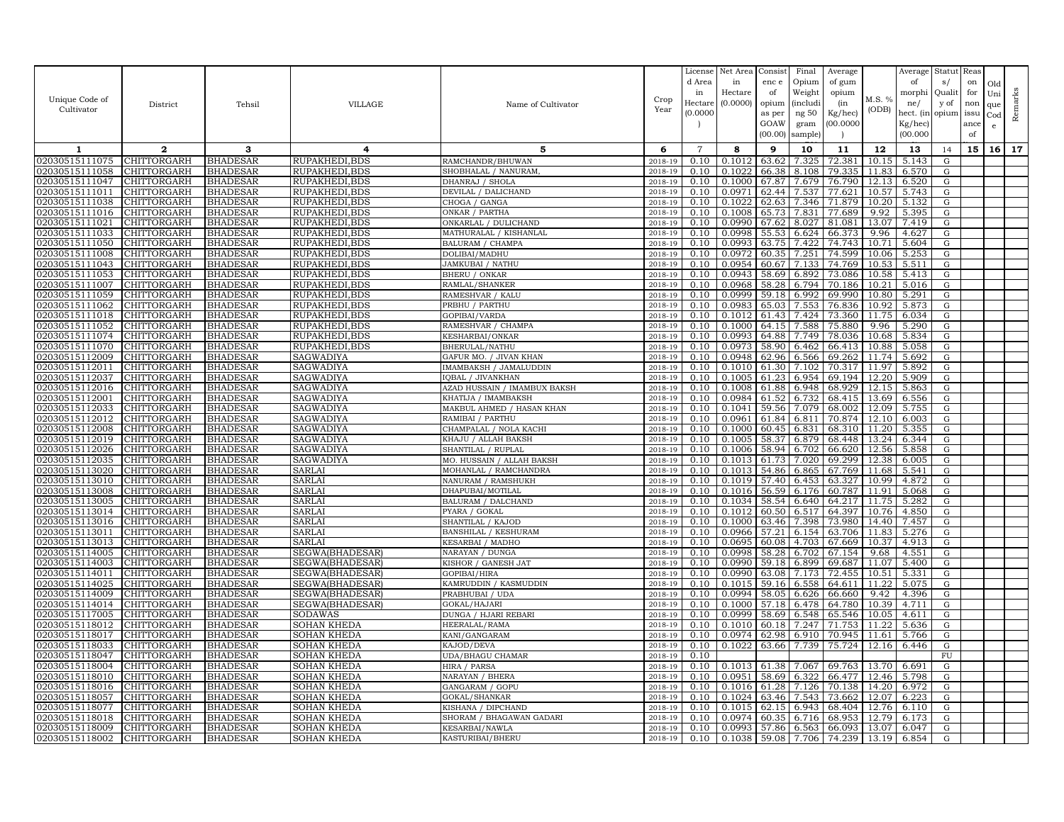| Unique Code of Cultivator | District | Tehsil | VILLAGE | Name of Cultivator | Crop Year | License d Area in Hectare (0.0000) | Net Area in Hectare (0.0000) | Consist enc e of opium as per GOAW (00.00) | Final Opium Weight (includi ng 50 gram sample) | Average of gum opium (in Kg/hec) (00.0000) | M.S. % (ODB) | Average of morphi ne/ hect. (in Kg/hec) (00.000 | Statut s/ Qualit y of opium | Reas on for non issu ance of | Old Uni que Cod e | Remarks |
|---|---|---|---|---|---|---|---|---|---|---|---|---|---|---|---|---|
| 1 | 2 | 3 | 4 | 5 | 6 | 7 | 8 | 9 | 10 | 11 | 12 | 13 | 14 | 15 | 16 | 17 |
| 02030515111075 | CHITTORGARH | BHADESAR | RUPAKHEDI,BDS | RAMCHANDR/BHUWAN | 2018-19 | 0.10 | 0.1012 | 63.62 | 7.325 | 72.381 | 10.15 | 5.143 | G | | | |
| 02030515111058 | CHITTORGARH | BHADESAR | RUPAKHEDI,BDS | SHOBHALAL / NANURAM, | 2018-19 | 0.10 | 0.1022 | 66.38 | 8.108 | 79.335 | 11.83 | 6.570 | G | | | |
| 02030515111047 | CHITTORGARH | BHADESAR | RUPAKHEDI,BDS | DHANRAJ / SHOLA | 2018-19 | 0.10 | 0.1000 | 67.87 | 7.679 | 76.790 | 12.13 | 6.520 | G | | | |
| 02030515111011 | CHITTORGARH | BHADESAR | RUPAKHEDI,BDS | DEVILAL / DALICHAND | 2018-19 | 0.10 | 0.0971 | 62.44 | 7.537 | 77.621 | 10.57 | 5.743 | G | | | |
| 02030515111038 | CHITTORGARH | BHADESAR | RUPAKHEDI,BDS | CHOGA / GANGA | 2018-19 | 0.10 | 0.1022 | 62.63 | 7.346 | 71.879 | 10.20 | 5.132 | G | | | |
| 02030515111016 | CHITTORGARH | BHADESAR | RUPAKHEDI,BDS | ONKAR / PARTHA | 2018-19 | 0.10 | 0.1008 | 65.73 | 7.831 | 77.689 | 9.92 | 5.395 | G | | | |
| 02030515111021 | CHITTORGARH | BHADESAR | RUPAKHEDI,BDS | ONKARLAL / DULICHAND | 2018-19 | 0.10 | 0.0990 | 67.62 | 8.027 | 81.081 | 13.07 | 7.419 | G | | | |
| 02030515111033 | CHITTORGARH | BHADESAR | RUPAKHEDI,BDS | MATHURALAL / KISHANLAL | 2018-19 | 0.10 | 0.0998 | 55.53 | 6.624 | 66.373 | 9.96 | 4.627 | G | | | |
| 02030515111050 | CHITTORGARH | BHADESAR | RUPAKHEDI,BDS | BALURAM / CHAMPA | 2018-19 | 0.10 | 0.0993 | 63.75 | 7.422 | 74.743 | 10.71 | 5.604 | G | | | |
| 02030515111008 | CHITTORGARH | BHADESAR | RUPAKHEDI,BDS | DOLIBAI/MADHU | 2018-19 | 0.10 | 0.0972 | 60.35 | 7.251 | 74.599 | 10.06 | 5.253 | G | | | |
| 02030515111043 | CHITTORGARH | BHADESAR | RUPAKHEDI,BDS | JAMKUBAI / NATHU | 2018-19 | 0.10 | 0.0954 | 60.67 | 7.133 | 74.769 | 10.53 | 5.511 | G | | | |
| 02030515111053 | CHITTORGARH | BHADESAR | RUPAKHEDI,BDS | BHERU / ONKAR | 2018-19 | 0.10 | 0.0943 | 58.69 | 6.892 | 73.086 | 10.58 | 5.413 | G | | | |
| 02030515111007 | CHITTORGARH | BHADESAR | RUPAKHEDI,BDS | RAMLAL/SHANKER | 2018-19 | 0.10 | 0.0968 | 58.28 | 6.794 | 70.186 | 10.21 | 5.016 | G | | | |
| 02030515111059 | CHITTORGARH | BHADESAR | RUPAKHEDI,BDS | RAMESHVAR / KALU | 2018-19 | 0.10 | 0.0999 | 59.18 | 6.992 | 69.990 | 10.80 | 5.291 | G | | | |
| 02030515111062 | CHITTORGARH | BHADESAR | RUPAKHEDI,BDS | PRBHU / PARTHU | 2018-19 | 0.10 | 0.0983 | 65.03 | 7.553 | 76.836 | 10.92 | 5.873 | G | | | |
| 02030515111018 | CHITTORGARH | BHADESAR | RUPAKHEDI,BDS | GOPIBAI/VARDA | 2018-19 | 0.10 | 0.1012 | 61.43 | 7.424 | 73.360 | 11.75 | 6.034 | G | | | |
| 02030515111052 | CHITTORGARH | BHADESAR | RUPAKHEDI,BDS | RAMESHVAR / CHAMPA | 2018-19 | 0.10 | 0.1000 | 64.15 | 7.588 | 75.880 | 9.96 | 5.290 | G | | | |
| 02030515111074 | CHITTORGARH | BHADESAR | RUPAKHEDI,BDS | KESHARBAI/ONKAR | 2018-19 | 0.10 | 0.0993 | 64.88 | 7.749 | 78.036 | 10.68 | 5.834 | G | | | |
| 02030515111070 | CHITTORGARH | BHADESAR | RUPAKHEDI,BDS | BHERULAL/NATHU | 2018-19 | 0.10 | 0.0973 | 58.90 | 6.462 | 66.413 | 10.88 | 5.058 | G | | | |
| 02030515112009 | CHITTORGARH | BHADESAR | SAGWADIYA | GAFUR MO. / JIVAN KHAN | 2018-19 | 0.10 | 0.0948 | 62.96 | 6.566 | 69.262 | 11.74 | 5.692 | G | | | |
| 02030515112011 | CHITTORGARH | BHADESAR | SAGWADIYA | IMAMBAKSH / JAMALUDDIN | 2018-19 | 0.10 | 0.1010 | 61.30 | 7.102 | 70.317 | 11.97 | 5.892 | G | | | |
| 02030515112037 | CHITTORGARH | BHADESAR | SAGWADIYA | IQBAL / JIVANKHAN | 2018-19 | 0.10 | 0.1005 | 61.23 | 6.954 | 69.194 | 12.20 | 5.909 | G | | | |
| 02030515112016 | CHITTORGARH | BHADESAR | SAGWADIYA | AZAD HUSSAIN / IMAMBUX BAKSH | 2018-19 | 0.10 | 0.1008 | 61.88 | 6.948 | 68.929 | 12.15 | 5.863 | G | | | |
| 02030515112001 | CHITTORGARH | BHADESAR | SAGWADIYA | KHATIJA / IMAMBAKSH | 2018-19 | 0.10 | 0.0984 | 61.52 | 6.732 | 68.415 | 13.69 | 6.556 | G | | | |
| 02030515112033 | CHITTORGARH | BHADESAR | SAGWADIYA | MAKBUL AHMED / HASAN KHAN | 2018-19 | 0.10 | 0.1041 | 59.56 | 7.079 | 68.002 | 12.09 | 5.755 | G | | | |
| 02030515112012 | CHITTORGARH | BHADESAR | SAGWADIYA | RAMIBAI / PARTHU | 2018-19 | 0.10 | 0.0961 | 61.84 | 6.811 | 70.874 | 12.10 | 6.003 | G | | | |
| 02030515112008 | CHITTORGARH | BHADESAR | SAGWADIYA | CHAMPALAL / NOLA KACHI | 2018-19 | 0.10 | 0.1000 | 60.45 | 6.831 | 68.310 | 11.20 | 5.355 | G | | | |
| 02030515112019 | CHITTORGARH | BHADESAR | SAGWADIYA | KHAJU / ALLAH BAKSH | 2018-19 | 0.10 | 0.1005 | 58.37 | 6.879 | 68.448 | 13.24 | 6.344 | G | | | |
| 02030515112026 | CHITTORGARH | BHADESAR | SAGWADIYA | SHANTILAL / RUPLAL | 2018-19 | 0.10 | 0.1006 | 58.94 | 6.702 | 66.620 | 12.56 | 5.858 | G | | | |
| 02030515112035 | CHITTORGARH | BHADESAR | SAGWADIYA | MO. HUSSAIN / ALLAH BAKSH | 2018-19 | 0.10 | 0.1013 | 61.73 | 7.020 | 69.299 | 12.38 | 6.005 | G | | | |
| 02030515113020 | CHITTORGARH | BHADESAR | SARLAI | MOHANLAL / RAMCHANDRA | 2018-19 | 0.10 | 0.1013 | 54.86 | 6.865 | 67.769 | 11.68 | 5.541 | G | | | |
| 02030515113010 | CHITTORGARH | BHADESAR | SARLAI | NANURAM / RAMSHUKH | 2018-19 | 0.10 | 0.1019 | 57.40 | 6.453 | 63.327 | 10.99 | 4.872 | G | | | |
| 02030515113008 | CHITTORGARH | BHADESAR | SARLAI | DHAPUBAI/MOTILAL | 2018-19 | 0.10 | 0.1016 | 56.59 | 6.176 | 60.787 | 11.91 | 5.068 | G | | | |
| 02030515113005 | CHITTORGARH | BHADESAR | SARLAI | BALURAM / DALCHAND | 2018-19 | 0.10 | 0.1034 | 58.54 | 6.640 | 64.217 | 11.75 | 5.282 | G | | | |
| 02030515113014 | CHITTORGARH | BHADESAR | SARLAI | PYARA / GOKAL | 2018-19 | 0.10 | 0.1012 | 60.50 | 6.517 | 64.397 | 10.76 | 4.850 | G | | | |
| 02030515113016 | CHITTORGARH | BHADESAR | SARLAI | SHANTILAL / KAJOD | 2018-19 | 0.10 | 0.1000 | 63.46 | 7.398 | 73.980 | 14.40 | 7.457 | G | | | |
| 02030515113011 | CHITTORGARH | BHADESAR | SARLAI | BANSHILAL / KESHURAM | 2018-19 | 0.10 | 0.0966 | 57.21 | 6.154 | 63.706 | 11.83 | 5.276 | G | | | |
| 02030515113013 | CHITTORGARH | BHADESAR | SARLAI | KESARBAI / MADHO | 2018-19 | 0.10 | 0.0695 | 60.08 | 4.703 | 67.669 | 10.37 | 4.913 | G | | | |
| 02030515114005 | CHITTORGARH | BHADESAR | SEGWA(BHADESAR) | NARAYAN / DUNGA | 2018-19 | 0.10 | 0.0998 | 58.28 | 6.702 | 67.154 | 9.68 | 4.551 | G | | | |
| 02030515114003 | CHITTORGARH | BHADESAR | SEGWA(BHADESAR) | KISHOR / GANESH JAT | 2018-19 | 0.10 | 0.0990 | 59.18 | 6.899 | 69.687 | 11.07 | 5.400 | G | | | |
| 02030515114011 | CHITTORGARH | BHADESAR | SEGWA(BHADESAR) | GOPIBAI/HIRA | 2018-19 | 0.10 | 0.0990 | 63.08 | 7.173 | 72.455 | 10.51 | 5.331 | G | | | |
| 02030515114025 | CHITTORGARH | BHADESAR | SEGWA(BHADESAR) | KAMRUDDIN / KASMUDDIN | 2018-19 | 0.10 | 0.1015 | 59.16 | 6.558 | 64.611 | 11.22 | 5.075 | G | | | |
| 02030515114009 | CHITTORGARH | BHADESAR | SEGWA(BHADESAR) | PRABHUBAI / UDA | 2018-19 | 0.10 | 0.0994 | 58.05 | 6.626 | 66.660 | 9.42 | 4.396 | G | | | |
| 02030515114014 | CHITTORGARH | BHADESAR | SEGWA(BHADESAR) | GOKAL/HAJARI | 2018-19 | 0.10 | 0.1000 | 57.18 | 6.478 | 64.780 | 10.39 | 4.711 | G | | | |
| 02030515117005 | CHITTORGARH | BHADESAR | SODAWAS | DUNGA / HJARI REBARI | 2018-19 | 0.10 | 0.0999 | 58.69 | 6.548 | 65.546 | 10.05 | 4.611 | G | | | |
| 02030515118012 | CHITTORGARH | BHADESAR | SOHAN KHEDA | HEERALAL/RAMA | 2018-19 | 0.10 | 0.1010 | 60.18 | 7.247 | 71.753 | 11.22 | 5.636 | G | | | |
| 02030515118017 | CHITTORGARH | BHADESAR | SOHAN KHEDA | KANI/GANGARAM | 2018-19 | 0.10 | 0.0974 | 62.98 | 6.910 | 70.945 | 11.61 | 5.766 | G | | | |
| 02030515118033 | CHITTORGARH | BHADESAR | SOHAN KHEDA | KAJOD/DEVA | 2018-19 | 0.10 | 0.1022 | 63.66 | 7.739 | 75.724 | 12.16 | 6.446 | G | | | |
| 02030515118047 | CHITTORGARH | BHADESAR | SOHAN KHEDA | UDA/BHAGU CHAMAR | 2018-19 | 0.10 | | | | | | | FU | | | |
| 02030515118004 | CHITTORGARH | BHADESAR | SOHAN KHEDA | HIRA / PARSA | 2018-19 | 0.10 | 0.1013 | 61.38 | 7.067 | 69.763 | 13.70 | 6.691 | G | | | |
| 02030515118010 | CHITTORGARH | BHADESAR | SOHAN KHEDA | NARAYAN / BHERA | 2018-19 | 0.10 | 0.0951 | 58.69 | 6.322 | 66.477 | 12.46 | 5.798 | G | | | |
| 02030515118016 | CHITTORGARH | BHADESAR | SOHAN KHEDA | GANGARAM / GOPU | 2018-19 | 0.10 | 0.1016 | 61.28 | 7.126 | 70.138 | 14.20 | 6.972 | G | | | |
| 02030515118057 | CHITTORGARH | BHADESAR | SOHAN KHEDA | GOKAL/SHANKAR | 2018-19 | 0.10 | 0.1024 | 63.46 | 7.543 | 73.662 | 12.07 | 6.223 | G | | | |
| 02030515118077 | CHITTORGARH | BHADESAR | SOHAN KHEDA | KISHANA / DIPCHAND | 2018-19 | 0.10 | 0.1015 | 62.15 | 6.943 | 68.404 | 12.76 | 6.110 | G | | | |
| 02030515118018 | CHITTORGARH | BHADESAR | SOHAN KHEDA | SHORAM / BHAGAWAN GADARI | 2018-19 | 0.10 | 0.0974 | 60.35 | 6.716 | 68.953 | 12.79 | 6.173 | G | | | |
| 02030515118009 | CHITTORGARH | BHADESAR | SOHAN KHEDA | KESARBAI/NAWLA | 2018-19 | 0.10 | 0.0993 | 57.86 | 6.563 | 66.093 | 13.07 | 6.047 | G | | | |
| 02030515118002 | CHITTORGARH | BHADESAR | SOHAN KHEDA | KASTURIBAI/BHERU | 2018-19 | 0.10 | 0.1038 | 59.08 | 7.706 | 74.239 | 13.19 | 6.854 | G | | | |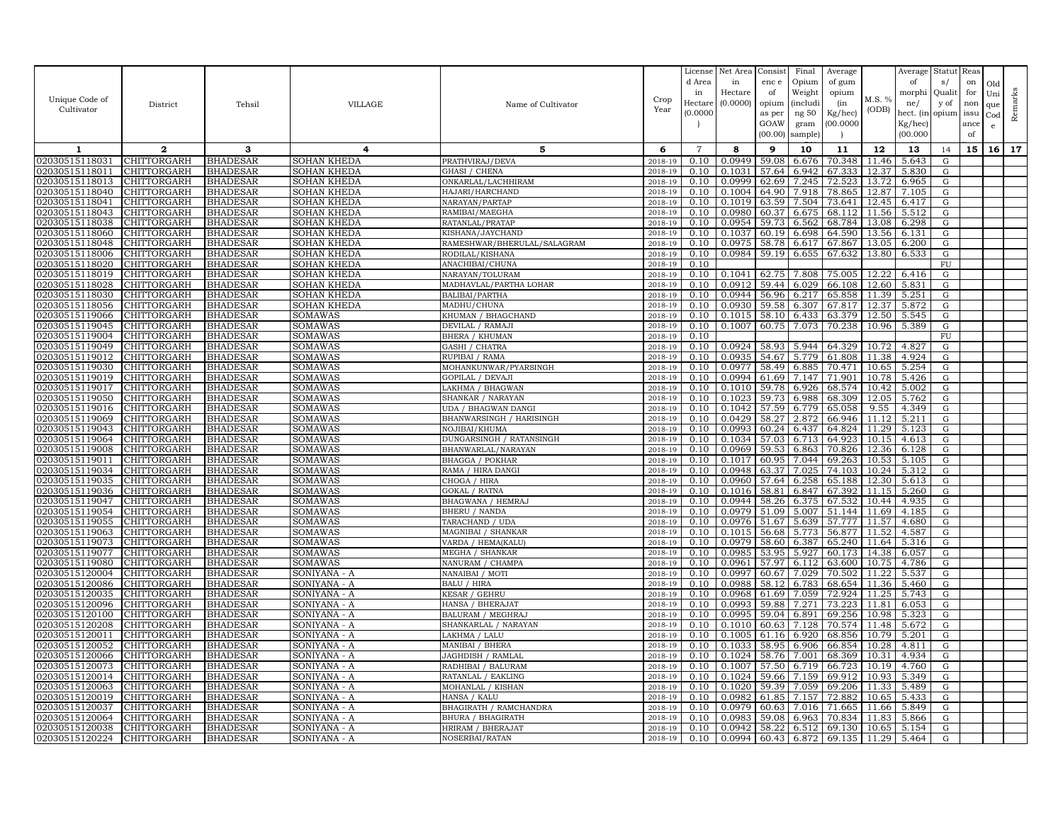| Unique Code of Cultivator | District | Tehsil | VILLAGE | Name of Cultivator | Crop Year | License d Area in Hectare (0.0000) | Net Area in Hectare (0.0000) | Consist enc e of opium as per GOAW (00.00) | Final Opium Weight (including 50 gram sample) | Average of gum opium (in Kg/hec) (00.0000) | M.S. % (ODB) | Average of morphine/ hect. (in Kg/hec) (00.000) | Status/ Quality of opium | Reason for non issuance of | Old Unique Code | Remarks |
|---|---|---|---|---|---|---|---|---|---|---|---|---|---|---|---|---|
| 1 | 2 | 3 | 4 | 5 | 6 | 7 | 8 | 9 | 10 | 11 | 12 | 13 | 14 | 15 | 16 | 17 |
| 02030515118031 | CHITTORGARH | BHADESAR | SOHAN KHEDA | PRATHVIRAJ/DEVA | 2018-19 | 0.10 | 0.0949 | 59.08 | 6.676 | 70.348 | 11.46 | 5.643 | G | | | |
| 02030515118011 | CHITTORGARH | BHADESAR | SOHAN KHEDA | GHASI / CHENA | 2018-19 | 0.10 | 0.1031 | 57.64 | 6.942 | 67.333 | 12.37 | 5.830 | G | | | |
| 02030515118013 | CHITTORGARH | BHADESAR | SOHAN KHEDA | ONKARLAL/LACHHIRAM | 2018-19 | 0.10 | 0.0999 | 62.69 | 7.245 | 72.523 | 13.72 | 6.965 | G | | | |
| 02030515118040 | CHITTORGARH | BHADESAR | SOHAN KHEDA | HAJARI/HARCHAND | 2018-19 | 0.10 | 0.1004 | 64.90 | 7.918 | 78.865 | 12.87 | 7.105 | G | | | |
| 02030515118041 | CHITTORGARH | BHADESAR | SOHAN KHEDA | NARAYAN/PARTAP | 2018-19 | 0.10 | 0.1019 | 63.59 | 7.504 | 73.641 | 12.45 | 6.417 | G | | | |
| 02030515118043 | CHITTORGARH | BHADESAR | SOHAN KHEDA | RAMIBAI/MAEGHA | 2018-19 | 0.10 | 0.0980 | 60.37 | 6.675 | 68.112 | 11.56 | 5.512 | G | | | |
| 02030515118038 | CHITTORGARH | BHADESAR | SOHAN KHEDA | RATANLAL/PRATAP | 2018-19 | 0.10 | 0.0954 | 59.73 | 6.562 | 68.784 | 13.08 | 6.298 | G | | | |
| 02030515118060 | CHITTORGARH | BHADESAR | SOHAN KHEDA | KISHANA/JAYCHAND | 2018-19 | 0.10 | 0.1037 | 60.19 | 6.698 | 64.590 | 13.56 | 6.131 | G | | | |
| 02030515118048 | CHITTORGARH | BHADESAR | SOHAN KHEDA | RAMESHWAR/BHERULAL/SALAGRAM | 2018-19 | 0.10 | 0.0975 | 58.78 | 6.617 | 67.867 | 13.05 | 6.200 | G | | | |
| 02030515118006 | CHITTORGARH | BHADESAR | SOHAN KHEDA | RODILAL/KISHANA | 2018-19 | 0.10 | 0.0984 | 59.19 | 6.655 | 67.632 | 13.80 | 6.533 | G | | | |
| 02030515118020 | CHITTORGARH | BHADESAR | SOHAN KHEDA | ANACHIBAI/CHUNA | 2018-19 | 0.10 | | | | | | | FU | | | |
| 02030515118019 | CHITTORGARH | BHADESAR | SOHAN KHEDA | NARAYAN/TOLURAM | 2018-19 | 0.10 | 0.1041 | 62.75 | 7.808 | 75.005 | 12.22 | 6.416 | G | | | |
| 02030515118028 | CHITTORGARH | BHADESAR | SOHAN KHEDA | MADHAVLAL/PARTHA LOHAR | 2018-19 | 0.10 | 0.0912 | 59.44 | 6.029 | 66.108 | 12.60 | 5.831 | G | | | |
| 02030515118030 | CHITTORGARH | BHADESAR | SOHAN KHEDA | BALIBAI/PARTHA | 2018-19 | 0.10 | 0.0944 | 56.96 | 6.217 | 65.858 | 11.39 | 5.251 | G | | | |
| 02030515118056 | CHITTORGARH | BHADESAR | SOHAN KHEDA | MADHU/CHUNA | 2018-19 | 0.10 | 0.0930 | 59.58 | 6.307 | 67.817 | 12.37 | 5.872 | G | | | |
| 02030515119066 | CHITTORGARH | BHADESAR | SOMAWAS | KHUMAN / BHAGCHAND | 2018-19 | 0.10 | 0.1015 | 58.10 | 6.433 | 63.379 | 12.50 | 5.545 | G | | | |
| 02030515119045 | CHITTORGARH | BHADESAR | SOMAWAS | DEVILAL / RAMAJI | 2018-19 | 0.10 | 0.1007 | 60.75 | 7.073 | 70.238 | 10.96 | 5.389 | G | | | |
| 02030515119004 | CHITTORGARH | BHADESAR | SOMAWAS | BHERA / KHUMAN | 2018-19 | 0.10 | | | | | | | FU | | | |
| 02030515119049 | CHITTORGARH | BHADESAR | SOMAWAS | GASHI / CHATRA | 2018-19 | 0.10 | 0.0924 | 58.93 | 5.944 | 64.329 | 10.72 | 4.827 | G | | | |
| 02030515119012 | CHITTORGARH | BHADESAR | SOMAWAS | RUPIBAI / RAMA | 2018-19 | 0.10 | 0.0935 | 54.67 | 5.779 | 61.808 | 11.38 | 4.924 | G | | | |
| 02030515119030 | CHITTORGARH | BHADESAR | SOMAWAS | MOHANKUNWAR/PYARSINGH | 2018-19 | 0.10 | 0.0977 | 58.49 | 6.885 | 70.471 | 10.65 | 5.254 | G | | | |
| 02030515119019 | CHITTORGARH | BHADESAR | SOMAWAS | GOPILAL / DEVAJI | 2018-19 | 0.10 | 0.0994 | 61.69 | 7.147 | 71.901 | 10.78 | 5.426 | G | | | |
| 02030515119017 | CHITTORGARH | BHADESAR | SOMAWAS | LAKHMA / BHAGWAN | 2018-19 | 0.10 | 0.1010 | 59.78 | 6.926 | 68.574 | 10.42 | 5.002 | G | | | |
| 02030515119050 | CHITTORGARH | BHADESAR | SOMAWAS | SHANKAR / NARAYAN | 2018-19 | 0.10 | 0.1023 | 59.73 | 6.988 | 68.309 | 12.05 | 5.762 | G | | | |
| 02030515119016 | CHITTORGARH | BHADESAR | SOMAWAS | UDA / BHAGWAN DANGI | 2018-19 | 0.10 | 0.1042 | 57.59 | 6.779 | 65.058 | 9.55 | 4.349 | G | | | |
| 02030515119069 | CHITTORGARH | BHADESAR | SOMAWAS | BHANWARSINGH / HARISINGH | 2018-19 | 0.10 | 0.0429 | 58.27 | 2.872 | 66.946 | 11.12 | 5.211 | G | | | |
| 02030515119043 | CHITTORGARH | BHADESAR | SOMAWAS | NOJIBAI/KHUMA | 2018-19 | 0.10 | 0.0993 | 60.24 | 6.437 | 64.824 | 11.29 | 5.123 | G | | | |
| 02030515119064 | CHITTORGARH | BHADESAR | SOMAWAS | DUNGARSINGH / RATANSINGH | 2018-19 | 0.10 | 0.1034 | 57.03 | 6.713 | 64.923 | 10.15 | 4.613 | G | | | |
| 02030515119008 | CHITTORGARH | BHADESAR | SOMAWAS | BHANWARLAL/NARAYAN | 2018-19 | 0.10 | 0.0969 | 59.53 | 6.863 | 70.826 | 12.36 | 6.128 | G | | | |
| 02030515119011 | CHITTORGARH | BHADESAR | SOMAWAS | BHAGGA / POKHAR | 2018-19 | 0.10 | 0.1017 | 60.95 | 7.044 | 69.263 | 10.53 | 5.105 | G | | | |
| 02030515119034 | CHITTORGARH | BHADESAR | SOMAWAS | RAMA / HIRA DANGI | 2018-19 | 0.10 | 0.0948 | 63.37 | 7.025 | 74.103 | 10.24 | 5.312 | G | | | |
| 02030515119035 | CHITTORGARH | BHADESAR | SOMAWAS | CHOGA / HIRA | 2018-19 | 0.10 | 0.0960 | 57.64 | 6.258 | 65.188 | 12.30 | 5.613 | G | | | |
| 02030515119036 | CHITTORGARH | BHADESAR | SOMAWAS | GOKAL / RATNA | 2018-19 | 0.10 | 0.1016 | 58.81 | 6.847 | 67.392 | 11.15 | 5.260 | G | | | |
| 02030515119047 | CHITTORGARH | BHADESAR | SOMAWAS | BHAGWANA / HEMRAJ | 2018-19 | 0.10 | 0.0944 | 58.26 | 6.375 | 67.532 | 10.44 | 4.935 | G | | | |
| 02030515119054 | CHITTORGARH | BHADESAR | SOMAWAS | BHERU / NANDA | 2018-19 | 0.10 | 0.0979 | 51.09 | 5.007 | 51.144 | 11.69 | 4.185 | G | | | |
| 02030515119055 | CHITTORGARH | BHADESAR | SOMAWAS | TARACHAND / UDA | 2018-19 | 0.10 | 0.0976 | 51.67 | 5.639 | 57.777 | 11.57 | 4.680 | G | | | |
| 02030515119063 | CHITTORGARH | BHADESAR | SOMAWAS | MAGNIBAI / SHANKAR | 2018-19 | 0.10 | 0.1015 | 56.68 | 5.773 | 56.877 | 11.52 | 4.587 | G | | | |
| 02030515119073 | CHITTORGARH | BHADESAR | SOMAWAS | VARDA / HEMA(KALU) | 2018-19 | 0.10 | 0.0979 | 58.60 | 6.387 | 65.240 | 11.64 | 5.316 | G | | | |
| 02030515119077 | CHITTORGARH | BHADESAR | SOMAWAS | MEGHA / SHANKAR | 2018-19 | 0.10 | 0.0985 | 53.95 | 5.927 | 60.173 | 14.38 | 6.057 | G | | | |
| 02030515119080 | CHITTORGARH | BHADESAR | SOMAWAS | NANURAM / CHAMPA | 2018-19 | 0.10 | 0.0961 | 57.97 | 6.112 | 63.600 | 10.75 | 4.786 | G | | | |
| 02030515120004 | CHITTORGARH | BHADESAR | SONIYANA - A | NANAIBAI / MOTI | 2018-19 | 0.10 | 0.0997 | 60.67 | 7.029 | 70.502 | 11.22 | 5.537 | G | | | |
| 02030515120086 | CHITTORGARH | BHADESAR | SONIYANA - A | BALU / HIRA | 2018-19 | 0.10 | 0.0988 | 58.12 | 6.783 | 68.654 | 11.36 | 5.460 | G | | | |
| 02030515120035 | CHITTORGARH | BHADESAR | SONIYANA - A | KESAR / GEHRU | 2018-19 | 0.10 | 0.0968 | 61.69 | 7.059 | 72.924 | 11.25 | 5.743 | G | | | |
| 02030515120096 | CHITTORGARH | BHADESAR | SONIYANA - A | HANSA / BHERAJAT | 2018-19 | 0.10 | 0.0993 | 59.88 | 7.271 | 73.223 | 11.81 | 6.053 | G | | | |
| 02030515120100 | CHITTORGARH | BHADESAR | SONIYANA - A | BALURAM / MEGHRAJ | 2018-19 | 0.10 | 0.0995 | 59.04 | 6.891 | 69.256 | 10.98 | 5.323 | G | | | |
| 02030515120208 | CHITTORGARH | BHADESAR | SONIYANA - A | SHANKARLAL / NARAYAN | 2018-19 | 0.10 | 0.1010 | 60.63 | 7.128 | 70.574 | 11.48 | 5.672 | G | | | |
| 02030515120011 | CHITTORGARH | BHADESAR | SONIYANA - A | LAKHMA / LALU | 2018-19 | 0.10 | 0.1005 | 61.16 | 6.920 | 68.856 | 10.79 | 5.201 | G | | | |
| 02030515120052 | CHITTORGARH | BHADESAR | SONIYANA - A | MANIBAI / BHERA | 2018-19 | 0.10 | 0.1033 | 58.95 | 6.906 | 66.854 | 10.28 | 4.811 | G | | | |
| 02030515120066 | CHITTORGARH | BHADESAR | SONIYANA - A | JAGHDISH / RAMLAL | 2018-19 | 0.10 | 0.1024 | 58.76 | 7.001 | 68.369 | 10.31 | 4.934 | G | | | |
| 02030515120073 | CHITTORGARH | BHADESAR | SONIYANA - A | RADHIBAI / BALURAM | 2018-19 | 0.10 | 0.1007 | 57.50 | 6.719 | 66.723 | 10.19 | 4.760 | G | | | |
| 02030515120014 | CHITTORGARH | BHADESAR | SONIYANA - A | RATANLAL / EAKLING | 2018-19 | 0.10 | 0.1024 | 59.66 | 7.159 | 69.912 | 10.93 | 5.349 | G | | | |
| 02030515120063 | CHITTORGARH | BHADESAR | SONIYANA - A | MOHANLAL / KISHAN | 2018-19 | 0.10 | 0.1020 | 59.39 | 7.059 | 69.206 | 11.33 | 5.489 | G | | | |
| 02030515120019 | CHITTORGARH | BHADESAR | SONIYANA - A | HANSA / KALU | 2018-19 | 0.10 | 0.0982 | 61.85 | 7.157 | 72.882 | 10.65 | 5.433 | G | | | |
| 02030515120037 | CHITTORGARH | BHADESAR | SONIYANA - A | BHAGIRATH / RAMCHANDRA | 2018-19 | 0.10 | 0.0979 | 60.63 | 7.016 | 71.665 | 11.66 | 5.849 | G | | | |
| 02030515120064 | CHITTORGARH | BHADESAR | SONIYANA - A | BHURA / BHAGIRATH | 2018-19 | 0.10 | 0.0983 | 59.08 | 6.963 | 70.834 | 11.83 | 5.866 | G | | | |
| 02030515120038 | CHITTORGARH | BHADESAR | SONIYANA - A | HRIRAM / BHERAJAT | 2018-19 | 0.10 | 0.0942 | 58.22 | 6.512 | 69.130 | 10.65 | 5.154 | G | | | |
| 02030515120224 | CHITTORGARH | BHADESAR | SONIYANA - A | NOSERBAI/RATAN | 2018-19 | 0.10 | 0.0994 | 60.43 | 6.872 | 69.135 | 11.29 | 5.464 | G | | | |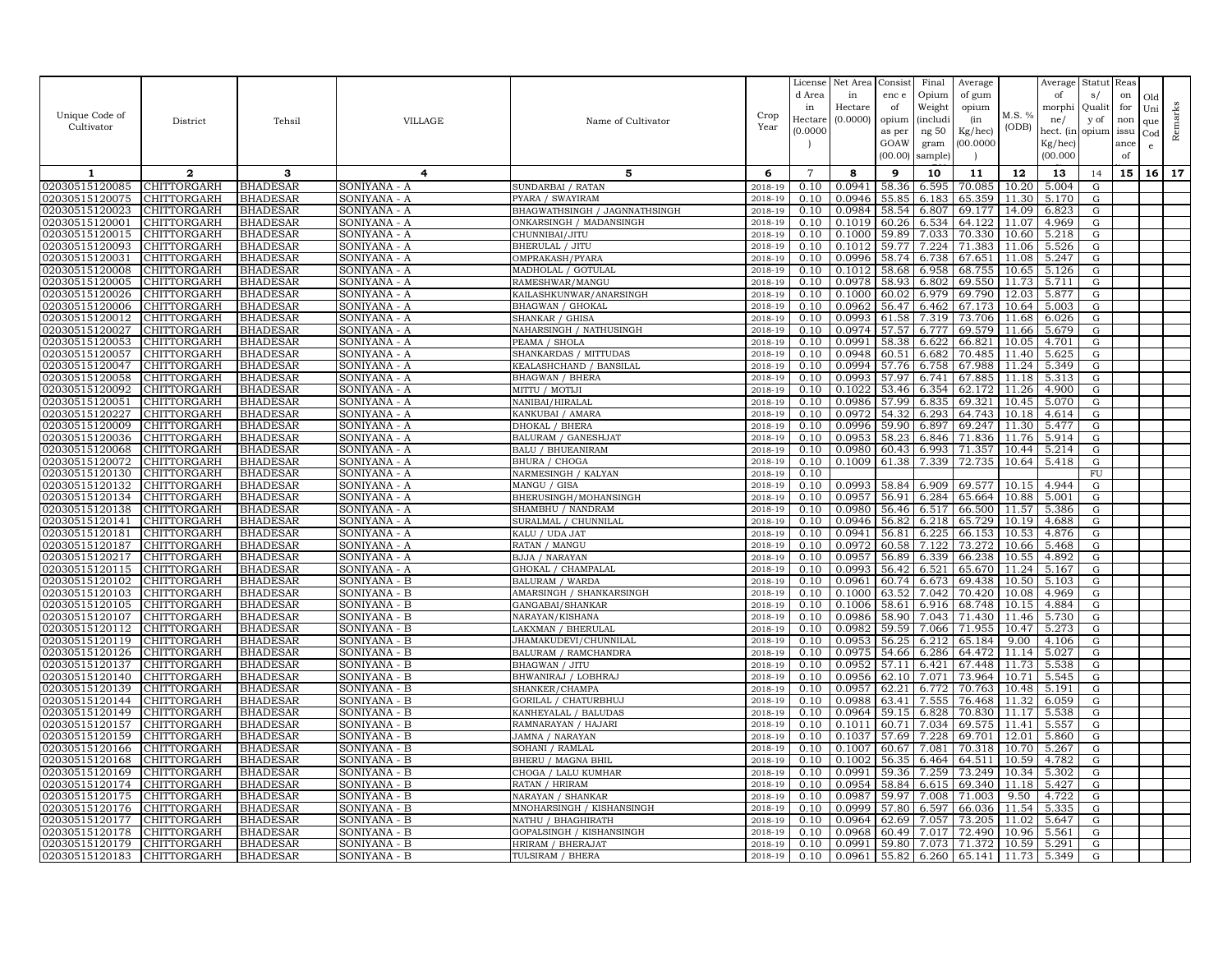| Unique Code of Cultivator | District | Tehsil | VILLAGE | Name of Cultivator | Crop Year | License d Area in Hectare (0.0000 ) | Net Area in Hectare (0.0000) | Consist enc e of opium as per GOAW (00.00) | Final Opium Weight (includi ng 50 gram sample) | Average of gum opium (in Kg/hec) (00.0000 ) | M.S. % (ODB) | Average of morphi ne/ hect. (in Kg/hec) (00.000 | Statut s/ Qualit y of opium | Reas on for non issu ance of | Old Uni que Cod e | Remarks |
|---|---|---|---|---|---|---|---|---|---|---|---|---|---|---|---|---|
| 1 | 2 | 3 | 4 | 5 | 6 | 7 | 8 | 9 | 10 | 11 | 12 | 13 | 14 | 15 | 16 | 17 |
| 02030515120085 | CHITTORGARH | BHADESAR | SONIYANA - A | SUNDARBAI / RATAN | 2018-19 | 0.10 | 0.0941 | 58.36 | 6.595 | 70.085 | 10.20 | 5.004 | G | | | |
| 02030515120075 | CHITTORGARH | BHADESAR | SONIYANA - A | PYARA / SWAYIRAM | 2018-19 | 0.10 | 0.0946 | 55.85 | 6.183 | 65.359 | 11.30 | 5.170 | G | | | |
| 02030515120023 | CHITTORGARH | BHADESAR | SONIYANA - A | BHAGWATHSINGH / JAGNNATHSINGH | 2018-19 | 0.10 | 0.0984 | 58.54 | 6.807 | 69.177 | 14.09 | 6.823 | G | | | |
| 02030515120001 | CHITTORGARH | BHADESAR | SONIYANA - A | ONKARSINGH / MADANSINGH | 2018-19 | 0.10 | 0.1019 | 60.26 | 6.534 | 64.122 | 11.07 | 4.969 | G | | | |
| 02030515120015 | CHITTORGARH | BHADESAR | SONIYANA - A | CHUNNIBAI/JITU | 2018-19 | 0.10 | 0.1000 | 59.89 | 7.033 | 70.330 | 10.60 | 5.218 | G | | | |
| 02030515120093 | CHITTORGARH | BHADESAR | SONIYANA - A | BHERULAL / JITU | 2018-19 | 0.10 | 0.1012 | 59.77 | 7.224 | 71.383 | 11.06 | 5.526 | G | | | |
| 02030515120031 | CHITTORGARH | BHADESAR | SONIYANA - A | OMPRAKASH/PYARA | 2018-19 | 0.10 | 0.0996 | 58.74 | 6.738 | 67.651 | 11.08 | 5.247 | G | | | |
| 02030515120008 | CHITTORGARH | BHADESAR | SONIYANA - A | MADHOLAL / GOTULAL | 2018-19 | 0.10 | 0.1012 | 58.68 | 6.958 | 68.755 | 10.65 | 5.126 | G | | | |
| 02030515120005 | CHITTORGARH | BHADESAR | SONIYANA - A | RAMESHWAR/MANGU | 2018-19 | 0.10 | 0.0978 | 58.93 | 6.802 | 69.550 | 11.73 | 5.711 | G | | | |
| 02030515120026 | CHITTORGARH | BHADESAR | SONIYANA - A | KAILASHKUNWAR/ANARSINGH | 2018-19 | 0.10 | 0.1000 | 60.02 | 6.979 | 69.790 | 12.03 | 5.877 | G | | | |
| 02030515120006 | CHITTORGARH | BHADESAR | SONIYANA - A | BHAGWAN / GHOKAL | 2018-19 | 0.10 | 0.0962 | 56.47 | 6.462 | 67.173 | 10.64 | 5.003 | G | | | |
| 02030515120012 | CHITTORGARH | BHADESAR | SONIYANA - A | SHANKAR / GHISA | 2018-19 | 0.10 | 0.0993 | 61.58 | 7.319 | 73.706 | 11.68 | 6.026 | G | | | |
| 02030515120027 | CHITTORGARH | BHADESAR | SONIYANA - A | NAHARSINGH / NATHUSINGH | 2018-19 | 0.10 | 0.0974 | 57.57 | 6.777 | 69.579 | 11.66 | 5.679 | G | | | |
| 02030515120053 | CHITTORGARH | BHADESAR | SONIYANA - A | PEAMA / SHOLA | 2018-19 | 0.10 | 0.0991 | 58.38 | 6.622 | 66.821 | 10.05 | 4.701 | G | | | |
| 02030515120057 | CHITTORGARH | BHADESAR | SONIYANA - A | SHANKARDAS / MITTUDAS | 2018-19 | 0.10 | 0.0948 | 60.51 | 6.682 | 70.485 | 11.40 | 5.625 | G | | | |
| 02030515120047 | CHITTORGARH | BHADESAR | SONIYANA - A | KEALASHCHAND / BANSILAL | 2018-19 | 0.10 | 0.0994 | 57.76 | 6.758 | 67.988 | 11.24 | 5.349 | G | | | |
| 02030515120058 | CHITTORGARH | BHADESAR | SONIYANA - A | BHAGWAN / BHERA | 2018-19 | 0.10 | 0.0993 | 57.97 | 6.741 | 67.885 | 11.18 | 5.313 | G | | | |
| 02030515120092 | CHITTORGARH | BHADESAR | SONIYANA - A | MITTU / MOTIJI | 2018-19 | 0.10 | 0.1022 | 53.46 | 6.354 | 62.172 | 11.26 | 4.900 | G | | | |
| 02030515120051 | CHITTORGARH | BHADESAR | SONIYANA - A | NANIBAI/HIRALAL | 2018-19 | 0.10 | 0.0986 | 57.99 | 6.835 | 69.321 | 10.45 | 5.070 | G | | | |
| 02030515120227 | CHITTORGARH | BHADESAR | SONIYANA - A | KANKUBAI / AMARA | 2018-19 | 0.10 | 0.0972 | 54.32 | 6.293 | 64.743 | 10.18 | 4.614 | G | | | |
| 02030515120009 | CHITTORGARH | BHADESAR | SONIYANA - A | DHOKAL / BHERA | 2018-19 | 0.10 | 0.0996 | 59.90 | 6.897 | 69.247 | 11.30 | 5.477 | G | | | |
| 02030515120036 | CHITTORGARH | BHADESAR | SONIYANA - A | BALURAM / GANESHJAT | 2018-19 | 0.10 | 0.0953 | 58.23 | 6.846 | 71.836 | 11.76 | 5.914 | G | | | |
| 02030515120068 | CHITTORGARH | BHADESAR | SONIYANA - A | BALU / BHUEANIRAM | 2018-19 | 0.10 | 0.0980 | 60.43 | 6.993 | 71.357 | 10.44 | 5.214 | G | | | |
| 02030515120072 | CHITTORGARH | BHADESAR | SONIYANA - A | BHURA / CHOGA | 2018-19 | 0.10 | 0.1009 | 61.38 | 7.339 | 72.735 | 10.64 | 5.418 | G | | | |
| 02030515120130 | CHITTORGARH | BHADESAR | SONIYANA - A | NARMESINGH / KALYAN | 2018-19 | 0.10 | | | | | | | FU | | | |
| 02030515120132 | CHITTORGARH | BHADESAR | SONIYANA - A | MANGU / GISA | 2018-19 | 0.10 | 0.0993 | 58.84 | 6.909 | 69.577 | 10.15 | 4.944 | G | | | |
| 02030515120134 | CHITTORGARH | BHADESAR | SONIYANA - A | BHERUSINGH/MOHANSINGH | 2018-19 | 0.10 | 0.0957 | 56.91 | 6.284 | 65.664 | 10.88 | 5.001 | G | | | |
| 02030515120138 | CHITTORGARH | BHADESAR | SONIYANA - A | SHAMBHU / NANDRAM | 2018-19 | 0.10 | 0.0980 | 56.46 | 6.517 | 66.500 | 11.57 | 5.386 | G | | | |
| 02030515120141 | CHITTORGARH | BHADESAR | SONIYANA - A | SURALMAL / CHUNNILAL | 2018-19 | 0.10 | 0.0946 | 56.82 | 6.218 | 65.729 | 10.19 | 4.688 | G | | | |
| 02030515120181 | CHITTORGARH | BHADESAR | SONIYANA - A | KALU / UDA JAT | 2018-19 | 0.10 | 0.0941 | 56.81 | 6.225 | 66.153 | 10.53 | 4.876 | G | | | |
| 02030515120187 | CHITTORGARH | BHADESAR | SONIYANA - A | RATAN / MANGU | 2018-19 | 0.10 | 0.0972 | 60.58 | 7.122 | 73.272 | 10.66 | 5.468 | G | | | |
| 02030515120217 | CHITTORGARH | BHADESAR | SONIYANA - A | BJJA / NARAYAN | 2018-19 | 0.10 | 0.0957 | 56.89 | 6.339 | 66.238 | 10.55 | 4.892 | G | | | |
| 02030515120115 | CHITTORGARH | BHADESAR | SONIYANA - A | GHOKAL / CHAMPALAL | 2018-19 | 0.10 | 0.0993 | 56.42 | 6.521 | 65.670 | 11.24 | 5.167 | G | | | |
| 02030515120102 | CHITTORGARH | BHADESAR | SONIYANA - B | BALURAM / WARDA | 2018-19 | 0.10 | 0.0961 | 60.74 | 6.673 | 69.438 | 10.50 | 5.103 | G | | | |
| 02030515120103 | CHITTORGARH | BHADESAR | SONIYANA - B | AMARSINGH / SHANKARSINGH | 2018-19 | 0.10 | 0.1000 | 63.52 | 7.042 | 70.420 | 10.08 | 4.969 | G | | | |
| 02030515120105 | CHITTORGARH | BHADESAR | SONIYANA - B | GANGABAI/SHANKAR | 2018-19 | 0.10 | 0.1006 | 58.61 | 6.916 | 68.748 | 10.15 | 4.884 | G | | | |
| 02030515120107 | CHITTORGARH | BHADESAR | SONIYANA - B | NARAYAN/KISHANA | 2018-19 | 0.10 | 0.0986 | 58.90 | 7.043 | 71.430 | 11.46 | 5.730 | G | | | |
| 02030515120112 | CHITTORGARH | BHADESAR | SONIYANA - B | LAKXMAN / BHERULAL | 2018-19 | 0.10 | 0.0982 | 59.59 | 7.066 | 71.955 | 10.47 | 5.273 | G | | | |
| 02030515120119 | CHITTORGARH | BHADESAR | SONIYANA - B | JHAMAKUDEVI/CHUNNILAL | 2018-19 | 0.10 | 0.0953 | 56.25 | 6.212 | 65.184 | 9.00 | 4.106 | G | | | |
| 02030515120126 | CHITTORGARH | BHADESAR | SONIYANA - B | BALURAM / RAMCHANDRA | 2018-19 | 0.10 | 0.0975 | 54.66 | 6.286 | 64.472 | 11.14 | 5.027 | G | | | |
| 02030515120137 | CHITTORGARH | BHADESAR | SONIYANA - B | BHAGWAN / JITU | 2018-19 | 0.10 | 0.0952 | 57.11 | 6.421 | 67.448 | 11.73 | 5.538 | G | | | |
| 02030515120140 | CHITTORGARH | BHADESAR | SONIYANA - B | BHWANIRAJ / LOBHRAJ | 2018-19 | 0.10 | 0.0956 | 62.10 | 7.071 | 73.964 | 10.71 | 5.545 | G | | | |
| 02030515120139 | CHITTORGARH | BHADESAR | SONIYANA - B | SHANKER/CHAMPA | 2018-19 | 0.10 | 0.0957 | 62.21 | 6.772 | 70.763 | 10.48 | 5.191 | G | | | |
| 02030515120144 | CHITTORGARH | BHADESAR | SONIYANA - B | GORILAL / CHATURBHUJ | 2018-19 | 0.10 | 0.0988 | 63.41 | 7.555 | 76.468 | 11.32 | 6.059 | G | | | |
| 02030515120149 | CHITTORGARH | BHADESAR | SONIYANA - B | KANHEYALAL / BALUDAS | 2018-19 | 0.10 | 0.0964 | 59.15 | 6.828 | 70.830 | 11.17 | 5.538 | G | | | |
| 02030515120157 | CHITTORGARH | BHADESAR | SONIYANA - B | RAMNARAYAN / HAJARI | 2018-19 | 0.10 | 0.1011 | 60.71 | 7.034 | 69.575 | 11.41 | 5.557 | G | | | |
| 02030515120159 | CHITTORGARH | BHADESAR | SONIYANA - B | JAMNA / NARAYAN | 2018-19 | 0.10 | 0.1037 | 57.69 | 7.228 | 69.701 | 12.01 | 5.860 | G | | | |
| 02030515120166 | CHITTORGARH | BHADESAR | SONIYANA - B | SOHANI / RAMLAL | 2018-19 | 0.10 | 0.1007 | 60.67 | 7.081 | 70.318 | 10.70 | 5.267 | G | | | |
| 02030515120168 | CHITTORGARH | BHADESAR | SONIYANA - B | BHERU / MAGNA BHIL | 2018-19 | 0.10 | 0.1002 | 56.35 | 6.464 | 64.511 | 10.59 | 4.782 | G | | | |
| 02030515120169 | CHITTORGARH | BHADESAR | SONIYANA - B | CHOGA / LALU KUMHAR | 2018-19 | 0.10 | 0.0991 | 59.36 | 7.259 | 73.249 | 10.34 | 5.302 | G | | | |
| 02030515120174 | CHITTORGARH | BHADESAR | SONIYANA - B | RATAN / HRIRAM | 2018-19 | 0.10 | 0.0954 | 58.84 | 6.615 | 69.340 | 11.18 | 5.427 | G | | | |
| 02030515120175 | CHITTORGARH | BHADESAR | SONIYANA - B | NARAYAN / SHANKAR | 2018-19 | 0.10 | 0.0987 | 59.97 | 7.008 | 71.003 | 9.50 | 4.722 | G | | | |
| 02030515120176 | CHITTORGARH | BHADESAR | SONIYANA - B | MNOHARSINGH / KISHANSINGH | 2018-19 | 0.10 | 0.0999 | 57.80 | 6.597 | 66.036 | 11.54 | 5.335 | G | | | |
| 02030515120177 | CHITTORGARH | BHADESAR | SONIYANA - B | NATHU / BHAGHIRATH | 2018-19 | 0.10 | 0.0964 | 62.69 | 7.057 | 73.205 | 11.02 | 5.647 | G | | | |
| 02030515120178 | CHITTORGARH | BHADESAR | SONIYANA - B | GOPALSINGH / KISHANSINGH | 2018-19 | 0.10 | 0.0968 | 60.49 | 7.017 | 72.490 | 10.96 | 5.561 | G | | | |
| 02030515120179 | CHITTORGARH | BHADESAR | SONIYANA - B | HRIRAM / BHERAJAT | 2018-19 | 0.10 | 0.0991 | 59.80 | 7.073 | 71.372 | 10.59 | 5.291 | G | | | |
| 02030515120183 | CHITTORGARH | BHADESAR | SONIYANA - B | TULSIRAM / BHERA | 2018-19 | 0.10 | 0.0961 | 55.82 | 6.260 | 65.141 | 11.73 | 5.349 | G | | | |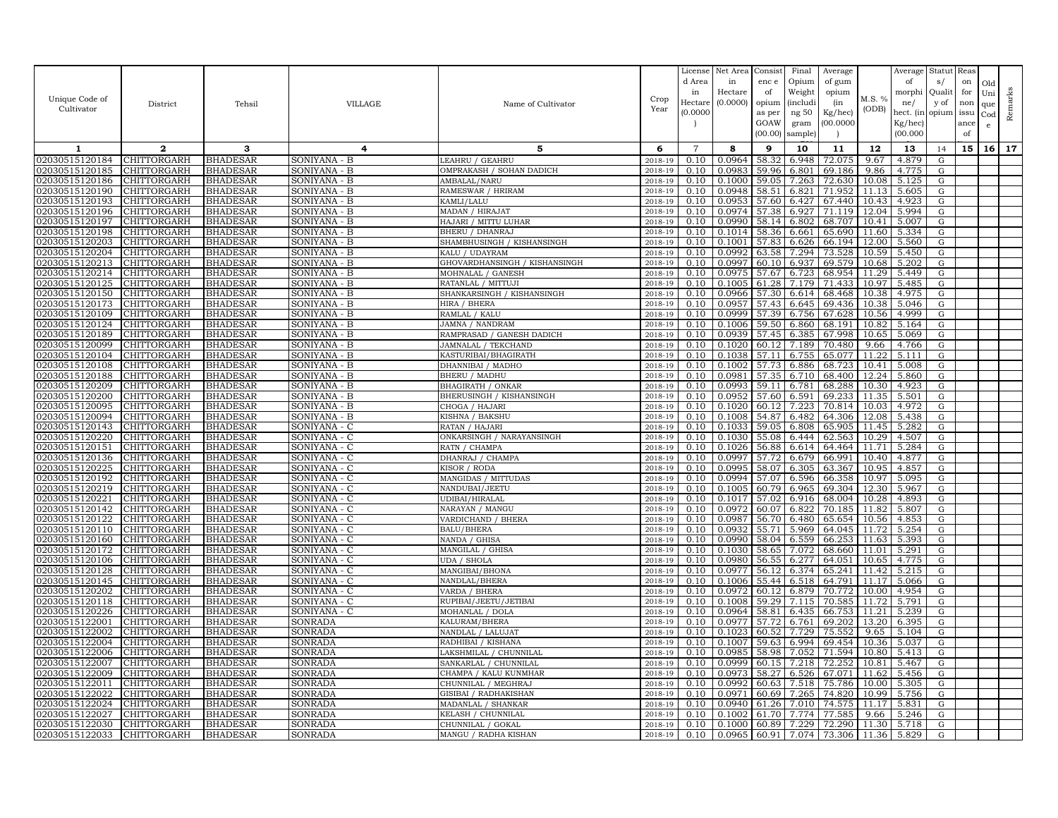| Unique Code of Cultivator | District | Tehsil | VILLAGE | Name of Cultivator | Crop Year | License d Area in Hectare (0.0000) | Net Area in Hectare (0.0000) | Consist enc e of opium as per GOAW (00.00) | Final Opium Weight (includi ng 50 gram sample) | Average of gum opium (in Kg/hec) (00.0000) | M.S. % (ODB) | Average of morphi ne/ hect. (in Kg/hec) (00.000 | Statut s/ Qualit y of opium | Reas on for non issu ance of | Old Uni que Cod e | Remarks |
|---|---|---|---|---|---|---|---|---|---|---|---|---|---|---|---|---|
| 1 | 2 | 3 | 4 | 5 | 6 | 7 | 8 | 9 | 10 | 11 | 12 | 13 | 14 | 15 | 16 | 17 |
| 02030515120184 | CHITTORGARH | BHADESAR | SONIYANA - B | LEAHRU / GEAHRU | 2018-19 | 0.10 | 0.0964 | 58.32 | 6.948 | 72.075 | 9.67 | 4.879 | G | | | |
| 02030515120185 | CHITTORGARH | BHADESAR | SONIYANA - B | OMPRAKASH / SOHAN DADICH | 2018-19 | 0.10 | 0.0983 | 59.96 | 6.801 | 69.186 | 9.86 | 4.775 | G | | | |
| 02030515120186 | CHITTORGARH | BHADESAR | SONIYANA - B | AMBALAL/NARU | 2018-19 | 0.10 | 0.1000 | 59.05 | 7.263 | 72.630 | 10.08 | 5.125 | G | | | |
| 02030515120190 | CHITTORGARH | BHADESAR | SONIYANA - B | RAMESWAR / HRIRAM | 2018-19 | 0.10 | 0.0948 | 58.51 | 6.821 | 71.952 | 11.13 | 5.605 | G | | | |
| 02030515120193 | CHITTORGARH | BHADESAR | SONIYANA - B | KAMLI/LALU | 2018-19 | 0.10 | 0.0953 | 57.60 | 6.427 | 67.440 | 10.43 | 4.923 | G | | | |
| 02030515120196 | CHITTORGARH | BHADESAR | SONIYANA - B | MADAN / HIRAJAT | 2018-19 | 0.10 | 0.0974 | 57.38 | 6.927 | 71.119 | 12.04 | 5.994 | G | | | |
| 02030515120197 | CHITTORGARH | BHADESAR | SONIYANA - B | HAJARI / MITTU LUHAR | 2018-19 | 0.10 | 0.0990 | 58.14 | 6.802 | 68.707 | 10.41 | 5.007 | G | | | |
| 02030515120198 | CHITTORGARH | BHADESAR | SONIYANA - B | BHERU / DHANRAJ | 2018-19 | 0.10 | 0.1014 | 58.36 | 6.661 | 65.690 | 11.60 | 5.334 | G | | | |
| 02030515120203 | CHITTORGARH | BHADESAR | SONIYANA - B | SHAMBHUSINGH / KISHANSINGH | 2018-19 | 0.10 | 0.1001 | 57.83 | 6.626 | 66.194 | 12.00 | 5.560 | G | | | |
| 02030515120204 | CHITTORGARH | BHADESAR | SONIYANA - B | KALU / UDAYRAM | 2018-19 | 0.10 | 0.0992 | 63.58 | 7.294 | 73.528 | 10.59 | 5.450 | G | | | |
| 02030515120213 | CHITTORGARH | BHADESAR | SONIYANA - B | GHOVARDHANSINGH / KISHANSINGH | 2018-19 | 0.10 | 0.0997 | 60.10 | 6.937 | 69.579 | 10.68 | 5.202 | G | | | |
| 02030515120214 | CHITTORGARH | BHADESAR | SONIYANA - B | MOHNALAL / GANESH | 2018-19 | 0.10 | 0.0975 | 57.67 | 6.723 | 68.954 | 11.29 | 5.449 | G | | | |
| 02030515120125 | CHITTORGARH | BHADESAR | SONIYANA - B | RATANLAL / MITTUJI | 2018-19 | 0.10 | 0.1005 | 61.28 | 7.179 | 71.433 | 10.97 | 5.485 | G | | | |
| 02030515120150 | CHITTORGARH | BHADESAR | SONIYANA - B | SHANKARSINGH / KISHANSINGH | 2018-19 | 0.10 | 0.0966 | 57.30 | 6.614 | 68.468 | 10.38 | 4.975 | G | | | |
| 02030515120173 | CHITTORGARH | BHADESAR | SONIYANA - B | HIRA / BHERA | 2018-19 | 0.10 | 0.0957 | 57.43 | 6.645 | 69.436 | 10.38 | 5.046 | G | | | |
| 02030515120109 | CHITTORGARH | BHADESAR | SONIYANA - B | RAMLAL / KALU | 2018-19 | 0.10 | 0.0999 | 57.39 | 6.756 | 67.628 | 10.56 | 4.999 | G | | | |
| 02030515120124 | CHITTORGARH | BHADESAR | SONIYANA - B | JAMNA / NANDRAM | 2018-19 | 0.10 | 0.1006 | 59.50 | 6.860 | 68.191 | 10.82 | 5.164 | G | | | |
| 02030515120189 | CHITTORGARH | BHADESAR | SONIYANA - B | RAMPRASAD / GANESH DADICH | 2018-19 | 0.10 | 0.0939 | 57.45 | 6.385 | 67.998 | 10.65 | 5.069 | G | | | |
| 02030515120099 | CHITTORGARH | BHADESAR | SONIYANA - B | JAMNALAL / TEKCHAND | 2018-19 | 0.10 | 0.1020 | 60.12 | 7.189 | 70.480 | 9.66 | 4.766 | G | | | |
| 02030515120104 | CHITTORGARH | BHADESAR | SONIYANA - B | KASTURIBAI/BHAGIRATH | 2018-19 | 0.10 | 0.1038 | 57.11 | 6.755 | 65.077 | 11.22 | 5.111 | G | | | |
| 02030515120108 | CHITTORGARH | BHADESAR | SONIYANA - B | DHANNIBAI / MADHO | 2018-19 | 0.10 | 0.1002 | 57.73 | 6.886 | 68.723 | 10.41 | 5.008 | G | | | |
| 02030515120188 | CHITTORGARH | BHADESAR | SONIYANA - B | BHERU / MADHU | 2018-19 | 0.10 | 0.0981 | 57.35 | 6.710 | 68.400 | 12.24 | 5.860 | G | | | |
| 02030515120209 | CHITTORGARH | BHADESAR | SONIYANA - B | BHAGIRATH / ONKAR | 2018-19 | 0.10 | 0.0993 | 59.11 | 6.781 | 68.288 | 10.30 | 4.923 | G | | | |
| 02030515120200 | CHITTORGARH | BHADESAR | SONIYANA - B | BHERUSINGH / KISHANSINGH | 2018-19 | 0.10 | 0.0952 | 57.60 | 6.591 | 69.233 | 11.35 | 5.501 | G | | | |
| 02030515120095 | CHITTORGARH | BHADESAR | SONIYANA - B | CHOGA / HAJARI | 2018-19 | 0.10 | 0.1020 | 60.12 | 7.223 | 70.814 | 10.03 | 4.972 | G | | | |
| 02030515120094 | CHITTORGARH | BHADESAR | SONIYANA - B | KISHNA / BAKSHU | 2018-19 | 0.10 | 0.1008 | 54.87 | 6.482 | 64.306 | 12.08 | 5.438 | G | | | |
| 02030515120143 | CHITTORGARH | BHADESAR | SONIYANA - C | RATAN / HAJARI | 2018-19 | 0.10 | 0.1033 | 59.05 | 6.808 | 65.905 | 11.45 | 5.282 | G | | | |
| 02030515120220 | CHITTORGARH | BHADESAR | SONIYANA - C | ONKARSINGH / NARAYANSINGH | 2018-19 | 0.10 | 0.1030 | 55.08 | 6.444 | 62.563 | 10.29 | 4.507 | G | | | |
| 02030515120151 | CHITTORGARH | BHADESAR | SONIYANA - C | RATN / CHAMPA | 2018-19 | 0.10 | 0.1026 | 56.88 | 6.614 | 64.464 | 11.71 | 5.284 | G | | | |
| 02030515120136 | CHITTORGARH | BHADESAR | SONIYANA - C | DHANRAJ / CHAMPA | 2018-19 | 0.10 | 0.0997 | 57.72 | 6.679 | 66.991 | 10.40 | 4.877 | G | | | |
| 02030515120225 | CHITTORGARH | BHADESAR | SONIYANA - C | KISOR / RODA | 2018-19 | 0.10 | 0.0995 | 58.07 | 6.305 | 63.367 | 10.95 | 4.857 | G | | | |
| 02030515120192 | CHITTORGARH | BHADESAR | SONIYANA - C | MANGIDAS / MITTUDAS | 2018-19 | 0.10 | 0.0994 | 57.07 | 6.596 | 66.358 | 10.97 | 5.095 | G | | | |
| 02030515120219 | CHITTORGARH | BHADESAR | SONIYANA - C | NANDUBAI/JEETU | 2018-19 | 0.10 | 0.1005 | 60.79 | 6.965 | 69.304 | 12.30 | 5.967 | G | | | |
| 02030515120221 | CHITTORGARH | BHADESAR | SONIYANA - C | UDIBAI/HIRALAL | 2018-19 | 0.10 | 0.1017 | 57.02 | 6.916 | 68.004 | 10.28 | 4.893 | G | | | |
| 02030515120142 | CHITTORGARH | BHADESAR | SONIYANA - C | NARAYAN / MANGU | 2018-19 | 0.10 | 0.0972 | 60.07 | 6.822 | 70.185 | 11.82 | 5.807 | G | | | |
| 02030515120122 | CHITTORGARH | BHADESAR | SONIYANA - C | VARDICHAND / BHERA | 2018-19 | 0.10 | 0.0987 | 56.70 | 6.480 | 65.654 | 10.56 | 4.853 | G | | | |
| 02030515120110 | CHITTORGARH | BHADESAR | SONIYANA - C | BALU/BHERA | 2018-19 | 0.10 | 0.0932 | 55.71 | 5.969 | 64.045 | 11.72 | 5.254 | G | | | |
| 02030515120160 | CHITTORGARH | BHADESAR | SONIYANA - C | NANDA / GHISA | 2018-19 | 0.10 | 0.0990 | 58.04 | 6.559 | 66.253 | 11.63 | 5.393 | G | | | |
| 02030515120172 | CHITTORGARH | BHADESAR | SONIYANA - C | MANGILAL / GHISA | 2018-19 | 0.10 | 0.1030 | 58.65 | 7.072 | 68.660 | 11.01 | 5.291 | G | | | |
| 02030515120106 | CHITTORGARH | BHADESAR | SONIYANA - C | UDA / SHOLA | 2018-19 | 0.10 | 0.0980 | 56.55 | 6.277 | 64.051 | 10.65 | 4.775 | G | | | |
| 02030515120128 | CHITTORGARH | BHADESAR | SONIYANA - C | MANGIBAI/BHONA | 2018-19 | 0.10 | 0.0977 | 56.12 | 6.374 | 65.241 | 11.42 | 5.215 | G | | | |
| 02030515120145 | CHITTORGARH | BHADESAR | SONIYANA - C | NANDLAL/BHERA | 2018-19 | 0.10 | 0.1006 | 55.44 | 6.518 | 64.791 | 11.17 | 5.066 | G | | | |
| 02030515120202 | CHITTORGARH | BHADESAR | SONIYANA - C | VARDA / BHERA | 2018-19 | 0.10 | 0.0972 | 60.12 | 6.879 | 70.772 | 10.00 | 4.954 | G | | | |
| 02030515120118 | CHITTORGARH | BHADESAR | SONIYANA - C | RUPIBAI/JEETU/JETIBAI | 2018-19 | 0.10 | 0.1008 | 59.29 | 7.115 | 70.585 | 11.72 | 5.791 | G | | | |
| 02030515120226 | CHITTORGARH | BHADESAR | SONIYANA - C | MOHANLAL / DOLA | 2018-19 | 0.10 | 0.0964 | 58.81 | 6.435 | 66.753 | 11.21 | 5.239 | G | | | |
| 02030515122001 | CHITTORGARH | BHADESAR | SONRADA | KALURAM/BHERA | 2018-19 | 0.10 | 0.0977 | 57.72 | 6.761 | 69.202 | 13.20 | 6.395 | G | | | |
| 02030515122002 | CHITTORGARH | BHADESAR | SONRADA | NANDLAL / LALUJAT | 2018-19 | 0.10 | 0.1023 | 60.52 | 7.729 | 75.552 | 9.65 | 5.104 | G | | | |
| 02030515122004 | CHITTORGARH | BHADESAR | SONRADA | RADHIBAI / KISHANA | 2018-19 | 0.10 | 0.1007 | 59.63 | 6.994 | 69.454 | 10.36 | 5.037 | G | | | |
| 02030515122006 | CHITTORGARH | BHADESAR | SONRADA | LAKSHMILAL / CHUNNILAL | 2018-19 | 0.10 | 0.0985 | 58.98 | 7.052 | 71.594 | 10.80 | 5.413 | G | | | |
| 02030515122007 | CHITTORGARH | BHADESAR | SONRADA | SANKARLAL / CHUNNILAL | 2018-19 | 0.10 | 0.0999 | 60.15 | 7.218 | 72.252 | 10.81 | 5.467 | G | | | |
| 02030515122009 | CHITTORGARH | BHADESAR | SONRADA | CHAMPA / KALU KUNMHAR | 2018-19 | 0.10 | 0.0973 | 58.27 | 6.526 | 67.071 | 11.62 | 5.456 | G | | | |
| 02030515122011 | CHITTORGARH | BHADESAR | SONRADA | CHUNNILAL / MEGHRAJ | 2018-19 | 0.10 | 0.0992 | 60.63 | 7.518 | 75.786 | 10.00 | 5.305 | G | | | |
| 02030515122022 | CHITTORGARH | BHADESAR | SONRADA | GISIBAI / RADHAKISHAN | 2018-19 | 0.10 | 0.0971 | 60.69 | 7.265 | 74.820 | 10.99 | 5.756 | G | | | |
| 02030515122024 | CHITTORGARH | BHADESAR | SONRADA | MADANLAL / SHANKAR | 2018-19 | 0.10 | 0.0940 | 61.26 | 7.010 | 74.575 | 11.17 | 5.831 | G | | | |
| 02030515122027 | CHITTORGARH | BHADESAR | SONRADA | KELASH / CHUNNILAL | 2018-19 | 0.10 | 0.1002 | 61.70 | 7.774 | 77.585 | 9.66 | 5.246 | G | | | |
| 02030515122030 | CHITTORGARH | BHADESAR | SONRADA | CHUNNILAL / GOKAL | 2018-19 | 0.10 | 0.1000 | 60.89 | 7.229 | 72.290 | 11.30 | 5.718 | G | | | |
| 02030515122033 | CHITTORGARH | BHADESAR | SONRADA | MANGU / RADHA KISHAN | 2018-19 | 0.10 | 0.0965 | 60.91 | 7.074 | 73.306 | 11.36 | 5.829 | G | | | |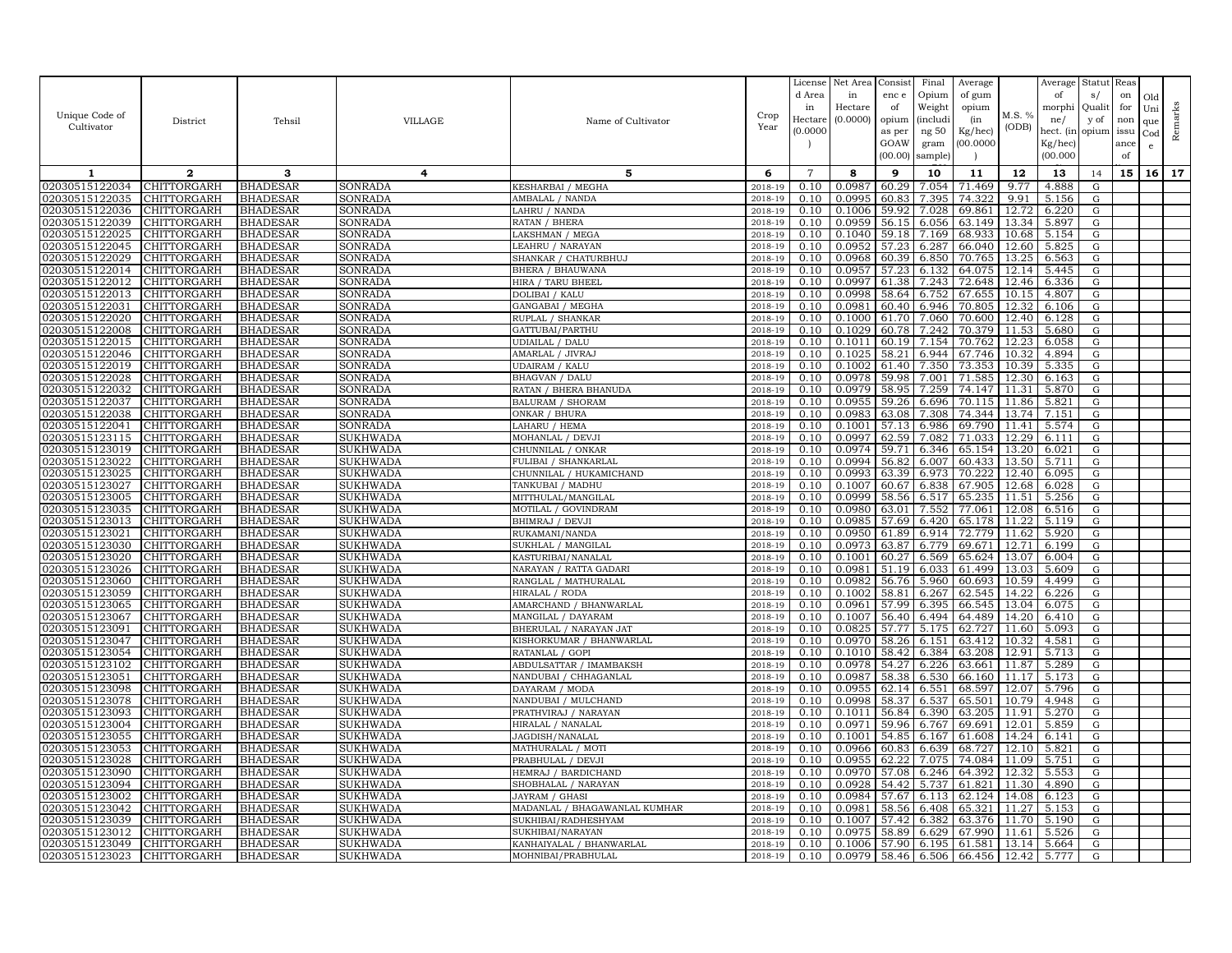| Unique Code of Cultivator | District | Tehsil | VILLAGE | Name of Cultivator | Crop Year | License d Area in Hectare (0.0000 ) | Net Area in Hectare (0.0000) | Consist enc e of opium as per GOAW (00.00) | Final Opium Weight (includi ng 50 gram sample) | Average of gum opium (in Kg/hec) (00.0000 ) | M.S. % (ODB) | Average of morphi ne/ hect. (in Kg/hec) (00.000 | Statut s/ Qualit y of opium | Reas on for non issu ance of | Old Uni que Cod e | Remarks |
|---|---|---|---|---|---|---|---|---|---|---|---|---|---|---|---|---|
| 1 | 2 | 3 | 4 | 5 | 6 | 7 | 8 | 9 | 10 | 11 | 12 | 13 | 14 | 15 | 16 | 17 |
| 02030515122034 | CHITTORGARH | BHADESAR | SONRADA | KESHARBAI / MEGHA | 2018-19 | 0.10 | 0.0987 | 60.29 | 7.054 | 71.469 | 9.77 | 4.888 | G | | | |
| 02030515122035 | CHITTORGARH | BHADESAR | SONRADA | AMBALAL / NANDA | 2018-19 | 0.10 | 0.0995 | 60.83 | 7.395 | 74.322 | 9.91 | 5.156 | G | | | |
| 02030515122036 | CHITTORGARH | BHADESAR | SONRADA | LAHRU / NANDA | 2018-19 | 0.10 | 0.1006 | 59.92 | 7.028 | 69.861 | 12.72 | 6.220 | G | | | |
| 02030515122039 | CHITTORGARH | BHADESAR | SONRADA | RATAN / BHERA | 2018-19 | 0.10 | 0.0959 | 56.15 | 6.056 | 63.149 | 13.34 | 5.897 | G | | | |
| 02030515122025 | CHITTORGARH | BHADESAR | SONRADA | LAKSHMAN / MEGA | 2018-19 | 0.10 | 0.1040 | 59.18 | 7.169 | 68.933 | 10.68 | 5.154 | G | | | |
| 02030515122045 | CHITTORGARH | BHADESAR | SONRADA | LEAHRU / NARAYAN | 2018-19 | 0.10 | 0.0952 | 57.23 | 6.287 | 66.040 | 12.60 | 5.825 | G | | | |
| 02030515122029 | CHITTORGARH | BHADESAR | SONRADA | SHANKAR / CHATURBHUJ | 2018-19 | 0.10 | 0.0968 | 60.39 | 6.850 | 70.765 | 13.25 | 6.563 | G | | | |
| 02030515122014 | CHITTORGARH | BHADESAR | SONRADA | BHERA / BHAUWANA | 2018-19 | 0.10 | 0.0957 | 57.23 | 6.132 | 64.075 | 12.14 | 5.445 | G | | | |
| 02030515122012 | CHITTORGARH | BHADESAR | SONRADA | HIRA / TARU BHEEL | 2018-19 | 0.10 | 0.0997 | 61.38 | 7.243 | 72.648 | 12.46 | 6.336 | G | | | |
| 02030515122013 | CHITTORGARH | BHADESAR | SONRADA | DOLIBAI / KALU | 2018-19 | 0.10 | 0.0998 | 58.64 | 6.752 | 67.655 | 10.15 | 4.807 | G | | | |
| 02030515122031 | CHITTORGARH | BHADESAR | SONRADA | GANGABAI / MEGHA | 2018-19 | 0.10 | 0.0981 | 60.40 | 6.946 | 70.805 | 12.32 | 6.106 | G | | | |
| 02030515122020 | CHITTORGARH | BHADESAR | SONRADA | RUPLAL / SHANKAR | 2018-19 | 0.10 | 0.1000 | 61.70 | 7.060 | 70.600 | 12.40 | 6.128 | G | | | |
| 02030515122008 | CHITTORGARH | BHADESAR | SONRADA | GATTUBAI/PARTHU | 2018-19 | 0.10 | 0.1029 | 60.78 | 7.242 | 70.379 | 11.53 | 5.680 | G | | | |
| 02030515122015 | CHITTORGARH | BHADESAR | SONRADA | UDIAILAL / DALU | 2018-19 | 0.10 | 0.1011 | 60.19 | 7.154 | 70.762 | 12.23 | 6.058 | G | | | |
| 02030515122046 | CHITTORGARH | BHADESAR | SONRADA | AMARLAL / JIVRAJ | 2018-19 | 0.10 | 0.1025 | 58.21 | 6.944 | 67.746 | 10.32 | 4.894 | G | | | |
| 02030515122019 | CHITTORGARH | BHADESAR | SONRADA | UDAIRAM / KALU | 2018-19 | 0.10 | 0.1002 | 61.40 | 7.350 | 73.353 | 10.39 | 5.335 | G | | | |
| 02030515122028 | CHITTORGARH | BHADESAR | SONRADA | BHAGVAN / DALU | 2018-19 | 0.10 | 0.0978 | 59.98 | 7.001 | 71.585 | 12.30 | 6.163 | G | | | |
| 02030515122032 | CHITTORGARH | BHADESAR | SONRADA | RATAN / BHERA BHANUDA | 2018-19 | 0.10 | 0.0979 | 58.95 | 7.259 | 74.147 | 11.31 | 5.870 | G | | | |
| 02030515122037 | CHITTORGARH | BHADESAR | SONRADA | BALURAM / SHORAM | 2018-19 | 0.10 | 0.0955 | 59.26 | 6.696 | 70.115 | 11.86 | 5.821 | G | | | |
| 02030515122038 | CHITTORGARH | BHADESAR | SONRADA | ONKAR / BHURA | 2018-19 | 0.10 | 0.0983 | 63.08 | 7.308 | 74.344 | 13.74 | 7.151 | G | | | |
| 02030515122041 | CHITTORGARH | BHADESAR | SONRADA | LAHARU / HEMA | 2018-19 | 0.10 | 0.1001 | 57.13 | 6.986 | 69.790 | 11.41 | 5.574 | G | | | |
| 02030515123115 | CHITTORGARH | BHADESAR | SUKHWADA | MOHANLAL / DEVJI | 2018-19 | 0.10 | 0.0997 | 62.59 | 7.082 | 71.033 | 12.29 | 6.111 | G | | | |
| 02030515123019 | CHITTORGARH | BHADESAR | SUKHWADA | CHUNNILAL / ONKAR | 2018-19 | 0.10 | 0.0974 | 59.71 | 6.346 | 65.154 | 13.20 | 6.021 | G | | | |
| 02030515123022 | CHITTORGARH | BHADESAR | SUKHWADA | FULIBAI / SHANKARLAL | 2018-19 | 0.10 | 0.0994 | 56.82 | 6.007 | 60.433 | 13.50 | 5.711 | G | | | |
| 02030515123025 | CHITTORGARH | BHADESAR | SUKHWADA | CHUNNILAL / HUKAMICHAND | 2018-19 | 0.10 | 0.0993 | 63.39 | 6.973 | 70.222 | 12.40 | 6.095 | G | | | |
| 02030515123027 | CHITTORGARH | BHADESAR | SUKHWADA | TANKUBAI / MADHU | 2018-19 | 0.10 | 0.1007 | 60.67 | 6.838 | 67.905 | 12.68 | 6.028 | G | | | |
| 02030515123005 | CHITTORGARH | BHADESAR | SUKHWADA | MITTHULAL/MANGILAL | 2018-19 | 0.10 | 0.0999 | 58.56 | 6.517 | 65.235 | 11.51 | 5.256 | G | | | |
| 02030515123035 | CHITTORGARH | BHADESAR | SUKHWADA | MOTILAL / GOVINDRAM | 2018-19 | 0.10 | 0.0980 | 63.01 | 7.552 | 77.061 | 12.08 | 6.516 | G | | | |
| 02030515123013 | CHITTORGARH | BHADESAR | SUKHWADA | BHIMRAJ / DEVJI | 2018-19 | 0.10 | 0.0985 | 57.69 | 6.420 | 65.178 | 11.22 | 5.119 | G | | | |
| 02030515123021 | CHITTORGARH | BHADESAR | SUKHWADA | RUKAMANI/NANDA | 2018-19 | 0.10 | 0.0950 | 61.89 | 6.914 | 72.779 | 11.62 | 5.920 | G | | | |
| 02030515123030 | CHITTORGARH | BHADESAR | SUKHWADA | SUKHLAL / MANGILAL | 2018-19 | 0.10 | 0.0973 | 63.87 | 6.779 | 69.671 | 12.71 | 6.199 | G | | | |
| 02030515123020 | CHITTORGARH | BHADESAR | SUKHWADA | KASTURIBAI/NANALAL | 2018-19 | 0.10 | 0.1001 | 60.27 | 6.569 | 65.624 | 13.07 | 6.004 | G | | | |
| 02030515123026 | CHITTORGARH | BHADESAR | SUKHWADA | NARAYAN / RATTA GADARI | 2018-19 | 0.10 | 0.0981 | 51.19 | 6.033 | 61.499 | 13.03 | 5.609 | G | | | |
| 02030515123060 | CHITTORGARH | BHADESAR | SUKHWADA | RANGLAL / MATHURALAL | 2018-19 | 0.10 | 0.0982 | 56.76 | 5.960 | 60.693 | 10.59 | 4.499 | G | | | |
| 02030515123059 | CHITTORGARH | BHADESAR | SUKHWADA | HIRALAL / RODA | 2018-19 | 0.10 | 0.1002 | 58.81 | 6.267 | 62.545 | 14.22 | 6.226 | G | | | |
| 02030515123065 | CHITTORGARH | BHADESAR | SUKHWADA | AMARCHAND / BHANWARLAL | 2018-19 | 0.10 | 0.0961 | 57.99 | 6.395 | 66.545 | 13.04 | 6.075 | G | | | |
| 02030515123067 | CHITTORGARH | BHADESAR | SUKHWADA | MANGILAL / DAYARAM | 2018-19 | 0.10 | 0.1007 | 56.40 | 6.494 | 64.489 | 14.20 | 6.410 | G | | | |
| 02030515123091 | CHITTORGARH | BHADESAR | SUKHWADA | BHERULAL / NARAYAN JAT | 2018-19 | 0.10 | 0.0825 | 57.77 | 5.175 | 62.727 | 11.60 | 5.093 | G | | | |
| 02030515123047 | CHITTORGARH | BHADESAR | SUKHWADA | KISHORKUMAR / BHANWARLAL | 2018-19 | 0.10 | 0.0970 | 58.26 | 6.151 | 63.412 | 10.32 | 4.581 | G | | | |
| 02030515123054 | CHITTORGARH | BHADESAR | SUKHWADA | RATANLAL / GOPI | 2018-19 | 0.10 | 0.1010 | 58.42 | 6.384 | 63.208 | 12.91 | 5.713 | G | | | |
| 02030515123102 | CHITTORGARH | BHADESAR | SUKHWADA | ABDULSATTAR / IMAMBAKSH | 2018-19 | 0.10 | 0.0978 | 54.27 | 6.226 | 63.661 | 11.87 | 5.289 | G | | | |
| 02030515123051 | CHITTORGARH | BHADESAR | SUKHWADA | NANDUBAI / CHHAGANLAL | 2018-19 | 0.10 | 0.0987 | 58.38 | 6.530 | 66.160 | 11.17 | 5.173 | G | | | |
| 02030515123098 | CHITTORGARH | BHADESAR | SUKHWADA | DAYARAM / MODA | 2018-19 | 0.10 | 0.0955 | 62.14 | 6.551 | 68.597 | 12.07 | 5.796 | G | | | |
| 02030515123078 | CHITTORGARH | BHADESAR | SUKHWADA | NANDUBAI / MULCHAND | 2018-19 | 0.10 | 0.0998 | 58.37 | 6.537 | 65.501 | 10.79 | 4.948 | G | | | |
| 02030515123093 | CHITTORGARH | BHADESAR | SUKHWADA | PRATHVIRAJ / NARAYAN | 2018-19 | 0.10 | 0.1011 | 56.84 | 6.390 | 63.205 | 11.91 | 5.270 | G | | | |
| 02030515123004 | CHITTORGARH | BHADESAR | SUKHWADA | HIRALAL / NANALAL | 2018-19 | 0.10 | 0.0971 | 59.96 | 6.767 | 69.691 | 12.01 | 5.859 | G | | | |
| 02030515123055 | CHITTORGARH | BHADESAR | SUKHWADA | JAGDISH/NANALAL | 2018-19 | 0.10 | 0.1001 | 54.85 | 6.167 | 61.608 | 14.24 | 6.141 | G | | | |
| 02030515123053 | CHITTORGARH | BHADESAR | SUKHWADA | MATHURALAL / MOTI | 2018-19 | 0.10 | 0.0966 | 60.83 | 6.639 | 68.727 | 12.10 | 5.821 | G | | | |
| 02030515123028 | CHITTORGARH | BHADESAR | SUKHWADA | PRABHULAL / DEVJI | 2018-19 | 0.10 | 0.0955 | 62.22 | 7.075 | 74.084 | 11.09 | 5.751 | G | | | |
| 02030515123090 | CHITTORGARH | BHADESAR | SUKHWADA | HEMRAJ / BARDICHAND | 2018-19 | 0.10 | 0.0970 | 57.08 | 6.246 | 64.392 | 12.32 | 5.553 | G | | | |
| 02030515123094 | CHITTORGARH | BHADESAR | SUKHWADA | SHOBHALAL / NARAYAN | 2018-19 | 0.10 | 0.0928 | 54.42 | 5.737 | 61.821 | 11.30 | 4.890 | G | | | |
| 02030515123002 | CHITTORGARH | BHADESAR | SUKHWADA | JAYRAM / GHASI | 2018-19 | 0.10 | 0.0984 | 57.67 | 6.113 | 62.124 | 14.08 | 6.123 | G | | | |
| 02030515123042 | CHITTORGARH | BHADESAR | SUKHWADA | MADANLAL / BHAGAWANLAL KUMHAR | 2018-19 | 0.10 | 0.0981 | 58.56 | 6.408 | 65.321 | 11.27 | 5.153 | G | | | |
| 02030515123039 | CHITTORGARH | BHADESAR | SUKHWADA | SUKHIBAI/RADHESHYAM | 2018-19 | 0.10 | 0.1007 | 57.42 | 6.382 | 63.376 | 11.70 | 5.190 | G | | | |
| 02030515123012 | CHITTORGARH | BHADESAR | SUKHWADA | SUKHIBAI/NARAYAN | 2018-19 | 0.10 | 0.0975 | 58.89 | 6.629 | 67.990 | 11.61 | 5.526 | G | | | |
| 02030515123049 | CHITTORGARH | BHADESAR | SUKHWADA | KANHAIYALAL / BHANWARLAL | 2018-19 | 0.10 | 0.1006 | 57.90 | 6.195 | 61.581 | 13.14 | 5.664 | G | | | |
| 02030515123023 | CHITTORGARH | BHADESAR | SUKHWADA | MOHNIBAI/PRABHULAL | 2018-19 | 0.10 | 0.0979 | 58.46 | 6.506 | 66.456 | 12.42 | 5.777 | G | | | |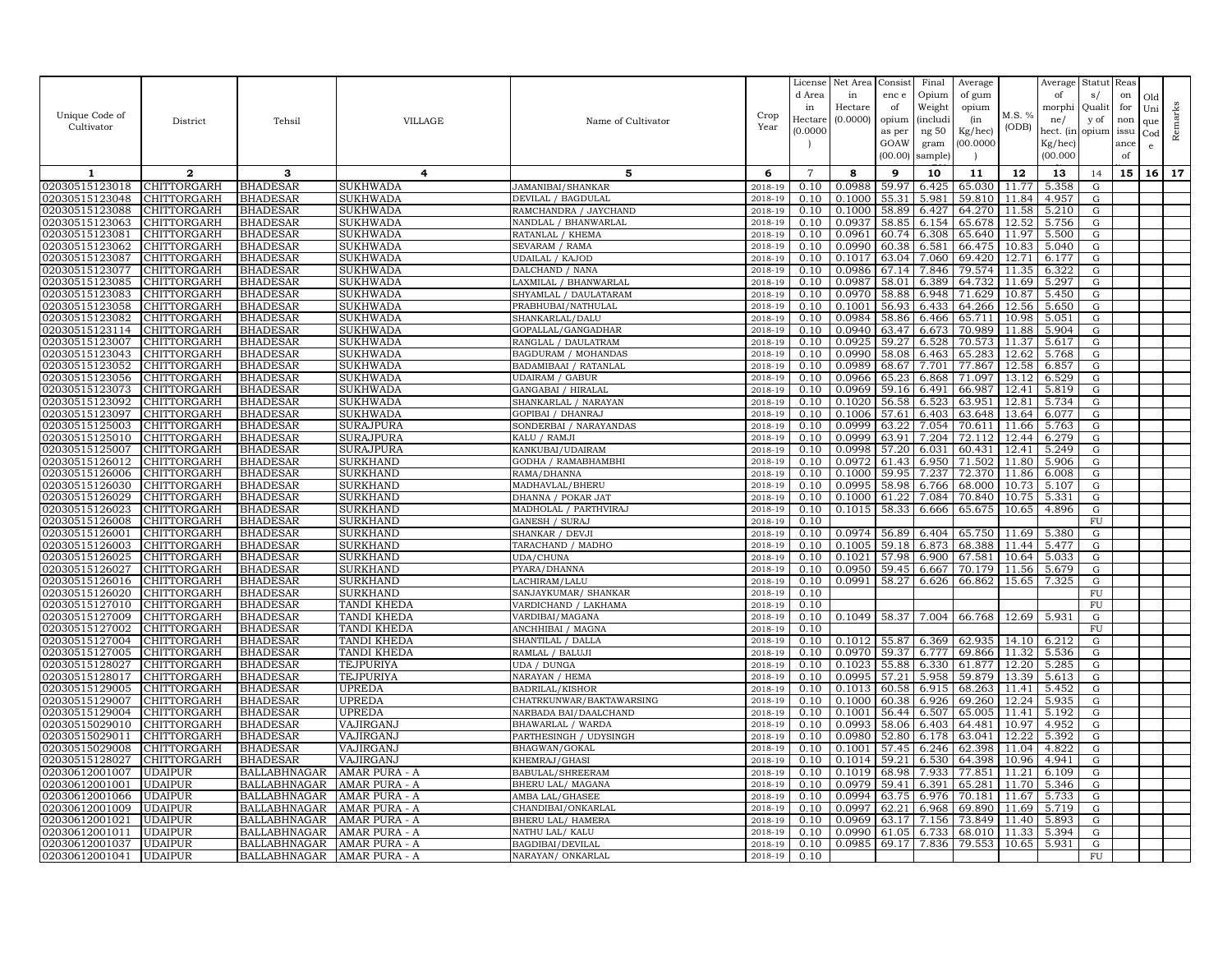| Unique Code of Cultivator | District | Tehsil | VILLAGE | Name of Cultivator | Crop Year | License d Area in Hectare (0.0000) | Net Area in Hectare (0.0000) | Consistence of opium as per GOAW (00.00) | Final Opium Weight (including 50 gram sample) | Average of gum opium (in Kg/hec) (00.0000) | M.S. % (ODB) | Average of morphine/ hect. (in Kg/hec) (00.000) | Status/ Quality of opium | Reason for non issuance of | Old Unique Code | Remarks |
|---|---|---|---|---|---|---|---|---|---|---|---|---|---|---|---|---|
| 1 | 2 | 3 | 4 | 5 | 6 | 7 | 8 | 9 | 10 | 11 | 12 | 13 | 14 | 15 | 16 | 17 |
| 02030515123018 | CHITTORGARH | BHADESAR | SUKHWADA | JAMANIBAI/SHANKAR | 2018-19 | 0.10 | 0.0988 | 59.97 | 6.425 | 65.030 | 11.77 | 5.358 | G | | | |
| 02030515123048 | CHITTORGARH | BHADESAR | SUKHWADA | DEVILAL / BAGDULAL | 2018-19 | 0.10 | 0.1000 | 55.31 | 5.981 | 59.810 | 11.84 | 4.957 | G | | | |
| 02030515123088 | CHITTORGARH | BHADESAR | SUKHWADA | RAMCHANDRA / JAYCHAND | 2018-19 | 0.10 | 0.1000 | 58.89 | 6.427 | 64.270 | 11.58 | 5.210 | G | | | |
| 02030515123063 | CHITTORGARH | BHADESAR | SUKHWADA | NANDLAL / BHANWARLAL | 2018-19 | 0.10 | 0.0937 | 58.85 | 6.154 | 65.678 | 12.52 | 5.756 | G | | | |
| 02030515123081 | CHITTORGARH | BHADESAR | SUKHWADA | RATANLAL / KHEMA | 2018-19 | 0.10 | 0.0961 | 60.74 | 6.308 | 65.640 | 11.97 | 5.500 | G | | | |
| 02030515123062 | CHITTORGARH | BHADESAR | SUKHWADA | SEVARAM / RAMA | 2018-19 | 0.10 | 0.0990 | 60.38 | 6.581 | 66.475 | 10.83 | 5.040 | G | | | |
| 02030515123087 | CHITTORGARH | BHADESAR | SUKHWADA | UDAILAL / KAJOD | 2018-19 | 0.10 | 0.1017 | 63.04 | 7.060 | 69.420 | 12.71 | 6.177 | G | | | |
| 02030515123077 | CHITTORGARH | BHADESAR | SUKHWADA | DALCHAND / NANA | 2018-19 | 0.10 | 0.0986 | 67.14 | 7.846 | 79.574 | 11.35 | 6.322 | G | | | |
| 02030515123085 | CHITTORGARH | BHADESAR | SUKHWADA | LAXMILAL / BHANWARLAL | 2018-19 | 0.10 | 0.0987 | 58.01 | 6.389 | 64.732 | 11.69 | 5.297 | G | | | |
| 02030515123083 | CHITTORGARH | BHADESAR | SUKHWADA | SHYAMLAL / DAULATARAM | 2018-19 | 0.10 | 0.0970 | 58.88 | 6.948 | 71.629 | 10.87 | 5.450 | G | | | |
| 02030515123058 | CHITTORGARH | BHADESAR | SUKHWADA | PRABHUBAI/NATHULAL | 2018-19 | 0.10 | 0.1001 | 56.93 | 6.433 | 64.266 | 12.56 | 5.650 | G | | | |
| 02030515123082 | CHITTORGARH | BHADESAR | SUKHWADA | SHANKARLAL/DALU | 2018-19 | 0.10 | 0.0984 | 58.86 | 6.466 | 65.711 | 10.98 | 5.051 | G | | | |
| 02030515123114 | CHITTORGARH | BHADESAR | SUKHWADA | GOPALLAL/GANGADHAR | 2018-19 | 0.10 | 0.0940 | 63.47 | 6.673 | 70.989 | 11.88 | 5.904 | G | | | |
| 02030515123007 | CHITTORGARH | BHADESAR | SUKHWADA | RANGLAL / DAULATRAM | 2018-19 | 0.10 | 0.0925 | 59.27 | 6.528 | 70.573 | 11.37 | 5.617 | G | | | |
| 02030515123043 | CHITTORGARH | BHADESAR | SUKHWADA | BAGDURAM / MOHANDAS | 2018-19 | 0.10 | 0.0990 | 58.08 | 6.463 | 65.283 | 12.62 | 5.768 | G | | | |
| 02030515123052 | CHITTORGARH | BHADESAR | SUKHWADA | BADAMIBAAI / RATANLAL | 2018-19 | 0.10 | 0.0989 | 68.67 | 7.701 | 77.867 | 12.58 | 6.857 | G | | | |
| 02030515123056 | CHITTORGARH | BHADESAR | SUKHWADA | UDAIRAM / GABUR | 2018-19 | 0.10 | 0.0966 | 65.23 | 6.868 | 71.097 | 13.12 | 6.529 | G | | | |
| 02030515123073 | CHITTORGARH | BHADESAR | SUKHWADA | GANGABAI / HIRALAL | 2018-19 | 0.10 | 0.0969 | 59.16 | 6.491 | 66.987 | 12.41 | 5.819 | G | | | |
| 02030515123092 | CHITTORGARH | BHADESAR | SUKHWADA | SHANKARLAL / NARAYAN | 2018-19 | 0.10 | 0.1020 | 56.58 | 6.523 | 63.951 | 12.81 | 5.734 | G | | | |
| 02030515123097 | CHITTORGARH | BHADESAR | SUKHWADA | GOPIBAI / DHANRAJ | 2018-19 | 0.10 | 0.1006 | 57.61 | 6.403 | 63.648 | 13.64 | 6.077 | G | | | |
| 02030515125003 | CHITTORGARH | BHADESAR | SURAJPURA | SONDERBAI / NARAYANDAS | 2018-19 | 0.10 | 0.0999 | 63.22 | 7.054 | 70.611 | 11.66 | 5.763 | G | | | |
| 02030515125010 | CHITTORGARH | BHADESAR | SURAJPURA | KALU / RAMJI | 2018-19 | 0.10 | 0.0999 | 63.91 | 7.204 | 72.112 | 12.44 | 6.279 | G | | | |
| 02030515125007 | CHITTORGARH | BHADESAR | SURAJPURA | KANKUBAI/UDAIRAM | 2018-19 | 0.10 | 0.0998 | 57.20 | 6.031 | 60.431 | 12.41 | 5.249 | G | | | |
| 02030515126012 | CHITTORGARH | BHADESAR | SURKHAND | GODHA / RAMABHAMBHI | 2018-19 | 0.10 | 0.0972 | 61.43 | 6.950 | 71.502 | 11.80 | 5.906 | G | | | |
| 02030515126006 | CHITTORGARH | BHADESAR | SURKHAND | RAMA/DHANNA | 2018-19 | 0.10 | 0.1000 | 59.95 | 7.237 | 72.370 | 11.86 | 6.008 | G | | | |
| 02030515126030 | CHITTORGARH | BHADESAR | SURKHAND | MADHAVLAL/BHERU | 2018-19 | 0.10 | 0.0995 | 58.98 | 6.766 | 68.000 | 10.73 | 5.107 | G | | | |
| 02030515126029 | CHITTORGARH | BHADESAR | SURKHAND | DHANNA / POKAR JAT | 2018-19 | 0.10 | 0.1000 | 61.22 | 7.084 | 70.840 | 10.75 | 5.331 | G | | | |
| 02030515126023 | CHITTORGARH | BHADESAR | SURKHAND | MADHOLAL / PARTHVIRAJ | 2018-19 | 0.10 | 0.1015 | 58.33 | 6.666 | 65.675 | 10.65 | 4.896 | G | | | |
| 02030515126008 | CHITTORGARH | BHADESAR | SURKHAND | GANESH / SURAJ | 2018-19 | 0.10 | | | | | | | FU | | | |
| 02030515126001 | CHITTORGARH | BHADESAR | SURKHAND | SHANKAR / DEVJI | 2018-19 | 0.10 | 0.0974 | 56.89 | 6.404 | 65.750 | 11.69 | 5.380 | G | | | |
| 02030515126003 | CHITTORGARH | BHADESAR | SURKHAND | TARACHAND / MADHO | 2018-19 | 0.10 | 0.1005 | 59.18 | 6.873 | 68.388 | 11.44 | 5.477 | G | | | |
| 02030515126025 | CHITTORGARH | BHADESAR | SURKHAND | UDA/CHUNA | 2018-19 | 0.10 | 0.1021 | 57.98 | 6.900 | 67.581 | 10.64 | 5.033 | G | | | |
| 02030515126027 | CHITTORGARH | BHADESAR | SURKHAND | PYARA/DHANNA | 2018-19 | 0.10 | 0.0950 | 59.45 | 6.667 | 70.179 | 11.56 | 5.679 | G | | | |
| 02030515126016 | CHITTORGARH | BHADESAR | SURKHAND | LACHIRAM/LALU | 2018-19 | 0.10 | 0.0991 | 58.27 | 6.626 | 66.862 | 15.65 | 7.325 | G | | | |
| 02030515126020 | CHITTORGARH | BHADESAR | SURKHAND | SANJAYKUMAR/ SHANKAR | 2018-19 | 0.10 | | | | | | | FU | | | |
| 02030515127010 | CHITTORGARH | BHADESAR | TANDI KHEDA | VARDICHAND / LAKHAMA | 2018-19 | 0.10 | | | | | | | FU | | | |
| 02030515127009 | CHITTORGARH | BHADESAR | TANDI KHEDA | VARDIBAI/MAGANA | 2018-19 | 0.10 | 0.1049 | 58.37 | 7.004 | 66.768 | 12.69 | 5.931 | G | | | |
| 02030515127002 | CHITTORGARH | BHADESAR | TANDI KHEDA | ANCHHIBAI / MAGNA | 2018-19 | 0.10 | | | | | | | FU | | | |
| 02030515127004 | CHITTORGARH | BHADESAR | TANDI KHEDA | SHANTILAL / DALLA | 2018-19 | 0.10 | 0.1012 | 55.87 | 6.369 | 62.935 | 14.10 | 6.212 | G | | | |
| 02030515127005 | CHITTORGARH | BHADESAR | TANDI KHEDA | RAMLAL / BALUJI | 2018-19 | 0.10 | 0.0970 | 59.37 | 6.777 | 69.866 | 11.32 | 5.536 | G | | | |
| 02030515128027 | CHITTORGARH | BHADESAR | TEJPURIYA | UDA / DUNGA | 2018-19 | 0.10 | 0.1023 | 55.88 | 6.330 | 61.877 | 12.20 | 5.285 | G | | | |
| 02030515128017 | CHITTORGARH | BHADESAR | TEJPURIYA | NARAYAN / HEMA | 2018-19 | 0.10 | 0.0995 | 57.21 | 5.958 | 59.879 | 13.39 | 5.613 | G | | | |
| 02030515129005 | CHITTORGARH | BHADESAR | UPREDA | BADRILAL/KISHOR | 2018-19 | 0.10 | 0.1013 | 60.58 | 6.915 | 68.263 | 11.41 | 5.452 | G | | | |
| 02030515129007 | CHITTORGARH | BHADESAR | UPREDA | CHATRKUNWAR/BAKTAWARSING | 2018-19 | 0.10 | 0.1000 | 60.38 | 6.926 | 69.260 | 12.24 | 5.935 | G | | | |
| 02030515129004 | CHITTORGARH | BHADESAR | UPREDA | NARBADA BAI/DAALCHAND | 2018-19 | 0.10 | 0.1001 | 56.44 | 6.507 | 65.005 | 11.41 | 5.192 | G | | | |
| 02030515029010 | CHITTORGARH | BHADESAR | VAJIRGANJ | BHAWARLAL / WARDA | 2018-19 | 0.10 | 0.0993 | 58.06 | 6.403 | 64.481 | 10.97 | 4.952 | G | | | |
| 02030515029011 | CHITTORGARH | BHADESAR | VAJIRGANJ | PARTHESINGH / UDYSINGH | 2018-19 | 0.10 | 0.0980 | 52.80 | 6.178 | 63.041 | 12.22 | 5.392 | G | | | |
| 02030515029008 | CHITTORGARH | BHADESAR | VAJIRGANJ | BHAGWAN/GOKAL | 2018-19 | 0.10 | 0.1001 | 57.45 | 6.246 | 62.398 | 11.04 | 4.822 | G | | | |
| 02030515128027 | CHITTORGARH | BHADESAR | VAJIRGANJ | KHEMRAJ/GHASI | 2018-19 | 0.10 | 0.1014 | 59.21 | 6.530 | 64.398 | 10.96 | 4.941 | G | | | |
| 02030612001007 | UDAIPUR | BALLABHNAGAR | AMAR PURA - A | BABULAL/SHREERAM | 2018-19 | 0.10 | 0.1019 | 68.98 | 7.933 | 77.851 | 11.21 | 6.109 | G | | | |
| 02030612001001 | UDAIPUR | BALLABHNAGAR | AMAR PURA - A | BHERU LAL/ MAGANA | 2018-19 | 0.10 | 0.0979 | 59.41 | 6.391 | 65.281 | 11.70 | 5.346 | G | | | |
| 02030612001066 | UDAIPUR | BALLABHNAGAR | AMAR PURA - A | AMBA LAL/GHASEE | 2018-19 | 0.10 | 0.0994 | 63.75 | 6.976 | 70.181 | 11.67 | 5.733 | G | | | |
| 02030612001009 | UDAIPUR | BALLABHNAGAR | AMAR PURA - A | CHANDIBAI/ONKARLAL | 2018-19 | 0.10 | 0.0997 | 62.21 | 6.968 | 69.890 | 11.69 | 5.719 | G | | | |
| 02030612001021 | UDAIPUR | BALLABHNAGAR | AMAR PURA - A | BHERU LAL/ HAMERA | 2018-19 | 0.10 | 0.0969 | 63.17 | 7.156 | 73.849 | 11.40 | 5.893 | G | | | |
| 02030612001011 | UDAIPUR | BALLABHNAGAR | AMAR PURA - A | NATHU LAL/ KALU | 2018-19 | 0.10 | 0.0990 | 61.05 | 6.733 | 68.010 | 11.33 | 5.394 | G | | | |
| 02030612001037 | UDAIPUR | BALLABHNAGAR | AMAR PURA - A | BAGDIBAI/DEVILAL | 2018-19 | 0.10 | 0.0985 | 69.17 | 7.836 | 79.553 | 10.65 | 5.931 | G | | | |
| 02030612001041 | UDAIPUR | BALLABHNAGAR | AMAR PURA - A | NARAYAN/ ONKARLAL | 2018-19 | 0.10 | | | | | | | FU | | | |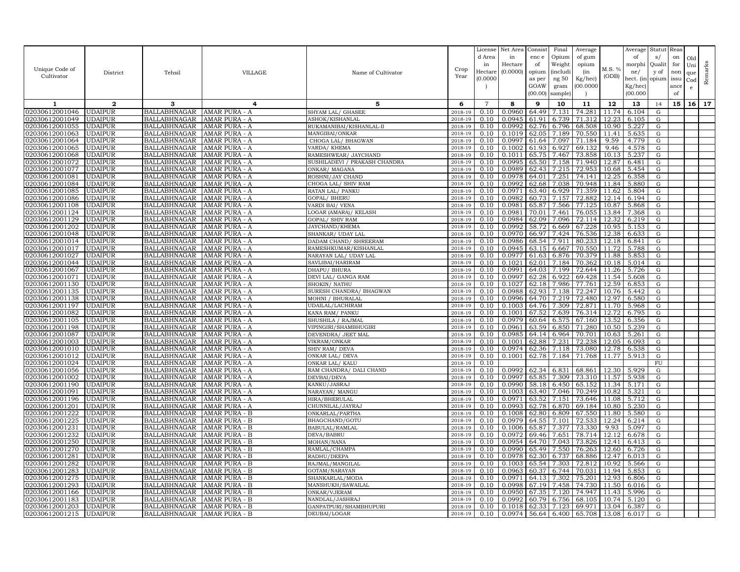| Unique Code of Cultivator | District | Tehsil | VILLAGE | Name of Cultivator | Crop Year | License d Area in Hectare (0.0000) | Net Area in Hectare (0.0000) | Consist enc e of opium as per GOAW (00.00) | Final Opium Weight (includi ng 50 gram sample) | Average of gum opium (in Kg/hec) (00.0000) | M.S. % (ODB) | Average of morphi ne/ hect. (in Kg/hec) (00.000 | Statut s/ Qualit y of opium | Reas on for non issu ance of | Old Uni que Cod e | Remarks |
|---|---|---|---|---|---|---|---|---|---|---|---|---|---|---|---|---|
| 1 | 2 | 3 | 4 | 5 | 6 | 7 | 8 | 9 | 10 | 11 | 12 | 13 | 14 | 15 | 16 | 17 |
| 02030612001046 | UDAIPUR | BALLABHNAGAR | AMAR PURA - A | SHYAM LAL/ GHASEE | 2018-19 | 0.10 | 0.0960 | 64.49 | 7.131 | 74.281 | 11.74 | 6.104 | G | | | |
| 02030612001049 | UDAIPUR | BALLABHNAGAR | AMAR PURA - A | ASHOK/KISHANLAL | 2018-19 | 0.10 | 0.0945 | 61.91 | 6.739 | 71.312 | 12.23 | 6.105 | G | | | |
| 02030612001055 | UDAIPUR | BALLABHNAGAR | AMAR PURA - A | RUKAMANIBAI/KISHANLAL-II | 2018-19 | 0.10 | 0.0992 | 62.76 | 6.796 | 68.508 | 10.90 | 5.227 | G | | | |
| 02030612001063 | UDAIPUR | BALLABHNAGAR | AMAR PURA - A | MANGIBAI/ONKAR | 2018-19 | 0.10 | 0.1019 | 62.05 | 7.189 | 70.550 | 11.41 | 5.635 | G | | | |
| 02030612001064 | UDAIPUR | BALLABHNAGAR | AMAR PURA - A | CHOGA LAL/ BHAGWAN | 2018-19 | 0.10 | 0.0997 | 61.64 | 7.097 | 71.184 | 9.59 | 4.779 | G | | | |
| 02030612001065 | UDAIPUR | BALLABHNAGAR | AMAR PURA - A | VARDA/ KHEMA | 2018-19 | 0.10 | 0.1002 | 61.93 | 6.927 | 69.132 | 9.46 | 4.578 | G | | | |
| 02030612001068 | UDAIPUR | BALLABHNAGAR | AMAR PURA - A | RAMESHWEAR/ JAYCHAND | 2018-19 | 0.10 | 0.1011 | 65.75 | 7.467 | 73.858 | 10.13 | 5.237 | G | | | |
| 02030612001072 | UDAIPUR | BALLABHNAGAR | AMAR PURA - A | SUSHILADEVI / PRAKASH CHANDRA | 2018-19 | 0.10 | 0.0995 | 65.50 | 7.158 | 71.940 | 12.87 | 6.481 | G | | | |
| 02030612001077 | UDAIPUR | BALLABHNAGAR | AMAR PURA - A | ONKAR/ MAGANA | 2018-19 | 0.10 | 0.0989 | 62.43 | 7.215 | 72.953 | 10.68 | 5.454 | G | | | |
| 02030612001081 | UDAIPUR | BALLABHNAGAR | AMAR PURA - A | ROSHNI/JAY CHAND | 2018-19 | 0.10 | 0.0978 | 64.01 | 7.251 | 74.141 | 12.25 | 6.358 | G | | | |
| 02030612001084 | UDAIPUR | BALLABHNAGAR | AMAR PURA - A | CHOGA LAL/ SHIV RAM | 2018-19 | 0.10 | 0.0992 | 62.68 | 7.038 | 70.948 | 11.84 | 5.880 | G | | | |
| 02030612001085 | UDAIPUR | BALLABHNAGAR | AMAR PURA - A | RATAN LAL/ PANKU | 2018-19 | 0.10 | 0.0971 | 63.40 | 6.929 | 71.359 | 11.62 | 5.804 | G | | | |
| 02030612001086 | UDAIPUR | BALLABHNAGAR | AMAR PURA - A | GOPAL/ BHERU | 2018-19 | 0.10 | 0.0982 | 60.73 | 7.157 | 72.882 | 12.14 | 6.194 | G | | | |
| 02030612001108 | UDAIPUR | BALLABHNAGAR | AMAR PURA - A | VARDI BAI/ VENA | 2018-19 | 0.10 | 0.0981 | 65.87 | 7.566 | 77.125 | 10.87 | 5.868 | G | | | |
| 02030612001124 | UDAIPUR | BALLABHNAGAR | AMAR PURA - A | LOGAR (AMARA)/ KELASH | 2018-19 | 0.10 | 0.0981 | 70.01 | 7.461 | 76.055 | 13.84 | 7.368 | G | | | |
| 02030612001129 | UDAIPUR | BALLABHNAGAR | AMAR PURA - A | GOPAL/ SHIV RAM | 2018-19 | 0.10 | 0.0984 | 62.09 | 7.096 | 72.114 | 12.32 | 6.219 | G | | | |
| 02030612001202 | UDAIPUR | BALLABHNAGAR | AMAR PURA - A | JAYCHAND/KHEMA | 2018-19 | 0.10 | 0.0992 | 58.72 | 6.669 | 67.228 | 10.95 | 5.153 | G | | | |
| 02030612001048 | UDAIPUR | BALLABHNAGAR | AMAR PURA - A | SHANKAR/ UDAY LAL | 2018-19 | 0.10 | 0.0970 | 66.97 | 7.424 | 76.536 | 12.38 | 6.633 | G | | | |
| 02030612001014 | UDAIPUR | BALLABHNAGAR | AMAR PURA - A | DADAM CHAND/ SHREERAM | 2018-19 | 0.10 | 0.0986 | 68.54 | 7.911 | 80.233 | 12.18 | 6.841 | G | | | |
| 02030612001017 | UDAIPUR | BALLABHNAGAR | AMAR PURA - A | RAMESHKUMAR/KISHANLAL | 2018-19 | 0.10 | 0.0945 | 63.15 | 6.667 | 70.550 | 11.72 | 5.788 | G | | | |
| 02030612001027 | UDAIPUR | BALLABHNAGAR | AMAR PURA - A | NARAYAN LAL/ UDAY LAL | 2018-19 | 0.10 | 0.0977 | 61.63 | 6.876 | 70.379 | 11.88 | 5.853 | G | | | |
| 02030612001044 | UDAIPUR | BALLABHNAGAR | AMAR PURA - A | SAVLIBAI/HARIRAM | 2018-19 | 0.10 | 0.1021 | 62.01 | 7.184 | 70.362 | 10.18 | 5.014 | G | | | |
| 02030612001067 | UDAIPUR | BALLABHNAGAR | AMAR PURA - A | DHAPU/ BHURA | 2018-19 | 0.10 | 0.0991 | 64.03 | 7.199 | 72.644 | 11.26 | 5.726 | G | | | |
| 02030612001071 | UDAIPUR | BALLABHNAGAR | AMAR PURA - A | DEVI LAL/ GANGA RAM | 2018-19 | 0.10 | 0.0997 | 62.28 | 6.922 | 69.428 | 11.54 | 5.608 | G | | | |
| 02030612001130 | UDAIPUR | BALLABHNAGAR | AMAR PURA - A | SHOKIN/ NATHU | 2018-19 | 0.10 | 0.1027 | 62.18 | 7.986 | 77.761 | 12.59 | 6.853 | G | | | |
| 02030612001135 | UDAIPUR | BALLABHNAGAR | AMAR PURA - A | SURESH CHANDRA/ BHAGWAN | 2018-19 | 0.10 | 0.0988 | 62.93 | 7.138 | 72.247 | 10.76 | 5.442 | G | | | |
| 02030612001138 | UDAIPUR | BALLABHNAGAR | AMAR PURA - A | MOHNI / BHURALAL | 2018-19 | 0.10 | 0.0996 | 64.70 | 7.219 | 72.480 | 12.97 | 6.580 | G | | | |
| 02030612001197 | UDAIPUR | BALLABHNAGAR | AMAR PURA - A | UDAILAL/LACHIRAM | 2018-19 | 0.10 | 0.1003 | 64.76 | 7.309 | 72.871 | 11.70 | 5.968 | G | | | |
| 02030612001082 | UDAIPUR | BALLABHNAGAR | AMAR PURA - A | KANA RAM/ PANKU | 2018-19 | 0.10 | 0.1001 | 67.52 | 7.639 | 76.314 | 12.72 | 6.795 | G | | | |
| 02030612001105 | UDAIPUR | BALLABHNAGAR | AMAR PURA - A | SHUSHILA / RAJMAL | 2018-19 | 0.10 | 0.0979 | 60.64 | 6.575 | 67.160 | 13.52 | 6.356 | G | | | |
| 02030612001198 | UDAIPUR | BALLABHNAGAR | AMAR PURA - A | VIPINGIRI/SHAMBHUGIRI | 2018-19 | 0.10 | 0.0961 | 63.59 | 6.850 | 71.280 | 10.50 | 5.239 | G | | | |
| 02030612001087 | UDAIPUR | BALLABHNAGAR | AMAR PURA - A | DEVENDRA/ JEET MAL | 2018-19 | 0.10 | 0.0985 | 64.14 | 6.964 | 70.701 | 10.63 | 5.261 | G | | | |
| 02030612001003 | UDAIPUR | BALLABHNAGAR | AMAR PURA - A | VIKRAM/ONKAR | 2018-19 | 0.10 | 0.1001 | 62.88 | 7.231 | 72.238 | 12.05 | 6.093 | G | | | |
| 02030612001010 | UDAIPUR | BALLABHNAGAR | AMAR PURA - A | SHIV RAM/ DEVA | 2018-19 | 0.10 | 0.0974 | 62.36 | 7.118 | 73.080 | 12.78 | 6.538 | G | | | |
| 02030612001012 | UDAIPUR | BALLABHNAGAR | AMAR PURA - A | ONKAR LAL/ DEVA | 2018-19 | 0.10 | 0.1001 | 62.78 | 7.184 | 71.768 | 11.77 | 5.913 | G | | | |
| 02030612001024 | UDAIPUR | BALLABHNAGAR | AMAR PURA - A | ONKAR LAL/ KALU | 2018-19 | 0.10 | | | | | | | FU | | | |
| 02030612001056 | UDAIPUR | BALLABHNAGAR | AMAR PURA - A | RAM CHANDRA/ DALI CHAND | 2018-19 | 0.10 | 0.0992 | 62.34 | 6.831 | 68.861 | 12.30 | 5.929 | G | | | |
| 02030612001002 | UDAIPUR | BALLABHNAGAR | AMAR PURA - A | DEVBAI/DEVA | 2018-19 | 0.10 | 0.0997 | 65.85 | 7.309 | 73.310 | 11.57 | 5.938 | G | | | |
| 02030612001190 | UDAIPUR | BALLABHNAGAR | AMAR PURA - A | KANKU/JASRAJ | 2018-19 | 0.10 | 0.0990 | 58.18 | 6.450 | 65.152 | 11.34 | 5.171 | G | | | |
| 02030612001091 | UDAIPUR | BALLABHNAGAR | AMAR PURA - A | NARAYAN/ MANGU | 2018-19 | 0.10 | 0.1003 | 63.40 | 7.046 | 70.249 | 10.82 | 5.321 | G | | | |
| 02030612001196 | UDAIPUR | BALLABHNAGAR | AMAR PURA - A | HIRA/BHERULAL | 2018-19 | 0.10 | 0.0971 | 63.52 | 7.151 | 73.646 | 11.08 | 5.712 | G | | | |
| 02030612001201 | UDAIPUR | BALLABHNAGAR | AMAR PURA - A | CHUNNILAL/JAYRAJ | 2018-19 | 0.10 | 0.0993 | 62.78 | 6.870 | 69.184 | 10.80 | 5.230 | G | | | |
| 02030612001222 | UDAIPUR | BALLABHNAGAR | AMAR PURA - B | ONKARLAL/PARTHA | 2018-19 | 0.10 | 0.1008 | 62.80 | 6.809 | 67.550 | 11.80 | 5.580 | G | | | |
| 02030612001225 | UDAIPUR | BALLABHNAGAR | AMAR PURA - B | BHAGCHAND/GOTU | 2018-19 | 0.10 | 0.0979 | 64.55 | 7.101 | 72.533 | 12.24 | 6.214 | G | | | |
| 02030612001231 | UDAIPUR | BALLABHNAGAR | AMAR PURA - B | BABULAL/RAMLAL | 2018-19 | 0.10 | 0.1006 | 65.87 | 7.377 | 73.330 | 9.93 | 5.097 | G | | | |
| 02030612001232 | UDAIPUR | BALLABHNAGAR | AMAR PURA - B | DEVA/BABRU | 2018-19 | 0.10 | 0.0972 | 69.46 | 7.651 | 78.714 | 12.12 | 6.678 | G | | | |
| 02030612001250 | UDAIPUR | BALLABHNAGAR | AMAR PURA - B | MOHAN/NANA | 2018-19 | 0.10 | 0.0954 | 64.70 | 7.043 | 73.826 | 12.41 | 6.413 | G | | | |
| 02030612001270 | UDAIPUR | BALLABHNAGAR | AMAR PURA - B | RAMLAL/CHAMPA | 2018-19 | 0.10 | 0.0990 | 65.49 | 7.550 | 76.263 | 12.60 | 6.726 | G | | | |
| 02030612001281 | UDAIPUR | BALLABHNAGAR | AMAR PURA - B | RADHU/DEEPA | 2018-19 | 0.10 | 0.0978 | 62.30 | 6.737 | 68.886 | 12.47 | 6.013 | G | | | |
| 02030612001282 | UDAIPUR | BALLABHNAGAR | AMAR PURA - B | RAJMAL/MANGILAL | 2018-19 | 0.10 | 0.1003 | 65.54 | 7.303 | 72.812 | 10.92 | 5.566 | G | | | |
| 02030612001283 | UDAIPUR | BALLABHNAGAR | AMAR PURA - B | GOTAM/NARAYAN | 2018-19 | 0.10 | 0.0963 | 60.37 | 6.744 | 70.031 | 11.94 | 5.853 | G | | | |
| 02030612001275 | UDAIPUR | BALLABHNAGAR | AMAR PURA - B | SHANKARLAL/MODA | 2018-19 | 0.10 | 0.0971 | 64.13 | 7.302 | 75.201 | 12.93 | 6.806 | G | | | |
| 02030612001293 | UDAIPUR | BALLABHNAGAR | AMAR PURA - B | MANSHUKH/SAWAILAL | 2018-19 | 0.10 | 0.0998 | 67.19 | 7.458 | 74.730 | 11.50 | 6.016 | G | | | |
| 02030612001166 | UDAIPUR | BALLABHNAGAR | AMAR PURA - B | ONKAR/VJERAM | 2018-19 | 0.10 | 0.0950 | 67.35 | 7.120 | 74.947 | 11.43 | 5.996 | G | | | |
| 02030612001183 | UDAIPUR | BALLABHNAGAR | AMAR PURA - B | NANDLAL/JASHRAJ | 2018-19 | 0.10 | 0.0992 | 60.79 | 6.756 | 68.105 | 10.74 | 5.120 | G | | | |
| 02030612001203 | UDAIPUR | BALLABHNAGAR | AMAR PURA - B | GANPATPURI/SHAMBHUPURI | 2018-19 | 0.10 | 0.1018 | 62.33 | 7.123 | 69.971 | 13.04 | 6.387 | G | | | |
| 02030612001215 | UDAIPUR | BALLABHNAGAR | AMAR PURA - B | DEUBAI/LOGAR | 2018-19 | 0.10 | 0.0974 | 56.64 | 6.400 | 65.708 | 13.08 | 6.017 | G | | | |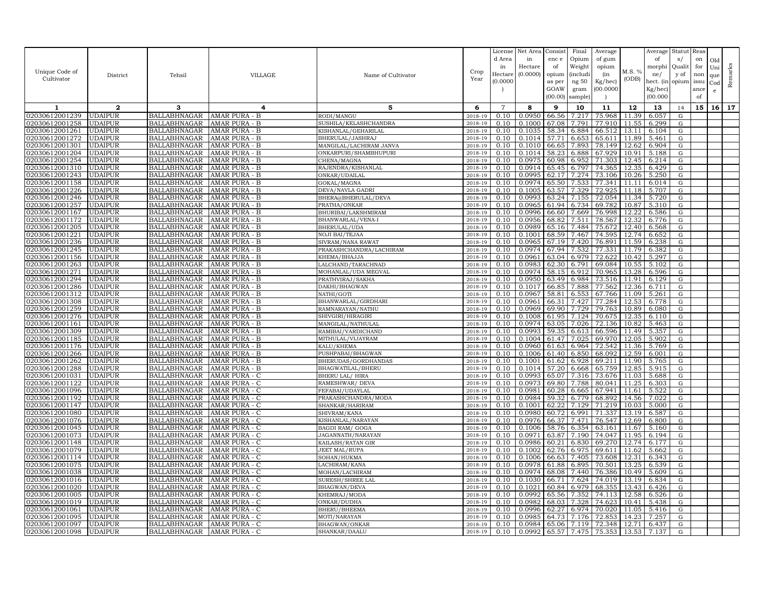| Unique Code of Cultivator | District | Tehsil | VILLAGE | Name of Cultivator | Crop Year | License d Area in Hectare (0.0000) | Net Area in Hectare (0.0000) | Consist enc e of opium as per GOAW (00.00) | Final Opium Weight (includi ng 50 gram sample) | Average of gum opium (in Kg/hec) (00.0000) | M.S. % (ODB) | Average of morphi ne/ hect. (in Kg/hec) (00.000 | Statut s/ Qualit y of opium | Reas on for non issu ance of | Old Uni que Cod e | Remarks |
|---|---|---|---|---|---|---|---|---|---|---|---|---|---|---|---|---|
| 1 | 2 | 3 | 4 | 5 | 6 | 7 | 8 | 9 | 10 | 11 | 12 | 13 | 14 | 15 | 16 | 17 |
| 02030612001239 | UDAIPUR | BALLABHNAGAR | AMAR PURA - B | RODI/MANGU | 2018-19 | 0.10 | 0.0950 | 66.56 | 7.217 | 75.968 | 11.39 | 6.057 | G | | | |
| 02030612001258 | UDAIPUR | BALLABHNAGAR | AMAR PURA - B | SUSHILA/KELASHCHANDRA | 2018-19 | 0.10 | 0.1000 | 67.08 | 7.791 | 77.910 | 11.55 | 6.299 | G | | | |
| 02030612001261 | UDAIPUR | BALLABHNAGAR | AMAR PURA - B | KISHANLAL/GEHARILAL | 2018-19 | 0.10 | 0.1035 | 58.34 | 6.884 | 66.512 | 13.11 | 6.104 | G | | | |
| 02030612001272 | UDAIPUR | BALLABHNAGAR | AMAR PURA - B | BHERULAL/JASHRAJ | 2018-19 | 0.10 | 0.1014 | 57.71 | 6.653 | 65.611 | 11.89 | 5.461 | G | | | |
| 02030612001301 | UDAIPUR | BALLABHNAGAR | AMAR PURA - B | MANGILAL/LACHIRAM JANVA | 2018-19 | 0.10 | 0.1010 | 66.65 | 7.893 | 78.149 | 12.62 | 6.904 | G | | | |
| 02030612001204 | UDAIPUR | BALLABHNAGAR | AMAR PURA - B | ONKARPURI/SHAMBHUPURI | 2018-19 | 0.10 | 0.1014 | 58.23 | 6.888 | 67.929 | 10.91 | 5.188 | G | | | |
| 02030612001254 | UDAIPUR | BALLABHNAGAR | AMAR PURA - B | CHENA/MAGNA | 2018-19 | 0.10 | 0.0975 | 60.98 | 6.952 | 71.303 | 12.45 | 6.214 | G | | | |
| 02030612001310 | UDAIPUR | BALLABHNAGAR | AMAR PURA - B | RAJENDRA/KISHANLAL | 2018-19 | 0.10 | 0.0914 | 65.45 | 6.797 | 74.365 | 12.35 | 6.429 | G | | | |
| 02030612001243 | UDAIPUR | BALLABHNAGAR | AMAR PURA - B | ONKAR/UDAILAL | 2018-19 | 0.10 | 0.0995 | 62.17 | 7.274 | 73.106 | 10.26 | 5.250 | G | | | |
| 02030612001158 | UDAIPUR | BALLABHNAGAR | AMAR PURA - B | GOKAL/MAGNA | 2018-19 | 0.10 | 0.0974 | 65.50 | 7.533 | 77.341 | 11.11 | 6.014 | G | | | |
| 02030612001226 | UDAIPUR | BALLABHNAGAR | AMAR PURA - B | DEVA/NAVLA GADRI | 2018-19 | 0.10 | 0.1005 | 63.57 | 7.329 | 72.925 | 11.18 | 5.707 | G | | | |
| 02030612001246 | UDAIPUR | BALLABHNAGAR | AMAR PURA - B | BHERA@BHERULAL/DEVA | 2018-19 | 0.10 | 0.0993 | 63.24 | 7.155 | 72.054 | 11.34 | 5.720 | G | | | |
| 02030612001257 | UDAIPUR | BALLABHNAGAR | AMAR PURA - B | PRATHA/ONKAR | 2018-19 | 0.10 | 0.0965 | 61.94 | 6.734 | 69.782 | 10.87 | 5.310 | G | | | |
| 02030612001167 | UDAIPUR | BALLABHNAGAR | AMAR PURA - B | BHURIBAI/LAKSHMIRAM | 2018-19 | 0.10 | 0.0996 | 66.60 | 7.669 | 76.998 | 12.22 | 6.586 | G | | | |
| 02030612001172 | UDAIPUR | BALLABHNAGAR | AMAR PURA - B | BHANWARLAL/VENA-I | 2018-19 | 0.10 | 0.0956 | 68.82 | 7.511 | 78.567 | 12.32 | 6.776 | G | | | |
| 02030612001205 | UDAIPUR | BALLABHNAGAR | AMAR PURA - B | BHERULAL/UDA | 2018-19 | 0.10 | 0.0989 | 65.16 | 7.484 | 75.672 | 12.40 | 6.568 | G | | | |
| 02030612001221 | UDAIPUR | BALLABHNAGAR | AMAR PURA - B | NOJI BAI/TEJAA | 2018-19 | 0.10 | 0.1001 | 68.59 | 7.467 | 74.595 | 12.74 | 6.652 | G | | | |
| 02030612001236 | UDAIPUR | BALLABHNAGAR | AMAR PURA - B | SIVRAM/NANA RAWAT | 2018-19 | 0.10 | 0.0965 | 67.19 | 7.420 | 76.891 | 11.59 | 6.238 | G | | | |
| 02030612001245 | UDAIPUR | BALLABHNAGAR | AMAR PURA - B | PRAKASHCHANDRA/LACHIRAM | 2018-19 | 0.10 | 0.0974 | 67.94 | 7.532 | 77.331 | 11.79 | 6.382 | G | | | |
| 02030612001156 | UDAIPUR | BALLABHNAGAR | AMAR PURA - B | KHEMA/BHAJJA | 2018-19 | 0.10 | 0.0961 | 63.04 | 6.979 | 72.622 | 10.42 | 5.297 | G | | | |
| 02030612001263 | UDAIPUR | BALLABHNAGAR | AMAR PURA - B | LALCHAND/TARACHNAD | 2018-19 | 0.10 | 0.0983 | 62.30 | 6.791 | 69.084 | 10.55 | 5.102 | G | | | |
| 02030612001271 | UDAIPUR | BALLABHNAGAR | AMAR PURA - B | MOHANLAL/UDA MEGVAL | 2018-19 | 0.10 | 0.0974 | 58.15 | 6.912 | 70.965 | 13.28 | 6.596 | G | | | |
| 02030612001294 | UDAIPUR | BALLABHNAGAR | AMAR PURA - B | PRATHVIRAJ/SAKHA | 2018-19 | 0.10 | 0.0950 | 63.49 | 6.984 | 73.516 | 11.91 | 6.129 | G | | | |
| 02030612001286 | UDAIPUR | BALLABHNAGAR | AMAR PURA - B | DAKHI/BHAGWAN | 2018-19 | 0.10 | 0.1017 | 66.85 | 7.888 | 77.562 | 12.36 | 6.711 | G | | | |
| 02030612001312 | UDAIPUR | BALLABHNAGAR | AMAR PURA - B | NATHI/GOTI | 2018-19 | 0.10 | 0.0967 | 58.81 | 6.553 | 67.766 | 11.09 | 5.261 | G | | | |
| 02030612001308 | UDAIPUR | BALLABHNAGAR | AMAR PURA - B | BHANWARLAL/GIRDHARI | 2018-19 | 0.10 | 0.0961 | 66.31 | 7.427 | 77.284 | 12.53 | 6.778 | G | | | |
| 02030612001259 | UDAIPUR | BALLABHNAGAR | AMAR PURA - B | RAMNARAYAN/NATHU | 2018-19 | 0.10 | 0.0969 | 69.90 | 7.729 | 79.763 | 10.89 | 6.080 | G | | | |
| 02030612001276 | UDAIPUR | BALLABHNAGAR | AMAR PURA - B | SHIVGIRI/HIRAGIRI | 2018-19 | 0.10 | 0.1008 | 61.95 | 7.124 | 70.675 | 12.35 | 6.110 | G | | | |
| 02030612001161 | UDAIPUR | BALLABHNAGAR | AMAR PURA - B | MANGILAL/NATHULAL | 2018-19 | 0.10 | 0.0974 | 63.05 | 7.026 | 72.136 | 10.82 | 5.463 | G | | | |
| 02030612001309 | UDAIPUR | BALLABHNAGAR | AMAR PURA - B | RAMIBAI/VARDICHAND | 2018-19 | 0.10 | 0.0993 | 59.35 | 6.613 | 66.596 | 11.49 | 5.357 | G | | | |
| 02030612001185 | UDAIPUR | BALLABHNAGAR | AMAR PURA - B | MITHULAL/VIJAYRAM | 2018-19 | 0.10 | 0.1004 | 61.47 | 7.025 | 69.970 | 12.05 | 5.902 | G | | | |
| 02030612001176 | UDAIPUR | BALLABHNAGAR | AMAR PURA - B | KALU/KHEMA | 2018-19 | 0.10 | 0.0960 | 61.63 | 6.964 | 72.542 | 11.36 | 5.769 | G | | | |
| 02030612001266 | UDAIPUR | BALLABHNAGAR | AMAR PURA - B | PUSHPABAI/BHAGWAN | 2018-19 | 0.10 | 0.1006 | 61.40 | 6.850 | 68.092 | 12.59 | 6.001 | G | | | |
| 02030612001262 | UDAIPUR | BALLABHNAGAR | AMAR PURA - B | BHERUDAS/GORDHANDAS | 2018-19 | 0.10 | 0.1001 | 61.62 | 6.928 | 69.211 | 11.90 | 5.765 | G | | | |
| 02030612001288 | UDAIPUR | BALLABHNAGAR | AMAR PURA - B | BHAGWATILAL/BHERU | 2018-19 | 0.10 | 0.1014 | 57.20 | 6.668 | 65.759 | 12.85 | 5.915 | G | | | |
| 02030612001031 | UDAIPUR | BALLABHNAGAR | AMAR PURA - C | BHERU LAL/ HIRA | 2018-19 | 0.10 | 0.0993 | 65.07 | 7.316 | 73.676 | 11.03 | 5.688 | G | | | |
| 02030612001122 | UDAIPUR | BALLABHNAGAR | AMAR PURA - C | RAMESHWAR/ DEVA | 2018-19 | 0.10 | 0.0973 | 69.80 | 7.788 | 80.041 | 11.25 | 6.303 | G | | | |
| 02030612001096 | UDAIPUR | BALLABHNAGAR | AMAR PURA - C | FEFABAI/UDAYLAL | 2018-19 | 0.10 | 0.0981 | 60.28 | 6.665 | 67.941 | 11.61 | 5.522 | G | | | |
| 02030612001192 | UDAIPUR | BALLABHNAGAR | AMAR PURA - C | PRAKASHCHANDRA/MODA | 2018-19 | 0.10 | 0.0984 | 59.32 | 6.779 | 68.892 | 14.56 | 7.022 | G | | | |
| 02030612001147 | UDAIPUR | BALLABHNAGAR | AMAR PURA - C | SHANKAR/HARIRAM | 2018-19 | 0.10 | 0.1001 | 62.22 | 7.129 | 71.219 | 10.03 | 5.000 | G | | | |
| 02030612001080 | UDAIPUR | BALLABHNAGAR | AMAR PURA - C | SHIVRAM/KANA | 2018-19 | 0.10 | 0.0980 | 60.72 | 6.991 | 71.337 | 13.19 | 6.587 | G | | | |
| 02030612001076 | UDAIPUR | BALLABHNAGAR | AMAR PURA - C | KISHANLAL/NARAYAN | 2018-19 | 0.10 | 0.0976 | 66.37 | 7.471 | 76.547 | 12.69 | 6.800 | G | | | |
| 02030612001045 | UDAIPUR | BALLABHNAGAR | AMAR PURA - C | BAGDI RAM/ GOGA | 2018-19 | 0.10 | 0.1006 | 58.76 | 6.354 | 63.161 | 11.67 | 5.160 | G | | | |
| 02030612001073 | UDAIPUR | BALLABHNAGAR | AMAR PURA - C | JAGANNATH/NARAYAN | 2018-19 | 0.10 | 0.0971 | 63.87 | 7.190 | 74.047 | 11.95 | 6.194 | G | | | |
| 02030612001148 | UDAIPUR | BALLABHNAGAR | AMAR PURA - C | KAILASH/RATAN GIR | 2018-19 | 0.10 | 0.0986 | 60.21 | 6.830 | 69.270 | 12.74 | 6.177 | G | | | |
| 02030612001079 | UDAIPUR | BALLABHNAGAR | AMAR PURA - C | JEET MAL/RUPA | 2018-19 | 0.10 | 0.1002 | 62.76 | 6.975 | 69.611 | 11.62 | 5.662 | G | | | |
| 02030612001114 | UDAIPUR | BALLABHNAGAR | AMAR PURA - C | SOHAN/HUKMA | 2018-19 | 0.10 | 0.1006 | 66.63 | 7.405 | 73.608 | 12.31 | 6.343 | G | | | |
| 02030612001075 | UDAIPUR | BALLABHNAGAR | AMAR PURA - C | LACHIRAM/KANA | 2018-19 | 0.10 | 0.0978 | 61.88 | 6.895 | 70.501 | 13.25 | 6.539 | G | | | |
| 02030612001038 | UDAIPUR | BALLABHNAGAR | AMAR PURA - C | MOHAN/LACHIRAM | 2018-19 | 0.10 | 0.0974 | 68.08 | 7.440 | 76.386 | 10.49 | 5.609 | G | | | |
| 02030612001016 | UDAIPUR | BALLABHNAGAR | AMAR PURA - C | SURESH/SHREE LAL | 2018-19 | 0.10 | 0.1030 | 66.71 | 7.624 | 74.019 | 13.19 | 6.834 | G | | | |
| 02030612001020 | UDAIPUR | BALLABHNAGAR | AMAR PURA - C | BHAGWAN/DEVA | 2018-19 | 0.10 | 0.1021 | 60.84 | 6.979 | 68.355 | 13.43 | 6.426 | G | | | |
| 02030612001005 | UDAIPUR | BALLABHNAGAR | AMAR PURA - C | KHEMRAJ/MODA | 2018-19 | 0.10 | 0.0992 | 65.56 | 7.352 | 74.113 | 12.58 | 6.526 | G | | | |
| 02030612001019 | UDAIPUR | BALLABHNAGAR | AMAR PURA - C | ONKAR/DUDHA | 2018-19 | 0.10 | 0.0982 | 68.03 | 7.328 | 74.623 | 10.41 | 5.438 | G | | | |
| 02030612001061 | UDAIPUR | BALLABHNAGAR | AMAR PURA - C | BHERU/BHEEMA | 2018-19 | 0.10 | 0.0996 | 62.27 | 6.974 | 70.020 | 11.05 | 5.416 | G | | | |
| 02030612001095 | UDAIPUR | BALLABHNAGAR | AMAR PURA - C | MOTI/NARAYAN | 2018-19 | 0.10 | 0.0985 | 64.73 | 7.176 | 72.853 | 14.23 | 7.257 | G | | | |
| 02030612001097 | UDAIPUR | BALLABHNAGAR | AMAR PURA - C | BHAGWAN/ONKAR | 2018-19 | 0.10 | 0.0984 | 65.06 | 7.119 | 72.348 | 12.71 | 6.437 | G | | | |
| 02030612001098 | UDAIPUR | BALLABHNAGAR | AMAR PURA - C | SHANKAR/DAALU | 2018-19 | 0.10 | 0.0992 | 65.57 | 7.475 | 75.353 | 13.53 | 7.137 | G | | | |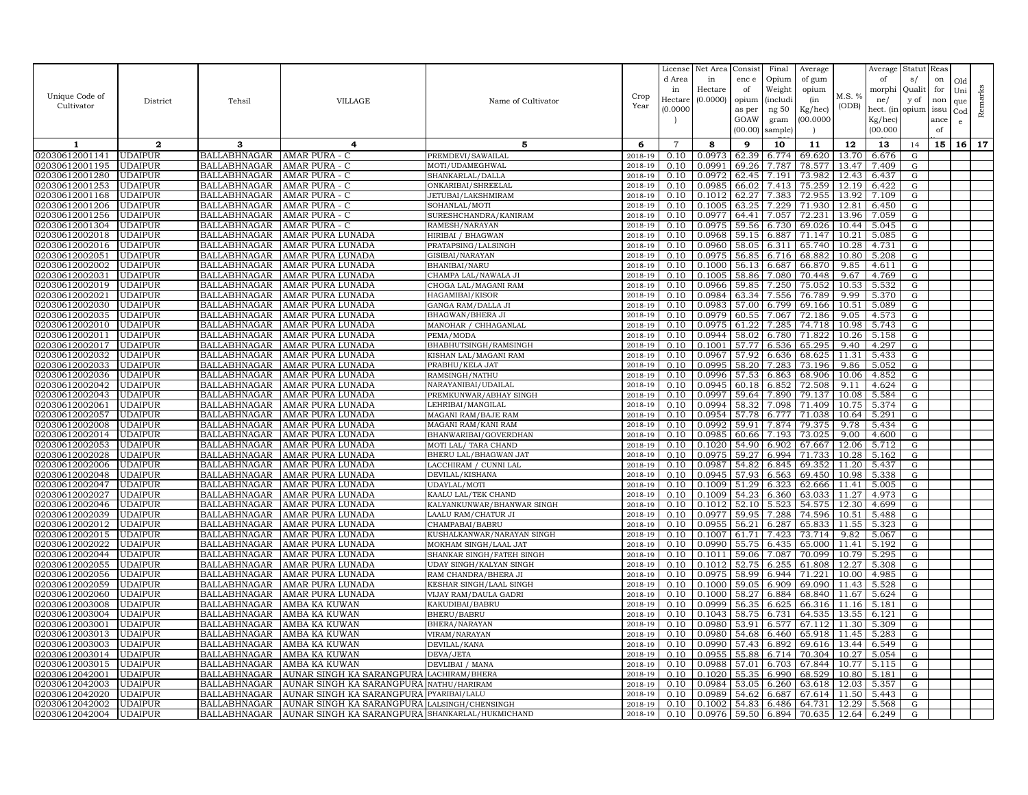| Unique Code of Cultivator | District | Tehsil | VILLAGE | Name of Cultivator | Crop Year | License d Area in Hectare (0.0000 ) | Net Area in Hectare (0.0000) | Consist enc e of opium as per GOAW (00.00) | Final Opium Weight (includi ng 50 gram sample) | Average of gum opium (in Kg/hec) (00.0000 ) | M.S. % (ODB) | Average of morphi ne/ hect. (in Kg/hec) (00.000 | Statut s/ Qualit y of opium | Reas on for non issu ance of | Old Uni que Cod e | Remarks |
|---|---|---|---|---|---|---|---|---|---|---|---|---|---|---|---|---|
| 1 | 2 | 3 | 4 | 5 | 6 | 7 | 8 | 9 | 10 | 11 | 12 | 13 | 14 | 15 | 16 | 17 |
| 02030612001141 | UDAIPUR | BALLABHNAGAR | AMAR PURA - C | PREMDEVI/SAWAILAL | 2018-19 | 0.10 | 0.0973 | 62.39 | 6.774 | 69.620 | 13.70 | 6.676 | G | | | |
| 02030612001195 | UDAIPUR | BALLABHNAGAR | AMAR PURA - C | MOTI/UDAMEGHWAL | 2018-19 | 0.10 | 0.0991 | 69.26 | 7.787 | 78.577 | 13.47 | 7.409 | G | | | |
| 02030612001280 | UDAIPUR | BALLABHNAGAR | AMAR PURA - C | SHANKARLAL/DALLA | 2018-19 | 0.10 | 0.0972 | 62.45 | 7.191 | 73.982 | 12.43 | 6.437 | G | | | |
| 02030612001253 | UDAIPUR | BALLABHNAGAR | AMAR PURA - C | ONKARIBAI/SHREELAL | 2018-19 | 0.10 | 0.0985 | 66.02 | 7.413 | 75.259 | 12.19 | 6.422 | G | | | |
| 02030612001168 | UDAIPUR | BALLABHNAGAR | AMAR PURA - C | JETUBAI/LAKSHMIRAM | 2018-19 | 0.10 | 0.1012 | 62.27 | 7.383 | 72.955 | 13.92 | 7.109 | G | | | |
| 02030612001206 | UDAIPUR | BALLABHNAGAR | AMAR PURA - C | SOHANLAL/MOTI | 2018-19 | 0.10 | 0.1005 | 63.25 | 7.229 | 71.930 | 12.81 | 6.450 | G | | | |
| 02030612001256 | UDAIPUR | BALLABHNAGAR | AMAR PURA - C | SURESHCHANDRA/KANIRAM | 2018-19 | 0.10 | 0.0977 | 64.41 | 7.057 | 72.231 | 13.96 | 7.059 | G | | | |
| 02030612001304 | UDAIPUR | BALLABHNAGAR | AMAR PURA - C | RAMESH/NARAYAN | 2018-19 | 0.10 | 0.0975 | 59.56 | 6.730 | 69.026 | 10.44 | 5.045 | G | | | |
| 02030612002018 | UDAIPUR | BALLABHNAGAR | AMAR PURA LUNADA | HIRIBAI / BHAGWAN | 2018-19 | 0.10 | 0.0968 | 59.15 | 6.887 | 71.147 | 10.21 | 5.085 | G | | | |
| 02030612002016 | UDAIPUR | BALLABHNAGAR | AMAR PURA LUNADA | PRATAPSING/LALSINGH | 2018-19 | 0.10 | 0.0960 | 58.05 | 6.311 | 65.740 | 10.28 | 4.731 | G | | | |
| 02030612002051 | UDAIPUR | BALLABHNAGAR | AMAR PURA LUNADA | GISIBAI/NARAYAN | 2018-19 | 0.10 | 0.0975 | 56.85 | 6.716 | 68.882 | 10.80 | 5.208 | G | | | |
| 02030612002002 | UDAIPUR | BALLABHNAGAR | AMAR PURA LUNADA | BHANIBAI/NARU | 2018-19 | 0.10 | 0.1000 | 56.13 | 6.687 | 66.870 | 9.85 | 4.611 | G | | | |
| 02030612002031 | UDAIPUR | BALLABHNAGAR | AMAR PURA LUNADA | CHAMPA LAL/NAWALA JI | 2018-19 | 0.10 | 0.1005 | 58.86 | 7.080 | 70.448 | 9.67 | 4.769 | G | | | |
| 02030612002019 | UDAIPUR | BALLABHNAGAR | AMAR PURA LUNADA | CHOGA LAL/MAGANI RAM | 2018-19 | 0.10 | 0.0966 | 59.85 | 7.250 | 75.052 | 10.53 | 5.532 | G | | | |
| 02030612002021 | UDAIPUR | BALLABHNAGAR | AMAR PURA LUNADA | HAGAMIBAI/KISOR | 2018-19 | 0.10 | 0.0984 | 63.34 | 7.556 | 76.789 | 9.99 | 5.370 | G | | | |
| 02030612002030 | UDAIPUR | BALLABHNAGAR | AMAR PURA LUNADA | GANGA RAM/DALLA JI | 2018-19 | 0.10 | 0.0983 | 57.00 | 6.799 | 69.166 | 10.51 | 5.089 | G | | | |
| 02030612002035 | UDAIPUR | BALLABHNAGAR | AMAR PURA LUNADA | BHAGWAN/BHERA JI | 2018-19 | 0.10 | 0.0979 | 60.55 | 7.067 | 72.186 | 9.05 | 4.573 | G | | | |
| 02030612002010 | UDAIPUR | BALLABHNAGAR | AMAR PURA LUNADA | MANOHAR / CHHAGANLAL | 2018-19 | 0.10 | 0.0975 | 61.22 | 7.285 | 74.718 | 10.98 | 5.743 | G | | | |
| 02030612002011 | UDAIPUR | BALLABHNAGAR | AMAR PURA LUNADA | PEMA/MODA | 2018-19 | 0.10 | 0.0944 | 58.02 | 6.780 | 71.822 | 10.26 | 5.158 | G | | | |
| 02030612002017 | UDAIPUR | BALLABHNAGAR | AMAR PURA LUNADA | BHABHUTSINGH/RAMSINGH | 2018-19 | 0.10 | 0.1001 | 57.77 | 6.536 | 65.295 | 9.40 | 4.297 | G | | | |
| 02030612002032 | UDAIPUR | BALLABHNAGAR | AMAR PURA LUNADA | KISHAN LAL/MAGANI RAM | 2018-19 | 0.10 | 0.0967 | 57.92 | 6.636 | 68.625 | 11.31 | 5.433 | G | | | |
| 02030612002033 | UDAIPUR | BALLABHNAGAR | AMAR PURA LUNADA | PRABHU/KELA JAT | 2018-19 | 0.10 | 0.0995 | 58.20 | 7.283 | 73.196 | 9.86 | 5.052 | G | | | |
| 02030612002036 | UDAIPUR | BALLABHNAGAR | AMAR PURA LUNADA | RAMSINGH/NATHU | 2018-19 | 0.10 | 0.0996 | 57.53 | 6.863 | 68.906 | 10.06 | 4.852 | G | | | |
| 02030612002042 | UDAIPUR | BALLABHNAGAR | AMAR PURA LUNADA | NARAYANIBAI/UDAILAL | 2018-19 | 0.10 | 0.0945 | 60.18 | 6.852 | 72.508 | 9.11 | 4.624 | G | | | |
| 02030612002043 | UDAIPUR | BALLABHNAGAR | AMAR PURA LUNADA | PREMKUNWAR/ABHAY SINGH | 2018-19 | 0.10 | 0.0997 | 59.64 | 7.890 | 79.137 | 10.08 | 5.584 | G | | | |
| 02030612002061 | UDAIPUR | BALLABHNAGAR | AMAR PURA LUNADA | LEHRIBAI/MANGILAL | 2018-19 | 0.10 | 0.0994 | 58.32 | 7.098 | 71.409 | 10.75 | 5.374 | G | | | |
| 02030612002057 | UDAIPUR | BALLABHNAGAR | AMAR PURA LUNADA | MAGANI RAM/BAJE RAM | 2018-19 | 0.10 | 0.0954 | 57.78 | 6.777 | 71.038 | 10.64 | 5.291 | G | | | |
| 02030612002008 | UDAIPUR | BALLABHNAGAR | AMAR PURA LUNADA | MAGANI RAM/KANI RAM | 2018-19 | 0.10 | 0.0992 | 59.91 | 7.874 | 79.375 | 9.78 | 5.434 | G | | | |
| 02030612002014 | UDAIPUR | BALLABHNAGAR | AMAR PURA LUNADA | BHANWARIBAI/GOVERDHAN | 2018-19 | 0.10 | 0.0985 | 60.66 | 7.193 | 73.025 | 9.00 | 4.600 | G | | | |
| 02030612002053 | UDAIPUR | BALLABHNAGAR | AMAR PURA LUNADA | MOTI LAL/ TARA CHAND | 2018-19 | 0.10 | 0.1020 | 54.90 | 6.902 | 67.667 | 12.06 | 5.712 | G | | | |
| 02030612002028 | UDAIPUR | BALLABHNAGAR | AMAR PURA LUNADA | BHERU LAL/BHAGWAN JAT | 2018-19 | 0.10 | 0.0975 | 59.27 | 6.994 | 71.733 | 10.28 | 5.162 | G | | | |
| 02030612002006 | UDAIPUR | BALLABHNAGAR | AMAR PURA LUNADA | LACCHIRAM / CUNNI LAL | 2018-19 | 0.10 | 0.0987 | 54.82 | 6.845 | 69.352 | 11.20 | 5.437 | G | | | |
| 02030612002048 | UDAIPUR | BALLABHNAGAR | AMAR PURA LUNADA | DEVILAL/KISHANA | 2018-19 | 0.10 | 0.0945 | 57.93 | 6.563 | 69.450 | 10.98 | 5.338 | G | | | |
| 02030612002047 | UDAIPUR | BALLABHNAGAR | AMAR PURA LUNADA | UDAYLAL/MOTI | 2018-19 | 0.10 | 0.1009 | 51.29 | 6.323 | 62.666 | 11.41 | 5.005 | G | | | |
| 02030612002027 | UDAIPUR | BALLABHNAGAR | AMAR PURA LUNADA | KAALU LAL/TEK CHAND | 2018-19 | 0.10 | 0.1009 | 54.23 | 6.360 | 63.033 | 11.27 | 4.973 | G | | | |
| 02030612002046 | UDAIPUR | BALLABHNAGAR | AMAR PURA LUNADA | KALYANKUNWAR/BHANWAR SINGH | 2018-19 | 0.10 | 0.1012 | 52.10 | 5.523 | 54.575 | 12.30 | 4.699 | G | | | |
| 02030612002039 | UDAIPUR | BALLABHNAGAR | AMAR PURA LUNADA | LAALU RAM/CHATUR JI | 2018-19 | 0.10 | 0.0977 | 59.95 | 7.288 | 74.596 | 10.51 | 5.488 | G | | | |
| 02030612002012 | UDAIPUR | BALLABHNAGAR | AMAR PURA LUNADA | CHAMPABAI/BABRU | 2018-19 | 0.10 | 0.0955 | 56.21 | 6.287 | 65.833 | 11.55 | 5.323 | G | | | |
| 02030612002015 | UDAIPUR | BALLABHNAGAR | AMAR PURA LUNADA | KUSHALKANWAR/NARAYAN SINGH | 2018-19 | 0.10 | 0.1007 | 61.71 | 7.423 | 73.714 | 9.82 | 5.067 | G | | | |
| 02030612002022 | UDAIPUR | BALLABHNAGAR | AMAR PURA LUNADA | MOKHAM SINGH/LAAL JAT | 2018-19 | 0.10 | 0.0990 | 55.75 | 6.435 | 65.000 | 11.41 | 5.192 | G | | | |
| 02030612002044 | UDAIPUR | BALLABHNAGAR | AMAR PURA LUNADA | SHANKAR SINGH/FATEH SINGH | 2018-19 | 0.10 | 0.1011 | 59.06 | 7.087 | 70.099 | 10.79 | 5.295 | G | | | |
| 02030612002055 | UDAIPUR | BALLABHNAGAR | AMAR PURA LUNADA | UDAY SINGH/KALYAN SINGH | 2018-19 | 0.10 | 0.1012 | 52.75 | 6.255 | 61.808 | 12.27 | 5.308 | G | | | |
| 02030612002056 | UDAIPUR | BALLABHNAGAR | AMAR PURA LUNADA | RAM CHANDRA/BHERA JI | 2018-19 | 0.10 | 0.0975 | 58.99 | 6.944 | 71.221 | 10.00 | 4.985 | G | | | |
| 02030612002059 | UDAIPUR | BALLABHNAGAR | AMAR PURA LUNADA | KESHAR SINGH/LAAL SINGH | 2018-19 | 0.10 | 0.1000 | 59.05 | 6.909 | 69.090 | 11.43 | 5.528 | G | | | |
| 02030612002060 | UDAIPUR | BALLABHNAGAR | AMAR PURA LUNADA | VIJAY RAM/DAULA GADRI | 2018-19 | 0.10 | 0.1000 | 58.27 | 6.884 | 68.840 | 11.67 | 5.624 | G | | | |
| 02030612003008 | UDAIPUR | BALLABHNAGAR | AMBA KA KUWAN | KAKUDIBAI/BABRU | 2018-19 | 0.10 | 0.0999 | 56.35 | 6.625 | 66.316 | 11.16 | 5.181 | G | | | |
| 02030612003004 | UDAIPUR | BALLABHNAGAR | AMBA KA KUWAN | BHERU/BABRU | 2018-19 | 0.10 | 0.1043 | 58.75 | 6.731 | 64.535 | 13.55 | 6.121 | G | | | |
| 02030612003001 | UDAIPUR | BALLABHNAGAR | AMBA KA KUWAN | BHERA/NARAYAN | 2018-19 | 0.10 | 0.0980 | 53.91 | 6.577 | 67.112 | 11.30 | 5.309 | G | | | |
| 02030612003013 | UDAIPUR | BALLABHNAGAR | AMBA KA KUWAN | VIRAM/NARAYAN | 2018-19 | 0.10 | 0.0980 | 54.68 | 6.460 | 65.918 | 11.45 | 5.283 | G | | | |
| 02030612003003 | UDAIPUR | BALLABHNAGAR | AMBA KA KUWAN | DEVILAL/KANA | 2018-19 | 0.10 | 0.0990 | 57.43 | 6.892 | 69.616 | 13.44 | 6.549 | G | | | |
| 02030612003014 | UDAIPUR | BALLABHNAGAR | AMBA KA KUWAN | DEVA/JETA | 2018-19 | 0.10 | 0.0955 | 55.88 | 6.714 | 70.304 | 10.27 | 5.054 | G | | | |
| 02030612003015 | UDAIPUR | BALLABHNAGAR | AMBA KA KUWAN | DEVLIBAI / MANA | 2018-19 | 0.10 | 0.0988 | 57.01 | 6.703 | 67.844 | 10.77 | 5.115 | G | | | |
| 02030612042001 | UDAIPUR | BALLABHNAGAR | AUNAR SINGH KA SARANGPURA | LACHIRAM/BHERA | 2018-19 | 0.10 | 0.1020 | 55.35 | 6.990 | 68.529 | 10.80 | 5.181 | G | | | |
| 02030612042003 | UDAIPUR | BALLABHNAGAR | AUNAR SINGH KA SARANGPURA | NATHU/HARIRAM | 2018-19 | 0.10 | 0.0984 | 53.05 | 6.260 | 63.618 | 12.03 | 5.357 | G | | | |
| 02030612042020 | UDAIPUR | BALLABHNAGAR | AUNAR SINGH KA SARANGPURA | PYARIBAI/LALU | 2018-19 | 0.10 | 0.0989 | 54.62 | 6.687 | 67.614 | 11.50 | 5.443 | G | | | |
| 02030612042002 | UDAIPUR | BALLABHNAGAR | AUNAR SINGH KA SARANGPURA | LALSINGH/CHENSINGH | 2018-19 | 0.10 | 0.1002 | 54.83 | 6.486 | 64.731 | 12.29 | 5.568 | G | | | |
| 02030612042004 | UDAIPUR | BALLABHNAGAR | AUNAR SINGH KA SARANGPURA | SHANKARLAL/HUKMICHAND | 2018-19 | 0.10 | 0.0976 | 59.50 | 6.894 | 70.635 | 12.64 | 6.249 | G | | | |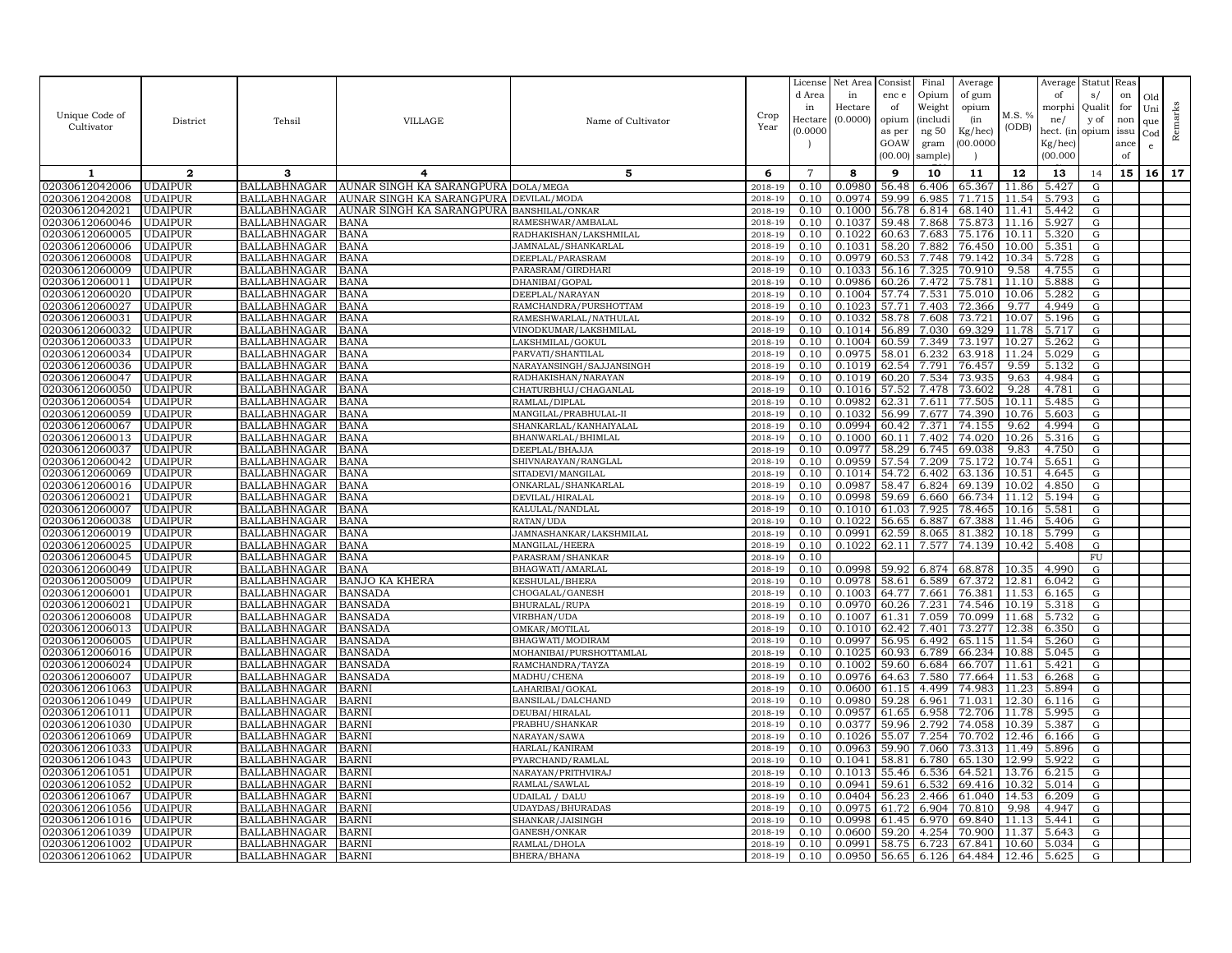| Unique Code of Cultivator | District | Tehsil | VILLAGE | Name of Cultivator | Crop Year | License d Area in Hectare (0.0000) | Net Area in Hectare (0.0000) | Consistence of opium as per GOAW (00.00) | Final Opium Weight (including 50 gram sample) | Average of gum opium (in Kg/hec) (00.0000) | M.S. % (ODB) | Average of morphine/ hect. (in Kg/hec) (00.000 | Status/ Quality of opium | Reason for non issuance of | Old Unique Code | Remarks |
|---|---|---|---|---|---|---|---|---|---|---|---|---|---|---|---|---|
| 1 | 2 | 3 | 4 | 5 | 6 | 7 | 8 | 9 | 10 | 11 | 12 | 13 | 14 | 15 | 16 | 17 |
| 02030612042006 | UDAIPUR | BALLABHNAGAR | AUNAR SINGH KA SARANGPURA | DOLA/MEGA | 2018-19 | 0.10 | 0.0980 | 56.48 | 6.406 | 65.367 | 11.86 | 5.427 | G | | | |
| 02030612042008 | UDAIPUR | BALLABHNAGAR | AUNAR SINGH KA SARANGPURA | DEVILAL/MODA | 2018-19 | 0.10 | 0.0974 | 59.99 | 6.985 | 71.715 | 11.54 | 5.793 | G | | | |
| 02030612042021 | UDAIPUR | BALLABHNAGAR | AUNAR SINGH KA SARANGPURA | BANSHILAL/ONKAR | 2018-19 | 0.10 | 0.1000 | 56.78 | 6.814 | 68.140 | 11.41 | 5.442 | G | | | |
| 02030612060046 | UDAIPUR | BALLABHNAGAR | BANA | RAMESHWAR/AMBALAL | 2018-19 | 0.10 | 0.1037 | 59.48 | 7.868 | 75.873 | 11.16 | 5.927 | G | | | |
| 02030612060005 | UDAIPUR | BALLABHNAGAR | BANA | RADHAKISHAN/LAKSHMILAL | 2018-19 | 0.10 | 0.1022 | 60.63 | 7.683 | 75.176 | 10.11 | 5.320 | G | | | |
| 02030612060006 | UDAIPUR | BALLABHNAGAR | BANA | JAMNALAL/SHANKARLAL | 2018-19 | 0.10 | 0.1031 | 58.20 | 7.882 | 76.450 | 10.00 | 5.351 | G | | | |
| 02030612060008 | UDAIPUR | BALLABHNAGAR | BANA | DEEPLAL/PARASRAM | 2018-19 | 0.10 | 0.0979 | 60.53 | 7.748 | 79.142 | 10.34 | 5.728 | G | | | |
| 02030612060009 | UDAIPUR | BALLABHNAGAR | BANA | PARASRAM/GIRDHARI | 2018-19 | 0.10 | 0.1033 | 56.16 | 7.325 | 70.910 | 9.58 | 4.755 | G | | | |
| 02030612060011 | UDAIPUR | BALLABHNAGAR | BANA | DHANIBAI/GOPAL | 2018-19 | 0.10 | 0.0986 | 60.26 | 7.472 | 75.781 | 11.10 | 5.888 | G | | | |
| 02030612060020 | UDAIPUR | BALLABHNAGAR | BANA | DEEPLAL/NARAYAN | 2018-19 | 0.10 | 0.1004 | 57.74 | 7.531 | 75.010 | 10.06 | 5.282 | G | | | |
| 02030612060027 | UDAIPUR | BALLABHNAGAR | BANA | RAMCHANDRA/PURSHOTTAM | 2018-19 | 0.10 | 0.1023 | 57.71 | 7.403 | 72.366 | 9.77 | 4.949 | G | | | |
| 02030612060031 | UDAIPUR | BALLABHNAGAR | BANA | RAMESHWARLAL/NATHULAL | 2018-19 | 0.10 | 0.1032 | 58.78 | 7.608 | 73.721 | 10.07 | 5.196 | G | | | |
| 02030612060032 | UDAIPUR | BALLABHNAGAR | BANA | VINODKUMAR/LAKSHMILAL | 2018-19 | 0.10 | 0.1014 | 56.89 | 7.030 | 69.329 | 11.78 | 5.717 | G | | | |
| 02030612060033 | UDAIPUR | BALLABHNAGAR | BANA | LAKSHMILAL/GOKUL | 2018-19 | 0.10 | 0.1004 | 60.59 | 7.349 | 73.197 | 10.27 | 5.262 | G | | | |
| 02030612060034 | UDAIPUR | BALLABHNAGAR | BANA | PARVATI/SHANTILAL | 2018-19 | 0.10 | 0.0975 | 58.01 | 6.232 | 63.918 | 11.24 | 5.029 | G | | | |
| 02030612060036 | UDAIPUR | BALLABHNAGAR | BANA | NARAYANSINGH/SAJJANSINGH | 2018-19 | 0.10 | 0.1019 | 62.54 | 7.791 | 76.457 | 9.59 | 5.132 | G | | | |
| 02030612060047 | UDAIPUR | BALLABHNAGAR | BANA | RADHAKISHAN/NARAYAN | 2018-19 | 0.10 | 0.1019 | 60.20 | 7.534 | 73.935 | 9.63 | 4.984 | G | | | |
| 02030612060050 | UDAIPUR | BALLABHNAGAR | BANA | CHATURBHUJ/CHAGANLAL | 2018-19 | 0.10 | 0.1016 | 57.52 | 7.478 | 73.602 | 9.28 | 4.781 | G | | | |
| 02030612060054 | UDAIPUR | BALLABHNAGAR | BANA | RAMLAL/DIPLAL | 2018-19 | 0.10 | 0.0982 | 62.31 | 7.611 | 77.505 | 10.11 | 5.485 | G | | | |
| 02030612060059 | UDAIPUR | BALLABHNAGAR | BANA | MANGILAL/PRABHULAL-II | 2018-19 | 0.10 | 0.1032 | 56.99 | 7.677 | 74.390 | 10.76 | 5.603 | G | | | |
| 02030612060067 | UDAIPUR | BALLABHNAGAR | BANA | SHANKARLAL/KANHAIYALAL | 2018-19 | 0.10 | 0.0994 | 60.42 | 7.371 | 74.155 | 9.62 | 4.994 | G | | | |
| 02030612060013 | UDAIPUR | BALLABHNAGAR | BANA | BHANWARLAL/BHIMLAL | 2018-19 | 0.10 | 0.1000 | 60.11 | 7.402 | 74.020 | 10.26 | 5.316 | G | | | |
| 02030612060037 | UDAIPUR | BALLABHNAGAR | BANA | DEEPLAL/BHAJJA | 2018-19 | 0.10 | 0.0977 | 58.29 | 6.745 | 69.038 | 9.83 | 4.750 | G | | | |
| 02030612060042 | UDAIPUR | BALLABHNAGAR | BANA | SHIVNARAYAN/RANGLAL | 2018-19 | 0.10 | 0.0959 | 57.54 | 7.209 | 75.172 | 10.74 | 5.651 | G | | | |
| 02030612060069 | UDAIPUR | BALLABHNAGAR | BANA | SITADEVI/MANGILAL | 2018-19 | 0.10 | 0.1014 | 54.72 | 6.402 | 63.136 | 10.51 | 4.645 | G | | | |
| 02030612060016 | UDAIPUR | BALLABHNAGAR | BANA | ONKARLAL/SHANKARLAL | 2018-19 | 0.10 | 0.0987 | 58.47 | 6.824 | 69.139 | 10.02 | 4.850 | G | | | |
| 02030612060021 | UDAIPUR | BALLABHNAGAR | BANA | DEVILAL/HIRALAL | 2018-19 | 0.10 | 0.0998 | 59.69 | 6.660 | 66.734 | 11.12 | 5.194 | G | | | |
| 02030612060007 | UDAIPUR | BALLABHNAGAR | BANA | KALULAL/NANDLAL | 2018-19 | 0.10 | 0.1010 | 61.03 | 7.925 | 78.465 | 10.16 | 5.581 | G | | | |
| 02030612060038 | UDAIPUR | BALLABHNAGAR | BANA | RATAN/UDA | 2018-19 | 0.10 | 0.1022 | 56.65 | 6.887 | 67.388 | 11.46 | 5.406 | G | | | |
| 02030612060019 | UDAIPUR | BALLABHNAGAR | BANA | JAMNASHANKAR/LAKSHMILAL | 2018-19 | 0.10 | 0.0991 | 62.59 | 8.065 | 81.382 | 10.18 | 5.799 | G | | | |
| 02030612060025 | UDAIPUR | BALLABHNAGAR | BANA | MANGILAL/HEERA | 2018-19 | 0.10 | 0.1022 | 62.11 | 7.577 | 74.139 | 10.42 | 5.408 | G | | | |
| 02030612060045 | UDAIPUR | BALLABHNAGAR | BANA | PARASRAM/SHANKAR | 2018-19 | 0.10 | | | | | | | FU | | | |
| 02030612060049 | UDAIPUR | BALLABHNAGAR | BANA | BHAGWATI/AMARLAL | 2018-19 | 0.10 | 0.0998 | 59.92 | 6.874 | 68.878 | 10.35 | 4.990 | G | | | |
| 02030612005009 | UDAIPUR | BALLABHNAGAR | BANJO KA KHERA | KESHULAL/BHERA | 2018-19 | 0.10 | 0.0978 | 58.61 | 6.589 | 67.372 | 12.81 | 6.042 | G | | | |
| 02030612006001 | UDAIPUR | BALLABHNAGAR | BANSADA | CHOGALAL/GANESH | 2018-19 | 0.10 | 0.1003 | 64.77 | 7.661 | 76.381 | 11.53 | 6.165 | G | | | |
| 02030612006021 | UDAIPUR | BALLABHNAGAR | BANSADA | BHURALAL/RUPA | 2018-19 | 0.10 | 0.0970 | 60.26 | 7.231 | 74.546 | 10.19 | 5.318 | G | | | |
| 02030612006008 | UDAIPUR | BALLABHNAGAR | BANSADA | VIRBHAN/UDA | 2018-19 | 0.10 | 0.1007 | 61.31 | 7.059 | 70.099 | 11.68 | 5.732 | G | | | |
| 02030612006013 | UDAIPUR | BALLABHNAGAR | BANSADA | OMKAR/MOTILAL | 2018-19 | 0.10 | 0.1010 | 62.42 | 7.401 | 73.277 | 12.38 | 6.350 | G | | | |
| 02030612006005 | UDAIPUR | BALLABHNAGAR | BANSADA | BHAGWATI/MODIRAM | 2018-19 | 0.10 | 0.0997 | 56.95 | 6.492 | 65.115 | 11.54 | 5.260 | G | | | |
| 02030612006016 | UDAIPUR | BALLABHNAGAR | BANSADA | MOHANIBAI/PURSHOTTAMLAL | 2018-19 | 0.10 | 0.1025 | 60.93 | 6.789 | 66.234 | 10.88 | 5.045 | G | | | |
| 02030612006024 | UDAIPUR | BALLABHNAGAR | BANSADA | RAMCHANDRA/TAYZA | 2018-19 | 0.10 | 0.1002 | 59.60 | 6.684 | 66.707 | 11.61 | 5.421 | G | | | |
| 02030612006007 | UDAIPUR | BALLABHNAGAR | BANSADA | MADHU/CHENA | 2018-19 | 0.10 | 0.0976 | 64.63 | 7.580 | 77.664 | 11.53 | 6.268 | G | | | |
| 02030612061063 | UDAIPUR | BALLABHNAGAR | BARNI | LAHARIBAI/GOKAL | 2018-19 | 0.10 | 0.0600 | 61.15 | 4.499 | 74.983 | 11.23 | 5.894 | G | | | |
| 02030612061049 | UDAIPUR | BALLABHNAGAR | BARNI | BANSILAL/DALCHAND | 2018-19 | 0.10 | 0.0980 | 59.28 | 6.961 | 71.031 | 12.30 | 6.116 | G | | | |
| 02030612061011 | UDAIPUR | BALLABHNAGAR | BARNI | DEUBAI/HIRALAL | 2018-19 | 0.10 | 0.0957 | 61.65 | 6.958 | 72.706 | 11.78 | 5.995 | G | | | |
| 02030612061030 | UDAIPUR | BALLABHNAGAR | BARNI | PRABHU/SHANKAR | 2018-19 | 0.10 | 0.0377 | 59.96 | 2.792 | 74.058 | 10.39 | 5.387 | G | | | |
| 02030612061069 | UDAIPUR | BALLABHNAGAR | BARNI | NARAYAN/SAWA | 2018-19 | 0.10 | 0.1026 | 55.07 | 7.254 | 70.702 | 12.46 | 6.166 | G | | | |
| 02030612061033 | UDAIPUR | BALLABHNAGAR | BARNI | HARLAL/KANIRAM | 2018-19 | 0.10 | 0.0963 | 59.90 | 7.060 | 73.313 | 11.49 | 5.896 | G | | | |
| 02030612061043 | UDAIPUR | BALLABHNAGAR | BARNI | PYARCHAND/RAMLAL | 2018-19 | 0.10 | 0.1041 | 58.81 | 6.780 | 65.130 | 12.99 | 5.922 | G | | | |
| 02030612061051 | UDAIPUR | BALLABHNAGAR | BARNI | NARAYAN/PRITHVIRAJ | 2018-19 | 0.10 | 0.1013 | 55.46 | 6.536 | 64.521 | 13.76 | 6.215 | G | | | |
| 02030612061052 | UDAIPUR | BALLABHNAGAR | BARNI | RAMLAL/SAWLAL | 2018-19 | 0.10 | 0.0941 | 59.61 | 6.532 | 69.416 | 10.32 | 5.014 | G | | | |
| 02030612061067 | UDAIPUR | BALLABHNAGAR | BARNI | UDAILAL / DALU | 2018-19 | 0.10 | 0.0404 | 56.23 | 2.466 | 61.040 | 14.53 | 6.209 | G | | | |
| 02030612061056 | UDAIPUR | BALLABHNAGAR | BARNI | UDAYDAS/BHURADAS | 2018-19 | 0.10 | 0.0975 | 61.72 | 6.904 | 70.810 | 9.98 | 4.947 | G | | | |
| 02030612061016 | UDAIPUR | BALLABHNAGAR | BARNI | SHANKAR/JAISINGH | 2018-19 | 0.10 | 0.0998 | 61.45 | 6.970 | 69.840 | 11.13 | 5.441 | G | | | |
| 02030612061039 | UDAIPUR | BALLABHNAGAR | BARNI | GANESH/ONKAR | 2018-19 | 0.10 | 0.0600 | 59.20 | 4.254 | 70.900 | 11.37 | 5.643 | G | | | |
| 02030612061002 | UDAIPUR | BALLABHNAGAR | BARNI | RAMLAL/DHOLA | 2018-19 | 0.10 | 0.0991 | 58.75 | 6.723 | 67.841 | 10.60 | 5.034 | G | | | |
| 02030612061062 | UDAIPUR | BALLABHNAGAR | BARNI | BHERA/BHANA | 2018-19 | 0.10 | 0.0950 | 56.65 | 6.126 | 64.484 | 12.46 | 5.625 | G | | | |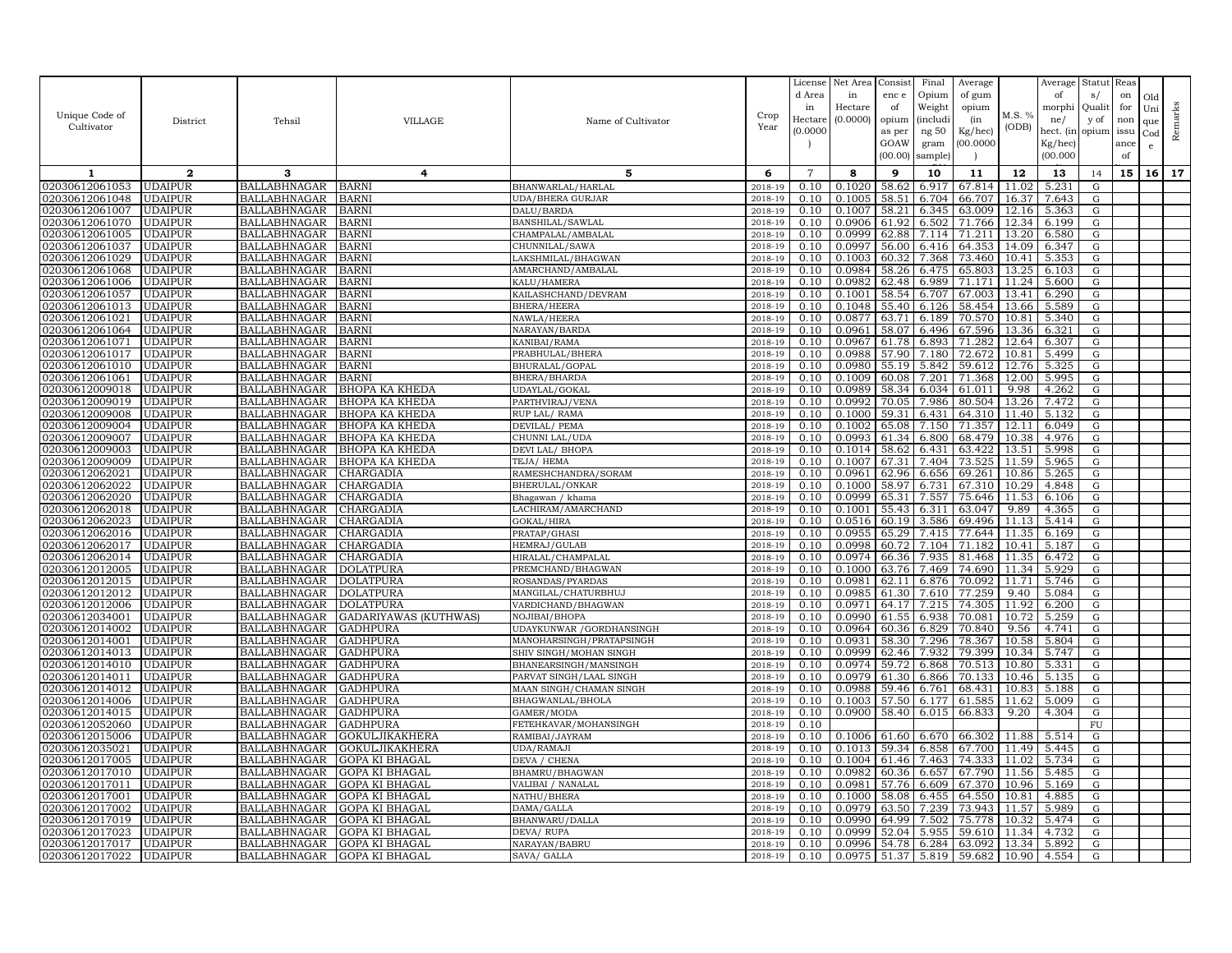| Unique Code of Cultivator | District | Tehsil | VILLAGE | Name of Cultivator | Crop Year | License d Area in Hectare (0.0000 ) | Net Area in Hectare (0.0000) | Consist enc e of opium as per GOAW (00.00) | Final Opium Weight (includi ng 50 gram sample) | Average of gum opium (in Kg/hec) (00.0000 ) | M.S. % (ODB) | Average of morphi ne/ hect. (in Kg/hec) (00.000 | Statut s/ Qualit y of opium | Reas on for non issu ance of | Old Uni que Cod e | Remarks |
|---|---|---|---|---|---|---|---|---|---|---|---|---|---|---|---|---|
| 1 | 2 | 3 | 4 | 5 | 6 | 7 | 8 | 9 | 10 | 11 | 12 | 13 | 14 | 15 | 16 | 17 |
| 02030612061053 | UDAIPUR | BALLABHNAGAR | BARNI | BHANWARLAL/HARLAL | 2018-19 | 0.10 | 0.1020 | 58.62 | 6.917 | 67.814 | 11.02 | 5.231 | G | | | |
| 02030612061048 | UDAIPUR | BALLABHNAGAR | BARNI | UDA/BHERA GURJAR | 2018-19 | 0.10 | 0.1005 | 58.51 | 6.704 | 66.707 | 16.37 | 7.643 | G | | | |
| 02030612061007 | UDAIPUR | BALLABHNAGAR | BARNI | DALU/BARDA | 2018-19 | 0.10 | 0.1007 | 58.21 | 6.345 | 63.009 | 12.16 | 5.363 | G | | | |
| 02030612061070 | UDAIPUR | BALLABHNAGAR | BARNI | BANSHILAL/SAWLAL | 2018-19 | 0.10 | 0.0906 | 61.92 | 6.502 | 71.766 | 12.34 | 6.199 | G | | | |
| 02030612061005 | UDAIPUR | BALLABHNAGAR | BARNI | CHAMPALAL/AMBALAL | 2018-19 | 0.10 | 0.0999 | 62.88 | 7.114 | 71.211 | 13.20 | 6.580 | G | | | |
| 02030612061037 | UDAIPUR | BALLABHNAGAR | BARNI | CHUNNILAL/SAWA | 2018-19 | 0.10 | 0.0997 | 56.00 | 6.416 | 64.353 | 14.09 | 6.347 | G | | | |
| 02030612061029 | UDAIPUR | BALLABHNAGAR | BARNI | LAKSHMILAL/BHAGWAN | 2018-19 | 0.10 | 0.1003 | 60.32 | 7.368 | 73.460 | 10.41 | 5.353 | G | | | |
| 02030612061068 | UDAIPUR | BALLABHNAGAR | BARNI | AMARCHAND/AMBALAL | 2018-19 | 0.10 | 0.0984 | 58.26 | 6.475 | 65.803 | 13.25 | 6.103 | G | | | |
| 02030612061006 | UDAIPUR | BALLABHNAGAR | BARNI | KALU/HAMERA | 2018-19 | 0.10 | 0.0982 | 62.48 | 6.989 | 71.171 | 11.24 | 5.600 | G | | | |
| 02030612061057 | UDAIPUR | BALLABHNAGAR | BARNI | KAILASHCHAND/DEVRAM | 2018-19 | 0.10 | 0.1001 | 58.54 | 6.707 | 67.003 | 13.41 | 6.290 | G | | | |
| 02030612061013 | UDAIPUR | BALLABHNAGAR | BARNI | BHERA/HEERA | 2018-19 | 0.10 | 0.1048 | 55.40 | 6.126 | 58.454 | 13.66 | 5.589 | G | | | |
| 02030612061021 | UDAIPUR | BALLABHNAGAR | BARNI | NAWLA/HEERA | 2018-19 | 0.10 | 0.0877 | 63.71 | 6.189 | 70.570 | 10.81 | 5.340 | G | | | |
| 02030612061064 | UDAIPUR | BALLABHNAGAR | BARNI | NARAYAN/BARDA | 2018-19 | 0.10 | 0.0961 | 58.07 | 6.496 | 67.596 | 13.36 | 6.321 | G | | | |
| 02030612061071 | UDAIPUR | BALLABHNAGAR | BARNI | KANIBAI/RAMA | 2018-19 | 0.10 | 0.0967 | 61.78 | 6.893 | 71.282 | 12.64 | 6.307 | G | | | |
| 02030612061017 | UDAIPUR | BALLABHNAGAR | BARNI | PRABHULAL/BHERA | 2018-19 | 0.10 | 0.0988 | 57.90 | 7.180 | 72.672 | 10.81 | 5.499 | G | | | |
| 02030612061010 | UDAIPUR | BALLABHNAGAR | BARNI | BHURALAL/GOPAL | 2018-19 | 0.10 | 0.0980 | 55.19 | 5.842 | 59.612 | 12.76 | 5.325 | G | | | |
| 02030612061061 | UDAIPUR | BALLABHNAGAR | BARNI | BHERA/BHARDA | 2018-19 | 0.10 | 0.1009 | 60.08 | 7.201 | 71.368 | 12.00 | 5.995 | G | | | |
| 02030612009018 | UDAIPUR | BALLABHNAGAR | BHOPA KA KHEDA | UDAYLAL/GOKAL | 2018-19 | 0.10 | 0.0989 | 58.34 | 6.034 | 61.011 | 9.98 | 4.262 | G | | | |
| 02030612009019 | UDAIPUR | BALLABHNAGAR | BHOPA KA KHEDA | PARTHVIRAJ/VENA | 2018-19 | 0.10 | 0.0992 | 70.05 | 7.986 | 80.504 | 13.26 | 7.472 | G | | | |
| 02030612009008 | UDAIPUR | BALLABHNAGAR | BHOPA KA KHEDA | RUP LAL/ RAMA | 2018-19 | 0.10 | 0.1000 | 59.31 | 6.431 | 64.310 | 11.40 | 5.132 | G | | | |
| 02030612009004 | UDAIPUR | BALLABHNAGAR | BHOPA KA KHEDA | DEVILAL/ PEMA | 2018-19 | 0.10 | 0.1002 | 65.08 | 7.150 | 71.357 | 12.11 | 6.049 | G | | | |
| 02030612009007 | UDAIPUR | BALLABHNAGAR | BHOPA KA KHEDA | CHUNNI LAL/UDA | 2018-19 | 0.10 | 0.0993 | 61.34 | 6.800 | 68.479 | 10.38 | 4.976 | G | | | |
| 02030612009003 | UDAIPUR | BALLABHNAGAR | BHOPA KA KHEDA | DEVI LAL/ BHOPA | 2018-19 | 0.10 | 0.1014 | 58.62 | 6.431 | 63.422 | 13.51 | 5.998 | G | | | |
| 02030612009009 | UDAIPUR | BALLABHNAGAR | BHOPA KA KHEDA | TEJA/ HEMA | 2018-19 | 0.10 | 0.1007 | 67.31 | 7.404 | 73.525 | 11.59 | 5.965 | G | | | |
| 02030612062021 | UDAIPUR | BALLABHNAGAR | CHARGADIA | RAMESHCHANDRA/SORAM | 2018-19 | 0.10 | 0.0961 | 62.96 | 6.656 | 69.261 | 10.86 | 5.265 | G | | | |
| 02030612062022 | UDAIPUR | BALLABHNAGAR | CHARGADIA | BHERULAL/ONKAR | 2018-19 | 0.10 | 0.1000 | 58.97 | 6.731 | 67.310 | 10.29 | 4.848 | G | | | |
| 02030612062020 | UDAIPUR | BALLABHNAGAR | CHARGADIA | Bhagawan / khama | 2018-19 | 0.10 | 0.0999 | 65.31 | 7.557 | 75.646 | 11.53 | 6.106 | G | | | |
| 02030612062018 | UDAIPUR | BALLABHNAGAR | CHARGADIA | LACHIRAM/AMARCHAND | 2018-19 | 0.10 | 0.1001 | 55.43 | 6.311 | 63.047 | 9.89 | 4.365 | G | | | |
| 02030612062023 | UDAIPUR | BALLABHNAGAR | CHARGADIA | GOKAL/HIRA | 2018-19 | 0.10 | 0.0516 | 60.19 | 3.586 | 69.496 | 11.13 | 5.414 | G | | | |
| 02030612062016 | UDAIPUR | BALLABHNAGAR | CHARGADIA | PRATAP/GHASI | 2018-19 | 0.10 | 0.0955 | 65.29 | 7.415 | 77.644 | 11.35 | 6.169 | G | | | |
| 02030612062017 | UDAIPUR | BALLABHNAGAR | CHARGADIA | HEMRAJ/GULAB | 2018-19 | 0.10 | 0.0998 | 60.72 | 7.104 | 71.182 | 10.41 | 5.187 | G | | | |
| 02030612062014 | UDAIPUR | BALLABHNAGAR | CHARGADIA | HIRALAL/CHAMPALAL | 2018-19 | 0.10 | 0.0974 | 66.36 | 7.935 | 81.468 | 11.35 | 6.472 | G | | | |
| 02030612012005 | UDAIPUR | BALLABHNAGAR | DOLATPURA | PREMCHAND/BHAGWAN | 2018-19 | 0.10 | 0.1000 | 63.76 | 7.469 | 74.690 | 11.34 | 5.929 | G | | | |
| 02030612012015 | UDAIPUR | BALLABHNAGAR | DOLATPURA | ROSANDAS/PYARDAS | 2018-19 | 0.10 | 0.0981 | 62.11 | 6.876 | 70.092 | 11.71 | 5.746 | G | | | |
| 02030612012012 | UDAIPUR | BALLABHNAGAR | DOLATPURA | MANGILAL/CHATURBHUJ | 2018-19 | 0.10 | 0.0985 | 61.30 | 7.610 | 77.259 | 9.40 | 5.084 | G | | | |
| 02030612012006 | UDAIPUR | BALLABHNAGAR | DOLATPURA | VARDICHAND/BHAGWAN | 2018-19 | 0.10 | 0.0971 | 64.17 | 7.215 | 74.305 | 11.92 | 6.200 | G | | | |
| 02030612034001 | UDAIPUR | BALLABHNAGAR | GADARIYAWAS (KUTHWAS) | NOJIBAI/BHOPA | 2018-19 | 0.10 | 0.0990 | 61.55 | 6.938 | 70.081 | 10.72 | 5.259 | G | | | |
| 02030612014002 | UDAIPUR | BALLABHNAGAR | GADHPURA | UDAYKUNWAR /GORDHANSINGH | 2018-19 | 0.10 | 0.0964 | 60.36 | 6.829 | 70.840 | 9.56 | 4.741 | G | | | |
| 02030612014001 | UDAIPUR | BALLABHNAGAR | GADHPURA | MANOHARSINGH/PRATAPSINGH | 2018-19 | 0.10 | 0.0931 | 58.30 | 7.296 | 78.367 | 10.58 | 5.804 | G | | | |
| 02030612014013 | UDAIPUR | BALLABHNAGAR | GADHPURA | SHIV SINGH/MOHAN SINGH | 2018-19 | 0.10 | 0.0999 | 62.46 | 7.932 | 79.399 | 10.34 | 5.747 | G | | | |
| 02030612014010 | UDAIPUR | BALLABHNAGAR | GADHPURA | BHANEARSINGH/MANSINGH | 2018-19 | 0.10 | 0.0974 | 59.72 | 6.868 | 70.513 | 10.80 | 5.331 | G | | | |
| 02030612014011 | UDAIPUR | BALLABHNAGAR | GADHPURA | PARVAT SINGH/LAAL SINGH | 2018-19 | 0.10 | 0.0979 | 61.30 | 6.866 | 70.133 | 10.46 | 5.135 | G | | | |
| 02030612014012 | UDAIPUR | BALLABHNAGAR | GADHPURA | MAAN SINGH/CHAMAN SINGH | 2018-19 | 0.10 | 0.0988 | 59.46 | 6.761 | 68.431 | 10.83 | 5.188 | G | | | |
| 02030612014006 | UDAIPUR | BALLABHNAGAR | GADHPURA | BHAGWANLAL/BHOLA | 2018-19 | 0.10 | 0.1003 | 57.50 | 6.177 | 61.585 | 11.62 | 5.009 | G | | | |
| 02030612014015 | UDAIPUR | BALLABHNAGAR | GADHPURA | GAMER/MODA | 2018-19 | 0.10 | 0.0900 | 58.40 | 6.015 | 66.833 | 9.20 | 4.304 | G | | | |
| 02030612052060 | UDAIPUR | BALLABHNAGAR | GADHPURA | FETEHKAVAR/MOHANSINGH | 2018-19 | 0.10 | | | | | | | FU | | | |
| 02030612015006 | UDAIPUR | BALLABHNAGAR | GOKULJIKAKHERA | RAMIBAI/JAYRAM | 2018-19 | 0.10 | 0.1006 | 61.60 | 6.670 | 66.302 | 11.88 | 5.514 | G | | | |
| 02030612035021 | UDAIPUR | BALLABHNAGAR | GOKULJIKAKHERA | UDA/RAMAJI | 2018-19 | 0.10 | 0.1013 | 59.34 | 6.858 | 67.700 | 11.49 | 5.445 | G | | | |
| 02030612017005 | UDAIPUR | BALLABHNAGAR | GOPA KI BHAGAL | DEVA / CHENA | 2018-19 | 0.10 | 0.1004 | 61.46 | 7.463 | 74.333 | 11.02 | 5.734 | G | | | |
| 02030612017010 | UDAIPUR | BALLABHNAGAR | GOPA KI BHAGAL | BHAMRU/BHAGWAN | 2018-19 | 0.10 | 0.0982 | 60.36 | 6.657 | 67.790 | 11.56 | 5.485 | G | | | |
| 02030612017011 | UDAIPUR | BALLABHNAGAR | GOPA KI BHAGAL | VALIBAI / NANALAL | 2018-19 | 0.10 | 0.0981 | 57.76 | 6.609 | 67.370 | 10.96 | 5.169 | G | | | |
| 02030612017001 | UDAIPUR | BALLABHNAGAR | GOPA KI BHAGAL | NATHU/BHERA | 2018-19 | 0.10 | 0.1000 | 58.08 | 6.455 | 64.550 | 10.81 | 4.885 | G | | | |
| 02030612017002 | UDAIPUR | BALLABHNAGAR | GOPA KI BHAGAL | DAMA/GALLA | 2018-19 | 0.10 | 0.0979 | 63.50 | 7.239 | 73.943 | 11.57 | 5.989 | G | | | |
| 02030612017019 | UDAIPUR | BALLABHNAGAR | GOPA KI BHAGAL | BHANWARU/DALLA | 2018-19 | 0.10 | 0.0990 | 64.99 | 7.502 | 75.778 | 10.32 | 5.474 | G | | | |
| 02030612017023 | UDAIPUR | BALLABHNAGAR | GOPA KI BHAGAL | DEVA/ RUPA | 2018-19 | 0.10 | 0.0999 | 52.04 | 5.955 | 59.610 | 11.34 | 4.732 | G | | | |
| 02030612017017 | UDAIPUR | BALLABHNAGAR | GOPA KI BHAGAL | NARAYAN/BABRU | 2018-19 | 0.10 | 0.0996 | 54.78 | 6.284 | 63.092 | 13.34 | 5.892 | G | | | |
| 02030612017022 | UDAIPUR | BALLABHNAGAR | GOPA KI BHAGAL | SAVA/ GALLA | 2018-19 | 0.10 | 0.0975 | 51.37 | 5.819 | 59.682 | 10.90 | 4.554 | G | | | |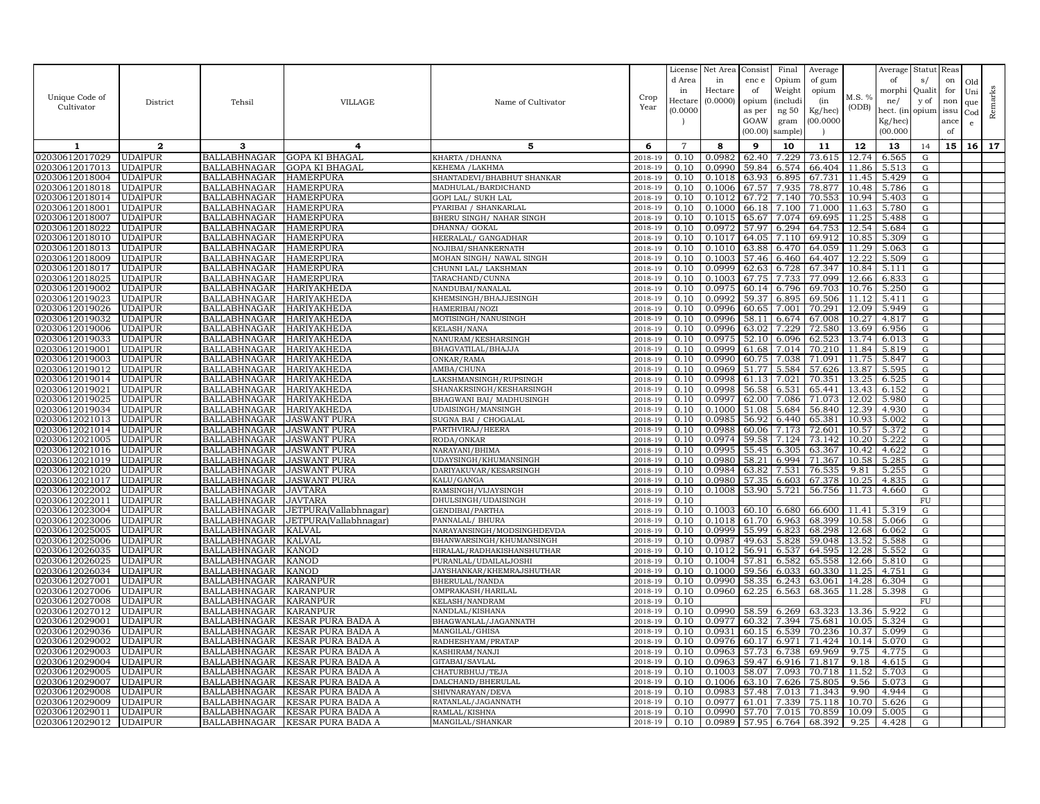| Unique Code of Cultivator | District | Tehsil | VILLAGE | Name of Cultivator | Crop Year | License d Area in Hectare (0.0000 ) | Net Area in Hectare (0.0000) | Consist enc e of opium as per GOAW (00.00) | Final Opium Weight (includi ng 50 gram sample) | Average of gum opium (in Kg/hec) (00.0000 ) | M.S. % (ODB) | Average of morphi ne/ hect. (in Kg/hec) (00.000 | Statut s/ Qualit y of opium | Reas on for non issu ance of | Old Uni que Cod e | Remarks |
|---|---|---|---|---|---|---|---|---|---|---|---|---|---|---|---|---|
| 1 | 2 | 3 | 4 | 5 | 6 | 7 | 8 | 9 | 10 | 11 | 12 | 13 | 14 | 15 | 16 | 17 |
| 02030612017029 | UDAIPUR | BALLABHNAGAR | GOPA KI BHAGAL | KHARTA /DHANNA | 2018-19 | 0.10 | 0.0982 | 62.40 | 7.229 | 73.615 | 12.74 | 6.565 | G | | | |
| 02030612017013 | UDAIPUR | BALLABHNAGAR | GOPA KI BHAGAL | KEHEMA /LAKHMA | 2018-19 | 0.10 | 0.0990 | 59.84 | 6.574 | 66.404 | 11.86 | 5.513 | G | | | |
| 02030612018004 | UDAIPUR | BALLABHNAGAR | HAMERPURA | SHANTADEVI/BHABHUT SHANKAR | 2018-19 | 0.10 | 0.1018 | 63.93 | 6.895 | 67.731 | 11.45 | 5.429 | G | | | |
| 02030612018018 | UDAIPUR | BALLABHNAGAR | HAMERPURA | MADHULAL/BARDICHAND | 2018-19 | 0.10 | 0.1006 | 67.57 | 7.935 | 78.877 | 10.48 | 5.786 | G | | | |
| 02030612018014 | UDAIPUR | BALLABHNAGAR | HAMERPURA | GOPI LAL/ SUKH LAL | 2018-19 | 0.10 | 0.1012 | 67.72 | 7.140 | 70.553 | 10.94 | 5.403 | G | | | |
| 02030612018001 | UDAIPUR | BALLABHNAGAR | HAMERPURA | PYARIBAI / SHANKARLAL | 2018-19 | 0.10 | 0.1000 | 66.18 | 7.100 | 71.000 | 11.63 | 5.780 | G | | | |
| 02030612018007 | UDAIPUR | BALLABHNAGAR | HAMERPURA | BHERU SINGH/ NAHAR SINGH | 2018-19 | 0.10 | 0.1015 | 65.67 | 7.074 | 69.695 | 11.25 | 5.488 | G | | | |
| 02030612018022 | UDAIPUR | BALLABHNAGAR | HAMERPURA | DHANNA/ GOKAL | 2018-19 | 0.10 | 0.0972 | 57.97 | 6.294 | 64.753 | 12.54 | 5.684 | G | | | |
| 02030612018010 | UDAIPUR | BALLABHNAGAR | HAMERPURA | HEERALAL/ GANGADHAR | 2018-19 | 0.10 | 0.1017 | 64.05 | 7.110 | 69.912 | 10.85 | 5.309 | G | | | |
| 02030612018013 | UDAIPUR | BALLABHNAGAR | HAMERPURA | NOJIBAI/SHANKERNATH | 2018-19 | 0.10 | 0.1010 | 63.88 | 6.470 | 64.059 | 11.29 | 5.063 | G | | | |
| 02030612018009 | UDAIPUR | BALLABHNAGAR | HAMERPURA | MOHAN SINGH/ NAWAL SINGH | 2018-19 | 0.10 | 0.1003 | 57.46 | 6.460 | 64.407 | 12.22 | 5.509 | G | | | |
| 02030612018017 | UDAIPUR | BALLABHNAGAR | HAMERPURA | CHUNNI LAL/ LAKSHMAN | 2018-19 | 0.10 | 0.0999 | 62.63 | 6.728 | 67.347 | 10.84 | 5.111 | G | | | |
| 02030612018025 | UDAIPUR | BALLABHNAGAR | HAMERPURA | TARACHAND/CUNNA | 2018-19 | 0.10 | 0.1003 | 67.75 | 7.733 | 77.099 | 12.66 | 6.833 | G | | | |
| 02030612019002 | UDAIPUR | BALLABHNAGAR | HARIYAKHEDA | NANDUBAI/NANALAL | 2018-19 | 0.10 | 0.0975 | 60.14 | 6.796 | 69.703 | 10.76 | 5.250 | G | | | |
| 02030612019023 | UDAIPUR | BALLABHNAGAR | HARIYAKHEDA | KHEMSINGH/BHAJJESINGH | 2018-19 | 0.10 | 0.0992 | 59.37 | 6.895 | 69.506 | 11.12 | 5.411 | G | | | |
| 02030612019026 | UDAIPUR | BALLABHNAGAR | HARIYAKHEDA | HAMERIBAI/NOZI | 2018-19 | 0.10 | 0.0996 | 60.65 | 7.001 | 70.291 | 12.09 | 5.949 | G | | | |
| 02030612019032 | UDAIPUR | BALLABHNAGAR | HARIYAKHEDA | MOTISINGH/NANUSINGH | 2018-19 | 0.10 | 0.0996 | 58.11 | 6.674 | 67.008 | 10.27 | 4.817 | G | | | |
| 02030612019006 | UDAIPUR | BALLABHNAGAR | HARIYAKHEDA | KELASH/NANA | 2018-19 | 0.10 | 0.0996 | 63.02 | 7.229 | 72.580 | 13.69 | 6.956 | G | | | |
| 02030612019033 | UDAIPUR | BALLABHNAGAR | HARIYAKHEDA | NANURAM/KESHARSINGH | 2018-19 | 0.10 | 0.0975 | 52.10 | 6.096 | 62.523 | 13.74 | 6.013 | G | | | |
| 02030612019001 | UDAIPUR | BALLABHNAGAR | HARIYAKHEDA | BHAGVATILAL/BHAJJA | 2018-19 | 0.10 | 0.0999 | 61.68 | 7.014 | 70.210 | 11.84 | 5.819 | G | | | |
| 02030612019003 | UDAIPUR | BALLABHNAGAR | HARIYAKHEDA | ONKAR/RAMA | 2018-19 | 0.10 | 0.0990 | 60.75 | 7.038 | 71.091 | 11.75 | 5.847 | G | | | |
| 02030612019012 | UDAIPUR | BALLABHNAGAR | HARIYAKHEDA | AMBA/CHUNA | 2018-19 | 0.10 | 0.0969 | 51.77 | 5.584 | 57.626 | 13.87 | 5.595 | G | | | |
| 02030612019014 | UDAIPUR | BALLABHNAGAR | HARIYAKHEDA | LAKSHMANSINGH/RUPSINGH | 2018-19 | 0.10 | 0.0998 | 61.13 | 7.021 | 70.351 | 13.25 | 6.525 | G | | | |
| 02030612019021 | UDAIPUR | BALLABHNAGAR | HARIYAKHEDA | SHANAKRSINGH/KESHARSINGH | 2018-19 | 0.10 | 0.0998 | 56.58 | 6.531 | 65.441 | 13.43 | 6.152 | G | | | |
| 02030612019025 | UDAIPUR | BALLABHNAGAR | HARIYAKHEDA | BHAGWANI BAI/ MADHUSINGH | 2018-19 | 0.10 | 0.0997 | 62.00 | 7.086 | 71.073 | 12.02 | 5.980 | G | | | |
| 02030612019034 | UDAIPUR | BALLABHNAGAR | HARIYAKHEDA | UDAISINGH/MANSINGH | 2018-19 | 0.10 | 0.1000 | 51.08 | 5.684 | 56.840 | 12.39 | 4.930 | G | | | |
| 02030612021013 | UDAIPUR | BALLABHNAGAR | JASWANT PURA | SUGNA BAI / CHOGALAL | 2018-19 | 0.10 | 0.0985 | 56.92 | 6.440 | 65.381 | 10.93 | 5.002 | G | | | |
| 02030612021014 | UDAIPUR | BALLABHNAGAR | JASWANT PURA | PARTHVIRAJ/HEERA | 2018-19 | 0.10 | 0.0988 | 60.06 | 7.173 | 72.601 | 10.57 | 5.372 | G | | | |
| 02030612021005 | UDAIPUR | BALLABHNAGAR | JASWANT PURA | RODA/ONKAR | 2018-19 | 0.10 | 0.0974 | 59.58 | 7.124 | 73.142 | 10.20 | 5.222 | G | | | |
| 02030612021016 | UDAIPUR | BALLABHNAGAR | JASWANT PURA | NARAYANI/BHIMA | 2018-19 | 0.10 | 0.0995 | 55.45 | 6.305 | 63.367 | 10.42 | 4.622 | G | | | |
| 02030612021019 | UDAIPUR | BALLABHNAGAR | JASWANT PURA | UDAYSINGH/KHUMANSINGH | 2018-19 | 0.10 | 0.0980 | 58.21 | 6.994 | 71.367 | 10.58 | 5.285 | G | | | |
| 02030612021020 | UDAIPUR | BALLABHNAGAR | JASWANT PURA | DARIYAKUVAR/KESARSINGH | 2018-19 | 0.10 | 0.0984 | 63.82 | 7.531 | 76.535 | 9.81 | 5.255 | G | | | |
| 02030612021017 | UDAIPUR | BALLABHNAGAR | JASWANT PURA | KALU/GANGA | 2018-19 | 0.10 | 0.0980 | 57.35 | 6.603 | 67.378 | 10.25 | 4.835 | G | | | |
| 02030612022002 | UDAIPUR | BALLABHNAGAR | JAVTARA | RAMSINGH/VIJAYSINGH | 2018-19 | 0.10 | 0.1008 | 53.90 | 5.721 | 56.756 | 11.73 | 4.660 | G | | | |
| 02030612022011 | UDAIPUR | BALLABHNAGAR | JAVTARA | DHULSINGH/UDAISINGH | 2018-19 | 0.10 | | | | | | | FU | | | |
| 02030612023004 | UDAIPUR | BALLABHNAGAR | JETPURA(Vallabhnagar) | GENDIBAI/PARTHA | 2018-19 | 0.10 | 0.1003 | 60.10 | 6.680 | 66.600 | 11.41 | 5.319 | G | | | |
| 02030612023006 | UDAIPUR | BALLABHNAGAR | JETPURA(Vallabhnagar) | PANNALAL/ BHURA | 2018-19 | 0.10 | 0.1018 | 61.70 | 6.963 | 68.399 | 10.58 | 5.066 | G | | | |
| 02030612025005 | UDAIPUR | BALLABHNAGAR | KALVAL | NARAYANSINGH/MODSINGHDEVDA | 2018-19 | 0.10 | 0.0999 | 55.99 | 6.823 | 68.298 | 12.68 | 6.062 | G | | | |
| 02030612025006 | UDAIPUR | BALLABHNAGAR | KALVAL | BHANWARSINGH/KHUMANSINGH | 2018-19 | 0.10 | 0.0987 | 49.63 | 5.828 | 59.048 | 13.52 | 5.588 | G | | | |
| 02030612026035 | UDAIPUR | BALLABHNAGAR | KANOD | HIRALAL/RADHAKISHANSHUTHAR | 2018-19 | 0.10 | 0.1012 | 56.91 | 6.537 | 64.595 | 12.28 | 5.552 | G | | | |
| 02030612026025 | UDAIPUR | BALLABHNAGAR | KANOD | PURANLAL/UDAILALJOSHI | 2018-19 | 0.10 | 0.1004 | 57.81 | 6.582 | 65.558 | 12.66 | 5.810 | G | | | |
| 02030612026034 | UDAIPUR | BALLABHNAGAR | KANOD | JAYSHANKAR/KHEMRAJSHUTHAR | 2018-19 | 0.10 | 0.1000 | 59.56 | 6.033 | 60.330 | 11.25 | 4.751 | G | | | |
| 02030612027001 | UDAIPUR | BALLABHNAGAR | KARANPUR | BHERULAL/NANDA | 2018-19 | 0.10 | 0.0990 | 58.35 | 6.243 | 63.061 | 14.28 | 6.304 | G | | | |
| 02030612027006 | UDAIPUR | BALLABHNAGAR | KARANPUR | OMPRAKASH/HARILAL | 2018-19 | 0.10 | 0.0960 | 62.25 | 6.563 | 68.365 | 11.28 | 5.398 | G | | | |
| 02030612027008 | UDAIPUR | BALLABHNAGAR | KARANPUR | KELASH/NANDRAM | 2018-19 | 0.10 | | | | | | | FU | | | |
| 02030612027012 | UDAIPUR | BALLABHNAGAR | KARANPUR | NANDLAL/KISHANA | 2018-19 | 0.10 | 0.0990 | 58.59 | 6.269 | 63.323 | 13.36 | 5.922 | G | | | |
| 02030612029001 | UDAIPUR | BALLABHNAGAR | KESAR PURA BADA A | BHAGWANLAL/JAGANNATH | 2018-19 | 0.10 | 0.0977 | 60.32 | 7.394 | 75.681 | 10.05 | 5.324 | G | | | |
| 02030612029036 | UDAIPUR | BALLABHNAGAR | KESAR PURA BADA A | MANGILAL/GHISA | 2018-19 | 0.10 | 0.0931 | 60.15 | 6.539 | 70.236 | 10.37 | 5.099 | G | | | |
| 02030612029002 | UDAIPUR | BALLABHNAGAR | KESAR PURA BADA A | RADHESHYAM/PRATAP | 2018-19 | 0.10 | 0.0976 | 60.17 | 6.971 | 71.424 | 10.14 | 5.070 | G | | | |
| 02030612029003 | UDAIPUR | BALLABHNAGAR | KESAR PURA BADA A | KASHIRAM/NANJI | 2018-19 | 0.10 | 0.0963 | 57.73 | 6.738 | 69.969 | 9.75 | 4.775 | G | | | |
| 02030612029004 | UDAIPUR | BALLABHNAGAR | KESAR PURA BADA A | GITABAI/SAVLAL | 2018-19 | 0.10 | 0.0963 | 59.47 | 6.916 | 71.817 | 9.18 | 4.615 | G | | | |
| 02030612029005 | UDAIPUR | BALLABHNAGAR | KESAR PURA BADA A | CHATURBHUJ/TEJA | 2018-19 | 0.10 | 0.1003 | 58.07 | 7.093 | 70.718 | 11.52 | 5.703 | G | | | |
| 02030612029007 | UDAIPUR | BALLABHNAGAR | KESAR PURA BADA A | DALCHAND/BHERULAL | 2018-19 | 0.10 | 0.1006 | 63.10 | 7.626 | 75.805 | 9.56 | 5.073 | G | | | |
| 02030612029008 | UDAIPUR | BALLABHNAGAR | KESAR PURA BADA A | SHIVNARAYAN/DEVA | 2018-19 | 0.10 | 0.0983 | 57.48 | 7.013 | 71.343 | 9.90 | 4.944 | G | | | |
| 02030612029009 | UDAIPUR | BALLABHNAGAR | KESAR PURA BADA A | RATANLAL/JAGANNATH | 2018-19 | 0.10 | 0.0977 | 61.01 | 7.339 | 75.118 | 10.70 | 5.626 | G | | | |
| 02030612029011 | UDAIPUR | BALLABHNAGAR | KESAR PURA BADA A | RAMLAL/KISHNA | 2018-19 | 0.10 | 0.0990 | 57.70 | 7.015 | 70.859 | 10.09 | 5.005 | G | | | |
| 02030612029012 | UDAIPUR | BALLABHNAGAR | KESAR PURA BADA A | MANGILAL/SHANKAR | 2018-19 | 0.10 | 0.0989 | 57.95 | 6.764 | 68.392 | 9.25 | 4.428 | G | | | |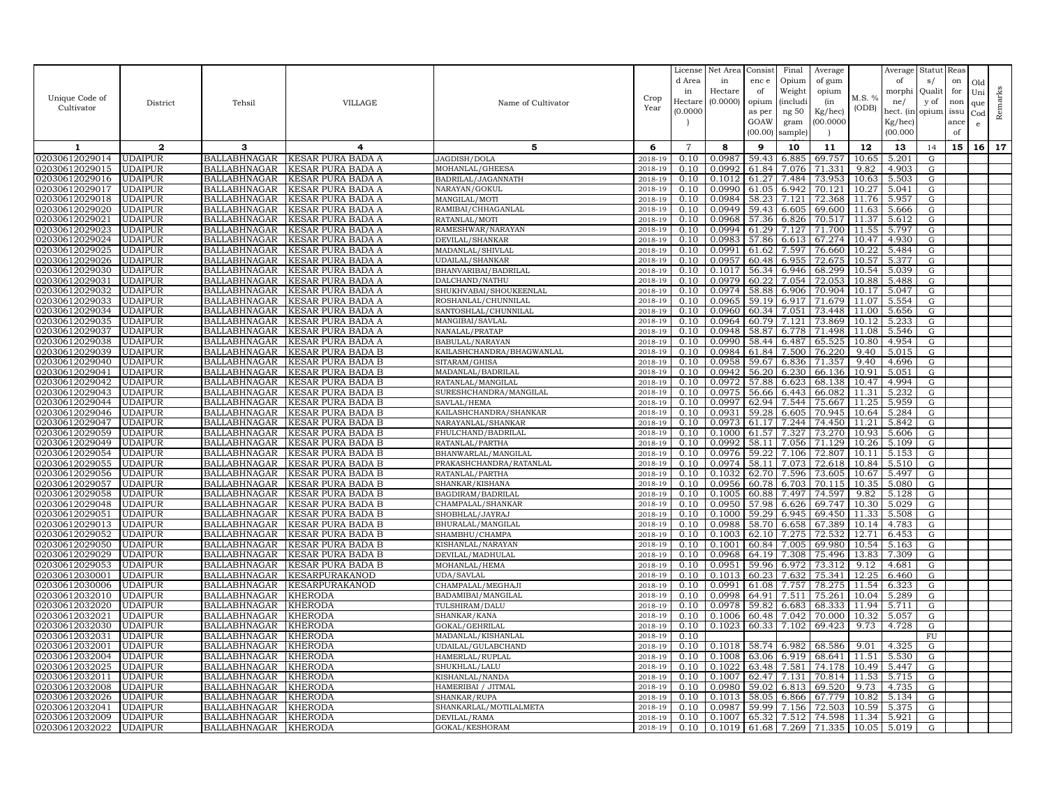| Unique Code of Cultivator | District | Tehsil | VILLAGE | Name of Cultivator | Crop Year | License d Area in Hectare (0.0000) | Net Area in Hectare (0.0000) | Consist enc e of opium as per GOAW (00.00) | Final Opium Weight (includi ng 50 gram sample) | Average of gum opium (in Kg/hec) (00.0000) | M.S. % (ODB) | Average of morphi ne/ hect. (in Kg/hec) (00.000 | Statut s/ Qualit y of opium | Reas on for non issu ance of | Old Uni que Cod e | Remarks |
|---|---|---|---|---|---|---|---|---|---|---|---|---|---|---|---|---|
| 1 | 2 | 3 | 4 | 5 | 6 | 7 | 8 | 9 | 10 | 11 | 12 | 13 | 14 | 15 | 16 | 17 |
| 02030612029014 | UDAIPUR | BALLABHNAGAR | KESAR PURA BADA A | JAGDISH/DOLA | 2018-19 | 0.10 | 0.0987 | 59.43 | 6.885 | 69.757 | 10.65 | 5.201 | G | | | |
| 02030612029015 | UDAIPUR | BALLABHNAGAR | KESAR PURA BADA A | MOHANLAL/GHEESA | 2018-19 | 0.10 | 0.0992 | 61.84 | 7.076 | 71.331 | 9.82 | 4.903 | G | | | |
| 02030612029016 | UDAIPUR | BALLABHNAGAR | KESAR PURA BADA A | BADRILAL/JAGANNATH | 2018-19 | 0.10 | 0.1012 | 61.27 | 7.484 | 73.953 | 10.63 | 5.503 | G | | | |
| 02030612029017 | UDAIPUR | BALLABHNAGAR | KESAR PURA BADA A | NARAYAN/GOKUL | 2018-19 | 0.10 | 0.0990 | 61.05 | 6.942 | 70.121 | 10.27 | 5.041 | G | | | |
| 02030612029018 | UDAIPUR | BALLABHNAGAR | KESAR PURA BADA A | MANGILAL/MOTI | 2018-19 | 0.10 | 0.0984 | 58.23 | 7.121 | 72.368 | 11.76 | 5.957 | G | | | |
| 02030612029020 | UDAIPUR | BALLABHNAGAR | KESAR PURA BADA A | RAMIBAI/CHHAGANLAL | 2018-19 | 0.10 | 0.0949 | 59.43 | 6.605 | 69.600 | 11.63 | 5.666 | G | | | |
| 02030612029021 | UDAIPUR | BALLABHNAGAR | KESAR PURA BADA A | RATANLAL/MOTI | 2018-19 | 0.10 | 0.0968 | 57.36 | 6.826 | 70.517 | 11.37 | 5.612 | G | | | |
| 02030612029023 | UDAIPUR | BALLABHNAGAR | KESAR PURA BADA A | RAMESHWAR/NARAYAN | 2018-19 | 0.10 | 0.0994 | 61.29 | 7.127 | 71.700 | 11.55 | 5.797 | G | | | |
| 02030612029024 | UDAIPUR | BALLABHNAGAR | KESAR PURA BADA A | DEVILAL/SHANKAR | 2018-19 | 0.10 | 0.0983 | 57.86 | 6.613 | 67.274 | 10.47 | 4.930 | G | | | |
| 02030612029025 | UDAIPUR | BALLABHNAGAR | KESAR PURA BADA A | MADANLAL/SHIVLAL | 2018-19 | 0.10 | 0.0991 | 61.62 | 7.597 | 76.660 | 10.22 | 5.484 | G | | | |
| 02030612029026 | UDAIPUR | BALLABHNAGAR | KESAR PURA BADA A | UDAILAL/SHANKAR | 2018-19 | 0.10 | 0.0957 | 60.48 | 6.955 | 72.675 | 10.57 | 5.377 | G | | | |
| 02030612029030 | UDAIPUR | BALLABHNAGAR | KESAR PURA BADA A | BHANVARIBAI/BADRILAL | 2018-19 | 0.10 | 0.1017 | 56.34 | 6.946 | 68.299 | 10.54 | 5.039 | G | | | |
| 02030612029031 | UDAIPUR | BALLABHNAGAR | KESAR PURA BADA A | DALCHAND/NATHU | 2018-19 | 0.10 | 0.0979 | 60.22 | 7.054 | 72.053 | 10.88 | 5.488 | G | | | |
| 02030612029032 | UDAIPUR | BALLABHNAGAR | KESAR PURA BADA A | SHUKHVABAI/SHOUKEENLAL | 2018-19 | 0.10 | 0.0974 | 58.88 | 6.906 | 70.904 | 10.17 | 5.047 | G | | | |
| 02030612029033 | UDAIPUR | BALLABHNAGAR | KESAR PURA BADA A | ROSHANLAL/CHUNNILAL | 2018-19 | 0.10 | 0.0965 | 59.19 | 6.917 | 71.679 | 11.07 | 5.554 | G | | | |
| 02030612029034 | UDAIPUR | BALLABHNAGAR | KESAR PURA BADA A | SANTOSHLAL/CHUNNILAL | 2018-19 | 0.10 | 0.0960 | 60.34 | 7.051 | 73.448 | 11.00 | 5.656 | G | | | |
| 02030612029035 | UDAIPUR | BALLABHNAGAR | KESAR PURA BADA A | MANGIBAI/SAVLAL | 2018-19 | 0.10 | 0.0964 | 60.79 | 7.121 | 73.869 | 10.12 | 5.233 | G | | | |
| 02030612029037 | UDAIPUR | BALLABHNAGAR | KESAR PURA BADA A | NANALAL/PRATAP | 2018-19 | 0.10 | 0.0948 | 58.87 | 6.778 | 71.498 | 11.08 | 5.546 | G | | | |
| 02030612029038 | UDAIPUR | BALLABHNAGAR | KESAR PURA BADA A | BABULAL/NARAYAN | 2018-19 | 0.10 | 0.0990 | 58.44 | 6.487 | 65.525 | 10.80 | 4.954 | G | | | |
| 02030612029039 | UDAIPUR | BALLABHNAGAR | KESAR PURA BADA B | KAILASHCHANDRA/BHAGWANLAL | 2018-19 | 0.10 | 0.0984 | 61.84 | 7.500 | 76.220 | 9.40 | 5.015 | G | | | |
| 02030612029040 | UDAIPUR | BALLABHNAGAR | KESAR PURA BADA B | SITARAM/GHISA | 2018-19 | 0.10 | 0.0958 | 59.67 | 6.836 | 71.357 | 9.40 | 4.696 | G | | | |
| 02030612029041 | UDAIPUR | BALLABHNAGAR | KESAR PURA BADA B | MADANLAL/BADRILAL | 2018-19 | 0.10 | 0.0942 | 56.20 | 6.230 | 66.136 | 10.91 | 5.051 | G | | | |
| 02030612029042 | UDAIPUR | BALLABHNAGAR | KESAR PURA BADA B | RATANLAL/MANGILAL | 2018-19 | 0.10 | 0.0972 | 57.88 | 6.623 | 68.138 | 10.47 | 4.994 | G | | | |
| 02030612029043 | UDAIPUR | BALLABHNAGAR | KESAR PURA BADA B | SURESHCHANDRA/MANGILAL | 2018-19 | 0.10 | 0.0975 | 56.66 | 6.443 | 66.082 | 11.31 | 5.232 | G | | | |
| 02030612029044 | UDAIPUR | BALLABHNAGAR | KESAR PURA BADA B | SAVLAL/HEMA | 2018-19 | 0.10 | 0.0997 | 62.94 | 7.544 | 75.667 | 11.25 | 5.959 | G | | | |
| 02030612029046 | UDAIPUR | BALLABHNAGAR | KESAR PURA BADA B | KAILASHCHANDRA/SHANKAR | 2018-19 | 0.10 | 0.0931 | 59.28 | 6.605 | 70.945 | 10.64 | 5.284 | G | | | |
| 02030612029047 | UDAIPUR | BALLABHNAGAR | KESAR PURA BADA B | NARAYANLAL/SHANKAR | 2018-19 | 0.10 | 0.0973 | 61.17 | 7.244 | 74.450 | 11.21 | 5.842 | G | | | |
| 02030612029059 | UDAIPUR | BALLABHNAGAR | KESAR PURA BADA B | FHULCHAND/BADRILAL | 2018-19 | 0.10 | 0.1000 | 61.57 | 7.327 | 73.270 | 10.93 | 5.606 | G | | | |
| 02030612029049 | UDAIPUR | BALLABHNAGAR | KESAR PURA BADA B | RATANLAL/PARTHA | 2018-19 | 0.10 | 0.0992 | 58.11 | 7.056 | 71.129 | 10.26 | 5.109 | G | | | |
| 02030612029054 | UDAIPUR | BALLABHNAGAR | KESAR PURA BADA B | BHANWARLAL/MANGILAL | 2018-19 | 0.10 | 0.0976 | 59.22 | 7.106 | 72.807 | 10.11 | 5.153 | G | | | |
| 02030612029055 | UDAIPUR | BALLABHNAGAR | KESAR PURA BADA B | PRAKASHCHANDRA/RATANLAL | 2018-19 | 0.10 | 0.0974 | 58.11 | 7.073 | 72.618 | 10.84 | 5.510 | G | | | |
| 02030612029056 | UDAIPUR | BALLABHNAGAR | KESAR PURA BADA B | RATANLAL/PARTHA | 2018-19 | 0.10 | 0.1032 | 62.70 | 7.596 | 73.605 | 10.67 | 5.497 | G | | | |
| 02030612029057 | UDAIPUR | BALLABHNAGAR | KESAR PURA BADA B | SHANKAR/KISHANA | 2018-19 | 0.10 | 0.0956 | 60.78 | 6.703 | 70.115 | 10.35 | 5.080 | G | | | |
| 02030612029058 | UDAIPUR | BALLABHNAGAR | KESAR PURA BADA B | BAGDIRAM/BADRILAL | 2018-19 | 0.10 | 0.1005 | 60.88 | 7.497 | 74.597 | 9.82 | 5.128 | G | | | |
| 02030612029048 | UDAIPUR | BALLABHNAGAR | KESAR PURA BADA B | CHAMPALAL/SHANKAR | 2018-19 | 0.10 | 0.0950 | 57.98 | 6.626 | 69.747 | 10.30 | 5.029 | G | | | |
| 02030612029051 | UDAIPUR | BALLABHNAGAR | KESAR PURA BADA B | SHOBHLAL/JAYRAJ | 2018-19 | 0.10 | 0.1000 | 59.29 | 6.945 | 69.450 | 11.33 | 5.508 | G | | | |
| 02030612029013 | UDAIPUR | BALLABHNAGAR | KESAR PURA BADA B | BHURALAL/MANGILAL | 2018-19 | 0.10 | 0.0988 | 58.70 | 6.658 | 67.389 | 10.14 | 4.783 | G | | | |
| 02030612029052 | UDAIPUR | BALLABHNAGAR | KESAR PURA BADA B | SHAMBHU/CHAMPA | 2018-19 | 0.10 | 0.1003 | 62.10 | 7.275 | 72.532 | 12.71 | 6.453 | G | | | |
| 02030612029050 | UDAIPUR | BALLABHNAGAR | KESAR PURA BADA B | KISHANLAL/NARAYAN | 2018-19 | 0.10 | 0.1001 | 60.84 | 7.005 | 69.980 | 10.54 | 5.163 | G | | | |
| 02030612029029 | UDAIPUR | BALLABHNAGAR | KESAR PURA BADA B | DEVILAL/MADHULAL | 2018-19 | 0.10 | 0.0968 | 64.19 | 7.308 | 75.496 | 13.83 | 7.309 | G | | | |
| 02030612029053 | UDAIPUR | BALLABHNAGAR | KESAR PURA BADA B | MOHANLAL/HEMA | 2018-19 | 0.10 | 0.0951 | 59.96 | 6.972 | 73.312 | 9.12 | 4.681 | G | | | |
| 02030612030001 | UDAIPUR | BALLABHNAGAR | KESARPURAKANOD | UDA/SAVLAL | 2018-19 | 0.10 | 0.1013 | 60.23 | 7.632 | 75.341 | 12.25 | 6.460 | G | | | |
| 02030612030006 | UDAIPUR | BALLABHNAGAR | KESARPURAKANOD | CHAMPALAL/MEGHAJI | 2018-19 | 0.10 | 0.0991 | 61.08 | 7.757 | 78.275 | 11.54 | 6.323 | G | | | |
| 02030612032010 | UDAIPUR | BALLABHNAGAR | KHERODA | BADAMIBAI/MANGILAL | 2018-19 | 0.10 | 0.0998 | 64.91 | 7.511 | 75.261 | 10.04 | 5.289 | G | | | |
| 02030612032020 | UDAIPUR | BALLABHNAGAR | KHERODA | TULSHIRAM/DALU | 2018-19 | 0.10 | 0.0978 | 59.82 | 6.683 | 68.333 | 11.94 | 5.711 | G | | | |
| 02030612032021 | UDAIPUR | BALLABHNAGAR | KHERODA | SHANKAR/KANA | 2018-19 | 0.10 | 0.1006 | 60.48 | 7.042 | 70.000 | 10.32 | 5.057 | G | | | |
| 02030612032030 | UDAIPUR | BALLABHNAGAR | KHERODA | GOKAL/GEHRILAL | 2018-19 | 0.10 | 0.1023 | 60.33 | 7.102 | 69.423 | 9.73 | 4.728 | G | | | |
| 02030612032031 | UDAIPUR | BALLABHNAGAR | KHERODA | MADANLAL/KISHANLAL | 2018-19 | 0.10 | | | | | | | FU | | | |
| 02030612032001 | UDAIPUR | BALLABHNAGAR | KHERODA | UDAILAL/GULABCHAND | 2018-19 | 0.10 | 0.1018 | 58.74 | 6.982 | 68.586 | 9.01 | 4.325 | G | | | |
| 02030612032004 | UDAIPUR | BALLABHNAGAR | KHERODA | HAMERLAL/RUPLAL | 2018-19 | 0.10 | 0.1008 | 63.06 | 6.919 | 68.641 | 11.51 | 5.530 | G | | | |
| 02030612032025 | UDAIPUR | BALLABHNAGAR | KHERODA | SHUKHLAL/LALU | 2018-19 | 0.10 | 0.1022 | 63.48 | 7.581 | 74.178 | 10.49 | 5.447 | G | | | |
| 02030612032011 | UDAIPUR | BALLABHNAGAR | KHERODA | KISHANLAL/NANDA | 2018-19 | 0.10 | 0.1007 | 62.47 | 7.131 | 70.814 | 11.53 | 5.715 | G | | | |
| 02030612032008 | UDAIPUR | BALLABHNAGAR | KHERODA | HAMERIBAI / JITMAL | 2018-19 | 0.10 | 0.0980 | 59.02 | 6.813 | 69.520 | 9.73 | 4.735 | G | | | |
| 02030612032026 | UDAIPUR | BALLABHNAGAR | KHERODA | SHANKAR/RUPA | 2018-19 | 0.10 | 0.1013 | 58.05 | 6.866 | 67.779 | 10.82 | 5.134 | G | | | |
| 02030612032041 | UDAIPUR | BALLABHNAGAR | KHERODA | SHANKARLAL/MOTILALMETA | 2018-19 | 0.10 | 0.0987 | 59.99 | 7.156 | 72.503 | 10.59 | 5.375 | G | | | |
| 02030612032009 | UDAIPUR | BALLABHNAGAR | KHERODA | DEVILAL/RAMA | 2018-19 | 0.10 | 0.1007 | 65.32 | 7.512 | 74.598 | 11.34 | 5.921 | G | | | |
| 02030612032022 | UDAIPUR | BALLABHNAGAR | KHERODA | GOKAL/KESHORAM | 2018-19 | 0.10 | 0.1019 | 61.68 | 7.269 | 71.335 | 10.05 | 5.019 | G | | | |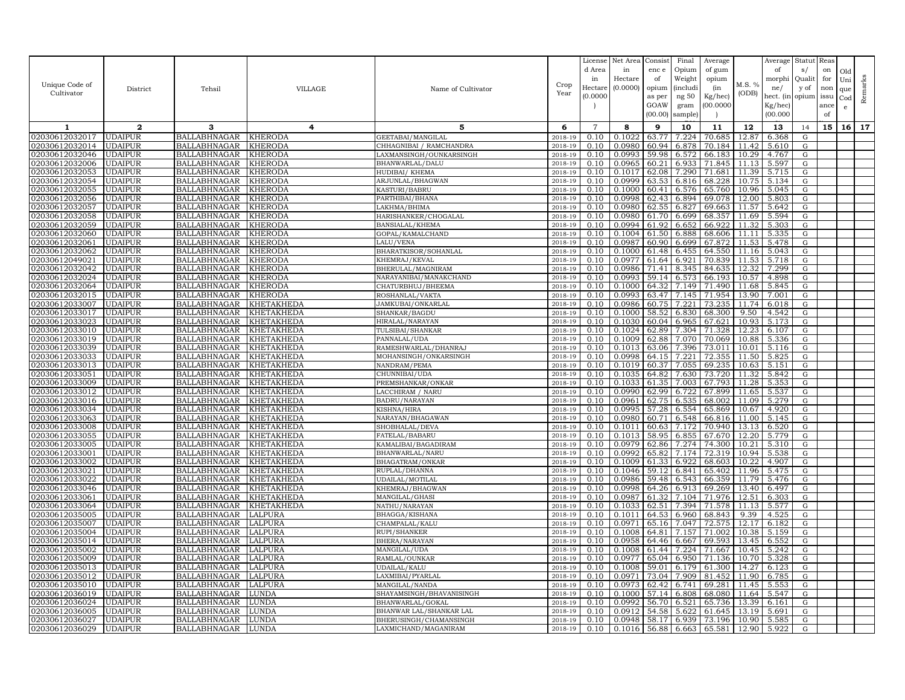| Unique Code of Cultivator | District | Tehsil | VILLAGE | Name of Cultivator | Crop Year | License d Area in Hectare (0.0000 ) | Net Area in Hectare (0.0000) | Consist enc e of opium as per GOAW (00.00) | Final Opium Weight (includi ng 50 gram sample) | Average of gum opium (in Kg/hec) (00.0000 ) | M.S. % (ODB) | Average of morphi ne/ hect. (in Kg/hec) (00.000 | Statut s/ Qualit y of opium | Reas on for non issu ance of | Old Uni que Cod e | Remarks |
|---|---|---|---|---|---|---|---|---|---|---|---|---|---|---|---|---|
| 1 | 2 | 3 | 4 | 5 | 6 | 7 | 8 | 9 | 10 | 11 | 12 | 13 | 14 | 15 | 16 | 17 |
| 02030612032017 | UDAIPUR | BALLABHNAGAR | KHERODA | GEETABAI/MANGILAL | 2018-19 | 0.10 | 0.1022 | 63.77 | 7.224 | 70.685 | 12.87 | 6.368 | G | | | |
| 02030612032014 | UDAIPUR | BALLABHNAGAR | KHERODA | CHHAGNIBAI / RAMCHANDRA | 2018-19 | 0.10 | 0.0980 | 60.94 | 6.878 | 70.184 | 11.42 | 5.610 | G | | | |
| 02030612032046 | UDAIPUR | BALLABHNAGAR | KHERODA | LAXMANSINGH/OUNKARSINGH | 2018-19 | 0.10 | 0.0993 | 59.98 | 6.572 | 66.183 | 10.29 | 4.767 | G | | | |
| 02030612032006 | UDAIPUR | BALLABHNAGAR | KHERODA | BHANWARLAL/DALU | 2018-19 | 0.10 | 0.0965 | 60.21 | 6.933 | 71.845 | 11.13 | 5.597 | G | | | |
| 02030612032053 | UDAIPUR | BALLABHNAGAR | KHERODA | HUDIBAI/ KHEMA | 2018-19 | 0.10 | 0.1017 | 62.08 | 7.290 | 71.681 | 11.39 | 5.715 | G | | | |
| 02030612032054 | UDAIPUR | BALLABHNAGAR | KHERODA | ARJUNLAL/BHAGWAN | 2018-19 | 0.10 | 0.0999 | 63.53 | 6.816 | 68.228 | 10.75 | 5.134 | G | | | |
| 02030612032055 | UDAIPUR | BALLABHNAGAR | KHERODA | KASTURI/BABRU | 2018-19 | 0.10 | 0.1000 | 60.41 | 6.576 | 65.760 | 10.96 | 5.045 | G | | | |
| 02030612032056 | UDAIPUR | BALLABHNAGAR | KHERODA | PARTHIBAI/BHANA | 2018-19 | 0.10 | 0.0998 | 62.43 | 6.894 | 69.078 | 12.00 | 5.803 | G | | | |
| 02030612032057 | UDAIPUR | BALLABHNAGAR | KHERODA | LAKHMA/BHIMA | 2018-19 | 0.10 | 0.0980 | 62.55 | 6.827 | 69.663 | 11.57 | 5.642 | G | | | |
| 02030612032058 | UDAIPUR | BALLABHNAGAR | KHERODA | HARISHANKER/CHOGALAL | 2018-19 | 0.10 | 0.0980 | 61.70 | 6.699 | 68.357 | 11.69 | 5.594 | G | | | |
| 02030612032059 | UDAIPUR | BALLABHNAGAR | KHERODA | BANSIALAL/KHEMA | 2018-19 | 0.10 | 0.0994 | 61.92 | 6.652 | 66.922 | 11.32 | 5.303 | G | | | |
| 02030612032060 | UDAIPUR | BALLABHNAGAR | KHERODA | GOPAL/KAMALCHAND | 2018-19 | 0.10 | 0.1004 | 61.50 | 6.888 | 68.606 | 11.11 | 5.335 | G | | | |
| 02030612032061 | UDAIPUR | BALLABHNAGAR | KHERODA | LALU/VENA | 2018-19 | 0.10 | 0.0987 | 60.90 | 6.699 | 67.872 | 11.53 | 5.478 | G | | | |
| 02030612032062 | UDAIPUR | BALLABHNAGAR | KHERODA | BHARATKISOR/SOHANLAL | 2018-19 | 0.10 | 0.1000 | 61.48 | 6.455 | 64.550 | 11.16 | 5.043 | G | | | |
| 02030612049021 | UDAIPUR | BALLABHNAGAR | KHERODA | KHEMRAJ/KEVAL | 2018-19 | 0.10 | 0.0977 | 61.64 | 6.921 | 70.839 | 11.53 | 5.718 | G | | | |
| 02030612032042 | UDAIPUR | BALLABHNAGAR | KHERODA | BHERULAL/MAGNIRAM | 2018-19 | 0.10 | 0.0986 | 71.41 | 8.345 | 84.635 | 12.32 | 7.299 | G | | | |
| 02030612032024 | UDAIPUR | BALLABHNAGAR | KHERODA | NARAYANIBAI/MANAKCHAND | 2018-19 | 0.10 | 0.0993 | 59.14 | 6.573 | 66.193 | 10.57 | 4.898 | G | | | |
| 02030612032064 | UDAIPUR | BALLABHNAGAR | KHERODA | CHATURBHUJ/BHEEMA | 2018-19 | 0.10 | 0.1000 | 64.32 | 7.149 | 71.490 | 11.68 | 5.845 | G | | | |
| 02030612032015 | UDAIPUR | BALLABHNAGAR | KHERODA | ROSHANLAL/VAKTA | 2018-19 | 0.10 | 0.0993 | 63.47 | 7.145 | 71.954 | 13.90 | 7.001 | G | | | |
| 02030612033007 | UDAIPUR | BALLABHNAGAR | KHETAKHEDA | JAMKUBAI/ONKARLAL | 2018-19 | 0.10 | 0.0986 | 60.75 | 7.221 | 73.235 | 11.74 | 6.018 | G | | | |
| 02030612033017 | UDAIPUR | BALLABHNAGAR | KHETAKHEDA | SHANKAR/BAGDU | 2018-19 | 0.10 | 0.1000 | 58.52 | 6.830 | 68.300 | 9.50 | 4.542 | G | | | |
| 02030612033023 | UDAIPUR | BALLABHNAGAR | KHETAKHEDA | HIRALAL/NARAYAN | 2018-19 | 0.10 | 0.1030 | 60.04 | 6.965 | 67.621 | 10.93 | 5.173 | G | | | |
| 02030612033010 | UDAIPUR | BALLABHNAGAR | KHETAKHEDA | TULSIBAI/SHANKAR | 2018-19 | 0.10 | 0.1024 | 62.89 | 7.304 | 71.328 | 12.23 | 6.107 | G | | | |
| 02030612033019 | UDAIPUR | BALLABHNAGAR | KHETAKHEDA | PANNALAL/UDA | 2018-19 | 0.10 | 0.1009 | 62.88 | 7.070 | 70.069 | 10.88 | 5.336 | G | | | |
| 02030612033039 | UDAIPUR | BALLABHNAGAR | KHETAKHEDA | RAMESHWARLAL/DHANRAJ | 2018-19 | 0.10 | 0.1013 | 63.06 | 7.396 | 73.011 | 10.01 | 5.116 | G | | | |
| 02030612033033 | UDAIPUR | BALLABHNAGAR | KHETAKHEDA | MOHANSINGH/ONKARSINGH | 2018-19 | 0.10 | 0.0998 | 64.15 | 7.221 | 72.355 | 11.50 | 5.825 | G | | | |
| 02030612033013 | UDAIPUR | BALLABHNAGAR | KHETAKHEDA | NANDRAM/PEMA | 2018-19 | 0.10 | 0.1019 | 60.37 | 7.055 | 69.235 | 10.63 | 5.151 | G | | | |
| 02030612033051 | UDAIPUR | BALLABHNAGAR | KHETAKHEDA | CHUNNIBAI/UDA | 2018-19 | 0.10 | 0.1035 | 64.82 | 7.630 | 73.720 | 11.32 | 5.842 | G | | | |
| 02030612033009 | UDAIPUR | BALLABHNAGAR | KHETAKHEDA | PREMSHANKAR/ONKAR | 2018-19 | 0.10 | 0.1033 | 61.35 | 7.003 | 67.793 | 11.28 | 5.353 | G | | | |
| 02030612033012 | UDAIPUR | BALLABHNAGAR | KHETAKHEDA | LACCHIRAM / NARU | 2018-19 | 0.10 | 0.0990 | 62.99 | 6.722 | 67.899 | 11.65 | 5.537 | G | | | |
| 02030612033016 | UDAIPUR | BALLABHNAGAR | KHETAKHEDA | BADRU/NARAYAN | 2018-19 | 0.10 | 0.0961 | 62.75 | 6.535 | 68.002 | 11.09 | 5.279 | G | | | |
| 02030612033034 | UDAIPUR | BALLABHNAGAR | KHETAKHEDA | KISHNA/HIRA | 2018-19 | 0.10 | 0.0995 | 57.28 | 6.554 | 65.869 | 10.67 | 4.920 | G | | | |
| 02030612033063 | UDAIPUR | BALLABHNAGAR | KHETAKHEDA | NARAYAN/BHAGAWAN | 2018-19 | 0.10 | 0.0980 | 60.71 | 6.548 | 66.816 | 11.00 | 5.145 | G | | | |
| 02030612033008 | UDAIPUR | BALLABHNAGAR | KHETAKHEDA | SHOBHALAL/DEVA | 2018-19 | 0.10 | 0.1011 | 60.63 | 7.172 | 70.940 | 13.13 | 6.520 | G | | | |
| 02030612033055 | UDAIPUR | BALLABHNAGAR | KHETAKHEDA | FATELAL/BABARU | 2018-19 | 0.10 | 0.1013 | 58.95 | 6.855 | 67.670 | 12.20 | 5.779 | G | | | |
| 02030612033005 | UDAIPUR | BALLABHNAGAR | KHETAKHEDA | KAMALIBAI/BAGADIRAM | 2018-19 | 0.10 | 0.0979 | 62.86 | 7.274 | 74.300 | 10.21 | 5.310 | G | | | |
| 02030612033001 | UDAIPUR | BALLABHNAGAR | KHETAKHEDA | BHANWARLAL/NARU | 2018-19 | 0.10 | 0.0992 | 65.82 | 7.174 | 72.319 | 10.94 | 5.538 | G | | | |
| 02030612033002 | UDAIPUR | BALLABHNAGAR | KHETAKHEDA | BHAGATRAM/ONKAR | 2018-19 | 0.10 | 0.1009 | 61.33 | 6.922 | 68.603 | 10.22 | 4.907 | G | | | |
| 02030612033021 | UDAIPUR | BALLABHNAGAR | KHETAKHEDA | RUPLAL/DHANNA | 2018-19 | 0.10 | 0.1046 | 59.12 | 6.841 | 65.402 | 11.96 | 5.475 | G | | | |
| 02030612033022 | UDAIPUR | BALLABHNAGAR | KHETAKHEDA | UDAILAL/MOTILAL | 2018-19 | 0.10 | 0.0986 | 59.48 | 6.543 | 66.359 | 11.79 | 5.476 | G | | | |
| 02030612033046 | UDAIPUR | BALLABHNAGAR | KHETAKHEDA | KHEMRAJ/BHAGWAN | 2018-19 | 0.10 | 0.0998 | 64.26 | 6.913 | 69.269 | 13.40 | 6.497 | G | | | |
| 02030612033061 | UDAIPUR | BALLABHNAGAR | KHETAKHEDA | MANGILAL/GHASI | 2018-19 | 0.10 | 0.0987 | 61.32 | 7.104 | 71.976 | 12.51 | 6.303 | G | | | |
| 02030612033064 | UDAIPUR | BALLABHNAGAR | KHETAKHEDA | NATHU/NARAYAN | 2018-19 | 0.10 | 0.1033 | 62.51 | 7.394 | 71.578 | 11.13 | 5.577 | G | | | |
| 02030612035005 | UDAIPUR | BALLABHNAGAR | LALPURA | BHAGGA/KISHANA | 2018-19 | 0.10 | 0.1011 | 64.53 | 6.960 | 68.843 | 9.39 | 4.525 | G | | | |
| 02030612035007 | UDAIPUR | BALLABHNAGAR | LALPURA | CHAMPALAL/KALU | 2018-19 | 0.10 | 0.0971 | 65.16 | 7.047 | 72.575 | 12.17 | 6.182 | G | | | |
| 02030612035004 | UDAIPUR | BALLABHNAGAR | LALPURA | RUPI/SHANKER | 2018-19 | 0.10 | 0.1008 | 64.81 | 7.157 | 71.002 | 10.38 | 5.159 | G | | | |
| 02030612035014 | UDAIPUR | BALLABHNAGAR | LALPURA | BHERA/NARAYAN | 2018-19 | 0.10 | 0.0958 | 64.46 | 6.667 | 69.593 | 13.45 | 6.552 | G | | | |
| 02030612035002 | UDAIPUR | BALLABHNAGAR | LALPURA | MANGILAL/UDA | 2018-19 | 0.10 | 0.1008 | 61.44 | 7.224 | 71.667 | 10.45 | 5.242 | G | | | |
| 02030612035009 | UDAIPUR | BALLABHNAGAR | LALPURA | RAMLAL/OUNKAR | 2018-19 | 0.10 | 0.0977 | 65.04 | 6.950 | 71.136 | 10.70 | 5.328 | G | | | |
| 02030612035013 | UDAIPUR | BALLABHNAGAR | LALPURA | UDAILAL/KALU | 2018-19 | 0.10 | 0.1008 | 59.01 | 6.179 | 61.300 | 14.27 | 6.123 | G | | | |
| 02030612035012 | UDAIPUR | BALLABHNAGAR | LALPURA | LAXMIBAI/PYARLAL | 2018-19 | 0.10 | 0.0971 | 73.04 | 7.909 | 81.452 | 11.90 | 6.785 | G | | | |
| 02030612035010 | UDAIPUR | BALLABHNAGAR | LALPURA | MANGILAL/NANDA | 2018-19 | 0.10 | 0.0973 | 62.42 | 6.741 | 69.281 | 11.45 | 5.553 | G | | | |
| 02030612036019 | UDAIPUR | BALLABHNAGAR | LUNDA | SHAYAMSINGH/BHAVANISINGH | 2018-19 | 0.10 | 0.1000 | 57.14 | 6.808 | 68.080 | 11.64 | 5.547 | G | | | |
| 02030612036024 | UDAIPUR | BALLABHNAGAR | LUNDA | BHANWARLAL/GOKAL | 2018-19 | 0.10 | 0.0992 | 56.70 | 6.521 | 65.736 | 13.39 | 6.161 | G | | | |
| 02030612036005 | UDAIPUR | BALLABHNAGAR | LUNDA | BHANWAR LAL/SHANKAR LAL | 2018-19 | 0.10 | 0.0912 | 54.58 | 5.622 | 61.645 | 13.19 | 5.691 | G | | | |
| 02030612036027 | UDAIPUR | BALLABHNAGAR | LUNDA | BHERUSINGH/CHAMANSINGH | 2018-19 | 0.10 | 0.0948 | 58.17 | 6.939 | 73.196 | 10.90 | 5.585 | G | | | |
| 02030612036029 | UDAIPUR | BALLABHNAGAR | LUNDA | LAXMICHAND/MAGANIRAM | 2018-19 | 0.10 | 0.1016 | 56.88 | 6.663 | 65.581 | 12.90 | 5.922 | G | | | |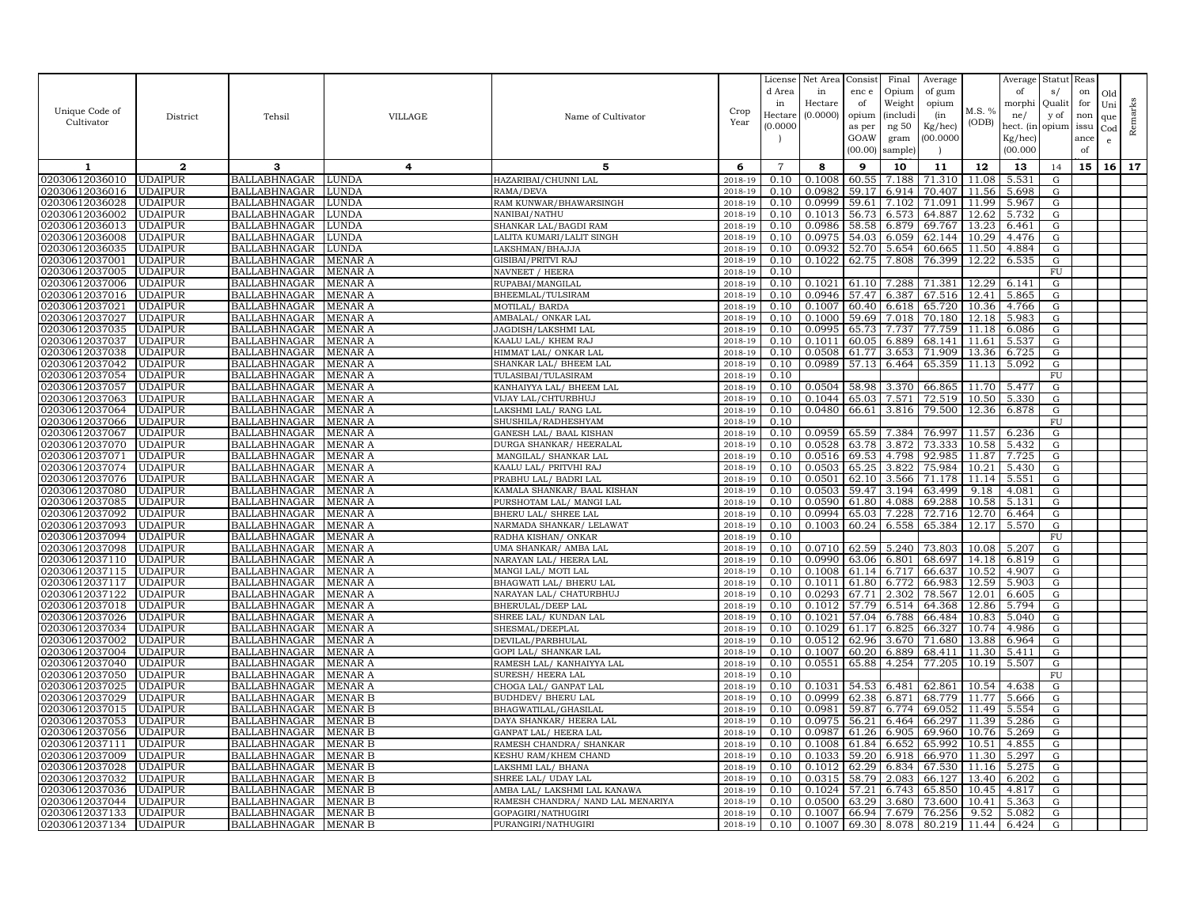| Unique Code of Cultivator | District | Tehsil | VILLAGE | Name of Cultivator | Crop Year | License d Area in Hectare (0.0000 ) | Net Area in Hectare (0.0000) | Consist enc e of opium as per GOAW (00.00) | Final Opium Weight (includi ng 50 gram sample) | Average of gum opium (in Kg/hec) (00.0000 ) | M.S. % (ODB) | Average of morphi ne/ hect. (in Kg/hec) (00.000 | Statut s/ Qualit y of opium | Reas on for non issu ance of | Old Uni que Cod e | Remarks |
|---|---|---|---|---|---|---|---|---|---|---|---|---|---|---|---|---|
| 1 | 2 | 3 | 4 | 5 | 6 | 7 | 8 | 9 | 10 | 11 | 12 | 13 | 14 | 15 | 16 | 17 |
| 02030612036010 | UDAIPUR | BALLABHNAGAR | LUNDA | HAZARIBAI/CHUNNI LAL | 2018-19 | 0.10 | 0.1008 | 60.55 | 7.188 | 71.310 | 11.08 | 5.531 | G | | | |
| 02030612036016 | UDAIPUR | BALLABHNAGAR | LUNDA | RAMA/DEVA | 2018-19 | 0.10 | 0.0982 | 59.17 | 6.914 | 70.407 | 11.56 | 5.698 | G | | | |
| 02030612036028 | UDAIPUR | BALLABHNAGAR | LUNDA | RAM KUNWAR/BHAWARSINGH | 2018-19 | 0.10 | 0.0999 | 59.61 | 7.102 | 71.091 | 11.99 | 5.967 | G | | | |
| 02030612036002 | UDAIPUR | BALLABHNAGAR | LUNDA | NANIBAI/NATHU | 2018-19 | 0.10 | 0.1013 | 56.73 | 6.573 | 64.887 | 12.62 | 5.732 | G | | | |
| 02030612036013 | UDAIPUR | BALLABHNAGAR | LUNDA | SHANKAR LAL/BAGDI RAM | 2018-19 | 0.10 | 0.0986 | 58.58 | 6.879 | 69.767 | 13.23 | 6.461 | G | | | |
| 02030612036008 | UDAIPUR | BALLABHNAGAR | LUNDA | LALITA KUMARI/LALIT SINGH | 2018-19 | 0.10 | 0.0975 | 54.03 | 6.059 | 62.144 | 10.29 | 4.476 | G | | | |
| 02030612036035 | UDAIPUR | BALLABHNAGAR | LUNDA | LAKSHMAN/BHAJJA | 2018-19 | 0.10 | 0.0932 | 52.70 | 5.654 | 60.665 | 11.50 | 4.884 | G | | | |
| 02030612037001 | UDAIPUR | BALLABHNAGAR | MENAR A | GISIBAI/PRITVI RAJ | 2018-19 | 0.10 | 0.1022 | 62.75 | 7.808 | 76.399 | 12.22 | 6.535 | G | | | |
| 02030612037005 | UDAIPUR | BALLABHNAGAR | MENAR A | NAVNEET / HEERA | 2018-19 | 0.10 | | | | | | | FU | | | |
| 02030612037006 | UDAIPUR | BALLABHNAGAR | MENAR A | RUPABAI/MANGILAL | 2018-19 | 0.10 | 0.1021 | 61.10 | 7.288 | 71.381 | 12.29 | 6.141 | G | | | |
| 02030612037016 | UDAIPUR | BALLABHNAGAR | MENAR A | BHEEMLAL/TULSIRAM | 2018-19 | 0.10 | 0.0946 | 57.47 | 6.387 | 67.516 | 12.41 | 5.865 | G | | | |
| 02030612037021 | UDAIPUR | BALLABHNAGAR | MENAR A | MOTILAL/ BARDA | 2018-19 | 0.10 | 0.1007 | 60.40 | 6.618 | 65.720 | 10.36 | 4.766 | G | | | |
| 02030612037027 | UDAIPUR | BALLABHNAGAR | MENAR A | AMBALAL/ ONKAR LAL | 2018-19 | 0.10 | 0.1000 | 59.69 | 7.018 | 70.180 | 12.18 | 5.983 | G | | | |
| 02030612037035 | UDAIPUR | BALLABHNAGAR | MENAR A | JAGDISH/LAKSHMI LAL | 2018-19 | 0.10 | 0.0995 | 65.73 | 7.737 | 77.759 | 11.18 | 6.086 | G | | | |
| 02030612037037 | UDAIPUR | BALLABHNAGAR | MENAR A | KAALU LAL/ KHEM RAJ | 2018-19 | 0.10 | 0.1011 | 60.05 | 6.889 | 68.141 | 11.61 | 5.537 | G | | | |
| 02030612037038 | UDAIPUR | BALLABHNAGAR | MENAR A | HIMMAT LAL/ ONKAR LAL | 2018-19 | 0.10 | 0.0508 | 61.77 | 3.653 | 71.909 | 13.36 | 6.725 | G | | | |
| 02030612037042 | UDAIPUR | BALLABHNAGAR | MENAR A | SHANKAR LAL/ BHEEM LAL | 2018-19 | 0.10 | 0.0989 | 57.13 | 6.464 | 65.359 | 11.13 | 5.092 | G | | | |
| 02030612037054 | UDAIPUR | BALLABHNAGAR | MENAR A | TULASIBAI/TULASIRAM | 2018-19 | 0.10 | | | | | | | FU | | | |
| 02030612037057 | UDAIPUR | BALLABHNAGAR | MENAR A | KANHAIYYA LAL/ BHEEM LAL | 2018-19 | 0.10 | 0.0504 | 58.98 | 3.370 | 66.865 | 11.70 | 5.477 | G | | | |
| 02030612037063 | UDAIPUR | BALLABHNAGAR | MENAR A | VIJAY LAL/CHTURBHUJ | 2018-19 | 0.10 | 0.1044 | 65.03 | 7.571 | 72.519 | 10.50 | 5.330 | G | | | |
| 02030612037064 | UDAIPUR | BALLABHNAGAR | MENAR A | LAKSHMI LAL/ RANG LAL | 2018-19 | 0.10 | 0.0480 | 66.61 | 3.816 | 79.500 | 12.36 | 6.878 | G | | | |
| 02030612037066 | UDAIPUR | BALLABHNAGAR | MENAR A | SHUSHILA/RADHESHYAM | 2018-19 | 0.10 | | | | | | | FU | | | |
| 02030612037067 | UDAIPUR | BALLABHNAGAR | MENAR A | GANESH LAL/ BAAL KISHAN | 2018-19 | 0.10 | 0.0959 | 65.59 | 7.384 | 76.997 | 11.57 | 6.236 | G | | | |
| 02030612037070 | UDAIPUR | BALLABHNAGAR | MENAR A | DURGA SHANKAR/ HEERALAL | 2018-19 | 0.10 | 0.0528 | 63.78 | 3.872 | 73.333 | 10.58 | 5.432 | G | | | |
| 02030612037071 | UDAIPUR | BALLABHNAGAR | MENAR A | MANGILAL/ SHANKAR LAL | 2018-19 | 0.10 | 0.0516 | 69.53 | 4.798 | 92.985 | 11.87 | 7.725 | G | | | |
| 02030612037074 | UDAIPUR | BALLABHNAGAR | MENAR A | KAALU LAL/ PRITVHI RAJ | 2018-19 | 0.10 | 0.0503 | 65.25 | 3.822 | 75.984 | 10.21 | 5.430 | G | | | |
| 02030612037076 | UDAIPUR | BALLABHNAGAR | MENAR A | PRABHU LAL/ BADRI LAL | 2018-19 | 0.10 | 0.0501 | 62.10 | 3.566 | 71.178 | 11.14 | 5.551 | G | | | |
| 02030612037080 | UDAIPUR | BALLABHNAGAR | MENAR A | KAMALA SHANKAR/ BAAL KISHAN | 2018-19 | 0.10 | 0.0503 | 59.47 | 3.194 | 63.499 | 9.18 | 4.081 | G | | | |
| 02030612037085 | UDAIPUR | BALLABHNAGAR | MENAR A | PURSHOTAM LAL/ MANGI LAL | 2018-19 | 0.10 | 0.0590 | 61.80 | 4.088 | 69.288 | 10.58 | 5.131 | G | | | |
| 02030612037092 | UDAIPUR | BALLABHNAGAR | MENAR A | BHERU LAL/ SHREE LAL | 2018-19 | 0.10 | 0.0994 | 65.03 | 7.228 | 72.716 | 12.70 | 6.464 | G | | | |
| 02030612037093 | UDAIPUR | BALLABHNAGAR | MENAR A | NARMADA SHANKAR/ LELAWAT | 2018-19 | 0.10 | 0.1003 | 60.24 | 6.558 | 65.384 | 12.17 | 5.570 | G | | | |
| 02030612037094 | UDAIPUR | BALLABHNAGAR | MENAR A | RADHA KISHAN/ ONKAR | 2018-19 | 0.10 | | | | | | | FU | | | |
| 02030612037098 | UDAIPUR | BALLABHNAGAR | MENAR A | UMA SHANKAR/ AMBA LAL | 2018-19 | 0.10 | 0.0710 | 62.59 | 5.240 | 73.803 | 10.08 | 5.207 | G | | | |
| 02030612037110 | UDAIPUR | BALLABHNAGAR | MENAR A | NARAYAN LAL/ HEERA LAL | 2018-19 | 0.10 | 0.0990 | 63.06 | 6.801 | 68.697 | 14.18 | 6.819 | G | | | |
| 02030612037115 | UDAIPUR | BALLABHNAGAR | MENAR A | MANGI LAL/ MOTI LAL | 2018-19 | 0.10 | 0.1008 | 61.14 | 6.717 | 66.637 | 10.52 | 4.907 | G | | | |
| 02030612037117 | UDAIPUR | BALLABHNAGAR | MENAR A | BHAGWATI LAL/ BHERU LAL | 2018-19 | 0.10 | 0.1011 | 61.80 | 6.772 | 66.983 | 12.59 | 5.903 | G | | | |
| 02030612037122 | UDAIPUR | BALLABHNAGAR | MENAR A | NARAYAN LAL/ CHATURBHUJ | 2018-19 | 0.10 | 0.0293 | 67.71 | 2.302 | 78.567 | 12.01 | 6.605 | G | | | |
| 02030612037018 | UDAIPUR | BALLABHNAGAR | MENAR A | BHERULAL/DEEP LAL | 2018-19 | 0.10 | 0.1012 | 57.79 | 6.514 | 64.368 | 12.86 | 5.794 | G | | | |
| 02030612037026 | UDAIPUR | BALLABHNAGAR | MENAR A | SHREE LAL/ KUNDAN LAL | 2018-19 | 0.10 | 0.1021 | 57.04 | 6.788 | 66.484 | 10.83 | 5.040 | G | | | |
| 02030612037034 | UDAIPUR | BALLABHNAGAR | MENAR A | SHESMAL/DEEPLAL | 2018-19 | 0.10 | 0.1029 | 61.17 | 6.825 | 66.327 | 10.74 | 4.986 | G | | | |
| 02030612037002 | UDAIPUR | BALLABHNAGAR | MENAR A | DEVILAL/PARBHULAL | 2018-19 | 0.10 | 0.0512 | 62.96 | 3.670 | 71.680 | 13.88 | 6.964 | G | | | |
| 02030612037004 | UDAIPUR | BALLABHNAGAR | MENAR A | GOPI LAL/ SHANKAR LAL | 2018-19 | 0.10 | 0.1007 | 60.20 | 6.889 | 68.411 | 11.30 | 5.411 | G | | | |
| 02030612037040 | UDAIPUR | BALLABHNAGAR | MENAR A | RAMESH LAL/ KANHAIYYA LAL | 2018-19 | 0.10 | 0.0551 | 65.88 | 4.254 | 77.205 | 10.19 | 5.507 | G | | | |
| 02030612037050 | UDAIPUR | BALLABHNAGAR | MENAR A | SURESH/ HEERA LAL | 2018-19 | 0.10 | | | | | | | FU | | | |
| 02030612037025 | UDAIPUR | BALLABHNAGAR | MENAR A | CHOGA LAL/ GANPAT LAL | 2018-19 | 0.10 | 0.1031 | 54.53 | 6.481 | 62.861 | 10.54 | 4.638 | G | | | |
| 02030612037029 | UDAIPUR | BALLABHNAGAR | MENAR B | BUDHDEV/ BHERU LAL | 2018-19 | 0.10 | 0.0999 | 62.38 | 6.871 | 68.779 | 11.77 | 5.666 | G | | | |
| 02030612037015 | UDAIPUR | BALLABHNAGAR | MENAR B | BHAGWATILAL/GHASILAL | 2018-19 | 0.10 | 0.0981 | 59.87 | 6.774 | 69.052 | 11.49 | 5.554 | G | | | |
| 02030612037053 | UDAIPUR | BALLABHNAGAR | MENAR B | DAYA SHANKAR/ HEERA LAL | 2018-19 | 0.10 | 0.0975 | 56.21 | 6.464 | 66.297 | 11.39 | 5.286 | G | | | |
| 02030612037056 | UDAIPUR | BALLABHNAGAR | MENAR B | GANPAT LAL/ HEERA LAL | 2018-19 | 0.10 | 0.0987 | 61.26 | 6.905 | 69.960 | 10.76 | 5.269 | G | | | |
| 02030612037111 | UDAIPUR | BALLABHNAGAR | MENAR B | RAMESH CHANDRA/ SHANKAR | 2018-19 | 0.10 | 0.1008 | 61.84 | 6.652 | 65.992 | 10.51 | 4.855 | G | | | |
| 02030612037009 | UDAIPUR | BALLABHNAGAR | MENAR B | KESHU RAM/KHEM CHAND | 2018-19 | 0.10 | 0.1033 | 59.20 | 6.918 | 66.970 | 11.30 | 5.297 | G | | | |
| 02030612037028 | UDAIPUR | BALLABHNAGAR | MENAR B | LAKSHMI LAL/ BHANA | 2018-19 | 0.10 | 0.1012 | 62.29 | 6.834 | 67.530 | 11.16 | 5.275 | G | | | |
| 02030612037032 | UDAIPUR | BALLABHNAGAR | MENAR B | SHREE LAL/ UDAY LAL | 2018-19 | 0.10 | 0.0315 | 58.79 | 2.083 | 66.127 | 13.40 | 6.202 | G | | | |
| 02030612037036 | UDAIPUR | BALLABHNAGAR | MENAR B | AMBA LAL/ LAKSHMI LAL KANAWA | 2018-19 | 0.10 | 0.1024 | 57.21 | 6.743 | 65.850 | 10.45 | 4.817 | G | | | |
| 02030612037044 | UDAIPUR | BALLABHNAGAR | MENAR B | RAMESH CHANDRA/ NAND LAL MENARIYA | 2018-19 | 0.10 | 0.0500 | 63.29 | 3.680 | 73.600 | 10.41 | 5.363 | G | | | |
| 02030612037133 | UDAIPUR | BALLABHNAGAR | MENAR B | GOPAGIRI/NATHUGIRI | 2018-19 | 0.10 | 0.1007 | 66.94 | 7.679 | 76.256 | 9.52 | 5.082 | G | | | |
| 02030612037134 | UDAIPUR | BALLABHNAGAR | MENAR B | PURANGIRI/NATHUGIRI | 2018-19 | 0.10 | 0.1007 | 69.30 | 8.078 | 80.219 | 11.44 | 6.424 | G | | | |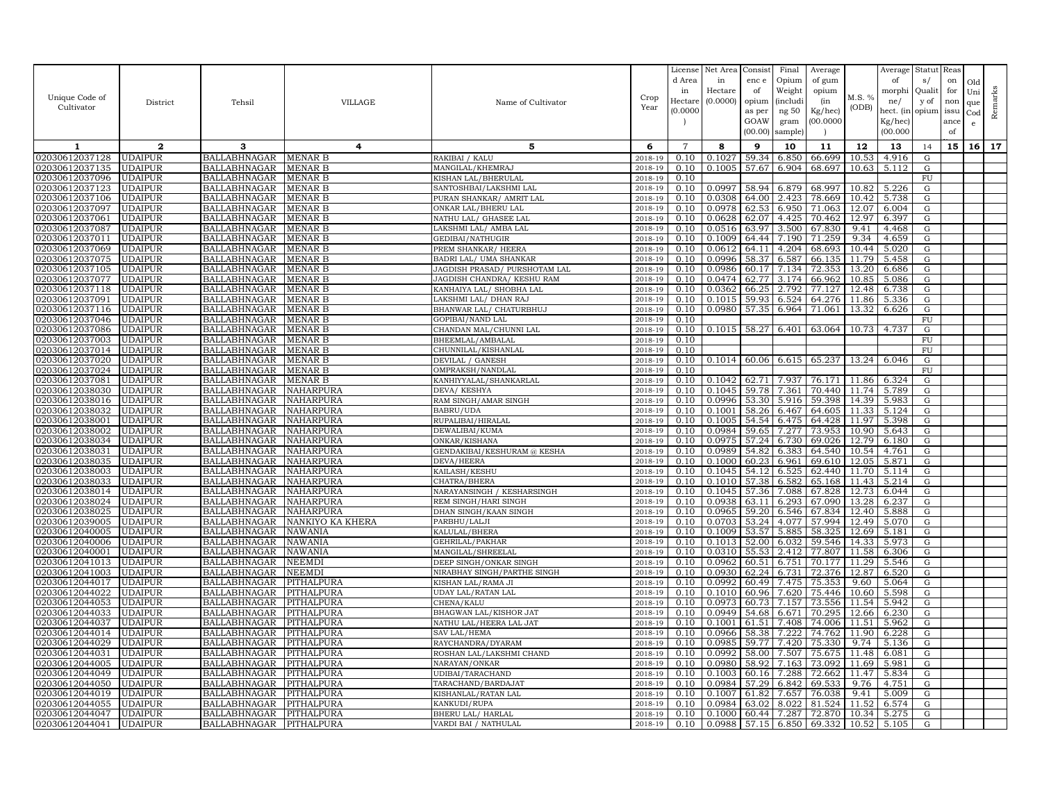| Unique Code of Cultivator | District | Tehsil | VILLAGE | Name of Cultivator | Crop Year | License d Area in Hectare (0.0000) | Net Area in Hectare (0.0000) | Consist enc e of opium as per GOAW (00.00) | Final Opium Weight (includi ng 50 gram sample) | Average of gum opium (in Kg/hec) (00.0000) | M.S. % (ODB) | Average of morphi ne/ hect. (in Kg/hec) (00.000 | Statut s/ Qualit y of opium | Reas on for non issu ance of | Old Uni que Cod e | Remarks |
|---|---|---|---|---|---|---|---|---|---|---|---|---|---|---|---|---|
| 1 | 2 | 3 | 4 | 5 | 6 | 7 | 8 | 9 | 10 | 11 | 12 | 13 | 14 | 15 | 16 | 17 |
| 02030612037128 | UDAIPUR | BALLABHNAGAR | MENAR B | RAKIBAI / KALU | 2018-19 | 0.10 | 0.1027 | 59.34 | 6.850 | 66.699 | 10.53 | 4.916 | G | | | |
| 02030612037135 | UDAIPUR | BALLABHNAGAR | MENAR B | MANGILAL/KHEMRAJ | 2018-19 | 0.10 | 0.1005 | 57.67 | 6.904 | 68.697 | 10.63 | 5.112 | G | | | |
| 02030612037096 | UDAIPUR | BALLABHNAGAR | MENAR B | KISHAN LAL/BHERULAL | 2018-19 | 0.10 | | | | | | | FU | | | |
| 02030612037123 | UDAIPUR | BALLABHNAGAR | MENAR B | SANTOSHBAI/LAKSHMI LAL | 2018-19 | 0.10 | 0.0997 | 58.94 | 6.879 | 68.997 | 10.82 | 5.226 | G | | | |
| 02030612037106 | UDAIPUR | BALLABHNAGAR | MENAR B | PURAN SHANKAR/ AMRIT LAL | 2018-19 | 0.10 | 0.0308 | 64.00 | 2.423 | 78.669 | 10.42 | 5.738 | G | | | |
| 02030612037097 | UDAIPUR | BALLABHNAGAR | MENAR B | ONKAR LAL/BHERU LAL | 2018-19 | 0.10 | 0.0978 | 62.53 | 6.950 | 71.063 | 12.07 | 6.004 | G | | | |
| 02030612037061 | UDAIPUR | BALLABHNAGAR | MENAR B | NATHU LAL/ GHASEE LAL | 2018-19 | 0.10 | 0.0628 | 62.07 | 4.425 | 70.462 | 12.97 | 6.397 | G | | | |
| 02030612037087 | UDAIPUR | BALLABHNAGAR | MENAR B | LAKSHMI LAL/ AMBA LAL | 2018-19 | 0.10 | 0.0516 | 63.97 | 3.500 | 67.830 | 9.41 | 4.468 | G | | | |
| 02030612037011 | UDAIPUR | BALLABHNAGAR | MENAR B | GEDIBAI/NATHUGIR | 2018-19 | 0.10 | 0.1009 | 64.44 | 7.190 | 71.259 | 9.34 | 4.659 | G | | | |
| 02030612037069 | UDAIPUR | BALLABHNAGAR | MENAR B | PREM SHANKAR/ HEERA | 2018-19 | 0.10 | 0.0612 | 64.11 | 4.204 | 68.693 | 10.44 | 5.020 | G | | | |
| 02030612037075 | UDAIPUR | BALLABHNAGAR | MENAR B | BADRI LAL/ UMA SHANKAR | 2018-19 | 0.10 | 0.0996 | 58.37 | 6.587 | 66.135 | 11.79 | 5.458 | G | | | |
| 02030612037105 | UDAIPUR | BALLABHNAGAR | MENAR B | JAGDISH PRASAD/ PURSHOTAM LAL | 2018-19 | 0.10 | 0.0986 | 60.17 | 7.134 | 72.353 | 13.20 | 6.686 | G | | | |
| 02030612037077 | UDAIPUR | BALLABHNAGAR | MENAR B | JAGDISH CHANDRA/ KESHU RAM | 2018-19 | 0.10 | 0.0474 | 62.77 | 3.174 | 66.962 | 10.85 | 5.086 | G | | | |
| 02030612037118 | UDAIPUR | BALLABHNAGAR | MENAR B | KANHAIYA LAL/ SHOBHA LAL | 2018-19 | 0.10 | 0.0362 | 66.25 | 2.792 | 77.127 | 12.48 | 6.738 | G | | | |
| 02030612037091 | UDAIPUR | BALLABHNAGAR | MENAR B | LAKSHMI LAL/ DHAN RAJ | 2018-19 | 0.10 | 0.1015 | 59.93 | 6.524 | 64.276 | 11.86 | 5.336 | G | | | |
| 02030612037116 | UDAIPUR | BALLABHNAGAR | MENAR B | BHANWAR LAL/ CHATURBHUJ | 2018-19 | 0.10 | 0.0980 | 57.35 | 6.964 | 71.061 | 13.32 | 6.626 | G | | | |
| 02030612037046 | UDAIPUR | BALLABHNAGAR | MENAR B | GOPIBAI/NAND LAL | 2018-19 | 0.10 | | | | | | | FU | | | |
| 02030612037086 | UDAIPUR | BALLABHNAGAR | MENAR B | CHANDAN MAL/CHUNNI LAL | 2018-19 | 0.10 | 0.1015 | 58.27 | 6.401 | 63.064 | 10.73 | 4.737 | G | | | |
| 02030612037003 | UDAIPUR | BALLABHNAGAR | MENAR B | BHEEMLAL/AMBALAL | 2018-19 | 0.10 | | | | | | | FU | | | |
| 02030612037014 | UDAIPUR | BALLABHNAGAR | MENAR B | CHUNNILAL/KISHANLAL | 2018-19 | 0.10 | | | | | | | FU | | | |
| 02030612037020 | UDAIPUR | BALLABHNAGAR | MENAR B | DEVILAL / GANESH | 2018-19 | 0.10 | 0.1014 | 60.06 | 6.615 | 65.237 | 13.24 | 6.046 | G | | | |
| 02030612037024 | UDAIPUR | BALLABHNAGAR | MENAR B | OMPRAKSH/NANDLAL | 2018-19 | 0.10 | | | | | | | FU | | | |
| 02030612037081 | UDAIPUR | BALLABHNAGAR | MENAR B | KANHIYYALAL/SHANKARLAL | 2018-19 | 0.10 | 0.1042 | 62.71 | 7.937 | 76.171 | 11.86 | 6.324 | G | | | |
| 02030612038030 | UDAIPUR | BALLABHNAGAR | NAHARPURA | DEVA/ KESHYA | 2018-19 | 0.10 | 0.1045 | 59.78 | 7.361 | 70.440 | 11.74 | 5.789 | G | | | |
| 02030612038016 | UDAIPUR | BALLABHNAGAR | NAHARPURA | RAM SINGH/AMAR SINGH | 2018-19 | 0.10 | 0.0996 | 53.30 | 5.916 | 59.398 | 14.39 | 5.983 | G | | | |
| 02030612038032 | UDAIPUR | BALLABHNAGAR | NAHARPURA | BABRU/UDA | 2018-19 | 0.10 | 0.1001 | 58.26 | 6.467 | 64.605 | 11.33 | 5.124 | G | | | |
| 02030612038001 | UDAIPUR | BALLABHNAGAR | NAHARPURA | RUPALIBAI/HIRALAL | 2018-19 | 0.10 | 0.1005 | 54.54 | 6.475 | 64.428 | 11.97 | 5.398 | G | | | |
| 02030612038002 | UDAIPUR | BALLABHNAGAR | NAHARPURA | DEWALIBAI/KUMA | 2018-19 | 0.10 | 0.0984 | 59.65 | 7.277 | 73.953 | 10.90 | 5.643 | G | | | |
| 02030612038034 | UDAIPUR | BALLABHNAGAR | NAHARPURA | ONKAR/KISHANA | 2018-19 | 0.10 | 0.0975 | 57.24 | 6.730 | 69.026 | 12.79 | 6.180 | G | | | |
| 02030612038031 | UDAIPUR | BALLABHNAGAR | NAHARPURA | GENDAKIBAI/KESHURAM @ KESHA | 2018-19 | 0.10 | 0.0989 | 54.82 | 6.383 | 64.540 | 10.54 | 4.761 | G | | | |
| 02030612038035 | UDAIPUR | BALLABHNAGAR | NAHARPURA | DEVA/HEERA | 2018-19 | 0.10 | 0.1000 | 60.23 | 6.961 | 69.610 | 12.05 | 5.871 | G | | | |
| 02030612038003 | UDAIPUR | BALLABHNAGAR | NAHARPURA | KAILASH/KESHU | 2018-19 | 0.10 | 0.1045 | 54.12 | 6.525 | 62.440 | 11.70 | 5.114 | G | | | |
| 02030612038033 | UDAIPUR | BALLABHNAGAR | NAHARPURA | CHATRA/BHERA | 2018-19 | 0.10 | 0.1010 | 57.38 | 6.582 | 65.168 | 11.43 | 5.214 | G | | | |
| 02030612038014 | UDAIPUR | BALLABHNAGAR | NAHARPURA | NARAYANSINGH / KESHARSINGH | 2018-19 | 0.10 | 0.1045 | 57.36 | 7.088 | 67.828 | 12.73 | 6.044 | G | | | |
| 02030612038024 | UDAIPUR | BALLABHNAGAR | NAHARPURA | REM SINGH/HARI SINGH | 2018-19 | 0.10 | 0.0938 | 63.11 | 6.293 | 67.090 | 13.28 | 6.237 | G | | | |
| 02030612038025 | UDAIPUR | BALLABHNAGAR | NAHARPURA | DHAN SINGH/KAAN SINGH | 2018-19 | 0.10 | 0.0965 | 59.20 | 6.546 | 67.834 | 12.40 | 5.888 | G | | | |
| 02030612039005 | UDAIPUR | BALLABHNAGAR | NANKIYO KA KHERA | PARBHU/LALJI | 2018-19 | 0.10 | 0.0703 | 53.24 | 4.077 | 57.994 | 12.49 | 5.070 | G | | | |
| 02030612040005 | UDAIPUR | BALLABHNAGAR | NAWANIA | KALULAL/BHERA | 2018-19 | 0.10 | 0.1009 | 53.57 | 5.885 | 58.325 | 12.69 | 5.181 | G | | | |
| 02030612040006 | UDAIPUR | BALLABHNAGAR | NAWANIA | GEHRILAL/PAKHAR | 2018-19 | 0.10 | 0.1013 | 52.00 | 6.032 | 59.546 | 14.33 | 5.973 | G | | | |
| 02030612040001 | UDAIPUR | BALLABHNAGAR | NAWANIA | MANGILAL/SHREELAL | 2018-19 | 0.10 | 0.0310 | 55.53 | 2.412 | 77.807 | 11.58 | 6.306 | G | | | |
| 02030612041013 | UDAIPUR | BALLABHNAGAR | NEEMDI | DEEP SINGH/ONKAR SINGH | 2018-19 | 0.10 | 0.0962 | 60.51 | 6.751 | 70.177 | 11.29 | 5.546 | G | | | |
| 02030612041003 | UDAIPUR | BALLABHNAGAR | NEEMDI | NIRABHAY SINGH/PARTHE SINGH | 2018-19 | 0.10 | 0.0930 | 62.24 | 6.731 | 72.376 | 12.87 | 6.520 | G | | | |
| 02030612044017 | UDAIPUR | BALLABHNAGAR | PITHALPURA | KISHAN LAL/RAMA JI | 2018-19 | 0.10 | 0.0992 | 60.49 | 7.475 | 75.353 | 9.60 | 5.064 | G | | | |
| 02030612044022 | UDAIPUR | BALLABHNAGAR | PITHALPURA | UDAY LAL/RATAN LAL | 2018-19 | 0.10 | 0.1010 | 60.96 | 7.620 | 75.446 | 10.60 | 5.598 | G | | | |
| 02030612044053 | UDAIPUR | BALLABHNAGAR | PITHALPURA | CHENA/KALU | 2018-19 | 0.10 | 0.0973 | 60.73 | 7.157 | 73.556 | 11.54 | 5.942 | G | | | |
| 02030612044033 | UDAIPUR | BALLABHNAGAR | PITHALPURA | BHAGWAN LAL/KISHOR JAT | 2018-19 | 0.10 | 0.0949 | 54.68 | 6.671 | 70.295 | 12.66 | 6.230 | G | | | |
| 02030612044037 | UDAIPUR | BALLABHNAGAR | PITHALPURA | NATHU LAL/HEERA LAL JAT | 2018-19 | 0.10 | 0.1001 | 61.51 | 7.408 | 74.006 | 11.51 | 5.962 | G | | | |
| 02030612044014 | UDAIPUR | BALLABHNAGAR | PITHALPURA | SAV LAL/HEMA | 2018-19 | 0.10 | 0.0966 | 58.38 | 7.222 | 74.762 | 11.90 | 6.228 | G | | | |
| 02030612044029 | UDAIPUR | BALLABHNAGAR | PITHALPURA | RAYCHANDRA/DYARAM | 2018-19 | 0.10 | 0.0985 | 59.77 | 7.420 | 75.330 | 9.74 | 5.136 | G | | | |
| 02030612044031 | UDAIPUR | BALLABHNAGAR | PITHALPURA | ROSHAN LAL/LAKSHMI CHAND | 2018-19 | 0.10 | 0.0992 | 58.00 | 7.507 | 75.675 | 11.48 | 6.081 | G | | | |
| 02030612044005 | UDAIPUR | BALLABHNAGAR | PITHALPURA | NARAYAN/ONKAR | 2018-19 | 0.10 | 0.0980 | 58.92 | 7.163 | 73.092 | 11.69 | 5.981 | G | | | |
| 02030612044049 | UDAIPUR | BALLABHNAGAR | PITHALPURA | UDIBAI/TARACHAND | 2018-19 | 0.10 | 0.1003 | 60.16 | 7.288 | 72.662 | 11.47 | 5.834 | G | | | |
| 02030612044050 | UDAIPUR | BALLABHNAGAR | PITHALPURA | TARACHAND/BARDAJAT | 2018-19 | 0.10 | 0.0984 | 57.29 | 6.842 | 69.533 | 9.76 | 4.751 | G | | | |
| 02030612044019 | UDAIPUR | BALLABHNAGAR | PITHALPURA | KISHANLAL/RATAN LAL | 2018-19 | 0.10 | 0.1007 | 61.82 | 7.657 | 76.038 | 9.41 | 5.009 | G | | | |
| 02030612044055 | UDAIPUR | BALLABHNAGAR | PITHALPURA | KANKUDI/RUPA | 2018-19 | 0.10 | 0.0984 | 63.02 | 8.022 | 81.524 | 11.52 | 6.574 | G | | | |
| 02030612044047 | UDAIPUR | BALLABHNAGAR | PITHALPURA | BHERU LAL/ HARLAL | 2018-19 | 0.10 | 0.1000 | 60.44 | 7.287 | 72.870 | 10.34 | 5.275 | G | | | |
| 02030612044041 | UDAIPUR | BALLABHNAGAR | PITHALPURA | VARDI BAI / NATHULAL | 2018-19 | 0.10 | 0.0988 | 57.15 | 6.850 | 69.332 | 10.52 | 5.105 | G | | | |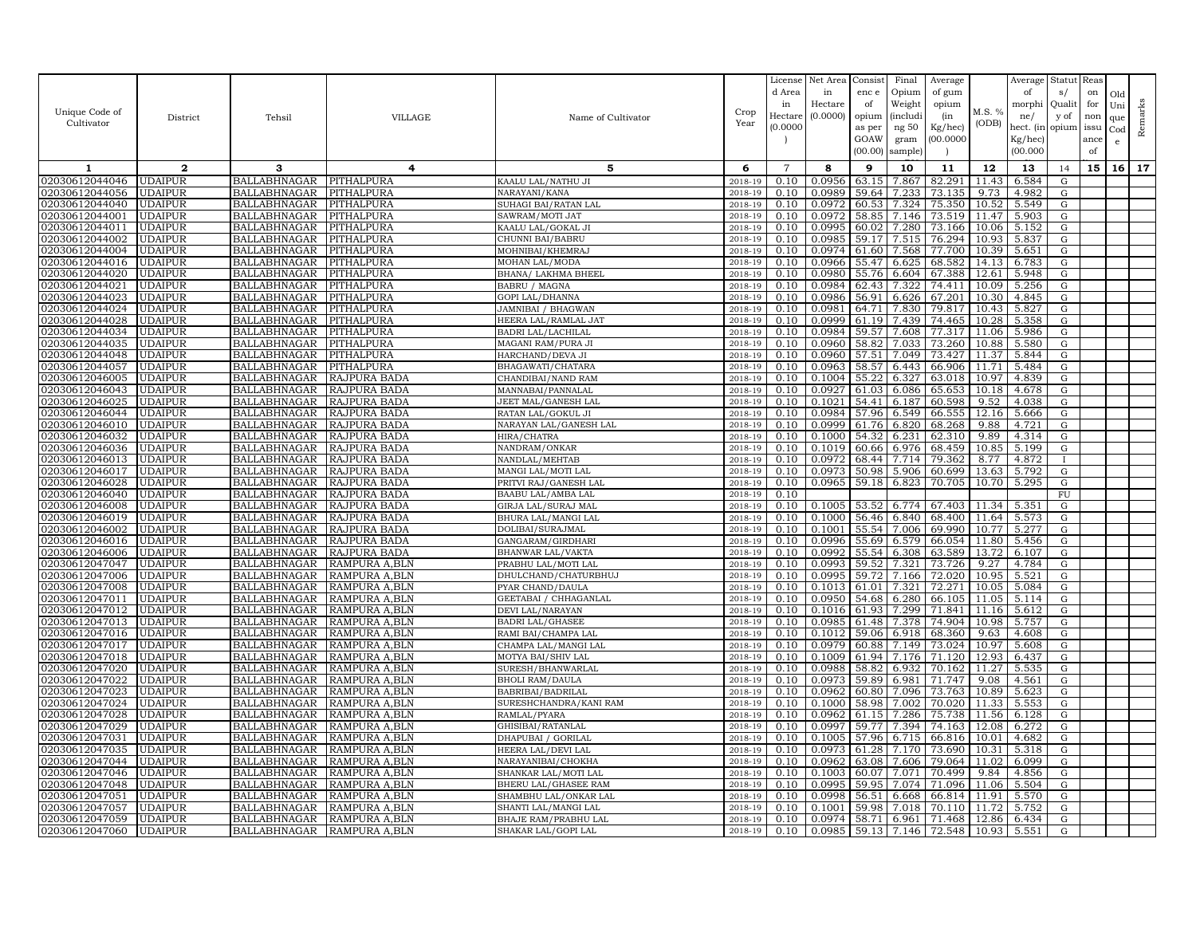| Unique Code of Cultivator | District | Tehsil | VILLAGE | Name of Cultivator | Crop Year | License d Area in Hectare (0.0000 ) | Net Area in Hectare (0.0000) | Consist enc e of opium as per GOAW (00.00) | Final Opium Weight (includi ng 50 gram sample) | Average of gum opium (in Kg/hec) (00.0000 ) | M.S. % (ODB) | Average of morphi ne/ hect. (in Kg/hec) (00.000 | Statut s/ Qualit y of opium | Reas on for non issu ance of | Old Uni que Cod e | Remarks |
|---|---|---|---|---|---|---|---|---|---|---|---|---|---|---|---|---|
| 1 | 2 | 3 | 4 | 5 | 6 | 7 | 8 | 9 | 10 | 11 | 12 | 13 | 14 | 15 | 16 | 17 |
| 02030612044046 | UDAIPUR | BALLABHNAGAR | PITHALPURA | KAALU LAL/NATHU JI | 2018-19 | 0.10 | 0.0956 | 63.15 | 7.867 | 82.291 | 11.43 | 6.584 | G | | | |
| 02030612044056 | UDAIPUR | BALLABHNAGAR | PITHALPURA | NARAYANI/KANA | 2018-19 | 0.10 | 0.0989 | 59.64 | 7.233 | 73.135 | 9.73 | 4.982 | G | | | |
| 02030612044040 | UDAIPUR | BALLABHNAGAR | PITHALPURA | SUHAGI BAI/RATAN LAL | 2018-19 | 0.10 | 0.0972 | 60.53 | 7.324 | 75.350 | 10.52 | 5.549 | G | | | |
| 02030612044001 | UDAIPUR | BALLABHNAGAR | PITHALPURA | SAWRAM/MOTI JAT | 2018-19 | 0.10 | 0.0972 | 58.85 | 7.146 | 73.519 | 11.47 | 5.903 | G | | | |
| 02030612044011 | UDAIPUR | BALLABHNAGAR | PITHALPURA | KAALU LAL/GOKAL JI | 2018-19 | 0.10 | 0.0995 | 60.02 | 7.280 | 73.166 | 10.06 | 5.152 | G | | | |
| 02030612044002 | UDAIPUR | BALLABHNAGAR | PITHALPURA | CHUNNI BAI/BABRU | 2018-19 | 0.10 | 0.0985 | 59.17 | 7.515 | 76.294 | 10.93 | 5.837 | G | | | |
| 02030612044004 | UDAIPUR | BALLABHNAGAR | PITHALPURA | MOHNIBAI/KHEMRAJ | 2018-19 | 0.10 | 0.0974 | 61.60 | 7.568 | 77.700 | 10.39 | 5.651 | G | | | |
| 02030612044016 | UDAIPUR | BALLABHNAGAR | PITHALPURA | MOHAN LAL/MODA | 2018-19 | 0.10 | 0.0966 | 55.47 | 6.625 | 68.582 | 14.13 | 6.783 | G | | | |
| 02030612044020 | UDAIPUR | BALLABHNAGAR | PITHALPURA | BHANA/ LAKHMA BHEEL | 2018-19 | 0.10 | 0.0980 | 55.76 | 6.604 | 67.388 | 12.61 | 5.948 | G | | | |
| 02030612044021 | UDAIPUR | BALLABHNAGAR | PITHALPURA | BABRU / MAGNA | 2018-19 | 0.10 | 0.0984 | 62.43 | 7.322 | 74.411 | 10.09 | 5.256 | G | | | |
| 02030612044023 | UDAIPUR | BALLABHNAGAR | PITHALPURA | GOPI LAL/DHANNA | 2018-19 | 0.10 | 0.0986 | 56.91 | 6.626 | 67.201 | 10.30 | 4.845 | G | | | |
| 02030612044024 | UDAIPUR | BALLABHNAGAR | PITHALPURA | JAMNIBAI / BHAGWAN | 2018-19 | 0.10 | 0.0981 | 64.71 | 7.830 | 79.817 | 10.43 | 5.827 | G | | | |
| 02030612044028 | UDAIPUR | BALLABHNAGAR | PITHALPURA | HEERA LAL/RAMLAL JAT | 2018-19 | 0.10 | 0.0999 | 61.19 | 7.439 | 74.465 | 10.28 | 5.358 | G | | | |
| 02030612044034 | UDAIPUR | BALLABHNAGAR | PITHALPURA | BADRI LAL/LACHILAL | 2018-19 | 0.10 | 0.0984 | 59.57 | 7.608 | 77.317 | 11.06 | 5.986 | G | | | |
| 02030612044035 | UDAIPUR | BALLABHNAGAR | PITHALPURA | MAGANI RAM/PURA JI | 2018-19 | 0.10 | 0.0960 | 58.82 | 7.033 | 73.260 | 10.88 | 5.580 | G | | | |
| 02030612044048 | UDAIPUR | BALLABHNAGAR | PITHALPURA | HARCHAND/DEVA JI | 2018-19 | 0.10 | 0.0960 | 57.51 | 7.049 | 73.427 | 11.37 | 5.844 | G | | | |
| 02030612044057 | UDAIPUR | BALLABHNAGAR | PITHALPURA | BHAGAWATI/CHATARA | 2018-19 | 0.10 | 0.0963 | 58.57 | 6.443 | 66.906 | 11.71 | 5.484 | G | | | |
| 02030612046005 | UDAIPUR | BALLABHNAGAR | RAJPURA BADA | CHANDIBAI/NAND RAM | 2018-19 | 0.10 | 0.1004 | 55.22 | 6.327 | 63.018 | 10.97 | 4.839 | G | | | |
| 02030612046043 | UDAIPUR | BALLABHNAGAR | RAJPURA BADA | MANNABAI/PANNALAL | 2018-19 | 0.10 | 0.0927 | 61.03 | 6.086 | 65.653 | 10.18 | 4.678 | G | | | |
| 02030612046025 | UDAIPUR | BALLABHNAGAR | RAJPURA BADA | JEET MAL/GANESH LAL | 2018-19 | 0.10 | 0.1021 | 54.41 | 6.187 | 60.598 | 9.52 | 4.038 | G | | | |
| 02030612046044 | UDAIPUR | BALLABHNAGAR | RAJPURA BADA | RATAN LAL/GOKUL JI | 2018-19 | 0.10 | 0.0984 | 57.96 | 6.549 | 66.555 | 12.16 | 5.666 | G | | | |
| 02030612046010 | UDAIPUR | BALLABHNAGAR | RAJPURA BADA | NARAYAN LAL/GANESH LAL | 2018-19 | 0.10 | 0.0999 | 61.76 | 6.820 | 68.268 | 9.88 | 4.721 | G | | | |
| 02030612046032 | UDAIPUR | BALLABHNAGAR | RAJPURA BADA | HIRA/CHATRA | 2018-19 | 0.10 | 0.1000 | 54.32 | 6.231 | 62.310 | 9.89 | 4.314 | G | | | |
| 02030612046036 | UDAIPUR | BALLABHNAGAR | RAJPURA BADA | NANDRAM/ONKAR | 2018-19 | 0.10 | 0.1019 | 60.66 | 6.976 | 68.459 | 10.85 | 5.199 | G | | | |
| 02030612046013 | UDAIPUR | BALLABHNAGAR | RAJPURA BADA | NANDLAL/MEHTAB | 2018-19 | 0.10 | 0.0972 | 68.44 | 7.714 | 79.362 | 8.77 | 4.872 | I | | | |
| 02030612046017 | UDAIPUR | BALLABHNAGAR | RAJPURA BADA | MANGI LAL/MOTI LAL | 2018-19 | 0.10 | 0.0973 | 50.98 | 5.906 | 60.699 | 13.63 | 5.792 | G | | | |
| 02030612046028 | UDAIPUR | BALLABHNAGAR | RAJPURA BADA | PRITVI RAJ/GANESH LAL | 2018-19 | 0.10 | 0.0965 | 59.18 | 6.823 | 70.705 | 10.70 | 5.295 | G | | | |
| 02030612046040 | UDAIPUR | BALLABHNAGAR | RAJPURA BADA | BAABU LAL/AMBA LAL | 2018-19 | 0.10 | | | | | | | FU | | | |
| 02030612046008 | UDAIPUR | BALLABHNAGAR | RAJPURA BADA | GIRJA LAL/SURAJ MAL | 2018-19 | 0.10 | 0.1005 | 53.52 | 6.774 | 67.403 | 11.34 | 5.351 | G | | | |
| 02030612046019 | UDAIPUR | BALLABHNAGAR | RAJPURA BADA | BHURA LAL/MANGI LAL | 2018-19 | 0.10 | 0.1000 | 56.46 | 6.840 | 68.400 | 11.64 | 5.573 | G | | | |
| 02030612046002 | UDAIPUR | BALLABHNAGAR | RAJPURA BADA | DOLIBAI/SURAJMAL | 2018-19 | 0.10 | 0.1001 | 55.54 | 7.006 | 69.990 | 10.77 | 5.277 | G | | | |
| 02030612046016 | UDAIPUR | BALLABHNAGAR | RAJPURA BADA | GANGARAM/GIRDHARI | 2018-19 | 0.10 | 0.0996 | 55.69 | 6.579 | 66.054 | 11.80 | 5.456 | G | | | |
| 02030612046006 | UDAIPUR | BALLABHNAGAR | RAJPURA BADA | BHANWAR LAL/VAKTA | 2018-19 | 0.10 | 0.0992 | 55.54 | 6.308 | 63.589 | 13.72 | 6.107 | G | | | |
| 02030612047047 | UDAIPUR | BALLABHNAGAR | RAMPURA A,BLN | PRABHU LAL/MOTI LAL | 2018-19 | 0.10 | 0.0993 | 59.52 | 7.321 | 73.726 | 9.27 | 4.784 | G | | | |
| 02030612047006 | UDAIPUR | BALLABHNAGAR | RAMPURA A,BLN | DHULCHAND/CHATURBHUJ | 2018-19 | 0.10 | 0.0995 | 59.72 | 7.166 | 72.020 | 10.95 | 5.521 | G | | | |
| 02030612047008 | UDAIPUR | BALLABHNAGAR | RAMPURA A,BLN | PYAR CHAND/DAULA | 2018-19 | 0.10 | 0.1013 | 61.01 | 7.321 | 72.271 | 10.05 | 5.084 | G | | | |
| 02030612047011 | UDAIPUR | BALLABHNAGAR | RAMPURA A,BLN | GEETABAI / CHHAGANLAL | 2018-19 | 0.10 | 0.0950 | 54.68 | 6.280 | 66.105 | 11.05 | 5.114 | G | | | |
| 02030612047012 | UDAIPUR | BALLABHNAGAR | RAMPURA A,BLN | DEVI LAL/NARAYAN | 2018-19 | 0.10 | 0.1016 | 61.93 | 7.299 | 71.841 | 11.16 | 5.612 | G | | | |
| 02030612047013 | UDAIPUR | BALLABHNAGAR | RAMPURA A,BLN | BADRI LAL/GHASEE | 2018-19 | 0.10 | 0.0985 | 61.48 | 7.378 | 74.904 | 10.98 | 5.757 | G | | | |
| 02030612047016 | UDAIPUR | BALLABHNAGAR | RAMPURA A,BLN | RAMI BAI/CHAMPA LAL | 2018-19 | 0.10 | 0.1012 | 59.06 | 6.918 | 68.360 | 9.63 | 4.608 | G | | | |
| 02030612047017 | UDAIPUR | BALLABHNAGAR | RAMPURA A,BLN | CHAMPA LAL/MANGI LAL | 2018-19 | 0.10 | 0.0979 | 60.88 | 7.149 | 73.024 | 10.97 | 5.608 | G | | | |
| 02030612047018 | UDAIPUR | BALLABHNAGAR | RAMPURA A,BLN | MOTYA BAI/SHIV LAL | 2018-19 | 0.10 | 0.1009 | 61.94 | 7.176 | 71.120 | 12.93 | 6.437 | G | | | |
| 02030612047020 | UDAIPUR | BALLABHNAGAR | RAMPURA A,BLN | SURESH/BHANWARLAL | 2018-19 | 0.10 | 0.0988 | 58.82 | 6.932 | 70.162 | 11.27 | 5.535 | G | | | |
| 02030612047022 | UDAIPUR | BALLABHNAGAR | RAMPURA A,BLN | BHOLI RAM/DAULA | 2018-19 | 0.10 | 0.0973 | 59.89 | 6.981 | 71.747 | 9.08 | 4.561 | G | | | |
| 02030612047023 | UDAIPUR | BALLABHNAGAR | RAMPURA A,BLN | BABRIBAI/BADRILAL | 2018-19 | 0.10 | 0.0962 | 60.80 | 7.096 | 73.763 | 10.89 | 5.623 | G | | | |
| 02030612047024 | UDAIPUR | BALLABHNAGAR | RAMPURA A,BLN | SURESHCHANDRA/KANI RAM | 2018-19 | 0.10 | 0.1000 | 58.98 | 7.002 | 70.020 | 11.33 | 5.553 | G | | | |
| 02030612047028 | UDAIPUR | BALLABHNAGAR | RAMPURA A,BLN | RAMLAL/PYARA | 2018-19 | 0.10 | 0.0962 | 61.15 | 7.286 | 75.738 | 11.56 | 6.128 | G | | | |
| 02030612047029 | UDAIPUR | BALLABHNAGAR | RAMPURA A,BLN | GHISIBAI/RATANLAL | 2018-19 | 0.10 | 0.0997 | 59.77 | 7.394 | 74.163 | 12.08 | 6.272 | G | | | |
| 02030612047031 | UDAIPUR | BALLABHNAGAR | RAMPURA A,BLN | DHAPUBAI / GORILAL | 2018-19 | 0.10 | 0.1005 | 57.96 | 6.715 | 66.816 | 10.01 | 4.682 | G | | | |
| 02030612047035 | UDAIPUR | BALLABHNAGAR | RAMPURA A,BLN | HEERA LAL/DEVI LAL | 2018-19 | 0.10 | 0.0973 | 61.28 | 7.170 | 73.690 | 10.31 | 5.318 | G | | | |
| 02030612047044 | UDAIPUR | BALLABHNAGAR | RAMPURA A,BLN | NARAYANIBAI/CHOKHA | 2018-19 | 0.10 | 0.0962 | 63.08 | 7.606 | 79.064 | 11.02 | 6.099 | G | | | |
| 02030612047046 | UDAIPUR | BALLABHNAGAR | RAMPURA A,BLN | SHANKAR LAL/MOTI LAL | 2018-19 | 0.10 | 0.1003 | 60.07 | 7.071 | 70.499 | 9.84 | 4.856 | G | | | |
| 02030612047048 | UDAIPUR | BALLABHNAGAR | RAMPURA A,BLN | BHERU LAL/GHASEE RAM | 2018-19 | 0.10 | 0.0995 | 59.95 | 7.074 | 71.096 | 11.06 | 5.504 | G | | | |
| 02030612047051 | UDAIPUR | BALLABHNAGAR | RAMPURA A,BLN | SHAMBHU LAL/ONKAR LAL | 2018-19 | 0.10 | 0.0998 | 56.51 | 6.668 | 66.814 | 11.91 | 5.570 | G | | | |
| 02030612047057 | UDAIPUR | BALLABHNAGAR | RAMPURA A,BLN | SHANTI LAL/MANGI LAL | 2018-19 | 0.10 | 0.1001 | 59.98 | 7.018 | 70.110 | 11.72 | 5.752 | G | | | |
| 02030612047059 | UDAIPUR | BALLABHNAGAR | RAMPURA A,BLN | BHAJE RAM/PRABHU LAL | 2018-19 | 0.10 | 0.0974 | 58.71 | 6.961 | 71.468 | 12.86 | 6.434 | G | | | |
| 02030612047060 | UDAIPUR | BALLABHNAGAR | RAMPURA A,BLN | SHAKAR LAL/GOPI LAL | 2018-19 | 0.10 | 0.0985 | 59.13 | 7.146 | 72.548 | 10.93 | 5.551 | G | | | |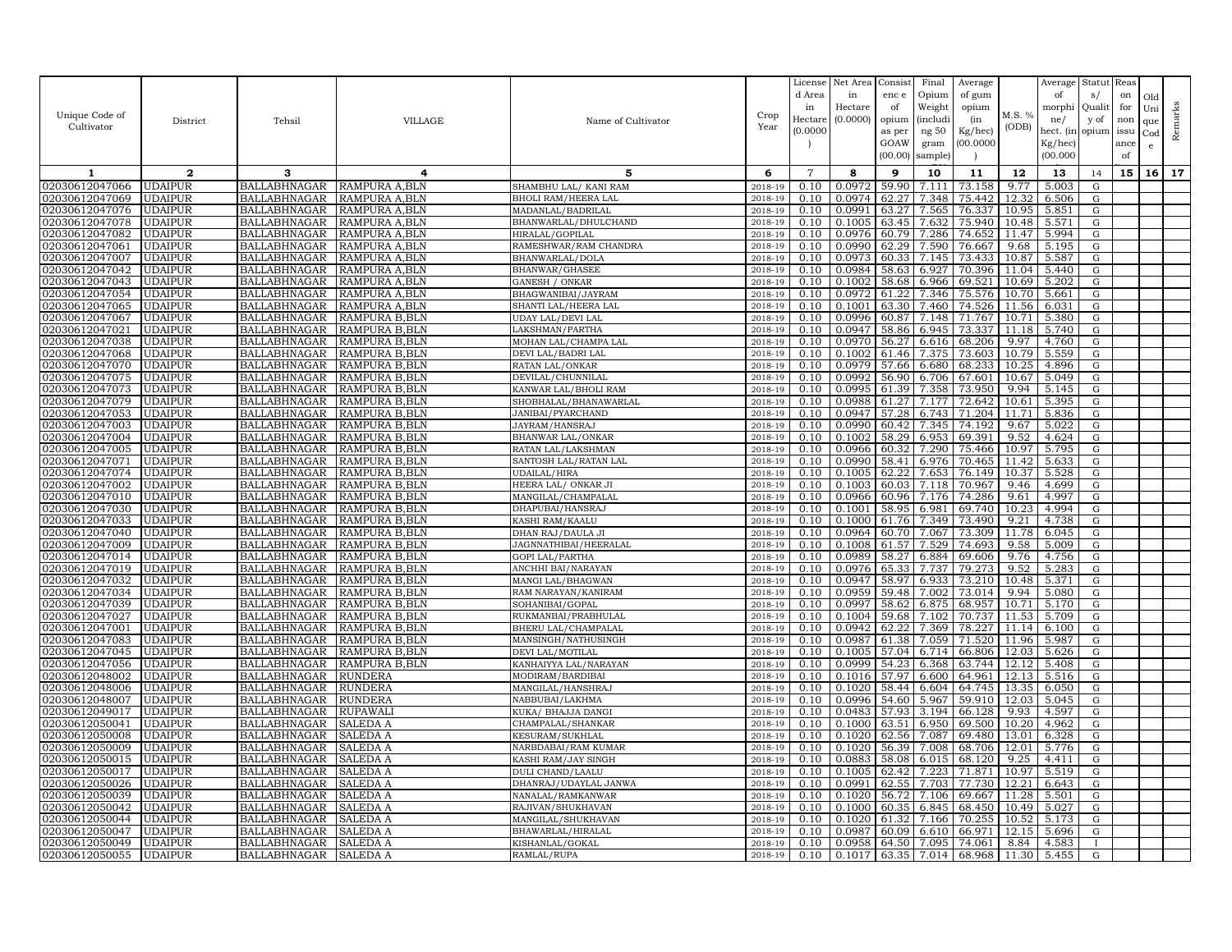| Unique Code of Cultivator | District | Tehsil | VILLAGE | Name of Cultivator | Crop Year | License d Area in Hectare (0.0000 ) | Net Area in Hectare (0.0000) | Consist enc e of opium as per GOAW (00.00) | Final Opium Weight (includi ng 50 gram sample) | Average of gum opium (in Kg/hec) (00.0000 ) | M.S. % (ODB) | Average of morphi ne/ hect. (in Kg/hec) (00.000 | Statut s/ Qualit y of opium | Reas on for non issu ance of | Old Uni que Cod e | Remarks |
|---|---|---|---|---|---|---|---|---|---|---|---|---|---|---|---|---|
| 1 | 2 | 3 | 4 | 5 | 6 | 7 | 8 | 9 | 10 | 11 | 12 | 13 | 14 | 15 | 16 | 17 |
| 02030612047066 | UDAIPUR | BALLABHNAGAR | RAMPURA A,BLN | SHAMBHU LAL/ KANI RAM | 2018-19 | 0.10 | 0.0972 | 59.90 | 7.111 | 73.158 | 9.77 | 5.003 | G | | | |
| 02030612047069 | UDAIPUR | BALLABHNAGAR | RAMPURA A,BLN | BHOLI RAM/HEERA LAL | 2018-19 | 0.10 | 0.0974 | 62.27 | 7.348 | 75.442 | 12.32 | 6.506 | G | | | |
| 02030612047076 | UDAIPUR | BALLABHNAGAR | RAMPURA A,BLN | MADANLAL/BADRILAL | 2018-19 | 0.10 | 0.0991 | 63.27 | 7.565 | 76.337 | 10.95 | 5.851 | G | | | |
| 02030612047078 | UDAIPUR | BALLABHNAGAR | RAMPURA A,BLN | BHANWARLAL/DHULCHAND | 2018-19 | 0.10 | 0.1005 | 63.45 | 7.632 | 75.940 | 10.48 | 5.571 | G | | | |
| 02030612047082 | UDAIPUR | BALLABHNAGAR | RAMPURA A,BLN | HIRALAL/GOPILAL | 2018-19 | 0.10 | 0.0976 | 60.79 | 7.286 | 74.652 | 11.47 | 5.994 | G | | | |
| 02030612047061 | UDAIPUR | BALLABHNAGAR | RAMPURA A,BLN | RAMESHWAR/RAM CHANDRA | 2018-19 | 0.10 | 0.0990 | 62.29 | 7.590 | 76.667 | 9.68 | 5.195 | G | | | |
| 02030612047007 | UDAIPUR | BALLABHNAGAR | RAMPURA A,BLN | BHANWARLAL/DOLA | 2018-19 | 0.10 | 0.0973 | 60.33 | 7.145 | 73.433 | 10.87 | 5.587 | G | | | |
| 02030612047042 | UDAIPUR | BALLABHNAGAR | RAMPURA A,BLN | BHANWAR/GHASEE | 2018-19 | 0.10 | 0.0984 | 58.63 | 6.927 | 70.396 | 11.04 | 5.440 | G | | | |
| 02030612047043 | UDAIPUR | BALLABHNAGAR | RAMPURA A,BLN | GANESH / ONKAR | 2018-19 | 0.10 | 0.1002 | 58.68 | 6.966 | 69.521 | 10.69 | 5.202 | G | | | |
| 02030612047054 | UDAIPUR | BALLABHNAGAR | RAMPURA A,BLN | BHAGWANIBAI/JAYRAM | 2018-19 | 0.10 | 0.0972 | 61.22 | 7.346 | 75.576 | 10.70 | 5.661 | G | | | |
| 02030612047065 | UDAIPUR | BALLABHNAGAR | RAMPURA A,BLN | SHANTI LAL/HEERA LAL | 2018-19 | 0.10 | 0.1001 | 63.30 | 7.460 | 74.526 | 11.56 | 6.031 | G | | | |
| 02030612047067 | UDAIPUR | BALLABHNAGAR | RAMPURA B,BLN | UDAY LAL/DEVI LAL | 2018-19 | 0.10 | 0.0996 | 60.87 | 7.148 | 71.767 | 10.71 | 5.380 | G | | | |
| 02030612047021 | UDAIPUR | BALLABHNAGAR | RAMPURA B,BLN | LAKSHMAN/PARTHA | 2018-19 | 0.10 | 0.0947 | 58.86 | 6.945 | 73.337 | 11.18 | 5.740 | G | | | |
| 02030612047038 | UDAIPUR | BALLABHNAGAR | RAMPURA B,BLN | MOHAN LAL/CHAMPA LAL | 2018-19 | 0.10 | 0.0970 | 56.27 | 6.616 | 68.206 | 9.97 | 4.760 | G | | | |
| 02030612047068 | UDAIPUR | BALLABHNAGAR | RAMPURA B,BLN | DEVI LAL/BADRI LAL | 2018-19 | 0.10 | 0.1002 | 61.46 | 7.375 | 73.603 | 10.79 | 5.559 | G | | | |
| 02030612047070 | UDAIPUR | BALLABHNAGAR | RAMPURA B,BLN | RATAN LAL/ONKAR | 2018-19 | 0.10 | 0.0979 | 57.66 | 6.680 | 68.233 | 10.25 | 4.896 | G | | | |
| 02030612047075 | UDAIPUR | BALLABHNAGAR | RAMPURA B,BLN | DEVILAL/CHUNNILAL | 2018-19 | 0.10 | 0.0992 | 56.90 | 6.706 | 67.601 | 10.67 | 5.049 | G | | | |
| 02030612047073 | UDAIPUR | BALLABHNAGAR | RAMPURA B,BLN | KANWAR LAL/BHOLI RAM | 2018-19 | 0.10 | 0.0995 | 61.39 | 7.358 | 73.950 | 9.94 | 5.145 | G | | | |
| 02030612047079 | UDAIPUR | BALLABHNAGAR | RAMPURA B,BLN | SHOBHALAL/BHANAWARLAL | 2018-19 | 0.10 | 0.0988 | 61.27 | 7.177 | 72.642 | 10.61 | 5.395 | G | | | |
| 02030612047053 | UDAIPUR | BALLABHNAGAR | RAMPURA B,BLN | JANIBAI/PYARCHAND | 2018-19 | 0.10 | 0.0947 | 57.28 | 6.743 | 71.204 | 11.71 | 5.836 | G | | | |
| 02030612047003 | UDAIPUR | BALLABHNAGAR | RAMPURA B,BLN | JAYRAM/HANSRAJ | 2018-19 | 0.10 | 0.0990 | 60.42 | 7.345 | 74.192 | 9.67 | 5.022 | G | | | |
| 02030612047004 | UDAIPUR | BALLABHNAGAR | RAMPURA B,BLN | BHANWAR LAL/ONKAR | 2018-19 | 0.10 | 0.1002 | 58.29 | 6.953 | 69.391 | 9.52 | 4.624 | G | | | |
| 02030612047005 | UDAIPUR | BALLABHNAGAR | RAMPURA B,BLN | RATAN LAL/LAKSHMAN | 2018-19 | 0.10 | 0.0966 | 60.32 | 7.290 | 75.466 | 10.97 | 5.795 | G | | | |
| 02030612047071 | UDAIPUR | BALLABHNAGAR | RAMPURA B,BLN | SANTOSH LAL/RATAN LAL | 2018-19 | 0.10 | 0.0990 | 58.41 | 6.976 | 70.465 | 11.42 | 5.633 | G | | | |
| 02030612047074 | UDAIPUR | BALLABHNAGAR | RAMPURA B,BLN | UDAILAL/HIRA | 2018-19 | 0.10 | 0.1005 | 62.22 | 7.653 | 76.149 | 10.37 | 5.528 | G | | | |
| 02030612047002 | UDAIPUR | BALLABHNAGAR | RAMPURA B,BLN | HEERA LAL/ ONKAR JI | 2018-19 | 0.10 | 0.1003 | 60.03 | 7.118 | 70.967 | 9.46 | 4.699 | G | | | |
| 02030612047010 | UDAIPUR | BALLABHNAGAR | RAMPURA B,BLN | MANGILAL/CHAMPALAL | 2018-19 | 0.10 | 0.0966 | 60.96 | 7.176 | 74.286 | 9.61 | 4.997 | G | | | |
| 02030612047030 | UDAIPUR | BALLABHNAGAR | RAMPURA B,BLN | DHAPUBAI/HANSRAJ | 2018-19 | 0.10 | 0.1001 | 58.95 | 6.981 | 69.740 | 10.23 | 4.994 | G | | | |
| 02030612047033 | UDAIPUR | BALLABHNAGAR | RAMPURA B,BLN | KASHI RAM/KAALU | 2018-19 | 0.10 | 0.1000 | 61.76 | 7.349 | 73.490 | 9.21 | 4.738 | G | | | |
| 02030612047040 | UDAIPUR | BALLABHNAGAR | RAMPURA B,BLN | DHAN RAJ/DAULA JI | 2018-19 | 0.10 | 0.0964 | 60.70 | 7.067 | 73.309 | 11.78 | 6.045 | G | | | |
| 02030612047009 | UDAIPUR | BALLABHNAGAR | RAMPURA B,BLN | JAGNNATHIBAI/HEERALAL | 2018-19 | 0.10 | 0.1008 | 61.57 | 7.529 | 74.693 | 9.58 | 5.009 | G | | | |
| 02030612047014 | UDAIPUR | BALLABHNAGAR | RAMPURA B,BLN | GOPI LAL/PARTHA | 2018-19 | 0.10 | 0.0989 | 58.27 | 6.884 | 69.606 | 9.76 | 4.756 | G | | | |
| 02030612047019 | UDAIPUR | BALLABHNAGAR | RAMPURA B,BLN | ANCHHI BAI/NARAYAN | 2018-19 | 0.10 | 0.0976 | 65.33 | 7.737 | 79.273 | 9.52 | 5.283 | G | | | |
| 02030612047032 | UDAIPUR | BALLABHNAGAR | RAMPURA B,BLN | MANGI LAL/BHAGWAN | 2018-19 | 0.10 | 0.0947 | 58.97 | 6.933 | 73.210 | 10.48 | 5.371 | G | | | |
| 02030612047034 | UDAIPUR | BALLABHNAGAR | RAMPURA B,BLN | RAM NARAYAN/KANIRAM | 2018-19 | 0.10 | 0.0959 | 59.48 | 7.002 | 73.014 | 9.94 | 5.080 | G | | | |
| 02030612047039 | UDAIPUR | BALLABHNAGAR | RAMPURA B,BLN | SOHANIBAI/GOPAL | 2018-19 | 0.10 | 0.0997 | 58.62 | 6.875 | 68.957 | 10.71 | 5.170 | G | | | |
| 02030612047027 | UDAIPUR | BALLABHNAGAR | RAMPURA B,BLN | RUKMANBAI/PRABHULAL | 2018-19 | 0.10 | 0.1004 | 59.68 | 7.102 | 70.737 | 11.53 | 5.709 | G | | | |
| 02030612047001 | UDAIPUR | BALLABHNAGAR | RAMPURA B,BLN | BHERU LAL/CHAMPALAL | 2018-19 | 0.10 | 0.0942 | 62.22 | 7.369 | 78.227 | 11.14 | 6.100 | G | | | |
| 02030612047083 | UDAIPUR | BALLABHNAGAR | RAMPURA B,BLN | MANSINGH/NATHUSINGH | 2018-19 | 0.10 | 0.0987 | 61.38 | 7.059 | 71.520 | 11.96 | 5.987 | G | | | |
| 02030612047045 | UDAIPUR | BALLABHNAGAR | RAMPURA B,BLN | DEVI LAL/MOTILAL | 2018-19 | 0.10 | 0.1005 | 57.04 | 6.714 | 66.806 | 12.03 | 5.626 | G | | | |
| 02030612047056 | UDAIPUR | BALLABHNAGAR | RAMPURA B,BLN | KANHAIYYA LAL/NARAYAN | 2018-19 | 0.10 | 0.0999 | 54.23 | 6.368 | 63.744 | 12.12 | 5.408 | G | | | |
| 02030612048002 | UDAIPUR | BALLABHNAGAR | RUNDERA | MODIRAM/BARDIBAI | 2018-19 | 0.10 | 0.1016 | 57.97 | 6.600 | 64.961 | 12.13 | 5.516 | G | | | |
| 02030612048006 | UDAIPUR | BALLABHNAGAR | RUNDERA | MANGILAL/HANSHRAJ | 2018-19 | 0.10 | 0.1020 | 58.44 | 6.604 | 64.745 | 13.35 | 6.050 | G | | | |
| 02030612048007 | UDAIPUR | BALLABHNAGAR | RUNDERA | NABBUBAI/LAKHMA | 2018-19 | 0.10 | 0.0996 | 54.60 | 5.967 | 59.910 | 12.03 | 5.045 | G | | | |
| 02030612049017 | UDAIPUR | BALLABHNAGAR | RUPAWALI | KUKA/ BHAJJA DANGI | 2018-19 | 0.10 | 0.0483 | 57.93 | 3.194 | 66.128 | 9.93 | 4.597 | G | | | |
| 02030612050041 | UDAIPUR | BALLABHNAGAR | SALEDA A | CHAMPALAL/SHANKAR | 2018-19 | 0.10 | 0.1000 | 63.51 | 6.950 | 69.500 | 10.20 | 4.962 | G | | | |
| 02030612050008 | UDAIPUR | BALLABHNAGAR | SALEDA A | KESURAM/SUKHLAL | 2018-19 | 0.10 | 0.1020 | 62.56 | 7.087 | 69.480 | 13.01 | 6.328 | G | | | |
| 02030612050009 | UDAIPUR | BALLABHNAGAR | SALEDA A | NARBDABAI/RAM KUMAR | 2018-19 | 0.10 | 0.1020 | 56.39 | 7.008 | 68.706 | 12.01 | 5.776 | G | | | |
| 02030612050015 | UDAIPUR | BALLABHNAGAR | SALEDA A | KASHI RAM/JAY SINGH | 2018-19 | 0.10 | 0.0883 | 58.08 | 6.015 | 68.120 | 9.25 | 4.411 | G | | | |
| 02030612050017 | UDAIPUR | BALLABHNAGAR | SALEDA A | DULI CHAND/LAALU | 2018-19 | 0.10 | 0.1005 | 62.42 | 7.223 | 71.871 | 10.97 | 5.519 | G | | | |
| 02030612050026 | UDAIPUR | BALLABHNAGAR | SALEDA A | DHANRAJ/UDAYLAL JANWA | 2018-19 | 0.10 | 0.0991 | 62.55 | 7.703 | 77.730 | 12.21 | 6.643 | G | | | |
| 02030612050039 | UDAIPUR | BALLABHNAGAR | SALEDA A | NANALAL/RAMKANWAR | 2018-19 | 0.10 | 0.1020 | 56.72 | 7.106 | 69.667 | 11.28 | 5.501 | G | | | |
| 02030612050042 | UDAIPUR | BALLABHNAGAR | SALEDA A | RAJIVAN/SHUKHAVAN | 2018-19 | 0.10 | 0.1000 | 60.35 | 6.845 | 68.450 | 10.49 | 5.027 | G | | | |
| 02030612050044 | UDAIPUR | BALLABHNAGAR | SALEDA A | MANGILAL/SHUKHAVAN | 2018-19 | 0.10 | 0.1020 | 61.32 | 7.166 | 70.255 | 10.52 | 5.173 | G | | | |
| 02030612050047 | UDAIPUR | BALLABHNAGAR | SALEDA A | BHAWARLAL/HIRALAL | 2018-19 | 0.10 | 0.0987 | 60.09 | 6.610 | 66.971 | 12.15 | 5.696 | G | | | |
| 02030612050049 | UDAIPUR | BALLABHNAGAR | SALEDA A | KISHANLAL/GOKAL | 2018-19 | 0.10 | 0.0958 | 64.50 | 7.095 | 74.061 | 8.84 | 4.583 | I | | | |
| 02030612050055 | UDAIPUR | BALLABHNAGAR | SALEDA A | RAMLAL/RUPA | 2018-19 | 0.10 | 0.1017 | 63.35 | 7.014 | 68.968 | 11.30 | 5.455 | G | | | |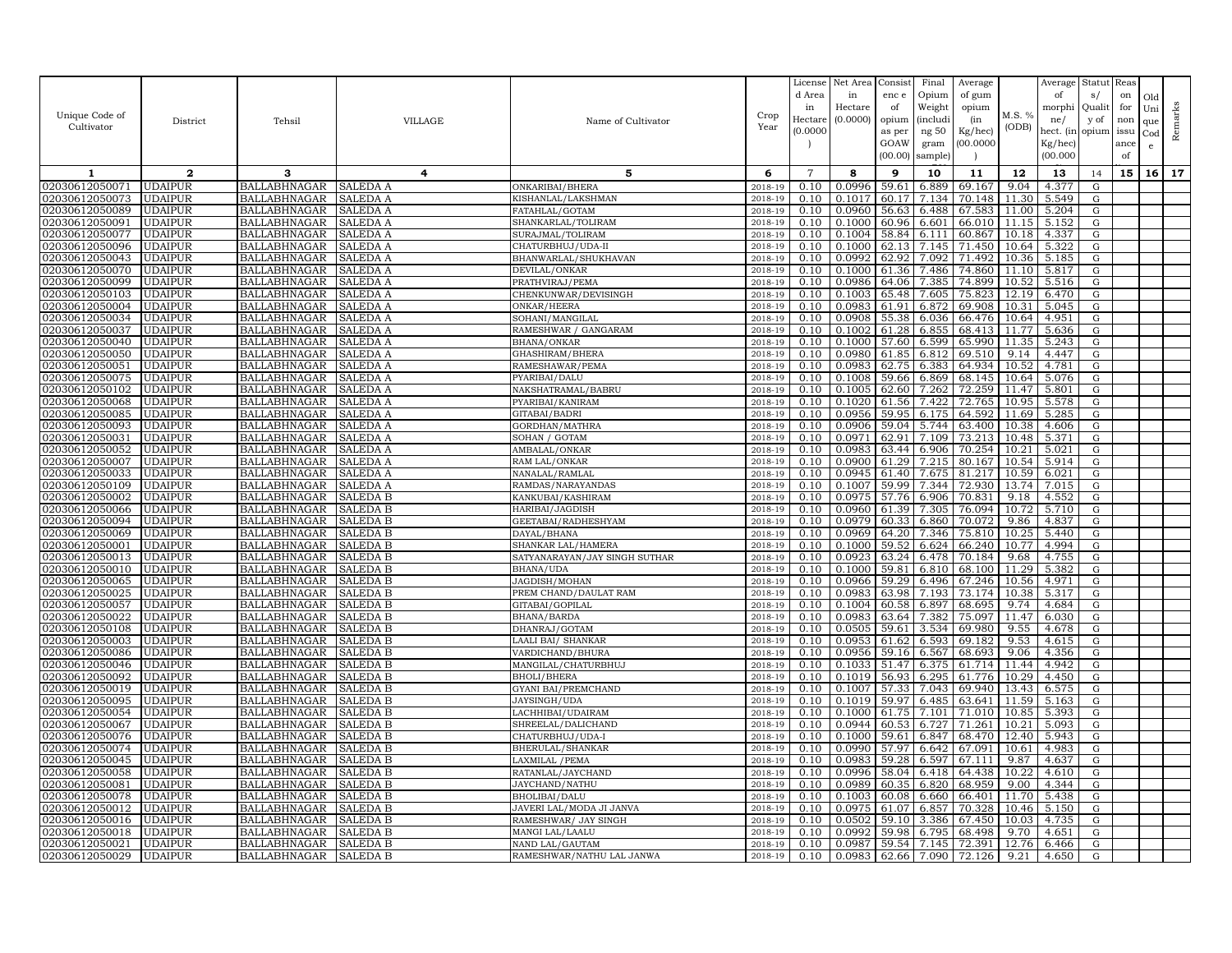| Unique Code of Cultivator | District | Tehsil | VILLAGE | Name of Cultivator | Crop Year | License d Area in Hectare (0.0000) | Net Area in Hectare (0.0000) | Consist enc e of opium as per GOAW (00.00) | Final Opium Weight (including 50 gram sample) | Average of gum opium (in Kg/hec) (00.0000) | M.S. % (ODB) | Average of morphine/ hect. (in Kg/hec) (00.000 | Status/ Quality of opium | Reason for non issuance of | Old Unique Code | Remarks |
|---|---|---|---|---|---|---|---|---|---|---|---|---|---|---|---|---|
| 1 | 2 | 3 | 4 | 5 | 6 | 7 | 8 | 9 | 10 | 11 | 12 | 13 | 14 | 15 | 16 | 17 |
| 02030612050071 | UDAIPUR | BALLABHNAGAR | SALEDA A | ONKARIBAI/BHERA | 2018-19 | 0.10 | 0.0996 | 59.61 | 6.889 | 69.167 | 9.04 | 4.377 | G | | | |
| 02030612050073 | UDAIPUR | BALLABHNAGAR | SALEDA A | KISHANLAL/LAKSHMAN | 2018-19 | 0.10 | 0.1017 | 60.17 | 7.134 | 70.148 | 11.30 | 5.549 | G | | | |
| 02030612050089 | UDAIPUR | BALLABHNAGAR | SALEDA A | FATAHLAL/GOTAM | 2018-19 | 0.10 | 0.0960 | 56.63 | 6.488 | 67.583 | 11.00 | 5.204 | G | | | |
| 02030612050091 | UDAIPUR | BALLABHNAGAR | SALEDA A | SHANKARLAL/TOLIRAM | 2018-19 | 0.10 | 0.1000 | 60.96 | 6.601 | 66.010 | 11.15 | 5.152 | G | | | |
| 02030612050077 | UDAIPUR | BALLABHNAGAR | SALEDA A | SURAJMAL/TOLIRAM | 2018-19 | 0.10 | 0.1004 | 58.84 | 6.111 | 60.867 | 10.18 | 4.337 | G | | | |
| 02030612050096 | UDAIPUR | BALLABHNAGAR | SALEDA A | CHATURBHUJ/UDA-II | 2018-19 | 0.10 | 0.1000 | 62.13 | 7.145 | 71.450 | 10.64 | 5.322 | G | | | |
| 02030612050043 | UDAIPUR | BALLABHNAGAR | SALEDA A | BHANWARLAL/SHUKHAVAN | 2018-19 | 0.10 | 0.0992 | 62.92 | 7.092 | 71.492 | 10.36 | 5.185 | G | | | |
| 02030612050070 | UDAIPUR | BALLABHNAGAR | SALEDA A | DEVILAL/ONKAR | 2018-19 | 0.10 | 0.1000 | 61.36 | 7.486 | 74.860 | 11.10 | 5.817 | G | | | |
| 02030612050099 | UDAIPUR | BALLABHNAGAR | SALEDA A | PRATHVIRAJ/PEMA | 2018-19 | 0.10 | 0.0986 | 64.06 | 7.385 | 74.899 | 10.52 | 5.516 | G | | | |
| 02030612050103 | UDAIPUR | BALLABHNAGAR | SALEDA A | CHENKUNWAR/DEVISINGH | 2018-19 | 0.10 | 0.1003 | 65.48 | 7.605 | 75.823 | 12.19 | 6.470 | G | | | |
| 02030612050004 | UDAIPUR | BALLABHNAGAR | SALEDA A | ONKAR/HEERA | 2018-19 | 0.10 | 0.0983 | 61.91 | 6.872 | 69.908 | 10.31 | 5.045 | G | | | |
| 02030612050034 | UDAIPUR | BALLABHNAGAR | SALEDA A | SOHANI/MANGILAL | 2018-19 | 0.10 | 0.0908 | 55.38 | 6.036 | 66.476 | 10.64 | 4.951 | G | | | |
| 02030612050037 | UDAIPUR | BALLABHNAGAR | SALEDA A | RAMESHWAR / GANGARAM | 2018-19 | 0.10 | 0.1002 | 61.28 | 6.855 | 68.413 | 11.77 | 5.636 | G | | | |
| 02030612050040 | UDAIPUR | BALLABHNAGAR | SALEDA A | BHANA/ONKAR | 2018-19 | 0.10 | 0.1000 | 57.60 | 6.599 | 65.990 | 11.35 | 5.243 | G | | | |
| 02030612050050 | UDAIPUR | BALLABHNAGAR | SALEDA A | GHASHIRAM/BHERA | 2018-19 | 0.10 | 0.0980 | 61.85 | 6.812 | 69.510 | 9.14 | 4.447 | G | | | |
| 02030612050051 | UDAIPUR | BALLABHNAGAR | SALEDA A | RAMESHAWAR/PEMA | 2018-19 | 0.10 | 0.0983 | 62.75 | 6.383 | 64.934 | 10.52 | 4.781 | G | | | |
| 02030612050075 | UDAIPUR | BALLABHNAGAR | SALEDA A | PYARIBAI/DALU | 2018-19 | 0.10 | 0.1008 | 59.66 | 6.869 | 68.145 | 10.64 | 5.076 | G | | | |
| 02030612050102 | UDAIPUR | BALLABHNAGAR | SALEDA A | NAKSHATRAMAL/BABRU | 2018-19 | 0.10 | 0.1005 | 62.60 | 7.262 | 72.259 | 11.47 | 5.801 | G | | | |
| 02030612050068 | UDAIPUR | BALLABHNAGAR | SALEDA A | PYARIBAI/KANIRAM | 2018-19 | 0.10 | 0.1020 | 61.56 | 7.422 | 72.765 | 10.95 | 5.578 | G | | | |
| 02030612050085 | UDAIPUR | BALLABHNAGAR | SALEDA A | GITABAI/BADRI | 2018-19 | 0.10 | 0.0956 | 59.95 | 6.175 | 64.592 | 11.69 | 5.285 | G | | | |
| 02030612050093 | UDAIPUR | BALLABHNAGAR | SALEDA A | GORDHAN/MATHRA | 2018-19 | 0.10 | 0.0906 | 59.04 | 5.744 | 63.400 | 10.38 | 4.606 | G | | | |
| 02030612050031 | UDAIPUR | BALLABHNAGAR | SALEDA A | SOHAN / GOTAM | 2018-19 | 0.10 | 0.0971 | 62.91 | 7.109 | 73.213 | 10.48 | 5.371 | G | | | |
| 02030612050052 | UDAIPUR | BALLABHNAGAR | SALEDA A | AMBALAL/ONKAR | 2018-19 | 0.10 | 0.0983 | 63.44 | 6.906 | 70.254 | 10.21 | 5.021 | G | | | |
| 02030612050007 | UDAIPUR | BALLABHNAGAR | SALEDA A | RAM LAL/ONKAR | 2018-19 | 0.10 | 0.0900 | 61.29 | 7.215 | 80.167 | 10.54 | 5.914 | G | | | |
| 02030612050033 | UDAIPUR | BALLABHNAGAR | SALEDA A | NANALAL/RAMLAL | 2018-19 | 0.10 | 0.0945 | 61.40 | 7.675 | 81.217 | 10.59 | 6.021 | G | | | |
| 02030612050109 | UDAIPUR | BALLABHNAGAR | SALEDA A | RAMDAS/NARAYANDAS | 2018-19 | 0.10 | 0.1007 | 59.99 | 7.344 | 72.930 | 13.74 | 7.015 | G | | | |
| 02030612050002 | UDAIPUR | BALLABHNAGAR | SALEDA B | KANKUBAI/KASHIRAM | 2018-19 | 0.10 | 0.0975 | 57.76 | 6.906 | 70.831 | 9.18 | 4.552 | G | | | |
| 02030612050066 | UDAIPUR | BALLABHNAGAR | SALEDA B | HARIBAI/JAGDISH | 2018-19 | 0.10 | 0.0960 | 61.39 | 7.305 | 76.094 | 10.72 | 5.710 | G | | | |
| 02030612050094 | UDAIPUR | BALLABHNAGAR | SALEDA B | GEETABAI/RADHESHYAM | 2018-19 | 0.10 | 0.0979 | 60.33 | 6.860 | 70.072 | 9.86 | 4.837 | G | | | |
| 02030612050069 | UDAIPUR | BALLABHNAGAR | SALEDA B | DAYAL/BHANA | 2018-19 | 0.10 | 0.0969 | 64.20 | 7.346 | 75.810 | 10.25 | 5.440 | G | | | |
| 02030612050001 | UDAIPUR | BALLABHNAGAR | SALEDA B | SHANKAR LAL/HAMERA | 2018-19 | 0.10 | 0.1000 | 59.52 | 6.624 | 66.240 | 10.77 | 4.994 | G | | | |
| 02030612050013 | UDAIPUR | BALLABHNAGAR | SALEDA B | SATYANARAYAN/JAY SINGH SUTHAR | 2018-19 | 0.10 | 0.0923 | 63.24 | 6.478 | 70.184 | 9.68 | 4.755 | G | | | |
| 02030612050010 | UDAIPUR | BALLABHNAGAR | SALEDA B | BHANA/UDA | 2018-19 | 0.10 | 0.1000 | 59.81 | 6.810 | 68.100 | 11.29 | 5.382 | G | | | |
| 02030612050065 | UDAIPUR | BALLABHNAGAR | SALEDA B | JAGDISH/MOHAN | 2018-19 | 0.10 | 0.0966 | 59.29 | 6.496 | 67.246 | 10.56 | 4.971 | G | | | |
| 02030612050025 | UDAIPUR | BALLABHNAGAR | SALEDA B | PREM CHAND/DAULAT RAM | 2018-19 | 0.10 | 0.0983 | 63.98 | 7.193 | 73.174 | 10.38 | 5.317 | G | | | |
| 02030612050057 | UDAIPUR | BALLABHNAGAR | SALEDA B | GITABAI/GOPILAL | 2018-19 | 0.10 | 0.1004 | 60.58 | 6.897 | 68.695 | 9.74 | 4.684 | G | | | |
| 02030612050022 | UDAIPUR | BALLABHNAGAR | SALEDA B | BHANA/BARDA | 2018-19 | 0.10 | 0.0983 | 63.64 | 7.382 | 75.097 | 11.47 | 6.030 | G | | | |
| 02030612050108 | UDAIPUR | BALLABHNAGAR | SALEDA B | DHANRAJ/GOTAM | 2018-19 | 0.10 | 0.0505 | 59.61 | 3.534 | 69.980 | 9.55 | 4.678 | G | | | |
| 02030612050003 | UDAIPUR | BALLABHNAGAR | SALEDA B | LAALI BAI/ SHANKAR | 2018-19 | 0.10 | 0.0953 | 61.62 | 6.593 | 69.182 | 9.53 | 4.615 | G | | | |
| 02030612050086 | UDAIPUR | BALLABHNAGAR | SALEDA B | VARDICHAND/BHURA | 2018-19 | 0.10 | 0.0956 | 59.16 | 6.567 | 68.693 | 9.06 | 4.356 | G | | | |
| 02030612050046 | UDAIPUR | BALLABHNAGAR | SALEDA B | MANGILAL/CHATURBHUJ | 2018-19 | 0.10 | 0.1033 | 51.47 | 6.375 | 61.714 | 11.44 | 4.942 | G | | | |
| 02030612050092 | UDAIPUR | BALLABHNAGAR | SALEDA B | BHOLI/BHERA | 2018-19 | 0.10 | 0.1019 | 56.93 | 6.295 | 61.776 | 10.29 | 4.450 | G | | | |
| 02030612050019 | UDAIPUR | BALLABHNAGAR | SALEDA B | GYANI BAI/PREMCHAND | 2018-19 | 0.10 | 0.1007 | 57.33 | 7.043 | 69.940 | 13.43 | 6.575 | G | | | |
| 02030612050095 | UDAIPUR | BALLABHNAGAR | SALEDA B | JAYSINGH/UDA | 2018-19 | 0.10 | 0.1019 | 59.97 | 6.485 | 63.641 | 11.59 | 5.163 | G | | | |
| 02030612050054 | UDAIPUR | BALLABHNAGAR | SALEDA B | LACHHIBAI/UDAIRAM | 2018-19 | 0.10 | 0.1000 | 61.75 | 7.101 | 71.010 | 10.85 | 5.393 | G | | | |
| 02030612050067 | UDAIPUR | BALLABHNAGAR | SALEDA B | SHREELAL/DALICHAND | 2018-19 | 0.10 | 0.0944 | 60.53 | 6.727 | 71.261 | 10.21 | 5.093 | G | | | |
| 02030612050076 | UDAIPUR | BALLABHNAGAR | SALEDA B | CHATURBHUJ/UDA-I | 2018-19 | 0.10 | 0.1000 | 59.61 | 6.847 | 68.470 | 12.40 | 5.943 | G | | | |
| 02030612050074 | UDAIPUR | BALLABHNAGAR | SALEDA B | BHERULAL/SHANKAR | 2018-19 | 0.10 | 0.0990 | 57.97 | 6.642 | 67.091 | 10.61 | 4.983 | G | | | |
| 02030612050045 | UDAIPUR | BALLABHNAGAR | SALEDA B | LAXMILAL /PEMA | 2018-19 | 0.10 | 0.0983 | 59.28 | 6.597 | 67.111 | 9.87 | 4.637 | G | | | |
| 02030612050058 | UDAIPUR | BALLABHNAGAR | SALEDA B | RATANLAL/JAYCHAND | 2018-19 | 0.10 | 0.0996 | 58.04 | 6.418 | 64.438 | 10.22 | 4.610 | G | | | |
| 02030612050081 | UDAIPUR | BALLABHNAGAR | SALEDA B | JAYCHAND/NATHU | 2018-19 | 0.10 | 0.0989 | 60.35 | 6.820 | 68.959 | 9.00 | 4.344 | G | | | |
| 02030612050078 | UDAIPUR | BALLABHNAGAR | SALEDA B | BHOLIBAI/DALU | 2018-19 | 0.10 | 0.1003 | 60.08 | 6.660 | 66.401 | 11.70 | 5.438 | G | | | |
| 02030612050012 | UDAIPUR | BALLABHNAGAR | SALEDA B | JAVERI LAL/MODA JI JANVA | 2018-19 | 0.10 | 0.0975 | 61.07 | 6.857 | 70.328 | 10.46 | 5.150 | G | | | |
| 02030612050016 | UDAIPUR | BALLABHNAGAR | SALEDA B | RAMESHWAR/ JAY SINGH | 2018-19 | 0.10 | 0.0502 | 59.10 | 3.386 | 67.450 | 10.03 | 4.735 | G | | | |
| 02030612050018 | UDAIPUR | BALLABHNAGAR | SALEDA B | MANGI LAL/LAALU | 2018-19 | 0.10 | 0.0992 | 59.98 | 6.795 | 68.498 | 9.70 | 4.651 | G | | | |
| 02030612050021 | UDAIPUR | BALLABHNAGAR | SALEDA B | NAND LAL/GAUTAM | 2018-19 | 0.10 | 0.0987 | 59.54 | 7.145 | 72.391 | 12.76 | 6.466 | G | | | |
| 02030612050029 | UDAIPUR | BALLABHNAGAR | SALEDA B | RAMESHWAR/NATHU LAL JANWA | 2018-19 | 0.10 | 0.0983 | 62.66 | 7.090 | 72.126 | 9.21 | 4.650 | G | | | |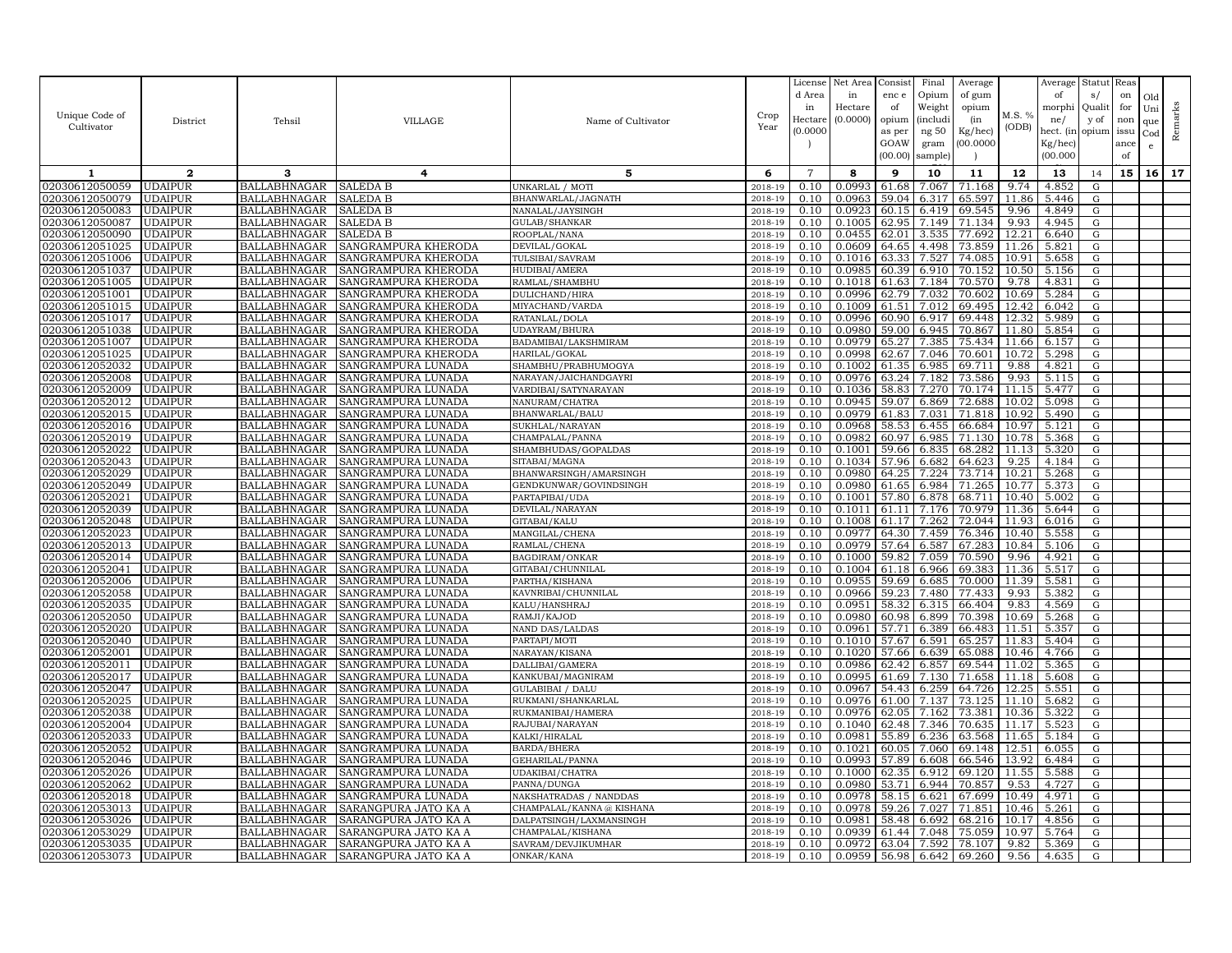| Unique Code of Cultivator | District | Tehsil | VILLAGE | Name of Cultivator | Crop Year | License d Area in Hectare (0.0000) | Net Area in Hectare (0.0000) | Consist enc e of opium as per GOAW (00.00) | Final Opium Weight (includi ng 50 gram sample) | Average of gum opium (in Kg/hec) (00.0000) | M.S. % (ODB) | Average of morphi ne/ hect. (in Kg/hec) (00.000 | Statut s/ Qualit y of opium | Reas on for non issu ance of | Old Uni que Cod e | Remarks |
|---|---|---|---|---|---|---|---|---|---|---|---|---|---|---|---|---|
| 1 | 2 | 3 | 4 | 5 | 6 | 7 | 8 | 9 | 10 | 11 | 12 | 13 | 14 | 15 | 16 | 17 |
| 02030612050059 | UDAIPUR | BALLABHNAGAR | SALEDA B | UNKARLAL / MOTI | 2018-19 | 0.10 | 0.0993 | 61.68 | 7.067 | 71.168 | 9.74 | 4.852 | G | | | |
| 02030612050079 | UDAIPUR | BALLABHNAGAR | SALEDA B | BHANWARLAL/JAGNATH | 2018-19 | 0.10 | 0.0963 | 59.04 | 6.317 | 65.597 | 11.86 | 5.446 | G | | | |
| 02030612050083 | UDAIPUR | BALLABHNAGAR | SALEDA B | NANALAL/JAYSINGH | 2018-19 | 0.10 | 0.0923 | 60.15 | 6.419 | 69.545 | 9.96 | 4.849 | G | | | |
| 02030612050087 | UDAIPUR | BALLABHNAGAR | SALEDA B | GULAB/SHANKAR | 2018-19 | 0.10 | 0.1005 | 62.95 | 7.149 | 71.134 | 9.93 | 4.945 | G | | | |
| 02030612050090 | UDAIPUR | BALLABHNAGAR | SALEDA B | ROOPLAL/NANA | 2018-19 | 0.10 | 0.0455 | 62.01 | 3.535 | 77.692 | 12.21 | 6.640 | G | | | |
| 02030612051025 | UDAIPUR | BALLABHNAGAR | SANGRAMPURA KHERODA | DEVILAL/GOKAL | 2018-19 | 0.10 | 0.0609 | 64.65 | 4.498 | 73.859 | 11.26 | 5.821 | G | | | |
| 02030612051006 | UDAIPUR | BALLABHNAGAR | SANGRAMPURA KHERODA | TULSIBAI/SAVRAM | 2018-19 | 0.10 | 0.1016 | 63.33 | 7.527 | 74.085 | 10.91 | 5.658 | G | | | |
| 02030612051037 | UDAIPUR | BALLABHNAGAR | SANGRAMPURA KHERODA | HUDIBAI/AMERA | 2018-19 | 0.10 | 0.0985 | 60.39 | 6.910 | 70.152 | 10.50 | 5.156 | G | | | |
| 02030612051005 | UDAIPUR | BALLABHNAGAR | SANGRAMPURA KHERODA | RAMLAL/SHAMBHU | 2018-19 | 0.10 | 0.1018 | 61.63 | 7.184 | 70.570 | 9.78 | 4.831 | G | | | |
| 02030612051001 | UDAIPUR | BALLABHNAGAR | SANGRAMPURA KHERODA | DULICHAND/HIRA | 2018-19 | 0.10 | 0.0996 | 62.79 | 7.032 | 70.602 | 10.69 | 5.284 | G | | | |
| 02030612051015 | UDAIPUR | BALLABHNAGAR | SANGRAMPURA KHERODA | MIYACHAND/VARDA | 2018-19 | 0.10 | 0.1009 | 61.51 | 7.012 | 69.495 | 12.42 | 6.042 | G | | | |
| 02030612051017 | UDAIPUR | BALLABHNAGAR | SANGRAMPURA KHERODA | RATANLAL/DOLA | 2018-19 | 0.10 | 0.0996 | 60.90 | 6.917 | 69.448 | 12.32 | 5.989 | G | | | |
| 02030612051038 | UDAIPUR | BALLABHNAGAR | SANGRAMPURA KHERODA | UDAYRAM/BHURA | 2018-19 | 0.10 | 0.0980 | 59.00 | 6.945 | 70.867 | 11.80 | 5.854 | G | | | |
| 02030612051007 | UDAIPUR | BALLABHNAGAR | SANGRAMPURA KHERODA | BADAMIBAI/LAKSHMIRAM | 2018-19 | 0.10 | 0.0979 | 65.27 | 7.385 | 75.434 | 11.66 | 6.157 | G | | | |
| 02030612051025 | UDAIPUR | BALLABHNAGAR | SANGRAMPURA KHERODA | HARILAL/GOKAL | 2018-19 | 0.10 | 0.0998 | 62.67 | 7.046 | 70.601 | 10.72 | 5.298 | G | | | |
| 02030612052032 | UDAIPUR | BALLABHNAGAR | SANGRAMPURA LUNADA | SHAMBHU/PRABHUMOGYA | 2018-19 | 0.10 | 0.1002 | 61.35 | 6.985 | 69.711 | 9.88 | 4.821 | G | | | |
| 02030612052008 | UDAIPUR | BALLABHNAGAR | SANGRAMPURA LUNADA | NARAYAN/JAICHANDGAYRI | 2018-19 | 0.10 | 0.0976 | 63.24 | 7.182 | 73.586 | 9.93 | 5.115 | G | | | |
| 02030612052009 | UDAIPUR | BALLABHNAGAR | SANGRAMPURA LUNADA | VARDIBAI/SATYNARAYAN | 2018-19 | 0.10 | 0.1036 | 58.83 | 7.270 | 70.174 | 11.15 | 5.477 | G | | | |
| 02030612052012 | UDAIPUR | BALLABHNAGAR | SANGRAMPURA LUNADA | NANURAM/CHATRA | 2018-19 | 0.10 | 0.0945 | 59.07 | 6.869 | 72.688 | 10.02 | 5.098 | G | | | |
| 02030612052015 | UDAIPUR | BALLABHNAGAR | SANGRAMPURA LUNADA | BHANWARLAL/BALU | 2018-19 | 0.10 | 0.0979 | 61.83 | 7.031 | 71.818 | 10.92 | 5.490 | G | | | |
| 02030612052016 | UDAIPUR | BALLABHNAGAR | SANGRAMPURA LUNADA | SUKHLAL/NARAYAN | 2018-19 | 0.10 | 0.0968 | 58.53 | 6.455 | 66.684 | 10.97 | 5.121 | G | | | |
| 02030612052019 | UDAIPUR | BALLABHNAGAR | SANGRAMPURA LUNADA | CHAMPALAL/PANNA | 2018-19 | 0.10 | 0.0982 | 60.97 | 6.985 | 71.130 | 10.78 | 5.368 | G | | | |
| 02030612052022 | UDAIPUR | BALLABHNAGAR | SANGRAMPURA LUNADA | SHAMBHUDAS/GOPALDAS | 2018-19 | 0.10 | 0.1001 | 59.66 | 6.835 | 68.282 | 11.13 | 5.320 | G | | | |
| 02030612052043 | UDAIPUR | BALLABHNAGAR | SANGRAMPURA LUNADA | SITABAI/MAGNA | 2018-19 | 0.10 | 0.1034 | 57.96 | 6.682 | 64.623 | 9.25 | 4.184 | G | | | |
| 02030612052029 | UDAIPUR | BALLABHNAGAR | SANGRAMPURA LUNADA | BHANWARSINGH/AMARSINGH | 2018-19 | 0.10 | 0.0980 | 64.25 | 7.224 | 73.714 | 10.21 | 5.268 | G | | | |
| 02030612052049 | UDAIPUR | BALLABHNAGAR | SANGRAMPURA LUNADA | GENDKUNWAR/GOVINDSINGH | 2018-19 | 0.10 | 0.0980 | 61.65 | 6.984 | 71.265 | 10.77 | 5.373 | G | | | |
| 02030612052021 | UDAIPUR | BALLABHNAGAR | SANGRAMPURA LUNADA | PARTAPIBAI/UDA | 2018-19 | 0.10 | 0.1001 | 57.80 | 6.878 | 68.711 | 10.40 | 5.002 | G | | | |
| 02030612052039 | UDAIPUR | BALLABHNAGAR | SANGRAMPURA LUNADA | DEVILAL/NARAYAN | 2018-19 | 0.10 | 0.1011 | 61.11 | 7.176 | 70.979 | 11.36 | 5.644 | G | | | |
| 02030612052048 | UDAIPUR | BALLABHNAGAR | SANGRAMPURA LUNADA | GITABAI/KALU | 2018-19 | 0.10 | 0.1008 | 61.17 | 7.262 | 72.044 | 11.93 | 6.016 | G | | | |
| 02030612052023 | UDAIPUR | BALLABHNAGAR | SANGRAMPURA LUNADA | MANGILAL/CHENA | 2018-19 | 0.10 | 0.0977 | 64.30 | 7.459 | 76.346 | 10.40 | 5.558 | G | | | |
| 02030612052013 | UDAIPUR | BALLABHNAGAR | SANGRAMPURA LUNADA | RAMLAL/CHENA | 2018-19 | 0.10 | 0.0979 | 57.64 | 6.587 | 67.283 | 10.84 | 5.106 | G | | | |
| 02030612052014 | UDAIPUR | BALLABHNAGAR | SANGRAMPURA LUNADA | BAGDIRAM/ONKAR | 2018-19 | 0.10 | 0.1000 | 59.82 | 7.059 | 70.590 | 9.96 | 4.921 | G | | | |
| 02030612052041 | UDAIPUR | BALLABHNAGAR | SANGRAMPURA LUNADA | GITABAI/CHUNNILAL | 2018-19 | 0.10 | 0.1004 | 61.18 | 6.966 | 69.383 | 11.36 | 5.517 | G | | | |
| 02030612052006 | UDAIPUR | BALLABHNAGAR | SANGRAMPURA LUNADA | PARTHA/KISHANA | 2018-19 | 0.10 | 0.0955 | 59.69 | 6.685 | 70.000 | 11.39 | 5.581 | G | | | |
| 02030612052058 | UDAIPUR | BALLABHNAGAR | SANGRAMPURA LUNADA | KAVNRIBAI/CHUNNILAL | 2018-19 | 0.10 | 0.0966 | 59.23 | 7.480 | 77.433 | 9.93 | 5.382 | G | | | |
| 02030612052035 | UDAIPUR | BALLABHNAGAR | SANGRAMPURA LUNADA | KALU/HANSHRAJ | 2018-19 | 0.10 | 0.0951 | 58.32 | 6.315 | 66.404 | 9.83 | 4.569 | G | | | |
| 02030612052050 | UDAIPUR | BALLABHNAGAR | SANGRAMPURA LUNADA | RAMJI/KAJOD | 2018-19 | 0.10 | 0.0980 | 60.98 | 6.899 | 70.398 | 10.69 | 5.268 | G | | | |
| 02030612052020 | UDAIPUR | BALLABHNAGAR | SANGRAMPURA LUNADA | NAND DAS/LALDAS | 2018-19 | 0.10 | 0.0961 | 57.71 | 6.389 | 66.483 | 11.51 | 5.357 | G | | | |
| 02030612052040 | UDAIPUR | BALLABHNAGAR | SANGRAMPURA LUNADA | PARTAPI/MOTI | 2018-19 | 0.10 | 0.1010 | 57.67 | 6.591 | 65.257 | 11.83 | 5.404 | G | | | |
| 02030612052001 | UDAIPUR | BALLABHNAGAR | SANGRAMPURA LUNADA | NARAYAN/KISANA | 2018-19 | 0.10 | 0.1020 | 57.66 | 6.639 | 65.088 | 10.46 | 4.766 | G | | | |
| 02030612052011 | UDAIPUR | BALLABHNAGAR | SANGRAMPURA LUNADA | DALLIBAI/GAMERA | 2018-19 | 0.10 | 0.0986 | 62.42 | 6.857 | 69.544 | 11.02 | 5.365 | G | | | |
| 02030612052017 | UDAIPUR | BALLABHNAGAR | SANGRAMPURA LUNADA | KANKUBAI/MAGNIRAM | 2018-19 | 0.10 | 0.0995 | 61.69 | 7.130 | 71.658 | 11.18 | 5.608 | G | | | |
| 02030612052047 | UDAIPUR | BALLABHNAGAR | SANGRAMPURA LUNADA | GULABIBAI / DALU | 2018-19 | 0.10 | 0.0967 | 54.43 | 6.259 | 64.726 | 12.25 | 5.551 | G | | | |
| 02030612052025 | UDAIPUR | BALLABHNAGAR | SANGRAMPURA LUNADA | RUKMANI/SHANKARLAL | 2018-19 | 0.10 | 0.0976 | 61.00 | 7.137 | 73.125 | 11.10 | 5.682 | G | | | |
| 02030612052038 | UDAIPUR | BALLABHNAGAR | SANGRAMPURA LUNADA | RUKMANIBAI/HAMERA | 2018-19 | 0.10 | 0.0976 | 62.05 | 7.162 | 73.381 | 10.36 | 5.322 | G | | | |
| 02030612052004 | UDAIPUR | BALLABHNAGAR | SANGRAMPURA LUNADA | RAJUBAI/NARAYAN | 2018-19 | 0.10 | 0.1040 | 62.48 | 7.346 | 70.635 | 11.17 | 5.523 | G | | | |
| 02030612052033 | UDAIPUR | BALLABHNAGAR | SANGRAMPURA LUNADA | KALKI/HIRALAL | 2018-19 | 0.10 | 0.0981 | 55.89 | 6.236 | 63.568 | 11.65 | 5.184 | G | | | |
| 02030612052052 | UDAIPUR | BALLABHNAGAR | SANGRAMPURA LUNADA | BARDA/BHERA | 2018-19 | 0.10 | 0.1021 | 60.05 | 7.060 | 69.148 | 12.51 | 6.055 | G | | | |
| 02030612052046 | UDAIPUR | BALLABHNAGAR | SANGRAMPURA LUNADA | GEHARILAL/PANNA | 2018-19 | 0.10 | 0.0993 | 57.89 | 6.608 | 66.546 | 13.92 | 6.484 | G | | | |
| 02030612052026 | UDAIPUR | BALLABHNAGAR | SANGRAMPURA LUNADA | UDAKIBAI/CHATRA | 2018-19 | 0.10 | 0.1000 | 62.35 | 6.912 | 69.120 | 11.55 | 5.588 | G | | | |
| 02030612052062 | UDAIPUR | BALLABHNAGAR | SANGRAMPURA LUNADA | PANNA/DUNGA | 2018-19 | 0.10 | 0.0980 | 53.71 | 6.944 | 70.857 | 9.53 | 4.727 | G | | | |
| 02030612052018 | UDAIPUR | BALLABHNAGAR | SANGRAMPURA LUNADA | NAKSHATRADAS / NANDDAS | 2018-19 | 0.10 | 0.0978 | 58.15 | 6.621 | 67.699 | 10.49 | 4.971 | G | | | |
| 02030612053013 | UDAIPUR | BALLABHNAGAR | SARANGPURA JATO KA A | CHAMPALAL/KANNA @ KISHANA | 2018-19 | 0.10 | 0.0978 | 59.26 | 7.027 | 71.851 | 10.46 | 5.261 | G | | | |
| 02030612053026 | UDAIPUR | BALLABHNAGAR | SARANGPURA JATO KA A | DALPATSINGH/LAXMANSINGH | 2018-19 | 0.10 | 0.0981 | 58.48 | 6.692 | 68.216 | 10.17 | 4.856 | G | | | |
| 02030612053029 | UDAIPUR | BALLABHNAGAR | SARANGPURA JATO KA A | CHAMPALAL/KISHANA | 2018-19 | 0.10 | 0.0939 | 61.44 | 7.048 | 75.059 | 10.97 | 5.764 | G | | | |
| 02030612053035 | UDAIPUR | BALLABHNAGAR | SARANGPURA JATO KA A | SAVRAM/DEVJIKUMHAR | 2018-19 | 0.10 | 0.0972 | 63.04 | 7.592 | 78.107 | 9.82 | 5.369 | G | | | |
| 02030612053073 | UDAIPUR | BALLABHNAGAR | SARANGPURA JATO KA A | ONKAR/KANA | 2018-19 | 0.10 | 0.0959 | 56.98 | 6.642 | 69.260 | 9.56 | 4.635 | G | | | |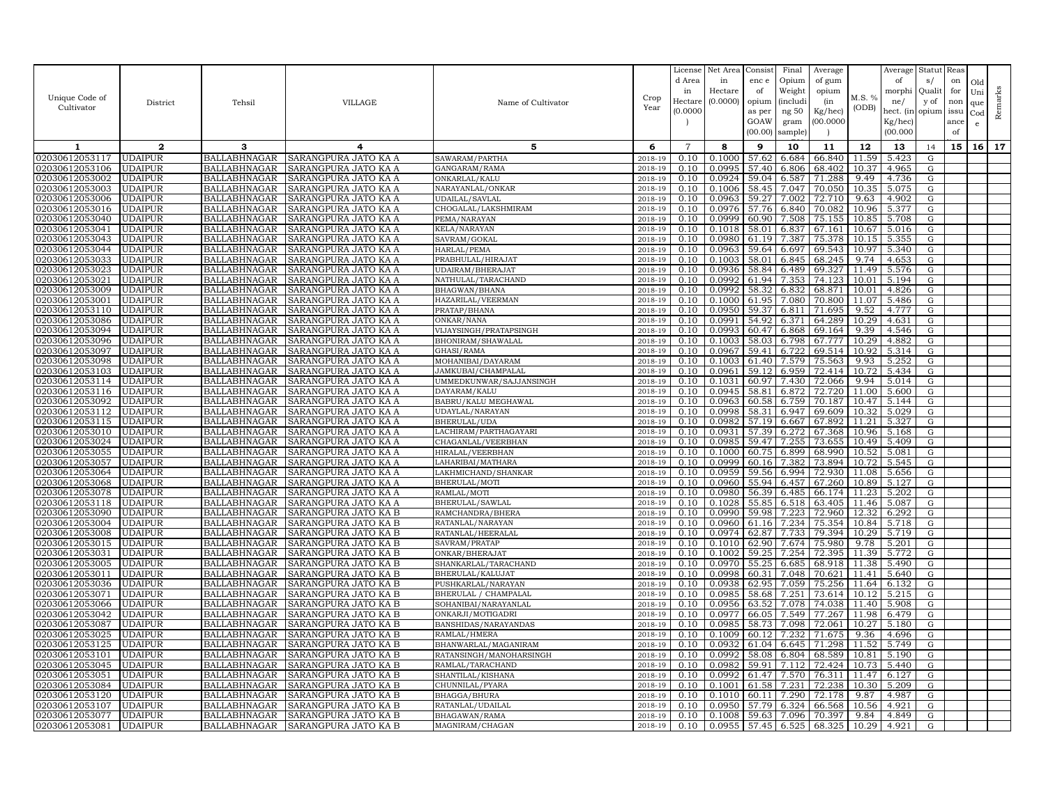| Unique Code of Cultivator | District | Tehsil | VILLAGE | Name of Cultivator | Crop Year | License d Area in Hectare (0.0000 ) | Net Area in Hectare (0.0000) | Consist enc e of opium as per GOAW (00.00) | Final Opium Weight (includi ng 50 gram sample) | Average of gum opium (in Kg/hec) (00.0000 ) | M.S. % (ODB) | Average of morphi ne/ hect. (in Kg/hec) (00.000 | Statut s/ Qualit y of opium | Reas on for non issu ance of | Old Uni que Cod e | Remarks |
|---|---|---|---|---|---|---|---|---|---|---|---|---|---|---|---|---|
| 1 | 2 | 3 | 4 | 5 | 6 | 7 | 8 | 9 | 10 | 11 | 12 | 13 | 14 | 15 | 16 | 17 |
| 02030612053117 | UDAIPUR | BALLABHNAGAR | SARANGPURA JATO KA A | SAWARAM/PARTHA | 2018-19 | 0.10 | 0.1000 | 57.62 | 6.684 | 66.840 | 11.59 | 5.423 | G | | | |
| 02030612053106 | UDAIPUR | BALLABHNAGAR | SARANGPURA JATO KA A | GANGARAM/RAMA | 2018-19 | 0.10 | 0.0995 | 57.40 | 6.806 | 68.402 | 10.37 | 4.965 | G | | | |
| 02030612053002 | UDAIPUR | BALLABHNAGAR | SARANGPURA JATO KA A | ONKARLAL/KALU | 2018-19 | 0.10 | 0.0924 | 59.04 | 6.587 | 71.288 | 9.49 | 4.736 | G | | | |
| 02030612053003 | UDAIPUR | BALLABHNAGAR | SARANGPURA JATO KA A | NARAYANLAL/ONKAR | 2018-19 | 0.10 | 0.1006 | 58.45 | 7.047 | 70.050 | 10.35 | 5.075 | G | | | |
| 02030612053006 | UDAIPUR | BALLABHNAGAR | SARANGPURA JATO KA A | UDAILAL/SAVLAL | 2018-19 | 0.10 | 0.0963 | 59.27 | 7.002 | 72.710 | 9.63 | 4.902 | G | | | |
| 02030612053016 | UDAIPUR | BALLABHNAGAR | SARANGPURA JATO KA A | CHOGALAL/LAKSHMIRAM | 2018-19 | 0.10 | 0.0976 | 57.76 | 6.840 | 70.082 | 10.96 | 5.377 | G | | | |
| 02030612053040 | UDAIPUR | BALLABHNAGAR | SARANGPURA JATO KA A | PEMA/NARAYAN | 2018-19 | 0.10 | 0.0999 | 60.90 | 7.508 | 75.155 | 10.85 | 5.708 | G | | | |
| 02030612053041 | UDAIPUR | BALLABHNAGAR | SARANGPURA JATO KA A | KELA/NARAYAN | 2018-19 | 0.10 | 0.1018 | 58.01 | 6.837 | 67.161 | 10.67 | 5.016 | G | | | |
| 02030612053043 | UDAIPUR | BALLABHNAGAR | SARANGPURA JATO KA A | SAVRAM/GOKAL | 2018-19 | 0.10 | 0.0980 | 61.19 | 7.387 | 75.378 | 10.15 | 5.355 | G | | | |
| 02030612053044 | UDAIPUR | BALLABHNAGAR | SARANGPURA JATO KA A | HARLAL/PEMA | 2018-19 | 0.10 | 0.0963 | 59.64 | 6.697 | 69.543 | 10.97 | 5.340 | G | | | |
| 02030612053033 | UDAIPUR | BALLABHNAGAR | SARANGPURA JATO KA A | PRABHULAL/HIRAJAT | 2018-19 | 0.10 | 0.1003 | 58.01 | 6.845 | 68.245 | 9.74 | 4.653 | G | | | |
| 02030612053023 | UDAIPUR | BALLABHNAGAR | SARANGPURA JATO KA A | UDAIRAM/BHERAJAT | 2018-19 | 0.10 | 0.0936 | 58.84 | 6.489 | 69.327 | 11.49 | 5.576 | G | | | |
| 02030612053021 | UDAIPUR | BALLABHNAGAR | SARANGPURA JATO KA A | NATHULAL/TARACHAND | 2018-19 | 0.10 | 0.0992 | 61.94 | 7.353 | 74.123 | 10.01 | 5.194 | G | | | |
| 02030612053009 | UDAIPUR | BALLABHNAGAR | SARANGPURA JATO KA A | BHAGWAN/BHANA | 2018-19 | 0.10 | 0.0992 | 58.32 | 6.832 | 68.871 | 10.01 | 4.826 | G | | | |
| 02030612053001 | UDAIPUR | BALLABHNAGAR | SARANGPURA JATO KA A | HAZARILAL/VEERMAN | 2018-19 | 0.10 | 0.1000 | 61.95 | 7.080 | 70.800 | 11.07 | 5.486 | G | | | |
| 02030612053110 | UDAIPUR | BALLABHNAGAR | SARANGPURA JATO KA A | PRATAP/BHANA | 2018-19 | 0.10 | 0.0950 | 59.37 | 6.811 | 71.695 | 9.52 | 4.777 | G | | | |
| 02030612053086 | UDAIPUR | BALLABHNAGAR | SARANGPURA JATO KA A | ONKAR/NANA | 2018-19 | 0.10 | 0.0991 | 54.92 | 6.371 | 64.289 | 10.29 | 4.631 | G | | | |
| 02030612053094 | UDAIPUR | BALLABHNAGAR | SARANGPURA JATO KA A | VIJAYSINGH/PRATAPSINGH | 2018-19 | 0.10 | 0.0993 | 60.47 | 6.868 | 69.164 | 9.39 | 4.546 | G | | | |
| 02030612053096 | UDAIPUR | BALLABHNAGAR | SARANGPURA JATO KA A | BHONIRAM/SHAWALAL | 2018-19 | 0.10 | 0.1003 | 58.03 | 6.798 | 67.777 | 10.29 | 4.882 | G | | | |
| 02030612053097 | UDAIPUR | BALLABHNAGAR | SARANGPURA JATO KA A | GHASI/RAMA | 2018-19 | 0.10 | 0.0967 | 59.41 | 6.722 | 69.514 | 10.92 | 5.314 | G | | | |
| 02030612053098 | UDAIPUR | BALLABHNAGAR | SARANGPURA JATO KA A | MOHANIBAI/DAYARAM | 2018-19 | 0.10 | 0.1003 | 61.40 | 7.579 | 75.563 | 9.93 | 5.252 | G | | | |
| 02030612053103 | UDAIPUR | BALLABHNAGAR | SARANGPURA JATO KA A | JAMKUBAI/CHAMPALAL | 2018-19 | 0.10 | 0.0961 | 59.12 | 6.959 | 72.414 | 10.72 | 5.434 | G | | | |
| 02030612053114 | UDAIPUR | BALLABHNAGAR | SARANGPURA JATO KA A | UMMEDKUNWAR/SAJJANSINGH | 2018-19 | 0.10 | 0.1031 | 60.97 | 7.430 | 72.066 | 9.94 | 5.014 | G | | | |
| 02030612053116 | UDAIPUR | BALLABHNAGAR | SARANGPURA JATO KA A | DAYARAM/KALU | 2018-19 | 0.10 | 0.0945 | 58.81 | 6.872 | 72.720 | 11.00 | 5.600 | G | | | |
| 02030612053092 | UDAIPUR | BALLABHNAGAR | SARANGPURA JATO KA A | BABRU/KALU MEGHAWAL | 2018-19 | 0.10 | 0.0963 | 60.58 | 6.759 | 70.187 | 10.47 | 5.144 | G | | | |
| 02030612053112 | UDAIPUR | BALLABHNAGAR | SARANGPURA JATO KA A | UDAYLAL/NARAYAN | 2018-19 | 0.10 | 0.0998 | 58.31 | 6.947 | 69.609 | 10.32 | 5.029 | G | | | |
| 02030612053115 | UDAIPUR | BALLABHNAGAR | SARANGPURA JATO KA A | BHERULAL/UDA | 2018-19 | 0.10 | 0.0982 | 57.19 | 6.667 | 67.892 | 11.21 | 5.327 | G | | | |
| 02030612053010 | UDAIPUR | BALLABHNAGAR | SARANGPURA JATO KA A | LACHIRAM/PARTHAGAYARI | 2018-19 | 0.10 | 0.0931 | 57.39 | 6.272 | 67.368 | 10.96 | 5.168 | G | | | |
| 02030612053024 | UDAIPUR | BALLABHNAGAR | SARANGPURA JATO KA A | CHAGANLAL/VEERBHAN | 2018-19 | 0.10 | 0.0985 | 59.47 | 7.255 | 73.655 | 10.49 | 5.409 | G | | | |
| 02030612053055 | UDAIPUR | BALLABHNAGAR | SARANGPURA JATO KA A | HIRALAL/VEERBHAN | 2018-19 | 0.10 | 0.1000 | 60.75 | 6.899 | 68.990 | 10.52 | 5.081 | G | | | |
| 02030612053057 | UDAIPUR | BALLABHNAGAR | SARANGPURA JATO KA A | LAHARIBAI/MATHARA | 2018-19 | 0.10 | 0.0999 | 60.16 | 7.382 | 73.894 | 10.72 | 5.545 | G | | | |
| 02030612053064 | UDAIPUR | BALLABHNAGAR | SARANGPURA JATO KA A | LAKHMICHAND/SHANKAR | 2018-19 | 0.10 | 0.0959 | 59.56 | 6.994 | 72.930 | 11.08 | 5.656 | G | | | |
| 02030612053068 | UDAIPUR | BALLABHNAGAR | SARANGPURA JATO KA A | BHERULAL/MOTI | 2018-19 | 0.10 | 0.0960 | 55.94 | 6.457 | 67.260 | 10.89 | 5.127 | G | | | |
| 02030612053078 | UDAIPUR | BALLABHNAGAR | SARANGPURA JATO KA A | RAMLAL/MOTI | 2018-19 | 0.10 | 0.0980 | 56.39 | 6.485 | 66.174 | 11.23 | 5.202 | G | | | |
| 02030612053118 | UDAIPUR | BALLABHNAGAR | SARANGPURA JATO KA A | BHERULAL/SAWLAL | 2018-19 | 0.10 | 0.1028 | 55.85 | 6.518 | 63.405 | 11.46 | 5.087 | G | | | |
| 02030612053090 | UDAIPUR | BALLABHNAGAR | SARANGPURA JATO KA B | RAMCHANDRA/BHERA | 2018-19 | 0.10 | 0.0990 | 59.98 | 7.223 | 72.960 | 12.32 | 6.292 | G | | | |
| 02030612053004 | UDAIPUR | BALLABHNAGAR | SARANGPURA JATO KA B | RATANLAL/NARAYAN | 2018-19 | 0.10 | 0.0960 | 61.16 | 7.234 | 75.354 | 10.84 | 5.718 | G | | | |
| 02030612053008 | UDAIPUR | BALLABHNAGAR | SARANGPURA JATO KA B | RATANLAL/HEERALAL | 2018-19 | 0.10 | 0.0974 | 62.87 | 7.733 | 79.394 | 10.29 | 5.719 | G | | | |
| 02030612053015 | UDAIPUR | BALLABHNAGAR | SARANGPURA JATO KA B | SAVRAM/PRATAP | 2018-19 | 0.10 | 0.1010 | 62.90 | 7.674 | 75.980 | 9.78 | 5.201 | G | | | |
| 02030612053031 | UDAIPUR | BALLABHNAGAR | SARANGPURA JATO KA B | ONKAR/BHERAJAT | 2018-19 | 0.10 | 0.1002 | 59.25 | 7.254 | 72.395 | 11.39 | 5.772 | G | | | |
| 02030612053005 | UDAIPUR | BALLABHNAGAR | SARANGPURA JATO KA B | SHANKARLAL/TARACHAND | 2018-19 | 0.10 | 0.0970 | 55.25 | 6.685 | 68.918 | 11.38 | 5.490 | G | | | |
| 02030612053011 | UDAIPUR | BALLABHNAGAR | SARANGPURA JATO KA B | BHERULAL/KALUJAT | 2018-19 | 0.10 | 0.0998 | 60.31 | 7.048 | 70.621 | 11.41 | 5.640 | G | | | |
| 02030612053036 | UDAIPUR | BALLABHNAGAR | SARANGPURA JATO KA B | PUSHKARLAL/NARAYAN | 2018-19 | 0.10 | 0.0938 | 62.95 | 7.059 | 75.256 | 11.64 | 6.132 | G | | | |
| 02030612053071 | UDAIPUR | BALLABHNAGAR | SARANGPURA JATO KA B | BHERULAL / CHAMPALAL | 2018-19 | 0.10 | 0.0985 | 58.68 | 7.251 | 73.614 | 10.12 | 5.215 | G | | | |
| 02030612053066 | UDAIPUR | BALLABHNAGAR | SARANGPURA JATO KA B | SOHANIBAI/NARAYANLAL | 2018-19 | 0.10 | 0.0956 | 63.52 | 7.078 | 74.038 | 11.40 | 5.908 | G | | | |
| 02030612053042 | UDAIPUR | BALLABHNAGAR | SARANGPURA JATO KA B | ONKARJI/MOTIGADRI | 2018-19 | 0.10 | 0.0977 | 66.05 | 7.549 | 77.267 | 11.98 | 6.479 | G | | | |
| 02030612053087 | UDAIPUR | BALLABHNAGAR | SARANGPURA JATO KA B | BANSHIDAS/NARAYANDAS | 2018-19 | 0.10 | 0.0985 | 58.73 | 7.098 | 72.061 | 10.27 | 5.180 | G | | | |
| 02030612053025 | UDAIPUR | BALLABHNAGAR | SARANGPURA JATO KA B | RAMLAL/HMERA | 2018-19 | 0.10 | 0.1009 | 60.12 | 7.232 | 71.675 | 9.36 | 4.696 | G | | | |
| 02030612053125 | UDAIPUR | BALLABHNAGAR | SARANGPURA JATO KA B | BHANWARLAL/MAGANIRAM | 2018-19 | 0.10 | 0.0932 | 61.04 | 6.645 | 71.298 | 11.52 | 5.749 | G | | | |
| 02030612053101 | UDAIPUR | BALLABHNAGAR | SARANGPURA JATO KA B | RATANSINGH/MANOHARSINGH | 2018-19 | 0.10 | 0.0992 | 58.08 | 6.804 | 68.589 | 10.81 | 5.190 | G | | | |
| 02030612053045 | UDAIPUR | BALLABHNAGAR | SARANGPURA JATO KA B | RAMLAL/TARACHAND | 2018-19 | 0.10 | 0.0982 | 59.91 | 7.112 | 72.424 | 10.73 | 5.440 | G | | | |
| 02030612053051 | UDAIPUR | BALLABHNAGAR | SARANGPURA JATO KA B | SHANTILAL/KISHANA | 2018-19 | 0.10 | 0.0992 | 61.47 | 7.570 | 76.311 | 11.47 | 6.127 | G | | | |
| 02030612053084 | UDAIPUR | BALLABHNAGAR | SARANGPURA JATO KA B | CHUNNILAL/PYARA | 2018-19 | 0.10 | 0.1001 | 61.58 | 7.231 | 72.238 | 10.30 | 5.209 | G | | | |
| 02030612053120 | UDAIPUR | BALLABHNAGAR | SARANGPURA JATO KA B | BHAGGA/BHURA | 2018-19 | 0.10 | 0.1010 | 60.11 | 7.290 | 72.178 | 9.87 | 4.987 | G | | | |
| 02030612053107 | UDAIPUR | BALLABHNAGAR | SARANGPURA JATO KA B | RATANLAL/UDAILAL | 2018-19 | 0.10 | 0.0950 | 57.79 | 6.324 | 66.568 | 10.56 | 4.921 | G | | | |
| 02030612053077 | UDAIPUR | BALLABHNAGAR | SARANGPURA JATO KA B | BHAGAWAN/RAMA | 2018-19 | 0.10 | 0.1008 | 59.63 | 7.096 | 70.397 | 9.84 | 4.849 | G | | | |
| 02030612053081 | UDAIPUR | BALLABHNAGAR | SARANGPURA JATO KA B | MAGNIRAM/CHAGAN | 2018-19 | 0.10 | 0.0955 | 57.45 | 6.525 | 68.325 | 10.29 | 4.921 | G | | | |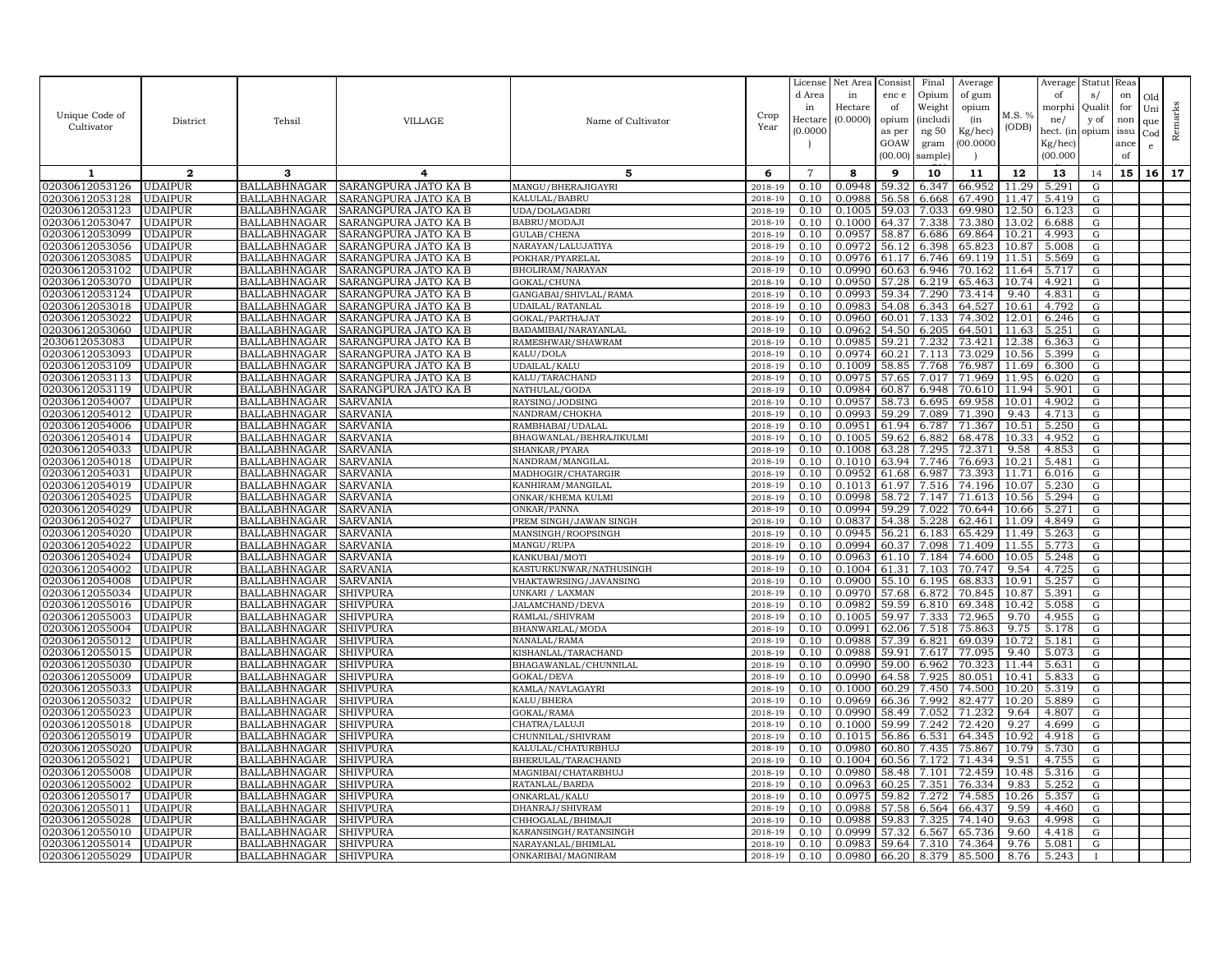| Unique Code of Cultivator | District | Tehsil | VILLAGE | Name of Cultivator | Crop Year | License d Area in Hectare (0.0000 ) | Net Area in Hectare (0.0000) | Consist enc e of opium as per GOAW (00.00) | Final Opium Weight (including 50 gram sample) | Average of gum opium (in Kg/hec) (00.0000 ) | M.S. % (ODB) | Average of morphine/ hect. (in Kg/hec) (00.000 | Status/ Quality of opium | Reason for non issuance of | Old Unique Code | Remarks |
|---|---|---|---|---|---|---|---|---|---|---|---|---|---|---|---|---|
| 1 | 2 | 3 | 4 | 5 | 6 | 7 | 8 | 9 | 10 | 11 | 12 | 13 | 14 | 15 | 16 | 17 |
| 02030612053126 | UDAIPUR | BALLABHNAGAR | SARANGPURA JATO KA B | MANGU/BHERAJIGAYRI | 2018-19 | 0.10 | 0.0948 | 59.32 | 6.347 | 66.952 | 11.29 | 5.291 | G | | | |
| 02030612053128 | UDAIPUR | BALLABHNAGAR | SARANGPURA JATO KA B | KALULAL/BABRU | 2018-19 | 0.10 | 0.0988 | 56.58 | 6.668 | 67.490 | 11.47 | 5.419 | G | | | |
| 02030612053123 | UDAIPUR | BALLABHNAGAR | SARANGPURA JATO KA B | UDA/DOLAGADRI | 2018-19 | 0.10 | 0.1005 | 59.03 | 7.033 | 69.980 | 12.50 | 6.123 | G | | | |
| 02030612053047 | UDAIPUR | BALLABHNAGAR | SARANGPURA JATO KA B | BABRU/MODAJI | 2018-19 | 0.10 | 0.1000 | 64.37 | 7.338 | 73.380 | 13.02 | 6.688 | G | | | |
| 02030612053099 | UDAIPUR | BALLABHNAGAR | SARANGPURA JATO KA B | GULAB/CHENA | 2018-19 | 0.10 | 0.0957 | 58.87 | 6.686 | 69.864 | 10.21 | 4.993 | G | | | |
| 02030612053056 | UDAIPUR | BALLABHNAGAR | SARANGPURA JATO KA B | NARAYAN/LALUJATIYA | 2018-19 | 0.10 | 0.0972 | 56.12 | 6.398 | 65.823 | 10.87 | 5.008 | G | | | |
| 02030612053085 | UDAIPUR | BALLABHNAGAR | SARANGPURA JATO KA B | POKHAR/PYARELAL | 2018-19 | 0.10 | 0.0976 | 61.17 | 6.746 | 69.119 | 11.51 | 5.569 | G | | | |
| 02030612053102 | UDAIPUR | BALLABHNAGAR | SARANGPURA JATO KA B | BHOLIRAM/NARAYAN | 2018-19 | 0.10 | 0.0990 | 60.63 | 6.946 | 70.162 | 11.64 | 5.717 | G | | | |
| 02030612053070 | UDAIPUR | BALLABHNAGAR | SARANGPURA JATO KA B | GOKAL/CHUNA | 2018-19 | 0.10 | 0.0950 | 57.28 | 6.219 | 65.463 | 10.74 | 4.921 | G | | | |
| 02030612053124 | UDAIPUR | BALLABHNAGAR | SARANGPURA JATO KA B | GANGABAI/SHIVLAL/RAMA | 2018-19 | 0.10 | 0.0993 | 59.34 | 7.290 | 73.414 | 9.40 | 4.831 | G | | | |
| 02030612053018 | UDAIPUR | BALLABHNAGAR | SARANGPURA JATO KA B | UDAILAL/RATANLAL | 2018-19 | 0.10 | 0.0983 | 54.08 | 6.343 | 64.527 | 10.61 | 4.792 | G | | | |
| 02030612053022 | UDAIPUR | BALLABHNAGAR | SARANGPURA JATO KA B | GOKAL/PARTHAJAT | 2018-19 | 0.10 | 0.0960 | 60.01 | 7.133 | 74.302 | 12.01 | 6.246 | G | | | |
| 02030612053060 | UDAIPUR | BALLABHNAGAR | SARANGPURA JATO KA B | BADAMIBAI/NARAYANLAL | 2018-19 | 0.10 | 0.0962 | 54.50 | 6.205 | 64.501 | 11.63 | 5.251 | G | | | |
| 2030612053083 | UDAIPUR | BALLABHNAGAR | SARANGPURA JATO KA B | RAMESHWAR/SHAWRAM | 2018-19 | 0.10 | 0.0985 | 59.21 | 7.232 | 73.421 | 12.38 | 6.363 | G | | | |
| 02030612053093 | UDAIPUR | BALLABHNAGAR | SARANGPURA JATO KA B | KALU/DOLA | 2018-19 | 0.10 | 0.0974 | 60.21 | 7.113 | 73.029 | 10.56 | 5.399 | G | | | |
| 02030612053109 | UDAIPUR | BALLABHNAGAR | SARANGPURA JATO KA B | UDAILAL/KALU | 2018-19 | 0.10 | 0.1009 | 58.85 | 7.768 | 76.987 | 11.69 | 6.300 | G | | | |
| 02030612053113 | UDAIPUR | BALLABHNAGAR | SARANGPURA JATO KA B | KALU/TARACHAND | 2018-19 | 0.10 | 0.0975 | 57.65 | 7.017 | 71.969 | 11.95 | 6.020 | G | | | |
| 02030612053119 | UDAIPUR | BALLABHNAGAR | SARANGPURA JATO KA B | NATHULAL/GODA | 2018-19 | 0.10 | 0.0984 | 60.87 | 6.948 | 70.610 | 11.94 | 5.901 | G | | | |
| 02030612054007 | UDAIPUR | BALLABHNAGAR | SARVANIA | RAYSING/JODSING | 2018-19 | 0.10 | 0.0957 | 58.73 | 6.695 | 69.958 | 10.01 | 4.902 | G | | | |
| 02030612054012 | UDAIPUR | BALLABHNAGAR | SARVANIA | NANDRAM/CHOKHA | 2018-19 | 0.10 | 0.0993 | 59.29 | 7.089 | 71.390 | 9.43 | 4.713 | G | | | |
| 02030612054006 | UDAIPUR | BALLABHNAGAR | SARVANIA | RAMBHABAI/UDALAL | 2018-19 | 0.10 | 0.0951 | 61.94 | 6.787 | 71.367 | 10.51 | 5.250 | G | | | |
| 02030612054014 | UDAIPUR | BALLABHNAGAR | SARVANIA | BHAGWANLAL/BEHRAJIKULMI | 2018-19 | 0.10 | 0.1005 | 59.62 | 6.882 | 68.478 | 10.33 | 4.952 | G | | | |
| 02030612054033 | UDAIPUR | BALLABHNAGAR | SARVANIA | SHANKAR/PYARA | 2018-19 | 0.10 | 0.1008 | 63.28 | 7.295 | 72.371 | 9.58 | 4.853 | G | | | |
| 02030612054018 | UDAIPUR | BALLABHNAGAR | SARVANIA | NANDRAM/MANGILAL | 2018-19 | 0.10 | 0.1010 | 63.94 | 7.746 | 76.693 | 10.21 | 5.481 | G | | | |
| 02030612054031 | UDAIPUR | BALLABHNAGAR | SARVANIA | MADHOGIR/CHATARGIR | 2018-19 | 0.10 | 0.0952 | 61.68 | 6.987 | 73.393 | 11.71 | 6.016 | G | | | |
| 02030612054019 | UDAIPUR | BALLABHNAGAR | SARVANIA | KANHIRAM/MANGILAL | 2018-19 | 0.10 | 0.1013 | 61.97 | 7.516 | 74.196 | 10.07 | 5.230 | G | | | |
| 02030612054025 | UDAIPUR | BALLABHNAGAR | SARVANIA | ONKAR/KHEMA KULMI | 2018-19 | 0.10 | 0.0998 | 58.72 | 7.147 | 71.613 | 10.56 | 5.294 | G | | | |
| 02030612054029 | UDAIPUR | BALLABHNAGAR | SARVANIA | ONKAR/PANNA | 2018-19 | 0.10 | 0.0994 | 59.29 | 7.022 | 70.644 | 10.66 | 5.271 | G | | | |
| 02030612054027 | UDAIPUR | BALLABHNAGAR | SARVANIA | PREM SINGH/JAWAN SINGH | 2018-19 | 0.10 | 0.0837 | 54.38 | 5.228 | 62.461 | 11.09 | 4.849 | G | | | |
| 02030612054020 | UDAIPUR | BALLABHNAGAR | SARVANIA | MANSINGH/ROOPSINGH | 2018-19 | 0.10 | 0.0945 | 56.21 | 6.183 | 65.429 | 11.49 | 5.263 | G | | | |
| 02030612054022 | UDAIPUR | BALLABHNAGAR | SARVANIA | MANGU/RUPA | 2018-19 | 0.10 | 0.0994 | 60.37 | 7.098 | 71.409 | 11.55 | 5.773 | G | | | |
| 02030612054024 | UDAIPUR | BALLABHNAGAR | SARVANIA | KANKUBAI/MOTI | 2018-19 | 0.10 | 0.0963 | 61.10 | 7.184 | 74.600 | 10.05 | 5.248 | G | | | |
| 02030612054002 | UDAIPUR | BALLABHNAGAR | SARVANIA | KASTURKUNWAR/NATHUSINGH | 2018-19 | 0.10 | 0.1004 | 61.31 | 7.103 | 70.747 | 9.54 | 4.725 | G | | | |
| 02030612054008 | UDAIPUR | BALLABHNAGAR | SARVANIA | VHAKTAWRSING/JAVANSING | 2018-19 | 0.10 | 0.0900 | 55.10 | 6.195 | 68.833 | 10.91 | 5.257 | G | | | |
| 02030612055034 | UDAIPUR | BALLABHNAGAR | SHIVPURA | UNKARI / LAXMAN | 2018-19 | 0.10 | 0.0970 | 57.68 | 6.872 | 70.845 | 10.87 | 5.391 | G | | | |
| 02030612055016 | UDAIPUR | BALLABHNAGAR | SHIVPURA | JALAMCHAND/DEVA | 2018-19 | 0.10 | 0.0982 | 59.59 | 6.810 | 69.348 | 10.42 | 5.058 | G | | | |
| 02030612055003 | UDAIPUR | BALLABHNAGAR | SHIVPURA | RAMLAL/SHIVRAM | 2018-19 | 0.10 | 0.1005 | 59.97 | 7.333 | 72.965 | 9.70 | 4.955 | G | | | |
| 02030612055004 | UDAIPUR | BALLABHNAGAR | SHIVPURA | BHANWARLAL/MODA | 2018-19 | 0.10 | 0.0991 | 62.06 | 7.518 | 75.863 | 9.75 | 5.178 | G | | | |
| 02030612055012 | UDAIPUR | BALLABHNAGAR | SHIVPURA | NANALAL/RAMA | 2018-19 | 0.10 | 0.0988 | 57.39 | 6.821 | 69.039 | 10.72 | 5.181 | G | | | |
| 02030612055015 | UDAIPUR | BALLABHNAGAR | SHIVPURA | KISHANLAL/TARACHAND | 2018-19 | 0.10 | 0.0988 | 59.91 | 7.617 | 77.095 | 9.40 | 5.073 | G | | | |
| 02030612055030 | UDAIPUR | BALLABHNAGAR | SHIVPURA | BHAGAWANLAL/CHUNNILAL | 2018-19 | 0.10 | 0.0990 | 59.00 | 6.962 | 70.323 | 11.44 | 5.631 | G | | | |
| 02030612055009 | UDAIPUR | BALLABHNAGAR | SHIVPURA | GOKAL/DEVA | 2018-19 | 0.10 | 0.0990 | 64.58 | 7.925 | 80.051 | 10.41 | 5.833 | G | | | |
| 02030612055033 | UDAIPUR | BALLABHNAGAR | SHIVPURA | KAMLA/NAVLAGAYRI | 2018-19 | 0.10 | 0.1000 | 60.29 | 7.450 | 74.500 | 10.20 | 5.319 | G | | | |
| 02030612055032 | UDAIPUR | BALLABHNAGAR | SHIVPURA | KALU/BHERA | 2018-19 | 0.10 | 0.0969 | 66.36 | 7.992 | 82.477 | 10.20 | 5.889 | G | | | |
| 02030612055023 | UDAIPUR | BALLABHNAGAR | SHIVPURA | GOKAL/RAMA | 2018-19 | 0.10 | 0.0990 | 58.49 | 7.052 | 71.232 | 9.64 | 4.807 | G | | | |
| 02030612055018 | UDAIPUR | BALLABHNAGAR | SHIVPURA | CHATRA/LALUJI | 2018-19 | 0.10 | 0.1000 | 59.99 | 7.242 | 72.420 | 9.27 | 4.699 | G | | | |
| 02030612055019 | UDAIPUR | BALLABHNAGAR | SHIVPURA | CHUNNILAL/SHIVRAM | 2018-19 | 0.10 | 0.1015 | 56.86 | 6.531 | 64.345 | 10.92 | 4.918 | G | | | |
| 02030612055020 | UDAIPUR | BALLABHNAGAR | SHIVPURA | KALULAL/CHATURBHUJ | 2018-19 | 0.10 | 0.0980 | 60.80 | 7.435 | 75.867 | 10.79 | 5.730 | G | | | |
| 02030612055021 | UDAIPUR | BALLABHNAGAR | SHIVPURA | BHERULAL/TARACHAND | 2018-19 | 0.10 | 0.1004 | 60.56 | 7.172 | 71.434 | 9.51 | 4.755 | G | | | |
| 02030612055008 | UDAIPUR | BALLABHNAGAR | SHIVPURA | MAGNIBAI/CHATARBHUJ | 2018-19 | 0.10 | 0.0980 | 58.48 | 7.101 | 72.459 | 10.48 | 5.316 | G | | | |
| 02030612055002 | UDAIPUR | BALLABHNAGAR | SHIVPURA | RATANLAL/BARDA | 2018-19 | 0.10 | 0.0963 | 60.25 | 7.351 | 76.334 | 9.83 | 5.252 | G | | | |
| 02030612055017 | UDAIPUR | BALLABHNAGAR | SHIVPURA | ONKARLAL/KALU | 2018-19 | 0.10 | 0.0975 | 59.82 | 7.272 | 74.585 | 10.26 | 5.357 | G | | | |
| 02030612055011 | UDAIPUR | BALLABHNAGAR | SHIVPURA | DHANRAJ/SHIVRAM | 2018-19 | 0.10 | 0.0988 | 57.58 | 6.564 | 66.437 | 9.59 | 4.460 | G | | | |
| 02030612055028 | UDAIPUR | BALLABHNAGAR | SHIVPURA | CHHOGALAL/BHIMAJI | 2018-19 | 0.10 | 0.0988 | 59.83 | 7.325 | 74.140 | 9.63 | 4.998 | G | | | |
| 02030612055010 | UDAIPUR | BALLABHNAGAR | SHIVPURA | KARANSINGH/RATANSINGH | 2018-19 | 0.10 | 0.0999 | 57.32 | 6.567 | 65.736 | 9.60 | 4.418 | G | | | |
| 02030612055014 | UDAIPUR | BALLABHNAGAR | SHIVPURA | NARAYANLAL/BHIMLAL | 2018-19 | 0.10 | 0.0983 | 59.64 | 7.310 | 74.364 | 9.76 | 5.081 | G | | | |
| 02030612055029 | UDAIPUR | BALLABHNAGAR | SHIVPURA | ONKARIBAI/MAGNIRAM | 2018-19 | 0.10 | 0.0980 | 66.20 | 8.379 | 85.500 | 8.76 | 5.243 | I | | | |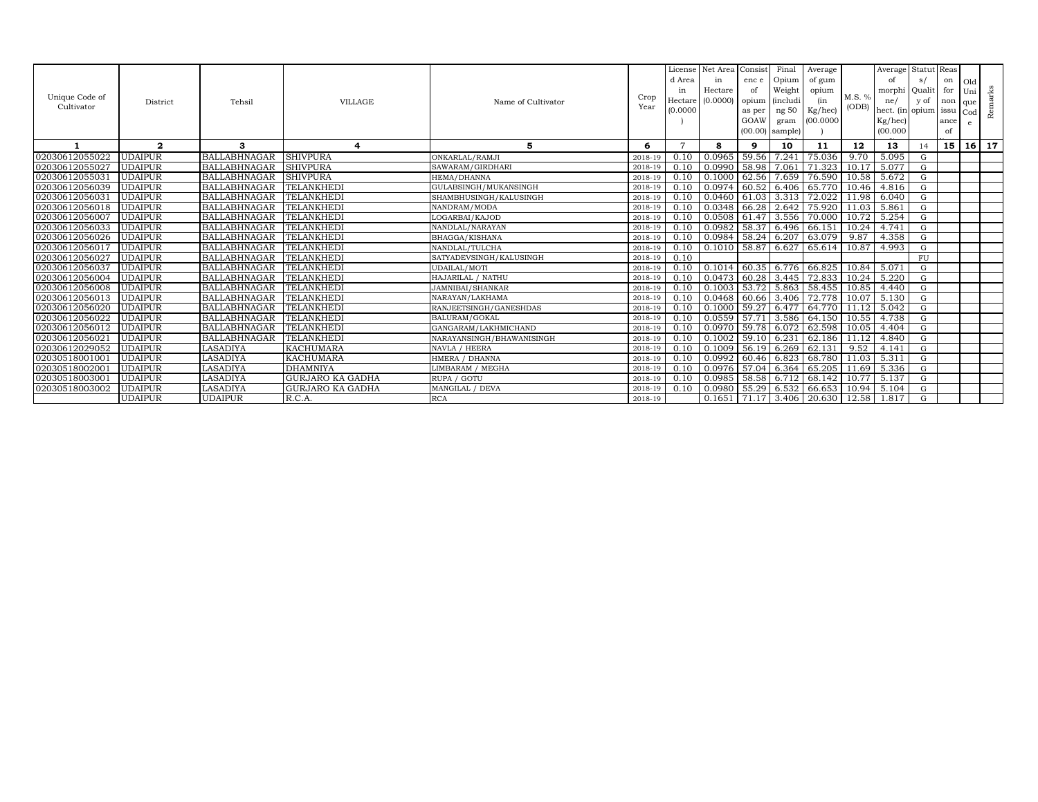| Unique Code of Cultivator | District | Tehsil | VILLAGE | Name of Cultivator | Crop Year | License d Area in Hectare (0.0000 ) | Net Area in Hectare (0.0000) | Consist enc e of opium as per GOAW (00.00) | Final Opium Weight (includi ng 50 gram sample) | Average of gum opium (in Kg/hec) (00.0000 ) | M.S. % (ODB) | Average of morphi ne/ hect. (in Kg/hec) (00.000 | Statut s/ Qualit y of opium | Reas on for non issu ance of | Old Uni que Cod e | Remarks |
|---|---|---|---|---|---|---|---|---|---|---|---|---|---|---|---|---|
| 1 | 2 | 3 | 4 | 5 | 6 | 7 | 8 | 9 | 10 | 11 | 12 | 13 | 14 | 15 | 16 | 17 |
| 02030612055022 | UDAIPUR | BALLABHNAGAR | SHIVPURA | ONKARLAL/RAMJI | 2018-19 | 0.10 | 0.0965 | 59.56 | 7.241 | 75.036 | 9.70 | 5.095 | G | | | |
| 02030612055027 | UDAIPUR | BALLABHNAGAR | SHIVPURA | SAWARAM/GIRDHARI | 2018-19 | 0.10 | 0.0990 | 58.98 | 7.061 | 71.323 | 10.17 | 5.077 | G | | | |
| 02030612055031 | UDAIPUR | BALLABHNAGAR | SHIVPURA | HEMA/DHANNA | 2018-19 | 0.10 | 0.1000 | 62.56 | 7.659 | 76.590 | 10.58 | 5.672 | G | | | |
| 02030612056039 | UDAIPUR | BALLABHNAGAR | TELANKHEDI | GULABSINGH/MUKANSINGH | 2018-19 | 0.10 | 0.0974 | 60.52 | 6.406 | 65.770 | 10.46 | 4.816 | G | | | |
| 02030612056031 | UDAIPUR | BALLABHNAGAR | TELANKHEDI | SHAMBHUSINGH/KALUSINGH | 2018-19 | 0.10 | 0.0460 | 61.03 | 3.313 | 72.022 | 11.98 | 6.040 | G | | | |
| 02030612056018 | UDAIPUR | BALLABHNAGAR | TELANKHEDI | NANDRAM/MODA | 2018-19 | 0.10 | 0.0348 | 66.28 | 2.642 | 75.920 | 11.03 | 5.861 | G | | | |
| 02030612056007 | UDAIPUR | BALLABHNAGAR | TELANKHEDI | LOGARBAI/KAJOD | 2018-19 | 0.10 | 0.0508 | 61.47 | 3.556 | 70.000 | 10.72 | 5.254 | G | | | |
| 02030612056033 | UDAIPUR | BALLABHNAGAR | TELANKHEDI | NANDLAL/NARAYAN | 2018-19 | 0.10 | 0.0982 | 58.37 | 6.496 | 66.151 | 10.24 | 4.741 | G | | | |
| 02030612056026 | UDAIPUR | BALLABHNAGAR | TELANKHEDI | BHAGGA/KISHANA | 2018-19 | 0.10 | 0.0984 | 58.24 | 6.207 | 63.079 | 9.87 | 4.358 | G | | | |
| 02030612056017 | UDAIPUR | BALLABHNAGAR | TELANKHEDI | NANDLAL/TULCHA | 2018-19 | 0.10 | 0.1010 | 58.87 | 6.627 | 65.614 | 10.87 | 4.993 | G | | | |
| 02030612056027 | UDAIPUR | BALLABHNAGAR | TELANKHEDI | SATYADEVSINGH/KALUSINGH | 2018-19 | 0.10 | | | | | | | FU | | | |
| 02030612056037 | UDAIPUR | BALLABHNAGAR | TELANKHEDI | UDAILAL/MOTI | 2018-19 | 0.10 | 0.1014 | 60.35 | 6.776 | 66.825 | 10.84 | 5.071 | G | | | |
| 02030612056004 | UDAIPUR | BALLABHNAGAR | TELANKHEDI | HAJARILAL / NATHU | 2018-19 | 0.10 | 0.0473 | 60.28 | 3.445 | 72.833 | 10.24 | 5.220 | G | | | |
| 02030612056008 | UDAIPUR | BALLABHNAGAR | TELANKHEDI | JAMNIBAI/SHANKAR | 2018-19 | 0.10 | 0.1003 | 53.72 | 5.863 | 58.455 | 10.85 | 4.440 | G | | | |
| 02030612056013 | UDAIPUR | BALLABHNAGAR | TELANKHEDI | NARAYAN/LAKHAMA | 2018-19 | 0.10 | 0.0468 | 60.66 | 3.406 | 72.778 | 10.07 | 5.130 | G | | | |
| 02030612056020 | UDAIPUR | BALLABHNAGAR | TELANKHEDI | RANJEETSINGH/GANESHDAS | 2018-19 | 0.10 | 0.1000 | 59.27 | 6.477 | 64.770 | 11.12 | 5.042 | G | | | |
| 02030612056022 | UDAIPUR | BALLABHNAGAR | TELANKHEDI | BALURAM/GOKAL | 2018-19 | 0.10 | 0.0559 | 57.71 | 3.586 | 64.150 | 10.55 | 4.738 | G | | | |
| 02030612056012 | UDAIPUR | BALLABHNAGAR | TELANKHEDI | GANGARAM/LAKHMICHAND | 2018-19 | 0.10 | 0.0970 | 59.78 | 6.072 | 62.598 | 10.05 | 4.404 | G | | | |
| 02030612056021 | UDAIPUR | BALLABHNAGAR | TELANKHEDI | NARAYANSINGH/BHAWANISINGH | 2018-19 | 0.10 | 0.1002 | 59.10 | 6.231 | 62.186 | 11.12 | 4.840 | G | | | |
| 02030612029052 | UDAIPUR | LASADIYA | KACHUMARA | NAVLA / HEERA | 2018-19 | 0.10 | 0.1009 | 56.19 | 6.269 | 62.131 | 9.52 | 4.141 | G | | | |
| 02030518001001 | UDAIPUR | LASADIYA | KACHUMARA | HMERA / DHANNA | 2018-19 | 0.10 | 0.0992 | 60.46 | 6.823 | 68.780 | 11.03 | 5.311 | G | | | |
| 02030518002001 | UDAIPUR | LASADIYA | DHAMNIYA | LIMBARAM / MEGHA | 2018-19 | 0.10 | 0.0976 | 57.04 | 6.364 | 65.205 | 11.69 | 5.336 | G | | | |
| 02030518003001 | UDAIPUR | LASADIYA | GURJARO KA GADHA | RUPA / GOTU | 2018-19 | 0.10 | 0.0985 | 58.58 | 6.712 | 68.142 | 10.77 | 5.137 | G | | | |
| 02030518003002 | UDAIPUR | LASADIYA | GURJARO KA GADHA | MANGILAL / DEVA | 2018-19 | 0.10 | 0.0980 | 55.29 | 6.532 | 66.653 | 10.94 | 5.104 | G | | | |
| | UDAIPUR | UDAIPUR | R.C.A. | RCA | 2018-19 | | 0.1651 | 71.17 | 3.406 | 20.630 | 12.58 | 1.817 | G | | | |